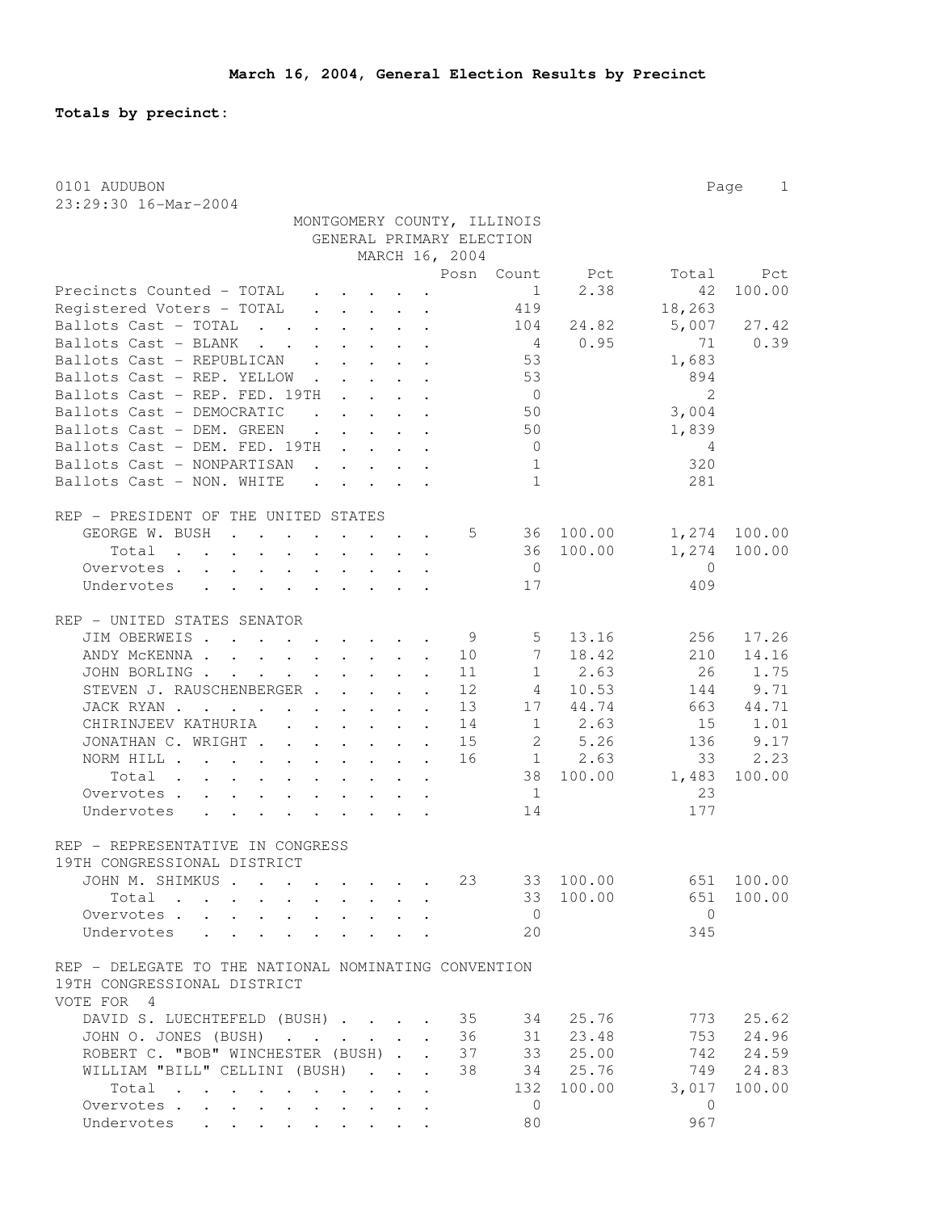**March 16, 2004, General Election Results by Precinct**

**Totals by precinct:**

0101 AUDUBON
23:29:30 16-Mar-2004

MONTGOMERY COUNTY, ILLINOIS
GENERAL PRIMARY ELECTION
MARCH 16, 2004

| | Posn | Count | Pct | Total | Pct |
|---|---|---|---|---|---|
| Precincts Counted - TOTAL | | 1 | 2.38 | 42 | 100.00 |
| Registered Voters - TOTAL | | 419 | | 18,263 | |
| Ballots Cast - TOTAL | | 104 | 24.82 | 5,007 | 27.42 |
| Ballots Cast - BLANK | | 4 | 0.95 | 71 | 0.39 |
| Ballots Cast - REPUBLICAN | | 53 | | 1,683 | |
| Ballots Cast - REP. YELLOW | | 53 | | 894 | |
| Ballots Cast - REP. FED. 19TH | | 0 | | 2 | |
| Ballots Cast - DEMOCRATIC | | 50 | | 3,004 | |
| Ballots Cast - DEM. GREEN | | 50 | | 1,839 | |
| Ballots Cast - DEM. FED. 19TH | | 0 | | 4 | |
| Ballots Cast - NONPARTISAN | | 1 | | 320 | |
| Ballots Cast - NON. WHITE | | 1 | | 281 | |

REP - PRESIDENT OF THE UNITED STATES

| | Posn | Count | Pct | Total | Pct |
|---|---|---|---|---|---|
| GEORGE W. BUSH | 5 | 36 | 100.00 | 1,274 | 100.00 |
| Total | | 36 | 100.00 | 1,274 | 100.00 |
| Overvotes | | 0 | | 0 | |
| Undervotes | | 17 | | 409 | |

REP - UNITED STATES SENATOR

| | Posn | Count | Pct | Total | Pct |
|---|---|---|---|---|---|
| JIM OBERWEIS | 9 | 5 | 13.16 | 256 | 17.26 |
| ANDY McKENNA | 10 | 7 | 18.42 | 210 | 14.16 |
| JOHN BORLING | 11 | 1 | 2.63 | 26 | 1.75 |
| STEVEN J. RAUSCHENBERGER | 12 | 4 | 10.53 | 144 | 9.71 |
| JACK RYAN | 13 | 17 | 44.74 | 663 | 44.71 |
| CHIRINJEEV KATHURIA | 14 | 1 | 2.63 | 15 | 1.01 |
| JONATHAN C. WRIGHT | 15 | 2 | 5.26 | 136 | 9.17 |
| NORM HILL | 16 | 1 | 2.63 | 33 | 2.23 |
| Total | | 38 | 100.00 | 1,483 | 100.00 |
| Overvotes | | 1 | | 23 | |
| Undervotes | | 14 | | 177 | |

REP - REPRESENTATIVE IN CONGRESS
19TH CONGRESSIONAL DISTRICT

| | Posn | Count | Pct | Total | Pct |
|---|---|---|---|---|---|
| JOHN M. SHIMKUS | 23 | 33 | 100.00 | 651 | 100.00 |
| Total | | 33 | 100.00 | 651 | 100.00 |
| Overvotes | | 0 | | 0 | |
| Undervotes | | 20 | | 345 | |

REP - DELEGATE TO THE NATIONAL NOMINATING CONVENTION
19TH CONGRESSIONAL DISTRICT
VOTE FOR 4

| | Posn | Count | Pct | Total | Pct |
|---|---|---|---|---|---|
| DAVID S. LUECHTEFELD (BUSH) | 35 | 34 | 25.76 | 773 | 25.62 |
| JOHN O. JONES (BUSH) | 36 | 31 | 23.48 | 753 | 24.96 |
| ROBERT C. "BOB" WINCHESTER (BUSH) | 37 | 33 | 25.00 | 742 | 24.59 |
| WILLIAM "BILL" CELLINI (BUSH) | 38 | 34 | 25.76 | 749 | 24.83 |
| Total | | 132 | 100.00 | 3,017 | 100.00 |
| Overvotes | | 0 | | 0 | |
| Undervotes | | 80 | | 967 | |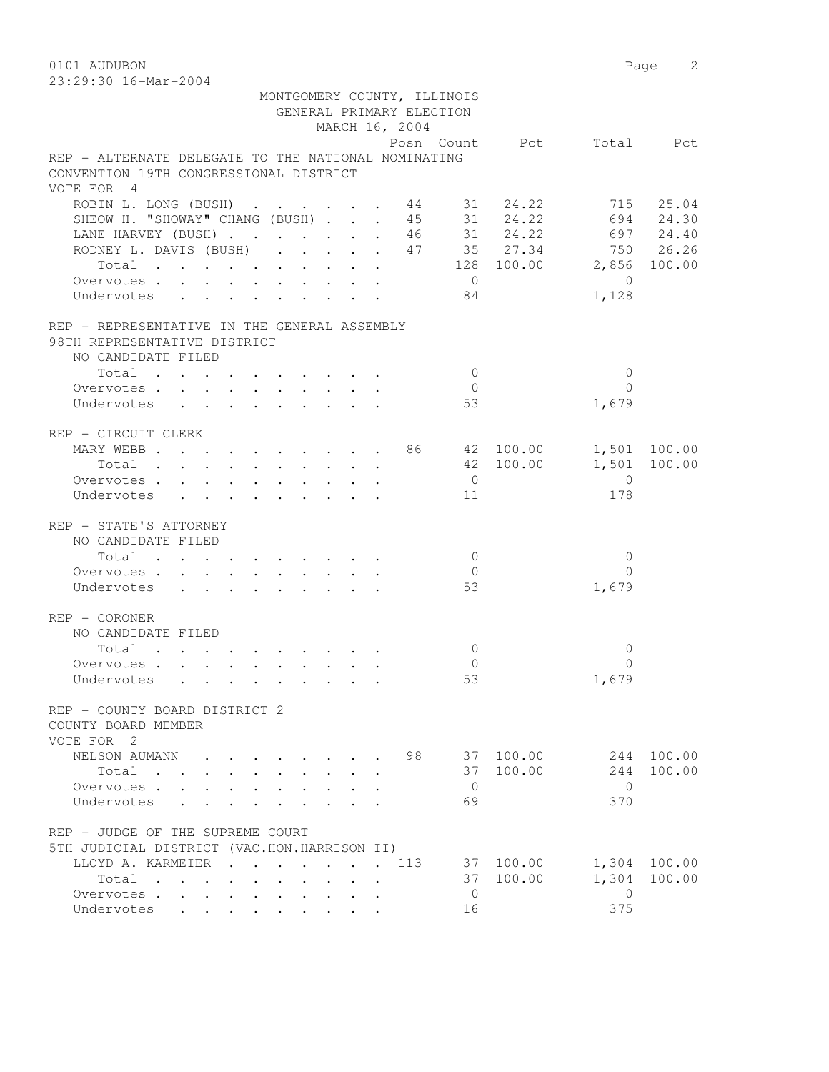0101 AUDUBON

23:29:30 16-Mar-2004

MONTGOMERY COUNTY, ILLINOIS
GENERAL PRIMARY ELECTION
MARCH 16, 2004

**REP - ALTERNATE DELEGATE TO THE NATIONAL NOMINATING CONVENTION 19TH CONGRESSIONAL DISTRICT**
VOTE FOR 4

| | Posn | Count | Pct | Total | Pct |
|---|---|---|---|---|---|
| ROBIN L. LONG (BUSH) | 44 | 31 | 24.22 | 715 | 25.04 |
| SHEOW H. "SHOWAY" CHANG (BUSH) | 45 | 31 | 24.22 | 694 | 24.30 |
| LANE HARVEY (BUSH) | 46 | 31 | 24.22 | 697 | 24.40 |
| RODNEY L. DAVIS (BUSH) | 47 | 35 | 27.34 | 750 | 26.26 |
| Total | | 128 | 100.00 | 2,856 | 100.00 |
| Overvotes | | 0 | | 0 | |
| Undervotes | | 84 | | 1,128 | |

**REP - REPRESENTATIVE IN THE GENERAL ASSEMBLY 98TH REPRESENTATIVE DISTRICT**
NO CANDIDATE FILED

| | Posn | Count | Pct | Total | Pct |
|---|---|---|---|---|---|
| Total | | 0 | | 0 | |
| Overvotes | | 0 | | 0 | |
| Undervotes | | 53 | | 1,679 | |

**REP - CIRCUIT CLERK**

| | Posn | Count | Pct | Total | Pct |
|---|---|---|---|---|---|
| MARY WEBB | 86 | 42 | 100.00 | 1,501 | 100.00 |
| Total | | 42 | 100.00 | 1,501 | 100.00 |
| Overvotes | | 0 | | 0 | |
| Undervotes | | 11 | | 178 | |

**REP - STATE'S ATTORNEY**
NO CANDIDATE FILED

| | Posn | Count | Pct | Total | Pct |
|---|---|---|---|---|---|
| Total | | 0 | | 0 | |
| Overvotes | | 0 | | 0 | |
| Undervotes | | 53 | | 1,679 | |

**REP - CORONER**
NO CANDIDATE FILED

| | Posn | Count | Pct | Total | Pct |
|---|---|---|---|---|---|
| Total | | 0 | | 0 | |
| Overvotes | | 0 | | 0 | |
| Undervotes | | 53 | | 1,679 | |

**REP - COUNTY BOARD DISTRICT 2 COUNTY BOARD MEMBER**
VOTE FOR 2

| | Posn | Count | Pct | Total | Pct |
|---|---|---|---|---|---|
| NELSON AUMANN | 98 | 37 | 100.00 | 244 | 100.00 |
| Total | | 37 | 100.00 | 244 | 100.00 |
| Overvotes | | 0 | | 0 | |
| Undervotes | | 69 | | 370 | |

**REP - JUDGE OF THE SUPREME COURT 5TH JUDICIAL DISTRICT (VAC.HON.HARRISON II)**

| | Posn | Count | Pct | Total | Pct |
|---|---|---|---|---|---|
| LLOYD A. KARMEIER | 113 | 37 | 100.00 | 1,304 | 100.00 |
| Total | | 37 | 100.00 | 1,304 | 100.00 |
| Overvotes | | 0 | | 0 | |
| Undervotes | | 16 | | 375 | |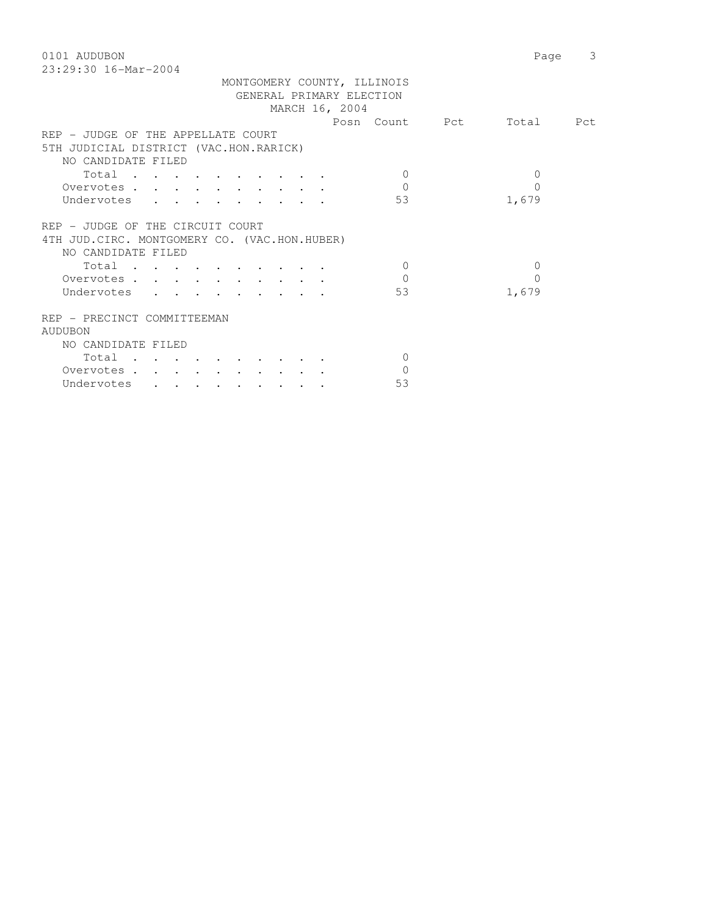MONTGOMERY COUNTY, ILLINOIS
GENERAL PRIMARY ELECTION
MARCH 16, 2004

| | Posn | Count | Pct | Total | Pct |
|---|---|---|---|---|---|
| REP - JUDGE OF THE APPELLATE COURT | | | | | |
| 5TH JUDICIAL DISTRICT (VAC.HON.RARICK) | | | | | |
| NO CANDIDATE FILED | | | | | |
| Total | | 0 | | 0 | |
| Overvotes | | 0 | | 0 | |
| Undervotes | | 53 | | 1,679 | |

| | Posn | Count | Pct | Total | Pct |
|---|---|---|---|---|---|
| REP - JUDGE OF THE CIRCUIT COURT | | | | | |
| 4TH JUD.CIRC. MONTGOMERY CO. (VAC.HON.HUBER) | | | | | |
| NO CANDIDATE FILED | | | | | |
| Total | | 0 | | 0 | |
| Overvotes | | 0 | | 0 | |
| Undervotes | | 53 | | 1,679 | |

| | Posn | Count | Pct | Total | Pct |
|---|---|---|---|---|---|
| REP - PRECINCT COMMITTEEMAN | | | | | |
| AUDUBON | | | | | |
| NO CANDIDATE FILED | | | | | |
| Total | | 0 | | | |
| Overvotes | | 0 | | | |
| Undervotes | | 53 | | | |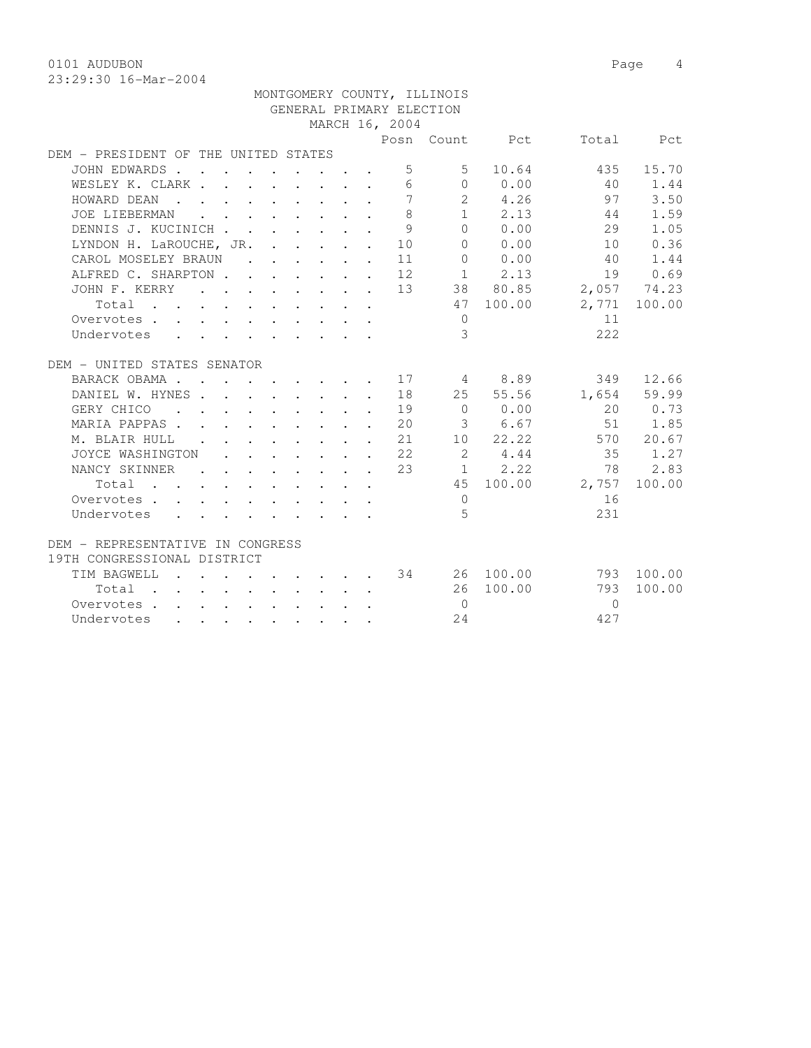0101 AUDUBON
23:29:30 16-Mar-2004

MONTGOMERY COUNTY, ILLINOIS
GENERAL PRIMARY ELECTION
MARCH 16, 2004

| | Posn | Count | Pct | Total | Pct |
|---|---|---|---|---|---|
| **DEM - PRESIDENT OF THE UNITED STATES** | | | | | |
| JOHN EDWARDS | 5 | 5 | 10.64 | 435 | 15.70 |
| WESLEY K. CLARK | 6 | 0 | 0.00 | 40 | 1.44 |
| HOWARD DEAN | 7 | 2 | 4.26 | 97 | 3.50 |
| JOE LIEBERMAN | 8 | 1 | 2.13 | 44 | 1.59 |
| DENNIS J. KUCINICH | 9 | 0 | 0.00 | 29 | 1.05 |
| LYNDON H. LaROUCHE, JR. | 10 | 0 | 0.00 | 10 | 0.36 |
| CAROL MOSELEY BRAUN | 11 | 0 | 0.00 | 40 | 1.44 |
| ALFRED C. SHARPTON | 12 | 1 | 2.13 | 19 | 0.69 |
| JOHN F. KERRY | 13 | 38 | 80.85 | 2,057 | 74.23 |
| Total | | 47 | 100.00 | 2,771 | 100.00 |
| Overvotes | | 0 | | 11 | |
| Undervotes | | 3 | | 222 | |
| **DEM - UNITED STATES SENATOR** | | | | | |
| BARACK OBAMA | 17 | 4 | 8.89 | 349 | 12.66 |
| DANIEL W. HYNES | 18 | 25 | 55.56 | 1,654 | 59.99 |
| GERY CHICO | 19 | 0 | 0.00 | 20 | 0.73 |
| MARIA PAPPAS | 20 | 3 | 6.67 | 51 | 1.85 |
| M. BLAIR HULL | 21 | 10 | 22.22 | 570 | 20.67 |
| JOYCE WASHINGTON | 22 | 2 | 4.44 | 35 | 1.27 |
| NANCY SKINNER | 23 | 1 | 2.22 | 78 | 2.83 |
| Total | | 45 | 100.00 | 2,757 | 100.00 |
| Overvotes | | 0 | | 16 | |
| Undervotes | | 5 | | 231 | |
| **DEM - REPRESENTATIVE IN CONGRESS 19TH CONGRESSIONAL DISTRICT** | | | | | |
| TIM BAGWELL | 34 | 26 | 100.00 | 793 | 100.00 |
| Total | | 26 | 100.00 | 793 | 100.00 |
| Overvotes | | 0 | | 0 | |
| Undervotes | | 24 | | 427 | |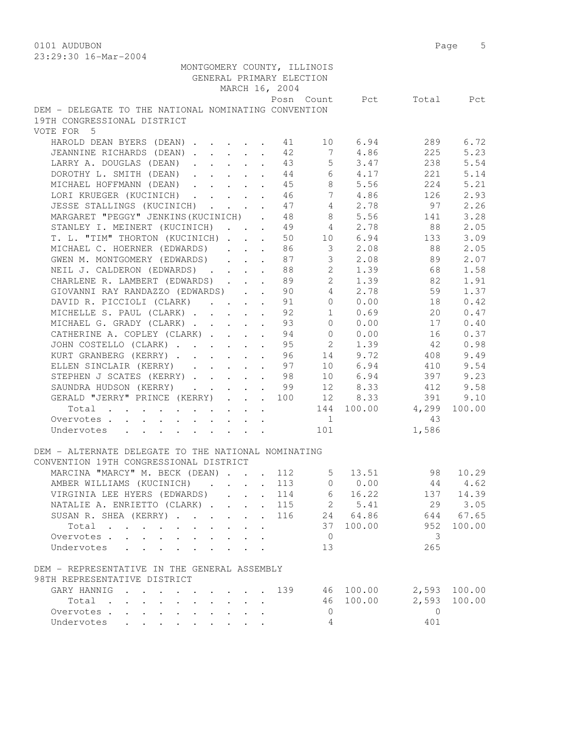0101 AUDUBON

23:29:30 16-Mar-2004

MONTGOMERY COUNTY, ILLINOIS
GENERAL PRIMARY ELECTION
MARCH 16, 2004

## DEM - DELEGATE TO THE NATIONAL NOMINATING CONVENTION 19TH CONGRESSIONAL DISTRICT

VOTE FOR 5

| Candidate | Posn | Count | Pct | Total | Pct |
|---|---|---|---|---|---|
| HAROLD DEAN BYERS (DEAN) | 41 | 10 | 6.94 | 289 | 6.72 |
| JEANNINE RICHARDS (DEAN) | 42 | 7 | 4.86 | 225 | 5.23 |
| LARRY A. DOUGLAS (DEAN) | 43 | 5 | 3.47 | 238 | 5.54 |
| DOROTHY L. SMITH (DEAN) | 44 | 6 | 4.17 | 221 | 5.14 |
| MICHAEL HOFFMANN (DEAN) | 45 | 8 | 5.56 | 224 | 5.21 |
| LORI KRUEGER (KUCINICH) | 46 | 7 | 4.86 | 126 | 2.93 |
| JESSE STALLINGS (KUCINICH) | 47 | 4 | 2.78 | 97 | 2.26 |
| MARGARET "PEGGY" JENKINS(KUCINICH) | 48 | 8 | 5.56 | 141 | 3.28 |
| STANLEY I. MEINERT (KUCINICH) | 49 | 4 | 2.78 | 88 | 2.05 |
| T. L. "TIM" THORTON (KUCINICH) | 50 | 10 | 6.94 | 133 | 3.09 |
| MICHAEL C. HOERNER (EDWARDS) | 86 | 3 | 2.08 | 88 | 2.05 |
| GWEN M. MONTGOMERY (EDWARDS) | 87 | 3 | 2.08 | 89 | 2.07 |
| NEIL J. CALDERON (EDWARDS) | 88 | 2 | 1.39 | 68 | 1.58 |
| CHARLENE R. LAMBERT (EDWARDS) | 89 | 2 | 1.39 | 82 | 1.91 |
| GIOVANNI RAY RANDAZZO (EDWARDS) | 90 | 4 | 2.78 | 59 | 1.37 |
| DAVID R. PICCIOLI (CLARK) | 91 | 0 | 0.00 | 18 | 0.42 |
| MICHELLE S. PAUL (CLARK) | 92 | 1 | 0.69 | 20 | 0.47 |
| MICHAEL G. GRADY (CLARK) | 93 | 0 | 0.00 | 17 | 0.40 |
| CATHERINE A. COPLEY (CLARK) | 94 | 0 | 0.00 | 16 | 0.37 |
| JOHN COSTELLO (CLARK) | 95 | 2 | 1.39 | 42 | 0.98 |
| KURT GRANBERG (KERRY) | 96 | 14 | 9.72 | 408 | 9.49 |
| ELLEN SINCLAIR (KERRY) | 97 | 10 | 6.94 | 410 | 9.54 |
| STEPHEN J SCATES (KERRY) | 98 | 10 | 6.94 | 397 | 9.23 |
| SAUNDRA HUDSON (KERRY) | 99 | 12 | 8.33 | 412 | 9.58 |
| GERALD "JERRY" PRINCE (KERRY) | 100 | 12 | 8.33 | 391 | 9.10 |
| Total | | 144 | 100.00 | 4,299 | 100.00 |
| Overvotes | | 1 | | 43 | |
| Undervotes | | 101 | | 1,586 | |

## DEM - ALTERNATE DELEGATE TO THE NATIONAL NOMINATING CONVENTION 19TH CONGRESSIONAL DISTRICT

| Candidate | Posn | Count | Pct | Total | Pct |
|---|---|---|---|---|---|
| MARCINA "MARCY" M. BECK (DEAN) | 112 | 5 | 13.51 | 98 | 10.29 |
| AMBER WILLIAMS (KUCINICH) | 113 | 0 | 0.00 | 44 | 4.62 |
| VIRGINIA LEE HYERS (EDWARDS) | 114 | 6 | 16.22 | 137 | 14.39 |
| NATALIE A. ENRIETTO (CLARK) | 115 | 2 | 5.41 | 29 | 3.05 |
| SUSAN R. SHEA (KERRY) | 116 | 24 | 64.86 | 644 | 67.65 |
| Total | | 37 | 100.00 | 952 | 100.00 |
| Overvotes | | 0 | | 3 | |
| Undervotes | | 13 | | 265 | |

## DEM - REPRESENTATIVE IN THE GENERAL ASSEMBLY 98TH REPRESENTATIVE DISTRICT

| Candidate | Posn | Count | Pct | Total | Pct |
|---|---|---|---|---|---|
| GARY HANNIG | 139 | 46 | 100.00 | 2,593 | 100.00 |
| Total | | 46 | 100.00 | 2,593 | 100.00 |
| Overvotes | | 0 | | 0 | |
| Undervotes | | 4 | | 401 | |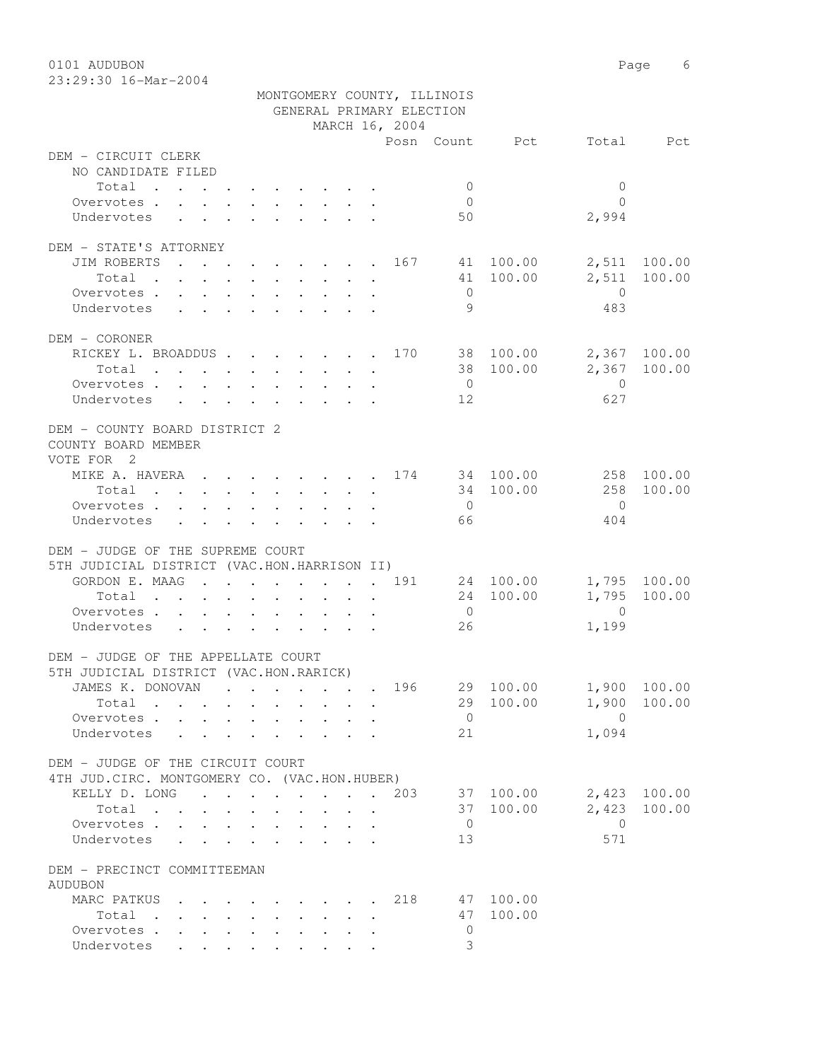0101 AUDUBON
23:29:30 16-Mar-2004

MONTGOMERY COUNTY, ILLINOIS
GENERAL PRIMARY ELECTION
MARCH 16, 2004

| | Posn | Count | Pct | Total | Pct |
|---|---|---|---|---|---|
| **DEM - CIRCUIT CLERK** | | | | | |
| NO CANDIDATE FILED | | | | | |
| Total | | 0 | | 0 | |
| Overvotes | | 0 | | 0 | |
| Undervotes | | 50 | | 2,994 | |
| **DEM - STATE'S ATTORNEY** | | | | | |
| JIM ROBERTS | 167 | 41 | 100.00 | 2,511 | 100.00 |
| Total | | 41 | 100.00 | 2,511 | 100.00 |
| Overvotes | | 0 | | 0 | |
| Undervotes | | 9 | | 483 | |
| **DEM - CORONER** | | | | | |
| RICKEY L. BROADDUS | 170 | 38 | 100.00 | 2,367 | 100.00 |
| Total | | 38 | 100.00 | 2,367 | 100.00 |
| Overvotes | | 0 | | 0 | |
| Undervotes | | 12 | | 627 | |
| **DEM - COUNTY BOARD DISTRICT 2** | | | | | |
| COUNTY BOARD MEMBER | | | | | |
| VOTE FOR 2 | | | | | |
| MIKE A. HAVERA | 174 | 34 | 100.00 | 258 | 100.00 |
| Total | | 34 | 100.00 | 258 | 100.00 |
| Overvotes | | 0 | | 0 | |
| Undervotes | | 66 | | 404 | |
| **DEM - JUDGE OF THE SUPREME COURT** | | | | | |
| 5TH JUDICIAL DISTRICT (VAC.HON.HARRISON II) | | | | | |
| GORDON E. MAAG | 191 | 24 | 100.00 | 1,795 | 100.00 |
| Total | | 24 | 100.00 | 1,795 | 100.00 |
| Overvotes | | 0 | | 0 | |
| Undervotes | | 26 | | 1,199 | |
| **DEM - JUDGE OF THE APPELLATE COURT** | | | | | |
| 5TH JUDICIAL DISTRICT (VAC.HON.RARICK) | | | | | |
| JAMES K. DONOVAN | 196 | 29 | 100.00 | 1,900 | 100.00 |
| Total | | 29 | 100.00 | 1,900 | 100.00 |
| Overvotes | | 0 | | 0 | |
| Undervotes | | 21 | | 1,094 | |
| **DEM - JUDGE OF THE CIRCUIT COURT** | | | | | |
| 4TH JUD.CIRC. MONTGOMERY CO. (VAC.HON.HUBER) | | | | | |
| KELLY D. LONG | 203 | 37 | 100.00 | 2,423 | 100.00 |
| Total | | 37 | 100.00 | 2,423 | 100.00 |
| Overvotes | | 0 | | 0 | |
| Undervotes | | 13 | | 571 | |
| **DEM - PRECINCT COMMITTEEMAN** | | | | | |
| AUDUBON | | | | | |
| MARC PATKUS | 218 | 47 | 100.00 | | |
| Total | | 47 | 100.00 | | |
| Overvotes | | 0 | | | |
| Undervotes | | 3 | | | |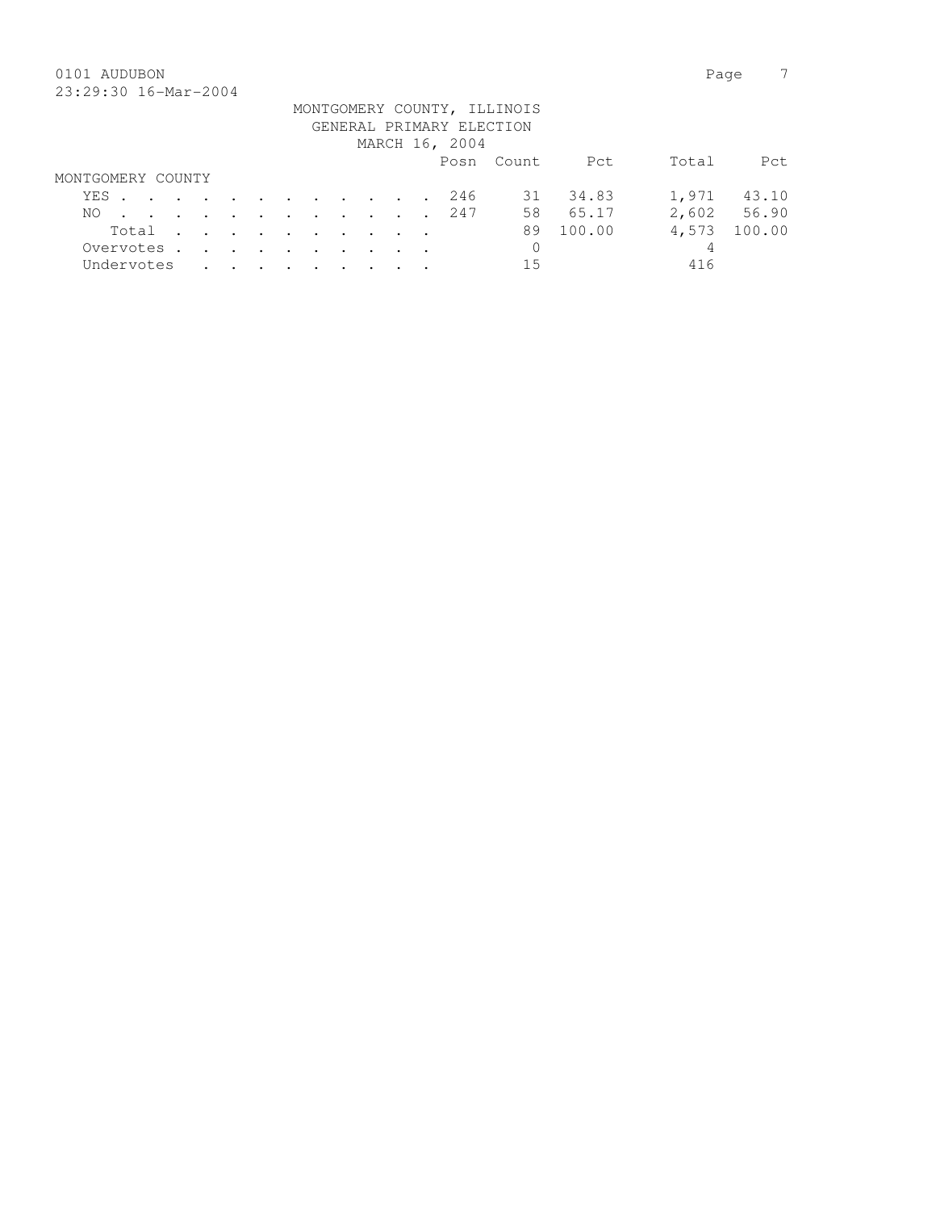0101 AUDUBON

23:29:30 16-Mar-2004

MONTGOMERY COUNTY, ILLINOIS
GENERAL PRIMARY ELECTION
MARCH 16, 2004

| | Posn | Count | Pct | Total | Pct |
|---|---|---|---|---|---|
| **MONTGOMERY COUNTY** | | | | | |
| YES | 246 | 31 | 34.83 | 1,971 | 43.10 |
| NO | 247 | 58 | 65.17 | 2,602 | 56.90 |
| Total | | 89 | 100.00 | 4,573 | 100.00 |
| Overvotes | | 0 | | 4 | |
| Undervotes | | 15 | | 416 | |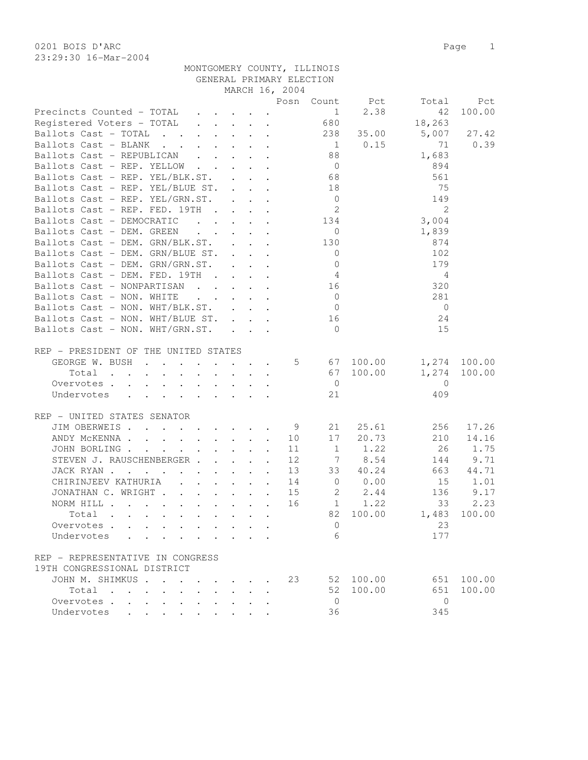0201 BOIS D'ARC

23:29:30 16-Mar-2004

MONTGOMERY COUNTY, ILLINOIS
GENERAL PRIMARY ELECTION
MARCH 16, 2004

| | Posn | Count | Pct | Total | Pct |
|---|---|---|---|---|---|
| Precincts Counted - TOTAL | | 1 | 2.38 | 42 | 100.00 |
| Registered Voters - TOTAL | | 680 | | 18,263 | |
| Ballots Cast - TOTAL | | 238 | 35.00 | 5,007 | 27.42 |
| Ballots Cast - BLANK | | 1 | 0.15 | 71 | 0.39 |
| Ballots Cast - REPUBLICAN | | 88 | | 1,683 | |
| Ballots Cast - REP. YELLOW | | 0 | | 894 | |
| Ballots Cast - REP. YEL/BLK.ST. | | 68 | | 561 | |
| Ballots Cast - REP. YEL/BLUE ST. | | 18 | | 75 | |
| Ballots Cast - REP. YEL/GRN.ST. | | 0 | | 149 | |
| Ballots Cast - REP. FED. 19TH | | 2 | | 2 | |
| Ballots Cast - DEMOCRATIC | | 134 | | 3,004 | |
| Ballots Cast - DEM. GREEN | | 0 | | 1,839 | |
| Ballots Cast - DEM. GRN/BLK.ST. | | 130 | | 874 | |
| Ballots Cast - DEM. GRN/BLUE ST. | | 0 | | 102 | |
| Ballots Cast - DEM. GRN/GRN.ST. | | 0 | | 179 | |
| Ballots Cast - DEM. FED. 19TH | | 4 | | 4 | |
| Ballots Cast - NONPARTISAN | | 16 | | 320 | |
| Ballots Cast - NON. WHITE | | 0 | | 281 | |
| Ballots Cast - NON. WHT/BLK.ST. | | 0 | | 0 | |
| Ballots Cast - NON. WHT/BLUE ST. | | 16 | | 24 | |
| Ballots Cast - NON. WHT/GRN.ST. | | 0 | | 15 | |

REP - PRESIDENT OF THE UNITED STATES

| | Posn | Count | Pct | Total | Pct |
|---|---|---|---|---|---|
| GEORGE W. BUSH | 5 | 67 | 100.00 | 1,274 | 100.00 |
| Total | | 67 | 100.00 | 1,274 | 100.00 |
| Overvotes | | 0 | | 0 | |
| Undervotes | | 21 | | 409 | |

REP - UNITED STATES SENATOR

| | Posn | Count | Pct | Total | Pct |
|---|---|---|---|---|---|
| JIM OBERWEIS | 9 | 21 | 25.61 | 256 | 17.26 |
| ANDY McKENNA | 10 | 17 | 20.73 | 210 | 14.16 |
| JOHN BORLING | 11 | 1 | 1.22 | 26 | 1.75 |
| STEVEN J. RAUSCHENBERGER | 12 | 7 | 8.54 | 144 | 9.71 |
| JACK RYAN | 13 | 33 | 40.24 | 663 | 44.71 |
| CHIRINJEEV KATHURIA | 14 | 0 | 0.00 | 15 | 1.01 |
| JONATHAN C. WRIGHT | 15 | 2 | 2.44 | 136 | 9.17 |
| NORM HILL | 16 | 1 | 1.22 | 33 | 2.23 |
| Total | | 82 | 100.00 | 1,483 | 100.00 |
| Overvotes | | 0 | | 23 | |
| Undervotes | | 6 | | 177 | |

REP - REPRESENTATIVE IN CONGRESS
19TH CONGRESSIONAL DISTRICT

| | Posn | Count | Pct | Total | Pct |
|---|---|---|---|---|---|
| JOHN M. SHIMKUS | 23 | 52 | 100.00 | 651 | 100.00 |
| Total | | 52 | 100.00 | 651 | 100.00 |
| Overvotes | | 0 | | 0 | |
| Undervotes | | 36 | | 345 | |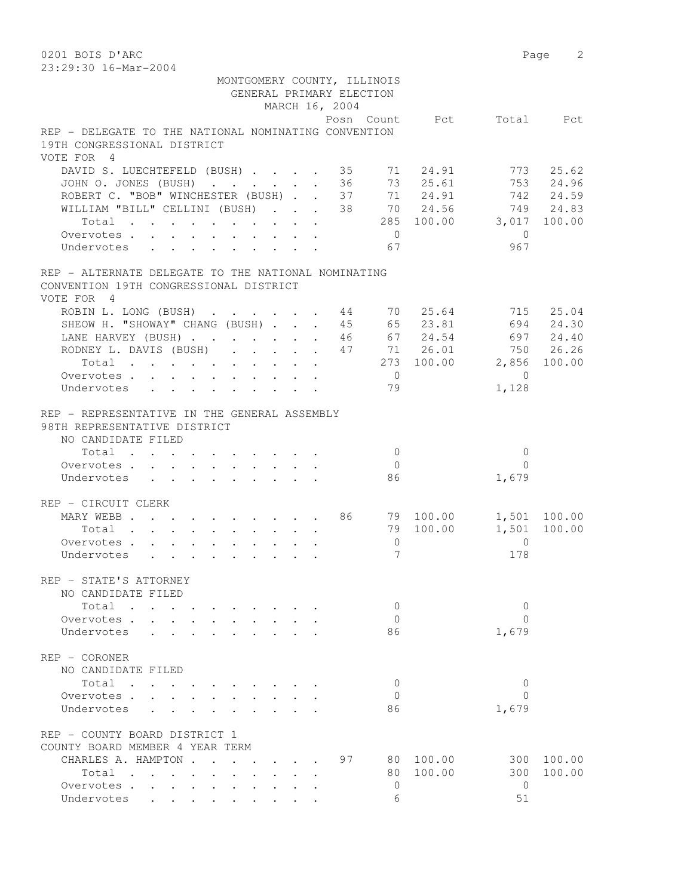0201 BOIS D'ARC
23:29:30 16-Mar-2004

MONTGOMERY COUNTY, ILLINOIS
GENERAL PRIMARY ELECTION
MARCH 16, 2004

### REP - DELEGATE TO THE NATIONAL NOMINATING CONVENTION 19TH CONGRESSIONAL DISTRICT
VOTE FOR 4

| | Posn | Count | Pct | Total | Pct |
|---|---|---|---|---|---|
| DAVID S. LUECHTEFELD (BUSH) | 35 | 71 | 24.91 | 773 | 25.62 |
| JOHN O. JONES (BUSH) | 36 | 73 | 25.61 | 753 | 24.96 |
| ROBERT C. "BOB" WINCHESTER (BUSH) | 37 | 71 | 24.91 | 742 | 24.59 |
| WILLIAM "BILL" CELLINI (BUSH) | 38 | 70 | 24.56 | 749 | 24.83 |
| Total | | 285 | 100.00 | 3,017 | 100.00 |
| Overvotes | | 0 | | 0 | |
| Undervotes | | 67 | | 967 | |

### REP - ALTERNATE DELEGATE TO THE NATIONAL NOMINATING CONVENTION 19TH CONGRESSIONAL DISTRICT
VOTE FOR 4

| | Posn | Count | Pct | Total | Pct |
|---|---|---|---|---|---|
| ROBIN L. LONG (BUSH) | 44 | 70 | 25.64 | 715 | 25.04 |
| SHEOW H. "SHOWAY" CHANG (BUSH) | 45 | 65 | 23.81 | 694 | 24.30 |
| LANE HARVEY (BUSH) | 46 | 67 | 24.54 | 697 | 24.40 |
| RODNEY L. DAVIS (BUSH) | 47 | 71 | 26.01 | 750 | 26.26 |
| Total | | 273 | 100.00 | 2,856 | 100.00 |
| Overvotes | | 0 | | 0 | |
| Undervotes | | 79 | | 1,128 | |

### REP - REPRESENTATIVE IN THE GENERAL ASSEMBLY 98TH REPRESENTATIVE DISTRICT
NO CANDIDATE FILED

| | Posn | Count | Pct | Total | Pct |
|---|---|---|---|---|---|
| Total | | 0 | | 0 | |
| Overvotes | | 0 | | 0 | |
| Undervotes | | 86 | | 1,679 | |

### REP - CIRCUIT CLERK

| | Posn | Count | Pct | Total | Pct |
|---|---|---|---|---|---|
| MARY WEBB | 86 | 79 | 100.00 | 1,501 | 100.00 |
| Total | | 79 | 100.00 | 1,501 | 100.00 |
| Overvotes | | 0 | | 0 | |
| Undervotes | | 7 | | 178 | |

### REP - STATE'S ATTORNEY
NO CANDIDATE FILED

| | Posn | Count | Pct | Total | Pct |
|---|---|---|---|---|---|
| Total | | 0 | | 0 | |
| Overvotes | | 0 | | 0 | |
| Undervotes | | 86 | | 1,679 | |

### REP - CORONER
NO CANDIDATE FILED

| | Posn | Count | Pct | Total | Pct |
|---|---|---|---|---|---|
| Total | | 0 | | 0 | |
| Overvotes | | 0 | | 0 | |
| Undervotes | | 86 | | 1,679 | |

### REP - COUNTY BOARD DISTRICT 1
COUNTY BOARD MEMBER 4 YEAR TERM

| | Posn | Count | Pct | Total | Pct |
|---|---|---|---|---|---|
| CHARLES A. HAMPTON | 97 | 80 | 100.00 | 300 | 100.00 |
| Total | | 80 | 100.00 | 300 | 100.00 |
| Overvotes | | 0 | | 0 | |
| Undervotes | | 6 | | 51 | |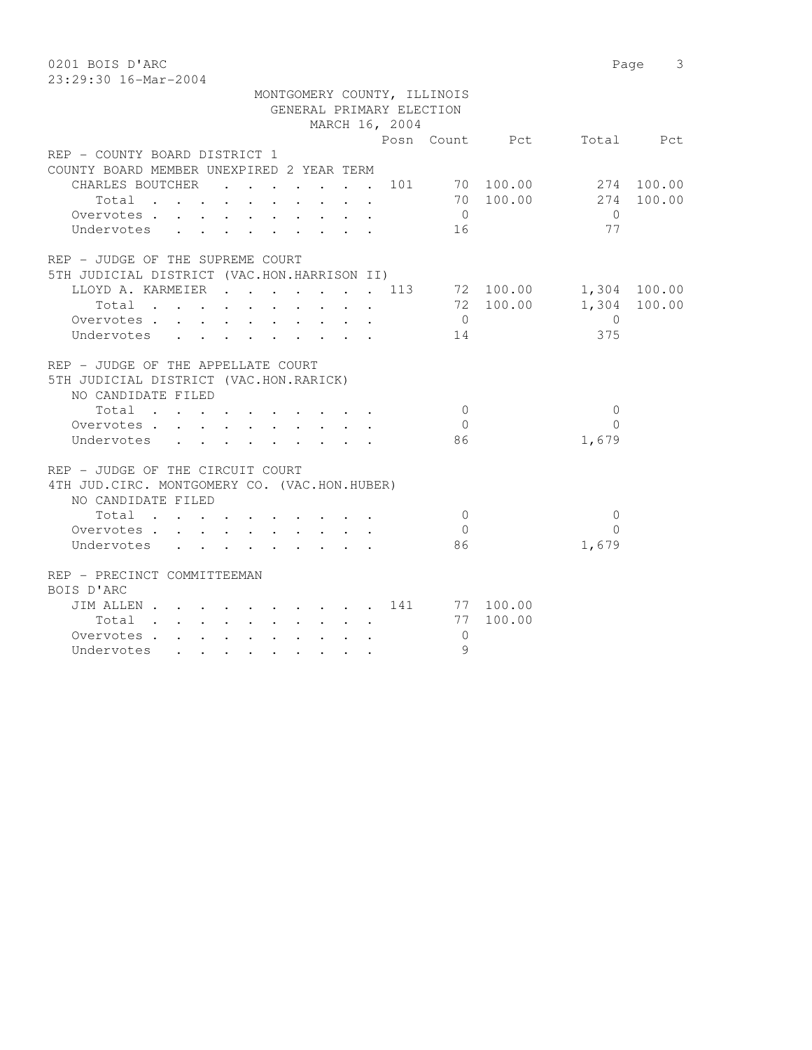MONTGOMERY COUNTY, ILLINOIS
GENERAL PRIMARY ELECTION
MARCH 16, 2004

| | Posn | Count | Pct | Total | Pct |
|---|---|---|---|---|---|
| **REP - COUNTY BOARD DISTRICT 1** | | | | | |
| **COUNTY BOARD MEMBER UNEXPIRED 2 YEAR TERM** | | | | | |
| CHARLES BOUTCHER | 101 | 70 | 100.00 | 274 | 100.00 |
| Total | | 70 | 100.00 | 274 | 100.00 |
| Overvotes | | 0 | | 0 | |
| Undervotes | | 16 | | 77 | |
| **REP - JUDGE OF THE SUPREME COURT** | | | | | |
| **5TH JUDICIAL DISTRICT (VAC.HON.HARRISON II)** | | | | | |
| LLOYD A. KARMEIER | 113 | 72 | 100.00 | 1,304 | 100.00 |
| Total | | 72 | 100.00 | 1,304 | 100.00 |
| Overvotes | | 0 | | 0 | |
| Undervotes | | 14 | | 375 | |
| **REP - JUDGE OF THE APPELLATE COURT** | | | | | |
| **5TH JUDICIAL DISTRICT (VAC.HON.RARICK)** | | | | | |
| NO CANDIDATE FILED | | | | | |
| Total | | 0 | | 0 | |
| Overvotes | | 0 | | 0 | |
| Undervotes | | 86 | | 1,679 | |
| **REP - JUDGE OF THE CIRCUIT COURT** | | | | | |
| **4TH JUD.CIRC. MONTGOMERY CO. (VAC.HON.HUBER)** | | | | | |
| NO CANDIDATE FILED | | | | | |
| Total | | 0 | | 0 | |
| Overvotes | | 0 | | 0 | |
| Undervotes | | 86 | | 1,679 | |
| **REP - PRECINCT COMMITTEEMAN** | | | | | |
| **BOIS D'ARC** | | | | | |
| JIM ALLEN | 141 | 77 | 100.00 | | |
| Total | | 77 | 100.00 | | |
| Overvotes | | 0 | | | |
| Undervotes | | 9 | | | |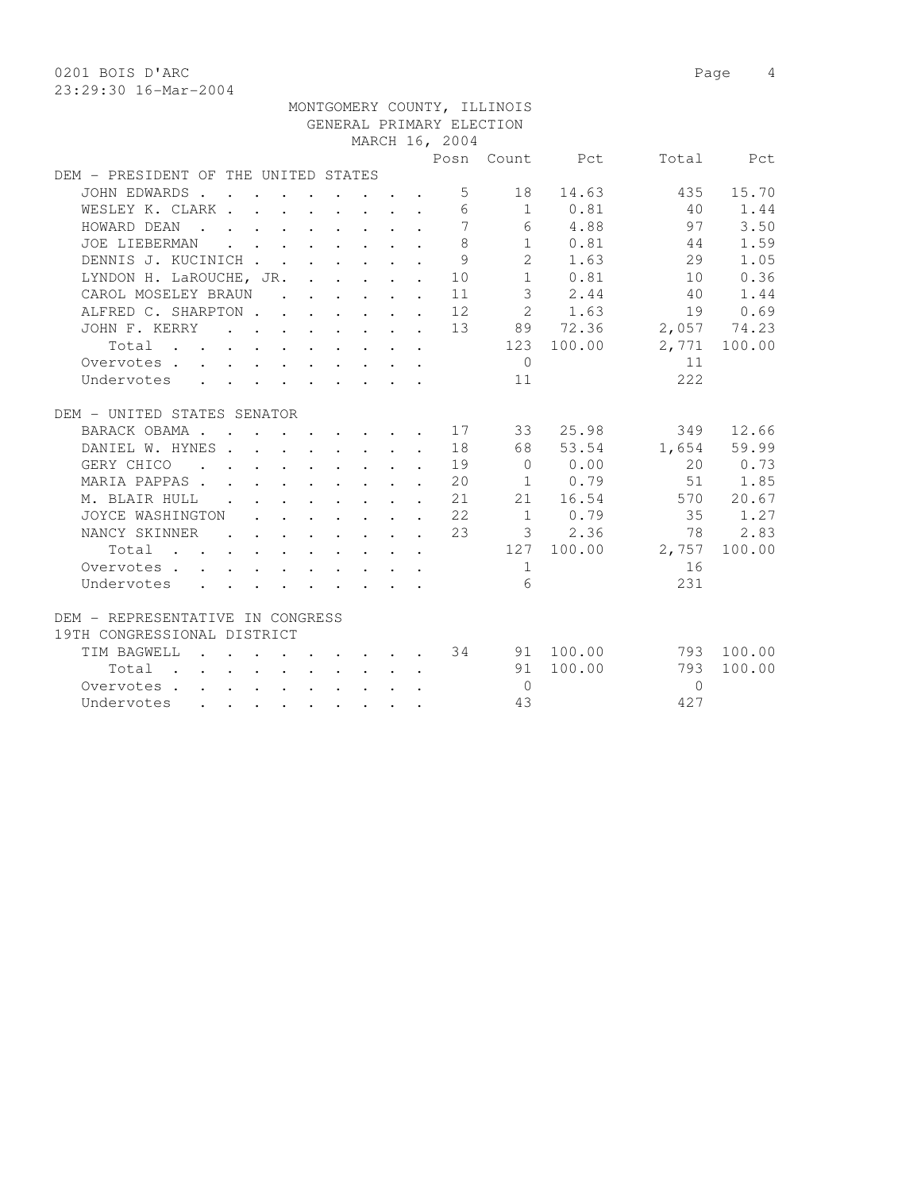0201 BOIS D'ARC

23:29:30 16-Mar-2004

MONTGOMERY COUNTY, ILLINOIS
GENERAL PRIMARY ELECTION
MARCH 16, 2004

| | Posn | Count | Pct | Total | Pct |
|---|---|---|---|---|---|
| **DEM - PRESIDENT OF THE UNITED STATES** | | | | | |
| JOHN EDWARDS | 5 | 18 | 14.63 | 435 | 15.70 |
| WESLEY K. CLARK | 6 | 1 | 0.81 | 40 | 1.44 |
| HOWARD DEAN | 7 | 6 | 4.88 | 97 | 3.50 |
| JOE LIEBERMAN | 8 | 1 | 0.81 | 44 | 1.59 |
| DENNIS J. KUCINICH | 9 | 2 | 1.63 | 29 | 1.05 |
| LYNDON H. LaROUCHE, JR. | 10 | 1 | 0.81 | 10 | 0.36 |
| CAROL MOSELEY BRAUN | 11 | 3 | 2.44 | 40 | 1.44 |
| ALFRED C. SHARPTON | 12 | 2 | 1.63 | 19 | 0.69 |
| JOHN F. KERRY | 13 | 89 | 72.36 | 2,057 | 74.23 |
| Total | | 123 | 100.00 | 2,771 | 100.00 |
| Overvotes | | 0 | | 11 | |
| Undervotes | | 11 | | 222 | |
| **DEM - UNITED STATES SENATOR** | | | | | |
| BARACK OBAMA | 17 | 33 | 25.98 | 349 | 12.66 |
| DANIEL W. HYNES | 18 | 68 | 53.54 | 1,654 | 59.99 |
| GERY CHICO | 19 | 0 | 0.00 | 20 | 0.73 |
| MARIA PAPPAS | 20 | 1 | 0.79 | 51 | 1.85 |
| M. BLAIR HULL | 21 | 21 | 16.54 | 570 | 20.67 |
| JOYCE WASHINGTON | 22 | 1 | 0.79 | 35 | 1.27 |
| NANCY SKINNER | 23 | 3 | 2.36 | 78 | 2.83 |
| Total | | 127 | 100.00 | 2,757 | 100.00 |
| Overvotes | | 1 | | 16 | |
| Undervotes | | 6 | | 231 | |
| **DEM - REPRESENTATIVE IN CONGRESS 19TH CONGRESSIONAL DISTRICT** | | | | | |
| TIM BAGWELL | 34 | 91 | 100.00 | 793 | 100.00 |
| Total | | 91 | 100.00 | 793 | 100.00 |
| Overvotes | | 0 | | 0 | |
| Undervotes | | 43 | | 427 | |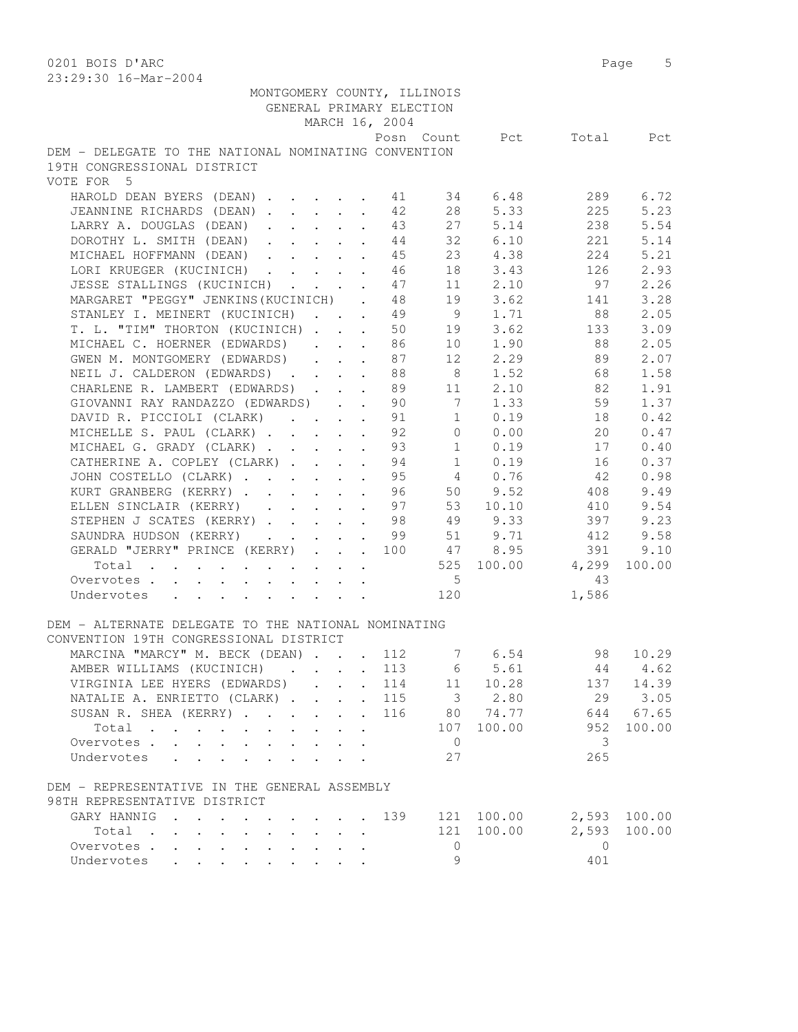0201 BOIS D'ARC

23:29:30 16-Mar-2004

MONTGOMERY COUNTY, ILLINOIS
GENERAL PRIMARY ELECTION
MARCH 16, 2004

## DEM - DELEGATE TO THE NATIONAL NOMINATING CONVENTION 19TH CONGRESSIONAL DISTRICT

VOTE FOR 5

| | Posn | Count | Pct | Total | Pct |
|---|---|---|---|---|---|
| HAROLD DEAN BYERS (DEAN) | 41 | 34 | 6.48 | 289 | 6.72 |
| JEANNINE RICHARDS (DEAN) | 42 | 28 | 5.33 | 225 | 5.23 |
| LARRY A. DOUGLAS (DEAN) | 43 | 27 | 5.14 | 238 | 5.54 |
| DOROTHY L. SMITH (DEAN) | 44 | 32 | 6.10 | 221 | 5.14 |
| MICHAEL HOFFMANN (DEAN) | 45 | 23 | 4.38 | 224 | 5.21 |
| LORI KRUEGER (KUCINICH) | 46 | 18 | 3.43 | 126 | 2.93 |
| JESSE STALLINGS (KUCINICH) | 47 | 11 | 2.10 | 97 | 2.26 |
| MARGARET "PEGGY" JENKINS(KUCINICH) | 48 | 19 | 3.62 | 141 | 3.28 |
| STANLEY I. MEINERT (KUCINICH) | 49 | 9 | 1.71 | 88 | 2.05 |
| T. L. "TIM" THORTON (KUCINICH) | 50 | 19 | 3.62 | 133 | 3.09 |
| MICHAEL C. HOERNER (EDWARDS) | 86 | 10 | 1.90 | 88 | 2.05 |
| GWEN M. MONTGOMERY (EDWARDS) | 87 | 12 | 2.29 | 89 | 2.07 |
| NEIL J. CALDERON (EDWARDS) | 88 | 8 | 1.52 | 68 | 1.58 |
| CHARLENE R. LAMBERT (EDWARDS) | 89 | 11 | 2.10 | 82 | 1.91 |
| GIOVANNI RAY RANDAZZO (EDWARDS) | 90 | 7 | 1.33 | 59 | 1.37 |
| DAVID R. PICCIOLI (CLARK) | 91 | 1 | 0.19 | 18 | 0.42 |
| MICHELLE S. PAUL (CLARK) | 92 | 0 | 0.00 | 20 | 0.47 |
| MICHAEL G. GRADY (CLARK) | 93 | 1 | 0.19 | 17 | 0.40 |
| CATHERINE A. COPLEY (CLARK) | 94 | 1 | 0.19 | 16 | 0.37 |
| JOHN COSTELLO (CLARK) | 95 | 4 | 0.76 | 42 | 0.98 |
| KURT GRANBERG (KERRY) | 96 | 50 | 9.52 | 408 | 9.49 |
| ELLEN SINCLAIR (KERRY) | 97 | 53 | 10.10 | 410 | 9.54 |
| STEPHEN J SCATES (KERRY) | 98 | 49 | 9.33 | 397 | 9.23 |
| SAUNDRA HUDSON (KERRY) | 99 | 51 | 9.71 | 412 | 9.58 |
| GERALD "JERRY" PRINCE (KERRY) | 100 | 47 | 8.95 | 391 | 9.10 |
| Total | | 525 | 100.00 | 4,299 | 100.00 |
| Overvotes | | 5 | | 43 | |
| Undervotes | | 120 | | 1,586 | |

## DEM - ALTERNATE DELEGATE TO THE NATIONAL NOMINATING CONVENTION 19TH CONGRESSIONAL DISTRICT

| | Posn | Count | Pct | Total | Pct |
|---|---|---|---|---|---|
| MARCINA "MARCY" M. BECK (DEAN) | 112 | 7 | 6.54 | 98 | 10.29 |
| AMBER WILLIAMS (KUCINICH) | 113 | 6 | 5.61 | 44 | 4.62 |
| VIRGINIA LEE HYERS (EDWARDS) | 114 | 11 | 10.28 | 137 | 14.39 |
| NATALIE A. ENRIETTO (CLARK) | 115 | 3 | 2.80 | 29 | 3.05 |
| SUSAN R. SHEA (KERRY) | 116 | 80 | 74.77 | 644 | 67.65 |
| Total | | 107 | 100.00 | 952 | 100.00 |
| Overvotes | | 0 | | 3 | |
| Undervotes | | 27 | | 265 | |

## DEM - REPRESENTATIVE IN THE GENERAL ASSEMBLY 98TH REPRESENTATIVE DISTRICT

| | Posn | Count | Pct | Total | Pct |
|---|---|---|---|---|---|
| GARY HANNIG | 139 | 121 | 100.00 | 2,593 | 100.00 |
| Total | | 121 | 100.00 | 2,593 | 100.00 |
| Overvotes | | 0 | | 0 | |
| Undervotes | | 9 | | 401 | |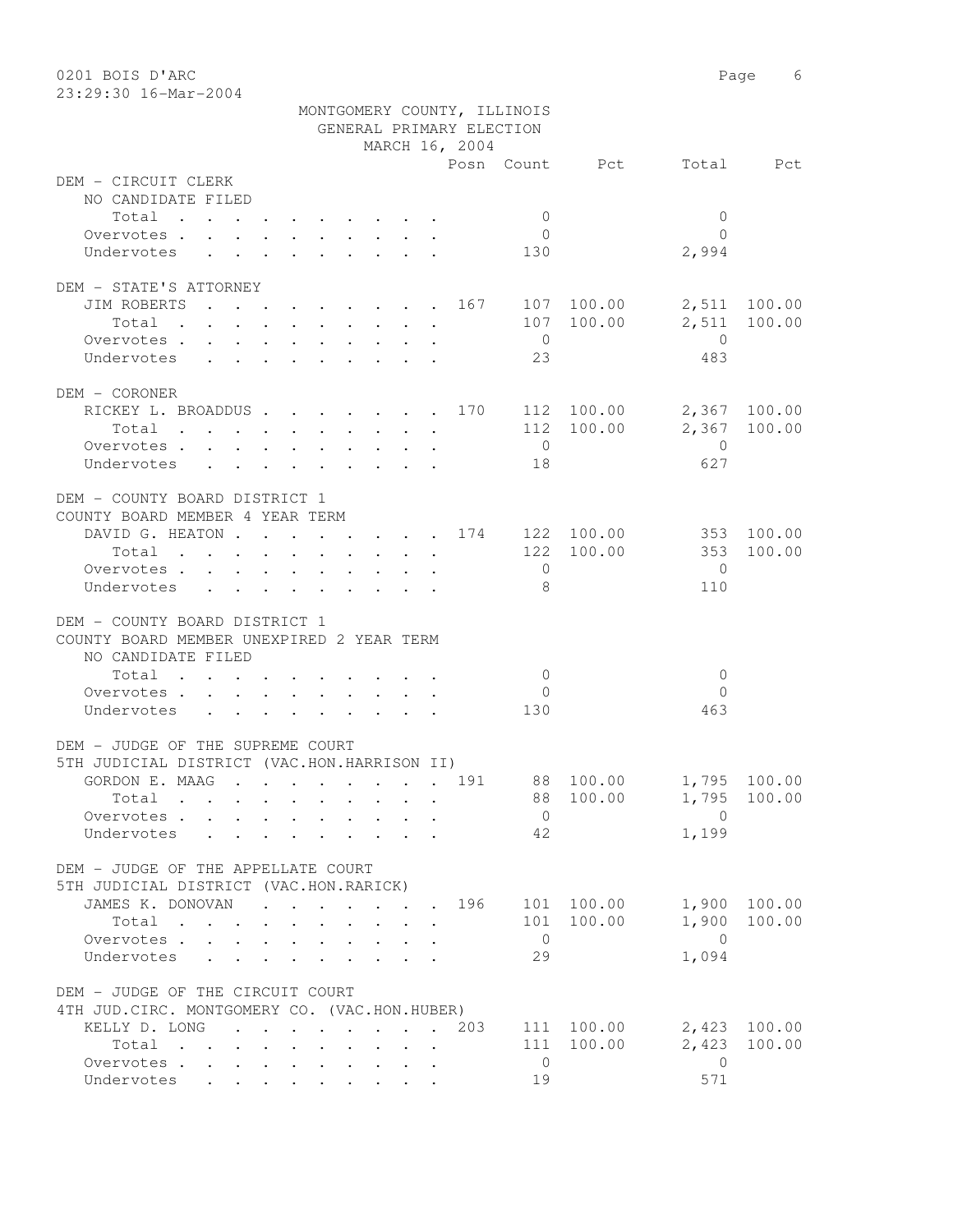MONTGOMERY COUNTY, ILLINOIS
GENERAL PRIMARY ELECTION
MARCH 16, 2004

0201 BOIS D'ARC

23:29:30 16-Mar-2004

| | Posn | Count | Pct | Total | Pct |
|---|---|---|---|---|---|
| **DEM - CIRCUIT CLERK** | | | | | |
| NO CANDIDATE FILED | | | | | |
| Total | | 0 | | 0 | |
| Overvotes | | 0 | | 0 | |
| Undervotes | | 130 | | 2,994 | |
| **DEM - STATE'S ATTORNEY** | | | | | |
| JIM ROBERTS | 167 | 107 | 100.00 | 2,511 | 100.00 |
| Total | | 107 | 100.00 | 2,511 | 100.00 |
| Overvotes | | 0 | | 0 | |
| Undervotes | | 23 | | 483 | |
| **DEM - CORONER** | | | | | |
| RICKEY L. BROADDUS | 170 | 112 | 100.00 | 2,367 | 100.00 |
| Total | | 112 | 100.00 | 2,367 | 100.00 |
| Overvotes | | 0 | | 0 | |
| Undervotes | | 18 | | 627 | |
| **DEM - COUNTY BOARD DISTRICT 1** | | | | | |
| COUNTY BOARD MEMBER 4 YEAR TERM | | | | | |
| DAVID G. HEATON | 174 | 122 | 100.00 | 353 | 100.00 |
| Total | | 122 | 100.00 | 353 | 100.00 |
| Overvotes | | 0 | | 0 | |
| Undervotes | | 8 | | 110 | |
| **DEM - COUNTY BOARD DISTRICT 1** | | | | | |
| COUNTY BOARD MEMBER UNEXPIRED 2 YEAR TERM | | | | | |
| NO CANDIDATE FILED | | | | | |
| Total | | 0 | | 0 | |
| Overvotes | | 0 | | 0 | |
| Undervotes | | 130 | | 463 | |
| **DEM - JUDGE OF THE SUPREME COURT** | | | | | |
| 5TH JUDICIAL DISTRICT (VAC.HON.HARRISON II) | | | | | |
| GORDON E. MAAG | 191 | 88 | 100.00 | 1,795 | 100.00 |
| Total | | 88 | 100.00 | 1,795 | 100.00 |
| Overvotes | | 0 | | 0 | |
| Undervotes | | 42 | | 1,199 | |
| **DEM - JUDGE OF THE APPELLATE COURT** | | | | | |
| 5TH JUDICIAL DISTRICT (VAC.HON.RARICK) | | | | | |
| JAMES K. DONOVAN | 196 | 101 | 100.00 | 1,900 | 100.00 |
| Total | | 101 | 100.00 | 1,900 | 100.00 |
| Overvotes | | 0 | | 0 | |
| Undervotes | | 29 | | 1,094 | |
| **DEM - JUDGE OF THE CIRCUIT COURT** | | | | | |
| 4TH JUD.CIRC. MONTGOMERY CO. (VAC.HON.HUBER) | | | | | |
| KELLY D. LONG | 203 | 111 | 100.00 | 2,423 | 100.00 |
| Total | | 111 | 100.00 | 2,423 | 100.00 |
| Overvotes | | 0 | | 0 | |
| Undervotes | | 19 | | 571 | |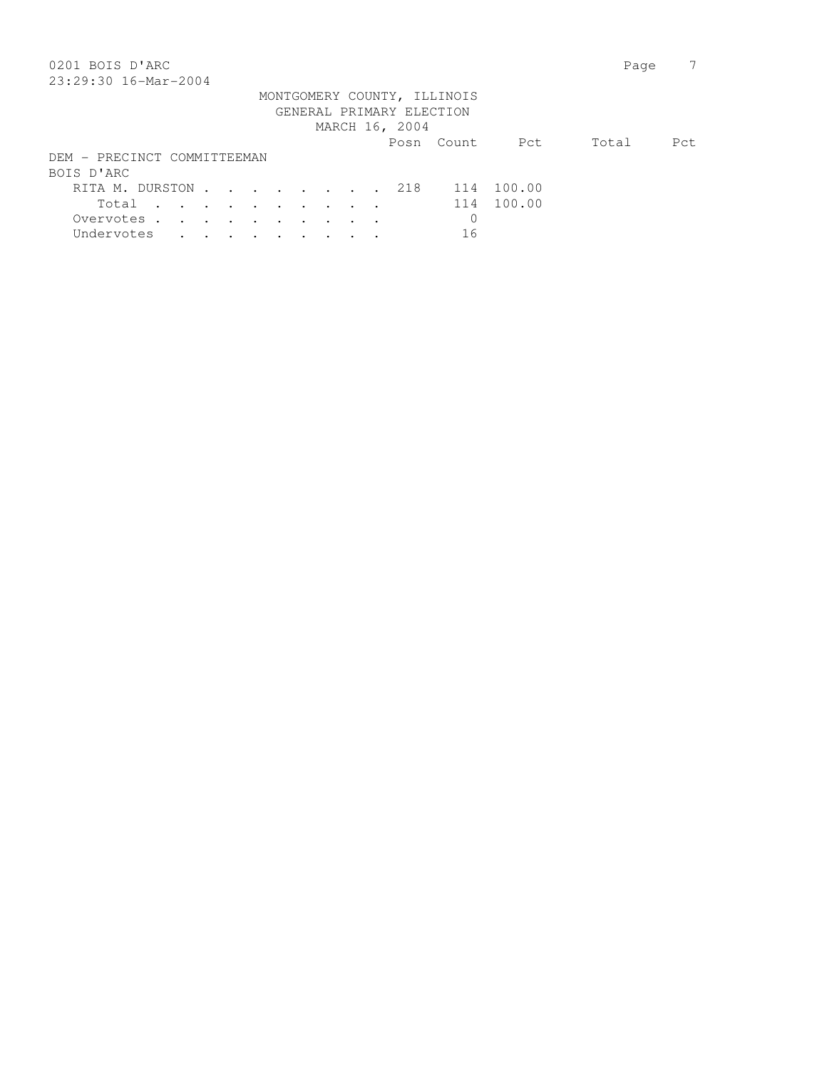0201 BOIS D'ARC
23:29:30 16-Mar-2004

MONTGOMERY COUNTY, ILLINOIS
GENERAL PRIMARY ELECTION
MARCH 16, 2004

DEM - PRECINCT COMMITTEEMAN
BOIS D'ARC

| | Posn | Count | Pct | Total | Pct |
|---|---|---|---|---|---|
| RITA M. DURSTON | 218 | 114 | 100.00 | | |
| Total | | 114 | 100.00 | | |
| Overvotes | | 0 | | | |
| Undervotes | | 16 | | | |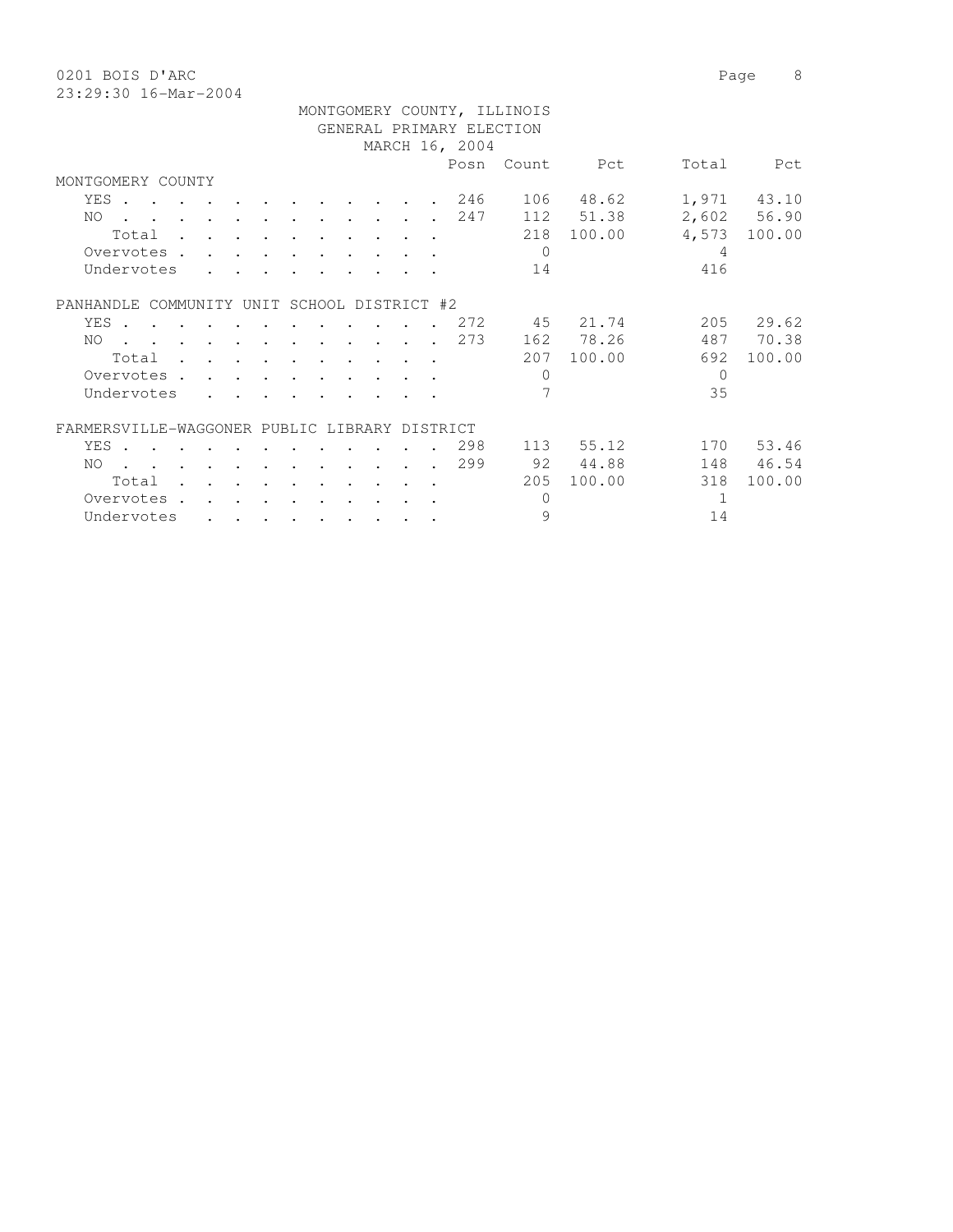MONTGOMERY COUNTY, ILLINOIS
GENERAL PRIMARY ELECTION
MARCH 16, 2004

0201 BOIS D'ARC

## MONTGOMERY COUNTY

| | Posn | Count | Pct | Total | Pct |
|---|---|---|---|---|---|
| YES | 246 | 106 | 48.62 | 1,971 | 43.10 |
| NO | 247 | 112 | 51.38 | 2,602 | 56.90 |
| Total | | 218 | 100.00 | 4,573 | 100.00 |
| Overvotes | | 0 | | 4 | |
| Undervotes | | 14 | | 416 | |

## PANHANDLE COMMUNITY UNIT SCHOOL DISTRICT #2

| | Posn | Count | Pct | Total | Pct |
|---|---|---|---|---|---|
| YES | 272 | 45 | 21.74 | 205 | 29.62 |
| NO | 273 | 162 | 78.26 | 487 | 70.38 |
| Total | | 207 | 100.00 | 692 | 100.00 |
| Overvotes | | 0 | | 0 | |
| Undervotes | | 7 | | 35 | |

## FARMERSVILLE-WAGGONER PUBLIC LIBRARY DISTRICT

| | Posn | Count | Pct | Total | Pct |
|---|---|---|---|---|---|
| YES | 298 | 113 | 55.12 | 170 | 53.46 |
| NO | 299 | 92 | 44.88 | 148 | 46.54 |
| Total | | 205 | 100.00 | 318 | 100.00 |
| Overvotes | | 0 | | 1 | |
| Undervotes | | 9 | | 14 | |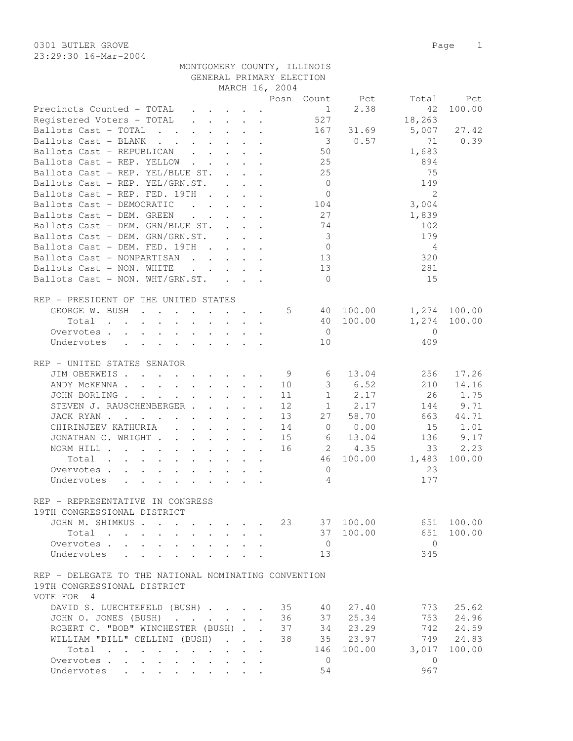0301 BUTLER GROVE
23:29:30 16-Mar-2004

MONTGOMERY COUNTY, ILLINOIS
GENERAL PRIMARY ELECTION
MARCH 16, 2004

| | Posn | Count | Pct | Total | Pct |
|---|---|---|---|---|---|
| Precincts Counted - TOTAL | | 1 | 2.38 | 42 | 100.00 |
| Registered Voters - TOTAL | | 527 | | 18,263 | |
| Ballots Cast - TOTAL | | 167 | 31.69 | 5,007 | 27.42 |
| Ballots Cast - BLANK | | 3 | 0.57 | 71 | 0.39 |
| Ballots Cast - REPUBLICAN | | 50 | | 1,683 | |
| Ballots Cast - REP. YELLOW | | 25 | | 894 | |
| Ballots Cast - REP. YEL/BLUE ST. | | 25 | | 75 | |
| Ballots Cast - REP. YEL/GRN.ST. | | 0 | | 149 | |
| Ballots Cast - REP. FED. 19TH | | 0 | | 2 | |
| Ballots Cast - DEMOCRATIC | | 104 | | 3,004 | |
| Ballots Cast - DEM. GREEN | | 27 | | 1,839 | |
| Ballots Cast - DEM. GRN/BLUE ST. | | 74 | | 102 | |
| Ballots Cast - DEM. GRN/GRN.ST. | | 3 | | 179 | |
| Ballots Cast - DEM. FED. 19TH | | 0 | | 4 | |
| Ballots Cast - NONPARTISAN | | 13 | | 320 | |
| Ballots Cast - NON. WHITE | | 13 | | 281 | |
| Ballots Cast - NON. WHT/GRN.ST. | | 0 | | 15 | |

REP - PRESIDENT OF THE UNITED STATES

| | Posn | Count | Pct | Total | Pct |
|---|---|---|---|---|---|
| GEORGE W. BUSH | 5 | 40 | 100.00 | 1,274 | 100.00 |
| Total | | 40 | 100.00 | 1,274 | 100.00 |
| Overvotes | | 0 | | 0 | |
| Undervotes | | 10 | | 409 | |

REP - UNITED STATES SENATOR

| | Posn | Count | Pct | Total | Pct |
|---|---|---|---|---|---|
| JIM OBERWEIS | 9 | 6 | 13.04 | 256 | 17.26 |
| ANDY McKENNA | 10 | 3 | 6.52 | 210 | 14.16 |
| JOHN BORLING | 11 | 1 | 2.17 | 26 | 1.75 |
| STEVEN J. RAUSCHENBERGER | 12 | 1 | 2.17 | 144 | 9.71 |
| JACK RYAN | 13 | 27 | 58.70 | 663 | 44.71 |
| CHIRINJEEV KATHURIA | 14 | 0 | 0.00 | 15 | 1.01 |
| JONATHAN C. WRIGHT | 15 | 6 | 13.04 | 136 | 9.17 |
| NORM HILL | 16 | 2 | 4.35 | 33 | 2.23 |
| Total | | 46 | 100.00 | 1,483 | 100.00 |
| Overvotes | | 0 | | 23 | |
| Undervotes | | 4 | | 177 | |

REP - REPRESENTATIVE IN CONGRESS
19TH CONGRESSIONAL DISTRICT

| | Posn | Count | Pct | Total | Pct |
|---|---|---|---|---|---|
| JOHN M. SHIMKUS | 23 | 37 | 100.00 | 651 | 100.00 |
| Total | | 37 | 100.00 | 651 | 100.00 |
| Overvotes | | 0 | | 0 | |
| Undervotes | | 13 | | 345 | |

REP - DELEGATE TO THE NATIONAL NOMINATING CONVENTION
19TH CONGRESSIONAL DISTRICT
VOTE FOR 4

| | Posn | Count | Pct | Total | Pct |
|---|---|---|---|---|---|
| DAVID S. LUECHTEFELD (BUSH) | 35 | 40 | 27.40 | 773 | 25.62 |
| JOHN O. JONES (BUSH) | 36 | 37 | 25.34 | 753 | 24.96 |
| ROBERT C. "BOB" WINCHESTER (BUSH) | 37 | 34 | 23.29 | 742 | 24.59 |
| WILLIAM "BILL" CELLINI (BUSH) | 38 | 35 | 23.97 | 749 | 24.83 |
| Total | | 146 | 100.00 | 3,017 | 100.00 |
| Overvotes | | 0 | | 0 | |
| Undervotes | | 54 | | 967 | |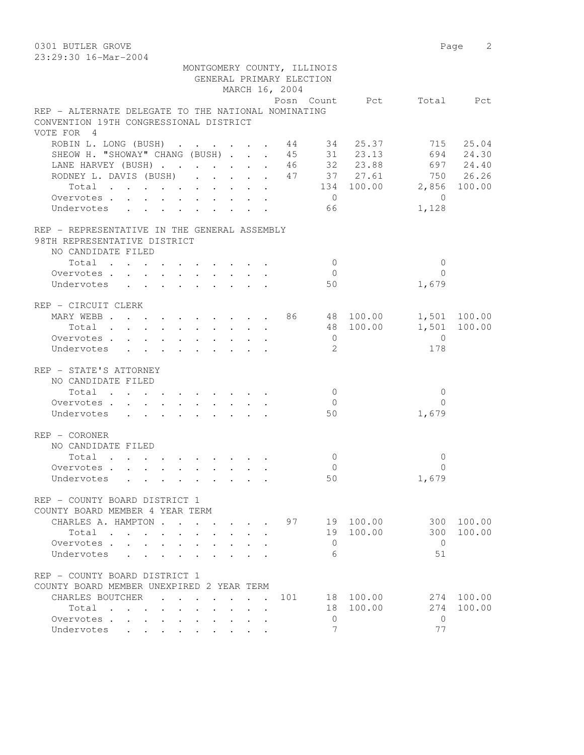MONTGOMERY COUNTY, ILLINOIS
GENERAL PRIMARY ELECTION
MARCH 16, 2004

### REP - ALTERNATE DELEGATE TO THE NATIONAL NOMINATING CONVENTION 19TH CONGRESSIONAL DISTRICT
VOTE FOR 4

| | Posn | Count | Pct | Total | Pct |
|---|---|---|---|---|---|
| ROBIN L. LONG (BUSH) | 44 | 34 | 25.37 | 715 | 25.04 |
| SHEOW H. "SHOWAY" CHANG (BUSH) | 45 | 31 | 23.13 | 694 | 24.30 |
| LANE HARVEY (BUSH) | 46 | 32 | 23.88 | 697 | 24.40 |
| RODNEY L. DAVIS (BUSH) | 47 | 37 | 27.61 | 750 | 26.26 |
| Total | | 134 | 100.00 | 2,856 | 100.00 |
| Overvotes | | 0 | | 0 | |
| Undervotes | | 66 | | 1,128 | |

### REP - REPRESENTATIVE IN THE GENERAL ASSEMBLY 98TH REPRESENTATIVE DISTRICT
NO CANDIDATE FILED

| | Posn | Count | Pct | Total | Pct |
|---|---|---|---|---|---|
| Total | | 0 | | 0 | |
| Overvotes | | 0 | | 0 | |
| Undervotes | | 50 | | 1,679 | |

### REP - CIRCUIT CLERK

| | Posn | Count | Pct | Total | Pct |
|---|---|---|---|---|---|
| MARY WEBB | 86 | 48 | 100.00 | 1,501 | 100.00 |
| Total | | 48 | 100.00 | 1,501 | 100.00 |
| Overvotes | | 0 | | 0 | |
| Undervotes | | 2 | | 178 | |

### REP - STATE'S ATTORNEY
NO CANDIDATE FILED

| | Posn | Count | Pct | Total | Pct |
|---|---|---|---|---|---|
| Total | | 0 | | 0 | |
| Overvotes | | 0 | | 0 | |
| Undervotes | | 50 | | 1,679 | |

### REP - CORONER
NO CANDIDATE FILED

| | Posn | Count | Pct | Total | Pct |
|---|---|---|---|---|---|
| Total | | 0 | | 0 | |
| Overvotes | | 0 | | 0 | |
| Undervotes | | 50 | | 1,679 | |

### REP - COUNTY BOARD DISTRICT 1 COUNTY BOARD MEMBER 4 YEAR TERM

| | Posn | Count | Pct | Total | Pct |
|---|---|---|---|---|---|
| CHARLES A. HAMPTON | 97 | 19 | 100.00 | 300 | 100.00 |
| Total | | 19 | 100.00 | 300 | 100.00 |
| Overvotes | | 0 | | 0 | |
| Undervotes | | 6 | | 51 | |

### REP - COUNTY BOARD DISTRICT 1 COUNTY BOARD MEMBER UNEXPIRED 2 YEAR TERM

| | Posn | Count | Pct | Total | Pct |
|---|---|---|---|---|---|
| CHARLES BOUTCHER | 101 | 18 | 100.00 | 274 | 100.00 |
| Total | | 18 | 100.00 | 274 | 100.00 |
| Overvotes | | 0 | | 0 | |
| Undervotes | | 7 | | 77 | |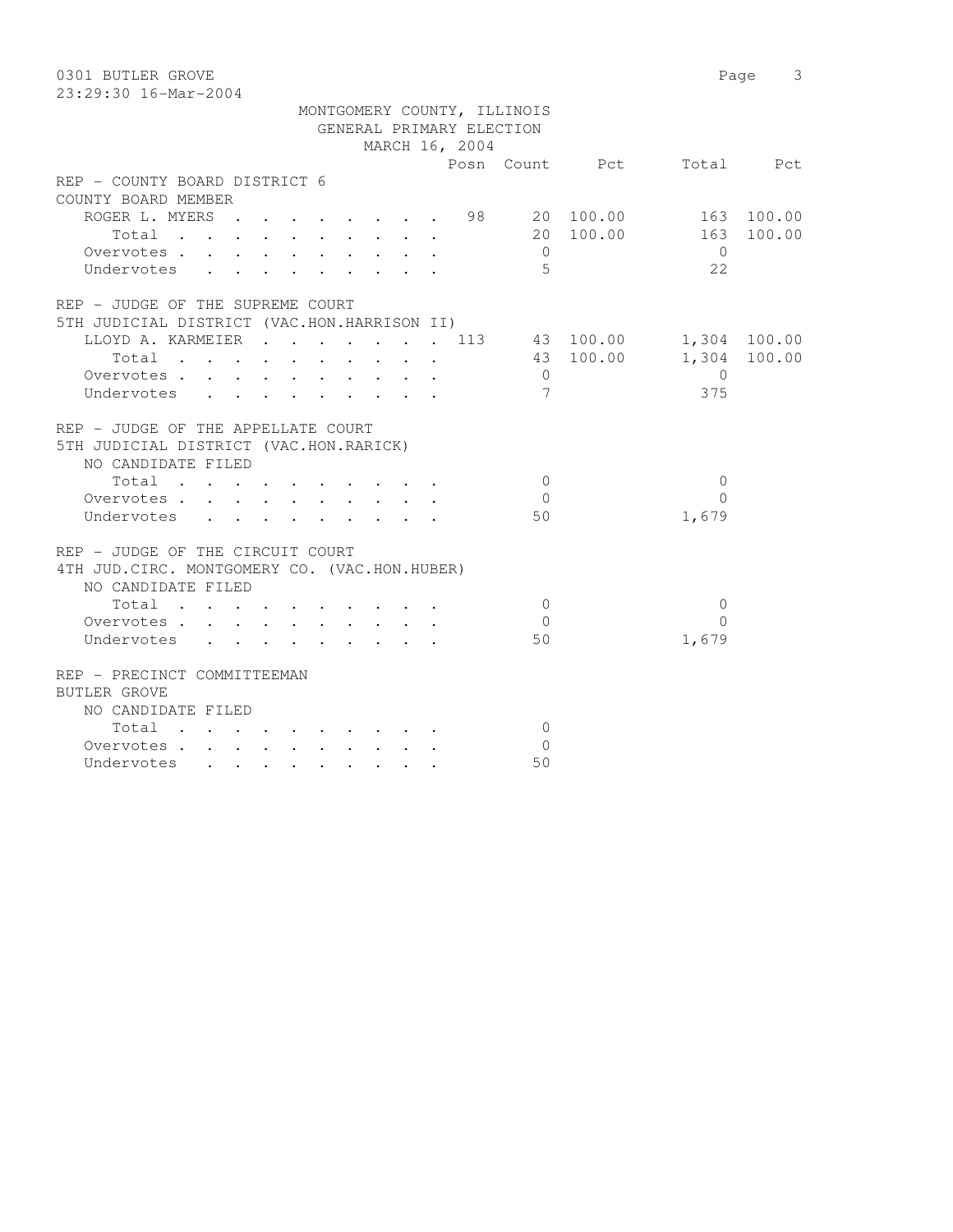MONTGOMERY COUNTY, ILLINOIS
GENERAL PRIMARY ELECTION
MARCH 16, 2004

| | Posn | Count | Pct | Total | Pct |
|---|---|---|---|---|---|
| **REP - COUNTY BOARD DISTRICT 6** | | | | | |
| COUNTY BOARD MEMBER | | | | | |
| ROGER L. MYERS | 98 | 20 | 100.00 | 163 | 100.00 |
| Total | | 20 | 100.00 | 163 | 100.00 |
| Overvotes | | 0 | | 0 | |
| Undervotes | | 5 | | 22 | |
| **REP - JUDGE OF THE SUPREME COURT** | | | | | |
| 5TH JUDICIAL DISTRICT (VAC.HON.HARRISON II) | | | | | |
| LLOYD A. KARMEIER | 113 | 43 | 100.00 | 1,304 | 100.00 |
| Total | | 43 | 100.00 | 1,304 | 100.00 |
| Overvotes | | 0 | | 0 | |
| Undervotes | | 7 | | 375 | |
| **REP - JUDGE OF THE APPELLATE COURT** | | | | | |
| 5TH JUDICIAL DISTRICT (VAC.HON.RARICK) | | | | | |
| NO CANDIDATE FILED | | | | | |
| Total | | 0 | | 0 | |
| Overvotes | | 0 | | 0 | |
| Undervotes | | 50 | | 1,679 | |
| **REP - JUDGE OF THE CIRCUIT COURT** | | | | | |
| 4TH JUD.CIRC. MONTGOMERY CO. (VAC.HON.HUBER) | | | | | |
| NO CANDIDATE FILED | | | | | |
| Total | | 0 | | 0 | |
| Overvotes | | 0 | | 0 | |
| Undervotes | | 50 | | 1,679 | |
| **REP - PRECINCT COMMITTEEMAN** | | | | | |
| BUTLER GROVE | | | | | |
| NO CANDIDATE FILED | | | | | |
| Total | | 0 | | | |
| Overvotes | | 0 | | | |
| Undervotes | | 50 | | | |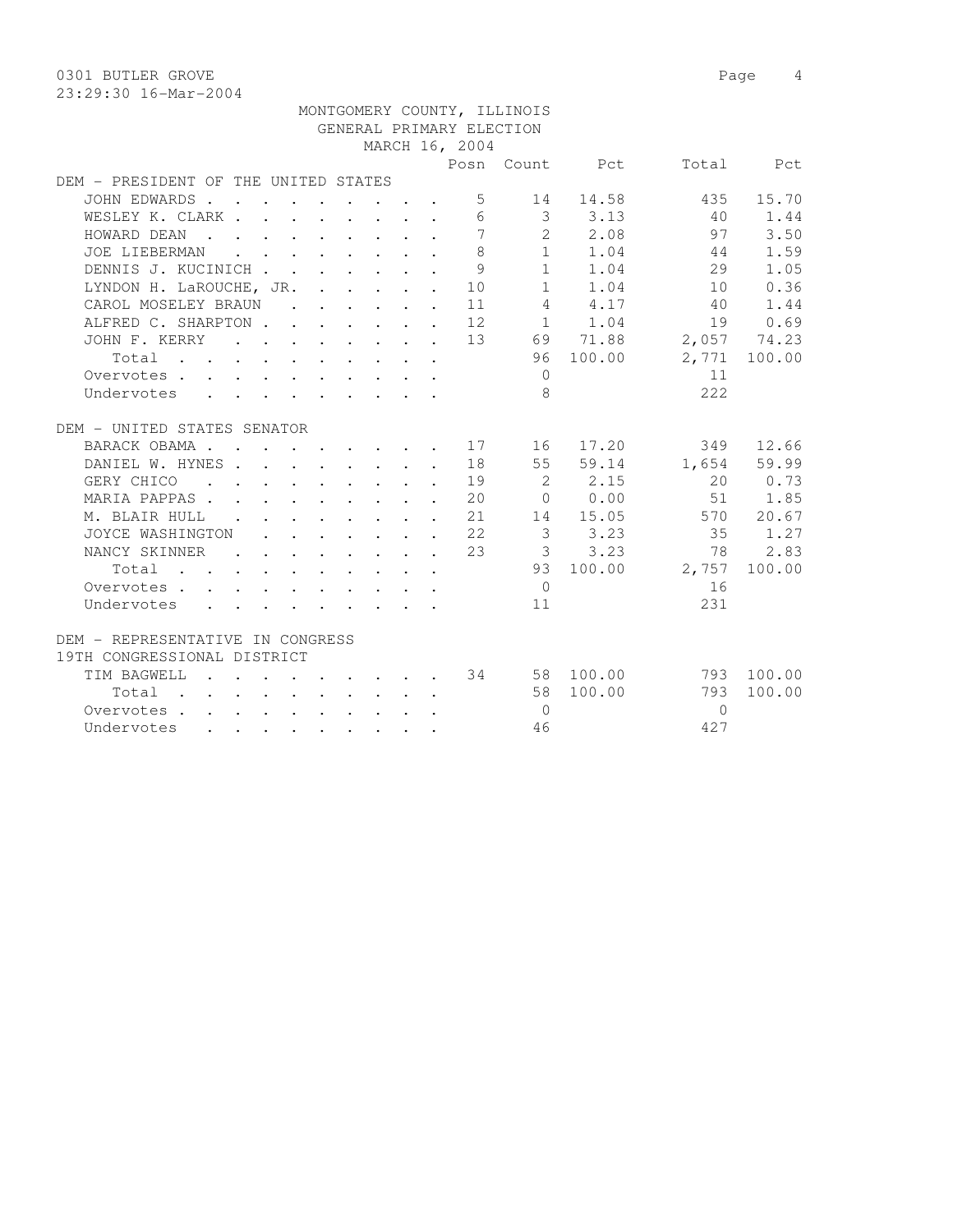0301 BUTLER GROVE
23:29:30 16-Mar-2004

MONTGOMERY COUNTY, ILLINOIS
GENERAL PRIMARY ELECTION
MARCH 16, 2004

| | Posn | Count | Pct | Total | Pct |
|---|---|---|---|---|---|
| **DEM - PRESIDENT OF THE UNITED STATES** | | | | | |
| JOHN EDWARDS | 5 | 14 | 14.58 | 435 | 15.70 |
| WESLEY K. CLARK | 6 | 3 | 3.13 | 40 | 1.44 |
| HOWARD DEAN | 7 | 2 | 2.08 | 97 | 3.50 |
| JOE LIEBERMAN | 8 | 1 | 1.04 | 44 | 1.59 |
| DENNIS J. KUCINICH | 9 | 1 | 1.04 | 29 | 1.05 |
| LYNDON H. LaROUCHE, JR. | 10 | 1 | 1.04 | 10 | 0.36 |
| CAROL MOSELEY BRAUN | 11 | 4 | 4.17 | 40 | 1.44 |
| ALFRED C. SHARPTON | 12 | 1 | 1.04 | 19 | 0.69 |
| JOHN F. KERRY | 13 | 69 | 71.88 | 2,057 | 74.23 |
| Total | | 96 | 100.00 | 2,771 | 100.00 |
| Overvotes | | 0 | | 11 | |
| Undervotes | | 8 | | 222 | |
| **DEM - UNITED STATES SENATOR** | | | | | |
| BARACK OBAMA | 17 | 16 | 17.20 | 349 | 12.66 |
| DANIEL W. HYNES | 18 | 55 | 59.14 | 1,654 | 59.99 |
| GERY CHICO | 19 | 2 | 2.15 | 20 | 0.73 |
| MARIA PAPPAS | 20 | 0 | 0.00 | 51 | 1.85 |
| M. BLAIR HULL | 21 | 14 | 15.05 | 570 | 20.67 |
| JOYCE WASHINGTON | 22 | 3 | 3.23 | 35 | 1.27 |
| NANCY SKINNER | 23 | 3 | 3.23 | 78 | 2.83 |
| Total | | 93 | 100.00 | 2,757 | 100.00 |
| Overvotes | | 0 | | 16 | |
| Undervotes | | 11 | | 231 | |
| **DEM - REPRESENTATIVE IN CONGRESS 19TH CONGRESSIONAL DISTRICT** | | | | | |
| TIM BAGWELL | 34 | 58 | 100.00 | 793 | 100.00 |
| Total | | 58 | 100.00 | 793 | 100.00 |
| Overvotes | | 0 | | 0 | |
| Undervotes | | 46 | | 427 | |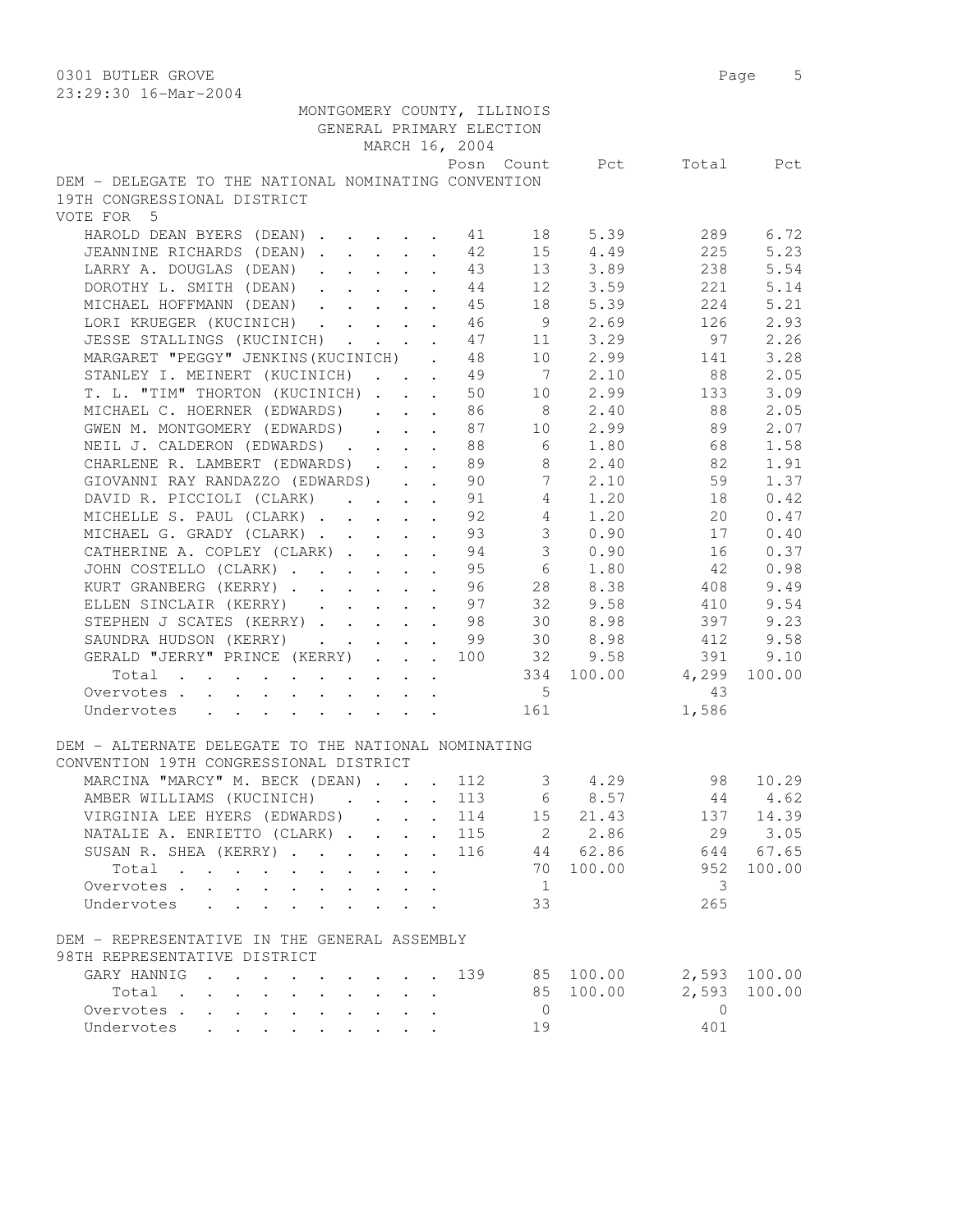0301 BUTLER GROVE
23:29:30 16-Mar-2004

MONTGOMERY COUNTY, ILLINOIS
GENERAL PRIMARY ELECTION
MARCH 16, 2004

DEM - DELEGATE TO THE NATIONAL NOMINATING CONVENTION
19TH CONGRESSIONAL DISTRICT
VOTE FOR 5

| | Posn | Count | Pct | Total | Pct |
|---|---|---|---|---|---|
| HAROLD DEAN BYERS (DEAN) | 41 | 18 | 5.39 | 289 | 6.72 |
| JEANNINE RICHARDS (DEAN) | 42 | 15 | 4.49 | 225 | 5.23 |
| LARRY A. DOUGLAS (DEAN) | 43 | 13 | 3.89 | 238 | 5.54 |
| DOROTHY L. SMITH (DEAN) | 44 | 12 | 3.59 | 221 | 5.14 |
| MICHAEL HOFFMANN (DEAN) | 45 | 18 | 5.39 | 224 | 5.21 |
| LORI KRUEGER (KUCINICH) | 46 | 9 | 2.69 | 126 | 2.93 |
| JESSE STALLINGS (KUCINICH) | 47 | 11 | 3.29 | 97 | 2.26 |
| MARGARET "PEGGY" JENKINS(KUCINICH) | 48 | 10 | 2.99 | 141 | 3.28 |
| STANLEY I. MEINERT (KUCINICH) | 49 | 7 | 2.10 | 88 | 2.05 |
| T. L. "TIM" THORTON (KUCINICH) | 50 | 10 | 2.99 | 133 | 3.09 |
| MICHAEL C. HOERNER (EDWARDS) | 86 | 8 | 2.40 | 88 | 2.05 |
| GWEN M. MONTGOMERY (EDWARDS) | 87 | 10 | 2.99 | 89 | 2.07 |
| NEIL J. CALDERON (EDWARDS) | 88 | 6 | 1.80 | 68 | 1.58 |
| CHARLENE R. LAMBERT (EDWARDS) | 89 | 8 | 2.40 | 82 | 1.91 |
| GIOVANNI RAY RANDAZZO (EDWARDS) | 90 | 7 | 2.10 | 59 | 1.37 |
| DAVID R. PICCIOLI (CLARK) | 91 | 4 | 1.20 | 18 | 0.42 |
| MICHELLE S. PAUL (CLARK) | 92 | 4 | 1.20 | 20 | 0.47 |
| MICHAEL G. GRADY (CLARK) | 93 | 3 | 0.90 | 17 | 0.40 |
| CATHERINE A. COPLEY (CLARK) | 94 | 3 | 0.90 | 16 | 0.37 |
| JOHN COSTELLO (CLARK) | 95 | 6 | 1.80 | 42 | 0.98 |
| KURT GRANBERG (KERRY) | 96 | 28 | 8.38 | 408 | 9.49 |
| ELLEN SINCLAIR (KERRY) | 97 | 32 | 9.58 | 410 | 9.54 |
| STEPHEN J SCATES (KERRY) | 98 | 30 | 8.98 | 397 | 9.23 |
| SAUNDRA HUDSON (KERRY) | 99 | 30 | 8.98 | 412 | 9.58 |
| GERALD "JERRY" PRINCE (KERRY) | 100 | 32 | 9.58 | 391 | 9.10 |
| Total | | 334 | 100.00 | 4,299 | 100.00 |
| Overvotes | | 5 | | 43 | |
| Undervotes | | 161 | | 1,586 | |

DEM - ALTERNATE DELEGATE TO THE NATIONAL NOMINATING
CONVENTION 19TH CONGRESSIONAL DISTRICT

| | Posn | Count | Pct | Total | Pct |
|---|---|---|---|---|---|
| MARCINA "MARCY" M. BECK (DEAN) | 112 | 3 | 4.29 | 98 | 10.29 |
| AMBER WILLIAMS (KUCINICH) | 113 | 6 | 8.57 | 44 | 4.62 |
| VIRGINIA LEE HYERS (EDWARDS) | 114 | 15 | 21.43 | 137 | 14.39 |
| NATALIE A. ENRIETTO (CLARK) | 115 | 2 | 2.86 | 29 | 3.05 |
| SUSAN R. SHEA (KERRY) | 116 | 44 | 62.86 | 644 | 67.65 |
| Total | | 70 | 100.00 | 952 | 100.00 |
| Overvotes | | 1 | | 3 | |
| Undervotes | | 33 | | 265 | |

DEM - REPRESENTATIVE IN THE GENERAL ASSEMBLY
98TH REPRESENTATIVE DISTRICT

| | Posn | Count | Pct | Total | Pct |
|---|---|---|---|---|---|
| GARY HANNIG | 139 | 85 | 100.00 | 2,593 | 100.00 |
| Total | | 85 | 100.00 | 2,593 | 100.00 |
| Overvotes | | 0 | | 0 | |
| Undervotes | | 19 | | 401 | |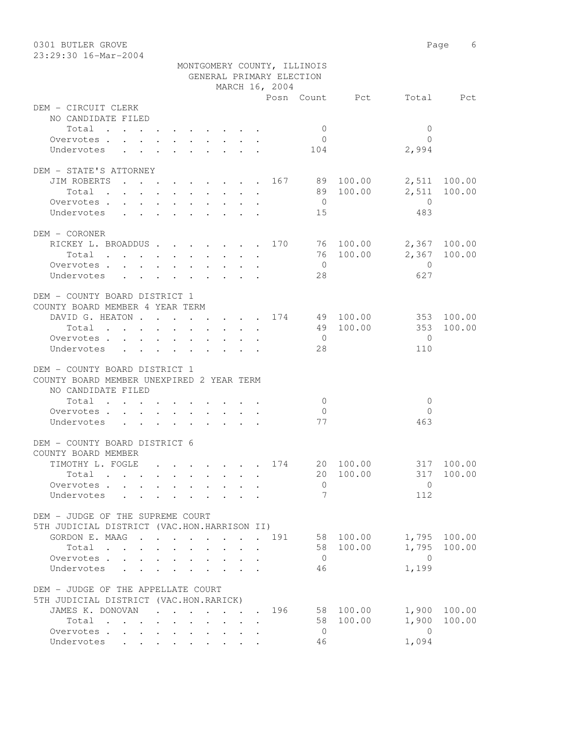0301 BUTLER GROVE

23:29:30 16-Mar-2004

MONTGOMERY COUNTY, ILLINOIS
GENERAL PRIMARY ELECTION
MARCH 16, 2004

| | Posn | Count | Pct | Total | Pct |
|---|---|---|---|---|---|
| **DEM - CIRCUIT CLERK** | | | | | |
| NO CANDIDATE FILED | | | | | |
| Total | | 0 | | 0 | |
| Overvotes | | 0 | | 0 | |
| Undervotes | | 104 | | 2,994 | |
| **DEM - STATE'S ATTORNEY** | | | | | |
| JIM ROBERTS | 167 | 89 | 100.00 | 2,511 | 100.00 |
| Total | | 89 | 100.00 | 2,511 | 100.00 |
| Overvotes | | 0 | | 0 | |
| Undervotes | | 15 | | 483 | |
| **DEM - CORONER** | | | | | |
| RICKEY L. BROADDUS | 170 | 76 | 100.00 | 2,367 | 100.00 |
| Total | | 76 | 100.00 | 2,367 | 100.00 |
| Overvotes | | 0 | | 0 | |
| Undervotes | | 28 | | 627 | |
| **DEM - COUNTY BOARD DISTRICT 1** | | | | | |
| COUNTY BOARD MEMBER 4 YEAR TERM | | | | | |
| DAVID G. HEATON | 174 | 49 | 100.00 | 353 | 100.00 |
| Total | | 49 | 100.00 | 353 | 100.00 |
| Overvotes | | 0 | | 0 | |
| Undervotes | | 28 | | 110 | |
| **DEM - COUNTY BOARD DISTRICT 1** | | | | | |
| COUNTY BOARD MEMBER UNEXPIRED 2 YEAR TERM | | | | | |
| NO CANDIDATE FILED | | | | | |
| Total | | 0 | | 0 | |
| Overvotes | | 0 | | 0 | |
| Undervotes | | 77 | | 463 | |
| **DEM - COUNTY BOARD DISTRICT 6** | | | | | |
| COUNTY BOARD MEMBER | | | | | |
| TIMOTHY L. FOGLE | 174 | 20 | 100.00 | 317 | 100.00 |
| Total | | 20 | 100.00 | 317 | 100.00 |
| Overvotes | | 0 | | 0 | |
| Undervotes | | 7 | | 112 | |
| **DEM - JUDGE OF THE SUPREME COURT** | | | | | |
| 5TH JUDICIAL DISTRICT (VAC.HON.HARRISON II) | | | | | |
| GORDON E. MAAG | 191 | 58 | 100.00 | 1,795 | 100.00 |
| Total | | 58 | 100.00 | 1,795 | 100.00 |
| Overvotes | | 0 | | 0 | |
| Undervotes | | 46 | | 1,199 | |
| **DEM - JUDGE OF THE APPELLATE COURT** | | | | | |
| 5TH JUDICIAL DISTRICT (VAC.HON.RARICK) | | | | | |
| JAMES K. DONOVAN | 196 | 58 | 100.00 | 1,900 | 100.00 |
| Total | | 58 | 100.00 | 1,900 | 100.00 |
| Overvotes | | 0 | | 0 | |
| Undervotes | | 46 | | 1,094 | |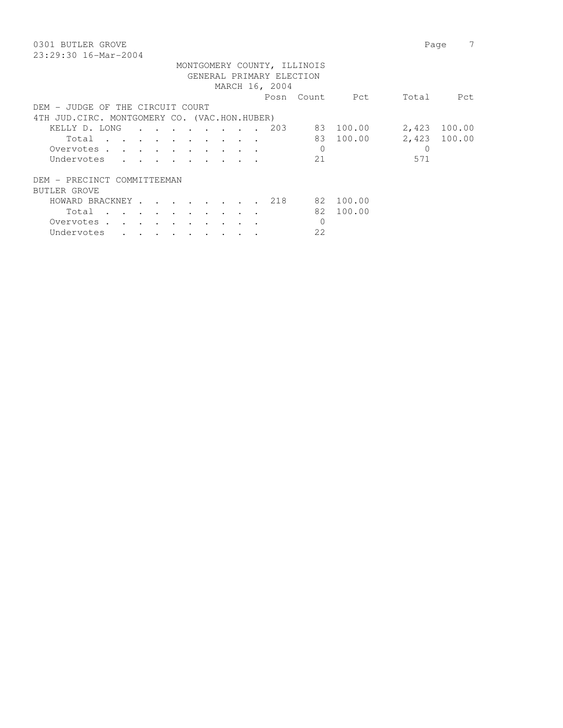MONTGOMERY COUNTY, ILLINOIS
GENERAL PRIMARY ELECTION
MARCH 16, 2004

### DEM - JUDGE OF THE CIRCUIT COURT
4TH JUD.CIRC. MONTGOMERY CO. (VAC.HON.HUBER)

| | Posn | Count | Pct | Total | Pct |
|---|---|---|---|---|---|
| KELLY D. LONG | 203 | 83 | 100.00 | 2,423 | 100.00 |
| Total | | 83 | 100.00 | 2,423 | 100.00 |
| Overvotes | | 0 | | 0 | |
| Undervotes | | 21 | | 571 | |

### DEM - PRECINCT COMMITTEEMAN
BUTLER GROVE

| | Posn | Count | Pct | Total | Pct |
|---|---|---|---|---|---|
| HOWARD BRACKNEY | 218 | 82 | 100.00 | | |
| Total | | 82 | 100.00 | | |
| Overvotes | | 0 | | | |
| Undervotes | | 22 | | | |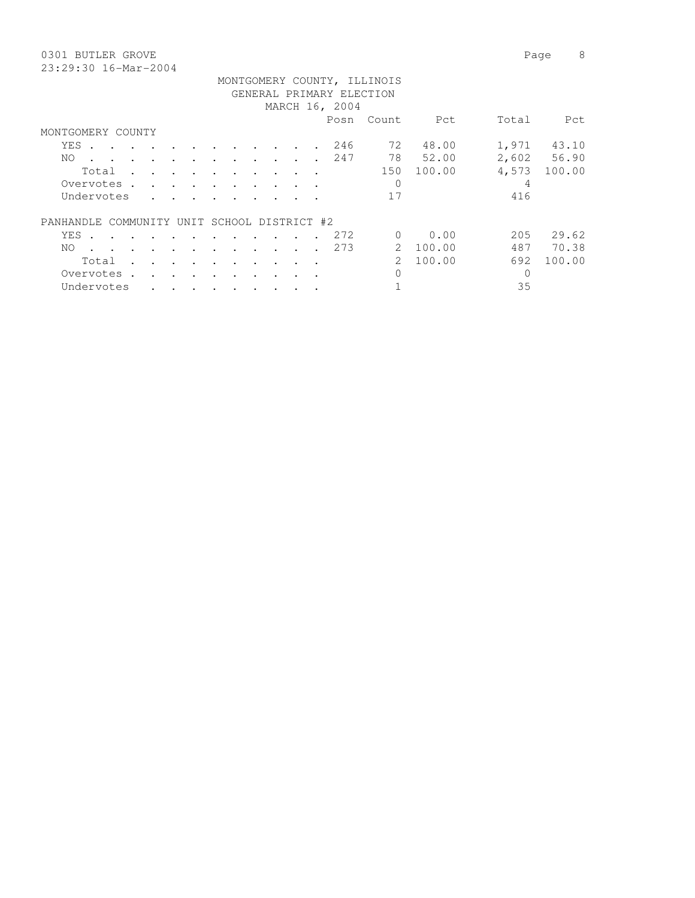0301 BUTLER GROVE
23:29:30 16-Mar-2004

MONTGOMERY COUNTY, ILLINOIS
GENERAL PRIMARY ELECTION
MARCH 16, 2004

| | Posn | Count | Pct | Total | Pct |
|---|---|---|---|---|---|
| **MONTGOMERY COUNTY** | | | | | |
| YES | 246 | 72 | 48.00 | 1,971 | 43.10 |
| NO | 247 | 78 | 52.00 | 2,602 | 56.90 |
| Total | | 150 | 100.00 | 4,573 | 100.00 |
| Overvotes | | 0 | | 4 | |
| Undervotes | | 17 | | 416 | |
| **PANHANDLE COMMUNITY UNIT SCHOOL DISTRICT #2** | | | | | |
| YES | 272 | 0 | 0.00 | 205 | 29.62 |
| NO | 273 | 2 | 100.00 | 487 | 70.38 |
| Total | | 2 | 100.00 | 692 | 100.00 |
| Overvotes | | 0 | | 0 | |
| Undervotes | | 1 | | 35 | |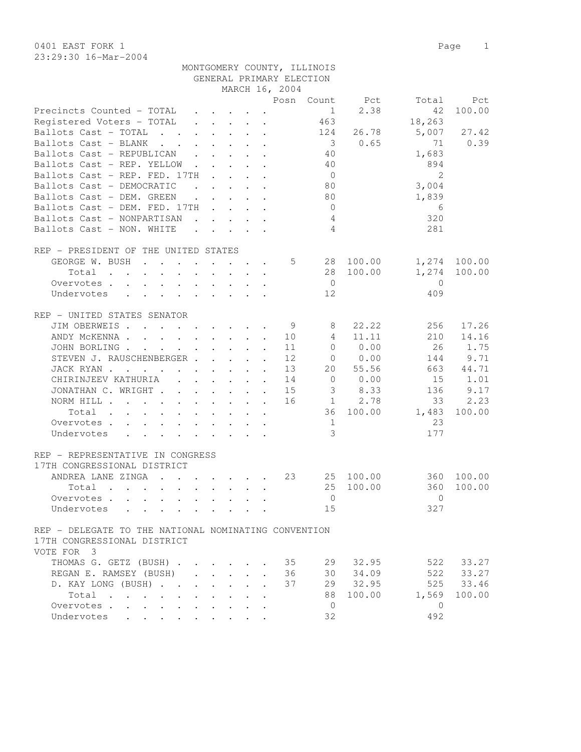0401 EAST FORK 1

23:29:30 16-Mar-2004

MONTGOMERY COUNTY, ILLINOIS
GENERAL PRIMARY ELECTION
MARCH 16, 2004

| | Posn | Count | Pct | Total | Pct |
|---|---|---|---|---|---|
| Precincts Counted - TOTAL | | 1 | 2.38 | 42 | 100.00 |
| Registered Voters - TOTAL | | 463 | | 18,263 | |
| Ballots Cast - TOTAL | | 124 | 26.78 | 5,007 | 27.42 |
| Ballots Cast - BLANK | | 3 | 0.65 | 71 | 0.39 |
| Ballots Cast - REPUBLICAN | | 40 | | 1,683 | |
| Ballots Cast - REP. YELLOW | | 40 | | 894 | |
| Ballots Cast - REP. FED. 17TH | | 0 | | 2 | |
| Ballots Cast - DEMOCRATIC | | 80 | | 3,004 | |
| Ballots Cast - DEM. GREEN | | 80 | | 1,839 | |
| Ballots Cast - DEM. FED. 17TH | | 0 | | 6 | |
| Ballots Cast - NONPARTISAN | | 4 | | 320 | |
| Ballots Cast - NON. WHITE | | 4 | | 281 | |

REP - PRESIDENT OF THE UNITED STATES

| | Posn | Count | Pct | Total | Pct |
|---|---|---|---|---|---|
| GEORGE W. BUSH | 5 | 28 | 100.00 | 1,274 | 100.00 |
| Total | | 28 | 100.00 | 1,274 | 100.00 |
| Overvotes | | 0 | | 0 | |
| Undervotes | | 12 | | 409 | |

REP - UNITED STATES SENATOR

| | Posn | Count | Pct | Total | Pct |
|---|---|---|---|---|---|
| JIM OBERWEIS | 9 | 8 | 22.22 | 256 | 17.26 |
| ANDY McKENNA | 10 | 4 | 11.11 | 210 | 14.16 |
| JOHN BORLING | 11 | 0 | 0.00 | 26 | 1.75 |
| STEVEN J. RAUSCHENBERGER | 12 | 0 | 0.00 | 144 | 9.71 |
| JACK RYAN | 13 | 20 | 55.56 | 663 | 44.71 |
| CHIRINJEEV KATHURIA | 14 | 0 | 0.00 | 15 | 1.01 |
| JONATHAN C. WRIGHT | 15 | 3 | 8.33 | 136 | 9.17 |
| NORM HILL | 16 | 1 | 2.78 | 33 | 2.23 |
| Total | | 36 | 100.00 | 1,483 | 100.00 |
| Overvotes | | 1 | | 23 | |
| Undervotes | | 3 | | 177 | |

REP - REPRESENTATIVE IN CONGRESS
17TH CONGRESSIONAL DISTRICT

| | Posn | Count | Pct | Total | Pct |
|---|---|---|---|---|---|
| ANDREA LANE ZINGA | 23 | 25 | 100.00 | 360 | 100.00 |
| Total | | 25 | 100.00 | 360 | 100.00 |
| Overvotes | | 0 | | 0 | |
| Undervotes | | 15 | | 327 | |

REP - DELEGATE TO THE NATIONAL NOMINATING CONVENTION
17TH CONGRESSIONAL DISTRICT
VOTE FOR 3

| | Posn | Count | Pct | Total | Pct |
|---|---|---|---|---|---|
| THOMAS G. GETZ (BUSH) | 35 | 29 | 32.95 | 522 | 33.27 |
| REGAN E. RAMSEY (BUSH) | 36 | 30 | 34.09 | 522 | 33.27 |
| D. KAY LONG (BUSH) | 37 | 29 | 32.95 | 525 | 33.46 |
| Total | | 88 | 100.00 | 1,569 | 100.00 |
| Overvotes | | 0 | | 0 | |
| Undervotes | | 32 | | 492 | |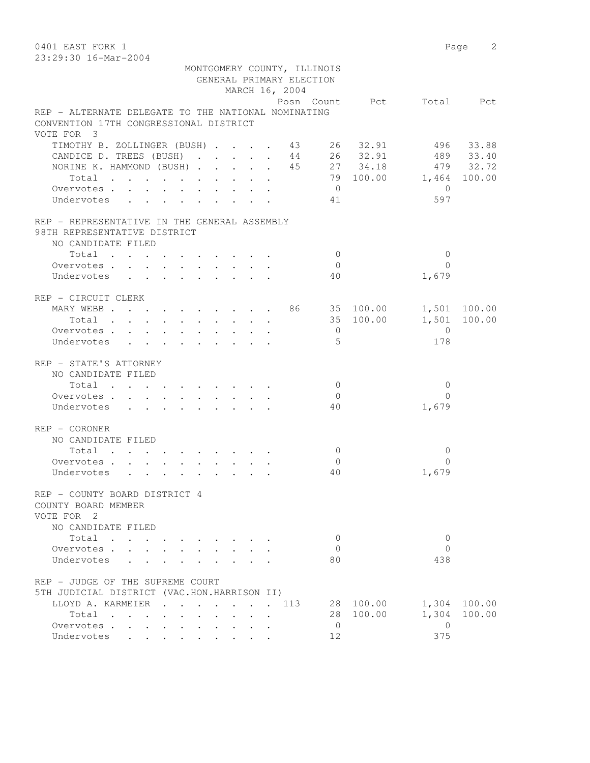0401 EAST FORK 1

23:29:30 16-Mar-2004

MONTGOMERY COUNTY, ILLINOIS
GENERAL PRIMARY ELECTION
MARCH 16, 2004

| | Posn | Count | Pct | Total | Pct |
|---|---|---|---|---|---|
| **REP - ALTERNATE DELEGATE TO THE NATIONAL NOMINATING CONVENTION 17TH CONGRESSIONAL DISTRICT** | | | | | |
| VOTE FOR 3 | | | | | |
| TIMOTHY B. ZOLLINGER (BUSH) | 43 | 26 | 32.91 | 496 | 33.88 |
| CANDICE D. TREES (BUSH) | 44 | 26 | 32.91 | 489 | 33.40 |
| NORINE K. HAMMOND (BUSH) | 45 | 27 | 34.18 | 479 | 32.72 |
| Total | | 79 | 100.00 | 1,464 | 100.00 |
| Overvotes | | 0 | | 0 | |
| Undervotes | | 41 | | 597 | |
| **REP - REPRESENTATIVE IN THE GENERAL ASSEMBLY 98TH REPRESENTATIVE DISTRICT** | | | | | |
| NO CANDIDATE FILED | | | | | |
| Total | | 0 | | 0 | |
| Overvotes | | 0 | | 0 | |
| Undervotes | | 40 | | 1,679 | |
| **REP - CIRCUIT CLERK** | | | | | |
| MARY WEBB | 86 | 35 | 100.00 | 1,501 | 100.00 |
| Total | | 35 | 100.00 | 1,501 | 100.00 |
| Overvotes | | 0 | | 0 | |
| Undervotes | | 5 | | 178 | |
| **REP - STATE'S ATTORNEY** | | | | | |
| NO CANDIDATE FILED | | | | | |
| Total | | 0 | | 0 | |
| Overvotes | | 0 | | 0 | |
| Undervotes | | 40 | | 1,679 | |
| **REP - CORONER** | | | | | |
| NO CANDIDATE FILED | | | | | |
| Total | | 0 | | 0 | |
| Overvotes | | 0 | | 0 | |
| Undervotes | | 40 | | 1,679 | |
| **REP - COUNTY BOARD DISTRICT 4 COUNTY BOARD MEMBER** | | | | | |
| VOTE FOR 2 | | | | | |
| NO CANDIDATE FILED | | | | | |
| Total | | 0 | | 0 | |
| Overvotes | | 0 | | 0 | |
| Undervotes | | 80 | | 438 | |
| **REP - JUDGE OF THE SUPREME COURT 5TH JUDICIAL DISTRICT (VAC.HON.HARRISON II)** | | | | | |
| LLOYD A. KARMEIER | 113 | 28 | 100.00 | 1,304 | 100.00 |
| Total | | 28 | 100.00 | 1,304 | 100.00 |
| Overvotes | | 0 | | 0 | |
| Undervotes | | 12 | | 375 | |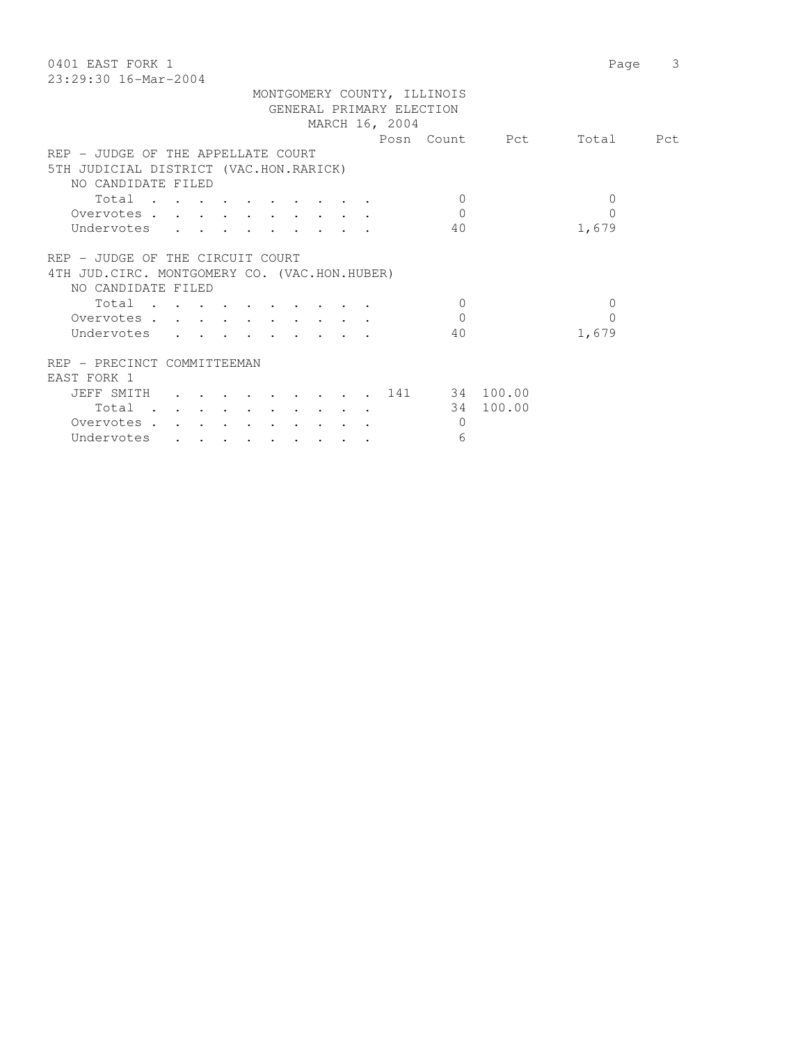MONTGOMERY COUNTY, ILLINOIS
GENERAL PRIMARY ELECTION
MARCH 16, 2004

| | Posn | Count | Pct | Total | Pct |
|---|---|---|---|---|---|
| **REP - JUDGE OF THE APPELLATE COURT** | | | | | |
| **5TH JUDICIAL DISTRICT (VAC.HON.RARICK)** | | | | | |
| NO CANDIDATE FILED | | | | | |
| Total | | 0 | | 0 | |
| Overvotes | | 0 | | 0 | |
| Undervotes | | 40 | | 1,679 | |
| **REP - JUDGE OF THE CIRCUIT COURT** | | | | | |
| **4TH JUD.CIRC. MONTGOMERY CO. (VAC.HON.HUBER)** | | | | | |
| NO CANDIDATE FILED | | | | | |
| Total | | 0 | | 0 | |
| Overvotes | | 0 | | 0 | |
| Undervotes | | 40 | | 1,679 | |
| **REP - PRECINCT COMMITTEEMAN** | | | | | |
| **EAST FORK 1** | | | | | |
| JEFF SMITH | 141 | 34 | 100.00 | | |
| Total | | 34 | 100.00 | | |
| Overvotes | | 0 | | | |
| Undervotes | | 6 | | | |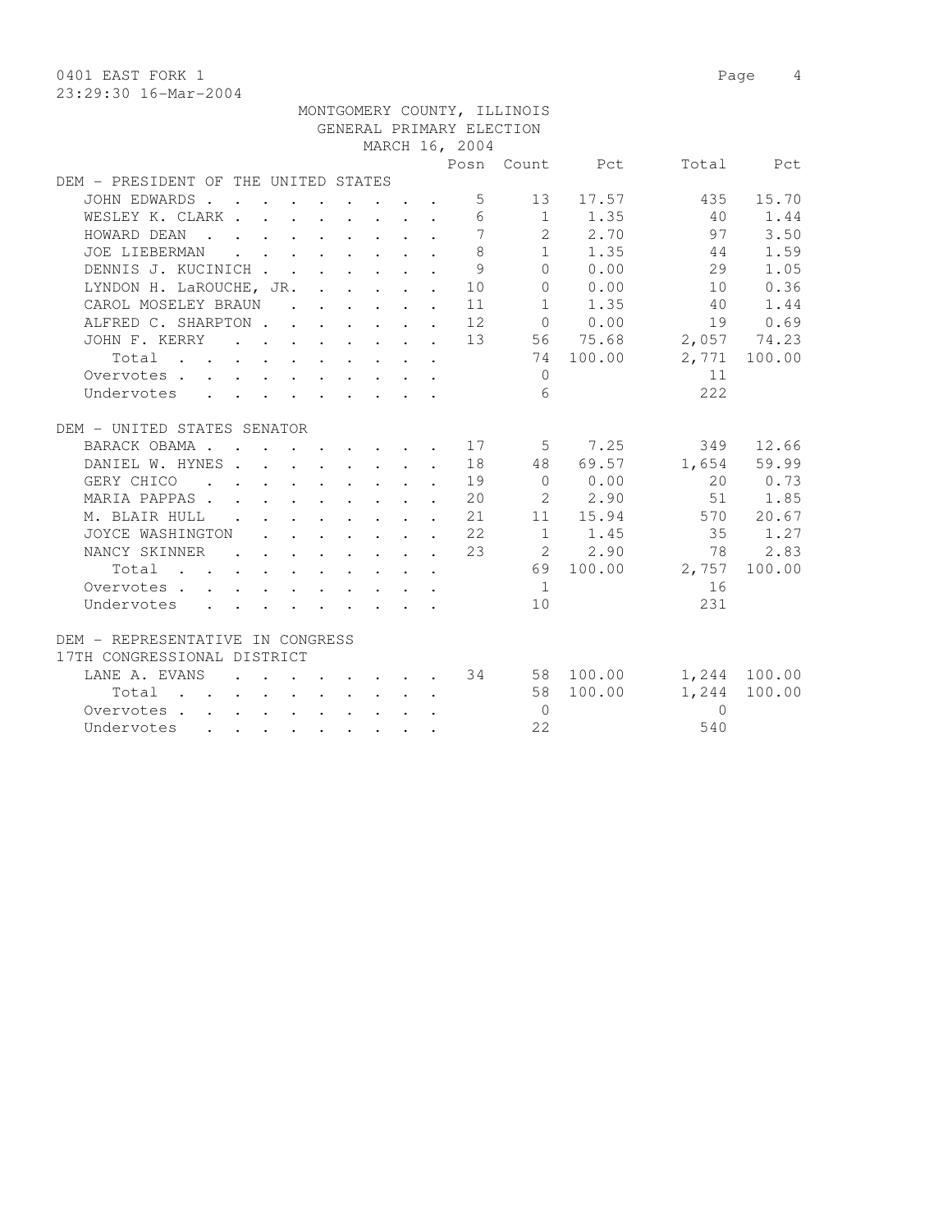0401 EAST FORK 1
23:29:30 16-Mar-2004

MONTGOMERY COUNTY, ILLINOIS
GENERAL PRIMARY ELECTION
MARCH 16, 2004

| | Posn | Count | Pct | Total | Pct |
|---|---|---|---|---|---|
| **DEM - PRESIDENT OF THE UNITED STATES** | | | | | |
| JOHN EDWARDS | 5 | 13 | 17.57 | 435 | 15.70 |
| WESLEY K. CLARK | 6 | 1 | 1.35 | 40 | 1.44 |
| HOWARD DEAN | 7 | 2 | 2.70 | 97 | 3.50 |
| JOE LIEBERMAN | 8 | 1 | 1.35 | 44 | 1.59 |
| DENNIS J. KUCINICH | 9 | 0 | 0.00 | 29 | 1.05 |
| LYNDON H. LaROUCHE, JR. | 10 | 0 | 0.00 | 10 | 0.36 |
| CAROL MOSELEY BRAUN | 11 | 1 | 1.35 | 40 | 1.44 |
| ALFRED C. SHARPTON | 12 | 0 | 0.00 | 19 | 0.69 |
| JOHN F. KERRY | 13 | 56 | 75.68 | 2,057 | 74.23 |
| Total | | 74 | 100.00 | 2,771 | 100.00 |
| Overvotes | | 0 | | 11 | |
| Undervotes | | 6 | | 222 | |
| **DEM - UNITED STATES SENATOR** | | | | | |
| BARACK OBAMA | 17 | 5 | 7.25 | 349 | 12.66 |
| DANIEL W. HYNES | 18 | 48 | 69.57 | 1,654 | 59.99 |
| GERY CHICO | 19 | 0 | 0.00 | 20 | 0.73 |
| MARIA PAPPAS | 20 | 2 | 2.90 | 51 | 1.85 |
| M. BLAIR HULL | 21 | 11 | 15.94 | 570 | 20.67 |
| JOYCE WASHINGTON | 22 | 1 | 1.45 | 35 | 1.27 |
| NANCY SKINNER | 23 | 2 | 2.90 | 78 | 2.83 |
| Total | | 69 | 100.00 | 2,757 | 100.00 |
| Overvotes | | 1 | | 16 | |
| Undervotes | | 10 | | 231 | |
| **DEM - REPRESENTATIVE IN CONGRESS 17TH CONGRESSIONAL DISTRICT** | | | | | |
| LANE A. EVANS | 34 | 58 | 100.00 | 1,244 | 100.00 |
| Total | | 58 | 100.00 | 1,244 | 100.00 |
| Overvotes | | 0 | | 0 | |
| Undervotes | | 22 | | 540 | |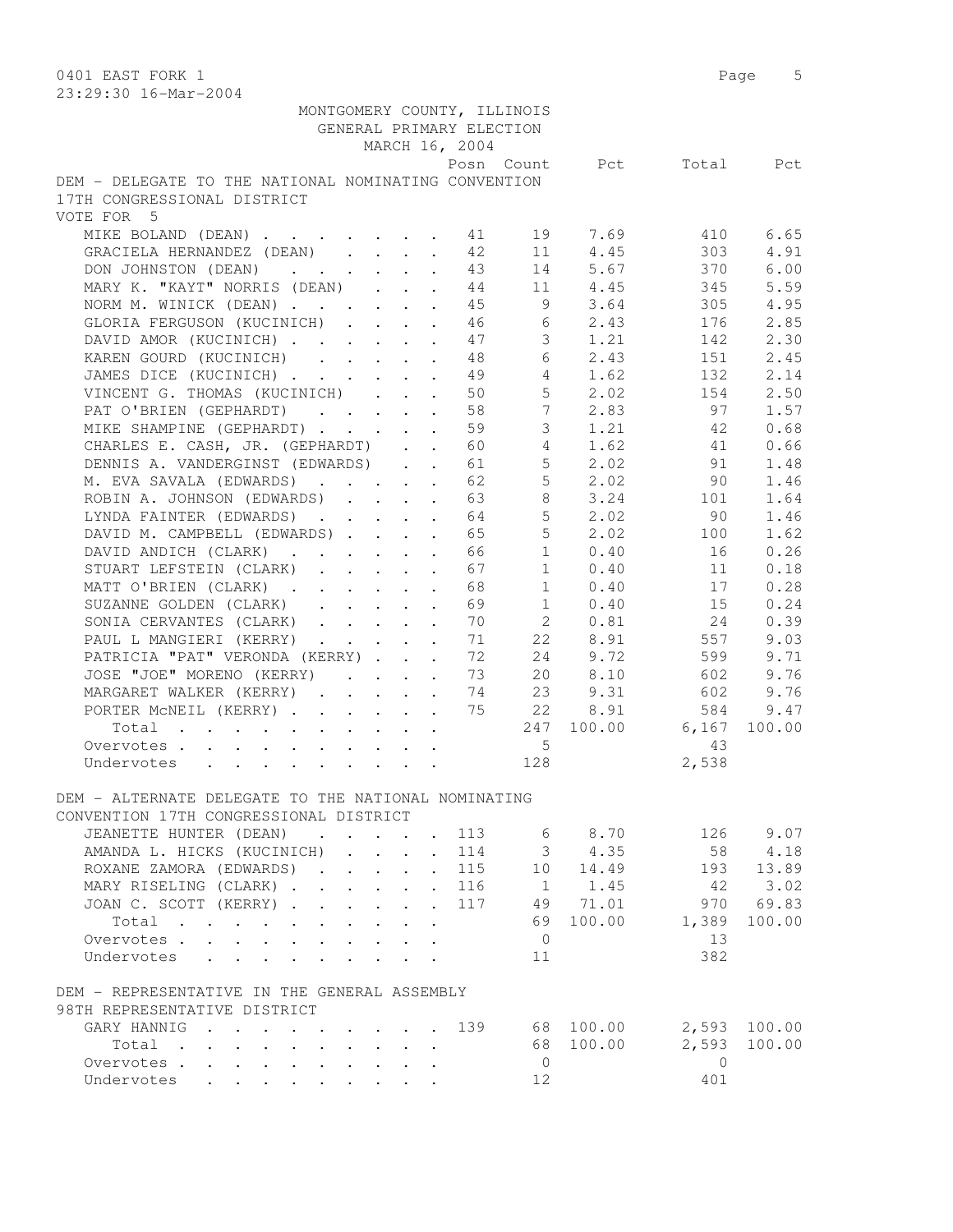0401 EAST FORK 1

23:29:30 16-Mar-2004

MONTGOMERY COUNTY, ILLINOIS
GENERAL PRIMARY ELECTION
MARCH 16, 2004

## DEM - DELEGATE TO THE NATIONAL NOMINATING CONVENTION 17TH CONGRESSIONAL DISTRICT

VOTE FOR 5

| | Posn | Count | Pct | Total | Pct |
|---|---|---|---|---|---|
| MIKE BOLAND (DEAN) | 41 | 19 | 7.69 | 410 | 6.65 |
| GRACIELA HERNANDEZ (DEAN) | 42 | 11 | 4.45 | 303 | 4.91 |
| DON JOHNSTON (DEAN) | 43 | 14 | 5.67 | 370 | 6.00 |
| MARY K. "KAYT" NORRIS (DEAN) | 44 | 11 | 4.45 | 345 | 5.59 |
| NORM M. WINICK (DEAN) | 45 | 9 | 3.64 | 305 | 4.95 |
| GLORIA FERGUSON (KUCINICH) | 46 | 6 | 2.43 | 176 | 2.85 |
| DAVID AMOR (KUCINICH) | 47 | 3 | 1.21 | 142 | 2.30 |
| KAREN GOURD (KUCINICH) | 48 | 6 | 2.43 | 151 | 2.45 |
| JAMES DICE (KUCINICH) | 49 | 4 | 1.62 | 132 | 2.14 |
| VINCENT G. THOMAS (KUCINICH) | 50 | 5 | 2.02 | 154 | 2.50 |
| PAT O'BRIEN (GEPHARDT) | 58 | 7 | 2.83 | 97 | 1.57 |
| MIKE SHAMPINE (GEPHARDT) | 59 | 3 | 1.21 | 42 | 0.68 |
| CHARLES E. CASH, JR. (GEPHARDT) | 60 | 4 | 1.62 | 41 | 0.66 |
| DENNIS A. VANDERGINST (EDWARDS) | 61 | 5 | 2.02 | 91 | 1.48 |
| M. EVA SAVALA (EDWARDS) | 62 | 5 | 2.02 | 90 | 1.46 |
| ROBIN A. JOHNSON (EDWARDS) | 63 | 8 | 3.24 | 101 | 1.64 |
| LYNDA FAINTER (EDWARDS) | 64 | 5 | 2.02 | 90 | 1.46 |
| DAVID M. CAMPBELL (EDWARDS) | 65 | 5 | 2.02 | 100 | 1.62 |
| DAVID ANDICH (CLARK) | 66 | 1 | 0.40 | 16 | 0.26 |
| STUART LEFSTEIN (CLARK) | 67 | 1 | 0.40 | 11 | 0.18 |
| MATT O'BRIEN (CLARK) | 68 | 1 | 0.40 | 17 | 0.28 |
| SUZANNE GOLDEN (CLARK) | 69 | 1 | 0.40 | 15 | 0.24 |
| SONIA CERVANTES (CLARK) | 70 | 2 | 0.81 | 24 | 0.39 |
| PAUL L MANGIERI (KERRY) | 71 | 22 | 8.91 | 557 | 9.03 |
| PATRICIA "PAT" VERONDA (KERRY) | 72 | 24 | 9.72 | 599 | 9.71 |
| JOSE "JOE" MORENO (KERRY) | 73 | 20 | 8.10 | 602 | 9.76 |
| MARGARET WALKER (KERRY) | 74 | 23 | 9.31 | 602 | 9.76 |
| PORTER McNEIL (KERRY) | 75 | 22 | 8.91 | 584 | 9.47 |
| Total | | 247 | 100.00 | 6,167 | 100.00 |
| Overvotes | | 5 | | 43 | |
| Undervotes | | 128 | | 2,538 | |

## DEM - ALTERNATE DELEGATE TO THE NATIONAL NOMINATING CONVENTION 17TH CONGRESSIONAL DISTRICT

| | Posn | Count | Pct | Total | Pct |
|---|---|---|---|---|---|
| JEANETTE HUNTER (DEAN) | 113 | 6 | 8.70 | 126 | 9.07 |
| AMANDA L. HICKS (KUCINICH) | 114 | 3 | 4.35 | 58 | 4.18 |
| ROXANE ZAMORA (EDWARDS) | 115 | 10 | 14.49 | 193 | 13.89 |
| MARY RISELING (CLARK) | 116 | 1 | 1.45 | 42 | 3.02 |
| JOAN C. SCOTT (KERRY) | 117 | 49 | 71.01 | 970 | 69.83 |
| Total | | 69 | 100.00 | 1,389 | 100.00 |
| Overvotes | | 0 | | 13 | |
| Undervotes | | 11 | | 382 | |

## DEM - REPRESENTATIVE IN THE GENERAL ASSEMBLY 98TH REPRESENTATIVE DISTRICT

| | Posn | Count | Pct | Total | Pct |
|---|---|---|---|---|---|
| GARY HANNIG | 139 | 68 | 100.00 | 2,593 | 100.00 |
| Total | | 68 | 100.00 | 2,593 | 100.00 |
| Overvotes | | 0 | | 0 | |
| Undervotes | | 12 | | 401 | |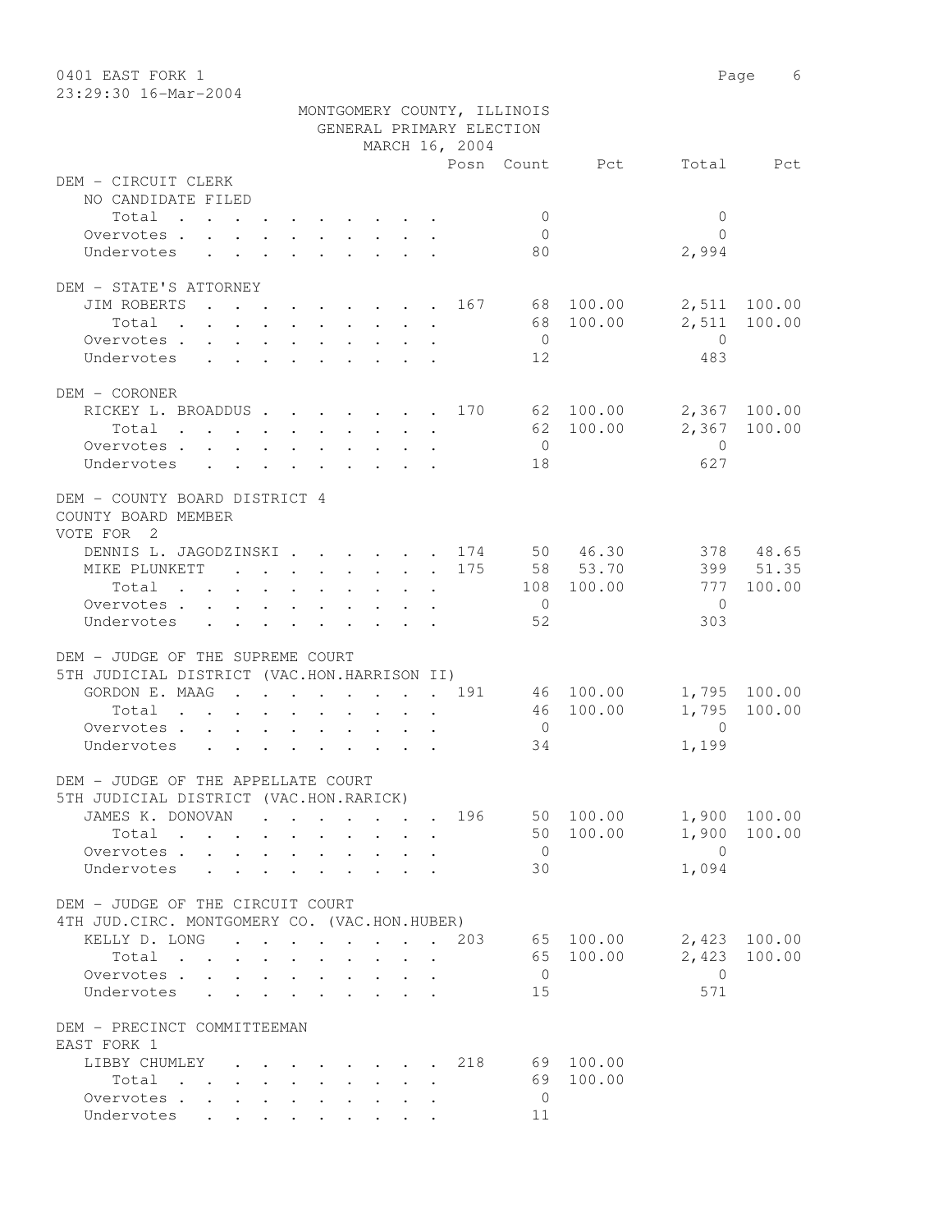MONTGOMERY COUNTY, ILLINOIS
GENERAL PRIMARY ELECTION
MARCH 16, 2004

| | Posn | Count | Pct | Total | Pct |
|---|---|---|---|---|---|
| **DEM - CIRCUIT CLERK** | | | | | |
| NO CANDIDATE FILED | | | | | |
| Total | | 0 | | 0 | |
| Overvotes | | 0 | | 0 | |
| Undervotes | | 80 | | 2,994 | |
| **DEM - STATE'S ATTORNEY** | | | | | |
| JIM ROBERTS | 167 | 68 | 100.00 | 2,511 | 100.00 |
| Total | | 68 | 100.00 | 2,511 | 100.00 |
| Overvotes | | 0 | | 0 | |
| Undervotes | | 12 | | 483 | |
| **DEM - CORONER** | | | | | |
| RICKEY L. BROADDUS | 170 | 62 | 100.00 | 2,367 | 100.00 |
| Total | | 62 | 100.00 | 2,367 | 100.00 |
| Overvotes | | 0 | | 0 | |
| Undervotes | | 18 | | 627 | |
| **DEM - COUNTY BOARD DISTRICT 4** | | | | | |
| COUNTY BOARD MEMBER | | | | | |
| VOTE FOR 2 | | | | | |
| DENNIS L. JAGODZINSKI | 174 | 50 | 46.30 | 378 | 48.65 |
| MIKE PLUNKETT | 175 | 58 | 53.70 | 399 | 51.35 |
| Total | | 108 | 100.00 | 777 | 100.00 |
| Overvotes | | 0 | | 0 | |
| Undervotes | | 52 | | 303 | |
| **DEM - JUDGE OF THE SUPREME COURT** | | | | | |
| 5TH JUDICIAL DISTRICT (VAC.HON.HARRISON II) | | | | | |
| GORDON E. MAAG | 191 | 46 | 100.00 | 1,795 | 100.00 |
| Total | | 46 | 100.00 | 1,795 | 100.00 |
| Overvotes | | 0 | | 0 | |
| Undervotes | | 34 | | 1,199 | |
| **DEM - JUDGE OF THE APPELLATE COURT** | | | | | |
| 5TH JUDICIAL DISTRICT (VAC.HON.RARICK) | | | | | |
| JAMES K. DONOVAN | 196 | 50 | 100.00 | 1,900 | 100.00 |
| Total | | 50 | 100.00 | 1,900 | 100.00 |
| Overvotes | | 0 | | 0 | |
| Undervotes | | 30 | | 1,094 | |
| **DEM - JUDGE OF THE CIRCUIT COURT** | | | | | |
| 4TH JUD.CIRC. MONTGOMERY CO. (VAC.HON.HUBER) | | | | | |
| KELLY D. LONG | 203 | 65 | 100.00 | 2,423 | 100.00 |
| Total | | 65 | 100.00 | 2,423 | 100.00 |
| Overvotes | | 0 | | 0 | |
| Undervotes | | 15 | | 571 | |
| **DEM - PRECINCT COMMITTEEMAN** | | | | | |
| EAST FORK 1 | | | | | |
| LIBBY CHUMLEY | 218 | 69 | 100.00 | | |
| Total | | 69 | 100.00 | | |
| Overvotes | | 0 | | | |
| Undervotes | | 11 | | | |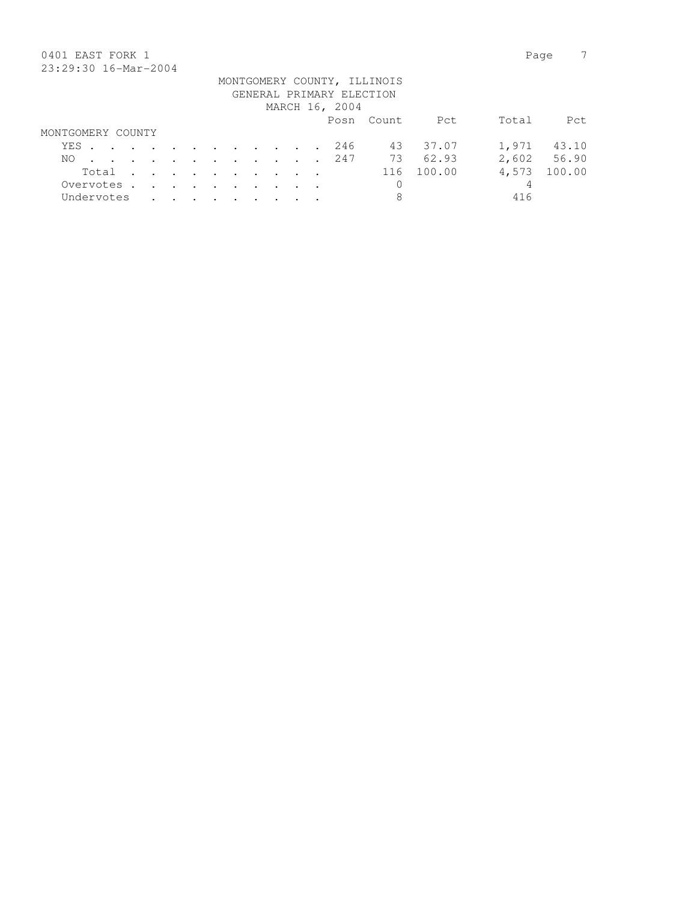0401 EAST FORK 1

23:29:30 16-Mar-2004

MONTGOMERY COUNTY, ILLINOIS
GENERAL PRIMARY ELECTION
MARCH 16, 2004

| | Posn | Count | Pct | Total | Pct |
|---|---|---|---|---|---|
| **MONTGOMERY COUNTY** | | | | | |
| YES | 246 | 43 | 37.07 | 1,971 | 43.10 |
| NO | 247 | 73 | 62.93 | 2,602 | 56.90 |
| Total | | 116 | 100.00 | 4,573 | 100.00 |
| Overvotes | | 0 | | 4 | |
| Undervotes | | 8 | | 416 | |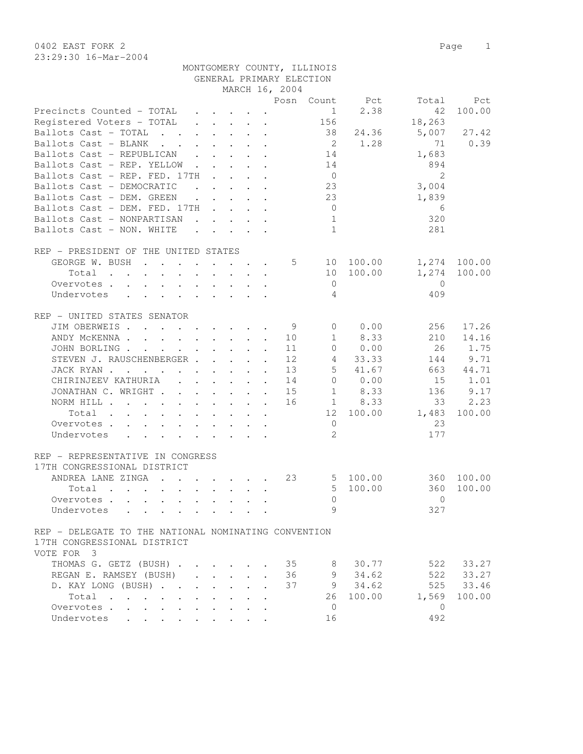0402 EAST FORK 2

23:29:30 16-Mar-2004

MONTGOMERY COUNTY, ILLINOIS
GENERAL PRIMARY ELECTION
MARCH 16, 2004

| | Posn | Count | Pct | Total | Pct |
|---|---|---|---|---|---|
| Precincts Counted - TOTAL | | 1 | 2.38 | 42 | 100.00 |
| Registered Voters - TOTAL | | 156 | | 18,263 | |
| Ballots Cast - TOTAL | | 38 | 24.36 | 5,007 | 27.42 |
| Ballots Cast - BLANK | | 2 | 1.28 | 71 | 0.39 |
| Ballots Cast - REPUBLICAN | | 14 | | 1,683 | |
| Ballots Cast - REP. YELLOW | | 14 | | 894 | |
| Ballots Cast - REP. FED. 17TH | | 0 | | 2 | |
| Ballots Cast - DEMOCRATIC | | 23 | | 3,004 | |
| Ballots Cast - DEM. GREEN | | 23 | | 1,839 | |
| Ballots Cast - DEM. FED. 17TH | | 0 | | 6 | |
| Ballots Cast - NONPARTISAN | | 1 | | 320 | |
| Ballots Cast - NON. WHITE | | 1 | | 281 | |

REP - PRESIDENT OF THE UNITED STATES

| | Posn | Count | Pct | Total | Pct |
|---|---|---|---|---|---|
| GEORGE W. BUSH | 5 | 10 | 100.00 | 1,274 | 100.00 |
| Total | | 10 | 100.00 | 1,274 | 100.00 |
| Overvotes | | 0 | | 0 | |
| Undervotes | | 4 | | 409 | |

REP - UNITED STATES SENATOR

| | Posn | Count | Pct | Total | Pct |
|---|---|---|---|---|---|
| JIM OBERWEIS | 9 | 0 | 0.00 | 256 | 17.26 |
| ANDY McKENNA | 10 | 1 | 8.33 | 210 | 14.16 |
| JOHN BORLING | 11 | 0 | 0.00 | 26 | 1.75 |
| STEVEN J. RAUSCHENBERGER | 12 | 4 | 33.33 | 144 | 9.71 |
| JACK RYAN | 13 | 5 | 41.67 | 663 | 44.71 |
| CHIRINJEEV KATHURIA | 14 | 0 | 0.00 | 15 | 1.01 |
| JONATHAN C. WRIGHT | 15 | 1 | 8.33 | 136 | 9.17 |
| NORM HILL | 16 | 1 | 8.33 | 33 | 2.23 |
| Total | | 12 | 100.00 | 1,483 | 100.00 |
| Overvotes | | 0 | | 23 | |
| Undervotes | | 2 | | 177 | |

REP - REPRESENTATIVE IN CONGRESS
17TH CONGRESSIONAL DISTRICT

| | Posn | Count | Pct | Total | Pct |
|---|---|---|---|---|---|
| ANDREA LANE ZINGA | 23 | 5 | 100.00 | 360 | 100.00 |
| Total | | 5 | 100.00 | 360 | 100.00 |
| Overvotes | | 0 | | 0 | |
| Undervotes | | 9 | | 327 | |

REP - DELEGATE TO THE NATIONAL NOMINATING CONVENTION
17TH CONGRESSIONAL DISTRICT
VOTE FOR 3

| | Posn | Count | Pct | Total | Pct |
|---|---|---|---|---|---|
| THOMAS G. GETZ (BUSH) | 35 | 8 | 30.77 | 522 | 33.27 |
| REGAN E. RAMSEY (BUSH) | 36 | 9 | 34.62 | 522 | 33.27 |
| D. KAY LONG (BUSH) | 37 | 9 | 34.62 | 525 | 33.46 |
| Total | | 26 | 100.00 | 1,569 | 100.00 |
| Overvotes | | 0 | | 0 | |
| Undervotes | | 16 | | 492 | |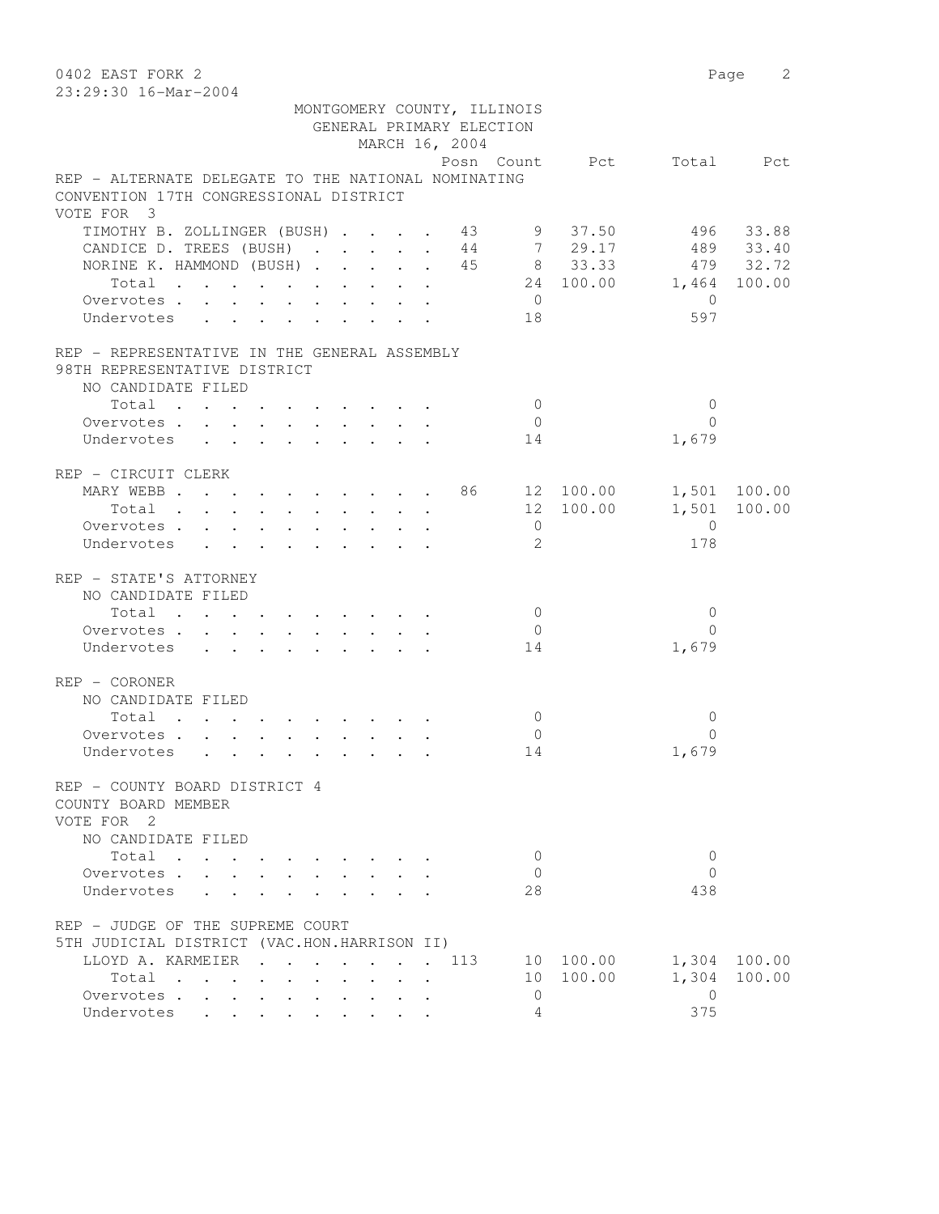0402 EAST FORK 2

23:29:30 16-Mar-2004

MONTGOMERY COUNTY, ILLINOIS
GENERAL PRIMARY ELECTION
MARCH 16, 2004

**REP - ALTERNATE DELEGATE TO THE NATIONAL NOMINATING CONVENTION 17TH CONGRESSIONAL DISTRICT**
VOTE FOR 3

| | Posn | Count | Pct | Total | Pct |
|---|---|---|---|---|---|
| TIMOTHY B. ZOLLINGER (BUSH) | 43 | 9 | 37.50 | 496 | 33.88 |
| CANDICE D. TREES (BUSH) | 44 | 7 | 29.17 | 489 | 33.40 |
| NORINE K. HAMMOND (BUSH) | 45 | 8 | 33.33 | 479 | 32.72 |
| Total | | 24 | 100.00 | 1,464 | 100.00 |
| Overvotes | | 0 | | 0 | |
| Undervotes | | 18 | | 597 | |

**REP - REPRESENTATIVE IN THE GENERAL ASSEMBLY 98TH REPRESENTATIVE DISTRICT**
NO CANDIDATE FILED

| | Posn | Count | Pct | Total | Pct |
|---|---|---|---|---|---|
| Total | | 0 | | 0 | |
| Overvotes | | 0 | | 0 | |
| Undervotes | | 14 | | 1,679 | |

**REP - CIRCUIT CLERK**

| | Posn | Count | Pct | Total | Pct |
|---|---|---|---|---|---|
| MARY WEBB | 86 | 12 | 100.00 | 1,501 | 100.00 |
| Total | | 12 | 100.00 | 1,501 | 100.00 |
| Overvotes | | 0 | | 0 | |
| Undervotes | | 2 | | 178 | |

**REP - STATE'S ATTORNEY**
NO CANDIDATE FILED

| | Posn | Count | Pct | Total | Pct |
|---|---|---|---|---|---|
| Total | | 0 | | 0 | |
| Overvotes | | 0 | | 0 | |
| Undervotes | | 14 | | 1,679 | |

**REP - CORONER**
NO CANDIDATE FILED

| | Posn | Count | Pct | Total | Pct |
|---|---|---|---|---|---|
| Total | | 0 | | 0 | |
| Overvotes | | 0 | | 0 | |
| Undervotes | | 14 | | 1,679 | |

**REP - COUNTY BOARD DISTRICT 4 COUNTY BOARD MEMBER**
VOTE FOR 2
NO CANDIDATE FILED

| | Posn | Count | Pct | Total | Pct |
|---|---|---|---|---|---|
| Total | | 0 | | 0 | |
| Overvotes | | 0 | | 0 | |
| Undervotes | | 28 | | 438 | |

**REP - JUDGE OF THE SUPREME COURT 5TH JUDICIAL DISTRICT (VAC.HON.HARRISON II)**

| | Posn | Count | Pct | Total | Pct |
|---|---|---|---|---|---|
| LLOYD A. KARMEIER | 113 | 10 | 100.00 | 1,304 | 100.00 |
| Total | | 10 | 100.00 | 1,304 | 100.00 |
| Overvotes | | 0 | | 0 | |
| Undervotes | | 4 | | 375 | |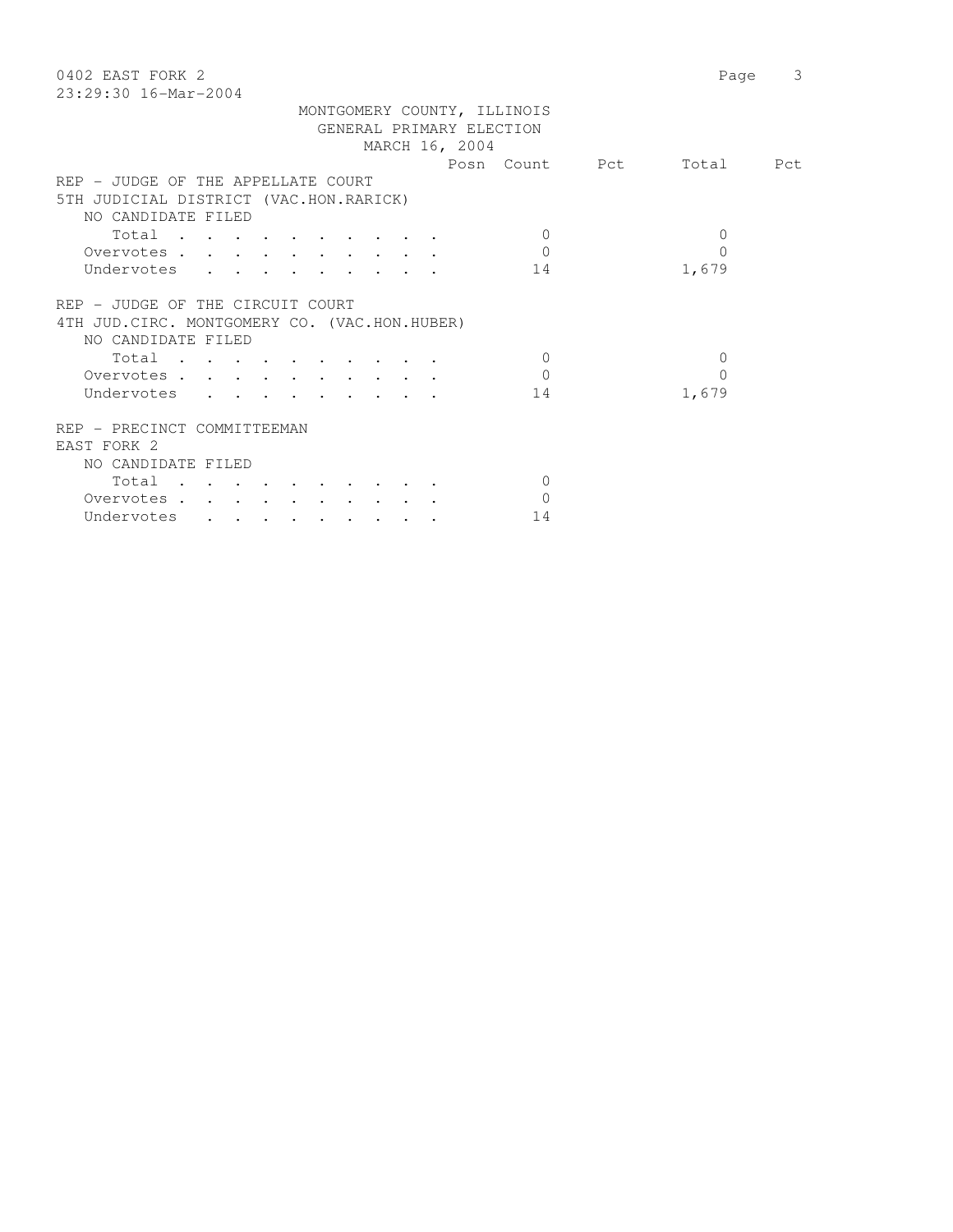0402 EAST FORK 2

23:29:30 16-Mar-2004

MONTGOMERY COUNTY, ILLINOIS
GENERAL PRIMARY ELECTION
MARCH 16, 2004

| | Posn | Count | Pct | Total | Pct |
|---|---|---|---|---|---|
| **REP - JUDGE OF THE APPELLATE COURT** | | | | | |
| **5TH JUDICIAL DISTRICT (VAC.HON.RARICK)** | | | | | |
| NO CANDIDATE FILED | | | | | |
| Total | | 0 | | 0 | |
| Overvotes | | 0 | | 0 | |
| Undervotes | | 14 | | 1,679 | |
| **REP - JUDGE OF THE CIRCUIT COURT** | | | | | |
| **4TH JUD.CIRC. MONTGOMERY CO. (VAC.HON.HUBER)** | | | | | |
| NO CANDIDATE FILED | | | | | |
| Total | | 0 | | 0 | |
| Overvotes | | 0 | | 0 | |
| Undervotes | | 14 | | 1,679 | |
| **REP - PRECINCT COMMITTEEMAN** | | | | | |
| **EAST FORK 2** | | | | | |
| NO CANDIDATE FILED | | | | | |
| Total | | 0 | | | |
| Overvotes | | 0 | | | |
| Undervotes | | 14 | | | |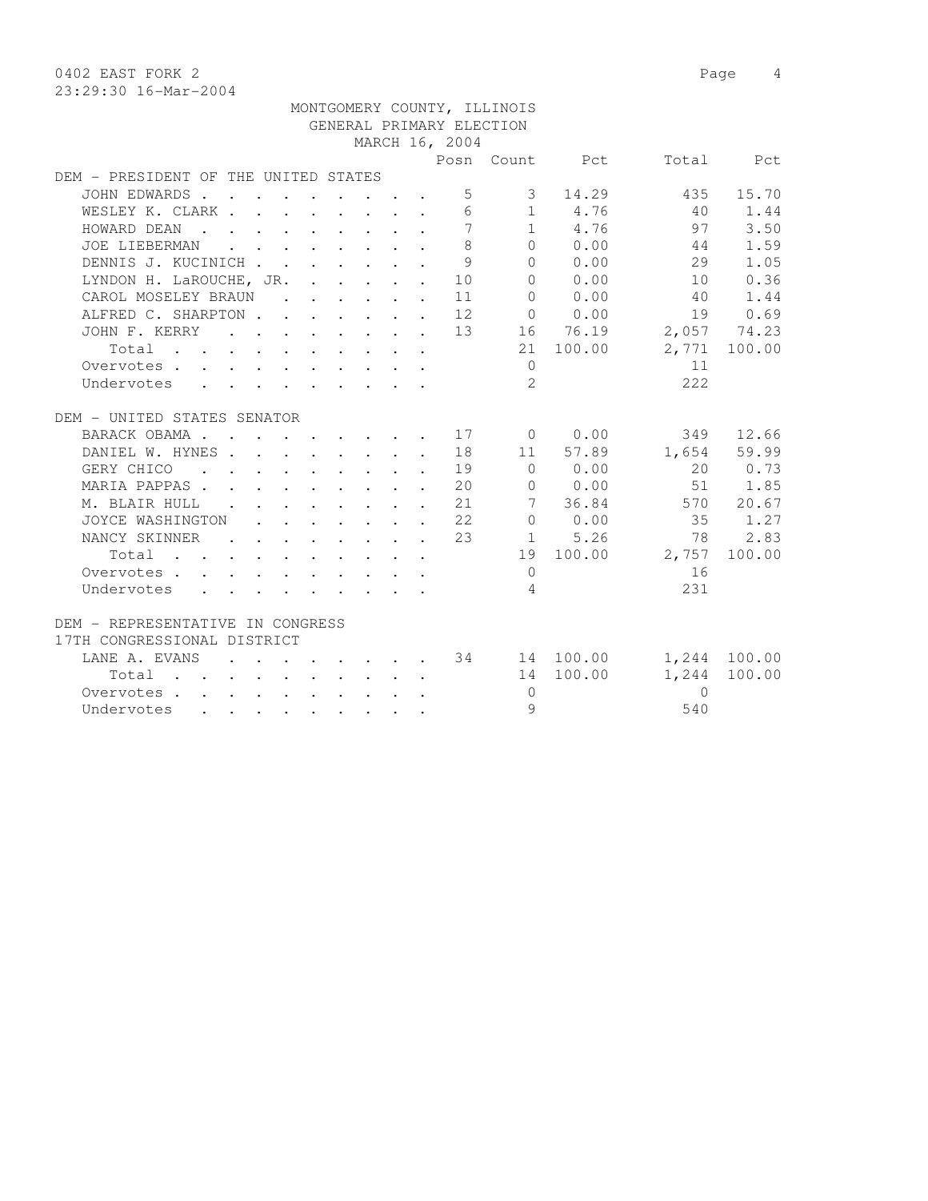0402 EAST FORK 2

23:29:30 16-Mar-2004

MONTGOMERY COUNTY, ILLINOIS
GENERAL PRIMARY ELECTION
MARCH 16, 2004

| | Posn | Count | Pct | Total | Pct |
|---|---|---|---|---|---|
| **DEM - PRESIDENT OF THE UNITED STATES** | | | | | |
| JOHN EDWARDS | 5 | 3 | 14.29 | 435 | 15.70 |
| WESLEY K. CLARK | 6 | 1 | 4.76 | 40 | 1.44 |
| HOWARD DEAN | 7 | 1 | 4.76 | 97 | 3.50 |
| JOE LIEBERMAN | 8 | 0 | 0.00 | 44 | 1.59 |
| DENNIS J. KUCINICH | 9 | 0 | 0.00 | 29 | 1.05 |
| LYNDON H. LaROUCHE, JR. | 10 | 0 | 0.00 | 10 | 0.36 |
| CAROL MOSELEY BRAUN | 11 | 0 | 0.00 | 40 | 1.44 |
| ALFRED C. SHARPTON | 12 | 0 | 0.00 | 19 | 0.69 |
| JOHN F. KERRY | 13 | 16 | 76.19 | 2,057 | 74.23 |
| Total | | 21 | 100.00 | 2,771 | 100.00 |
| Overvotes | | 0 | | 11 | |
| Undervotes | | 2 | | 222 | |
| **DEM - UNITED STATES SENATOR** | | | | | |
| BARACK OBAMA | 17 | 0 | 0.00 | 349 | 12.66 |
| DANIEL W. HYNES | 18 | 11 | 57.89 | 1,654 | 59.99 |
| GERY CHICO | 19 | 0 | 0.00 | 20 | 0.73 |
| MARIA PAPPAS | 20 | 0 | 0.00 | 51 | 1.85 |
| M. BLAIR HULL | 21 | 7 | 36.84 | 570 | 20.67 |
| JOYCE WASHINGTON | 22 | 0 | 0.00 | 35 | 1.27 |
| NANCY SKINNER | 23 | 1 | 5.26 | 78 | 2.83 |
| Total | | 19 | 100.00 | 2,757 | 100.00 |
| Overvotes | | 0 | | 16 | |
| Undervotes | | 4 | | 231 | |
| **DEM - REPRESENTATIVE IN CONGRESS 17TH CONGRESSIONAL DISTRICT** | | | | | |
| LANE A. EVANS | 34 | 14 | 100.00 | 1,244 | 100.00 |
| Total | | 14 | 100.00 | 1,244 | 100.00 |
| Overvotes | | 0 | | 0 | |
| Undervotes | | 9 | | 540 | |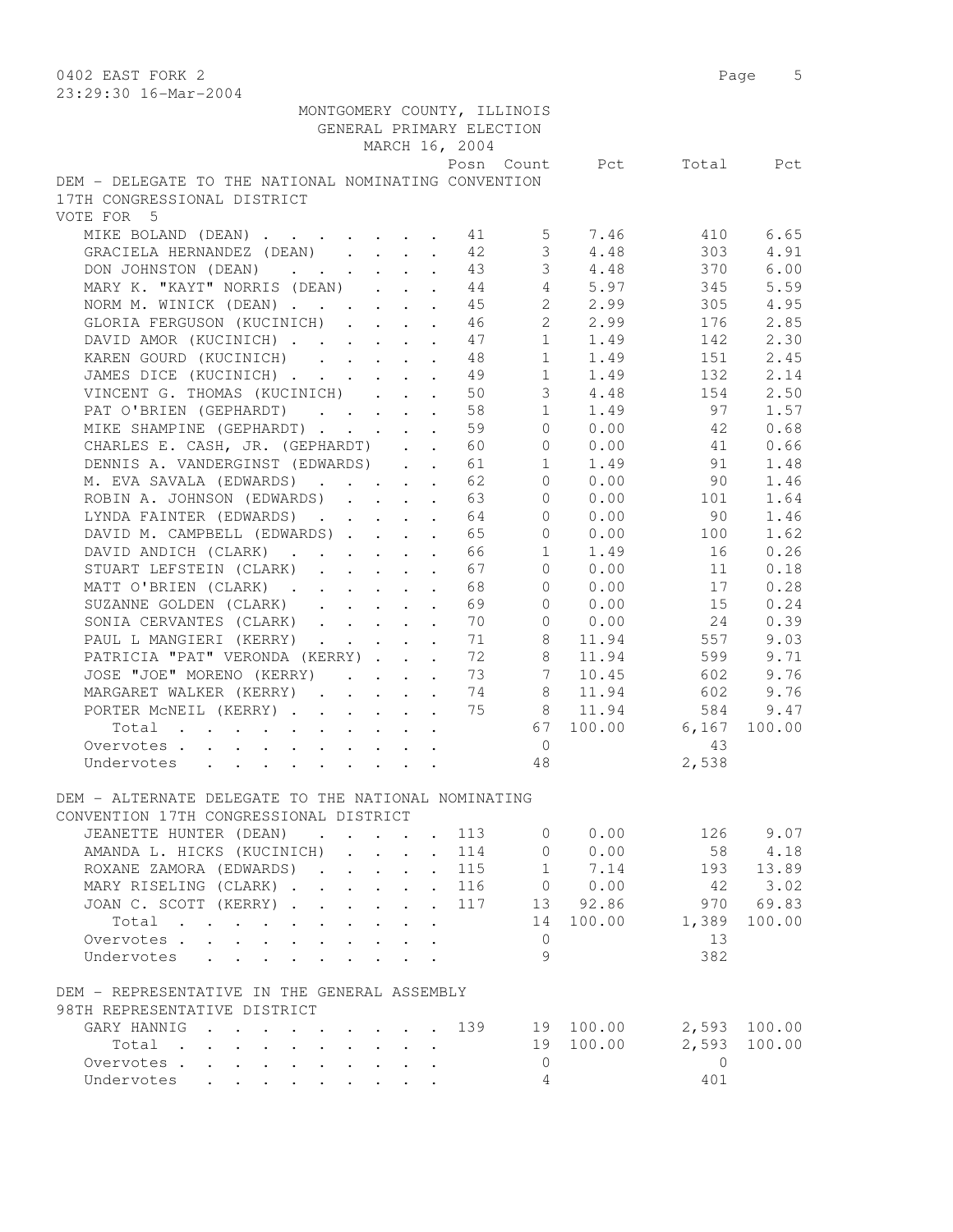0402 EAST FORK 2

23:29:30 16-Mar-2004

MONTGOMERY COUNTY, ILLINOIS
GENERAL PRIMARY ELECTION
MARCH 16, 2004

**DEM - DELEGATE TO THE NATIONAL NOMINATING CONVENTION 17TH CONGRESSIONAL DISTRICT**
VOTE FOR 5

| | Posn | Count | Pct | Total | Pct |
|---|---|---|---|---|---|
| MIKE BOLAND (DEAN) | 41 | 5 | 7.46 | 410 | 6.65 |
| GRACIELA HERNANDEZ (DEAN) | 42 | 3 | 4.48 | 303 | 4.91 |
| DON JOHNSTON (DEAN) | 43 | 3 | 4.48 | 370 | 6.00 |
| MARY K. "KAYT" NORRIS (DEAN) | 44 | 4 | 5.97 | 345 | 5.59 |
| NORM M. WINICK (DEAN) | 45 | 2 | 2.99 | 305 | 4.95 |
| GLORIA FERGUSON (KUCINICH) | 46 | 2 | 2.99 | 176 | 2.85 |
| DAVID AMOR (KUCINICH) | 47 | 1 | 1.49 | 142 | 2.30 |
| KAREN GOURD (KUCINICH) | 48 | 1 | 1.49 | 151 | 2.45 |
| JAMES DICE (KUCINICH) | 49 | 1 | 1.49 | 132 | 2.14 |
| VINCENT G. THOMAS (KUCINICH) | 50 | 3 | 4.48 | 154 | 2.50 |
| PAT O'BRIEN (GEPHARDT) | 58 | 1 | 1.49 | 97 | 1.57 |
| MIKE SHAMPINE (GEPHARDT) | 59 | 0 | 0.00 | 42 | 0.68 |
| CHARLES E. CASH, JR. (GEPHARDT) | 60 | 0 | 0.00 | 41 | 0.66 |
| DENNIS A. VANDERGINST (EDWARDS) | 61 | 1 | 1.49 | 91 | 1.48 |
| M. EVA SAVALA (EDWARDS) | 62 | 0 | 0.00 | 90 | 1.46 |
| ROBIN A. JOHNSON (EDWARDS) | 63 | 0 | 0.00 | 101 | 1.64 |
| LYNDA FAINTER (EDWARDS) | 64 | 0 | 0.00 | 90 | 1.46 |
| DAVID M. CAMPBELL (EDWARDS) | 65 | 0 | 0.00 | 100 | 1.62 |
| DAVID ANDICH (CLARK) | 66 | 1 | 1.49 | 16 | 0.26 |
| STUART LEFSTEIN (CLARK) | 67 | 0 | 0.00 | 11 | 0.18 |
| MATT O'BRIEN (CLARK) | 68 | 0 | 0.00 | 17 | 0.28 |
| SUZANNE GOLDEN (CLARK) | 69 | 0 | 0.00 | 15 | 0.24 |
| SONIA CERVANTES (CLARK) | 70 | 0 | 0.00 | 24 | 0.39 |
| PAUL L MANGIERI (KERRY) | 71 | 8 | 11.94 | 557 | 9.03 |
| PATRICIA "PAT" VERONDA (KERRY) | 72 | 8 | 11.94 | 599 | 9.71 |
| JOSE "JOE" MORENO (KERRY) | 73 | 7 | 10.45 | 602 | 9.76 |
| MARGARET WALKER (KERRY) | 74 | 8 | 11.94 | 602 | 9.76 |
| PORTER McNEIL (KERRY) | 75 | 8 | 11.94 | 584 | 9.47 |
| Total | | 67 | 100.00 | 6,167 | 100.00 |
| Overvotes | | 0 | | 43 | |
| Undervotes | | 48 | | 2,538 | |

**DEM - ALTERNATE DELEGATE TO THE NATIONAL NOMINATING CONVENTION 17TH CONGRESSIONAL DISTRICT**

| | Posn | Count | Pct | Total | Pct |
|---|---|---|---|---|---|
| JEANETTE HUNTER (DEAN) | 113 | 0 | 0.00 | 126 | 9.07 |
| AMANDA L. HICKS (KUCINICH) | 114 | 0 | 0.00 | 58 | 4.18 |
| ROXANE ZAMORA (EDWARDS) | 115 | 1 | 7.14 | 193 | 13.89 |
| MARY RISELING (CLARK) | 116 | 0 | 0.00 | 42 | 3.02 |
| JOAN C. SCOTT (KERRY) | 117 | 13 | 92.86 | 970 | 69.83 |
| Total | | 14 | 100.00 | 1,389 | 100.00 |
| Overvotes | | 0 | | 13 | |
| Undervotes | | 9 | | 382 | |

**DEM - REPRESENTATIVE IN THE GENERAL ASSEMBLY 98TH REPRESENTATIVE DISTRICT**

| | Posn | Count | Pct | Total | Pct |
|---|---|---|---|---|---|
| GARY HANNIG | 139 | 19 | 100.00 | 2,593 | 100.00 |
| Total | | 19 | 100.00 | 2,593 | 100.00 |
| Overvotes | | 0 | | 0 | |
| Undervotes | | 4 | | 401 | |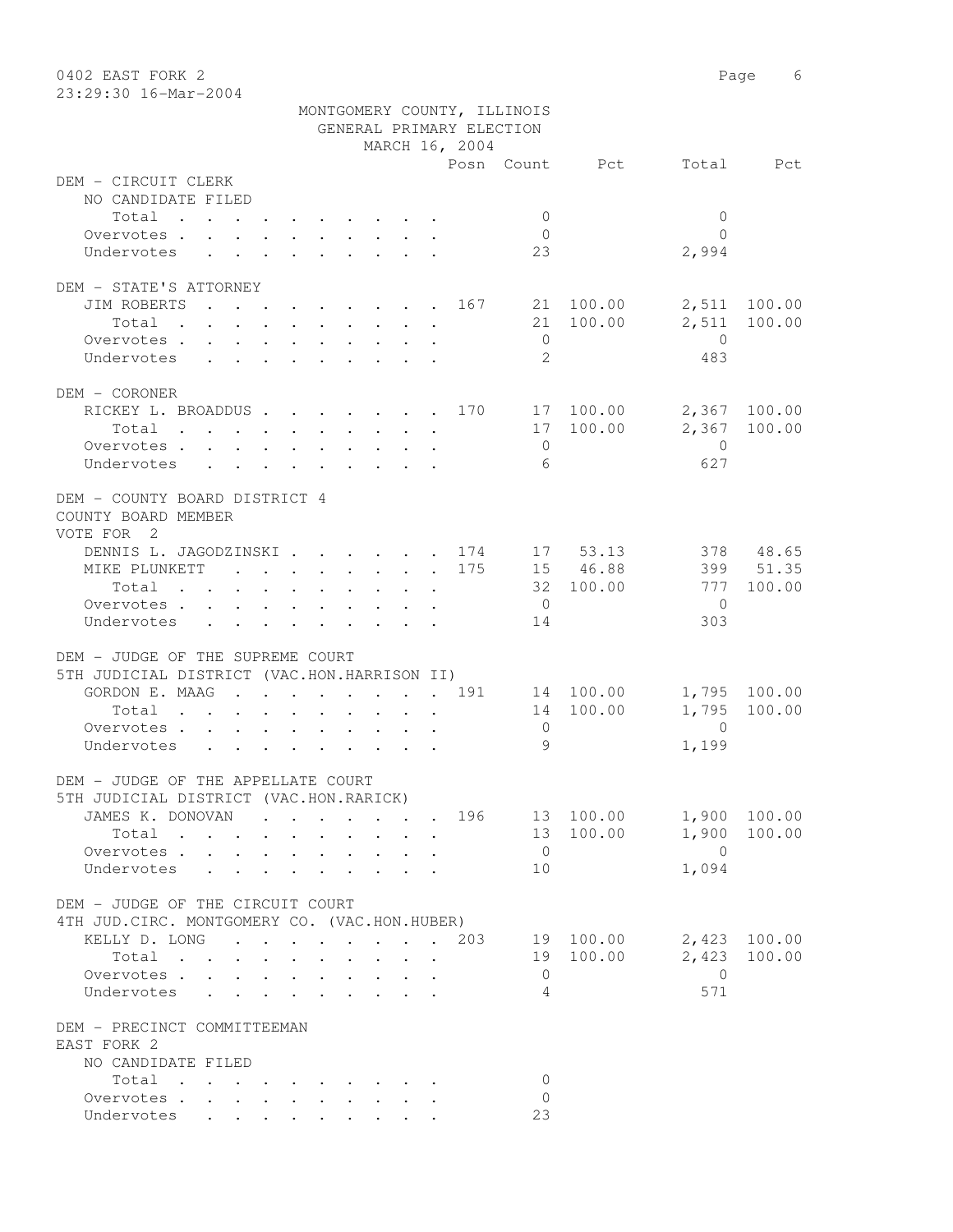0402 EAST FORK 2
23:29:30 16-Mar-2004

MONTGOMERY COUNTY, ILLINOIS
GENERAL PRIMARY ELECTION
MARCH 16, 2004

| | Posn | Count | Pct | Total | Pct |
|---|---|---|---|---|---|
| **DEM - CIRCUIT CLERK** | | | | | |
| NO CANDIDATE FILED | | | | | |
| Total | | 0 | | 0 | |
| Overvotes | | 0 | | 0 | |
| Undervotes | | 23 | | 2,994 | |
| **DEM - STATE'S ATTORNEY** | | | | | |
| JIM ROBERTS | 167 | 21 | 100.00 | 2,511 | 100.00 |
| Total | | 21 | 100.00 | 2,511 | 100.00 |
| Overvotes | | 0 | | 0 | |
| Undervotes | | 2 | | 483 | |
| **DEM - CORONER** | | | | | |
| RICKEY L. BROADDUS | 170 | 17 | 100.00 | 2,367 | 100.00 |
| Total | | 17 | 100.00 | 2,367 | 100.00 |
| Overvotes | | 0 | | 0 | |
| Undervotes | | 6 | | 627 | |
| **DEM - COUNTY BOARD DISTRICT 4** | | | | | |
| COUNTY BOARD MEMBER | | | | | |
| VOTE FOR 2 | | | | | |
| DENNIS L. JAGODZINSKI | 174 | 17 | 53.13 | 378 | 48.65 |
| MIKE PLUNKETT | 175 | 15 | 46.88 | 399 | 51.35 |
| Total | | 32 | 100.00 | 777 | 100.00 |
| Overvotes | | 0 | | 0 | |
| Undervotes | | 14 | | 303 | |
| **DEM - JUDGE OF THE SUPREME COURT** | | | | | |
| 5TH JUDICIAL DISTRICT (VAC.HON.HARRISON II) | | | | | |
| GORDON E. MAAG | 191 | 14 | 100.00 | 1,795 | 100.00 |
| Total | | 14 | 100.00 | 1,795 | 100.00 |
| Overvotes | | 0 | | 0 | |
| Undervotes | | 9 | | 1,199 | |
| **DEM - JUDGE OF THE APPELLATE COURT** | | | | | |
| 5TH JUDICIAL DISTRICT (VAC.HON.RARICK) | | | | | |
| JAMES K. DONOVAN | 196 | 13 | 100.00 | 1,900 | 100.00 |
| Total | | 13 | 100.00 | 1,900 | 100.00 |
| Overvotes | | 0 | | 0 | |
| Undervotes | | 10 | | 1,094 | |
| **DEM - JUDGE OF THE CIRCUIT COURT** | | | | | |
| 4TH JUD.CIRC. MONTGOMERY CO. (VAC.HON.HUBER) | | | | | |
| KELLY D. LONG | 203 | 19 | 100.00 | 2,423 | 100.00 |
| Total | | 19 | 100.00 | 2,423 | 100.00 |
| Overvotes | | 0 | | 0 | |
| Undervotes | | 4 | | 571 | |
| **DEM - PRECINCT COMMITTEEMAN** | | | | | |
| EAST FORK 2 | | | | | |
| NO CANDIDATE FILED | | | | | |
| Total | | 0 | | | |
| Overvotes | | 0 | | | |
| Undervotes | | 23 | | | |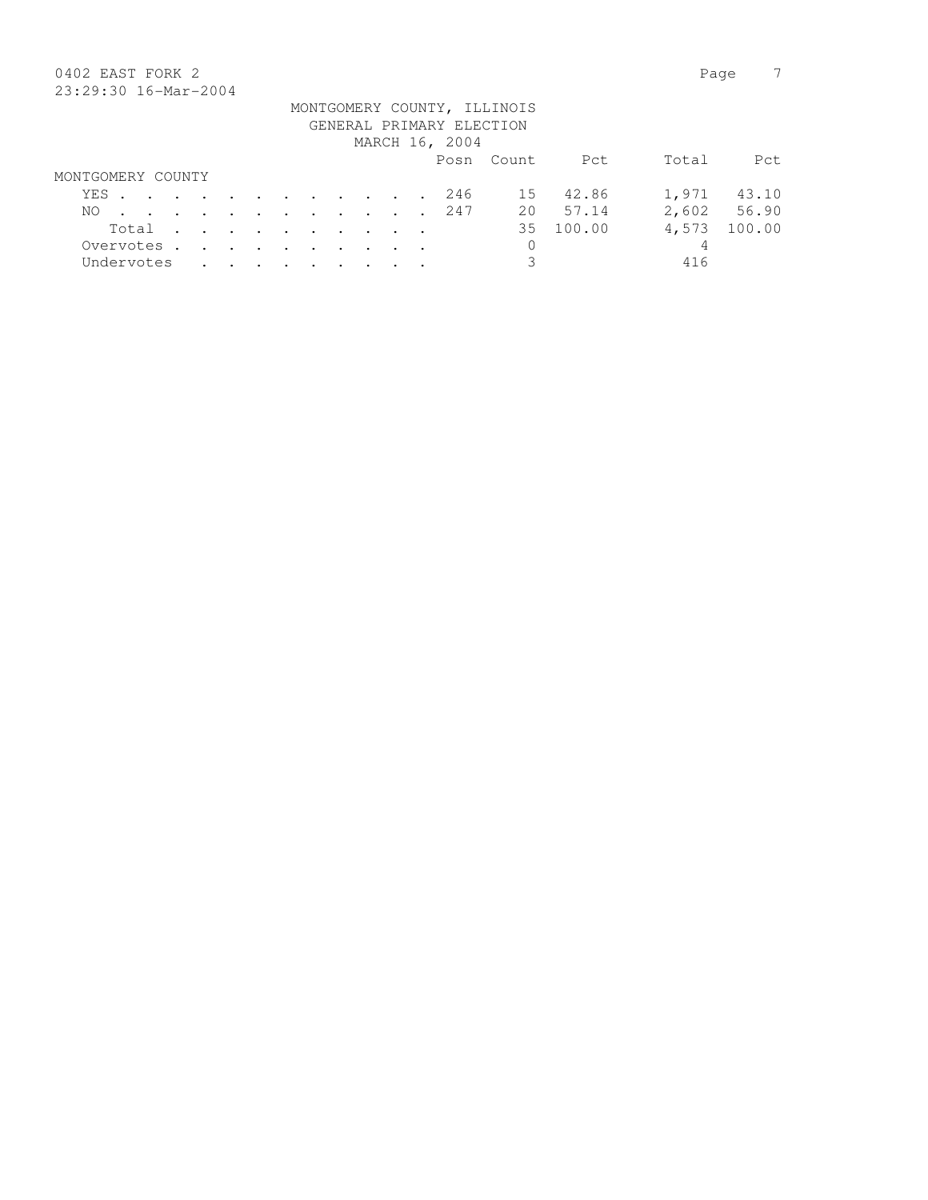0402 EAST FORK 2

23:29:30 16-Mar-2004

MONTGOMERY COUNTY, ILLINOIS
GENERAL PRIMARY ELECTION
MARCH 16, 2004

| | Posn | Count | Pct | Total | Pct |
|---|---|---|---|---|---|
| **MONTGOMERY COUNTY** | | | | | |
| YES . . . . . . . . . . . . . | 246 | 15 | 42.86 | 1,971 | 43.10 |
| NO . . . . . . . . . . . . . | 247 | 20 | 57.14 | 2,602 | 56.90 |
| Total . . . . . . . . . . | | 35 | 100.00 | 4,573 | 100.00 |
| Overvotes . . . . . . . . . . | | 0 | | 4 | |
| Undervotes . . . . . . . . . | | 3 | | 416 | |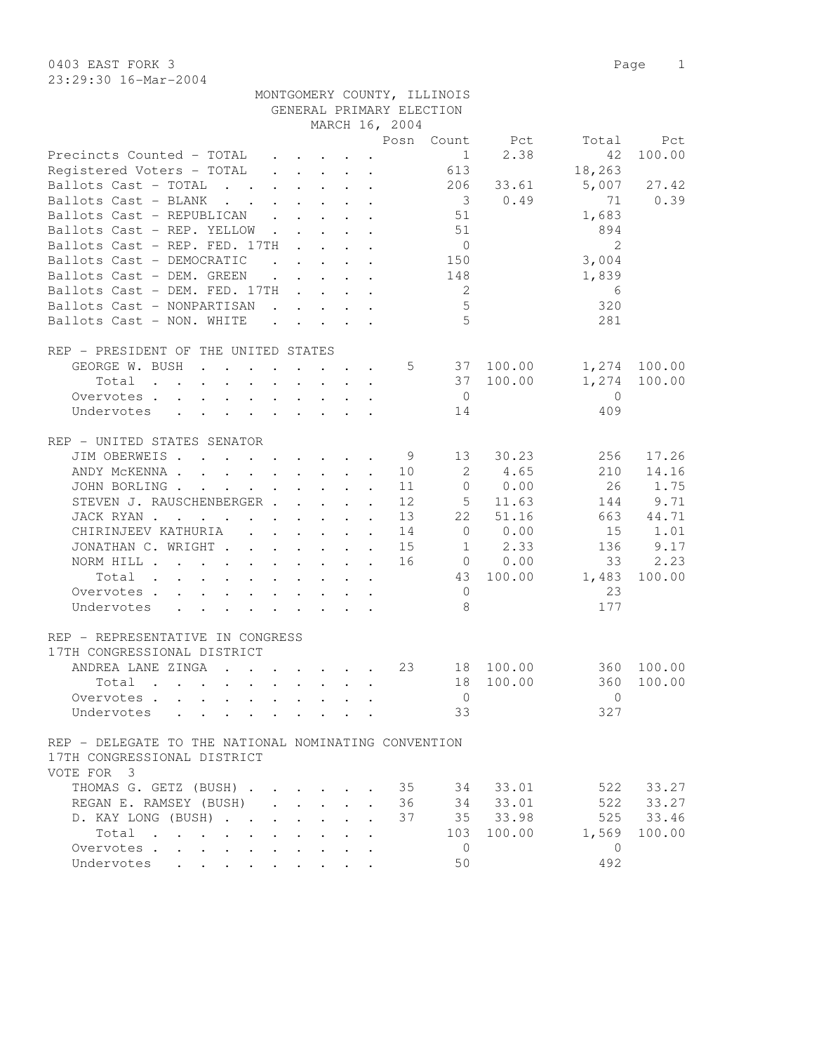0403 EAST FORK 3

23:29:30 16-Mar-2004

MONTGOMERY COUNTY, ILLINOIS
GENERAL PRIMARY ELECTION
MARCH 16, 2004

| | Posn | Count | Pct | Total | Pct |
|---|---|---|---|---|---|
| Precincts Counted - TOTAL | | 1 | 2.38 | 42 | 100.00 |
| Registered Voters - TOTAL | | 613 | | 18,263 | |
| Ballots Cast - TOTAL | | 206 | 33.61 | 5,007 | 27.42 |
| Ballots Cast - BLANK | | 3 | 0.49 | 71 | 0.39 |
| Ballots Cast - REPUBLICAN | | 51 | | 1,683 | |
| Ballots Cast - REP. YELLOW | | 51 | | 894 | |
| Ballots Cast - REP. FED. 17TH | | 0 | | 2 | |
| Ballots Cast - DEMOCRATIC | | 150 | | 3,004 | |
| Ballots Cast - DEM. GREEN | | 148 | | 1,839 | |
| Ballots Cast - DEM. FED. 17TH | | 2 | | 6 | |
| Ballots Cast - NONPARTISAN | | 5 | | 320 | |
| Ballots Cast - NON. WHITE | | 5 | | 281 | |

REP - PRESIDENT OF THE UNITED STATES

| | Posn | Count | Pct | Total | Pct |
|---|---|---|---|---|---|
| GEORGE W. BUSH | 5 | 37 | 100.00 | 1,274 | 100.00 |
| Total | | 37 | 100.00 | 1,274 | 100.00 |
| Overvotes | | 0 | | 0 | |
| Undervotes | | 14 | | 409 | |

REP - UNITED STATES SENATOR

| | Posn | Count | Pct | Total | Pct |
|---|---|---|---|---|---|
| JIM OBERWEIS | 9 | 13 | 30.23 | 256 | 17.26 |
| ANDY McKENNA | 10 | 2 | 4.65 | 210 | 14.16 |
| JOHN BORLING | 11 | 0 | 0.00 | 26 | 1.75 |
| STEVEN J. RAUSCHENBERGER | 12 | 5 | 11.63 | 144 | 9.71 |
| JACK RYAN | 13 | 22 | 51.16 | 663 | 44.71 |
| CHIRINJEEV KATHURIA | 14 | 0 | 0.00 | 15 | 1.01 |
| JONATHAN C. WRIGHT | 15 | 1 | 2.33 | 136 | 9.17 |
| NORM HILL | 16 | 0 | 0.00 | 33 | 2.23 |
| Total | | 43 | 100.00 | 1,483 | 100.00 |
| Overvotes | | 0 | | 23 | |
| Undervotes | | 8 | | 177 | |

REP - REPRESENTATIVE IN CONGRESS
17TH CONGRESSIONAL DISTRICT

| | Posn | Count | Pct | Total | Pct |
|---|---|---|---|---|---|
| ANDREA LANE ZINGA | 23 | 18 | 100.00 | 360 | 100.00 |
| Total | | 18 | 100.00 | 360 | 100.00 |
| Overvotes | | 0 | | 0 | |
| Undervotes | | 33 | | 327 | |

REP - DELEGATE TO THE NATIONAL NOMINATING CONVENTION
17TH CONGRESSIONAL DISTRICT
VOTE FOR 3

| | Posn | Count | Pct | Total | Pct |
|---|---|---|---|---|---|
| THOMAS G. GETZ (BUSH) | 35 | 34 | 33.01 | 522 | 33.27 |
| REGAN E. RAMSEY (BUSH) | 36 | 34 | 33.01 | 522 | 33.27 |
| D. KAY LONG (BUSH) | 37 | 35 | 33.98 | 525 | 33.46 |
| Total | | 103 | 100.00 | 1,569 | 100.00 |
| Overvotes | | 0 | | 0 | |
| Undervotes | | 50 | | 492 | |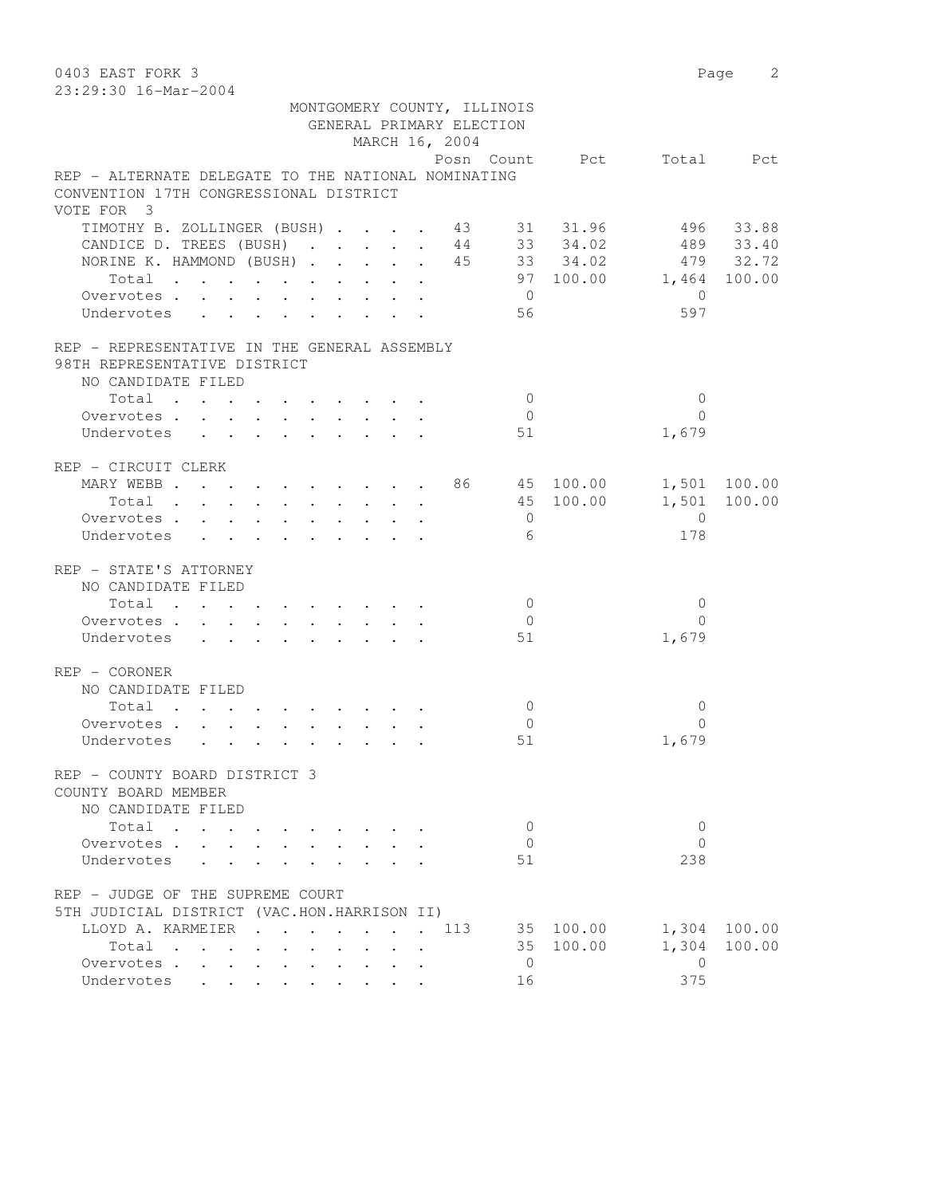MONTGOMERY COUNTY, ILLINOIS
GENERAL PRIMARY ELECTION
MARCH 16, 2004

| | Posn | Count | Pct | Total | Pct |
|---|---|---|---|---|---|
| **REP - ALTERNATE DELEGATE TO THE NATIONAL NOMINATING CONVENTION 17TH CONGRESSIONAL DISTRICT** | | | | | |
| VOTE FOR 3 | | | | | |
| TIMOTHY B. ZOLLINGER (BUSH) | 43 | 31 | 31.96 | 496 | 33.88 |
| CANDICE D. TREES (BUSH) | 44 | 33 | 34.02 | 489 | 33.40 |
| NORINE K. HAMMOND (BUSH) | 45 | 33 | 34.02 | 479 | 32.72 |
| Total | | 97 | 100.00 | 1,464 | 100.00 |
| Overvotes | | 0 | | 0 | |
| Undervotes | | 56 | | 597 | |
| **REP - REPRESENTATIVE IN THE GENERAL ASSEMBLY 98TH REPRESENTATIVE DISTRICT** | | | | | |
| NO CANDIDATE FILED | | | | | |
| Total | | 0 | | 0 | |
| Overvotes | | 0 | | 0 | |
| Undervotes | | 51 | | 1,679 | |
| **REP - CIRCUIT CLERK** | | | | | |
| MARY WEBB | 86 | 45 | 100.00 | 1,501 | 100.00 |
| Total | | 45 | 100.00 | 1,501 | 100.00 |
| Overvotes | | 0 | | 0 | |
| Undervotes | | 6 | | 178 | |
| **REP - STATE'S ATTORNEY** | | | | | |
| NO CANDIDATE FILED | | | | | |
| Total | | 0 | | 0 | |
| Overvotes | | 0 | | 0 | |
| Undervotes | | 51 | | 1,679 | |
| **REP - CORONER** | | | | | |
| NO CANDIDATE FILED | | | | | |
| Total | | 0 | | 0 | |
| Overvotes | | 0 | | 0 | |
| Undervotes | | 51 | | 1,679 | |
| **REP - COUNTY BOARD DISTRICT 3 COUNTY BOARD MEMBER** | | | | | |
| NO CANDIDATE FILED | | | | | |
| Total | | 0 | | 0 | |
| Overvotes | | 0 | | 0 | |
| Undervotes | | 51 | | 238 | |
| **REP - JUDGE OF THE SUPREME COURT 5TH JUDICIAL DISTRICT (VAC.HON.HARRISON II)** | | | | | |
| LLOYD A. KARMEIER | 113 | 35 | 100.00 | 1,304 | 100.00 |
| Total | | 35 | 100.00 | 1,304 | 100.00 |
| Overvotes | | 0 | | 0 | |
| Undervotes | | 16 | | 375 | |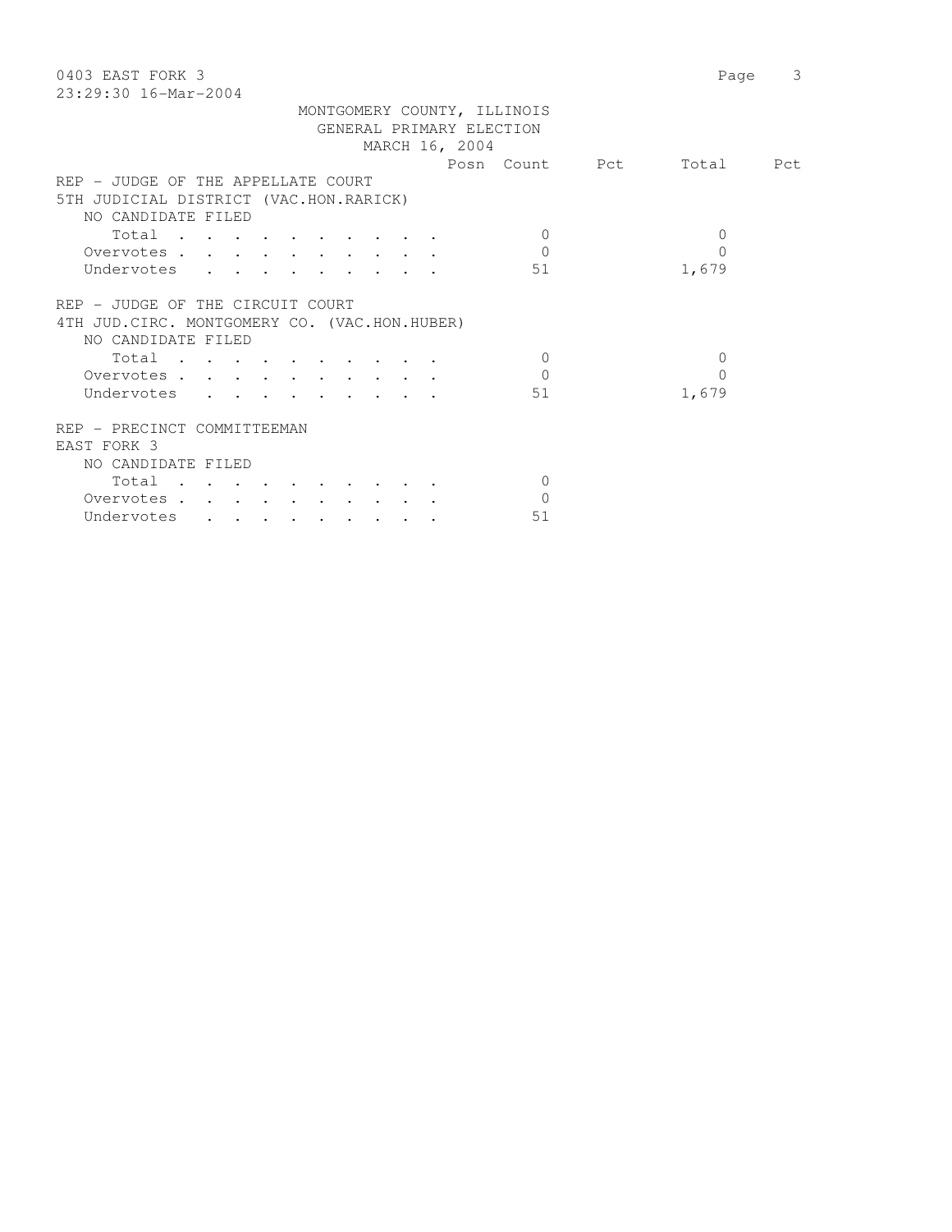MONTGOMERY COUNTY, ILLINOIS
GENERAL PRIMARY ELECTION
MARCH 16, 2004

| | Posn | Count | Pct | Total | Pct |
|---|---|---|---|---|---|
| **REP - JUDGE OF THE APPELLATE COURT** | | | | | |
| **5TH JUDICIAL DISTRICT (VAC.HON.RARICK)** | | | | | |
| NO CANDIDATE FILED | | | | | |
| Total | | 0 | | 0 | |
| Overvotes | | 0 | | 0 | |
| Undervotes | | 51 | | 1,679 | |
| **REP - JUDGE OF THE CIRCUIT COURT** | | | | | |
| **4TH JUD.CIRC. MONTGOMERY CO. (VAC.HON.HUBER)** | | | | | |
| NO CANDIDATE FILED | | | | | |
| Total | | 0 | | 0 | |
| Overvotes | | 0 | | 0 | |
| Undervotes | | 51 | | 1,679 | |
| **REP - PRECINCT COMMITTEEMAN** | | | | | |
| **EAST FORK 3** | | | | | |
| NO CANDIDATE FILED | | | | | |
| Total | | 0 | | | |
| Overvotes | | 0 | | | |
| Undervotes | | 51 | | | |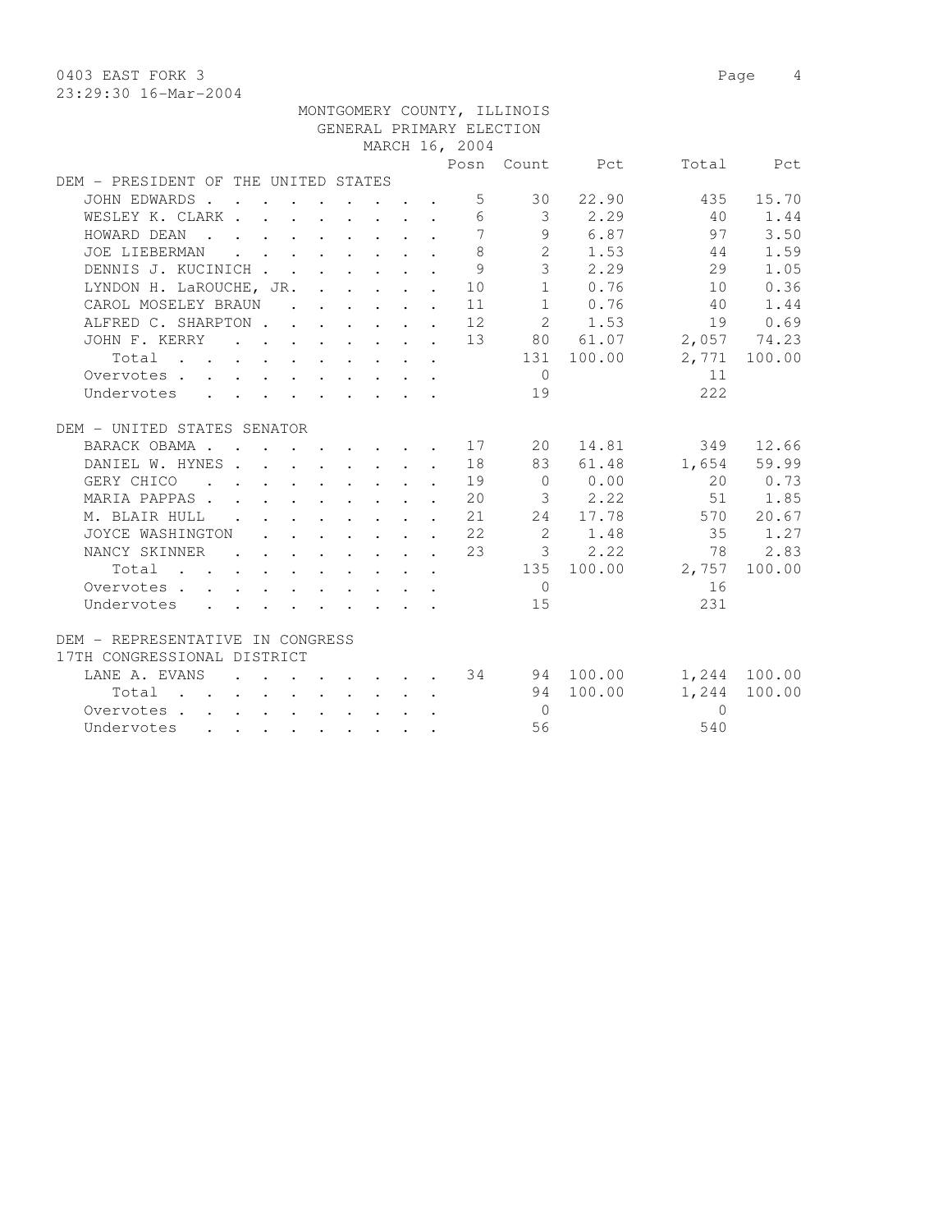0403 EAST FORK 3
23:29:30 16-Mar-2004

MONTGOMERY COUNTY, ILLINOIS
GENERAL PRIMARY ELECTION
MARCH 16, 2004

| | Posn | Count | Pct | Total | Pct |
|---|---|---|---|---|---|
| **DEM - PRESIDENT OF THE UNITED STATES** | | | | | |
| JOHN EDWARDS | 5 | 30 | 22.90 | 435 | 15.70 |
| WESLEY K. CLARK | 6 | 3 | 2.29 | 40 | 1.44 |
| HOWARD DEAN | 7 | 9 | 6.87 | 97 | 3.50 |
| JOE LIEBERMAN | 8 | 2 | 1.53 | 44 | 1.59 |
| DENNIS J. KUCINICH | 9 | 3 | 2.29 | 29 | 1.05 |
| LYNDON H. LaROUCHE, JR. | 10 | 1 | 0.76 | 10 | 0.36 |
| CAROL MOSELEY BRAUN | 11 | 1 | 0.76 | 40 | 1.44 |
| ALFRED C. SHARPTON | 12 | 2 | 1.53 | 19 | 0.69 |
| JOHN F. KERRY | 13 | 80 | 61.07 | 2,057 | 74.23 |
| Total | | 131 | 100.00 | 2,771 | 100.00 |
| Overvotes | | 0 | | 11 | |
| Undervotes | | 19 | | 222 | |
| **DEM - UNITED STATES SENATOR** | | | | | |
| BARACK OBAMA | 17 | 20 | 14.81 | 349 | 12.66 |
| DANIEL W. HYNES | 18 | 83 | 61.48 | 1,654 | 59.99 |
| GERY CHICO | 19 | 0 | 0.00 | 20 | 0.73 |
| MARIA PAPPAS | 20 | 3 | 2.22 | 51 | 1.85 |
| M. BLAIR HULL | 21 | 24 | 17.78 | 570 | 20.67 |
| JOYCE WASHINGTON | 22 | 2 | 1.48 | 35 | 1.27 |
| NANCY SKINNER | 23 | 3 | 2.22 | 78 | 2.83 |
| Total | | 135 | 100.00 | 2,757 | 100.00 |
| Overvotes | | 0 | | 16 | |
| Undervotes | | 15 | | 231 | |
| **DEM - REPRESENTATIVE IN CONGRESS** | | | | | |
| **17TH CONGRESSIONAL DISTRICT** | | | | | |
| LANE A. EVANS | 34 | 94 | 100.00 | 1,244 | 100.00 |
| Total | | 94 | 100.00 | 1,244 | 100.00 |
| Overvotes | | 0 | | 0 | |
| Undervotes | | 56 | | 540 | |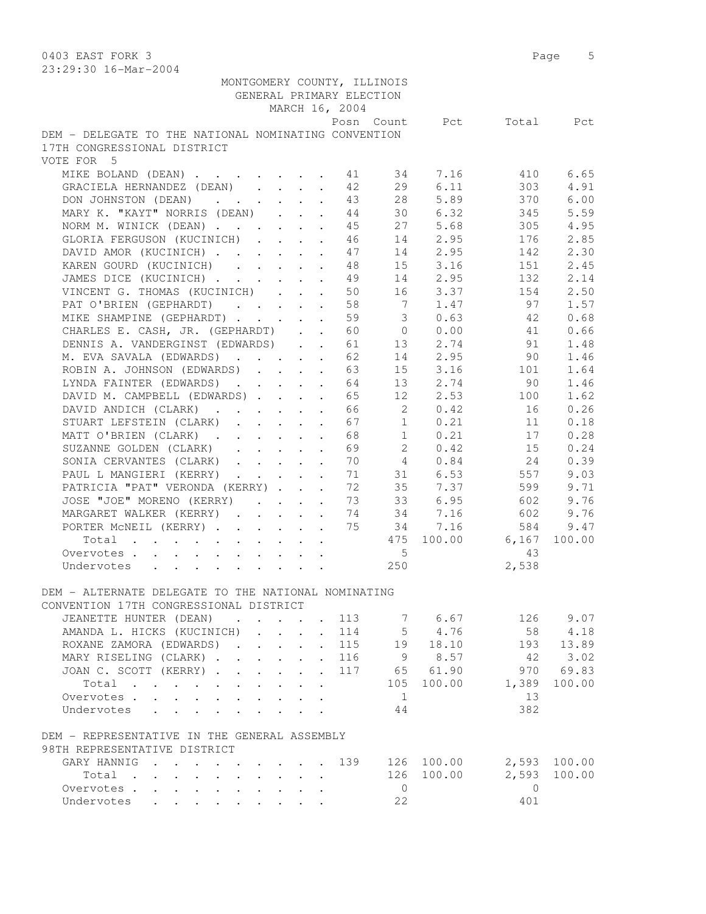0403 EAST FORK 3

23:29:30 16-Mar-2004

MONTGOMERY COUNTY, ILLINOIS
GENERAL PRIMARY ELECTION
MARCH 16, 2004

DEM - DELEGATE TO THE NATIONAL NOMINATING CONVENTION
17TH CONGRESSIONAL DISTRICT
VOTE FOR 5

| | Posn | Count | Pct | Total | Pct |
|---|---|---|---|---|---|
| MIKE BOLAND (DEAN) | 41 | 34 | 7.16 | 410 | 6.65 |
| GRACIELA HERNANDEZ (DEAN) | 42 | 29 | 6.11 | 303 | 4.91 |
| DON JOHNSTON (DEAN) | 43 | 28 | 5.89 | 370 | 6.00 |
| MARY K. "KAYT" NORRIS (DEAN) | 44 | 30 | 6.32 | 345 | 5.59 |
| NORM M. WINICK (DEAN) | 45 | 27 | 5.68 | 305 | 4.95 |
| GLORIA FERGUSON (KUCINICH) | 46 | 14 | 2.95 | 176 | 2.85 |
| DAVID AMOR (KUCINICH) | 47 | 14 | 2.95 | 142 | 2.30 |
| KAREN GOURD (KUCINICH) | 48 | 15 | 3.16 | 151 | 2.45 |
| JAMES DICE (KUCINICH) | 49 | 14 | 2.95 | 132 | 2.14 |
| VINCENT G. THOMAS (KUCINICH) | 50 | 16 | 3.37 | 154 | 2.50 |
| PAT O'BRIEN (GEPHARDT) | 58 | 7 | 1.47 | 97 | 1.57 |
| MIKE SHAMPINE (GEPHARDT) | 59 | 3 | 0.63 | 42 | 0.68 |
| CHARLES E. CASH, JR. (GEPHARDT) | 60 | 0 | 0.00 | 41 | 0.66 |
| DENNIS A. VANDERGINST (EDWARDS) | 61 | 13 | 2.74 | 91 | 1.48 |
| M. EVA SAVALA (EDWARDS) | 62 | 14 | 2.95 | 90 | 1.46 |
| ROBIN A. JOHNSON (EDWARDS) | 63 | 15 | 3.16 | 101 | 1.64 |
| LYNDA FAINTER (EDWARDS) | 64 | 13 | 2.74 | 90 | 1.46 |
| DAVID M. CAMPBELL (EDWARDS) | 65 | 12 | 2.53 | 100 | 1.62 |
| DAVID ANDICH (CLARK) | 66 | 2 | 0.42 | 16 | 0.26 |
| STUART LEFSTEIN (CLARK) | 67 | 1 | 0.21 | 11 | 0.18 |
| MATT O'BRIEN (CLARK) | 68 | 1 | 0.21 | 17 | 0.28 |
| SUZANNE GOLDEN (CLARK) | 69 | 2 | 0.42 | 15 | 0.24 |
| SONIA CERVANTES (CLARK) | 70 | 4 | 0.84 | 24 | 0.39 |
| PAUL L MANGIERI (KERRY) | 71 | 31 | 6.53 | 557 | 9.03 |
| PATRICIA "PAT" VERONDA (KERRY) | 72 | 35 | 7.37 | 599 | 9.71 |
| JOSE "JOE" MORENO (KERRY) | 73 | 33 | 6.95 | 602 | 9.76 |
| MARGARET WALKER (KERRY) | 74 | 34 | 7.16 | 602 | 9.76 |
| PORTER McNEIL (KERRY) | 75 | 34 | 7.16 | 584 | 9.47 |
| Total | | 475 | 100.00 | 6,167 | 100.00 |
| Overvotes | | 5 | | 43 | |
| Undervotes | | 250 | | 2,538 | |

DEM - ALTERNATE DELEGATE TO THE NATIONAL NOMINATING
CONVENTION 17TH CONGRESSIONAL DISTRICT

| | Posn | Count | Pct | Total | Pct |
|---|---|---|---|---|---|
| JEANETTE HUNTER (DEAN) | 113 | 7 | 6.67 | 126 | 9.07 |
| AMANDA L. HICKS (KUCINICH) | 114 | 5 | 4.76 | 58 | 4.18 |
| ROXANE ZAMORA (EDWARDS) | 115 | 19 | 18.10 | 193 | 13.89 |
| MARY RISELING (CLARK) | 116 | 9 | 8.57 | 42 | 3.02 |
| JOAN C. SCOTT (KERRY) | 117 | 65 | 61.90 | 970 | 69.83 |
| Total | | 105 | 100.00 | 1,389 | 100.00 |
| Overvotes | | 1 | | 13 | |
| Undervotes | | 44 | | 382 | |

DEM - REPRESENTATIVE IN THE GENERAL ASSEMBLY
98TH REPRESENTATIVE DISTRICT

| | Posn | Count | Pct | Total | Pct |
|---|---|---|---|---|---|
| GARY HANNIG | 139 | 126 | 100.00 | 2,593 | 100.00 |
| Total | | 126 | 100.00 | 2,593 | 100.00 |
| Overvotes | | 0 | | 0 | |
| Undervotes | | 22 | | 401 | |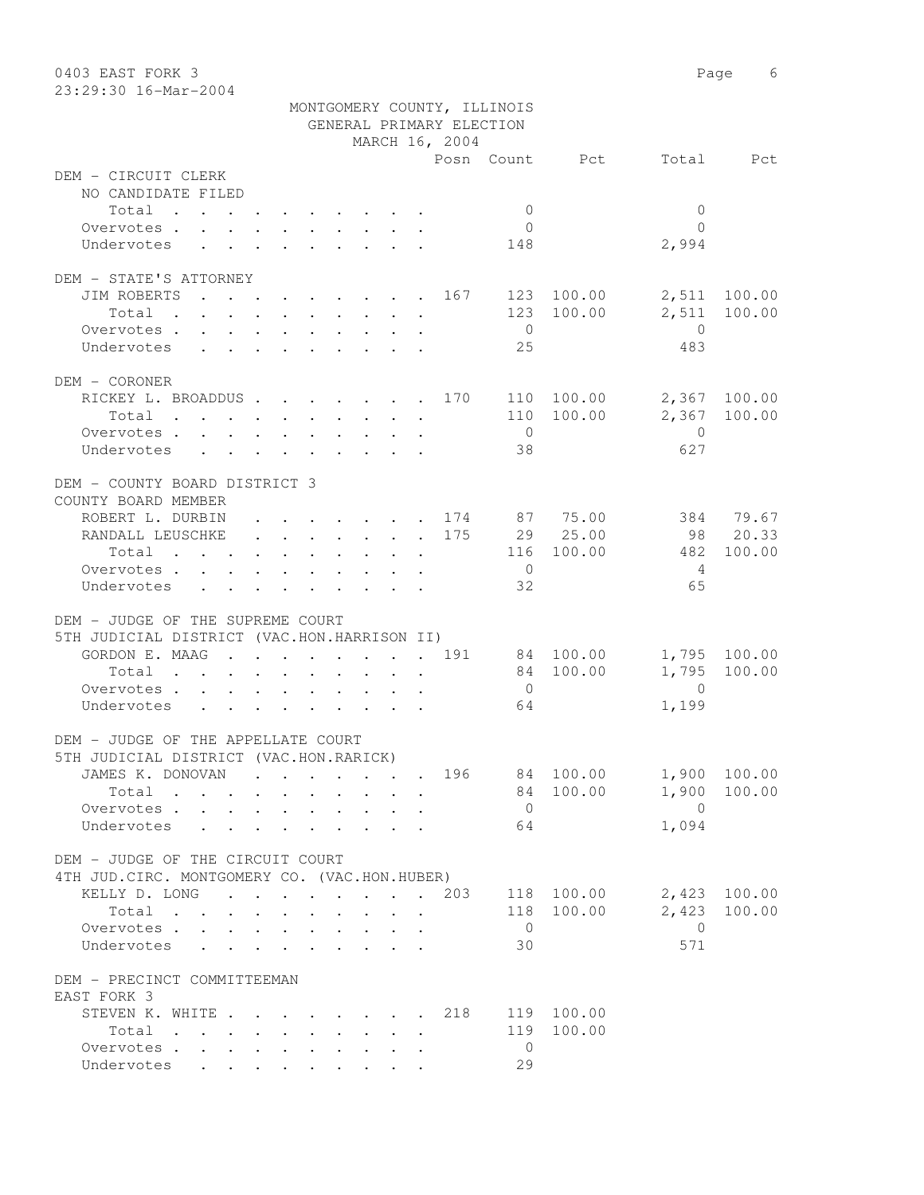0403 EAST FORK 3
23:29:30 16-Mar-2004

MONTGOMERY COUNTY, ILLINOIS
GENERAL PRIMARY ELECTION
MARCH 16, 2004

| | Posn | Count | Pct | Total | Pct |
|---|---|---|---|---|---|
| **DEM - CIRCUIT CLERK** | | | | | |
| NO CANDIDATE FILED | | | | | |
| Total | | 0 | | 0 | |
| Overvotes | | 0 | | 0 | |
| Undervotes | | 148 | | 2,994 | |
| **DEM - STATE'S ATTORNEY** | | | | | |
| JIM ROBERTS | 167 | 123 | 100.00 | 2,511 | 100.00 |
| Total | | 123 | 100.00 | 2,511 | 100.00 |
| Overvotes | | 0 | | 0 | |
| Undervotes | | 25 | | 483 | |
| **DEM - CORONER** | | | | | |
| RICKEY L. BROADDUS | 170 | 110 | 100.00 | 2,367 | 100.00 |
| Total | | 110 | 100.00 | 2,367 | 100.00 |
| Overvotes | | 0 | | 0 | |
| Undervotes | | 38 | | 627 | |
| **DEM - COUNTY BOARD DISTRICT 3** | | | | | |
| COUNTY BOARD MEMBER | | | | | |
| ROBERT L. DURBIN | 174 | 87 | 75.00 | 384 | 79.67 |
| RANDALL LEUSCHKE | 175 | 29 | 25.00 | 98 | 20.33 |
| Total | | 116 | 100.00 | 482 | 100.00 |
| Overvotes | | 0 | | 4 | |
| Undervotes | | 32 | | 65 | |
| **DEM - JUDGE OF THE SUPREME COURT** | | | | | |
| 5TH JUDICIAL DISTRICT (VAC.HON.HARRISON II) | | | | | |
| GORDON E. MAAG | 191 | 84 | 100.00 | 1,795 | 100.00 |
| Total | | 84 | 100.00 | 1,795 | 100.00 |
| Overvotes | | 0 | | 0 | |
| Undervotes | | 64 | | 1,199 | |
| **DEM - JUDGE OF THE APPELLATE COURT** | | | | | |
| 5TH JUDICIAL DISTRICT (VAC.HON.RARICK) | | | | | |
| JAMES K. DONOVAN | 196 | 84 | 100.00 | 1,900 | 100.00 |
| Total | | 84 | 100.00 | 1,900 | 100.00 |
| Overvotes | | 0 | | 0 | |
| Undervotes | | 64 | | 1,094 | |
| **DEM - JUDGE OF THE CIRCUIT COURT** | | | | | |
| 4TH JUD.CIRC. MONTGOMERY CO. (VAC.HON.HUBER) | | | | | |
| KELLY D. LONG | 203 | 118 | 100.00 | 2,423 | 100.00 |
| Total | | 118 | 100.00 | 2,423 | 100.00 |
| Overvotes | | 0 | | 0 | |
| Undervotes | | 30 | | 571 | |
| **DEM - PRECINCT COMMITTEEMAN** | | | | | |
| EAST FORK 3 | | | | | |
| STEVEN K. WHITE | 218 | 119 | 100.00 | | |
| Total | | 119 | 100.00 | | |
| Overvotes | | 0 | | | |
| Undervotes | | 29 | | | |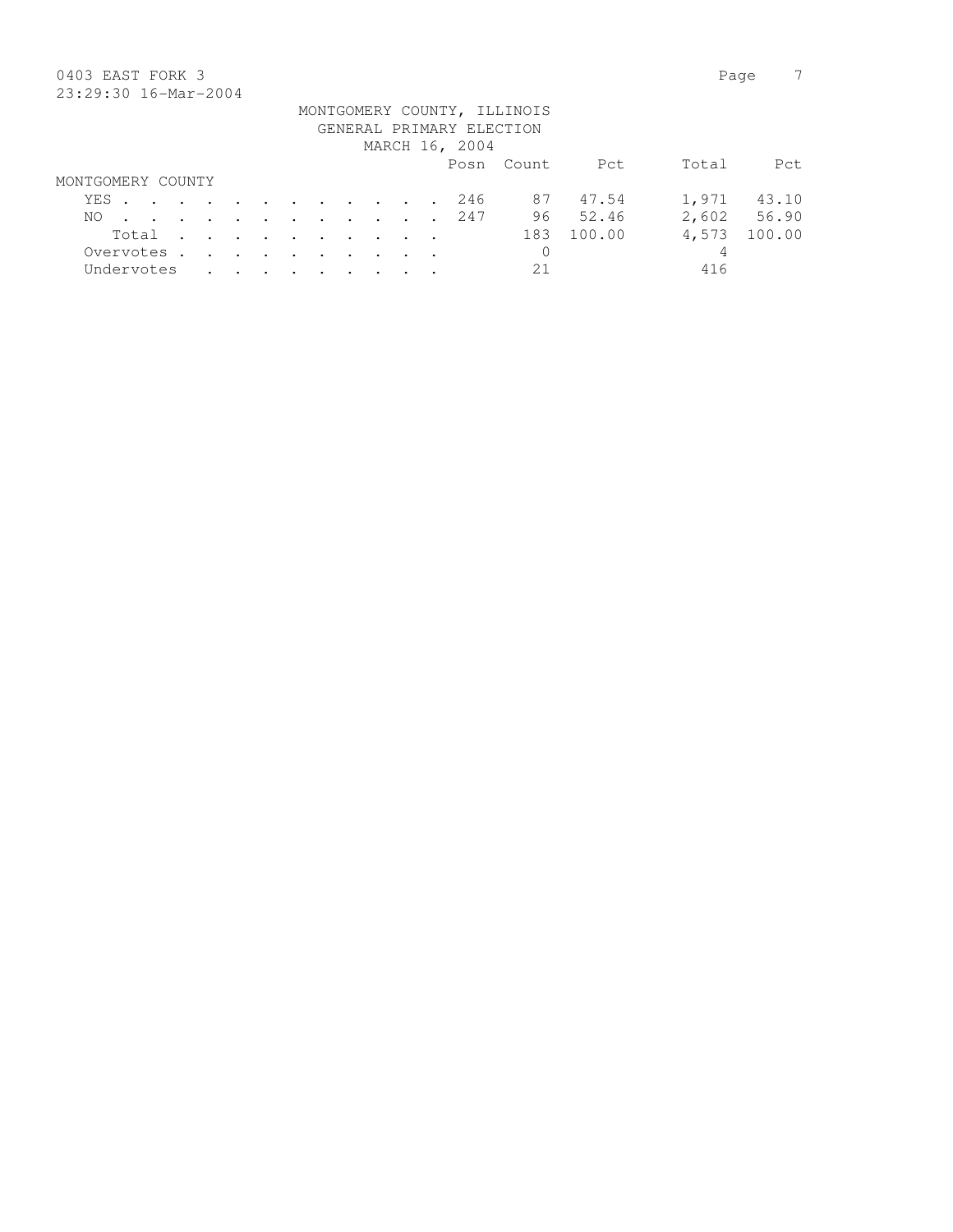MONTGOMERY COUNTY, ILLINOIS
GENERAL PRIMARY ELECTION
MARCH 16, 2004

| | Posn | Count | Pct | Total | Pct |
|---|---|---|---|---|---|
| MONTGOMERY COUNTY | | | | | |
| YES | 246 | 87 | 47.54 | 1,971 | 43.10 |
| NO | 247 | 96 | 52.46 | 2,602 | 56.90 |
| Total | | 183 | 100.00 | 4,573 | 100.00 |
| Overvotes | | 0 | | 4 | |
| Undervotes | | 21 | | 416 | |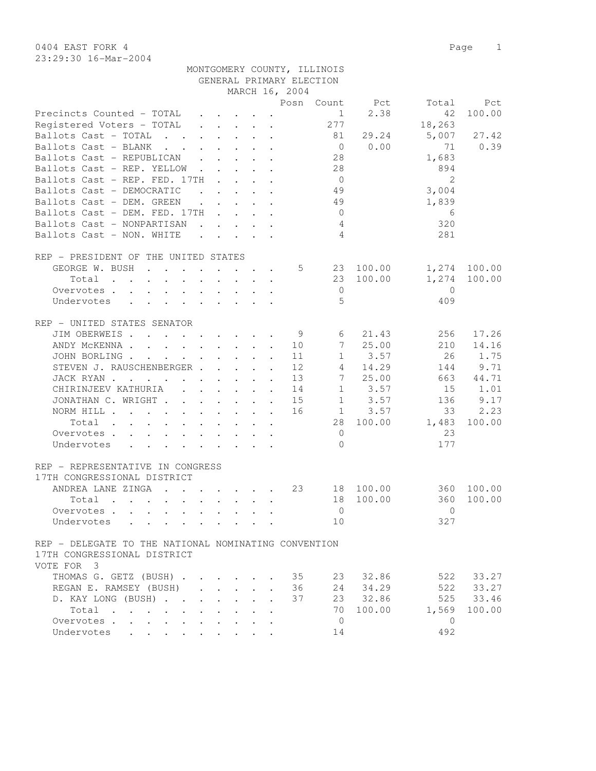0404 EAST FORK 4

23:29:30 16-Mar-2004

MONTGOMERY COUNTY, ILLINOIS
GENERAL PRIMARY ELECTION
MARCH 16, 2004

| | Posn | Count | Pct | Total | Pct |
|---|---|---|---|---|---|
| Precincts Counted - TOTAL | | 1 | 2.38 | 42 | 100.00 |
| Registered Voters - TOTAL | | 277 | | 18,263 | |
| Ballots Cast - TOTAL | | 81 | 29.24 | 5,007 | 27.42 |
| Ballots Cast - BLANK | | 0 | 0.00 | 71 | 0.39 |
| Ballots Cast - REPUBLICAN | | 28 | | 1,683 | |
| Ballots Cast - REP. YELLOW | | 28 | | 894 | |
| Ballots Cast - REP. FED. 17TH | | 0 | | 2 | |
| Ballots Cast - DEMOCRATIC | | 49 | | 3,004 | |
| Ballots Cast - DEM. GREEN | | 49 | | 1,839 | |
| Ballots Cast - DEM. FED. 17TH | | 0 | | 6 | |
| Ballots Cast - NONPARTISAN | | 4 | | 320 | |
| Ballots Cast - NON. WHITE | | 4 | | 281 | |

REP - PRESIDENT OF THE UNITED STATES

| | Posn | Count | Pct | Total | Pct |
|---|---|---|---|---|---|
| GEORGE W. BUSH | 5 | 23 | 100.00 | 1,274 | 100.00 |
| Total | | 23 | 100.00 | 1,274 | 100.00 |
| Overvotes | | 0 | | 0 | |
| Undervotes | | 5 | | 409 | |

REP - UNITED STATES SENATOR

| | Posn | Count | Pct | Total | Pct |
|---|---|---|---|---|---|
| JIM OBERWEIS | 9 | 6 | 21.43 | 256 | 17.26 |
| ANDY McKENNA | 10 | 7 | 25.00 | 210 | 14.16 |
| JOHN BORLING | 11 | 1 | 3.57 | 26 | 1.75 |
| STEVEN J. RAUSCHENBERGER | 12 | 4 | 14.29 | 144 | 9.71 |
| JACK RYAN | 13 | 7 | 25.00 | 663 | 44.71 |
| CHIRINJEEV KATHURIA | 14 | 1 | 3.57 | 15 | 1.01 |
| JONATHAN C. WRIGHT | 15 | 1 | 3.57 | 136 | 9.17 |
| NORM HILL | 16 | 1 | 3.57 | 33 | 2.23 |
| Total | | 28 | 100.00 | 1,483 | 100.00 |
| Overvotes | | 0 | | 23 | |
| Undervotes | | 0 | | 177 | |

REP - REPRESENTATIVE IN CONGRESS
17TH CONGRESSIONAL DISTRICT

| | Posn | Count | Pct | Total | Pct |
|---|---|---|---|---|---|
| ANDREA LANE ZINGA | 23 | 18 | 100.00 | 360 | 100.00 |
| Total | | 18 | 100.00 | 360 | 100.00 |
| Overvotes | | 0 | | 0 | |
| Undervotes | | 10 | | 327 | |

REP - DELEGATE TO THE NATIONAL NOMINATING CONVENTION
17TH CONGRESSIONAL DISTRICT
VOTE FOR 3

| | Posn | Count | Pct | Total | Pct |
|---|---|---|---|---|---|
| THOMAS G. GETZ (BUSH) | 35 | 23 | 32.86 | 522 | 33.27 |
| REGAN E. RAMSEY (BUSH) | 36 | 24 | 34.29 | 522 | 33.27 |
| D. KAY LONG (BUSH) | 37 | 23 | 32.86 | 525 | 33.46 |
| Total | | 70 | 100.00 | 1,569 | 100.00 |
| Overvotes | | 0 | | 0 | |
| Undervotes | | 14 | | 492 | |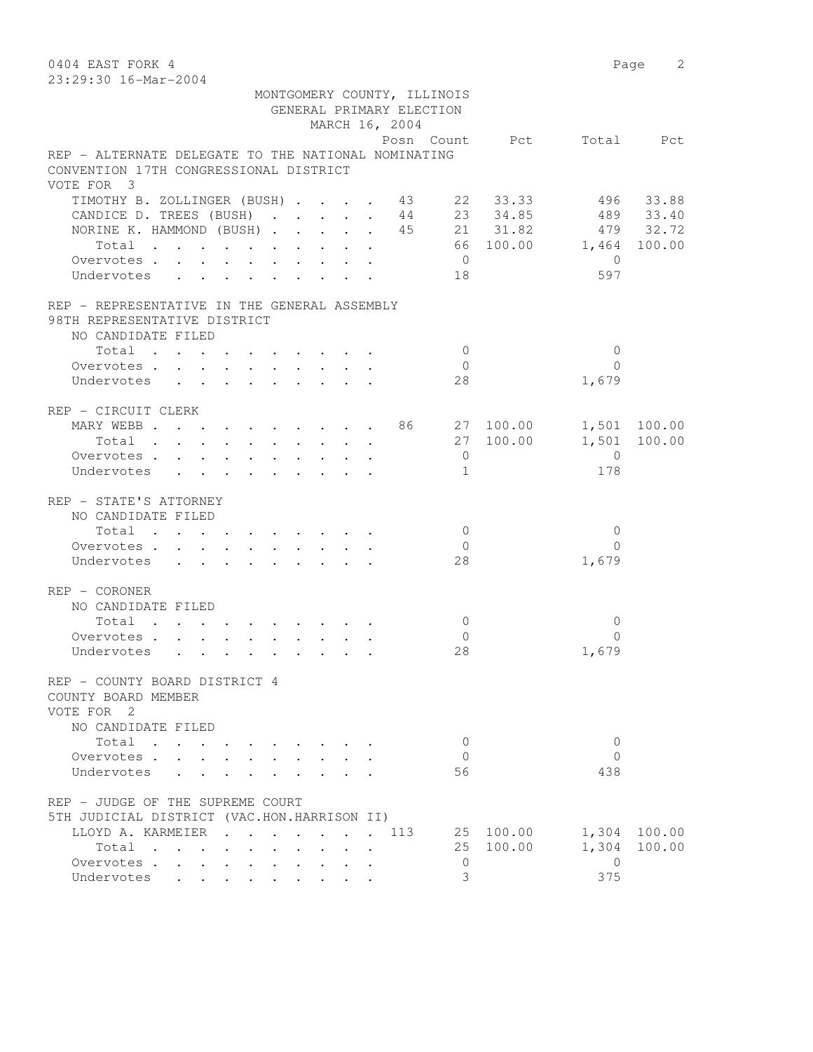0404 EAST FORK 4

23:29:30 16-Mar-2004

MONTGOMERY COUNTY, ILLINOIS
GENERAL PRIMARY ELECTION
MARCH 16, 2004

REP - ALTERNATE DELEGATE TO THE NATIONAL NOMINATING CONVENTION 17TH CONGRESSIONAL DISTRICT
VOTE FOR 3

| | Posn | Count | Pct | Total | Pct |
|---|---|---|---|---|---|
| TIMOTHY B. ZOLLINGER (BUSH) | 43 | 22 | 33.33 | 496 | 33.88 |
| CANDICE D. TREES (BUSH) | 44 | 23 | 34.85 | 489 | 33.40 |
| NORINE K. HAMMOND (BUSH) | 45 | 21 | 31.82 | 479 | 32.72 |
| Total | | 66 | 100.00 | 1,464 | 100.00 |
| Overvotes | | 0 | | 0 | |
| Undervotes | | 18 | | 597 | |

REP - REPRESENTATIVE IN THE GENERAL ASSEMBLY
98TH REPRESENTATIVE DISTRICT

| NO CANDIDATE FILED | Posn | Count | Pct | Total | Pct |
|---|---|---|---|---|---|
| Total | | 0 | | 0 | |
| Overvotes | | 0 | | 0 | |
| Undervotes | | 28 | | 1,679 | |

REP - CIRCUIT CLERK

| | Posn | Count | Pct | Total | Pct |
|---|---|---|---|---|---|
| MARY WEBB | 86 | 27 | 100.00 | 1,501 | 100.00 |
| Total | | 27 | 100.00 | 1,501 | 100.00 |
| Overvotes | | 0 | | 0 | |
| Undervotes | | 1 | | 178 | |

REP - STATE'S ATTORNEY

| NO CANDIDATE FILED | Posn | Count | Pct | Total | Pct |
|---|---|---|---|---|---|
| Total | | 0 | | 0 | |
| Overvotes | | 0 | | 0 | |
| Undervotes | | 28 | | 1,679 | |

REP - CORONER

| NO CANDIDATE FILED | Posn | Count | Pct | Total | Pct |
|---|---|---|---|---|---|
| Total | | 0 | | 0 | |
| Overvotes | | 0 | | 0 | |
| Undervotes | | 28 | | 1,679 | |

REP - COUNTY BOARD DISTRICT 4
COUNTY BOARD MEMBER
VOTE FOR 2

| NO CANDIDATE FILED | Posn | Count | Pct | Total | Pct |
|---|---|---|---|---|---|
| Total | | 0 | | 0 | |
| Overvotes | | 0 | | 0 | |
| Undervotes | | 56 | | 438 | |

REP - JUDGE OF THE SUPREME COURT
5TH JUDICIAL DISTRICT (VAC.HON.HARRISON II)

| | Posn | Count | Pct | Total | Pct |
|---|---|---|---|---|---|
| LLOYD A. KARMEIER | 113 | 25 | 100.00 | 1,304 | 100.00 |
| Total | | 25 | 100.00 | 1,304 | 100.00 |
| Overvotes | | 0 | | 0 | |
| Undervotes | | 3 | | 375 | |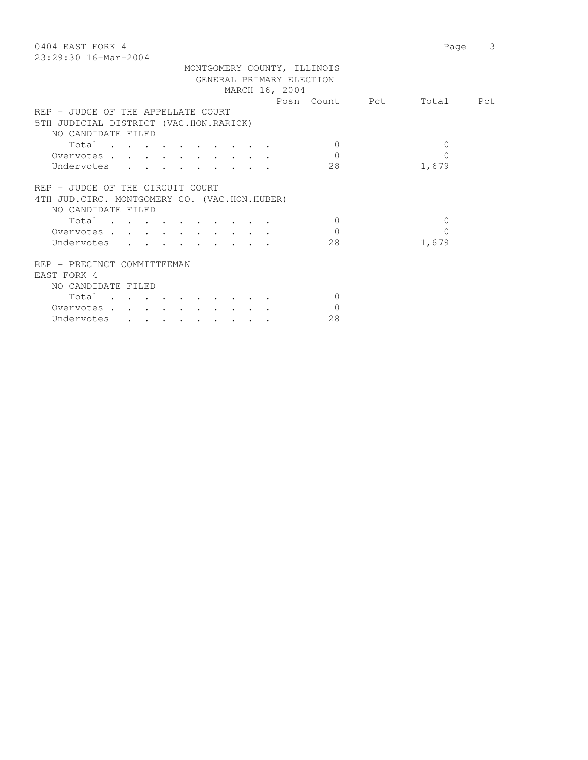MONTGOMERY COUNTY, ILLINOIS
GENERAL PRIMARY ELECTION
MARCH 16, 2004

| | Posn | Count | Pct | Total | Pct |
|---|---|---|---|---|---|
| **REP - JUDGE OF THE APPELLATE COURT** | | | | | |
| **5TH JUDICIAL DISTRICT (VAC.HON.RARICK)** | | | | | |
| NO CANDIDATE FILED | | | | | |
| Total | | 0 | | 0 | |
| Overvotes | | 0 | | 0 | |
| Undervotes | | 28 | | 1,679 | |
| **REP - JUDGE OF THE CIRCUIT COURT** | | | | | |
| **4TH JUD.CIRC. MONTGOMERY CO. (VAC.HON.HUBER)** | | | | | |
| NO CANDIDATE FILED | | | | | |
| Total | | 0 | | 0 | |
| Overvotes | | 0 | | 0 | |
| Undervotes | | 28 | | 1,679 | |
| **REP - PRECINCT COMMITTEEMAN** | | | | | |
| **EAST FORK 4** | | | | | |
| NO CANDIDATE FILED | | | | | |
| Total | | 0 | | | |
| Overvotes | | 0 | | | |
| Undervotes | | 28 | | | |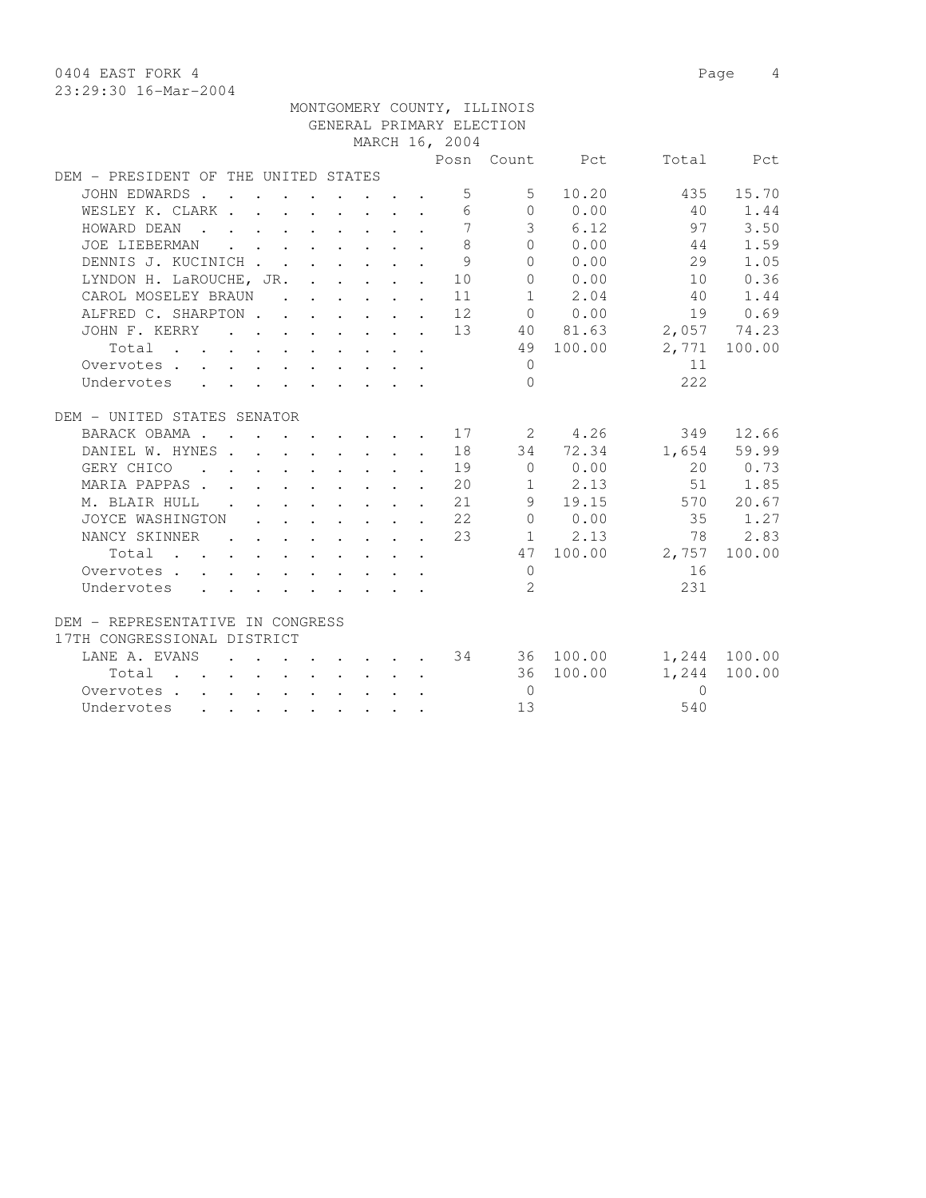0404 EAST FORK 4

23:29:30 16-Mar-2004

MONTGOMERY COUNTY, ILLINOIS
GENERAL PRIMARY ELECTION
MARCH 16, 2004

| | Posn | Count | Pct | Total | Pct |
|---|---|---|---|---|---|
| **DEM - PRESIDENT OF THE UNITED STATES** | | | | | |
| JOHN EDWARDS | 5 | 5 | 10.20 | 435 | 15.70 |
| WESLEY K. CLARK | 6 | 0 | 0.00 | 40 | 1.44 |
| HOWARD DEAN | 7 | 3 | 6.12 | 97 | 3.50 |
| JOE LIEBERMAN | 8 | 0 | 0.00 | 44 | 1.59 |
| DENNIS J. KUCINICH | 9 | 0 | 0.00 | 29 | 1.05 |
| LYNDON H. LaROUCHE, JR. | 10 | 0 | 0.00 | 10 | 0.36 |
| CAROL MOSELEY BRAUN | 11 | 1 | 2.04 | 40 | 1.44 |
| ALFRED C. SHARPTON | 12 | 0 | 0.00 | 19 | 0.69 |
| JOHN F. KERRY | 13 | 40 | 81.63 | 2,057 | 74.23 |
| Total | | 49 | 100.00 | 2,771 | 100.00 |
| Overvotes | | 0 | | 11 | |
| Undervotes | | 0 | | 222 | |
| **DEM - UNITED STATES SENATOR** | | | | | |
| BARACK OBAMA | 17 | 2 | 4.26 | 349 | 12.66 |
| DANIEL W. HYNES | 18 | 34 | 72.34 | 1,654 | 59.99 |
| GERY CHICO | 19 | 0 | 0.00 | 20 | 0.73 |
| MARIA PAPPAS | 20 | 1 | 2.13 | 51 | 1.85 |
| M. BLAIR HULL | 21 | 9 | 19.15 | 570 | 20.67 |
| JOYCE WASHINGTON | 22 | 0 | 0.00 | 35 | 1.27 |
| NANCY SKINNER | 23 | 1 | 2.13 | 78 | 2.83 |
| Total | | 47 | 100.00 | 2,757 | 100.00 |
| Overvotes | | 0 | | 16 | |
| Undervotes | | 2 | | 231 | |
| **DEM - REPRESENTATIVE IN CONGRESS 17TH CONGRESSIONAL DISTRICT** | | | | | |
| LANE A. EVANS | 34 | 36 | 100.00 | 1,244 | 100.00 |
| Total | | 36 | 100.00 | 1,244 | 100.00 |
| Overvotes | | 0 | | 0 | |
| Undervotes | | 13 | | 540 | |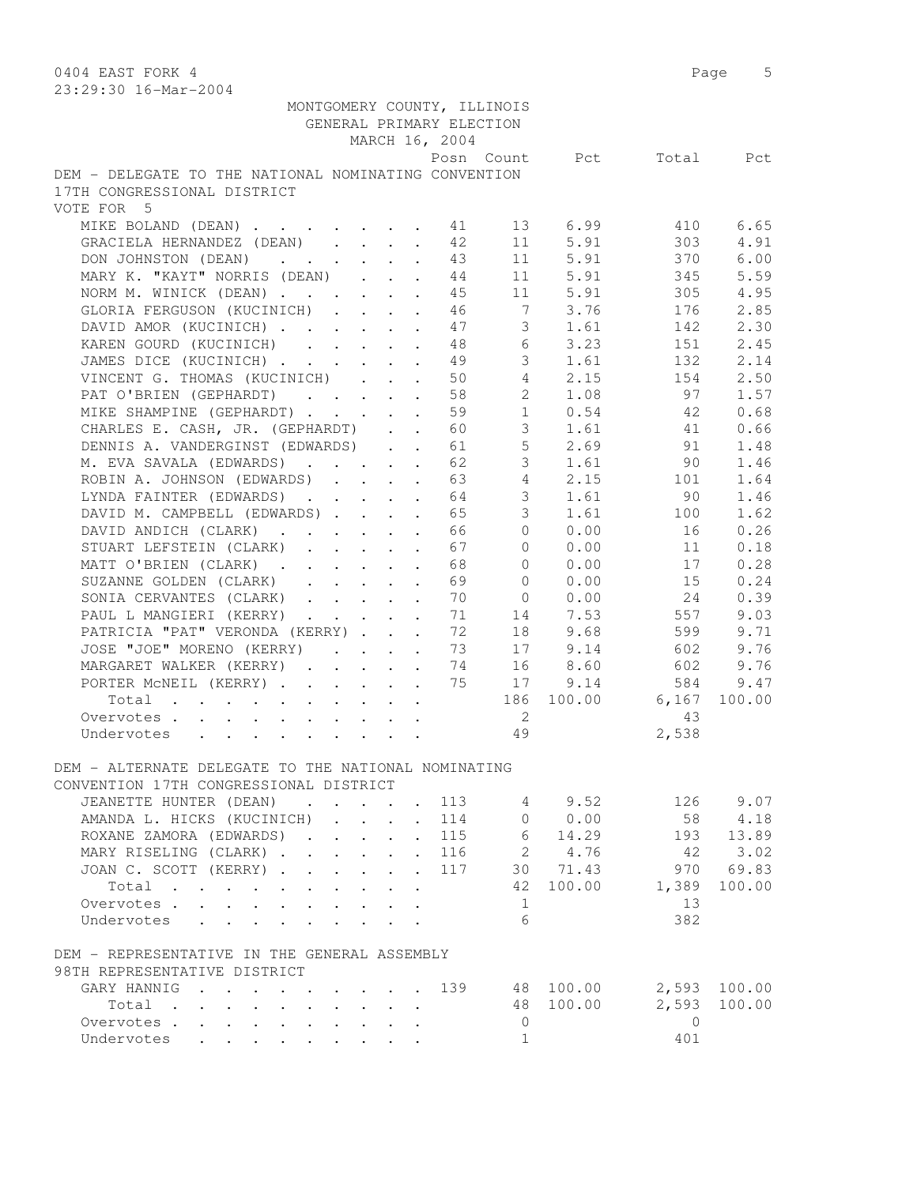MONTGOMERY COUNTY, ILLINOIS
GENERAL PRIMARY ELECTION
MARCH 16, 2004

0404 EAST FORK 4

23:29:30 16-Mar-2004

## DEM - DELEGATE TO THE NATIONAL NOMINATING CONVENTION 17TH CONGRESSIONAL DISTRICT

VOTE FOR 5

| | Posn | Count | Pct | Total | Pct |
|---|---|---|---|---|---|
| MIKE BOLAND (DEAN) | 41 | 13 | 6.99 | 410 | 6.65 |
| GRACIELA HERNANDEZ (DEAN) | 42 | 11 | 5.91 | 303 | 4.91 |
| DON JOHNSTON (DEAN) | 43 | 11 | 5.91 | 370 | 6.00 |
| MARY K. "KAYT" NORRIS (DEAN) | 44 | 11 | 5.91 | 345 | 5.59 |
| NORM M. WINICK (DEAN) | 45 | 11 | 5.91 | 305 | 4.95 |
| GLORIA FERGUSON (KUCINICH) | 46 | 7 | 3.76 | 176 | 2.85 |
| DAVID AMOR (KUCINICH) | 47 | 3 | 1.61 | 142 | 2.30 |
| KAREN GOURD (KUCINICH) | 48 | 6 | 3.23 | 151 | 2.45 |
| JAMES DICE (KUCINICH) | 49 | 3 | 1.61 | 132 | 2.14 |
| VINCENT G. THOMAS (KUCINICH) | 50 | 4 | 2.15 | 154 | 2.50 |
| PAT O'BRIEN (GEPHARDT) | 58 | 2 | 1.08 | 97 | 1.57 |
| MIKE SHAMPINE (GEPHARDT) | 59 | 1 | 0.54 | 42 | 0.68 |
| CHARLES E. CASH, JR. (GEPHARDT) | 60 | 3 | 1.61 | 41 | 0.66 |
| DENNIS A. VANDERGINST (EDWARDS) | 61 | 5 | 2.69 | 91 | 1.48 |
| M. EVA SAVALA (EDWARDS) | 62 | 3 | 1.61 | 90 | 1.46 |
| ROBIN A. JOHNSON (EDWARDS) | 63 | 4 | 2.15 | 101 | 1.64 |
| LYNDA FAINTER (EDWARDS) | 64 | 3 | 1.61 | 90 | 1.46 |
| DAVID M. CAMPBELL (EDWARDS) | 65 | 3 | 1.61 | 100 | 1.62 |
| DAVID ANDICH (CLARK) | 66 | 0 | 0.00 | 16 | 0.26 |
| STUART LEFSTEIN (CLARK) | 67 | 0 | 0.00 | 11 | 0.18 |
| MATT O'BRIEN (CLARK) | 68 | 0 | 0.00 | 17 | 0.28 |
| SUZANNE GOLDEN (CLARK) | 69 | 0 | 0.00 | 15 | 0.24 |
| SONIA CERVANTES (CLARK) | 70 | 0 | 0.00 | 24 | 0.39 |
| PAUL L MANGIERI (KERRY) | 71 | 14 | 7.53 | 557 | 9.03 |
| PATRICIA "PAT" VERONDA (KERRY) | 72 | 18 | 9.68 | 599 | 9.71 |
| JOSE "JOE" MORENO (KERRY) | 73 | 17 | 9.14 | 602 | 9.76 |
| MARGARET WALKER (KERRY) | 74 | 16 | 8.60 | 602 | 9.76 |
| PORTER McNEIL (KERRY) | 75 | 17 | 9.14 | 584 | 9.47 |
| Total | | 186 | 100.00 | 6,167 | 100.00 |
| Overvotes | | 2 | | 43 | |
| Undervotes | | 49 | | 2,538 | |

## DEM - ALTERNATE DELEGATE TO THE NATIONAL NOMINATING CONVENTION 17TH CONGRESSIONAL DISTRICT

| | Posn | Count | Pct | Total | Pct |
|---|---|---|---|---|---|
| JEANETTE HUNTER (DEAN) | 113 | 4 | 9.52 | 126 | 9.07 |
| AMANDA L. HICKS (KUCINICH) | 114 | 0 | 0.00 | 58 | 4.18 |
| ROXANE ZAMORA (EDWARDS) | 115 | 6 | 14.29 | 193 | 13.89 |
| MARY RISELING (CLARK) | 116 | 2 | 4.76 | 42 | 3.02 |
| JOAN C. SCOTT (KERRY) | 117 | 30 | 71.43 | 970 | 69.83 |
| Total | | 42 | 100.00 | 1,389 | 100.00 |
| Overvotes | | 1 | | 13 | |
| Undervotes | | 6 | | 382 | |

## DEM - REPRESENTATIVE IN THE GENERAL ASSEMBLY 98TH REPRESENTATIVE DISTRICT

| | Posn | Count | Pct | Total | Pct |
|---|---|---|---|---|---|
| GARY HANNIG | 139 | 48 | 100.00 | 2,593 | 100.00 |
| Total | | 48 | 100.00 | 2,593 | 100.00 |
| Overvotes | | 0 | | 0 | |
| Undervotes | | 1 | | 401 | |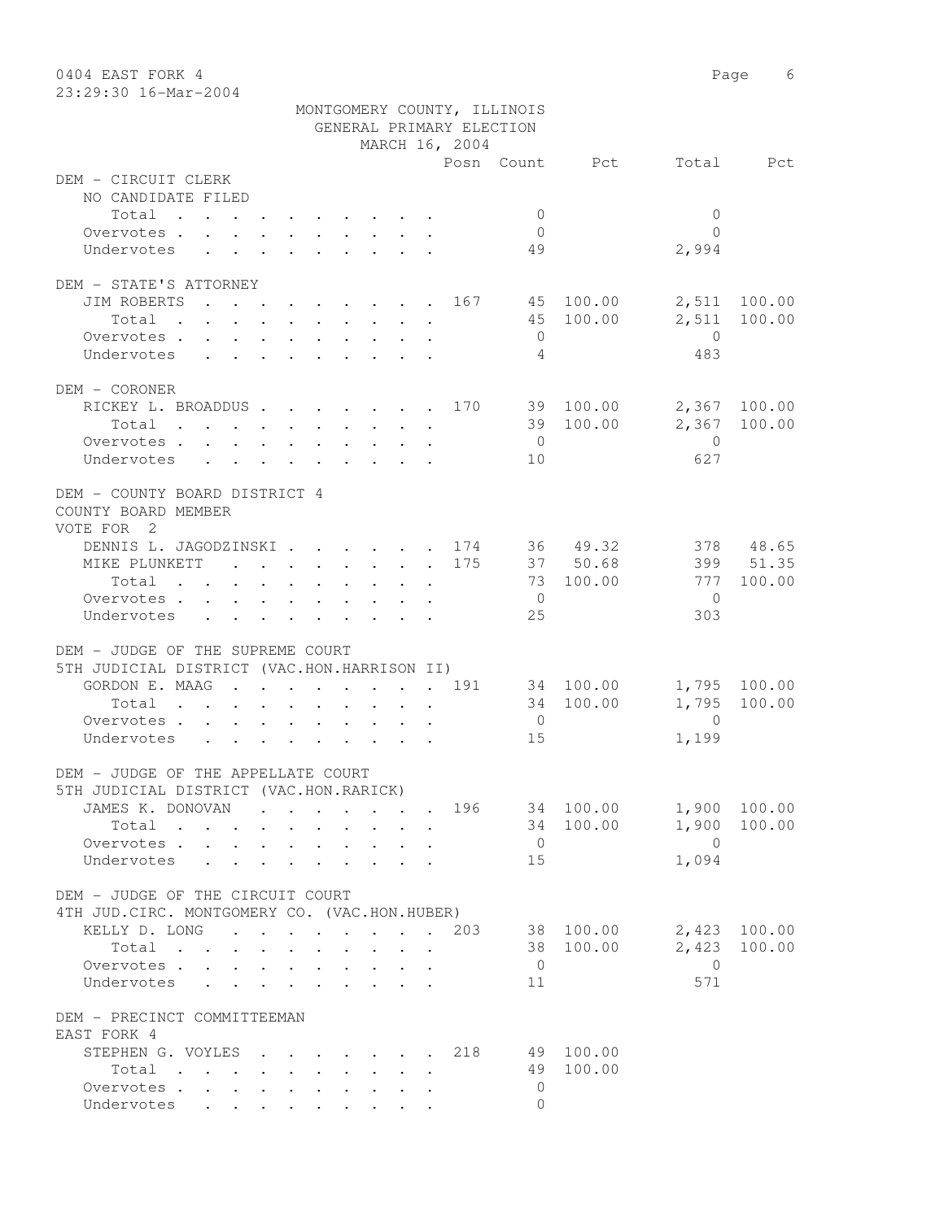MONTGOMERY COUNTY, ILLINOIS
GENERAL PRIMARY ELECTION
MARCH 16, 2004

| | Posn | Count | Pct | Total | Pct |
|---|---|---|---|---|---|
| **DEM - CIRCUIT CLERK** | | | | | |
| NO CANDIDATE FILED | | | | | |
| Total | | 0 | | 0 | |
| Overvotes | | 0 | | 0 | |
| Undervotes | | 49 | | 2,994 | |
| **DEM - STATE'S ATTORNEY** | | | | | |
| JIM ROBERTS | 167 | 45 | 100.00 | 2,511 | 100.00 |
| Total | | 45 | 100.00 | 2,511 | 100.00 |
| Overvotes | | 0 | | 0 | |
| Undervotes | | 4 | | 483 | |
| **DEM - CORONER** | | | | | |
| RICKEY L. BROADDUS | 170 | 39 | 100.00 | 2,367 | 100.00 |
| Total | | 39 | 100.00 | 2,367 | 100.00 |
| Overvotes | | 0 | | 0 | |
| Undervotes | | 10 | | 627 | |
| **DEM - COUNTY BOARD DISTRICT 4** | | | | | |
| COUNTY BOARD MEMBER | | | | | |
| VOTE FOR 2 | | | | | |
| DENNIS L. JAGODZINSKI | 174 | 36 | 49.32 | 378 | 48.65 |
| MIKE PLUNKETT | 175 | 37 | 50.68 | 399 | 51.35 |
| Total | | 73 | 100.00 | 777 | 100.00 |
| Overvotes | | 0 | | 0 | |
| Undervotes | | 25 | | 303 | |
| **DEM - JUDGE OF THE SUPREME COURT** | | | | | |
| 5TH JUDICIAL DISTRICT (VAC.HON.HARRISON II) | | | | | |
| GORDON E. MAAG | 191 | 34 | 100.00 | 1,795 | 100.00 |
| Total | | 34 | 100.00 | 1,795 | 100.00 |
| Overvotes | | 0 | | 0 | |
| Undervotes | | 15 | | 1,199 | |
| **DEM - JUDGE OF THE APPELLATE COURT** | | | | | |
| 5TH JUDICIAL DISTRICT (VAC.HON.RARICK) | | | | | |
| JAMES K. DONOVAN | 196 | 34 | 100.00 | 1,900 | 100.00 |
| Total | | 34 | 100.00 | 1,900 | 100.00 |
| Overvotes | | 0 | | 0 | |
| Undervotes | | 15 | | 1,094 | |
| **DEM - JUDGE OF THE CIRCUIT COURT** | | | | | |
| 4TH JUD.CIRC. MONTGOMERY CO. (VAC.HON.HUBER) | | | | | |
| KELLY D. LONG | 203 | 38 | 100.00 | 2,423 | 100.00 |
| Total | | 38 | 100.00 | 2,423 | 100.00 |
| Overvotes | | 0 | | 0 | |
| Undervotes | | 11 | | 571 | |
| **DEM - PRECINCT COMMITTEEMAN** | | | | | |
| EAST FORK 4 | | | | | |
| STEPHEN G. VOYLES | 218 | 49 | 100.00 | | |
| Total | | 49 | 100.00 | | |
| Overvotes | | 0 | | | |
| Undervotes | | 0 | | | |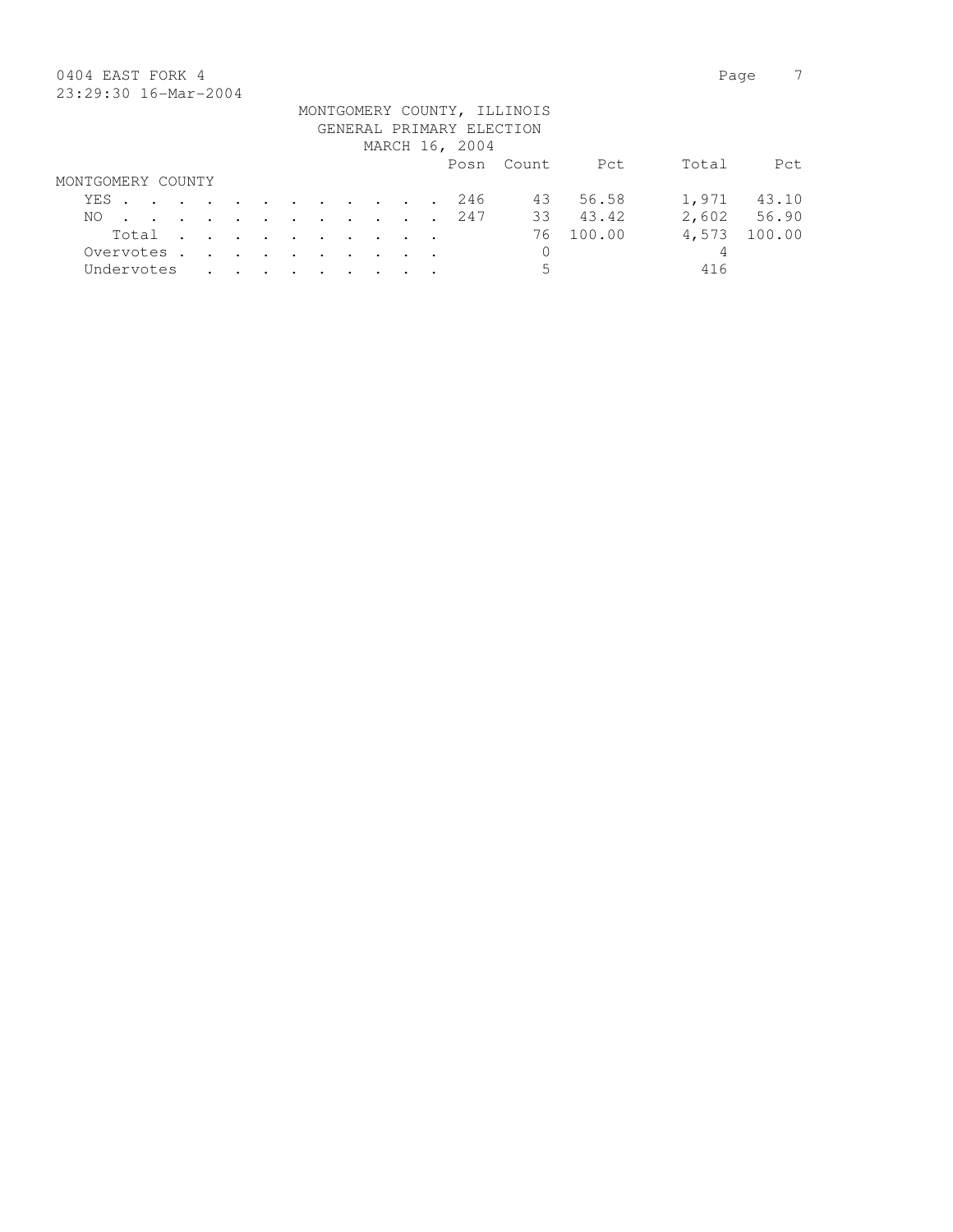0404 EAST FORK 4

23:29:30 16-Mar-2004

MONTGOMERY COUNTY, ILLINOIS
GENERAL PRIMARY ELECTION
MARCH 16, 2004

| | Posn | Count | Pct | Total | Pct |
|---|---|---|---|---|---|
| MONTGOMERY COUNTY | | | | | |
| YES | 246 | 43 | 56.58 | 1,971 | 43.10 |
| NO | 247 | 33 | 43.42 | 2,602 | 56.90 |
| Total | | 76 | 100.00 | 4,573 | 100.00 |
| Overvotes | | 0 | | 4 | |
| Undervotes | | 5 | | 416 | |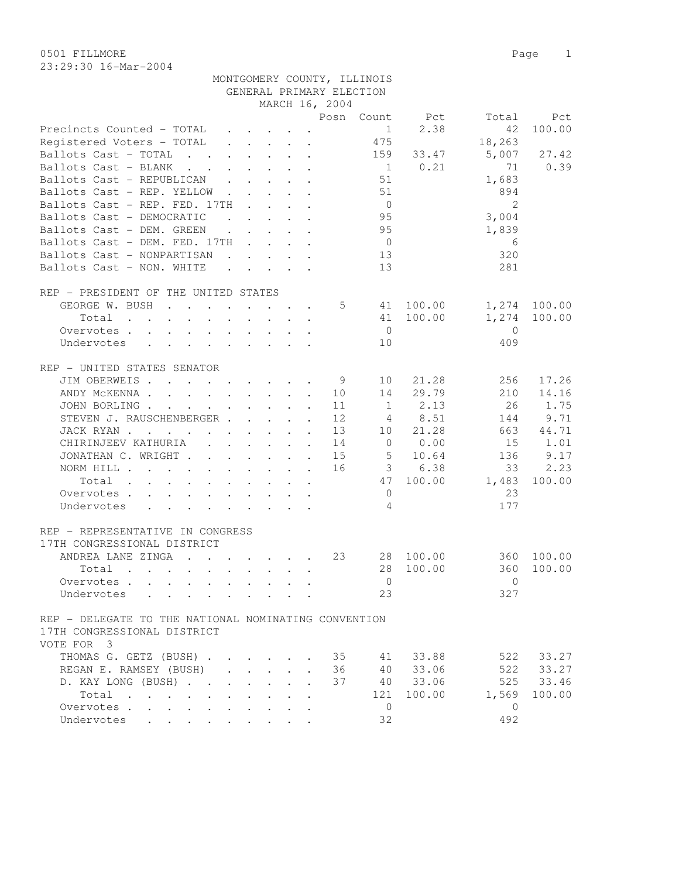0501 FILLMORE

23:29:30 16-Mar-2004

MONTGOMERY COUNTY, ILLINOIS
GENERAL PRIMARY ELECTION
MARCH 16, 2004

| | Posn | Count | Pct | Total | Pct |
|---|---|---|---|---|---|
| Precincts Counted - TOTAL | | 1 | 2.38 | 42 | 100.00 |
| Registered Voters - TOTAL | | 475 | | 18,263 | |
| Ballots Cast - TOTAL | | 159 | 33.47 | 5,007 | 27.42 |
| Ballots Cast - BLANK | | 1 | 0.21 | 71 | 0.39 |
| Ballots Cast - REPUBLICAN | | 51 | | 1,683 | |
| Ballots Cast - REP. YELLOW | | 51 | | 894 | |
| Ballots Cast - REP. FED. 17TH | | 0 | | 2 | |
| Ballots Cast - DEMOCRATIC | | 95 | | 3,004 | |
| Ballots Cast - DEM. GREEN | | 95 | | 1,839 | |
| Ballots Cast - DEM. FED. 17TH | | 0 | | 6 | |
| Ballots Cast - NONPARTISAN | | 13 | | 320 | |
| Ballots Cast - NON. WHITE | | 13 | | 281 | |

REP - PRESIDENT OF THE UNITED STATES

| | Posn | Count | Pct | Total | Pct |
|---|---|---|---|---|---|
| GEORGE W. BUSH | 5 | 41 | 100.00 | 1,274 | 100.00 |
| Total | | 41 | 100.00 | 1,274 | 100.00 |
| Overvotes | | 0 | | 0 | |
| Undervotes | | 10 | | 409 | |

REP - UNITED STATES SENATOR

| | Posn | Count | Pct | Total | Pct |
|---|---|---|---|---|---|
| JIM OBERWEIS | 9 | 10 | 21.28 | 256 | 17.26 |
| ANDY McKENNA | 10 | 14 | 29.79 | 210 | 14.16 |
| JOHN BORLING | 11 | 1 | 2.13 | 26 | 1.75 |
| STEVEN J. RAUSCHENBERGER | 12 | 4 | 8.51 | 144 | 9.71 |
| JACK RYAN | 13 | 10 | 21.28 | 663 | 44.71 |
| CHIRINJEEV KATHURIA | 14 | 0 | 0.00 | 15 | 1.01 |
| JONATHAN C. WRIGHT | 15 | 5 | 10.64 | 136 | 9.17 |
| NORM HILL | 16 | 3 | 6.38 | 33 | 2.23 |
| Total | | 47 | 100.00 | 1,483 | 100.00 |
| Overvotes | | 0 | | 23 | |
| Undervotes | | 4 | | 177 | |

REP - REPRESENTATIVE IN CONGRESS
17TH CONGRESSIONAL DISTRICT

| | Posn | Count | Pct | Total | Pct |
|---|---|---|---|---|---|
| ANDREA LANE ZINGA | 23 | 28 | 100.00 | 360 | 100.00 |
| Total | | 28 | 100.00 | 360 | 100.00 |
| Overvotes | | 0 | | 0 | |
| Undervotes | | 23 | | 327 | |

REP - DELEGATE TO THE NATIONAL NOMINATING CONVENTION
17TH CONGRESSIONAL DISTRICT
VOTE FOR 3

| | Posn | Count | Pct | Total | Pct |
|---|---|---|---|---|---|
| THOMAS G. GETZ (BUSH) | 35 | 41 | 33.88 | 522 | 33.27 |
| REGAN E. RAMSEY (BUSH) | 36 | 40 | 33.06 | 522 | 33.27 |
| D. KAY LONG (BUSH) | 37 | 40 | 33.06 | 525 | 33.46 |
| Total | | 121 | 100.00 | 1,569 | 100.00 |
| Overvotes | | 0 | | 0 | |
| Undervotes | | 32 | | 492 | |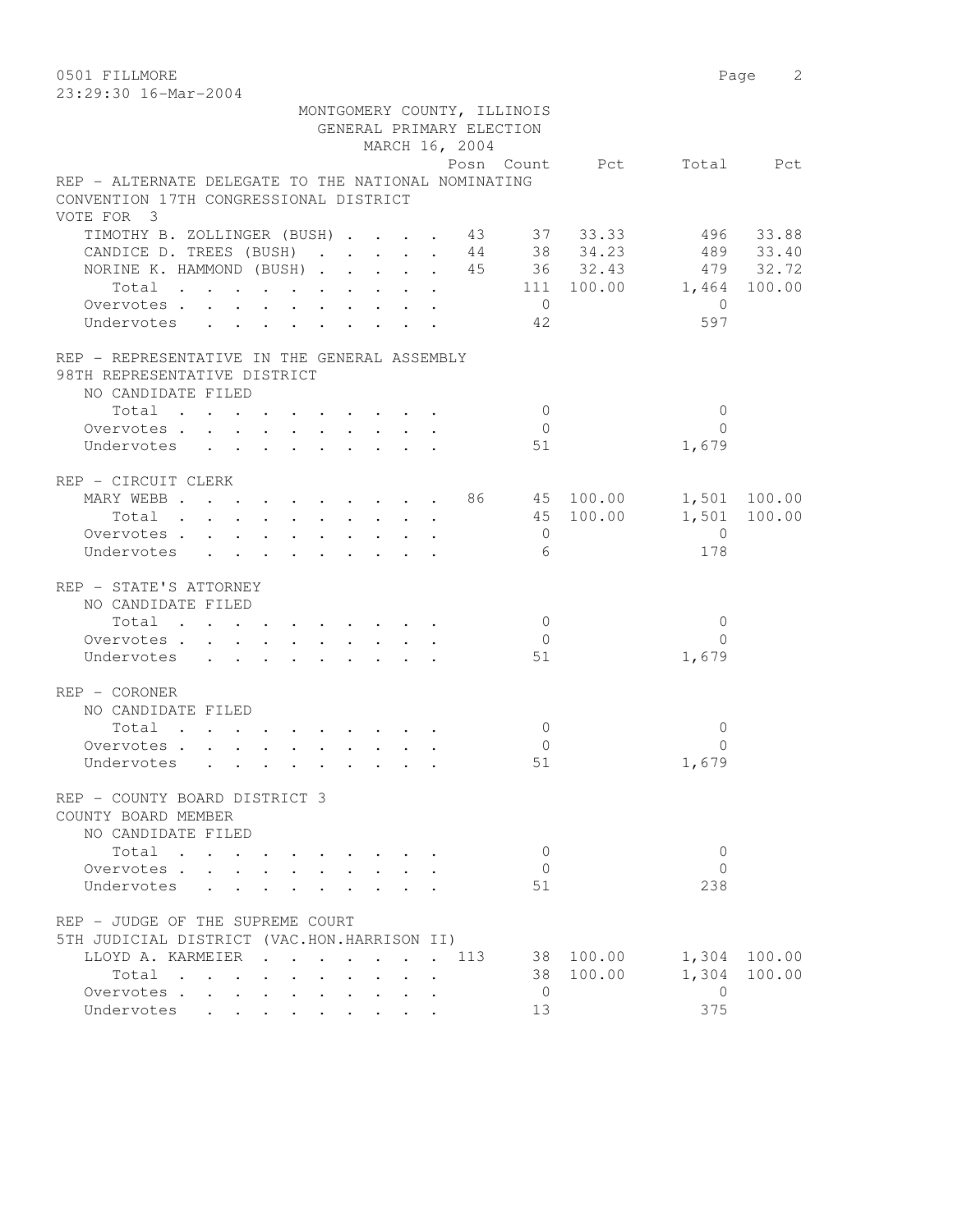0501 FILLMORE
23:29:30 16-Mar-2004

MONTGOMERY COUNTY, ILLINOIS
GENERAL PRIMARY ELECTION
MARCH 16, 2004

| | Posn | Count | Pct | Total | Pct |
|---|---|---|---|---|---|
| **REP - ALTERNATE DELEGATE TO THE NATIONAL NOMINATING CONVENTION 17TH CONGRESSIONAL DISTRICT** | | | | | |
| VOTE FOR 3 | | | | | |
| TIMOTHY B. ZOLLINGER (BUSH) | 43 | 37 | 33.33 | 496 | 33.88 |
| CANDICE D. TREES (BUSH) | 44 | 38 | 34.23 | 489 | 33.40 |
| NORINE K. HAMMOND (BUSH) | 45 | 36 | 32.43 | 479 | 32.72 |
| Total | | 111 | 100.00 | 1,464 | 100.00 |
| Overvotes | | 0 | | 0 | |
| Undervotes | | 42 | | 597 | |
| **REP - REPRESENTATIVE IN THE GENERAL ASSEMBLY 98TH REPRESENTATIVE DISTRICT** | | | | | |
| NO CANDIDATE FILED | | | | | |
| Total | | 0 | | 0 | |
| Overvotes | | 0 | | 0 | |
| Undervotes | | 51 | | 1,679 | |
| **REP - CIRCUIT CLERK** | | | | | |
| MARY WEBB | 86 | 45 | 100.00 | 1,501 | 100.00 |
| Total | | 45 | 100.00 | 1,501 | 100.00 |
| Overvotes | | 0 | | 0 | |
| Undervotes | | 6 | | 178 | |
| **REP - STATE'S ATTORNEY** | | | | | |
| NO CANDIDATE FILED | | | | | |
| Total | | 0 | | 0 | |
| Overvotes | | 0 | | 0 | |
| Undervotes | | 51 | | 1,679 | |
| **REP - CORONER** | | | | | |
| NO CANDIDATE FILED | | | | | |
| Total | | 0 | | 0 | |
| Overvotes | | 0 | | 0 | |
| Undervotes | | 51 | | 1,679 | |
| **REP - COUNTY BOARD DISTRICT 3 COUNTY BOARD MEMBER** | | | | | |
| NO CANDIDATE FILED | | | | | |
| Total | | 0 | | 0 | |
| Overvotes | | 0 | | 0 | |
| Undervotes | | 51 | | 238 | |
| **REP - JUDGE OF THE SUPREME COURT 5TH JUDICIAL DISTRICT (VAC.HON.HARRISON II)** | | | | | |
| LLOYD A. KARMEIER | 113 | 38 | 100.00 | 1,304 | 100.00 |
| Total | | 38 | 100.00 | 1,304 | 100.00 |
| Overvotes | | 0 | | 0 | |
| Undervotes | | 13 | | 375 | |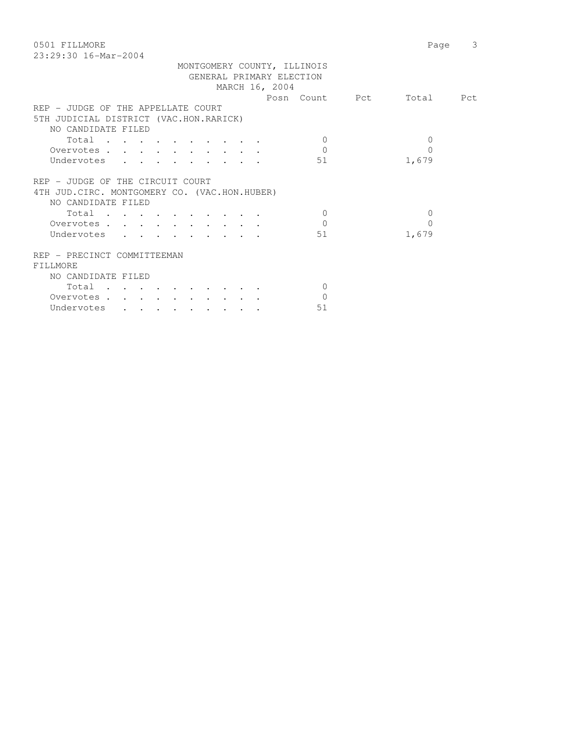MONTGOMERY COUNTY, ILLINOIS
GENERAL PRIMARY ELECTION
MARCH 16, 2004

| | Posn | Count | Pct | Total | Pct |
|---|---|---|---|---|---|
| **REP - JUDGE OF THE APPELLATE COURT** | | | | | |
| **5TH JUDICIAL DISTRICT (VAC.HON.RARICK)** | | | | | |
| NO CANDIDATE FILED | | | | | |
| Total . . . . . . . . . . | | 0 | | 0 | |
| Overvotes . . . . . . . . . . | | 0 | | 0 | |
| Undervotes . . . . . . . . . | | 51 | | 1,679 | |
| **REP - JUDGE OF THE CIRCUIT COURT** | | | | | |
| **4TH JUD.CIRC. MONTGOMERY CO. (VAC.HON.HUBER)** | | | | | |
| NO CANDIDATE FILED | | | | | |
| Total . . . . . . . . . . | | 0 | | 0 | |
| Overvotes . . . . . . . . . . | | 0 | | 0 | |
| Undervotes . . . . . . . . . | | 51 | | 1,679 | |
| **REP - PRECINCT COMMITTEEMAN** | | | | | |
| **FILLMORE** | | | | | |
| NO CANDIDATE FILED | | | | | |
| Total . . . . . . . . . . | | 0 | | | |
| Overvotes . . . . . . . . . . | | 0 | | | |
| Undervotes . . . . . . . . . | | 51 | | | |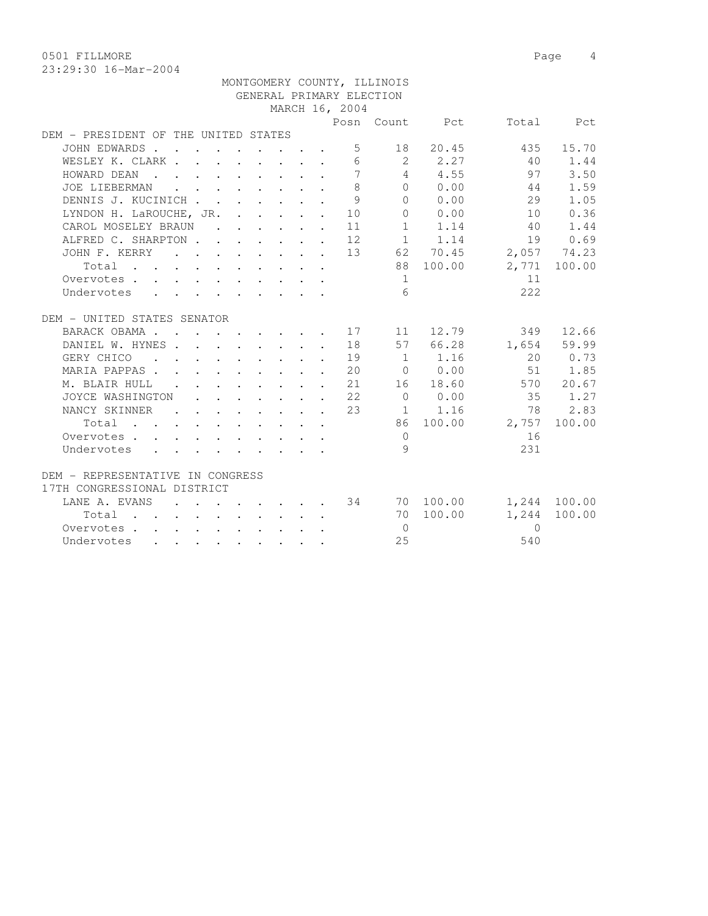0501 FILLMORE
23:29:30 16-Mar-2004

MONTGOMERY COUNTY, ILLINOIS
GENERAL PRIMARY ELECTION
MARCH 16, 2004

| | Posn | Count | Pct | Total | Pct |
|---|---|---|---|---|---|
| **DEM - PRESIDENT OF THE UNITED STATES** | | | | | |
| JOHN EDWARDS | 5 | 18 | 20.45 | 435 | 15.70 |
| WESLEY K. CLARK | 6 | 2 | 2.27 | 40 | 1.44 |
| HOWARD DEAN | 7 | 4 | 4.55 | 97 | 3.50 |
| JOE LIEBERMAN | 8 | 0 | 0.00 | 44 | 1.59 |
| DENNIS J. KUCINICH | 9 | 0 | 0.00 | 29 | 1.05 |
| LYNDON H. LaROUCHE, JR. | 10 | 0 | 0.00 | 10 | 0.36 |
| CAROL MOSELEY BRAUN | 11 | 1 | 1.14 | 40 | 1.44 |
| ALFRED C. SHARPTON | 12 | 1 | 1.14 | 19 | 0.69 |
| JOHN F. KERRY | 13 | 62 | 70.45 | 2,057 | 74.23 |
| Total | | 88 | 100.00 | 2,771 | 100.00 |
| Overvotes | | 1 | | 11 | |
| Undervotes | | 6 | | 222 | |
| **DEM - UNITED STATES SENATOR** | | | | | |
| BARACK OBAMA | 17 | 11 | 12.79 | 349 | 12.66 |
| DANIEL W. HYNES | 18 | 57 | 66.28 | 1,654 | 59.99 |
| GERY CHICO | 19 | 1 | 1.16 | 20 | 0.73 |
| MARIA PAPPAS | 20 | 0 | 0.00 | 51 | 1.85 |
| M. BLAIR HULL | 21 | 16 | 18.60 | 570 | 20.67 |
| JOYCE WASHINGTON | 22 | 0 | 0.00 | 35 | 1.27 |
| NANCY SKINNER | 23 | 1 | 1.16 | 78 | 2.83 |
| Total | | 86 | 100.00 | 2,757 | 100.00 |
| Overvotes | | 0 | | 16 | |
| Undervotes | | 9 | | 231 | |
| **DEM - REPRESENTATIVE IN CONGRESS 17TH CONGRESSIONAL DISTRICT** | | | | | |
| LANE A. EVANS | 34 | 70 | 100.00 | 1,244 | 100.00 |
| Total | | 70 | 100.00 | 1,244 | 100.00 |
| Overvotes | | 0 | | 0 | |
| Undervotes | | 25 | | 540 | |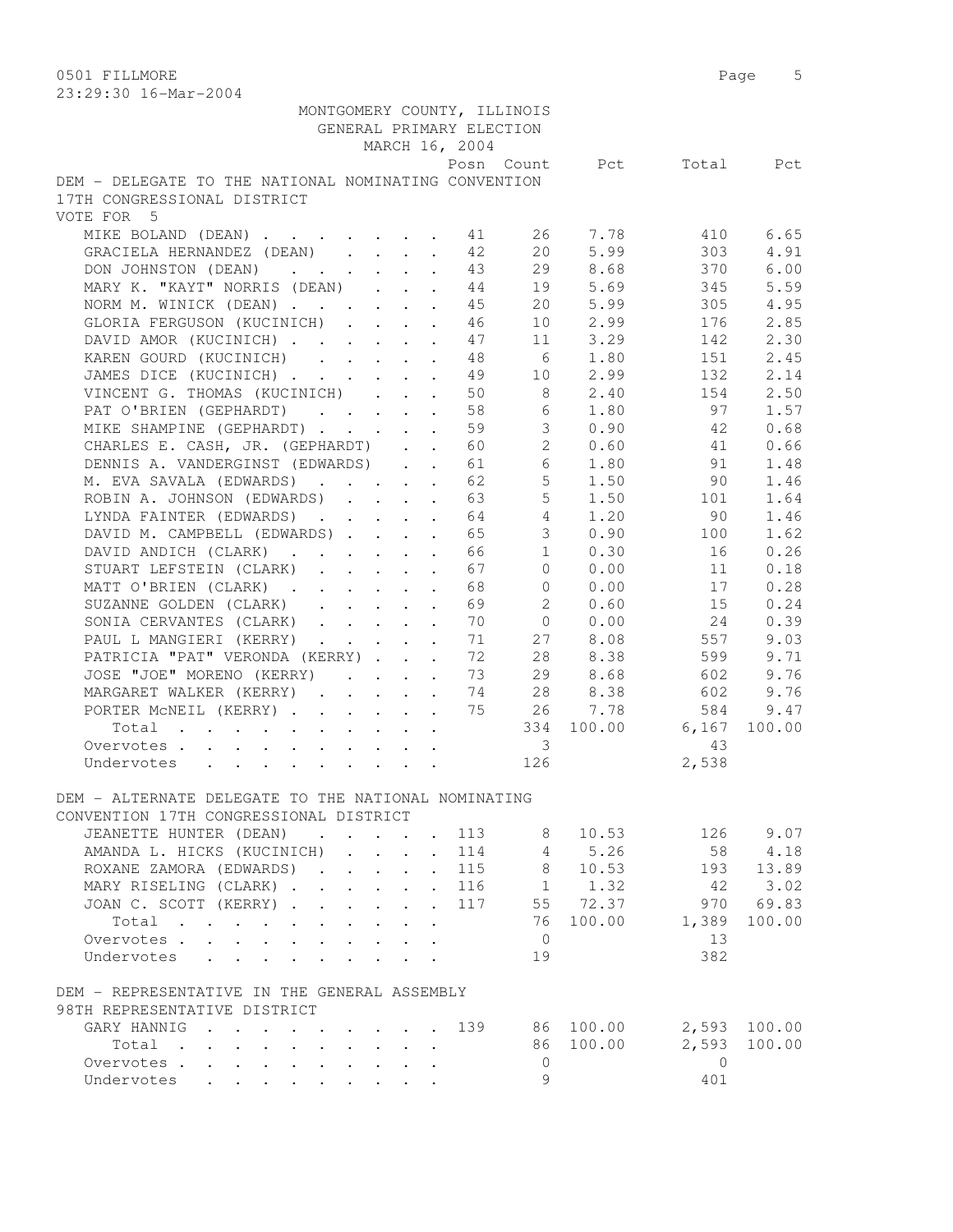0501 FILLMORE

23:29:30 16-Mar-2004

MONTGOMERY COUNTY, ILLINOIS
GENERAL PRIMARY ELECTION
MARCH 16, 2004

DEM - DELEGATE TO THE NATIONAL NOMINATING CONVENTION
17TH CONGRESSIONAL DISTRICT
VOTE FOR 5

| | Posn | Count | Pct | Total | Pct |
|---|---|---|---|---|---|
| MIKE BOLAND (DEAN) | 41 | 26 | 7.78 | 410 | 6.65 |
| GRACIELA HERNANDEZ (DEAN) | 42 | 20 | 5.99 | 303 | 4.91 |
| DON JOHNSTON (DEAN) | 43 | 29 | 8.68 | 370 | 6.00 |
| MARY K. "KAYT" NORRIS (DEAN) | 44 | 19 | 5.69 | 345 | 5.59 |
| NORM M. WINICK (DEAN) | 45 | 20 | 5.99 | 305 | 4.95 |
| GLORIA FERGUSON (KUCINICH) | 46 | 10 | 2.99 | 176 | 2.85 |
| DAVID AMOR (KUCINICH) | 47 | 11 | 3.29 | 142 | 2.30 |
| KAREN GOURD (KUCINICH) | 48 | 6 | 1.80 | 151 | 2.45 |
| JAMES DICE (KUCINICH) | 49 | 10 | 2.99 | 132 | 2.14 |
| VINCENT G. THOMAS (KUCINICH) | 50 | 8 | 2.40 | 154 | 2.50 |
| PAT O'BRIEN (GEPHARDT) | 58 | 6 | 1.80 | 97 | 1.57 |
| MIKE SHAMPINE (GEPHARDT) | 59 | 3 | 0.90 | 42 | 0.68 |
| CHARLES E. CASH, JR. (GEPHARDT) | 60 | 2 | 0.60 | 41 | 0.66 |
| DENNIS A. VANDERGINST (EDWARDS) | 61 | 6 | 1.80 | 91 | 1.48 |
| M. EVA SAVALA (EDWARDS) | 62 | 5 | 1.50 | 90 | 1.46 |
| ROBIN A. JOHNSON (EDWARDS) | 63 | 5 | 1.50 | 101 | 1.64 |
| LYNDA FAINTER (EDWARDS) | 64 | 4 | 1.20 | 90 | 1.46 |
| DAVID M. CAMPBELL (EDWARDS) | 65 | 3 | 0.90 | 100 | 1.62 |
| DAVID ANDICH (CLARK) | 66 | 1 | 0.30 | 16 | 0.26 |
| STUART LEFSTEIN (CLARK) | 67 | 0 | 0.00 | 11 | 0.18 |
| MATT O'BRIEN (CLARK) | 68 | 0 | 0.00 | 17 | 0.28 |
| SUZANNE GOLDEN (CLARK) | 69 | 2 | 0.60 | 15 | 0.24 |
| SONIA CERVANTES (CLARK) | 70 | 0 | 0.00 | 24 | 0.39 |
| PAUL L MANGIERI (KERRY) | 71 | 27 | 8.08 | 557 | 9.03 |
| PATRICIA "PAT" VERONDA (KERRY) | 72 | 28 | 8.38 | 599 | 9.71 |
| JOSE "JOE" MORENO (KERRY) | 73 | 29 | 8.68 | 602 | 9.76 |
| MARGARET WALKER (KERRY) | 74 | 28 | 8.38 | 602 | 9.76 |
| PORTER McNEIL (KERRY) | 75 | 26 | 7.78 | 584 | 9.47 |
| Total | | 334 | 100.00 | 6,167 | 100.00 |
| Overvotes | | 3 | | 43 | |
| Undervotes | | 126 | | 2,538 | |

DEM - ALTERNATE DELEGATE TO THE NATIONAL NOMINATING
CONVENTION 17TH CONGRESSIONAL DISTRICT

| | Posn | Count | Pct | Total | Pct |
|---|---|---|---|---|---|
| JEANETTE HUNTER (DEAN) | 113 | 8 | 10.53 | 126 | 9.07 |
| AMANDA L. HICKS (KUCINICH) | 114 | 4 | 5.26 | 58 | 4.18 |
| ROXANE ZAMORA (EDWARDS) | 115 | 8 | 10.53 | 193 | 13.89 |
| MARY RISELING (CLARK) | 116 | 1 | 1.32 | 42 | 3.02 |
| JOAN C. SCOTT (KERRY) | 117 | 55 | 72.37 | 970 | 69.83 |
| Total | | 76 | 100.00 | 1,389 | 100.00 |
| Overvotes | | 0 | | 13 | |
| Undervotes | | 19 | | 382 | |

DEM - REPRESENTATIVE IN THE GENERAL ASSEMBLY
98TH REPRESENTATIVE DISTRICT

| | Posn | Count | Pct | Total | Pct |
|---|---|---|---|---|---|
| GARY HANNIG | 139 | 86 | 100.00 | 2,593 | 100.00 |
| Total | | 86 | 100.00 | 2,593 | 100.00 |
| Overvotes | | 0 | | 0 | |
| Undervotes | | 9 | | 401 | |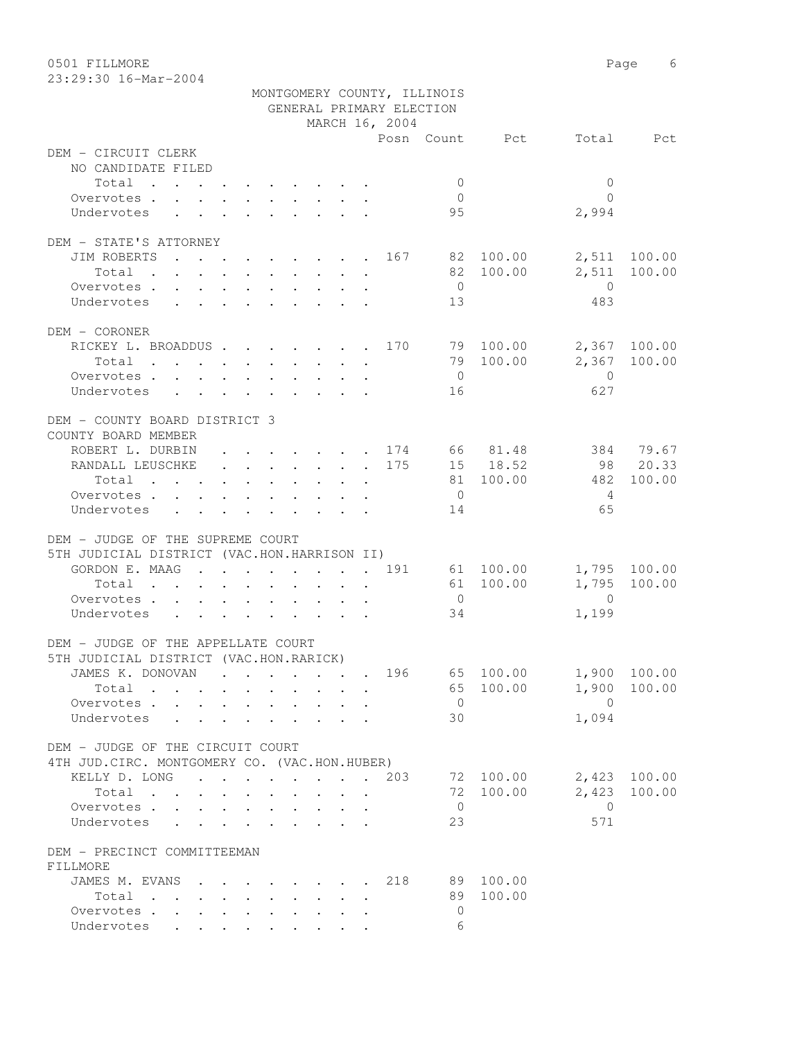0501 FILLMORE

23:29:30 16-Mar-2004

MONTGOMERY COUNTY, ILLINOIS
GENERAL PRIMARY ELECTION
MARCH 16, 2004

| | Posn | Count | Pct | Total | Pct |
|---|---|---|---|---|---|
| **DEM - CIRCUIT CLERK** | | | | | |
| NO CANDIDATE FILED | | | | | |
| Total | | 0 | | 0 | |
| Overvotes | | 0 | | 0 | |
| Undervotes | | 95 | | 2,994 | |
| **DEM - STATE'S ATTORNEY** | | | | | |
| JIM ROBERTS | 167 | 82 | 100.00 | 2,511 | 100.00 |
| Total | | 82 | 100.00 | 2,511 | 100.00 |
| Overvotes | | 0 | | 0 | |
| Undervotes | | 13 | | 483 | |
| **DEM - CORONER** | | | | | |
| RICKEY L. BROADDUS | 170 | 79 | 100.00 | 2,367 | 100.00 |
| Total | | 79 | 100.00 | 2,367 | 100.00 |
| Overvotes | | 0 | | 0 | |
| Undervotes | | 16 | | 627 | |
| **DEM - COUNTY BOARD DISTRICT 3** | | | | | |
| COUNTY BOARD MEMBER | | | | | |
| ROBERT L. DURBIN | 174 | 66 | 81.48 | 384 | 79.67 |
| RANDALL LEUSCHKE | 175 | 15 | 18.52 | 98 | 20.33 |
| Total | | 81 | 100.00 | 482 | 100.00 |
| Overvotes | | 0 | | 4 | |
| Undervotes | | 14 | | 65 | |
| **DEM - JUDGE OF THE SUPREME COURT** | | | | | |
| 5TH JUDICIAL DISTRICT (VAC.HON.HARRISON II) | | | | | |
| GORDON E. MAAG | 191 | 61 | 100.00 | 1,795 | 100.00 |
| Total | | 61 | 100.00 | 1,795 | 100.00 |
| Overvotes | | 0 | | 0 | |
| Undervotes | | 34 | | 1,199 | |
| **DEM - JUDGE OF THE APPELLATE COURT** | | | | | |
| 5TH JUDICIAL DISTRICT (VAC.HON.RARICK) | | | | | |
| JAMES K. DONOVAN | 196 | 65 | 100.00 | 1,900 | 100.00 |
| Total | | 65 | 100.00 | 1,900 | 100.00 |
| Overvotes | | 0 | | 0 | |
| Undervotes | | 30 | | 1,094 | |
| **DEM - JUDGE OF THE CIRCUIT COURT** | | | | | |
| 4TH JUD.CIRC. MONTGOMERY CO. (VAC.HON.HUBER) | | | | | |
| KELLY D. LONG | 203 | 72 | 100.00 | 2,423 | 100.00 |
| Total | | 72 | 100.00 | 2,423 | 100.00 |
| Overvotes | | 0 | | 0 | |
| Undervotes | | 23 | | 571 | |
| **DEM - PRECINCT COMMITTEEMAN** | | | | | |
| FILLMORE | | | | | |
| JAMES M. EVANS | 218 | 89 | 100.00 | | |
| Total | | 89 | 100.00 | | |
| Overvotes | | 0 | | | |
| Undervotes | | 6 | | | |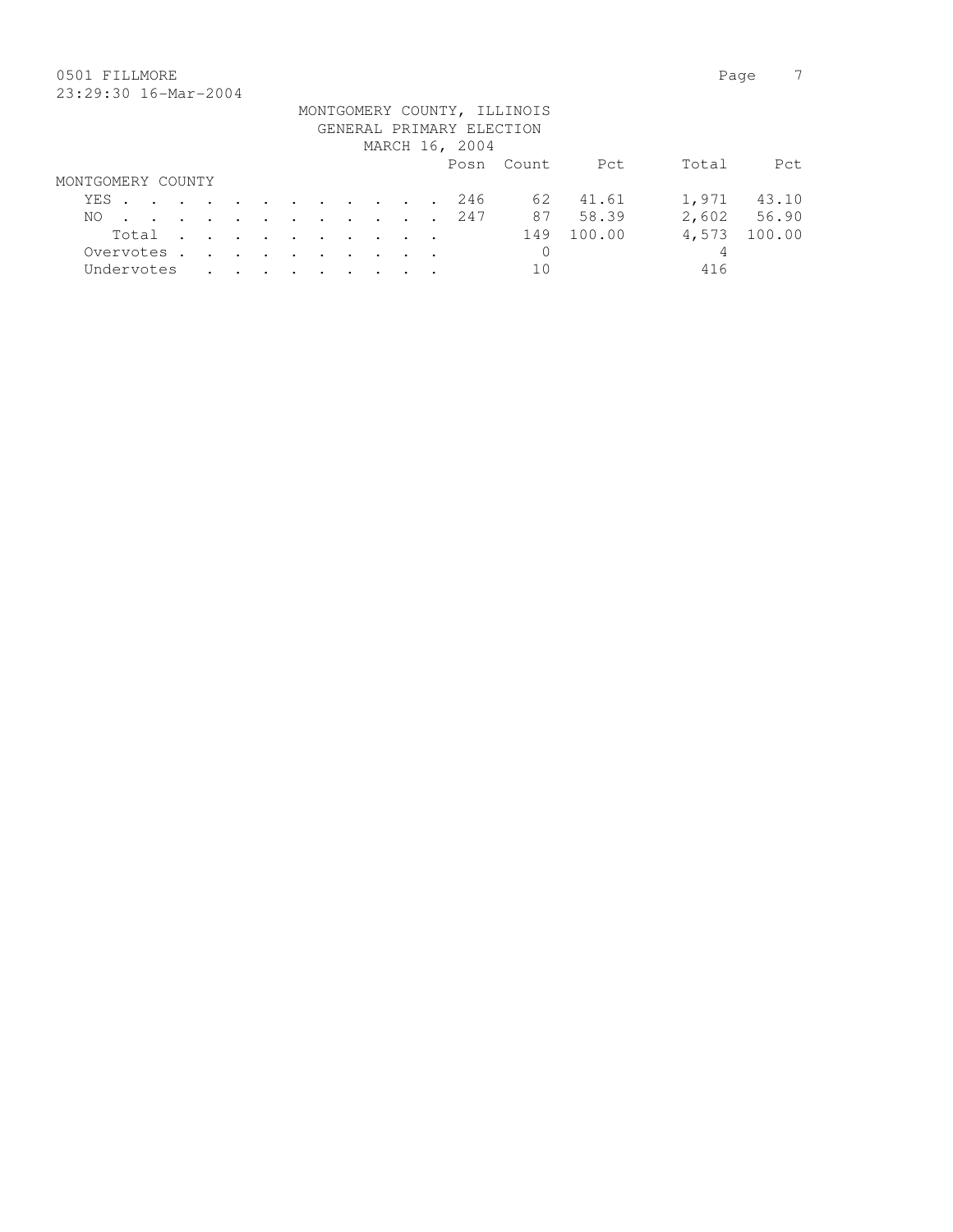0501 FILLMORE
23:29:30 16-Mar-2004

MONTGOMERY COUNTY, ILLINOIS
GENERAL PRIMARY ELECTION
MARCH 16, 2004

| | Posn | Count | Pct | Total | Pct |
|---|---|---|---|---|---|
| MONTGOMERY COUNTY | | | | | |
| YES | 246 | 62 | 41.61 | 1,971 | 43.10 |
| NO | 247 | 87 | 58.39 | 2,602 | 56.90 |
| Total | | 149 | 100.00 | 4,573 | 100.00 |
| Overvotes | | 0 | | 4 | |
| Undervotes | | 10 | | 416 | |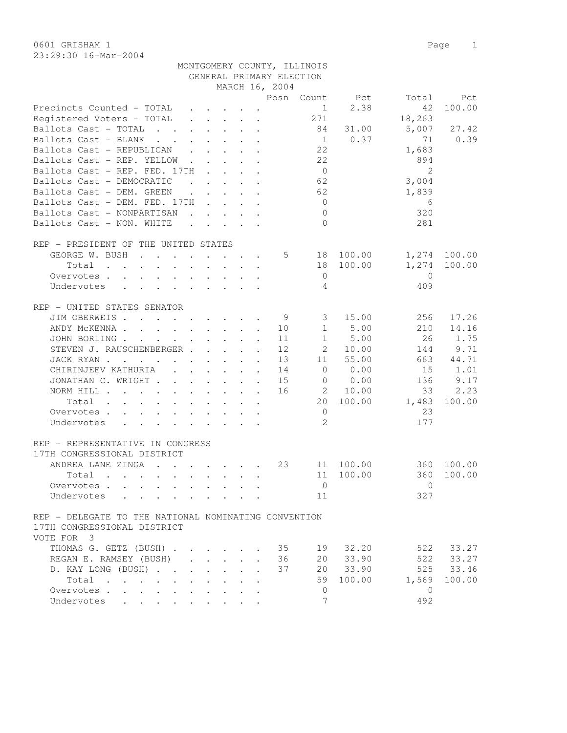0601 GRISHAM 1

23:29:30 16-Mar-2004

MONTGOMERY COUNTY, ILLINOIS
GENERAL PRIMARY ELECTION
MARCH 16, 2004

| | Posn | Count | Pct | Total | Pct |
|---|---|---|---|---|---|
| Precincts Counted - TOTAL | | 1 | 2.38 | 42 | 100.00 |
| Registered Voters - TOTAL | | 271 | | 18,263 | |
| Ballots Cast - TOTAL | | 84 | 31.00 | 5,007 | 27.42 |
| Ballots Cast - BLANK | | 1 | 0.37 | 71 | 0.39 |
| Ballots Cast - REPUBLICAN | | 22 | | 1,683 | |
| Ballots Cast - REP. YELLOW | | 22 | | 894 | |
| Ballots Cast - REP. FED. 17TH | | 0 | | 2 | |
| Ballots Cast - DEMOCRATIC | | 62 | | 3,004 | |
| Ballots Cast - DEM. GREEN | | 62 | | 1,839 | |
| Ballots Cast - DEM. FED. 17TH | | 0 | | 6 | |
| Ballots Cast - NONPARTISAN | | 0 | | 320 | |
| Ballots Cast - NON. WHITE | | 0 | | 281 | |

REP - PRESIDENT OF THE UNITED STATES

| | Posn | Count | Pct | Total | Pct |
|---|---|---|---|---|---|
| GEORGE W. BUSH | 5 | 18 | 100.00 | 1,274 | 100.00 |
| Total | | 18 | 100.00 | 1,274 | 100.00 |
| Overvotes | | 0 | | 0 | |
| Undervotes | | 4 | | 409 | |

REP - UNITED STATES SENATOR

| | Posn | Count | Pct | Total | Pct |
|---|---|---|---|---|---|
| JIM OBERWEIS | 9 | 3 | 15.00 | 256 | 17.26 |
| ANDY McKENNA | 10 | 1 | 5.00 | 210 | 14.16 |
| JOHN BORLING | 11 | 1 | 5.00 | 26 | 1.75 |
| STEVEN J. RAUSCHENBERGER | 12 | 2 | 10.00 | 144 | 9.71 |
| JACK RYAN | 13 | 11 | 55.00 | 663 | 44.71 |
| CHIRINJEEV KATHURIA | 14 | 0 | 0.00 | 15 | 1.01 |
| JONATHAN C. WRIGHT | 15 | 0 | 0.00 | 136 | 9.17 |
| NORM HILL | 16 | 2 | 10.00 | 33 | 2.23 |
| Total | | 20 | 100.00 | 1,483 | 100.00 |
| Overvotes | | 0 | | 23 | |
| Undervotes | | 2 | | 177 | |

REP - REPRESENTATIVE IN CONGRESS
17TH CONGRESSIONAL DISTRICT

| | Posn | Count | Pct | Total | Pct |
|---|---|---|---|---|---|
| ANDREA LANE ZINGA | 23 | 11 | 100.00 | 360 | 100.00 |
| Total | | 11 | 100.00 | 360 | 100.00 |
| Overvotes | | 0 | | 0 | |
| Undervotes | | 11 | | 327 | |

REP - DELEGATE TO THE NATIONAL NOMINATING CONVENTION
17TH CONGRESSIONAL DISTRICT
VOTE FOR 3

| | Posn | Count | Pct | Total | Pct |
|---|---|---|---|---|---|
| THOMAS G. GETZ (BUSH) | 35 | 19 | 32.20 | 522 | 33.27 |
| REGAN E. RAMSEY (BUSH) | 36 | 20 | 33.90 | 522 | 33.27 |
| D. KAY LONG (BUSH) | 37 | 20 | 33.90 | 525 | 33.46 |
| Total | | 59 | 100.00 | 1,569 | 100.00 |
| Overvotes | | 0 | | 0 | |
| Undervotes | | 7 | | 492 | |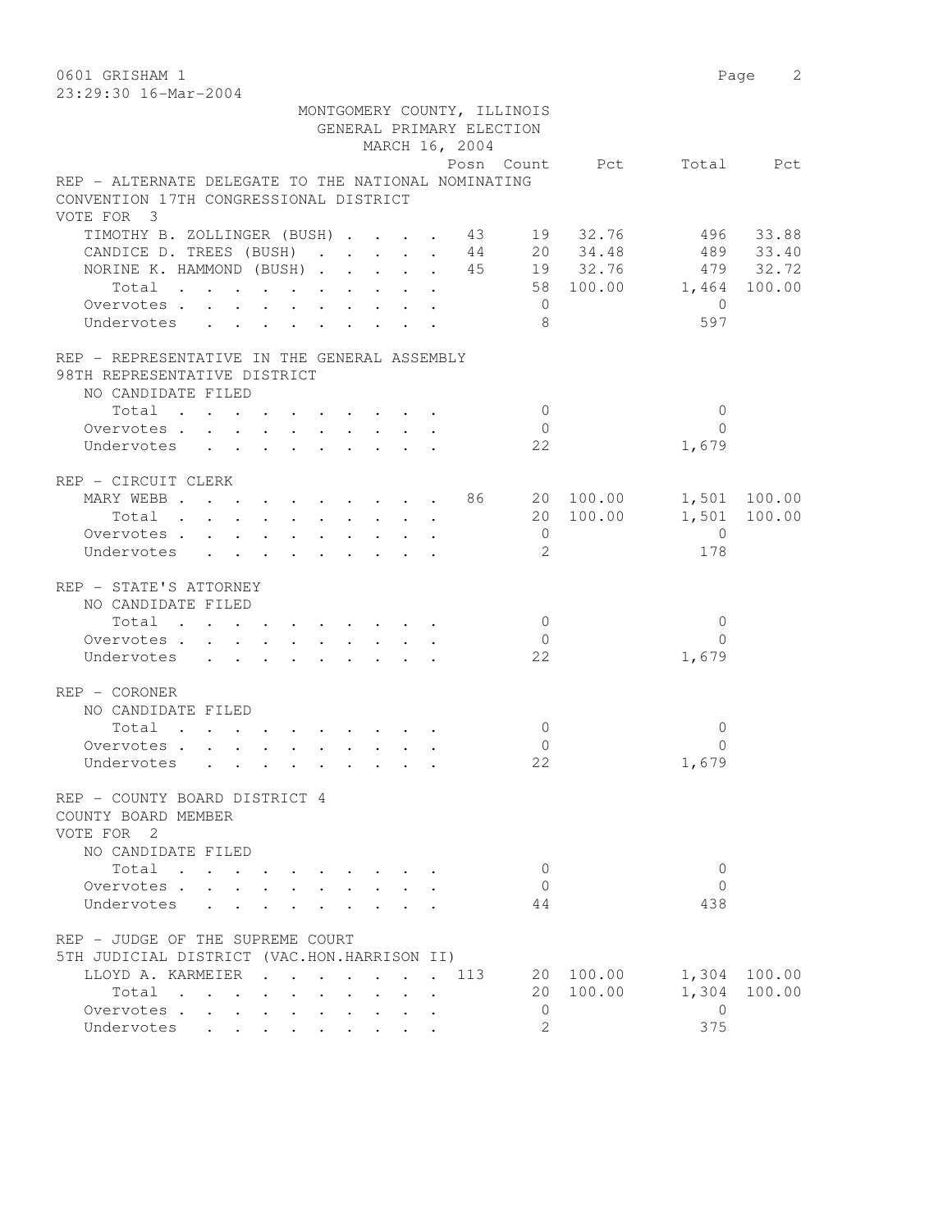0601 GRISHAM 1

23:29:30 16-Mar-2004

MONTGOMERY COUNTY, ILLINOIS
GENERAL PRIMARY ELECTION
MARCH 16, 2004

| | Posn | Count | Pct | Total | Pct |
|---|---|---|---|---|---|
| **REP - ALTERNATE DELEGATE TO THE NATIONAL NOMINATING CONVENTION 17TH CONGRESSIONAL DISTRICT** | | | | | |
| VOTE FOR 3 | | | | | |
| TIMOTHY B. ZOLLINGER (BUSH) | 43 | 19 | 32.76 | 496 | 33.88 |
| CANDICE D. TREES (BUSH) | 44 | 20 | 34.48 | 489 | 33.40 |
| NORINE K. HAMMOND (BUSH) | 45 | 19 | 32.76 | 479 | 32.72 |
| Total | | 58 | 100.00 | 1,464 | 100.00 |
| Overvotes | | 0 | | 0 | |
| Undervotes | | 8 | | 597 | |
| **REP - REPRESENTATIVE IN THE GENERAL ASSEMBLY 98TH REPRESENTATIVE DISTRICT** | | | | | |
| NO CANDIDATE FILED | | | | | |
| Total | | 0 | | 0 | |
| Overvotes | | 0 | | 0 | |
| Undervotes | | 22 | | 1,679 | |
| **REP - CIRCUIT CLERK** | | | | | |
| MARY WEBB | 86 | 20 | 100.00 | 1,501 | 100.00 |
| Total | | 20 | 100.00 | 1,501 | 100.00 |
| Overvotes | | 0 | | 0 | |
| Undervotes | | 2 | | 178 | |
| **REP - STATE'S ATTORNEY** | | | | | |
| NO CANDIDATE FILED | | | | | |
| Total | | 0 | | 0 | |
| Overvotes | | 0 | | 0 | |
| Undervotes | | 22 | | 1,679 | |
| **REP - CORONER** | | | | | |
| NO CANDIDATE FILED | | | | | |
| Total | | 0 | | 0 | |
| Overvotes | | 0 | | 0 | |
| Undervotes | | 22 | | 1,679 | |
| **REP - COUNTY BOARD DISTRICT 4 COUNTY BOARD MEMBER** | | | | | |
| VOTE FOR 2 | | | | | |
| NO CANDIDATE FILED | | | | | |
| Total | | 0 | | 0 | |
| Overvotes | | 0 | | 0 | |
| Undervotes | | 44 | | 438 | |
| **REP - JUDGE OF THE SUPREME COURT 5TH JUDICIAL DISTRICT (VAC.HON.HARRISON II)** | | | | | |
| LLOYD A. KARMEIER | 113 | 20 | 100.00 | 1,304 | 100.00 |
| Total | | 20 | 100.00 | 1,304 | 100.00 |
| Overvotes | | 0 | | 0 | |
| Undervotes | | 2 | | 375 | |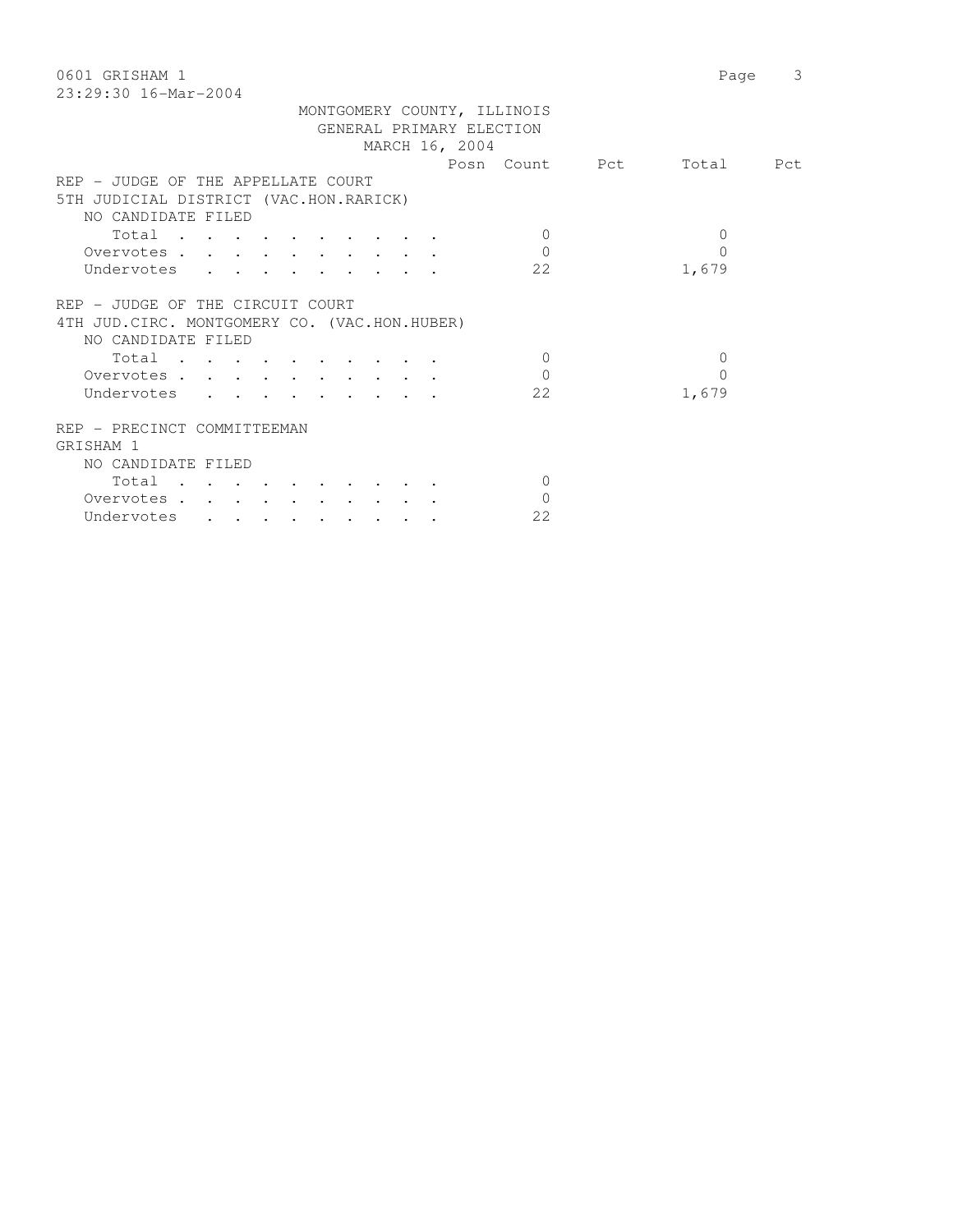MONTGOMERY COUNTY, ILLINOIS
GENERAL PRIMARY ELECTION
MARCH 16, 2004

| | Posn | Count | Pct | Total | Pct |
|---|---|---|---|---|---|
| **REP - JUDGE OF THE APPELLATE COURT** | | | | | |
| **5TH JUDICIAL DISTRICT (VAC.HON.RARICK)** | | | | | |
| NO CANDIDATE FILED | | | | | |
| Total | | 0 | | 0 | |
| Overvotes | | 0 | | 0 | |
| Undervotes | | 22 | | 1,679 | |
| **REP - JUDGE OF THE CIRCUIT COURT** | | | | | |
| **4TH JUD.CIRC. MONTGOMERY CO. (VAC.HON.HUBER)** | | | | | |
| NO CANDIDATE FILED | | | | | |
| Total | | 0 | | 0 | |
| Overvotes | | 0 | | 0 | |
| Undervotes | | 22 | | 1,679 | |
| **REP - PRECINCT COMMITTEEMAN** | | | | | |
| **GRISHAM 1** | | | | | |
| NO CANDIDATE FILED | | | | | |
| Total | | 0 | | | |
| Overvotes | | 0 | | | |
| Undervotes | | 22 | | | |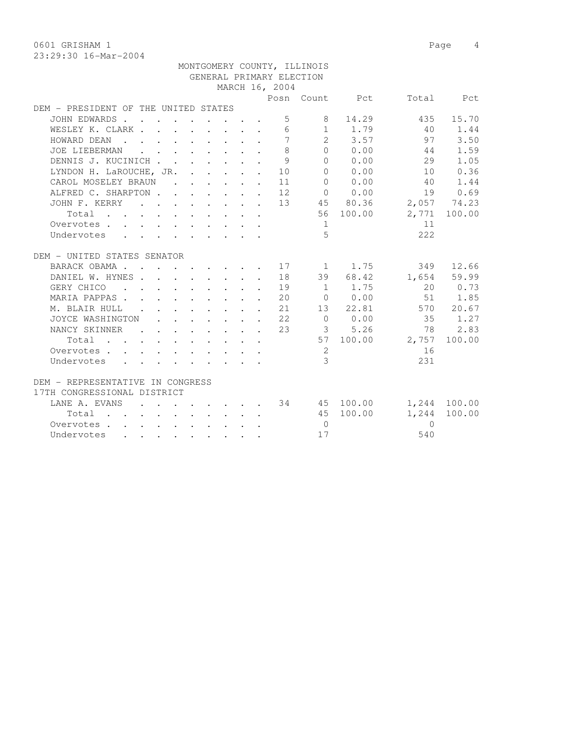0601 GRISHAM 1

23:29:30 16-Mar-2004

MONTGOMERY COUNTY, ILLINOIS
GENERAL PRIMARY ELECTION
MARCH 16, 2004

| | Posn | Count | Pct | Total | Pct |
|---|---|---|---|---|---|
| **DEM - PRESIDENT OF THE UNITED STATES** | | | | | |
| JOHN EDWARDS | 5 | 8 | 14.29 | 435 | 15.70 |
| WESLEY K. CLARK | 6 | 1 | 1.79 | 40 | 1.44 |
| HOWARD DEAN | 7 | 2 | 3.57 | 97 | 3.50 |
| JOE LIEBERMAN | 8 | 0 | 0.00 | 44 | 1.59 |
| DENNIS J. KUCINICH | 9 | 0 | 0.00 | 29 | 1.05 |
| LYNDON H. LaROUCHE, JR. | 10 | 0 | 0.00 | 10 | 0.36 |
| CAROL MOSELEY BRAUN | 11 | 0 | 0.00 | 40 | 1.44 |
| ALFRED C. SHARPTON | 12 | 0 | 0.00 | 19 | 0.69 |
| JOHN F. KERRY | 13 | 45 | 80.36 | 2,057 | 74.23 |
| Total | | 56 | 100.00 | 2,771 | 100.00 |
| Overvotes | | 1 | | 11 | |
| Undervotes | | 5 | | 222 | |
| **DEM - UNITED STATES SENATOR** | | | | | |
| BARACK OBAMA | 17 | 1 | 1.75 | 349 | 12.66 |
| DANIEL W. HYNES | 18 | 39 | 68.42 | 1,654 | 59.99 |
| GERY CHICO | 19 | 1 | 1.75 | 20 | 0.73 |
| MARIA PAPPAS | 20 | 0 | 0.00 | 51 | 1.85 |
| M. BLAIR HULL | 21 | 13 | 22.81 | 570 | 20.67 |
| JOYCE WASHINGTON | 22 | 0 | 0.00 | 35 | 1.27 |
| NANCY SKINNER | 23 | 3 | 5.26 | 78 | 2.83 |
| Total | | 57 | 100.00 | 2,757 | 100.00 |
| Overvotes | | 2 | | 16 | |
| Undervotes | | 3 | | 231 | |
| **DEM - REPRESENTATIVE IN CONGRESS 17TH CONGRESSIONAL DISTRICT** | | | | | |
| LANE A. EVANS | 34 | 45 | 100.00 | 1,244 | 100.00 |
| Total | | 45 | 100.00 | 1,244 | 100.00 |
| Overvotes | | 0 | | 0 | |
| Undervotes | | 17 | | 540 | |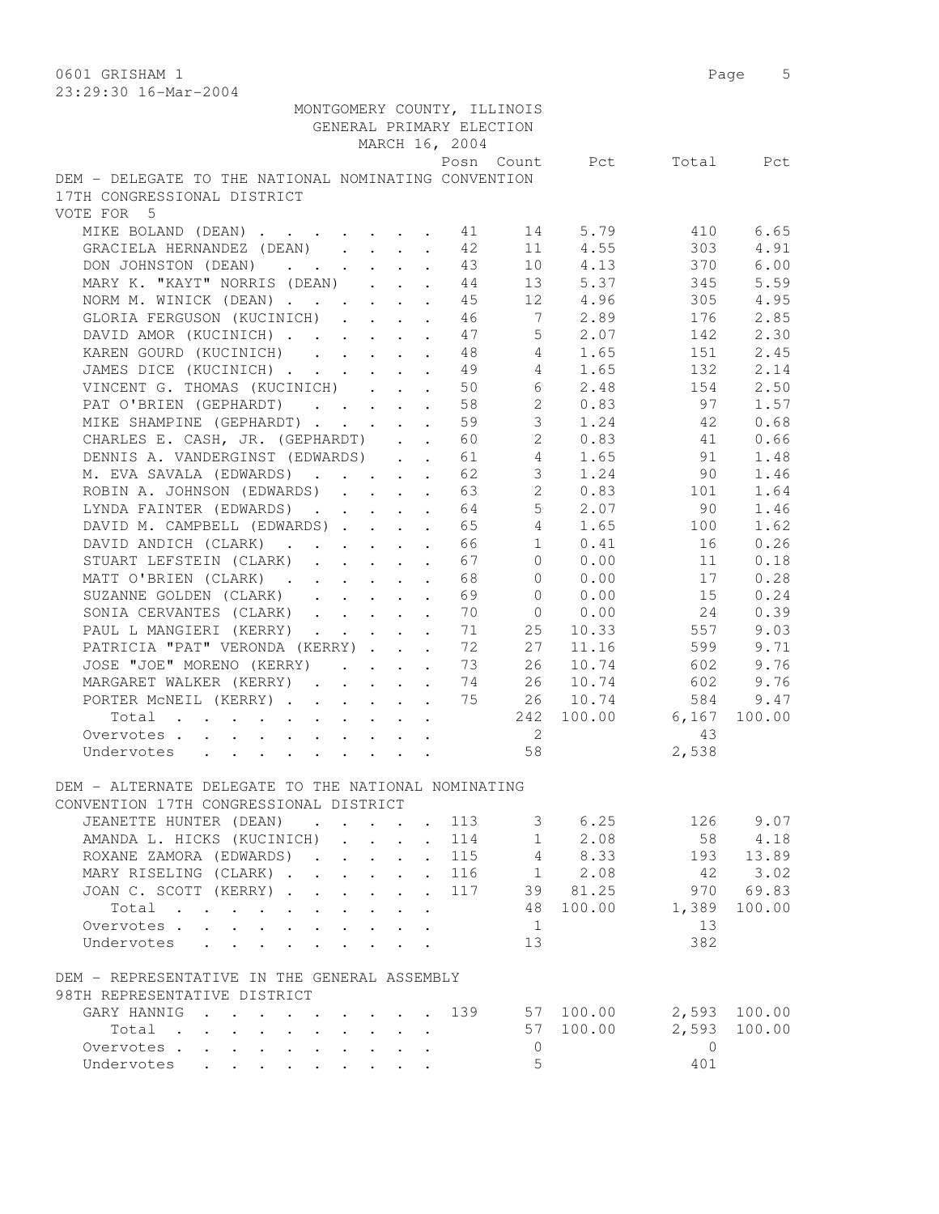0601 GRISHAM 1

MONTGOMERY COUNTY, ILLINOIS
GENERAL PRIMARY ELECTION
MARCH 16, 2004

DEM - DELEGATE TO THE NATIONAL NOMINATING CONVENTION
17TH CONGRESSIONAL DISTRICT
VOTE FOR 5

| | Posn | Count | Pct | Total | Pct |
|---|---|---|---|---|---|
| MIKE BOLAND (DEAN) | 41 | 14 | 5.79 | 410 | 6.65 |
| GRACIELA HERNANDEZ (DEAN) | 42 | 11 | 4.55 | 303 | 4.91 |
| DON JOHNSTON (DEAN) | 43 | 10 | 4.13 | 370 | 6.00 |
| MARY K. "KAYT" NORRIS (DEAN) | 44 | 13 | 5.37 | 345 | 5.59 |
| NORM M. WINICK (DEAN) | 45 | 12 | 4.96 | 305 | 4.95 |
| GLORIA FERGUSON (KUCINICH) | 46 | 7 | 2.89 | 176 | 2.85 |
| DAVID AMOR (KUCINICH) | 47 | 5 | 2.07 | 142 | 2.30 |
| KAREN GOURD (KUCINICH) | 48 | 4 | 1.65 | 151 | 2.45 |
| JAMES DICE (KUCINICH) | 49 | 4 | 1.65 | 132 | 2.14 |
| VINCENT G. THOMAS (KUCINICH) | 50 | 6 | 2.48 | 154 | 2.50 |
| PAT O'BRIEN (GEPHARDT) | 58 | 2 | 0.83 | 97 | 1.57 |
| MIKE SHAMPINE (GEPHARDT) | 59 | 3 | 1.24 | 42 | 0.68 |
| CHARLES E. CASH, JR. (GEPHARDT) | 60 | 2 | 0.83 | 41 | 0.66 |
| DENNIS A. VANDERGINST (EDWARDS) | 61 | 4 | 1.65 | 91 | 1.48 |
| M. EVA SAVALA (EDWARDS) | 62 | 3 | 1.24 | 90 | 1.46 |
| ROBIN A. JOHNSON (EDWARDS) | 63 | 2 | 0.83 | 101 | 1.64 |
| LYNDA FAINTER (EDWARDS) | 64 | 5 | 2.07 | 90 | 1.46 |
| DAVID M. CAMPBELL (EDWARDS) | 65 | 4 | 1.65 | 100 | 1.62 |
| DAVID ANDICH (CLARK) | 66 | 1 | 0.41 | 16 | 0.26 |
| STUART LEFSTEIN (CLARK) | 67 | 0 | 0.00 | 11 | 0.18 |
| MATT O'BRIEN (CLARK) | 68 | 0 | 0.00 | 17 | 0.28 |
| SUZANNE GOLDEN (CLARK) | 69 | 0 | 0.00 | 15 | 0.24 |
| SONIA CERVANTES (CLARK) | 70 | 0 | 0.00 | 24 | 0.39 |
| PAUL L MANGIERI (KERRY) | 71 | 25 | 10.33 | 557 | 9.03 |
| PATRICIA "PAT" VERONDA (KERRY) | 72 | 27 | 11.16 | 599 | 9.71 |
| JOSE "JOE" MORENO (KERRY) | 73 | 26 | 10.74 | 602 | 9.76 |
| MARGARET WALKER (KERRY) | 74 | 26 | 10.74 | 602 | 9.76 |
| PORTER McNEIL (KERRY) | 75 | 26 | 10.74 | 584 | 9.47 |
| Total | | 242 | 100.00 | 6,167 | 100.00 |
| Overvotes | | 2 | | 43 | |
| Undervotes | | 58 | | 2,538 | |

DEM - ALTERNATE DELEGATE TO THE NATIONAL NOMINATING
CONVENTION 17TH CONGRESSIONAL DISTRICT

| | Posn | Count | Pct | Total | Pct |
|---|---|---|---|---|---|
| JEANETTE HUNTER (DEAN) | 113 | 3 | 6.25 | 126 | 9.07 |
| AMANDA L. HICKS (KUCINICH) | 114 | 1 | 2.08 | 58 | 4.18 |
| ROXANE ZAMORA (EDWARDS) | 115 | 4 | 8.33 | 193 | 13.89 |
| MARY RISELING (CLARK) | 116 | 1 | 2.08 | 42 | 3.02 |
| JOAN C. SCOTT (KERRY) | 117 | 39 | 81.25 | 970 | 69.83 |
| Total | | 48 | 100.00 | 1,389 | 100.00 |
| Overvotes | | 1 | | 13 | |
| Undervotes | | 13 | | 382 | |

DEM - REPRESENTATIVE IN THE GENERAL ASSEMBLY
98TH REPRESENTATIVE DISTRICT

| | Posn | Count | Pct | Total | Pct |
|---|---|---|---|---|---|
| GARY HANNIG | 139 | 57 | 100.00 | 2,593 | 100.00 |
| Total | | 57 | 100.00 | 2,593 | 100.00 |
| Overvotes | | 0 | | 0 | |
| Undervotes | | 5 | | 401 | |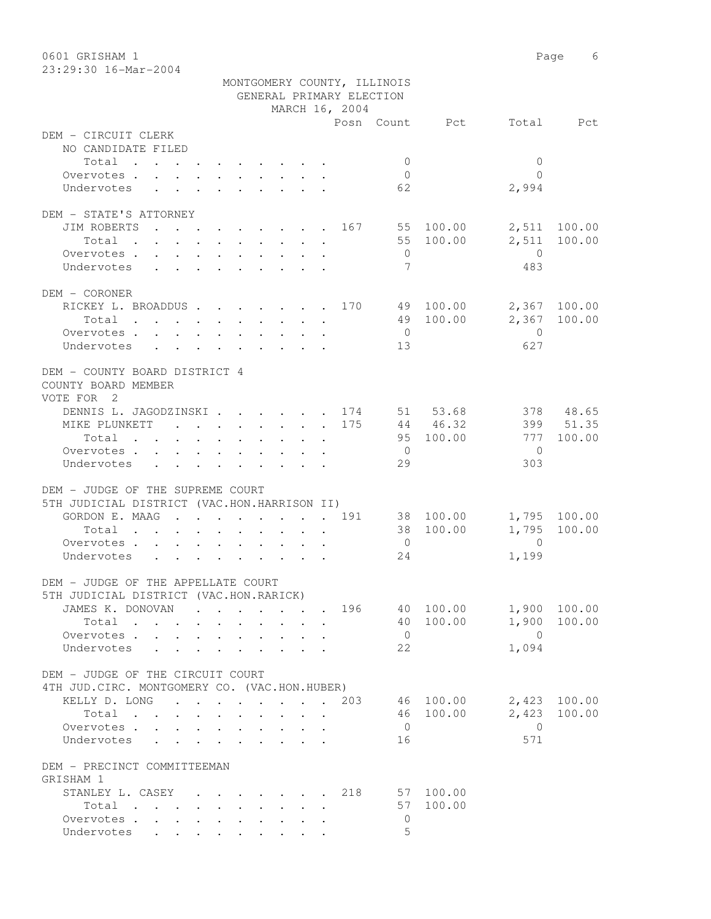MONTGOMERY COUNTY, ILLINOIS
GENERAL PRIMARY ELECTION
MARCH 16, 2004

0601 GRISHAM 1

23:29:30 16-Mar-2004

| | Posn | Count | Pct | Total | Pct |
|---|---|---|---|---|---|
| **DEM - CIRCUIT CLERK** | | | | | |
| NO CANDIDATE FILED | | | | | |
| Total | | 0 | | 0 | |
| Overvotes | | 0 | | 0 | |
| Undervotes | | 62 | | 2,994 | |
| **DEM - STATE'S ATTORNEY** | | | | | |
| JIM ROBERTS | 167 | 55 | 100.00 | 2,511 | 100.00 |
| Total | | 55 | 100.00 | 2,511 | 100.00 |
| Overvotes | | 0 | | 0 | |
| Undervotes | | 7 | | 483 | |
| **DEM - CORONER** | | | | | |
| RICKEY L. BROADDUS | 170 | 49 | 100.00 | 2,367 | 100.00 |
| Total | | 49 | 100.00 | 2,367 | 100.00 |
| Overvotes | | 0 | | 0 | |
| Undervotes | | 13 | | 627 | |
| **DEM - COUNTY BOARD DISTRICT 4** | | | | | |
| COUNTY BOARD MEMBER | | | | | |
| VOTE FOR 2 | | | | | |
| DENNIS L. JAGODZINSKI | 174 | 51 | 53.68 | 378 | 48.65 |
| MIKE PLUNKETT | 175 | 44 | 46.32 | 399 | 51.35 |
| Total | | 95 | 100.00 | 777 | 100.00 |
| Overvotes | | 0 | | 0 | |
| Undervotes | | 29 | | 303 | |
| **DEM - JUDGE OF THE SUPREME COURT** | | | | | |
| 5TH JUDICIAL DISTRICT (VAC.HON.HARRISON II) | | | | | |
| GORDON E. MAAG | 191 | 38 | 100.00 | 1,795 | 100.00 |
| Total | | 38 | 100.00 | 1,795 | 100.00 |
| Overvotes | | 0 | | 0 | |
| Undervotes | | 24 | | 1,199 | |
| **DEM - JUDGE OF THE APPELLATE COURT** | | | | | |
| 5TH JUDICIAL DISTRICT (VAC.HON.RARICK) | | | | | |
| JAMES K. DONOVAN | 196 | 40 | 100.00 | 1,900 | 100.00 |
| Total | | 40 | 100.00 | 1,900 | 100.00 |
| Overvotes | | 0 | | 0 | |
| Undervotes | | 22 | | 1,094 | |
| **DEM - JUDGE OF THE CIRCUIT COURT** | | | | | |
| 4TH JUD.CIRC. MONTGOMERY CO. (VAC.HON.HUBER) | | | | | |
| KELLY D. LONG | 203 | 46 | 100.00 | 2,423 | 100.00 |
| Total | | 46 | 100.00 | 2,423 | 100.00 |
| Overvotes | | 0 | | 0 | |
| Undervotes | | 16 | | 571 | |
| **DEM - PRECINCT COMMITTEEMAN** | | | | | |
| GRISHAM 1 | | | | | |
| STANLEY L. CASEY | 218 | 57 | 100.00 | | |
| Total | | 57 | 100.00 | | |
| Overvotes | | 0 | | | |
| Undervotes | | 5 | | | |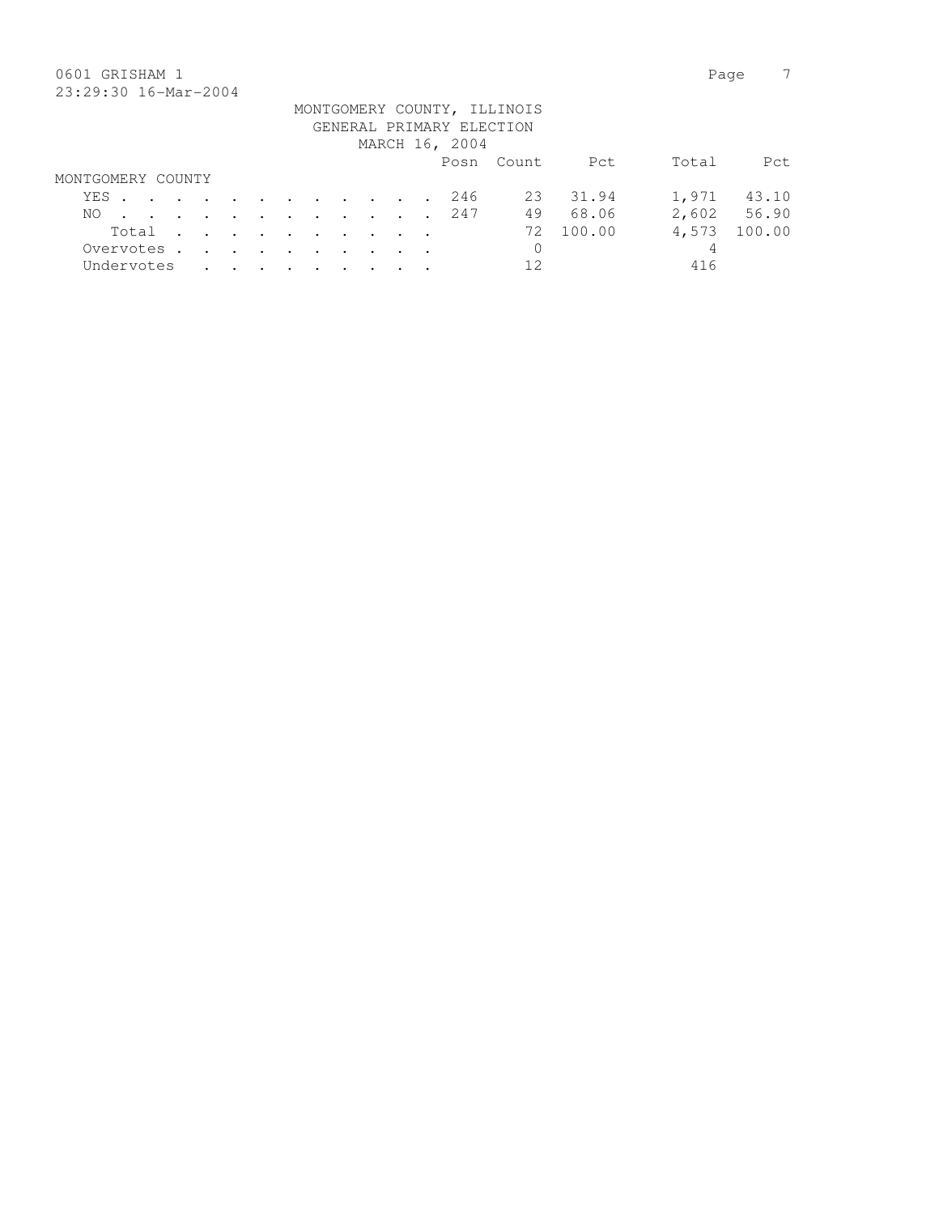0601 GRISHAM 1

23:29:30 16-Mar-2004

MONTGOMERY COUNTY, ILLINOIS
GENERAL PRIMARY ELECTION
MARCH 16, 2004

| | Posn | Count | Pct | Total | Pct |
|---|---|---|---|---|---|
| MONTGOMERY COUNTY | | | | | |
| YES | 246 | 23 | 31.94 | 1,971 | 43.10 |
| NO | 247 | 49 | 68.06 | 2,602 | 56.90 |
| Total | | 72 | 100.00 | 4,573 | 100.00 |
| Overvotes | | 0 | | 4 | |
| Undervotes | | 12 | | 416 | |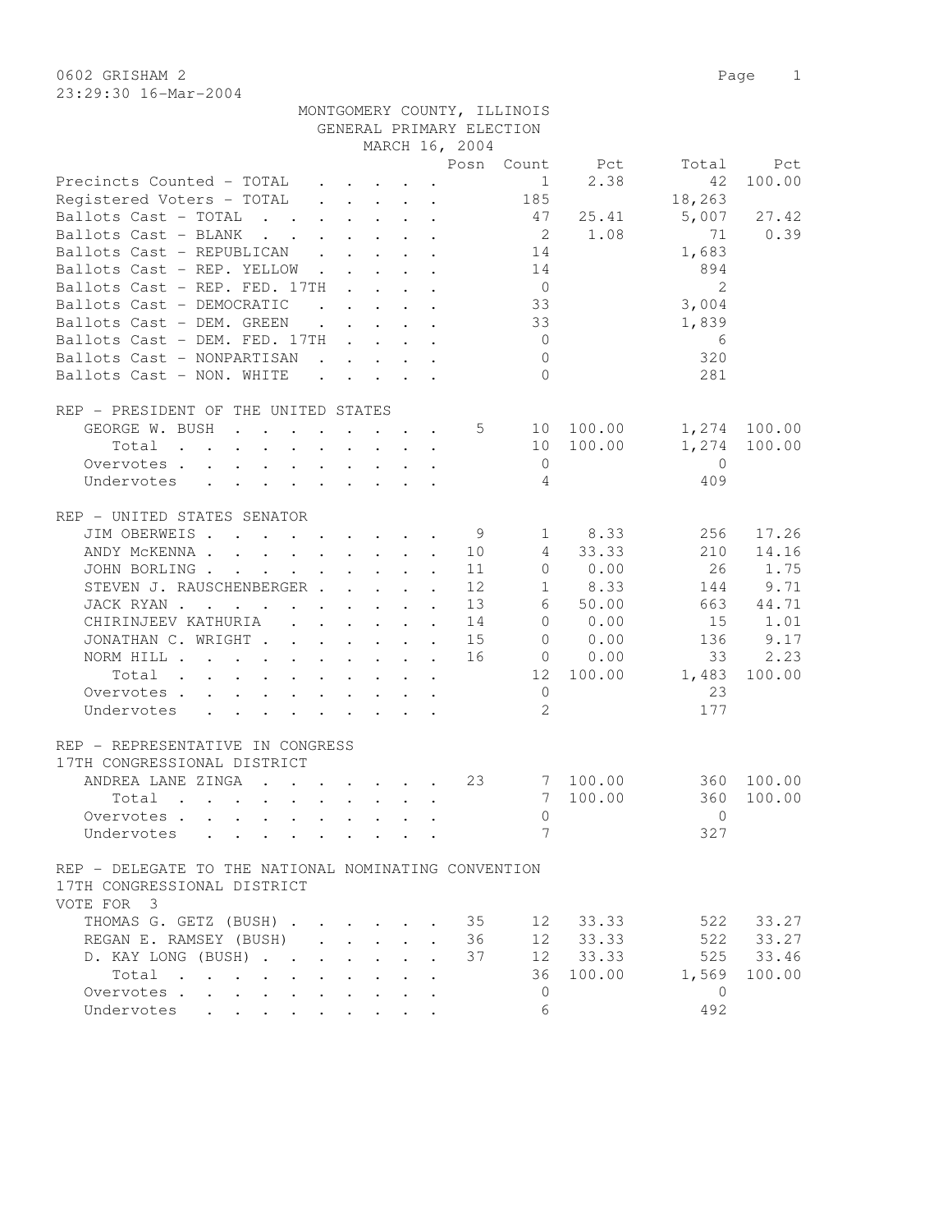0602 GRISHAM 2

23:29:30 16-Mar-2004

MONTGOMERY COUNTY, ILLINOIS
GENERAL PRIMARY ELECTION
MARCH 16, 2004

| | Posn | Count | Pct | Total | Pct |
|---|---|---|---|---|---|
| Precincts Counted - TOTAL | | 1 | 2.38 | 42 | 100.00 |
| Registered Voters - TOTAL | | 185 | | 18,263 | |
| Ballots Cast - TOTAL | | 47 | 25.41 | 5,007 | 27.42 |
| Ballots Cast - BLANK | | 2 | 1.08 | 71 | 0.39 |
| Ballots Cast - REPUBLICAN | | 14 | | 1,683 | |
| Ballots Cast - REP. YELLOW | | 14 | | 894 | |
| Ballots Cast - REP. FED. 17TH | | 0 | | 2 | |
| Ballots Cast - DEMOCRATIC | | 33 | | 3,004 | |
| Ballots Cast - DEM. GREEN | | 33 | | 1,839 | |
| Ballots Cast - DEM. FED. 17TH | | 0 | | 6 | |
| Ballots Cast - NONPARTISAN | | 0 | | 320 | |
| Ballots Cast - NON. WHITE | | 0 | | 281 | |

REP - PRESIDENT OF THE UNITED STATES

| | Posn | Count | Pct | Total | Pct |
|---|---|---|---|---|---|
| GEORGE W. BUSH | 5 | 10 | 100.00 | 1,274 | 100.00 |
| Total | | 10 | 100.00 | 1,274 | 100.00 |
| Overvotes | | 0 | | 0 | |
| Undervotes | | 4 | | 409 | |

REP - UNITED STATES SENATOR

| | Posn | Count | Pct | Total | Pct |
|---|---|---|---|---|---|
| JIM OBERWEIS | 9 | 1 | 8.33 | 256 | 17.26 |
| ANDY McKENNA | 10 | 4 | 33.33 | 210 | 14.16 |
| JOHN BORLING | 11 | 0 | 0.00 | 26 | 1.75 |
| STEVEN J. RAUSCHENBERGER | 12 | 1 | 8.33 | 144 | 9.71 |
| JACK RYAN | 13 | 6 | 50.00 | 663 | 44.71 |
| CHIRINJEEV KATHURIA | 14 | 0 | 0.00 | 15 | 1.01 |
| JONATHAN C. WRIGHT | 15 | 0 | 0.00 | 136 | 9.17 |
| NORM HILL | 16 | 0 | 0.00 | 33 | 2.23 |
| Total | | 12 | 100.00 | 1,483 | 100.00 |
| Overvotes | | 0 | | 23 | |
| Undervotes | | 2 | | 177 | |

REP - REPRESENTATIVE IN CONGRESS
17TH CONGRESSIONAL DISTRICT

| | Posn | Count | Pct | Total | Pct |
|---|---|---|---|---|---|
| ANDREA LANE ZINGA | 23 | 7 | 100.00 | 360 | 100.00 |
| Total | | 7 | 100.00 | 360 | 100.00 |
| Overvotes | | 0 | | 0 | |
| Undervotes | | 7 | | 327 | |

REP - DELEGATE TO THE NATIONAL NOMINATING CONVENTION
17TH CONGRESSIONAL DISTRICT
VOTE FOR 3

| | Posn | Count | Pct | Total | Pct |
|---|---|---|---|---|---|
| THOMAS G. GETZ (BUSH) | 35 | 12 | 33.33 | 522 | 33.27 |
| REGAN E. RAMSEY (BUSH) | 36 | 12 | 33.33 | 522 | 33.27 |
| D. KAY LONG (BUSH) | 37 | 12 | 33.33 | 525 | 33.46 |
| Total | | 36 | 100.00 | 1,569 | 100.00 |
| Overvotes | | 0 | | 0 | |
| Undervotes | | 6 | | 492 | |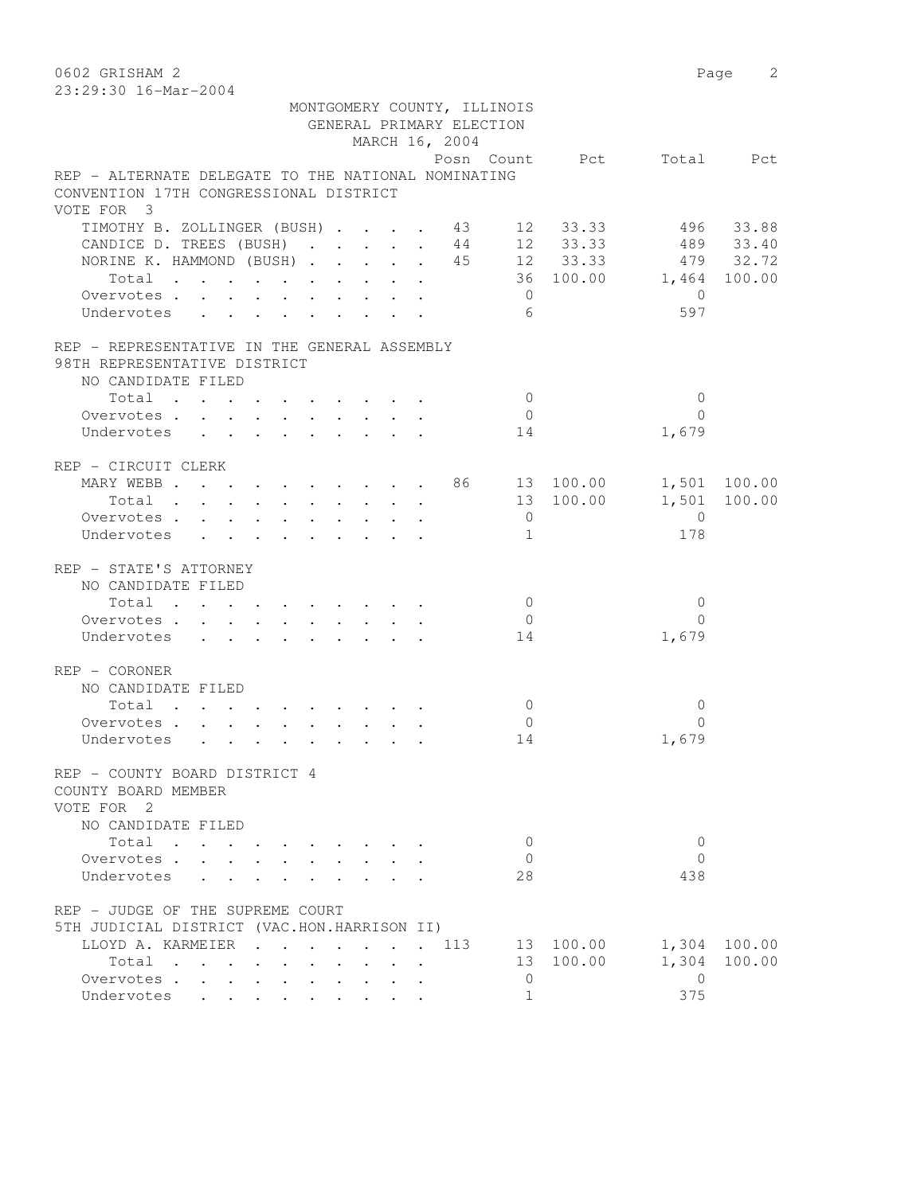0602 GRISHAM 2

23:29:30 16-Mar-2004

MONTGOMERY COUNTY, ILLINOIS
GENERAL PRIMARY ELECTION
MARCH 16, 2004

| | Posn | Count | Pct | Total | Pct |
|---|---|---|---|---|---|
| **REP - ALTERNATE DELEGATE TO THE NATIONAL NOMINATING CONVENTION 17TH CONGRESSIONAL DISTRICT** | | | | | |
| VOTE FOR 3 | | | | | |
| TIMOTHY B. ZOLLINGER (BUSH) | 43 | 12 | 33.33 | 496 | 33.88 |
| CANDICE D. TREES (BUSH) | 44 | 12 | 33.33 | 489 | 33.40 |
| NORINE K. HAMMOND (BUSH) | 45 | 12 | 33.33 | 479 | 32.72 |
| Total | | 36 | 100.00 | 1,464 | 100.00 |
| Overvotes | | 0 | | 0 | |
| Undervotes | | 6 | | 597 | |
| **REP - REPRESENTATIVE IN THE GENERAL ASSEMBLY 98TH REPRESENTATIVE DISTRICT** | | | | | |
| NO CANDIDATE FILED | | | | | |
| Total | | 0 | | 0 | |
| Overvotes | | 0 | | 0 | |
| Undervotes | | 14 | | 1,679 | |
| **REP - CIRCUIT CLERK** | | | | | |
| MARY WEBB | 86 | 13 | 100.00 | 1,501 | 100.00 |
| Total | | 13 | 100.00 | 1,501 | 100.00 |
| Overvotes | | 0 | | 0 | |
| Undervotes | | 1 | | 178 | |
| **REP - STATE'S ATTORNEY** | | | | | |
| NO CANDIDATE FILED | | | | | |
| Total | | 0 | | 0 | |
| Overvotes | | 0 | | 0 | |
| Undervotes | | 14 | | 1,679 | |
| **REP - CORONER** | | | | | |
| NO CANDIDATE FILED | | | | | |
| Total | | 0 | | 0 | |
| Overvotes | | 0 | | 0 | |
| Undervotes | | 14 | | 1,679 | |
| **REP - COUNTY BOARD DISTRICT 4 COUNTY BOARD MEMBER** | | | | | |
| VOTE FOR 2 | | | | | |
| NO CANDIDATE FILED | | | | | |
| Total | | 0 | | 0 | |
| Overvotes | | 0 | | 0 | |
| Undervotes | | 28 | | 438 | |
| **REP - JUDGE OF THE SUPREME COURT 5TH JUDICIAL DISTRICT (VAC.HON.HARRISON II)** | | | | | |
| LLOYD A. KARMEIER | 113 | 13 | 100.00 | 1,304 | 100.00 |
| Total | | 13 | 100.00 | 1,304 | 100.00 |
| Overvotes | | 0 | | 0 | |
| Undervotes | | 1 | | 375 | |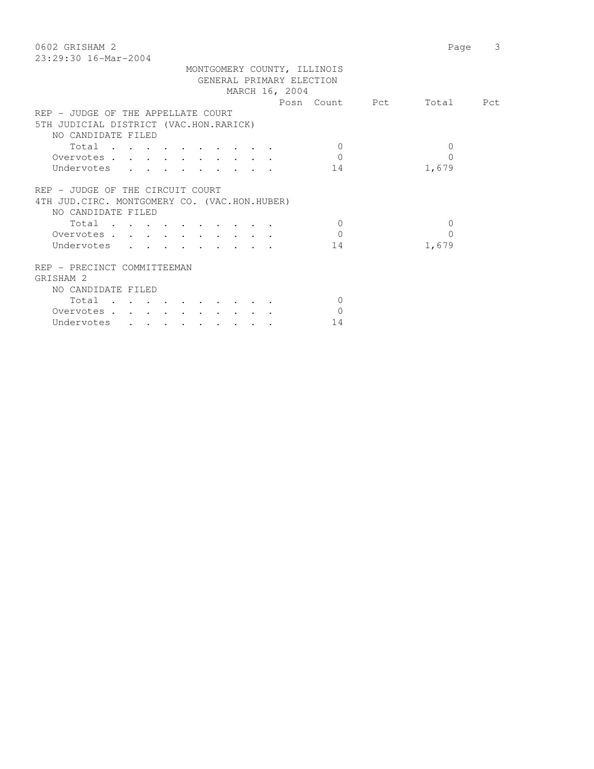MONTGOMERY COUNTY, ILLINOIS
GENERAL PRIMARY ELECTION
MARCH 16, 2004

| | Posn | Count | Pct | Total | Pct |
|---|---|---|---|---|---|
| **REP - JUDGE OF THE APPELLATE COURT** | | | | | |
| **5TH JUDICIAL DISTRICT (VAC.HON.RARICK)** | | | | | |
| NO CANDIDATE FILED | | | | | |
| Total | | 0 | | 0 | |
| Overvotes | | 0 | | 0 | |
| Undervotes | | 14 | | 1,679 | |
| **REP - JUDGE OF THE CIRCUIT COURT** | | | | | |
| **4TH JUD.CIRC. MONTGOMERY CO. (VAC.HON.HUBER)** | | | | | |
| NO CANDIDATE FILED | | | | | |
| Total | | 0 | | 0 | |
| Overvotes | | 0 | | 0 | |
| Undervotes | | 14 | | 1,679 | |
| **REP - PRECINCT COMMITTEEMAN** | | | | | |
| **GRISHAM 2** | | | | | |
| NO CANDIDATE FILED | | | | | |
| Total | | 0 | | | |
| Overvotes | | 0 | | | |
| Undervotes | | 14 | | | |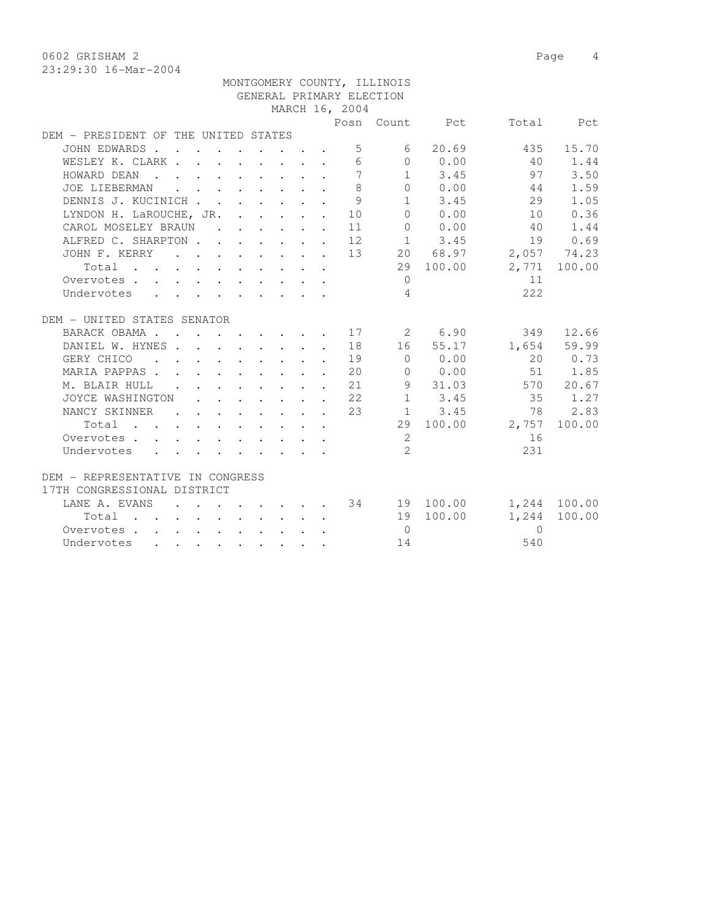0602 GRISHAM 2

23:29:30 16-Mar-2004

MONTGOMERY COUNTY, ILLINOIS
GENERAL PRIMARY ELECTION
MARCH 16, 2004

| | Posn | Count | Pct | Total | Pct |
|---|---|---|---|---|---|
| **DEM - PRESIDENT OF THE UNITED STATES** | | | | | |
| JOHN EDWARDS | 5 | 6 | 20.69 | 435 | 15.70 |
| WESLEY K. CLARK | 6 | 0 | 0.00 | 40 | 1.44 |
| HOWARD DEAN | 7 | 1 | 3.45 | 97 | 3.50 |
| JOE LIEBERMAN | 8 | 0 | 0.00 | 44 | 1.59 |
| DENNIS J. KUCINICH | 9 | 1 | 3.45 | 29 | 1.05 |
| LYNDON H. LaROUCHE, JR. | 10 | 0 | 0.00 | 10 | 0.36 |
| CAROL MOSELEY BRAUN | 11 | 0 | 0.00 | 40 | 1.44 |
| ALFRED C. SHARPTON | 12 | 1 | 3.45 | 19 | 0.69 |
| JOHN F. KERRY | 13 | 20 | 68.97 | 2,057 | 74.23 |
| Total | | 29 | 100.00 | 2,771 | 100.00 |
| Overvotes | | 0 | | 11 | |
| Undervotes | | 4 | | 222 | |
| **DEM - UNITED STATES SENATOR** | | | | | |
| BARACK OBAMA | 17 | 2 | 6.90 | 349 | 12.66 |
| DANIEL W. HYNES | 18 | 16 | 55.17 | 1,654 | 59.99 |
| GERY CHICO | 19 | 0 | 0.00 | 20 | 0.73 |
| MARIA PAPPAS | 20 | 0 | 0.00 | 51 | 1.85 |
| M. BLAIR HULL | 21 | 9 | 31.03 | 570 | 20.67 |
| JOYCE WASHINGTON | 22 | 1 | 3.45 | 35 | 1.27 |
| NANCY SKINNER | 23 | 1 | 3.45 | 78 | 2.83 |
| Total | | 29 | 100.00 | 2,757 | 100.00 |
| Overvotes | | 2 | | 16 | |
| Undervotes | | 2 | | 231 | |
| **DEM - REPRESENTATIVE IN CONGRESS 17TH CONGRESSIONAL DISTRICT** | | | | | |
| LANE A. EVANS | 34 | 19 | 100.00 | 1,244 | 100.00 |
| Total | | 19 | 100.00 | 1,244 | 100.00 |
| Overvotes | | 0 | | 0 | |
| Undervotes | | 14 | | 540 | |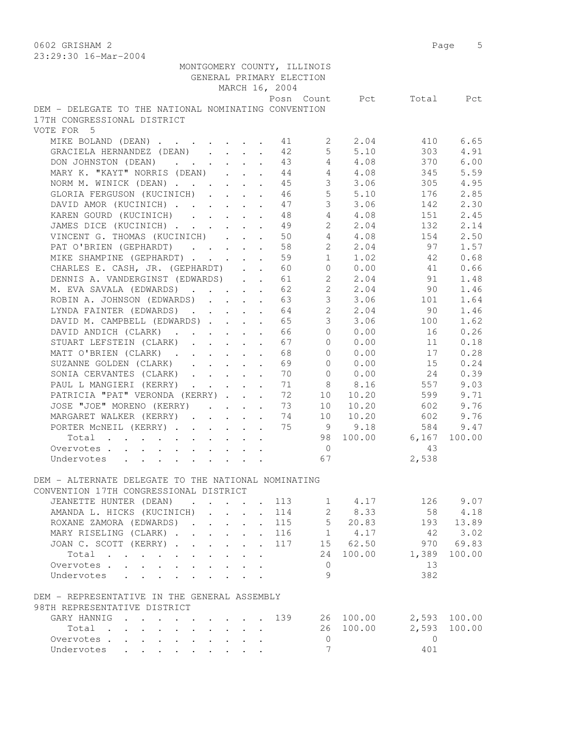MONTGOMERY COUNTY, ILLINOIS
GENERAL PRIMARY ELECTION
MARCH 16, 2004

## DEM - DELEGATE TO THE NATIONAL NOMINATING CONVENTION 17TH CONGRESSIONAL DISTRICT

VOTE FOR 5

| Candidate | Posn | Count | Pct | Total | Pct |
|---|---|---|---|---|---|
| MIKE BOLAND (DEAN) | 41 | 2 | 2.04 | 410 | 6.65 |
| GRACIELA HERNANDEZ (DEAN) | 42 | 5 | 5.10 | 303 | 4.91 |
| DON JOHNSTON (DEAN) | 43 | 4 | 4.08 | 370 | 6.00 |
| MARY K. "KAYT" NORRIS (DEAN) | 44 | 4 | 4.08 | 345 | 5.59 |
| NORM M. WINICK (DEAN) | 45 | 3 | 3.06 | 305 | 4.95 |
| GLORIA FERGUSON (KUCINICH) | 46 | 5 | 5.10 | 176 | 2.85 |
| DAVID AMOR (KUCINICH) | 47 | 3 | 3.06 | 142 | 2.30 |
| KAREN GOURD (KUCINICH) | 48 | 4 | 4.08 | 151 | 2.45 |
| JAMES DICE (KUCINICH) | 49 | 2 | 2.04 | 132 | 2.14 |
| VINCENT G. THOMAS (KUCINICH) | 50 | 4 | 4.08 | 154 | 2.50 |
| PAT O'BRIEN (GEPHARDT) | 58 | 2 | 2.04 | 97 | 1.57 |
| MIKE SHAMPINE (GEPHARDT) | 59 | 1 | 1.02 | 42 | 0.68 |
| CHARLES E. CASH, JR. (GEPHARDT) | 60 | 0 | 0.00 | 41 | 0.66 |
| DENNIS A. VANDERGINST (EDWARDS) | 61 | 2 | 2.04 | 91 | 1.48 |
| M. EVA SAVALA (EDWARDS) | 62 | 2 | 2.04 | 90 | 1.46 |
| ROBIN A. JOHNSON (EDWARDS) | 63 | 3 | 3.06 | 101 | 1.64 |
| LYNDA FAINTER (EDWARDS) | 64 | 2 | 2.04 | 90 | 1.46 |
| DAVID M. CAMPBELL (EDWARDS) | 65 | 3 | 3.06 | 100 | 1.62 |
| DAVID ANDICH (CLARK) | 66 | 0 | 0.00 | 16 | 0.26 |
| STUART LEFSTEIN (CLARK) | 67 | 0 | 0.00 | 11 | 0.18 |
| MATT O'BRIEN (CLARK) | 68 | 0 | 0.00 | 17 | 0.28 |
| SUZANNE GOLDEN (CLARK) | 69 | 0 | 0.00 | 15 | 0.24 |
| SONIA CERVANTES (CLARK) | 70 | 0 | 0.00 | 24 | 0.39 |
| PAUL L MANGIERI (KERRY) | 71 | 8 | 8.16 | 557 | 9.03 |
| PATRICIA "PAT" VERONDA (KERRY) | 72 | 10 | 10.20 | 599 | 9.71 |
| JOSE "JOE" MORENO (KERRY) | 73 | 10 | 10.20 | 602 | 9.76 |
| MARGARET WALKER (KERRY) | 74 | 10 | 10.20 | 602 | 9.76 |
| PORTER McNEIL (KERRY) | 75 | 9 | 9.18 | 584 | 9.47 |
| Total | | 98 | 100.00 | 6,167 | 100.00 |
| Overvotes | | 0 | | 43 | |
| Undervotes | | 67 | | 2,538 | |

## DEM - ALTERNATE DELEGATE TO THE NATIONAL NOMINATING CONVENTION 17TH CONGRESSIONAL DISTRICT

| Candidate | Posn | Count | Pct | Total | Pct |
|---|---|---|---|---|---|
| JEANETTE HUNTER (DEAN) | 113 | 1 | 4.17 | 126 | 9.07 |
| AMANDA L. HICKS (KUCINICH) | 114 | 2 | 8.33 | 58 | 4.18 |
| ROXANE ZAMORA (EDWARDS) | 115 | 5 | 20.83 | 193 | 13.89 |
| MARY RISELING (CLARK) | 116 | 1 | 4.17 | 42 | 3.02 |
| JOAN C. SCOTT (KERRY) | 117 | 15 | 62.50 | 970 | 69.83 |
| Total | | 24 | 100.00 | 1,389 | 100.00 |
| Overvotes | | 0 | | 13 | |
| Undervotes | | 9 | | 382 | |

## DEM - REPRESENTATIVE IN THE GENERAL ASSEMBLY 98TH REPRESENTATIVE DISTRICT

| Candidate | Posn | Count | Pct | Total | Pct |
|---|---|---|---|---|---|
| GARY HANNIG | 139 | 26 | 100.00 | 2,593 | 100.00 |
| Total | | 26 | 100.00 | 2,593 | 100.00 |
| Overvotes | | 0 | | 0 | |
| Undervotes | | 7 | | 401 | |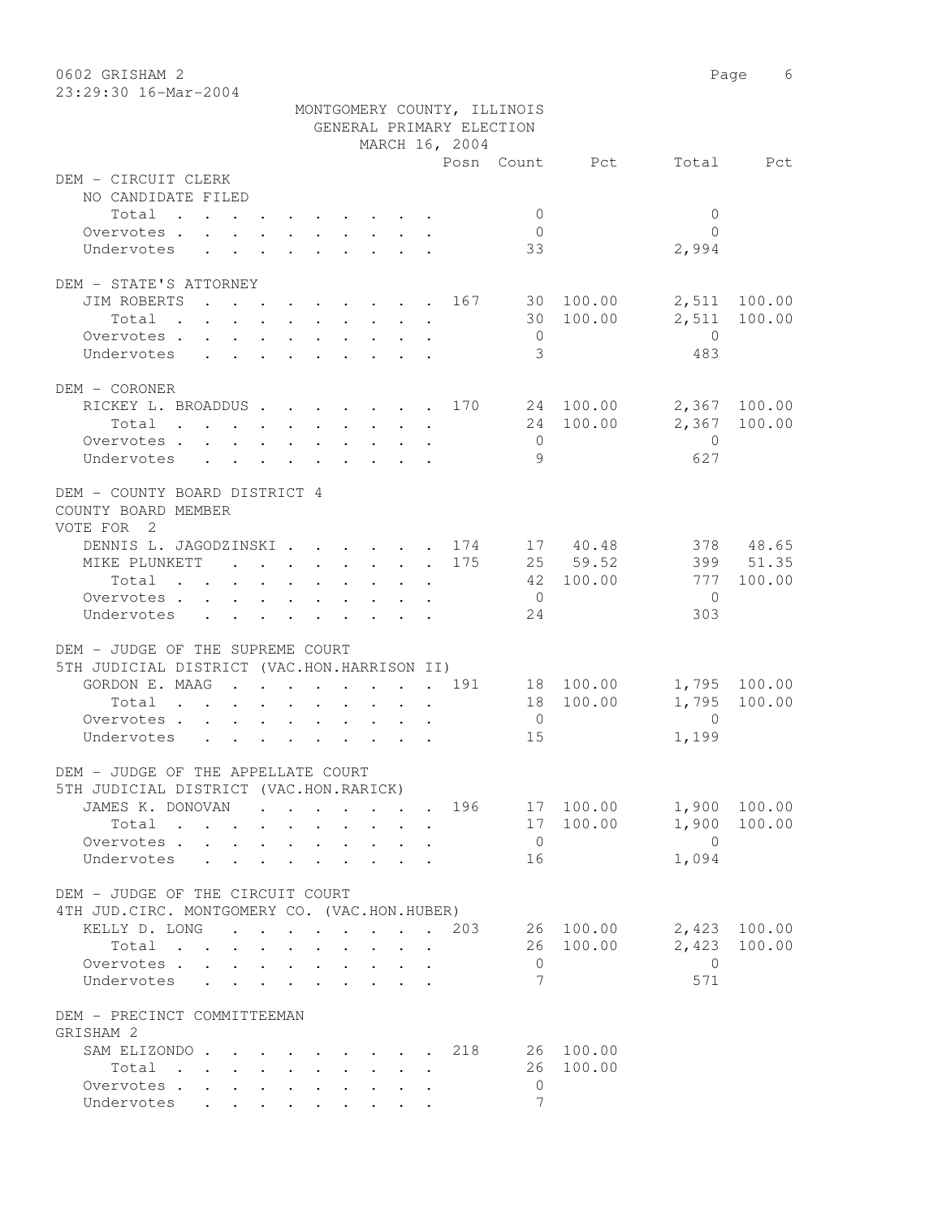MONTGOMERY COUNTY, ILLINOIS
GENERAL PRIMARY ELECTION
MARCH 16, 2004

| | Posn | Count | Pct | Total | Pct |
|---|---|---|---|---|---|
| **DEM - CIRCUIT CLERK** | | | | | |
| NO CANDIDATE FILED | | | | | |
| Total | | 0 | | 0 | |
| Overvotes | | 0 | | 0 | |
| Undervotes | | 33 | | 2,994 | |
| **DEM - STATE'S ATTORNEY** | | | | | |
| JIM ROBERTS | 167 | 30 | 100.00 | 2,511 | 100.00 |
| Total | | 30 | 100.00 | 2,511 | 100.00 |
| Overvotes | | 0 | | 0 | |
| Undervotes | | 3 | | 483 | |
| **DEM - CORONER** | | | | | |
| RICKEY L. BROADDUS | 170 | 24 | 100.00 | 2,367 | 100.00 |
| Total | | 24 | 100.00 | 2,367 | 100.00 |
| Overvotes | | 0 | | 0 | |
| Undervotes | | 9 | | 627 | |
| **DEM - COUNTY BOARD DISTRICT 4** | | | | | |
| COUNTY BOARD MEMBER | | | | | |
| VOTE FOR 2 | | | | | |
| DENNIS L. JAGODZINSKI | 174 | 17 | 40.48 | 378 | 48.65 |
| MIKE PLUNKETT | 175 | 25 | 59.52 | 399 | 51.35 |
| Total | | 42 | 100.00 | 777 | 100.00 |
| Overvotes | | 0 | | 0 | |
| Undervotes | | 24 | | 303 | |
| **DEM - JUDGE OF THE SUPREME COURT** | | | | | |
| 5TH JUDICIAL DISTRICT (VAC.HON.HARRISON II) | | | | | |
| GORDON E. MAAG | 191 | 18 | 100.00 | 1,795 | 100.00 |
| Total | | 18 | 100.00 | 1,795 | 100.00 |
| Overvotes | | 0 | | 0 | |
| Undervotes | | 15 | | 1,199 | |
| **DEM - JUDGE OF THE APPELLATE COURT** | | | | | |
| 5TH JUDICIAL DISTRICT (VAC.HON.RARICK) | | | | | |
| JAMES K. DONOVAN | 196 | 17 | 100.00 | 1,900 | 100.00 |
| Total | | 17 | 100.00 | 1,900 | 100.00 |
| Overvotes | | 0 | | 0 | |
| Undervotes | | 16 | | 1,094 | |
| **DEM - JUDGE OF THE CIRCUIT COURT** | | | | | |
| 4TH JUD.CIRC. MONTGOMERY CO. (VAC.HON.HUBER) | | | | | |
| KELLY D. LONG | 203 | 26 | 100.00 | 2,423 | 100.00 |
| Total | | 26 | 100.00 | 2,423 | 100.00 |
| Overvotes | | 0 | | 0 | |
| Undervotes | | 7 | | 571 | |
| **DEM - PRECINCT COMMITTEEMAN** | | | | | |
| GRISHAM 2 | | | | | |
| SAM ELIZONDO | 218 | 26 | 100.00 | | |
| Total | | 26 | 100.00 | | |
| Overvotes | | 0 | | | |
| Undervotes | | 7 | | | |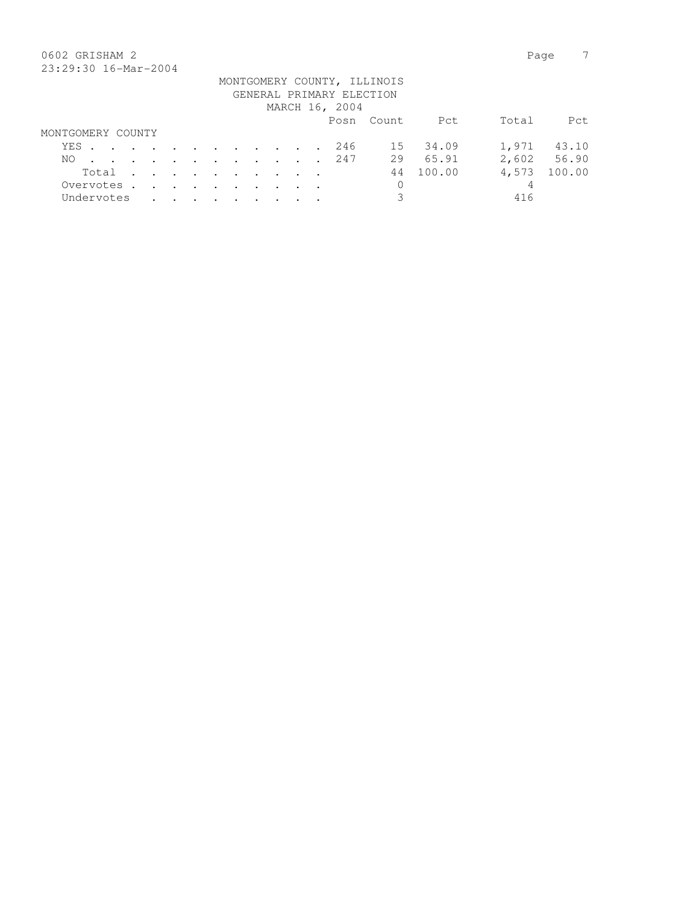MONTGOMERY COUNTY, ILLINOIS
GENERAL PRIMARY ELECTION
MARCH 16, 2004

| | Posn | Count | Pct | Total | Pct |
|---|---|---|---|---|---|
| **MONTGOMERY COUNTY** | | | | | |
| YES | 246 | 15 | 34.09 | 1,971 | 43.10 |
| NO | 247 | 29 | 65.91 | 2,602 | 56.90 |
| Total | | 44 | 100.00 | 4,573 | 100.00 |
| Overvotes | | 0 | | 4 | |
| Undervotes | | 3 | | 416 | |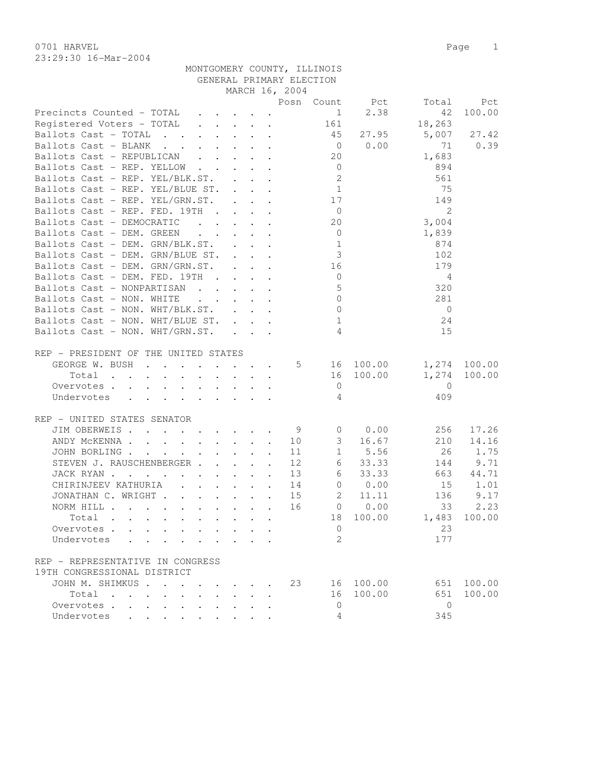0701 HARVEL
23:29:30 16-Mar-2004

MONTGOMERY COUNTY, ILLINOIS
GENERAL PRIMARY ELECTION
MARCH 16, 2004

| | Posn | Count | Pct | Total | Pct |
|---|---|---|---|---|---|
| Precincts Counted - TOTAL | | 1 | 2.38 | 42 | 100.00 |
| Registered Voters - TOTAL | | 161 | | 18,263 | |
| Ballots Cast - TOTAL | | 45 | 27.95 | 5,007 | 27.42 |
| Ballots Cast - BLANK | | 0 | 0.00 | 71 | 0.39 |
| Ballots Cast - REPUBLICAN | | 20 | | 1,683 | |
| Ballots Cast - REP. YELLOW | | 0 | | 894 | |
| Ballots Cast - REP. YEL/BLK.ST. | | 2 | | 561 | |
| Ballots Cast - REP. YEL/BLUE ST. | | 1 | | 75 | |
| Ballots Cast - REP. YEL/GRN.ST. | | 17 | | 149 | |
| Ballots Cast - REP. FED. 19TH | | 0 | | 2 | |
| Ballots Cast - DEMOCRATIC | | 20 | | 3,004 | |
| Ballots Cast - DEM. GREEN | | 0 | | 1,839 | |
| Ballots Cast - DEM. GRN/BLK.ST. | | 1 | | 874 | |
| Ballots Cast - DEM. GRN/BLUE ST. | | 3 | | 102 | |
| Ballots Cast - DEM. GRN/GRN.ST. | | 16 | | 179 | |
| Ballots Cast - DEM. FED. 19TH | | 0 | | 4 | |
| Ballots Cast - NONPARTISAN | | 5 | | 320 | |
| Ballots Cast - NON. WHITE | | 0 | | 281 | |
| Ballots Cast - NON. WHT/BLK.ST. | | 0 | | 0 | |
| Ballots Cast - NON. WHT/BLUE ST. | | 1 | | 24 | |
| Ballots Cast - NON. WHT/GRN.ST. | | 4 | | 15 | |

REP - PRESIDENT OF THE UNITED STATES

| | Posn | Count | Pct | Total | Pct |
|---|---|---|---|---|---|
| GEORGE W. BUSH | 5 | 16 | 100.00 | 1,274 | 100.00 |
| Total | | 16 | 100.00 | 1,274 | 100.00 |
| Overvotes | | 0 | | 0 | |
| Undervotes | | 4 | | 409 | |

REP - UNITED STATES SENATOR

| | Posn | Count | Pct | Total | Pct |
|---|---|---|---|---|---|
| JIM OBERWEIS | 9 | 0 | 0.00 | 256 | 17.26 |
| ANDY McKENNA | 10 | 3 | 16.67 | 210 | 14.16 |
| JOHN BORLING | 11 | 1 | 5.56 | 26 | 1.75 |
| STEVEN J. RAUSCHENBERGER | 12 | 6 | 33.33 | 144 | 9.71 |
| JACK RYAN | 13 | 6 | 33.33 | 663 | 44.71 |
| CHIRINJEEV KATHURIA | 14 | 0 | 0.00 | 15 | 1.01 |
| JONATHAN C. WRIGHT | 15 | 2 | 11.11 | 136 | 9.17 |
| NORM HILL | 16 | 0 | 0.00 | 33 | 2.23 |
| Total | | 18 | 100.00 | 1,483 | 100.00 |
| Overvotes | | 0 | | 23 | |
| Undervotes | | 2 | | 177 | |

REP - REPRESENTATIVE IN CONGRESS
19TH CONGRESSIONAL DISTRICT

| | Posn | Count | Pct | Total | Pct |
|---|---|---|---|---|---|
| JOHN M. SHIMKUS | 23 | 16 | 100.00 | 651 | 100.00 |
| Total | | 16 | 100.00 | 651 | 100.00 |
| Overvotes | | 0 | | 0 | |
| Undervotes | | 4 | | 345 | |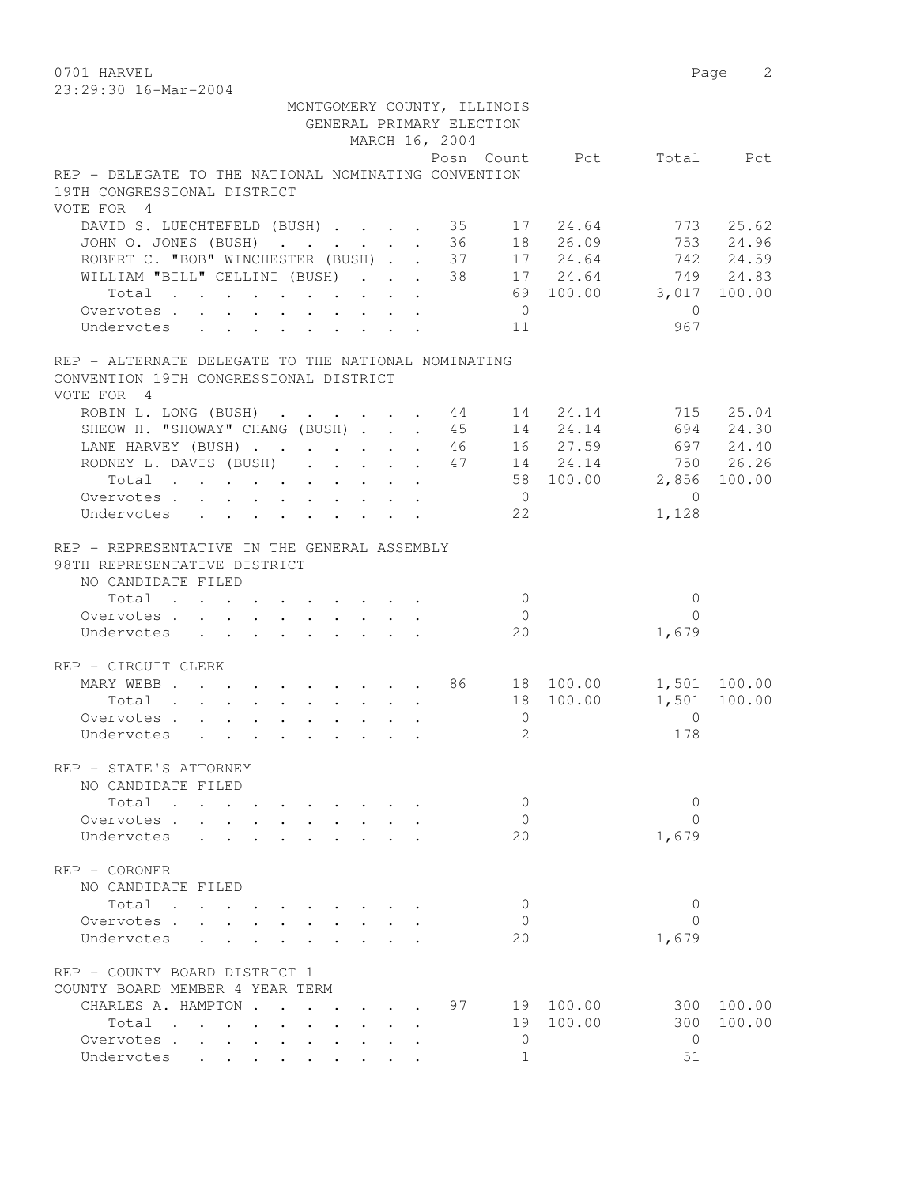0701 HARVEL
23:29:30 16-Mar-2004

MONTGOMERY COUNTY, ILLINOIS
GENERAL PRIMARY ELECTION
MARCH 16, 2004

REP - DELEGATE TO THE NATIONAL NOMINATING CONVENTION
19TH CONGRESSIONAL DISTRICT
VOTE FOR 4

| | Posn | Count | Pct | Total | Pct |
|---|---|---|---|---|---|
| DAVID S. LUECHTEFELD (BUSH) | 35 | 17 | 24.64 | 773 | 25.62 |
| JOHN O. JONES (BUSH) | 36 | 18 | 26.09 | 753 | 24.96 |
| ROBERT C. "BOB" WINCHESTER (BUSH) | 37 | 17 | 24.64 | 742 | 24.59 |
| WILLIAM "BILL" CELLINI (BUSH) | 38 | 17 | 24.64 | 749 | 24.83 |
| Total | | 69 | 100.00 | 3,017 | 100.00 |
| Overvotes | | 0 | | 0 | |
| Undervotes | | 11 | | 967 | |

REP - ALTERNATE DELEGATE TO THE NATIONAL NOMINATING
CONVENTION 19TH CONGRESSIONAL DISTRICT
VOTE FOR 4

| | Posn | Count | Pct | Total | Pct |
|---|---|---|---|---|---|
| ROBIN L. LONG (BUSH) | 44 | 14 | 24.14 | 715 | 25.04 |
| SHEOW H. "SHOWAY" CHANG (BUSH) | 45 | 14 | 24.14 | 694 | 24.30 |
| LANE HARVEY (BUSH) | 46 | 16 | 27.59 | 697 | 24.40 |
| RODNEY L. DAVIS (BUSH) | 47 | 14 | 24.14 | 750 | 26.26 |
| Total | | 58 | 100.00 | 2,856 | 100.00 |
| Overvotes | | 0 | | 0 | |
| Undervotes | | 22 | | 1,128 | |

REP - REPRESENTATIVE IN THE GENERAL ASSEMBLY
98TH REPRESENTATIVE DISTRICT
NO CANDIDATE FILED

| | Posn | Count | Pct | Total | Pct |
|---|---|---|---|---|---|
| Total | | 0 | | 0 | |
| Overvotes | | 0 | | 0 | |
| Undervotes | | 20 | | 1,679 | |

REP - CIRCUIT CLERK

| | Posn | Count | Pct | Total | Pct |
|---|---|---|---|---|---|
| MARY WEBB | 86 | 18 | 100.00 | 1,501 | 100.00 |
| Total | | 18 | 100.00 | 1,501 | 100.00 |
| Overvotes | | 0 | | 0 | |
| Undervotes | | 2 | | 178 | |

REP - STATE'S ATTORNEY
NO CANDIDATE FILED

| | Posn | Count | Pct | Total | Pct |
|---|---|---|---|---|---|
| Total | | 0 | | 0 | |
| Overvotes | | 0 | | 0 | |
| Undervotes | | 20 | | 1,679 | |

REP - CORONER
NO CANDIDATE FILED

| | Posn | Count | Pct | Total | Pct |
|---|---|---|---|---|---|
| Total | | 0 | | 0 | |
| Overvotes | | 0 | | 0 | |
| Undervotes | | 20 | | 1,679 | |

REP - COUNTY BOARD DISTRICT 1
COUNTY BOARD MEMBER 4 YEAR TERM

| | Posn | Count | Pct | Total | Pct |
|---|---|---|---|---|---|
| CHARLES A. HAMPTON | 97 | 19 | 100.00 | 300 | 100.00 |
| Total | | 19 | 100.00 | 300 | 100.00 |
| Overvotes | | 0 | | 0 | |
| Undervotes | | 1 | | 51 | |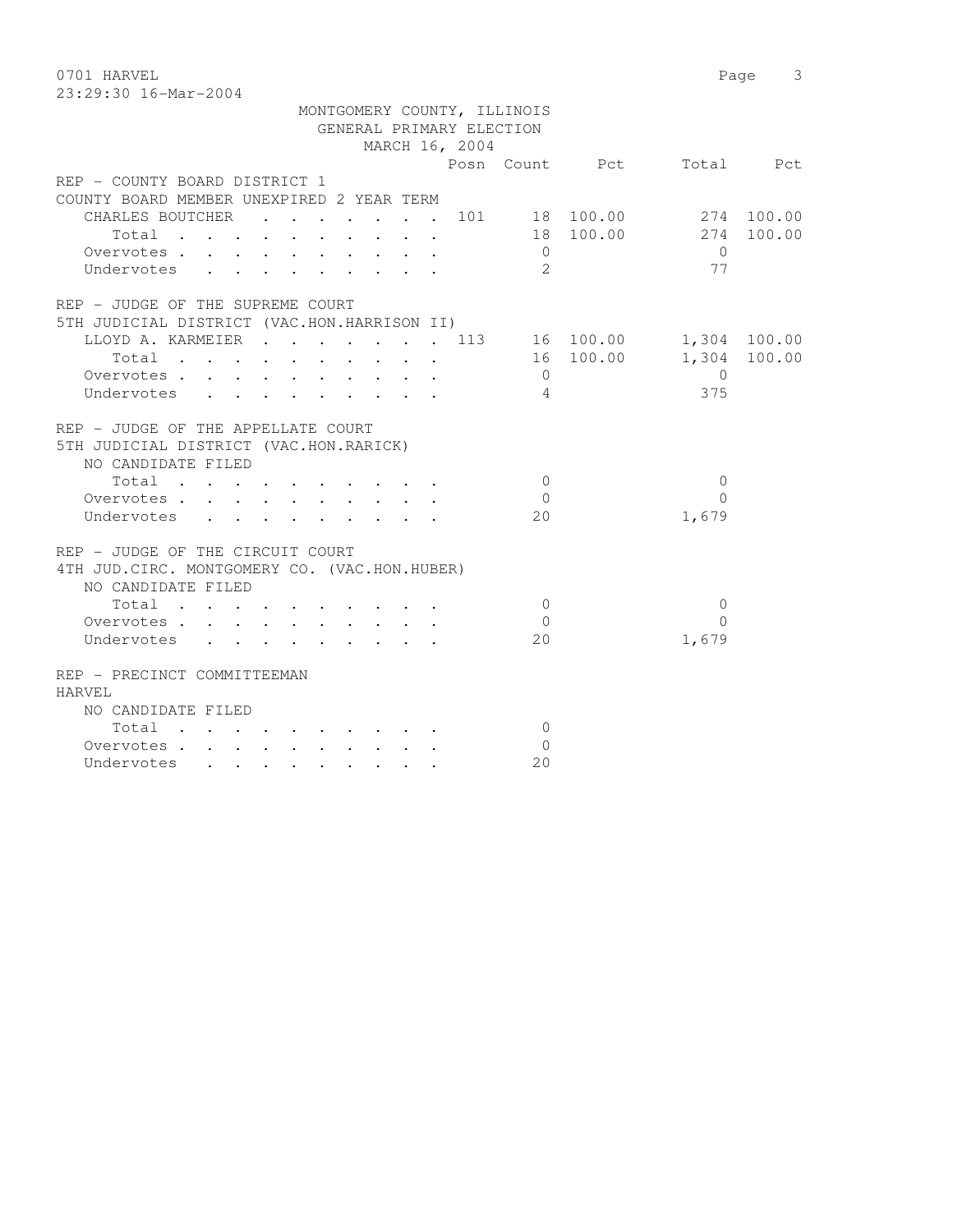MONTGOMERY COUNTY, ILLINOIS
GENERAL PRIMARY ELECTION
MARCH 16, 2004

| | Posn | Count | Pct | Total | Pct |
|---|---|---|---|---|---|
| **REP - COUNTY BOARD DISTRICT 1** | | | | | |
| **COUNTY BOARD MEMBER UNEXPIRED 2 YEAR TERM** | | | | | |
| CHARLES BOUTCHER | 101 | 18 | 100.00 | 274 | 100.00 |
| Total | | 18 | 100.00 | 274 | 100.00 |
| Overvotes | | 0 | | 0 | |
| Undervotes | | 2 | | 77 | |
| **REP - JUDGE OF THE SUPREME COURT** | | | | | |
| **5TH JUDICIAL DISTRICT (VAC.HON.HARRISON II)** | | | | | |
| LLOYD A. KARMEIER | 113 | 16 | 100.00 | 1,304 | 100.00 |
| Total | | 16 | 100.00 | 1,304 | 100.00 |
| Overvotes | | 0 | | 0 | |
| Undervotes | | 4 | | 375 | |
| **REP - JUDGE OF THE APPELLATE COURT** | | | | | |
| **5TH JUDICIAL DISTRICT (VAC.HON.RARICK)** | | | | | |
| NO CANDIDATE FILED | | | | | |
| Total | | 0 | | 0 | |
| Overvotes | | 0 | | 0 | |
| Undervotes | | 20 | | 1,679 | |
| **REP - JUDGE OF THE CIRCUIT COURT** | | | | | |
| **4TH JUD.CIRC. MONTGOMERY CO. (VAC.HON.HUBER)** | | | | | |
| NO CANDIDATE FILED | | | | | |
| Total | | 0 | | 0 | |
| Overvotes | | 0 | | 0 | |
| Undervotes | | 20 | | 1,679 | |
| **REP - PRECINCT COMMITTEEMAN** | | | | | |
| **HARVEL** | | | | | |
| NO CANDIDATE FILED | | | | | |
| Total | | 0 | | | |
| Overvotes | | 0 | | | |
| Undervotes | | 20 | | | |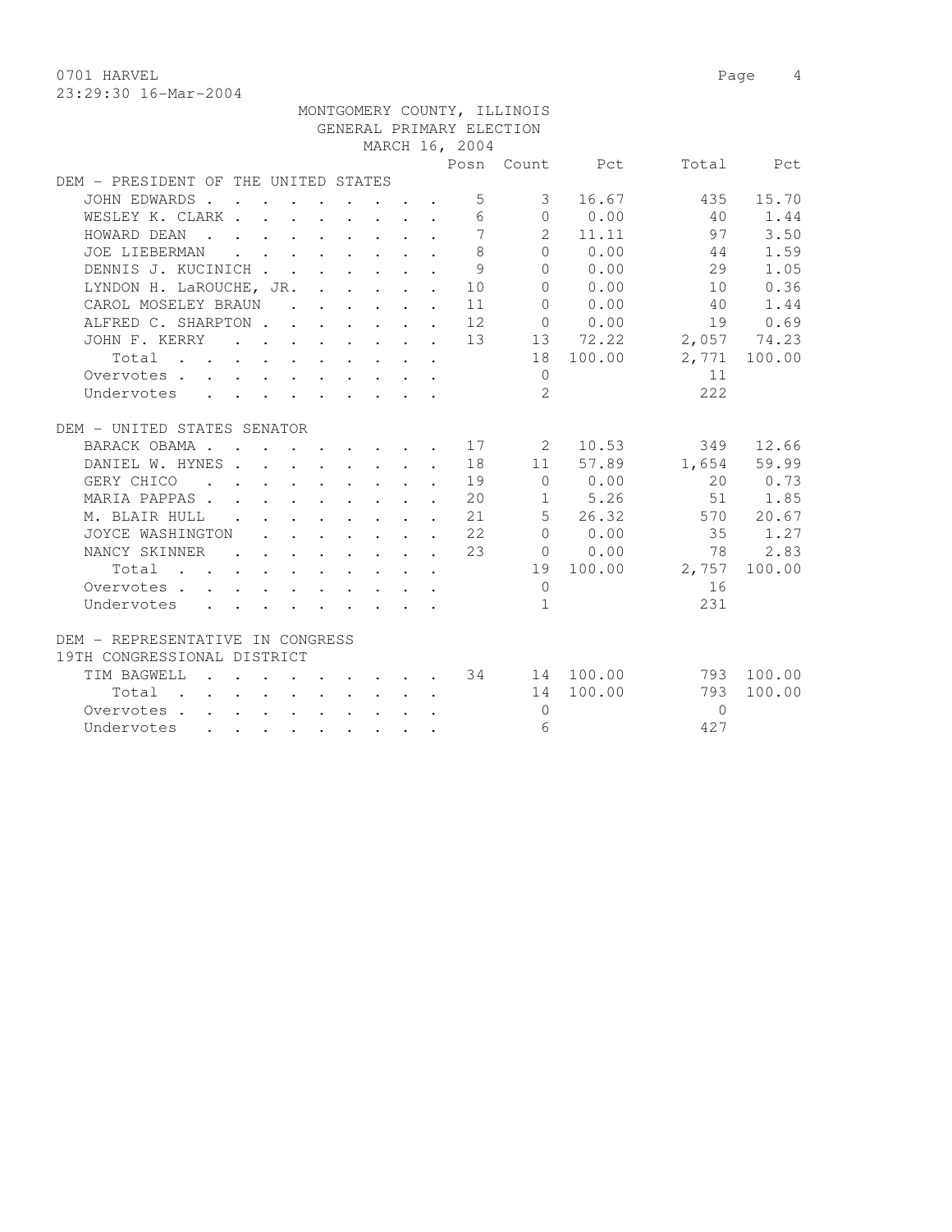0701 HARVEL

23:29:30 16-Mar-2004

MONTGOMERY COUNTY, ILLINOIS
GENERAL PRIMARY ELECTION
MARCH 16, 2004

| | Posn | Count | Pct | Total | Pct |
|---|---|---|---|---|---|
| **DEM - PRESIDENT OF THE UNITED STATES** | | | | | |
| JOHN EDWARDS | 5 | 3 | 16.67 | 435 | 15.70 |
| WESLEY K. CLARK | 6 | 0 | 0.00 | 40 | 1.44 |
| HOWARD DEAN | 7 | 2 | 11.11 | 97 | 3.50 |
| JOE LIEBERMAN | 8 | 0 | 0.00 | 44 | 1.59 |
| DENNIS J. KUCINICH | 9 | 0 | 0.00 | 29 | 1.05 |
| LYNDON H. LaROUCHE, JR. | 10 | 0 | 0.00 | 10 | 0.36 |
| CAROL MOSELEY BRAUN | 11 | 0 | 0.00 | 40 | 1.44 |
| ALFRED C. SHARPTON | 12 | 0 | 0.00 | 19 | 0.69 |
| JOHN F. KERRY | 13 | 13 | 72.22 | 2,057 | 74.23 |
| Total | | 18 | 100.00 | 2,771 | 100.00 |
| Overvotes | | 0 | | 11 | |
| Undervotes | | 2 | | 222 | |
| **DEM - UNITED STATES SENATOR** | | | | | |
| BARACK OBAMA | 17 | 2 | 10.53 | 349 | 12.66 |
| DANIEL W. HYNES | 18 | 11 | 57.89 | 1,654 | 59.99 |
| GERY CHICO | 19 | 0 | 0.00 | 20 | 0.73 |
| MARIA PAPPAS | 20 | 1 | 5.26 | 51 | 1.85 |
| M. BLAIR HULL | 21 | 5 | 26.32 | 570 | 20.67 |
| JOYCE WASHINGTON | 22 | 0 | 0.00 | 35 | 1.27 |
| NANCY SKINNER | 23 | 0 | 0.00 | 78 | 2.83 |
| Total | | 19 | 100.00 | 2,757 | 100.00 |
| Overvotes | | 0 | | 16 | |
| Undervotes | | 1 | | 231 | |
| **DEM - REPRESENTATIVE IN CONGRESS 19TH CONGRESSIONAL DISTRICT** | | | | | |
| TIM BAGWELL | 34 | 14 | 100.00 | 793 | 100.00 |
| Total | | 14 | 100.00 | 793 | 100.00 |
| Overvotes | | 0 | | 0 | |
| Undervotes | | 6 | | 427 | |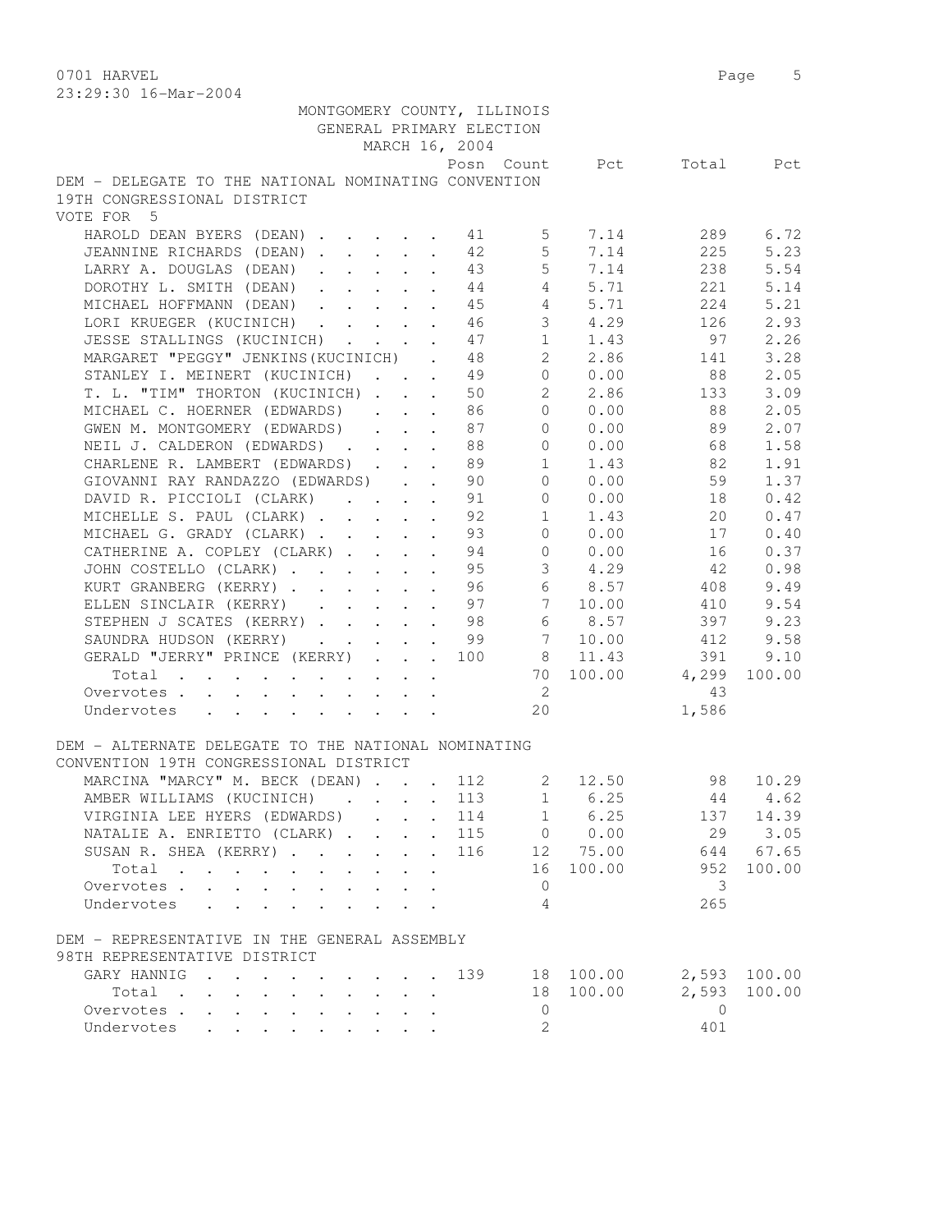MONTGOMERY COUNTY, ILLINOIS
GENERAL PRIMARY ELECTION
MARCH 16, 2004

DEM - DELEGATE TO THE NATIONAL NOMINATING CONVENTION
19TH CONGRESSIONAL DISTRICT
VOTE FOR 5

| | Posn | Count | Pct | Total | Pct |
|---|---|---|---|---|---|
| HAROLD DEAN BYERS (DEAN) | 41 | 5 | 7.14 | 289 | 6.72 |
| JEANNINE RICHARDS (DEAN) | 42 | 5 | 7.14 | 225 | 5.23 |
| LARRY A. DOUGLAS (DEAN) | 43 | 5 | 7.14 | 238 | 5.54 |
| DOROTHY L. SMITH (DEAN) | 44 | 4 | 5.71 | 221 | 5.14 |
| MICHAEL HOFFMANN (DEAN) | 45 | 4 | 5.71 | 224 | 5.21 |
| LORI KRUEGER (KUCINICH) | 46 | 3 | 4.29 | 126 | 2.93 |
| JESSE STALLINGS (KUCINICH) | 47 | 1 | 1.43 | 97 | 2.26 |
| MARGARET "PEGGY" JENKINS(KUCINICH) | 48 | 2 | 2.86 | 141 | 3.28 |
| STANLEY I. MEINERT (KUCINICH) | 49 | 0 | 0.00 | 88 | 2.05 |
| T. L. "TIM" THORTON (KUCINICH) | 50 | 2 | 2.86 | 133 | 3.09 |
| MICHAEL C. HOERNER (EDWARDS) | 86 | 0 | 0.00 | 88 | 2.05 |
| GWEN M. MONTGOMERY (EDWARDS) | 87 | 0 | 0.00 | 89 | 2.07 |
| NEIL J. CALDERON (EDWARDS) | 88 | 0 | 0.00 | 68 | 1.58 |
| CHARLENE R. LAMBERT (EDWARDS) | 89 | 1 | 1.43 | 82 | 1.91 |
| GIOVANNI RAY RANDAZZO (EDWARDS) | 90 | 0 | 0.00 | 59 | 1.37 |
| DAVID R. PICCIOLI (CLARK) | 91 | 0 | 0.00 | 18 | 0.42 |
| MICHELLE S. PAUL (CLARK) | 92 | 1 | 1.43 | 20 | 0.47 |
| MICHAEL G. GRADY (CLARK) | 93 | 0 | 0.00 | 17 | 0.40 |
| CATHERINE A. COPLEY (CLARK) | 94 | 0 | 0.00 | 16 | 0.37 |
| JOHN COSTELLO (CLARK) | 95 | 3 | 4.29 | 42 | 0.98 |
| KURT GRANBERG (KERRY) | 96 | 6 | 8.57 | 408 | 9.49 |
| ELLEN SINCLAIR (KERRY) | 97 | 7 | 10.00 | 410 | 9.54 |
| STEPHEN J SCATES (KERRY) | 98 | 6 | 8.57 | 397 | 9.23 |
| SAUNDRA HUDSON (KERRY) | 99 | 7 | 10.00 | 412 | 9.58 |
| GERALD "JERRY" PRINCE (KERRY) | 100 | 8 | 11.43 | 391 | 9.10 |
| Total | | 70 | 100.00 | 4,299 | 100.00 |
| Overvotes | | 2 | | 43 | |
| Undervotes | | 20 | | 1,586 | |

DEM - ALTERNATE DELEGATE TO THE NATIONAL NOMINATING
CONVENTION 19TH CONGRESSIONAL DISTRICT

| | Posn | Count | Pct | Total | Pct |
|---|---|---|---|---|---|
| MARCINA "MARCY" M. BECK (DEAN) | 112 | 2 | 12.50 | 98 | 10.29 |
| AMBER WILLIAMS (KUCINICH) | 113 | 1 | 6.25 | 44 | 4.62 |
| VIRGINIA LEE HYERS (EDWARDS) | 114 | 1 | 6.25 | 137 | 14.39 |
| NATALIE A. ENRIETTO (CLARK) | 115 | 0 | 0.00 | 29 | 3.05 |
| SUSAN R. SHEA (KERRY) | 116 | 12 | 75.00 | 644 | 67.65 |
| Total | | 16 | 100.00 | 952 | 100.00 |
| Overvotes | | 0 | | 3 | |
| Undervotes | | 4 | | 265 | |

DEM - REPRESENTATIVE IN THE GENERAL ASSEMBLY
98TH REPRESENTATIVE DISTRICT

| | Posn | Count | Pct | Total | Pct |
|---|---|---|---|---|---|
| GARY HANNIG | 139 | 18 | 100.00 | 2,593 | 100.00 |
| Total | | 18 | 100.00 | 2,593 | 100.00 |
| Overvotes | | 0 | | 0 | |
| Undervotes | | 2 | | 401 | |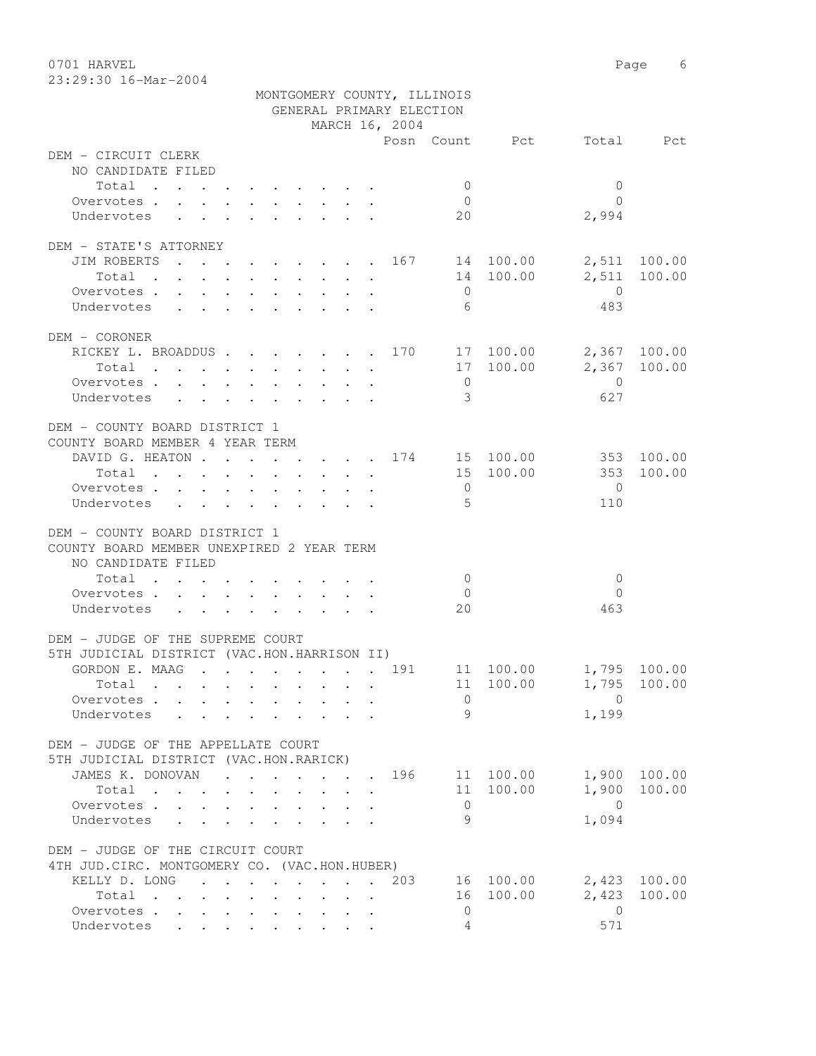0701 HARVEL
23:29:30 16-Mar-2004

MONTGOMERY COUNTY, ILLINOIS
GENERAL PRIMARY ELECTION
MARCH 16, 2004

| | Posn | Count | Pct | Total | Pct |
|---|---|---|---|---|---|
| **DEM - CIRCUIT CLERK** | | | | | |
| NO CANDIDATE FILED | | | | | |
| Total | | 0 | | 0 | |
| Overvotes | | 0 | | 0 | |
| Undervotes | | 20 | | 2,994 | |
| **DEM - STATE'S ATTORNEY** | | | | | |
| JIM ROBERTS | 167 | 14 | 100.00 | 2,511 | 100.00 |
| Total | | 14 | 100.00 | 2,511 | 100.00 |
| Overvotes | | 0 | | 0 | |
| Undervotes | | 6 | | 483 | |
| **DEM - CORONER** | | | | | |
| RICKEY L. BROADDUS | 170 | 17 | 100.00 | 2,367 | 100.00 |
| Total | | 17 | 100.00 | 2,367 | 100.00 |
| Overvotes | | 0 | | 0 | |
| Undervotes | | 3 | | 627 | |
| **DEM - COUNTY BOARD DISTRICT 1** | | | | | |
| COUNTY BOARD MEMBER 4 YEAR TERM | | | | | |
| DAVID G. HEATON | 174 | 15 | 100.00 | 353 | 100.00 |
| Total | | 15 | 100.00 | 353 | 100.00 |
| Overvotes | | 0 | | 0 | |
| Undervotes | | 5 | | 110 | |
| **DEM - COUNTY BOARD DISTRICT 1** | | | | | |
| COUNTY BOARD MEMBER UNEXPIRED 2 YEAR TERM | | | | | |
| NO CANDIDATE FILED | | | | | |
| Total | | 0 | | 0 | |
| Overvotes | | 0 | | 0 | |
| Undervotes | | 20 | | 463 | |
| **DEM - JUDGE OF THE SUPREME COURT** | | | | | |
| 5TH JUDICIAL DISTRICT (VAC.HON.HARRISON II) | | | | | |
| GORDON E. MAAG | 191 | 11 | 100.00 | 1,795 | 100.00 |
| Total | | 11 | 100.00 | 1,795 | 100.00 |
| Overvotes | | 0 | | 0 | |
| Undervotes | | 9 | | 1,199 | |
| **DEM - JUDGE OF THE APPELLATE COURT** | | | | | |
| 5TH JUDICIAL DISTRICT (VAC.HON.RARICK) | | | | | |
| JAMES K. DONOVAN | 196 | 11 | 100.00 | 1,900 | 100.00 |
| Total | | 11 | 100.00 | 1,900 | 100.00 |
| Overvotes | | 0 | | 0 | |
| Undervotes | | 9 | | 1,094 | |
| **DEM - JUDGE OF THE CIRCUIT COURT** | | | | | |
| 4TH JUD.CIRC. MONTGOMERY CO. (VAC.HON.HUBER) | | | | | |
| KELLY D. LONG | 203 | 16 | 100.00 | 2,423 | 100.00 |
| Total | | 16 | 100.00 | 2,423 | 100.00 |
| Overvotes | | 0 | | 0 | |
| Undervotes | | 4 | | 571 | |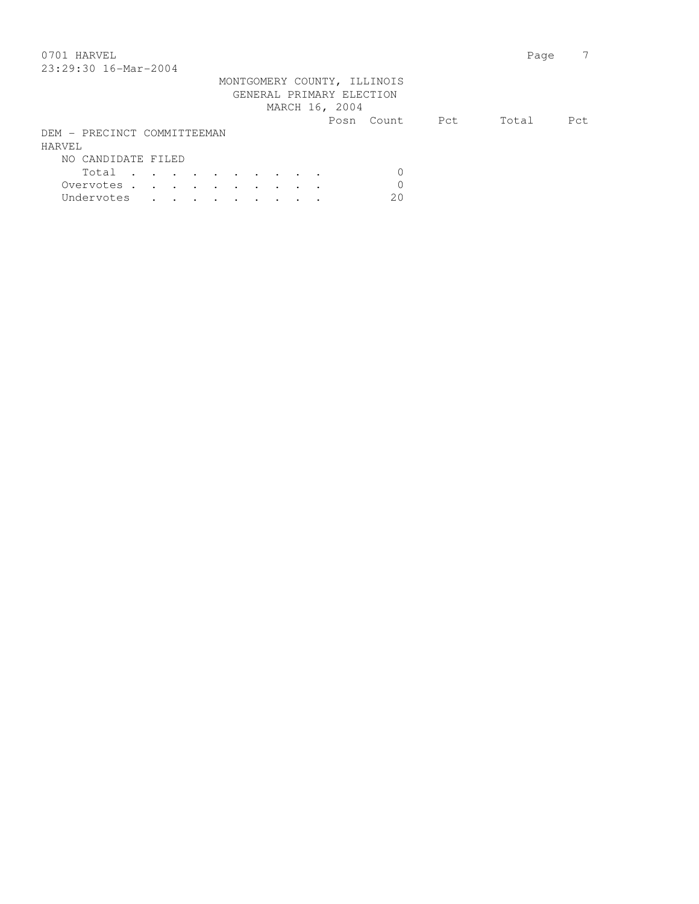MONTGOMERY COUNTY, ILLINOIS
GENERAL PRIMARY ELECTION
MARCH 16, 2004

| | Posn | Count | Pct | Total | Pct |
|---|---|---|---|---|---|
| **DEM - PRECINCT COMMITTEEMAN** | | | | | |
| **HARVEL** | | | | | |
| NO CANDIDATE FILED | | | | | |
| Total . . . . . . . . . . | | 0 | | | |
| Overvotes . . . . . . . . . . | | 0 | | | |
| Undervotes . . . . . . . . . | | 20 | | | |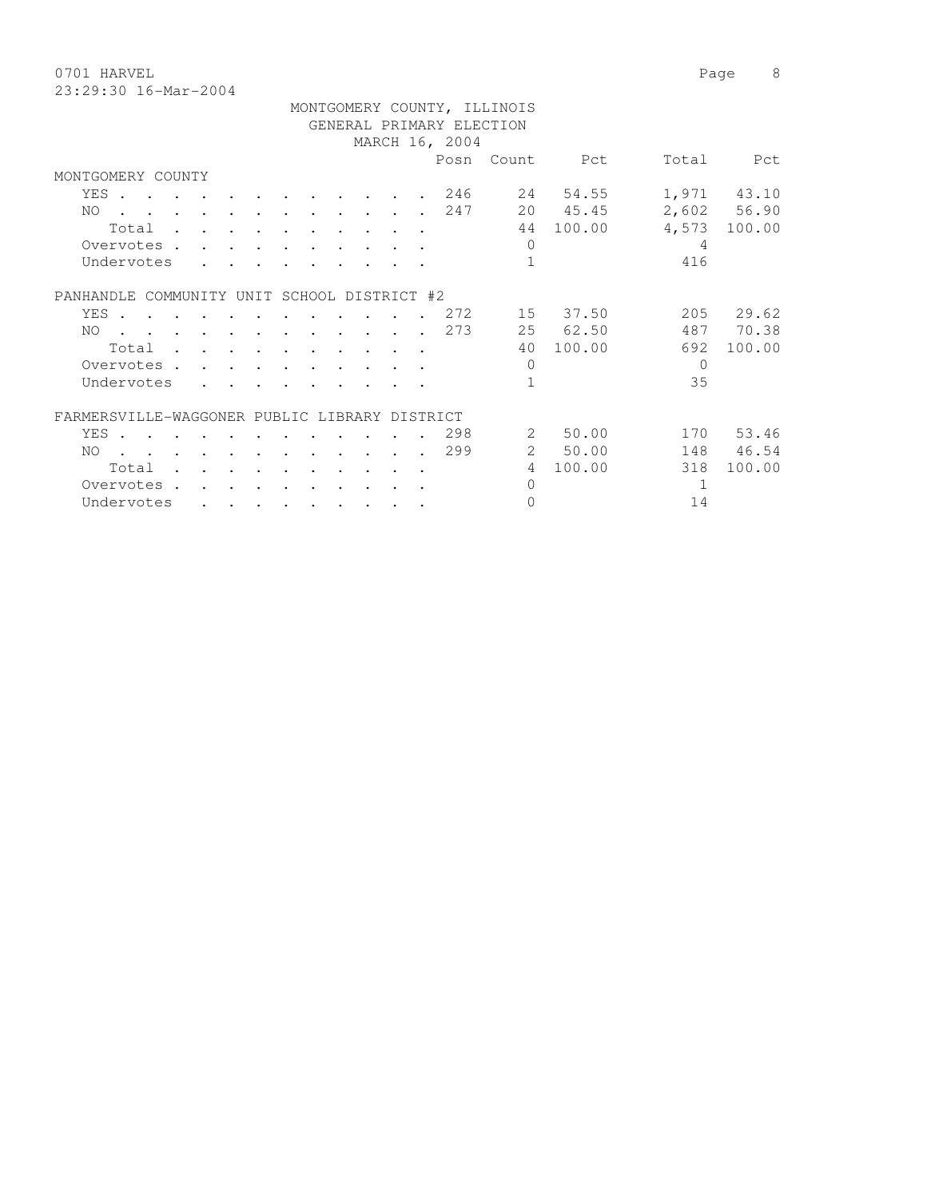0701 HARVEL

23:29:30 16-Mar-2004

MONTGOMERY COUNTY, ILLINOIS
GENERAL PRIMARY ELECTION
MARCH 16, 2004

| | Posn | Count | Pct | Total | Pct |
|---|---|---|---|---|---|
| **MONTGOMERY COUNTY** | | | | | |
| YES | 246 | 24 | 54.55 | 1,971 | 43.10 |
| NO | 247 | 20 | 45.45 | 2,602 | 56.90 |
| Total | | 44 | 100.00 | 4,573 | 100.00 |
| Overvotes | | 0 | | 4 | |
| Undervotes | | 1 | | 416 | |
| **PANHANDLE COMMUNITY UNIT SCHOOL DISTRICT #2** | | | | | |
| YES | 272 | 15 | 37.50 | 205 | 29.62 |
| NO | 273 | 25 | 62.50 | 487 | 70.38 |
| Total | | 40 | 100.00 | 692 | 100.00 |
| Overvotes | | 0 | | 0 | |
| Undervotes | | 1 | | 35 | |
| **FARMERSVILLE-WAGGONER PUBLIC LIBRARY DISTRICT** | | | | | |
| YES | 298 | 2 | 50.00 | 170 | 53.46 |
| NO | 299 | 2 | 50.00 | 148 | 46.54 |
| Total | | 4 | 100.00 | 318 | 100.00 |
| Overvotes | | 0 | | 1 | |
| Undervotes | | 0 | | 14 | |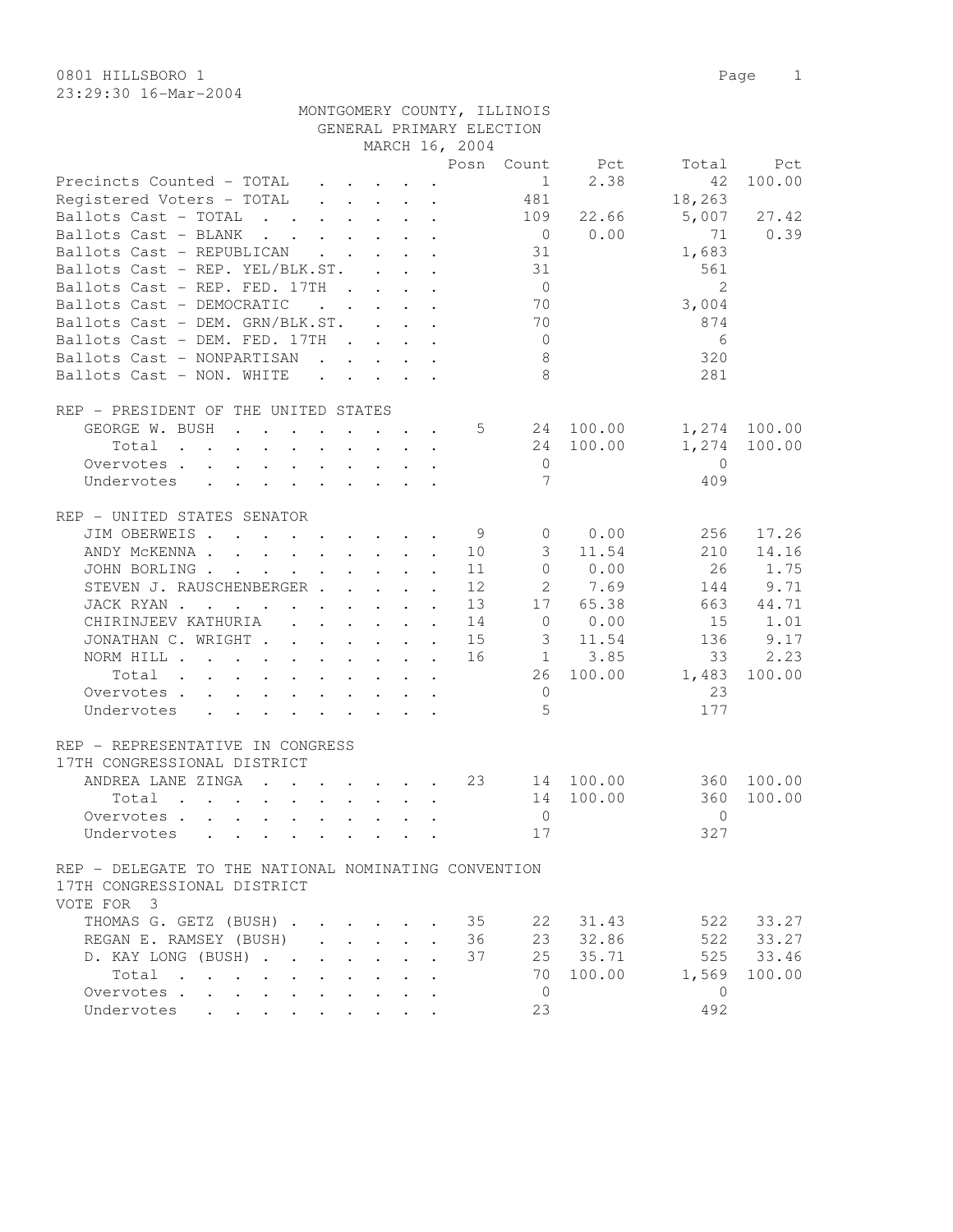0801 HILLSBORO 1

23:29:30 16-Mar-2004

MONTGOMERY COUNTY, ILLINOIS
GENERAL PRIMARY ELECTION
MARCH 16, 2004

| | Posn | Count | Pct | Total | Pct |
|---|---|---|---|---|---|
| Precincts Counted - TOTAL | | 1 | 2.38 | 42 | 100.00 |
| Registered Voters - TOTAL | | 481 | | 18,263 | |
| Ballots Cast - TOTAL | | 109 | 22.66 | 5,007 | 27.42 |
| Ballots Cast - BLANK | | 0 | 0.00 | 71 | 0.39 |
| Ballots Cast - REPUBLICAN | | 31 | | 1,683 | |
| Ballots Cast - REP. YEL/BLK.ST. | | 31 | | 561 | |
| Ballots Cast - REP. FED. 17TH | | 0 | | 2 | |
| Ballots Cast - DEMOCRATIC | | 70 | | 3,004 | |
| Ballots Cast - DEM. GRN/BLK.ST. | | 70 | | 874 | |
| Ballots Cast - DEM. FED. 17TH | | 0 | | 6 | |
| Ballots Cast - NONPARTISAN | | 8 | | 320 | |
| Ballots Cast - NON. WHITE | | 8 | | 281 | |

REP - PRESIDENT OF THE UNITED STATES

| | Posn | Count | Pct | Total | Pct |
|---|---|---|---|---|---|
| GEORGE W. BUSH | 5 | 24 | 100.00 | 1,274 | 100.00 |
| Total | | 24 | 100.00 | 1,274 | 100.00 |
| Overvotes | | 0 | | 0 | |
| Undervotes | | 7 | | 409 | |

REP - UNITED STATES SENATOR

| | Posn | Count | Pct | Total | Pct |
|---|---|---|---|---|---|
| JIM OBERWEIS | 9 | 0 | 0.00 | 256 | 17.26 |
| ANDY McKENNA | 10 | 3 | 11.54 | 210 | 14.16 |
| JOHN BORLING | 11 | 0 | 0.00 | 26 | 1.75 |
| STEVEN J. RAUSCHENBERGER | 12 | 2 | 7.69 | 144 | 9.71 |
| JACK RYAN | 13 | 17 | 65.38 | 663 | 44.71 |
| CHIRINJEEV KATHURIA | 14 | 0 | 0.00 | 15 | 1.01 |
| JONATHAN C. WRIGHT | 15 | 3 | 11.54 | 136 | 9.17 |
| NORM HILL | 16 | 1 | 3.85 | 33 | 2.23 |
| Total | | 26 | 100.00 | 1,483 | 100.00 |
| Overvotes | | 0 | | 23 | |
| Undervotes | | 5 | | 177 | |

REP - REPRESENTATIVE IN CONGRESS
17TH CONGRESSIONAL DISTRICT

| | Posn | Count | Pct | Total | Pct |
|---|---|---|---|---|---|
| ANDREA LANE ZINGA | 23 | 14 | 100.00 | 360 | 100.00 |
| Total | | 14 | 100.00 | 360 | 100.00 |
| Overvotes | | 0 | | 0 | |
| Undervotes | | 17 | | 327 | |

REP - DELEGATE TO THE NATIONAL NOMINATING CONVENTION
17TH CONGRESSIONAL DISTRICT
VOTE FOR 3

| | Posn | Count | Pct | Total | Pct |
|---|---|---|---|---|---|
| THOMAS G. GETZ (BUSH) | 35 | 22 | 31.43 | 522 | 33.27 |
| REGAN E. RAMSEY (BUSH) | 36 | 23 | 32.86 | 522 | 33.27 |
| D. KAY LONG (BUSH) | 37 | 25 | 35.71 | 525 | 33.46 |
| Total | | 70 | 100.00 | 1,569 | 100.00 |
| Overvotes | | 0 | | 0 | |
| Undervotes | | 23 | | 492 | |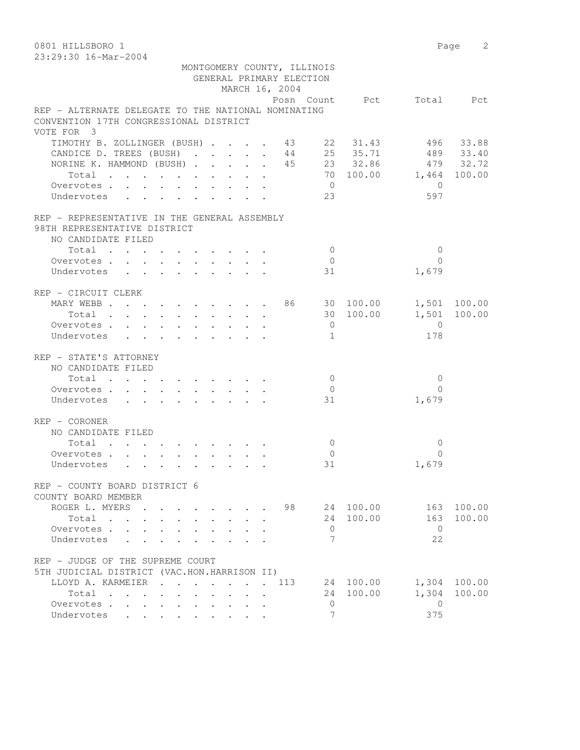0801 HILLSBORO 1

23:29:30 16-Mar-2004

MONTGOMERY COUNTY, ILLINOIS
GENERAL PRIMARY ELECTION
MARCH 16, 2004

| | Posn | Count | Pct | Total | Pct |
|---|---|---|---|---|---|
| **REP - ALTERNATE DELEGATE TO THE NATIONAL NOMINATING CONVENTION 17TH CONGRESSIONAL DISTRICT** | | | | | |
| VOTE FOR 3 | | | | | |
| TIMOTHY B. ZOLLINGER (BUSH) | 43 | 22 | 31.43 | 496 | 33.88 |
| CANDICE D. TREES (BUSH) | 44 | 25 | 35.71 | 489 | 33.40 |
| NORINE K. HAMMOND (BUSH) | 45 | 23 | 32.86 | 479 | 32.72 |
| Total | | 70 | 100.00 | 1,464 | 100.00 |
| Overvotes | | 0 | | 0 | |
| Undervotes | | 23 | | 597 | |
| **REP - REPRESENTATIVE IN THE GENERAL ASSEMBLY 98TH REPRESENTATIVE DISTRICT** | | | | | |
| NO CANDIDATE FILED | | | | | |
| Total | | 0 | | 0 | |
| Overvotes | | 0 | | 0 | |
| Undervotes | | 31 | | 1,679 | |
| **REP - CIRCUIT CLERK** | | | | | |
| MARY WEBB | 86 | 30 | 100.00 | 1,501 | 100.00 |
| Total | | 30 | 100.00 | 1,501 | 100.00 |
| Overvotes | | 0 | | 0 | |
| Undervotes | | 1 | | 178 | |
| **REP - STATE'S ATTORNEY** | | | | | |
| NO CANDIDATE FILED | | | | | |
| Total | | 0 | | 0 | |
| Overvotes | | 0 | | 0 | |
| Undervotes | | 31 | | 1,679 | |
| **REP - CORONER** | | | | | |
| NO CANDIDATE FILED | | | | | |
| Total | | 0 | | 0 | |
| Overvotes | | 0 | | 0 | |
| Undervotes | | 31 | | 1,679 | |
| **REP - COUNTY BOARD DISTRICT 6 COUNTY BOARD MEMBER** | | | | | |
| ROGER L. MYERS | 98 | 24 | 100.00 | 163 | 100.00 |
| Total | | 24 | 100.00 | 163 | 100.00 |
| Overvotes | | 0 | | 0 | |
| Undervotes | | 7 | | 22 | |
| **REP - JUDGE OF THE SUPREME COURT 5TH JUDICIAL DISTRICT (VAC.HON.HARRISON II)** | | | | | |
| LLOYD A. KARMEIER | 113 | 24 | 100.00 | 1,304 | 100.00 |
| Total | | 24 | 100.00 | 1,304 | 100.00 |
| Overvotes | | 0 | | 0 | |
| Undervotes | | 7 | | 375 | |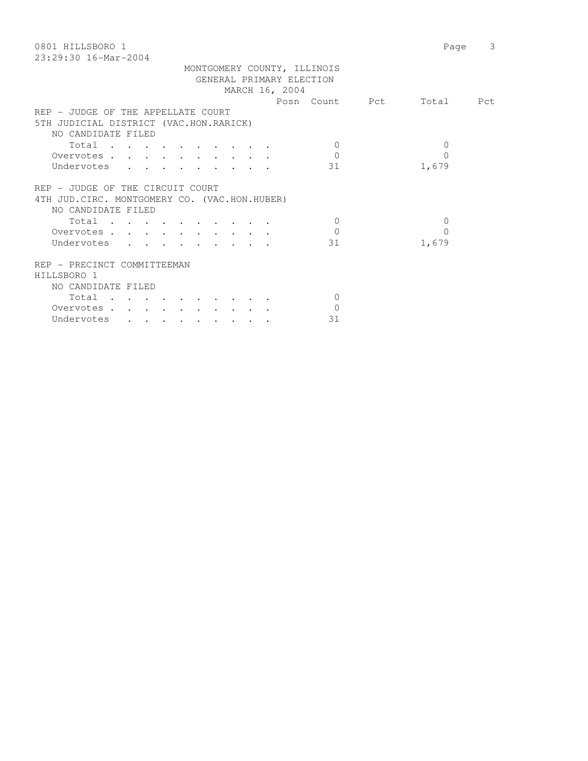MONTGOMERY COUNTY, ILLINOIS
GENERAL PRIMARY ELECTION
MARCH 16, 2004

| | Posn | Count | Pct | Total | Pct |
|---|---|---|---|---|---|
| **REP - JUDGE OF THE APPELLATE COURT** | | | | | |
| **5TH JUDICIAL DISTRICT (VAC.HON.RARICK)** | | | | | |
| NO CANDIDATE FILED | | | | | |
| Total | | 0 | | 0 | |
| Overvotes | | 0 | | 0 | |
| Undervotes | | 31 | | 1,679 | |
| **REP - JUDGE OF THE CIRCUIT COURT** | | | | | |
| **4TH JUD.CIRC. MONTGOMERY CO. (VAC.HON.HUBER)** | | | | | |
| NO CANDIDATE FILED | | | | | |
| Total | | 0 | | 0 | |
| Overvotes | | 0 | | 0 | |
| Undervotes | | 31 | | 1,679 | |
| **REP - PRECINCT COMMITTEEMAN** | | | | | |
| **HILLSBORO 1** | | | | | |
| NO CANDIDATE FILED | | | | | |
| Total | | 0 | | | |
| Overvotes | | 0 | | | |
| Undervotes | | 31 | | | |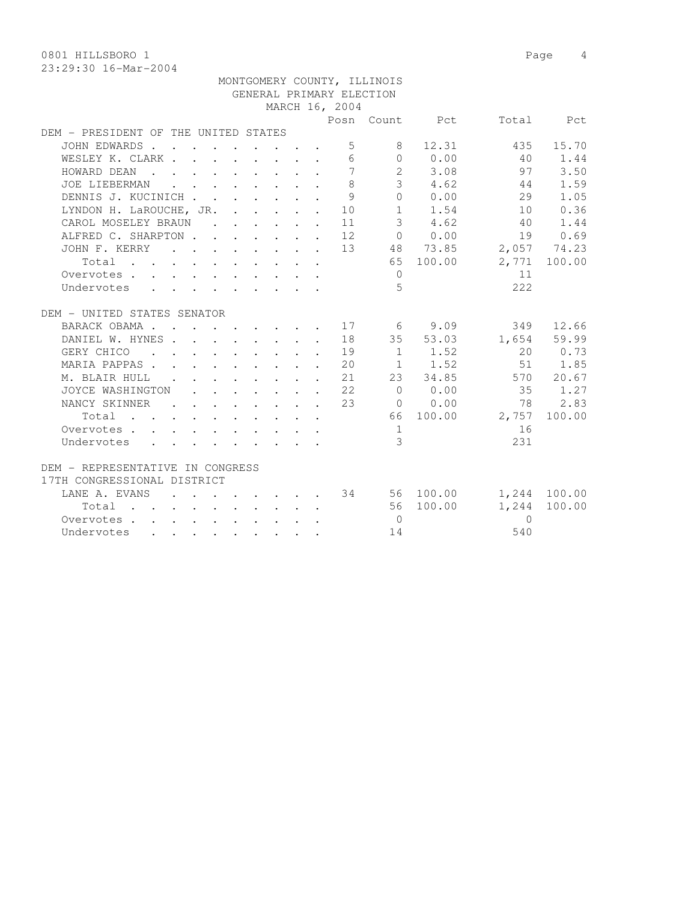0801 HILLSBORO 1

23:29:30 16-Mar-2004

MONTGOMERY COUNTY, ILLINOIS
GENERAL PRIMARY ELECTION
MARCH 16, 2004

| | Posn | Count | Pct | Total | Pct |
|---|---|---|---|---|---|
| **DEM - PRESIDENT OF THE UNITED STATES** | | | | | |
| JOHN EDWARDS | 5 | 8 | 12.31 | 435 | 15.70 |
| WESLEY K. CLARK | 6 | 0 | 0.00 | 40 | 1.44 |
| HOWARD DEAN | 7 | 2 | 3.08 | 97 | 3.50 |
| JOE LIEBERMAN | 8 | 3 | 4.62 | 44 | 1.59 |
| DENNIS J. KUCINICH | 9 | 0 | 0.00 | 29 | 1.05 |
| LYNDON H. LaROUCHE, JR. | 10 | 1 | 1.54 | 10 | 0.36 |
| CAROL MOSELEY BRAUN | 11 | 3 | 4.62 | 40 | 1.44 |
| ALFRED C. SHARPTON | 12 | 0 | 0.00 | 19 | 0.69 |
| JOHN F. KERRY | 13 | 48 | 73.85 | 2,057 | 74.23 |
| Total | | 65 | 100.00 | 2,771 | 100.00 |
| Overvotes | | 0 | | 11 | |
| Undervotes | | 5 | | 222 | |
| **DEM - UNITED STATES SENATOR** | | | | | |
| BARACK OBAMA | 17 | 6 | 9.09 | 349 | 12.66 |
| DANIEL W. HYNES | 18 | 35 | 53.03 | 1,654 | 59.99 |
| GERY CHICO | 19 | 1 | 1.52 | 20 | 0.73 |
| MARIA PAPPAS | 20 | 1 | 1.52 | 51 | 1.85 |
| M. BLAIR HULL | 21 | 23 | 34.85 | 570 | 20.67 |
| JOYCE WASHINGTON | 22 | 0 | 0.00 | 35 | 1.27 |
| NANCY SKINNER | 23 | 0 | 0.00 | 78 | 2.83 |
| Total | | 66 | 100.00 | 2,757 | 100.00 |
| Overvotes | | 1 | | 16 | |
| Undervotes | | 3 | | 231 | |
| **DEM - REPRESENTATIVE IN CONGRESS 17TH CONGRESSIONAL DISTRICT** | | | | | |
| LANE A. EVANS | 34 | 56 | 100.00 | 1,244 | 100.00 |
| Total | | 56 | 100.00 | 1,244 | 100.00 |
| Overvotes | | 0 | | 0 | |
| Undervotes | | 14 | | 540 | |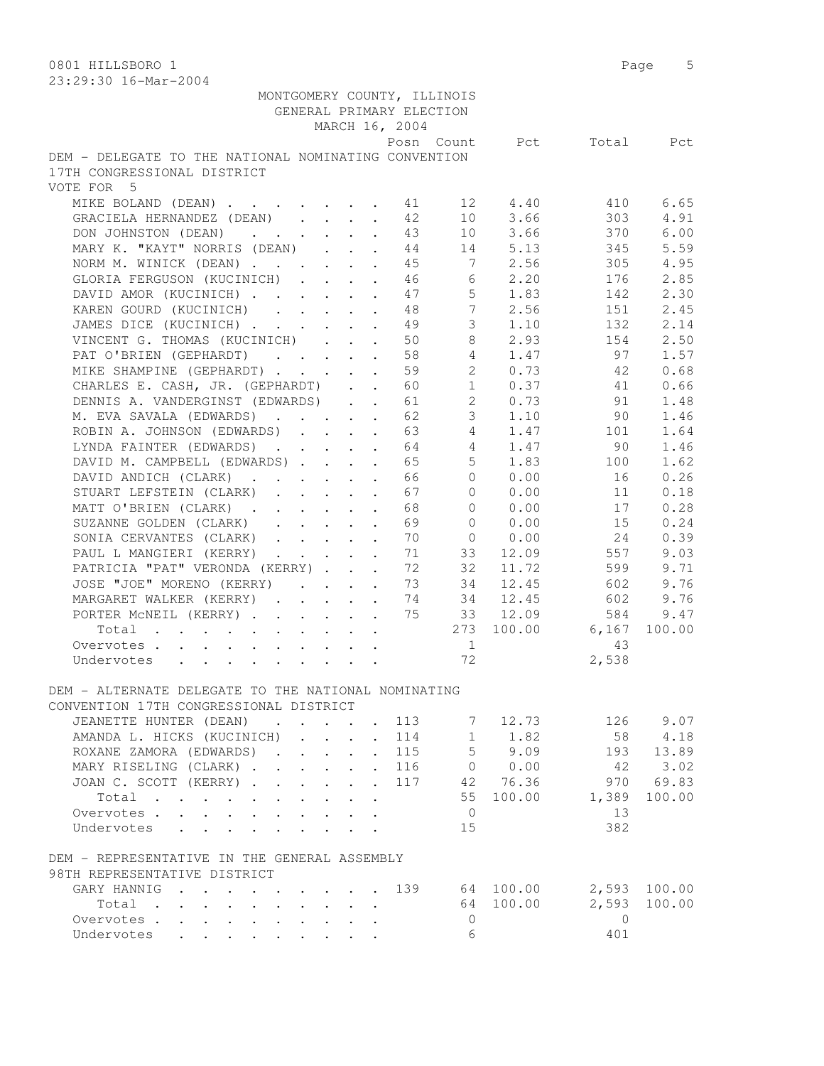MONTGOMERY COUNTY, ILLINOIS
GENERAL PRIMARY ELECTION
MARCH 16, 2004

## DEM - DELEGATE TO THE NATIONAL NOMINATING CONVENTION 17TH CONGRESSIONAL DISTRICT

VOTE FOR 5

| | Posn | Count | Pct | Total | Pct |
|---|---|---|---|---|---|
| MIKE BOLAND (DEAN) | 41 | 12 | 4.40 | 410 | 6.65 |
| GRACIELA HERNANDEZ (DEAN) | 42 | 10 | 3.66 | 303 | 4.91 |
| DON JOHNSTON (DEAN) | 43 | 10 | 3.66 | 370 | 6.00 |
| MARY K. "KAYT" NORRIS (DEAN) | 44 | 14 | 5.13 | 345 | 5.59 |
| NORM M. WINICK (DEAN) | 45 | 7 | 2.56 | 305 | 4.95 |
| GLORIA FERGUSON (KUCINICH) | 46 | 6 | 2.20 | 176 | 2.85 |
| DAVID AMOR (KUCINICH) | 47 | 5 | 1.83 | 142 | 2.30 |
| KAREN GOURD (KUCINICH) | 48 | 7 | 2.56 | 151 | 2.45 |
| JAMES DICE (KUCINICH) | 49 | 3 | 1.10 | 132 | 2.14 |
| VINCENT G. THOMAS (KUCINICH) | 50 | 8 | 2.93 | 154 | 2.50 |
| PAT O'BRIEN (GEPHARDT) | 58 | 4 | 1.47 | 97 | 1.57 |
| MIKE SHAMPINE (GEPHARDT) | 59 | 2 | 0.73 | 42 | 0.68 |
| CHARLES E. CASH, JR. (GEPHARDT) | 60 | 1 | 0.37 | 41 | 0.66 |
| DENNIS A. VANDERGINST (EDWARDS) | 61 | 2 | 0.73 | 91 | 1.48 |
| M. EVA SAVALA (EDWARDS) | 62 | 3 | 1.10 | 90 | 1.46 |
| ROBIN A. JOHNSON (EDWARDS) | 63 | 4 | 1.47 | 101 | 1.64 |
| LYNDA FAINTER (EDWARDS) | 64 | 4 | 1.47 | 90 | 1.46 |
| DAVID M. CAMPBELL (EDWARDS) | 65 | 5 | 1.83 | 100 | 1.62 |
| DAVID ANDICH (CLARK) | 66 | 0 | 0.00 | 16 | 0.26 |
| STUART LEFSTEIN (CLARK) | 67 | 0 | 0.00 | 11 | 0.18 |
| MATT O'BRIEN (CLARK) | 68 | 0 | 0.00 | 17 | 0.28 |
| SUZANNE GOLDEN (CLARK) | 69 | 0 | 0.00 | 15 | 0.24 |
| SONIA CERVANTES (CLARK) | 70 | 0 | 0.00 | 24 | 0.39 |
| PAUL L MANGIERI (KERRY) | 71 | 33 | 12.09 | 557 | 9.03 |
| PATRICIA "PAT" VERONDA (KERRY) | 72 | 32 | 11.72 | 599 | 9.71 |
| JOSE "JOE" MORENO (KERRY) | 73 | 34 | 12.45 | 602 | 9.76 |
| MARGARET WALKER (KERRY) | 74 | 34 | 12.45 | 602 | 9.76 |
| PORTER McNEIL (KERRY) | 75 | 33 | 12.09 | 584 | 9.47 |
| Total | | 273 | 100.00 | 6,167 | 100.00 |
| Overvotes | | 1 | | 43 | |
| Undervotes | | 72 | | 2,538 | |

## DEM - ALTERNATE DELEGATE TO THE NATIONAL NOMINATING CONVENTION 17TH CONGRESSIONAL DISTRICT

| | Posn | Count | Pct | Total | Pct |
|---|---|---|---|---|---|
| JEANETTE HUNTER (DEAN) | 113 | 7 | 12.73 | 126 | 9.07 |
| AMANDA L. HICKS (KUCINICH) | 114 | 1 | 1.82 | 58 | 4.18 |
| ROXANE ZAMORA (EDWARDS) | 115 | 5 | 9.09 | 193 | 13.89 |
| MARY RISELING (CLARK) | 116 | 0 | 0.00 | 42 | 3.02 |
| JOAN C. SCOTT (KERRY) | 117 | 42 | 76.36 | 970 | 69.83 |
| Total | | 55 | 100.00 | 1,389 | 100.00 |
| Overvotes | | 0 | | 13 | |
| Undervotes | | 15 | | 382 | |

## DEM - REPRESENTATIVE IN THE GENERAL ASSEMBLY 98TH REPRESENTATIVE DISTRICT

| | Posn | Count | Pct | Total | Pct |
|---|---|---|---|---|---|
| GARY HANNIG | 139 | 64 | 100.00 | 2,593 | 100.00 |
| Total | | 64 | 100.00 | 2,593 | 100.00 |
| Overvotes | | 0 | | 0 | |
| Undervotes | | 6 | | 401 | |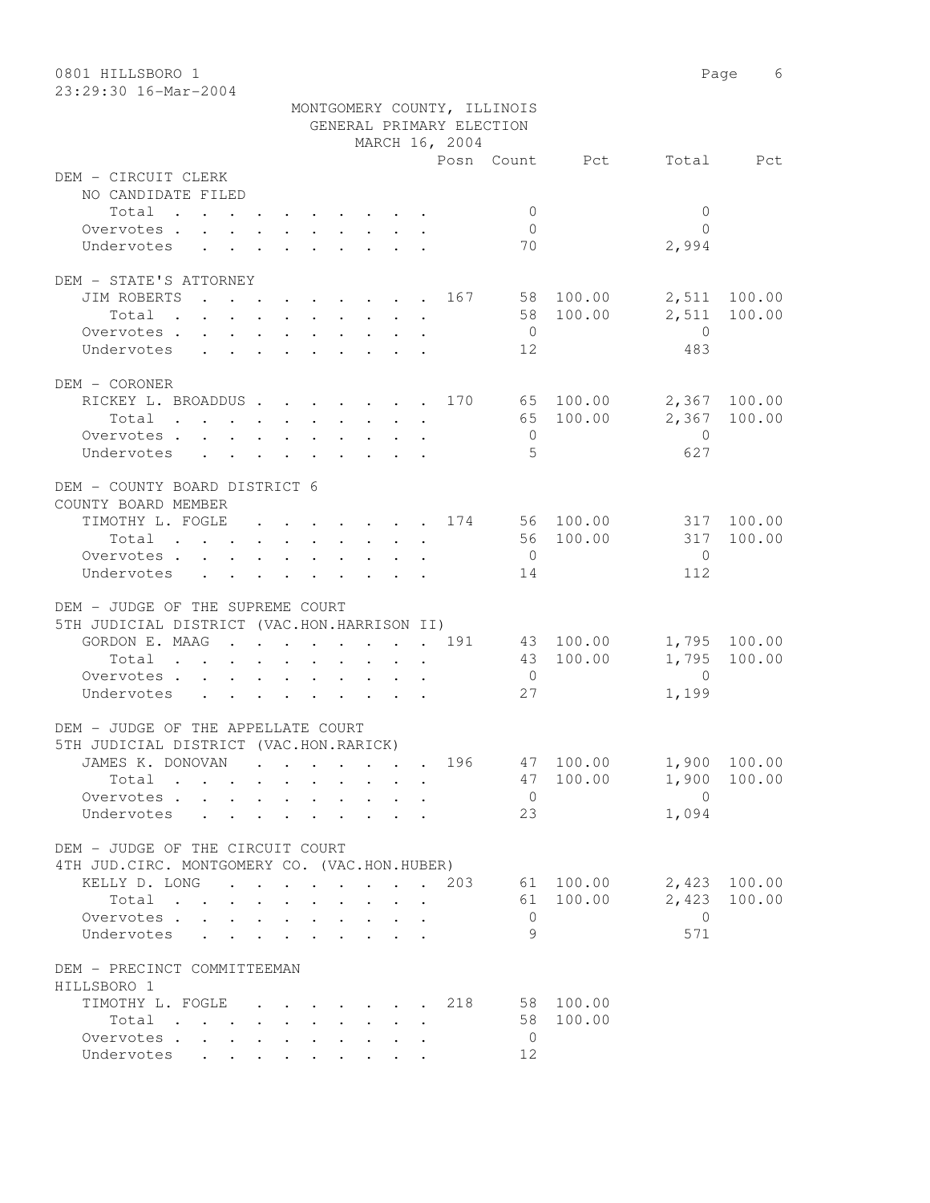MONTGOMERY COUNTY, ILLINOIS
GENERAL PRIMARY ELECTION
MARCH 16, 2004

| | Posn | Count | Pct | Total | Pct |
|---|---|---|---|---|---|
| **DEM - CIRCUIT CLERK** | | | | | |
| NO CANDIDATE FILED | | | | | |
| Total | | 0 | | 0 | |
| Overvotes | | 0 | | 0 | |
| Undervotes | | 70 | | 2,994 | |
| **DEM - STATE'S ATTORNEY** | | | | | |
| JIM ROBERTS | 167 | 58 | 100.00 | 2,511 | 100.00 |
| Total | | 58 | 100.00 | 2,511 | 100.00 |
| Overvotes | | 0 | | 0 | |
| Undervotes | | 12 | | 483 | |
| **DEM - CORONER** | | | | | |
| RICKEY L. BROADDUS | 170 | 65 | 100.00 | 2,367 | 100.00 |
| Total | | 65 | 100.00 | 2,367 | 100.00 |
| Overvotes | | 0 | | 0 | |
| Undervotes | | 5 | | 627 | |
| **DEM - COUNTY BOARD DISTRICT 6** | | | | | |
| COUNTY BOARD MEMBER | | | | | |
| TIMOTHY L. FOGLE | 174 | 56 | 100.00 | 317 | 100.00 |
| Total | | 56 | 100.00 | 317 | 100.00 |
| Overvotes | | 0 | | 0 | |
| Undervotes | | 14 | | 112 | |
| **DEM - JUDGE OF THE SUPREME COURT** | | | | | |
| 5TH JUDICIAL DISTRICT (VAC.HON.HARRISON II) | | | | | |
| GORDON E. MAAG | 191 | 43 | 100.00 | 1,795 | 100.00 |
| Total | | 43 | 100.00 | 1,795 | 100.00 |
| Overvotes | | 0 | | 0 | |
| Undervotes | | 27 | | 1,199 | |
| **DEM - JUDGE OF THE APPELLATE COURT** | | | | | |
| 5TH JUDICIAL DISTRICT (VAC.HON.RARICK) | | | | | |
| JAMES K. DONOVAN | 196 | 47 | 100.00 | 1,900 | 100.00 |
| Total | | 47 | 100.00 | 1,900 | 100.00 |
| Overvotes | | 0 | | 0 | |
| Undervotes | | 23 | | 1,094 | |
| **DEM - JUDGE OF THE CIRCUIT COURT** | | | | | |
| 4TH JUD.CIRC. MONTGOMERY CO. (VAC.HON.HUBER) | | | | | |
| KELLY D. LONG | 203 | 61 | 100.00 | 2,423 | 100.00 |
| Total | | 61 | 100.00 | 2,423 | 100.00 |
| Overvotes | | 0 | | 0 | |
| Undervotes | | 9 | | 571 | |
| **DEM - PRECINCT COMMITTEEMAN** | | | | | |
| HILLSBORO 1 | | | | | |
| TIMOTHY L. FOGLE | 218 | 58 | 100.00 | | |
| Total | | 58 | 100.00 | | |
| Overvotes | | 0 | | | |
| Undervotes | | 12 | | | |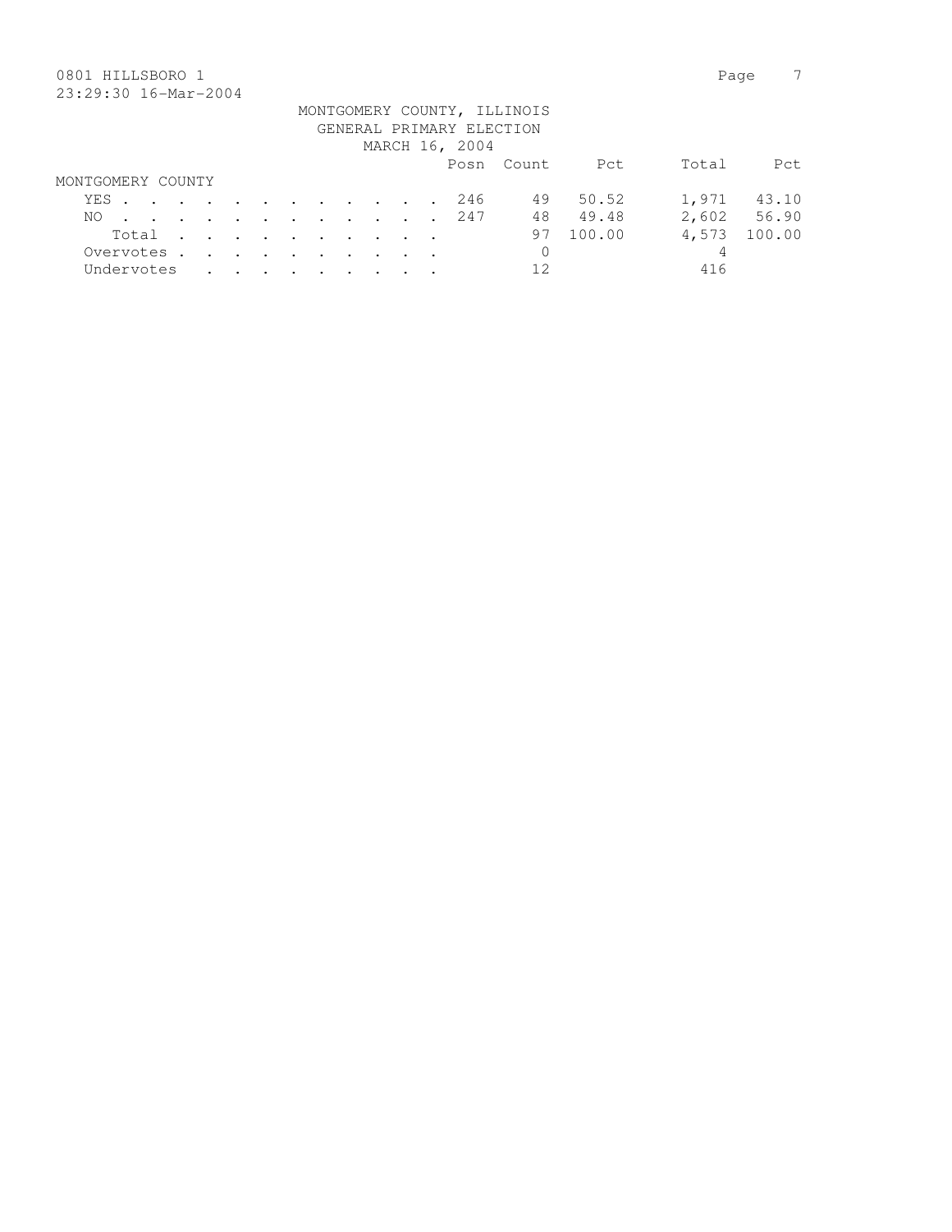MONTGOMERY COUNTY, ILLINOIS
GENERAL PRIMARY ELECTION
MARCH 16, 2004

| | Posn | Count | Pct | Total | Pct |
|---|---|---|---|---|---|
| MONTGOMERY COUNTY | | | | | |
| YES | 246 | 49 | 50.52 | 1,971 | 43.10 |
| NO | 247 | 48 | 49.48 | 2,602 | 56.90 |
| Total | | 97 | 100.00 | 4,573 | 100.00 |
| Overvotes | | 0 | | 4 | |
| Undervotes | | 12 | | 416 | |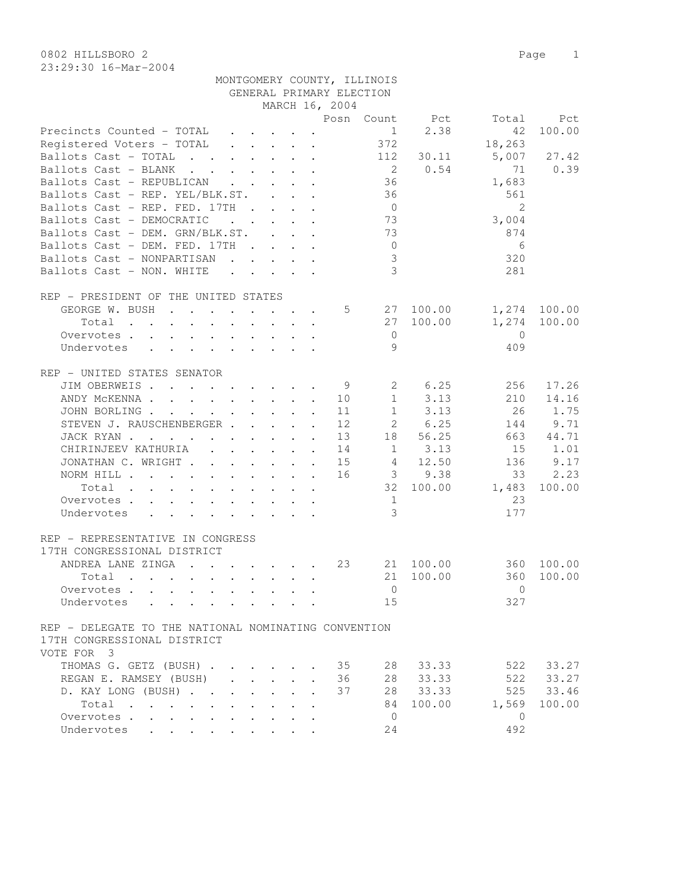0802 HILLSBORO 2

23:29:30 16-Mar-2004

MONTGOMERY COUNTY, ILLINOIS
GENERAL PRIMARY ELECTION
MARCH 16, 2004

| | Posn | Count | Pct | Total | Pct |
|---|---|---|---|---|---|
| Precincts Counted - TOTAL | | 1 | 2.38 | 42 | 100.00 |
| Registered Voters - TOTAL | | 372 | | 18,263 | |
| Ballots Cast - TOTAL | | 112 | 30.11 | 5,007 | 27.42 |
| Ballots Cast - BLANK | | 2 | 0.54 | 71 | 0.39 |
| Ballots Cast - REPUBLICAN | | 36 | | 1,683 | |
| Ballots Cast - REP. YEL/BLK.ST. | | 36 | | 561 | |
| Ballots Cast - REP. FED. 17TH | | 0 | | 2 | |
| Ballots Cast - DEMOCRATIC | | 73 | | 3,004 | |
| Ballots Cast - DEM. GRN/BLK.ST. | | 73 | | 874 | |
| Ballots Cast - DEM. FED. 17TH | | 0 | | 6 | |
| Ballots Cast - NONPARTISAN | | 3 | | 320 | |
| Ballots Cast - NON. WHITE | | 3 | | 281 | |

REP - PRESIDENT OF THE UNITED STATES

| | Posn | Count | Pct | Total | Pct |
|---|---|---|---|---|---|
| GEORGE W. BUSH | 5 | 27 | 100.00 | 1,274 | 100.00 |
| Total | | 27 | 100.00 | 1,274 | 100.00 |
| Overvotes | | 0 | | 0 | |
| Undervotes | | 9 | | 409 | |

REP - UNITED STATES SENATOR

| | Posn | Count | Pct | Total | Pct |
|---|---|---|---|---|---|
| JIM OBERWEIS | 9 | 2 | 6.25 | 256 | 17.26 |
| ANDY McKENNA | 10 | 1 | 3.13 | 210 | 14.16 |
| JOHN BORLING | 11 | 1 | 3.13 | 26 | 1.75 |
| STEVEN J. RAUSCHENBERGER | 12 | 2 | 6.25 | 144 | 9.71 |
| JACK RYAN | 13 | 18 | 56.25 | 663 | 44.71 |
| CHIRINJEEV KATHURIA | 14 | 1 | 3.13 | 15 | 1.01 |
| JONATHAN C. WRIGHT | 15 | 4 | 12.50 | 136 | 9.17 |
| NORM HILL | 16 | 3 | 9.38 | 33 | 2.23 |
| Total | | 32 | 100.00 | 1,483 | 100.00 |
| Overvotes | | 1 | | 23 | |
| Undervotes | | 3 | | 177 | |

REP - REPRESENTATIVE IN CONGRESS
17TH CONGRESSIONAL DISTRICT

| | Posn | Count | Pct | Total | Pct |
|---|---|---|---|---|---|
| ANDREA LANE ZINGA | 23 | 21 | 100.00 | 360 | 100.00 |
| Total | | 21 | 100.00 | 360 | 100.00 |
| Overvotes | | 0 | | 0 | |
| Undervotes | | 15 | | 327 | |

REP - DELEGATE TO THE NATIONAL NOMINATING CONVENTION
17TH CONGRESSIONAL DISTRICT
VOTE FOR 3

| | Posn | Count | Pct | Total | Pct |
|---|---|---|---|---|---|
| THOMAS G. GETZ (BUSH) | 35 | 28 | 33.33 | 522 | 33.27 |
| REGAN E. RAMSEY (BUSH) | 36 | 28 | 33.33 | 522 | 33.27 |
| D. KAY LONG (BUSH) | 37 | 28 | 33.33 | 525 | 33.46 |
| Total | | 84 | 100.00 | 1,569 | 100.00 |
| Overvotes | | 0 | | 0 | |
| Undervotes | | 24 | | 492 | |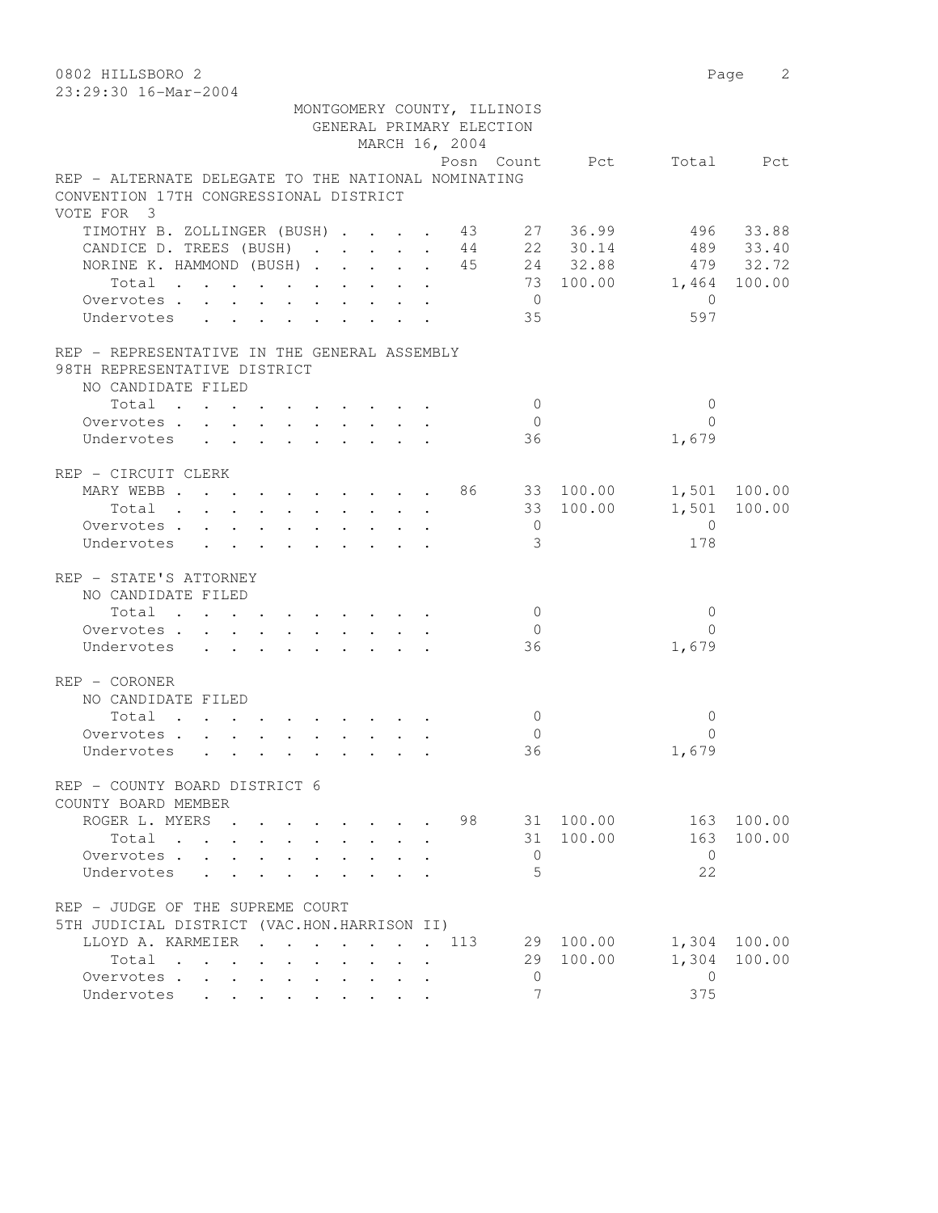MONTGOMERY COUNTY, ILLINOIS
GENERAL PRIMARY ELECTION
MARCH 16, 2004

### REP - ALTERNATE DELEGATE TO THE NATIONAL NOMINATING CONVENTION 17TH CONGRESSIONAL DISTRICT
VOTE FOR 3

| | Posn | Count | Pct | Total | Pct |
|---|---|---|---|---|---|
| TIMOTHY B. ZOLLINGER (BUSH) | 43 | 27 | 36.99 | 496 | 33.88 |
| CANDICE D. TREES (BUSH) | 44 | 22 | 30.14 | 489 | 33.40 |
| NORINE K. HAMMOND (BUSH) | 45 | 24 | 32.88 | 479 | 32.72 |
| Total | | 73 | 100.00 | 1,464 | 100.00 |
| Overvotes | | 0 | | 0 | |
| Undervotes | | 35 | | 597 | |

### REP - REPRESENTATIVE IN THE GENERAL ASSEMBLY 98TH REPRESENTATIVE DISTRICT
NO CANDIDATE FILED

| | Posn | Count | Pct | Total | Pct |
|---|---|---|---|---|---|
| Total | | 0 | | 0 | |
| Overvotes | | 0 | | 0 | |
| Undervotes | | 36 | | 1,679 | |

### REP - CIRCUIT CLERK

| | Posn | Count | Pct | Total | Pct |
|---|---|---|---|---|---|
| MARY WEBB | 86 | 33 | 100.00 | 1,501 | 100.00 |
| Total | | 33 | 100.00 | 1,501 | 100.00 |
| Overvotes | | 0 | | 0 | |
| Undervotes | | 3 | | 178 | |

### REP - STATE'S ATTORNEY
NO CANDIDATE FILED

| | Posn | Count | Pct | Total | Pct |
|---|---|---|---|---|---|
| Total | | 0 | | 0 | |
| Overvotes | | 0 | | 0 | |
| Undervotes | | 36 | | 1,679 | |

### REP - CORONER
NO CANDIDATE FILED

| | Posn | Count | Pct | Total | Pct |
|---|---|---|---|---|---|
| Total | | 0 | | 0 | |
| Overvotes | | 0 | | 0 | |
| Undervotes | | 36 | | 1,679 | |

### REP - COUNTY BOARD DISTRICT 6 COUNTY BOARD MEMBER

| | Posn | Count | Pct | Total | Pct |
|---|---|---|---|---|---|
| ROGER L. MYERS | 98 | 31 | 100.00 | 163 | 100.00 |
| Total | | 31 | 100.00 | 163 | 100.00 |
| Overvotes | | 0 | | 0 | |
| Undervotes | | 5 | | 22 | |

### REP - JUDGE OF THE SUPREME COURT 5TH JUDICIAL DISTRICT (VAC.HON.HARRISON II)

| | Posn | Count | Pct | Total | Pct |
|---|---|---|---|---|---|
| LLOYD A. KARMEIER | 113 | 29 | 100.00 | 1,304 | 100.00 |
| Total | | 29 | 100.00 | 1,304 | 100.00 |
| Overvotes | | 0 | | 0 | |
| Undervotes | | 7 | | 375 | |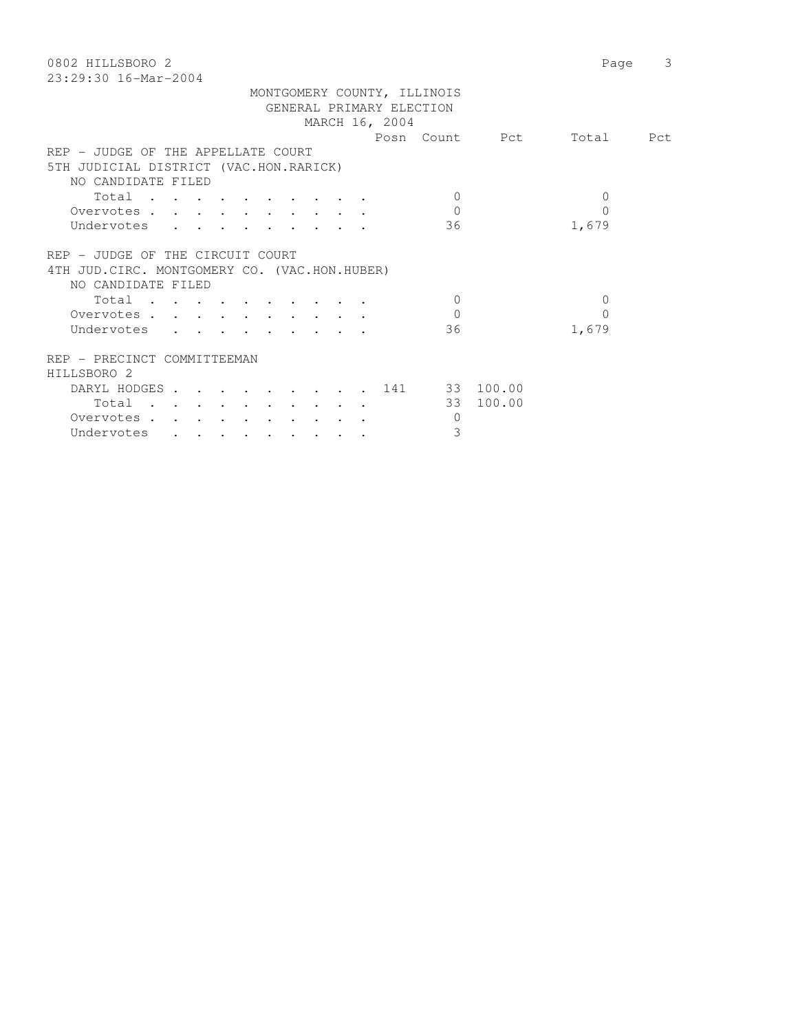MONTGOMERY COUNTY, ILLINOIS
GENERAL PRIMARY ELECTION
MARCH 16, 2004

| | Posn | Count | Pct | Total | Pct |
|---|---|---|---|---|---|
| **REP - JUDGE OF THE APPELLATE COURT** | | | | | |
| **5TH JUDICIAL DISTRICT (VAC.HON.RARICK)** | | | | | |
| NO CANDIDATE FILED | | | | | |
| Total | | 0 | | 0 | |
| Overvotes | | 0 | | 0 | |
| Undervotes | | 36 | | 1,679 | |
| **REP - JUDGE OF THE CIRCUIT COURT** | | | | | |
| **4TH JUD.CIRC. MONTGOMERY CO. (VAC.HON.HUBER)** | | | | | |
| NO CANDIDATE FILED | | | | | |
| Total | | 0 | | 0 | |
| Overvotes | | 0 | | 0 | |
| Undervotes | | 36 | | 1,679 | |
| **REP - PRECINCT COMMITTEEMAN** | | | | | |
| **HILLSBORO 2** | | | | | |
| DARYL HODGES | 141 | 33 | 100.00 | | |
| Total | | 33 | 100.00 | | |
| Overvotes | | 0 | | | |
| Undervotes | | 3 | | | |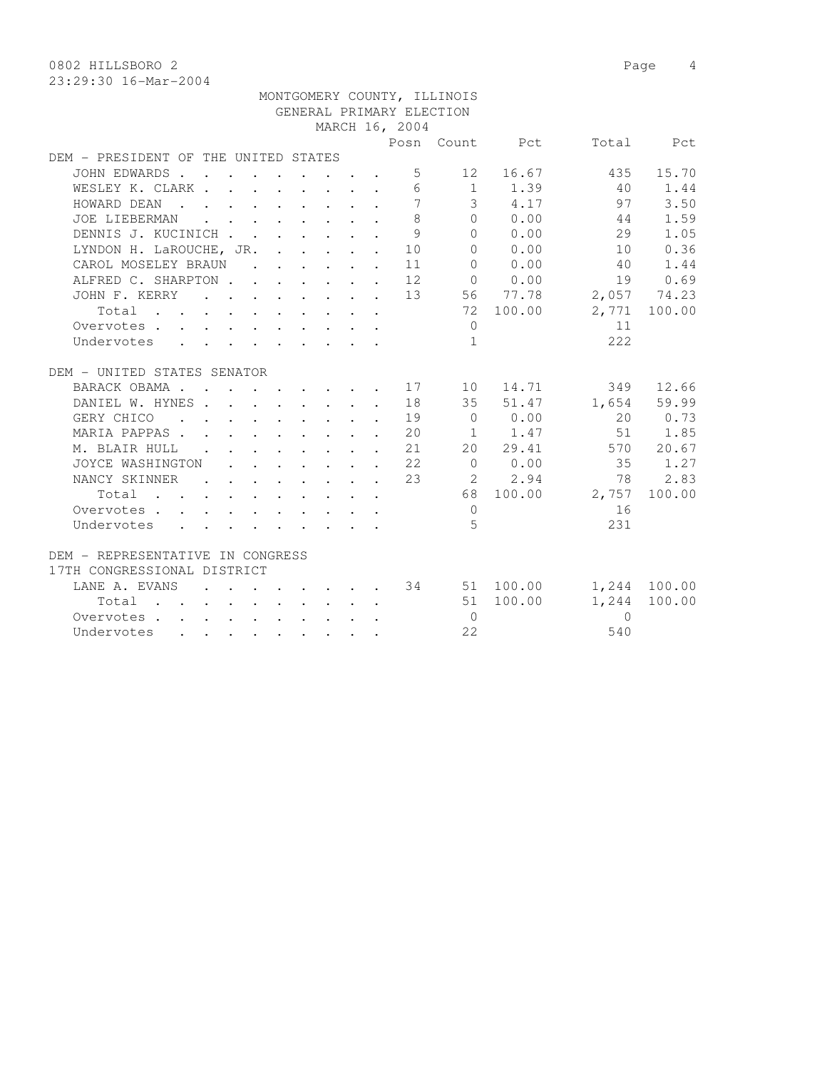0802 HILLSBORO 2

23:29:30 16-Mar-2004

MONTGOMERY COUNTY, ILLINOIS
GENERAL PRIMARY ELECTION
MARCH 16, 2004

| | Posn | Count | Pct | Total | Pct |
|---|---|---|---|---|---|
| **DEM - PRESIDENT OF THE UNITED STATES** | | | | | |
| JOHN EDWARDS | 5 | 12 | 16.67 | 435 | 15.70 |
| WESLEY K. CLARK | 6 | 1 | 1.39 | 40 | 1.44 |
| HOWARD DEAN | 7 | 3 | 4.17 | 97 | 3.50 |
| JOE LIEBERMAN | 8 | 0 | 0.00 | 44 | 1.59 |
| DENNIS J. KUCINICH | 9 | 0 | 0.00 | 29 | 1.05 |
| LYNDON H. LaROUCHE, JR. | 10 | 0 | 0.00 | 10 | 0.36 |
| CAROL MOSELEY BRAUN | 11 | 0 | 0.00 | 40 | 1.44 |
| ALFRED C. SHARPTON | 12 | 0 | 0.00 | 19 | 0.69 |
| JOHN F. KERRY | 13 | 56 | 77.78 | 2,057 | 74.23 |
| Total | | 72 | 100.00 | 2,771 | 100.00 |
| Overvotes | | 0 | | 11 | |
| Undervotes | | 1 | | 222 | |
| **DEM - UNITED STATES SENATOR** | | | | | |
| BARACK OBAMA | 17 | 10 | 14.71 | 349 | 12.66 |
| DANIEL W. HYNES | 18 | 35 | 51.47 | 1,654 | 59.99 |
| GERY CHICO | 19 | 0 | 0.00 | 20 | 0.73 |
| MARIA PAPPAS | 20 | 1 | 1.47 | 51 | 1.85 |
| M. BLAIR HULL | 21 | 20 | 29.41 | 570 | 20.67 |
| JOYCE WASHINGTON | 22 | 0 | 0.00 | 35 | 1.27 |
| NANCY SKINNER | 23 | 2 | 2.94 | 78 | 2.83 |
| Total | | 68 | 100.00 | 2,757 | 100.00 |
| Overvotes | | 0 | | 16 | |
| Undervotes | | 5 | | 231 | |
| **DEM - REPRESENTATIVE IN CONGRESS 17TH CONGRESSIONAL DISTRICT** | | | | | |
| LANE A. EVANS | 34 | 51 | 100.00 | 1,244 | 100.00 |
| Total | | 51 | 100.00 | 1,244 | 100.00 |
| Overvotes | | 0 | | 0 | |
| Undervotes | | 22 | | 540 | |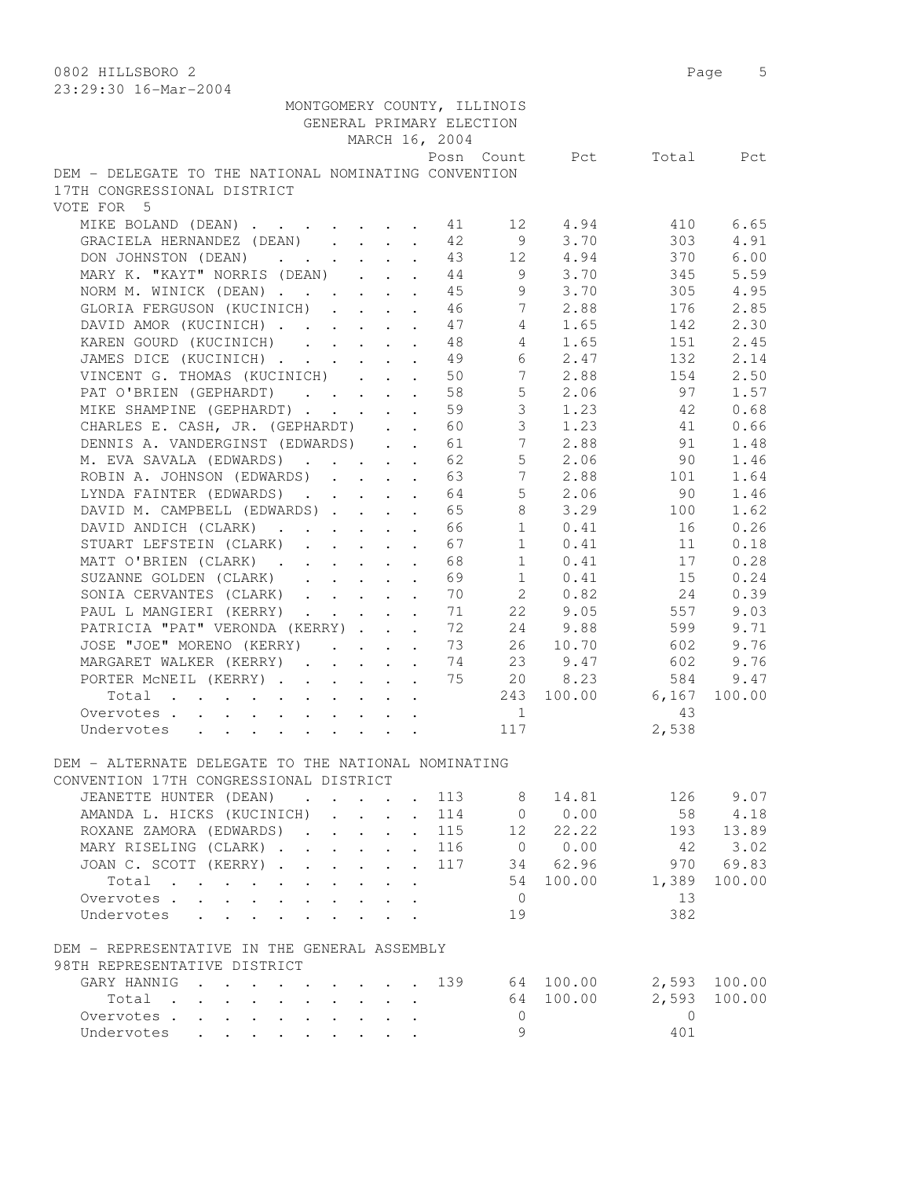MONTGOMERY COUNTY, ILLINOIS
GENERAL PRIMARY ELECTION
MARCH 16, 2004

## DEM - DELEGATE TO THE NATIONAL NOMINATING CONVENTION 17TH CONGRESSIONAL DISTRICT

VOTE FOR 5

| | Posn | Count | Pct | Total | Pct |
|---|---|---|---|---|---|
| MIKE BOLAND (DEAN) | 41 | 12 | 4.94 | 410 | 6.65 |
| GRACIELA HERNANDEZ (DEAN) | 42 | 9 | 3.70 | 303 | 4.91 |
| DON JOHNSTON (DEAN) | 43 | 12 | 4.94 | 370 | 6.00 |
| MARY K. "KAYT" NORRIS (DEAN) | 44 | 9 | 3.70 | 345 | 5.59 |
| NORM M. WINICK (DEAN) | 45 | 9 | 3.70 | 305 | 4.95 |
| GLORIA FERGUSON (KUCINICH) | 46 | 7 | 2.88 | 176 | 2.85 |
| DAVID AMOR (KUCINICH) | 47 | 4 | 1.65 | 142 | 2.30 |
| KAREN GOURD (KUCINICH) | 48 | 4 | 1.65 | 151 | 2.45 |
| JAMES DICE (KUCINICH) | 49 | 6 | 2.47 | 132 | 2.14 |
| VINCENT G. THOMAS (KUCINICH) | 50 | 7 | 2.88 | 154 | 2.50 |
| PAT O'BRIEN (GEPHARDT) | 58 | 5 | 2.06 | 97 | 1.57 |
| MIKE SHAMPINE (GEPHARDT) | 59 | 3 | 1.23 | 42 | 0.68 |
| CHARLES E. CASH, JR. (GEPHARDT) | 60 | 3 | 1.23 | 41 | 0.66 |
| DENNIS A. VANDERGINST (EDWARDS) | 61 | 7 | 2.88 | 91 | 1.48 |
| M. EVA SAVALA (EDWARDS) | 62 | 5 | 2.06 | 90 | 1.46 |
| ROBIN A. JOHNSON (EDWARDS) | 63 | 7 | 2.88 | 101 | 1.64 |
| LYNDA FAINTER (EDWARDS) | 64 | 5 | 2.06 | 90 | 1.46 |
| DAVID M. CAMPBELL (EDWARDS) | 65 | 8 | 3.29 | 100 | 1.62 |
| DAVID ANDICH (CLARK) | 66 | 1 | 0.41 | 16 | 0.26 |
| STUART LEFSTEIN (CLARK) | 67 | 1 | 0.41 | 11 | 0.18 |
| MATT O'BRIEN (CLARK) | 68 | 1 | 0.41 | 17 | 0.28 |
| SUZANNE GOLDEN (CLARK) | 69 | 1 | 0.41 | 15 | 0.24 |
| SONIA CERVANTES (CLARK) | 70 | 2 | 0.82 | 24 | 0.39 |
| PAUL L MANGIERI (KERRY) | 71 | 22 | 9.05 | 557 | 9.03 |
| PATRICIA "PAT" VERONDA (KERRY) | 72 | 24 | 9.88 | 599 | 9.71 |
| JOSE "JOE" MORENO (KERRY) | 73 | 26 | 10.70 | 602 | 9.76 |
| MARGARET WALKER (KERRY) | 74 | 23 | 9.47 | 602 | 9.76 |
| PORTER McNEIL (KERRY) | 75 | 20 | 8.23 | 584 | 9.47 |
| Total | | 243 | 100.00 | 6,167 | 100.00 |
| Overvotes | | 1 | | 43 | |
| Undervotes | | 117 | | 2,538 | |

## DEM - ALTERNATE DELEGATE TO THE NATIONAL NOMINATING CONVENTION 17TH CONGRESSIONAL DISTRICT

| | Posn | Count | Pct | Total | Pct |
|---|---|---|---|---|---|
| JEANETTE HUNTER (DEAN) | 113 | 8 | 14.81 | 126 | 9.07 |
| AMANDA L. HICKS (KUCINICH) | 114 | 0 | 0.00 | 58 | 4.18 |
| ROXANE ZAMORA (EDWARDS) | 115 | 12 | 22.22 | 193 | 13.89 |
| MARY RISELING (CLARK) | 116 | 0 | 0.00 | 42 | 3.02 |
| JOAN C. SCOTT (KERRY) | 117 | 34 | 62.96 | 970 | 69.83 |
| Total | | 54 | 100.00 | 1,389 | 100.00 |
| Overvotes | | 0 | | 13 | |
| Undervotes | | 19 | | 382 | |

## DEM - REPRESENTATIVE IN THE GENERAL ASSEMBLY 98TH REPRESENTATIVE DISTRICT

| | Posn | Count | Pct | Total | Pct |
|---|---|---|---|---|---|
| GARY HANNIG | 139 | 64 | 100.00 | 2,593 | 100.00 |
| Total | | 64 | 100.00 | 2,593 | 100.00 |
| Overvotes | | 0 | | 0 | |
| Undervotes | | 9 | | 401 | |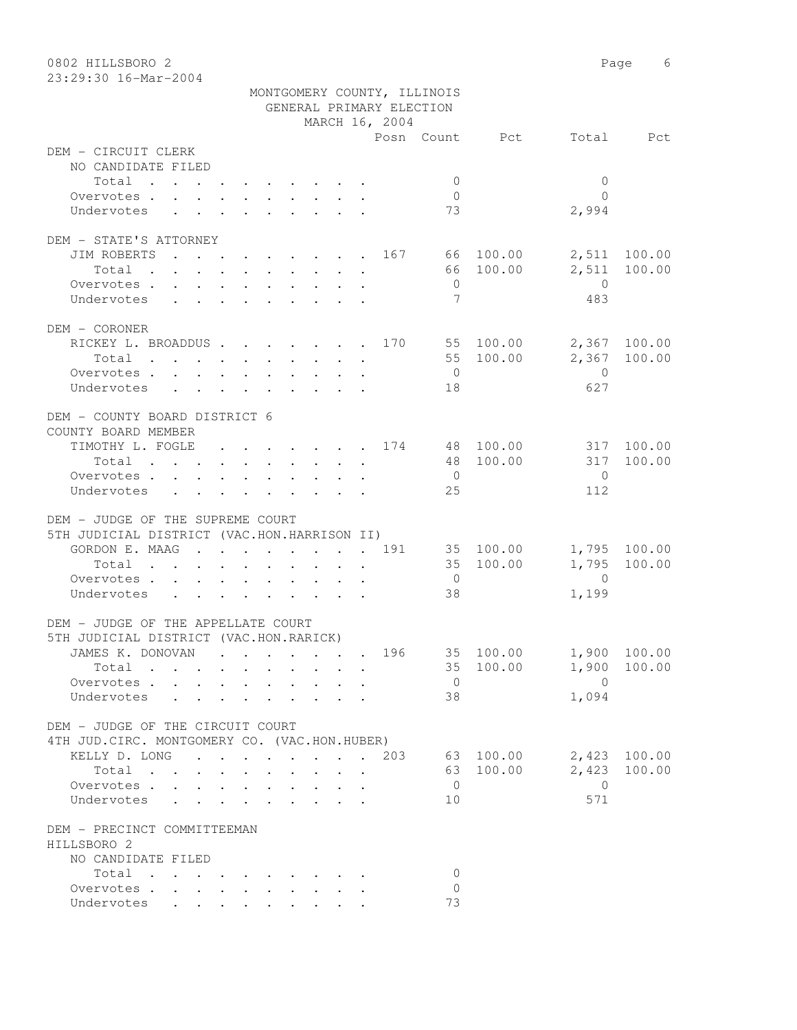0802 HILLSBORO 2

23:29:30 16-Mar-2004

MONTGOMERY COUNTY, ILLINOIS
GENERAL PRIMARY ELECTION
MARCH 16, 2004

| | Posn | Count | Pct | Total | Pct |
|---|---|---|---|---|---|
| **DEM - CIRCUIT CLERK** | | | | | |
| NO CANDIDATE FILED | | | | | |
| Total | | 0 | | 0 | |
| Overvotes | | 0 | | 0 | |
| Undervotes | | 73 | | 2,994 | |
| **DEM - STATE'S ATTORNEY** | | | | | |
| JIM ROBERTS | 167 | 66 | 100.00 | 2,511 | 100.00 |
| Total | | 66 | 100.00 | 2,511 | 100.00 |
| Overvotes | | 0 | | 0 | |
| Undervotes | | 7 | | 483 | |
| **DEM - CORONER** | | | | | |
| RICKEY L. BROADDUS | 170 | 55 | 100.00 | 2,367 | 100.00 |
| Total | | 55 | 100.00 | 2,367 | 100.00 |
| Overvotes | | 0 | | 0 | |
| Undervotes | | 18 | | 627 | |
| **DEM - COUNTY BOARD DISTRICT 6** | | | | | |
| COUNTY BOARD MEMBER | | | | | |
| TIMOTHY L. FOGLE | 174 | 48 | 100.00 | 317 | 100.00 |
| Total | | 48 | 100.00 | 317 | 100.00 |
| Overvotes | | 0 | | 0 | |
| Undervotes | | 25 | | 112 | |
| **DEM - JUDGE OF THE SUPREME COURT** | | | | | |
| 5TH JUDICIAL DISTRICT (VAC.HON.HARRISON II) | | | | | |
| GORDON E. MAAG | 191 | 35 | 100.00 | 1,795 | 100.00 |
| Total | | 35 | 100.00 | 1,795 | 100.00 |
| Overvotes | | 0 | | 0 | |
| Undervotes | | 38 | | 1,199 | |
| **DEM - JUDGE OF THE APPELLATE COURT** | | | | | |
| 5TH JUDICIAL DISTRICT (VAC.HON.RARICK) | | | | | |
| JAMES K. DONOVAN | 196 | 35 | 100.00 | 1,900 | 100.00 |
| Total | | 35 | 100.00 | 1,900 | 100.00 |
| Overvotes | | 0 | | 0 | |
| Undervotes | | 38 | | 1,094 | |
| **DEM - JUDGE OF THE CIRCUIT COURT** | | | | | |
| 4TH JUD.CIRC. MONTGOMERY CO. (VAC.HON.HUBER) | | | | | |
| KELLY D. LONG | 203 | 63 | 100.00 | 2,423 | 100.00 |
| Total | | 63 | 100.00 | 2,423 | 100.00 |
| Overvotes | | 0 | | 0 | |
| Undervotes | | 10 | | 571 | |
| **DEM - PRECINCT COMMITTEEMAN** | | | | | |
| HILLSBORO 2 | | | | | |
| NO CANDIDATE FILED | | | | | |
| Total | | 0 | | | |
| Overvotes | | 0 | | | |
| Undervotes | | 73 | | | |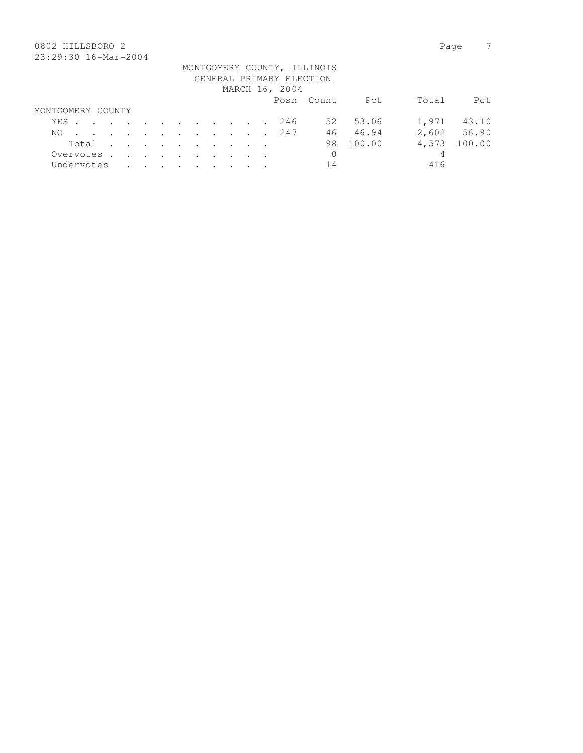0802 HILLSBORO 2

23:29:30 16-Mar-2004

MONTGOMERY COUNTY, ILLINOIS
GENERAL PRIMARY ELECTION
MARCH 16, 2004

| | Posn | Count | Pct | Total | Pct |
|---|---|---|---|---|---|
| MONTGOMERY COUNTY | | | | | |
| YES | 246 | 52 | 53.06 | 1,971 | 43.10 |
| NO | 247 | 46 | 46.94 | 2,602 | 56.90 |
| Total | | 98 | 100.00 | 4,573 | 100.00 |
| Overvotes | | 0 | | 4 | |
| Undervotes | | 14 | | 416 | |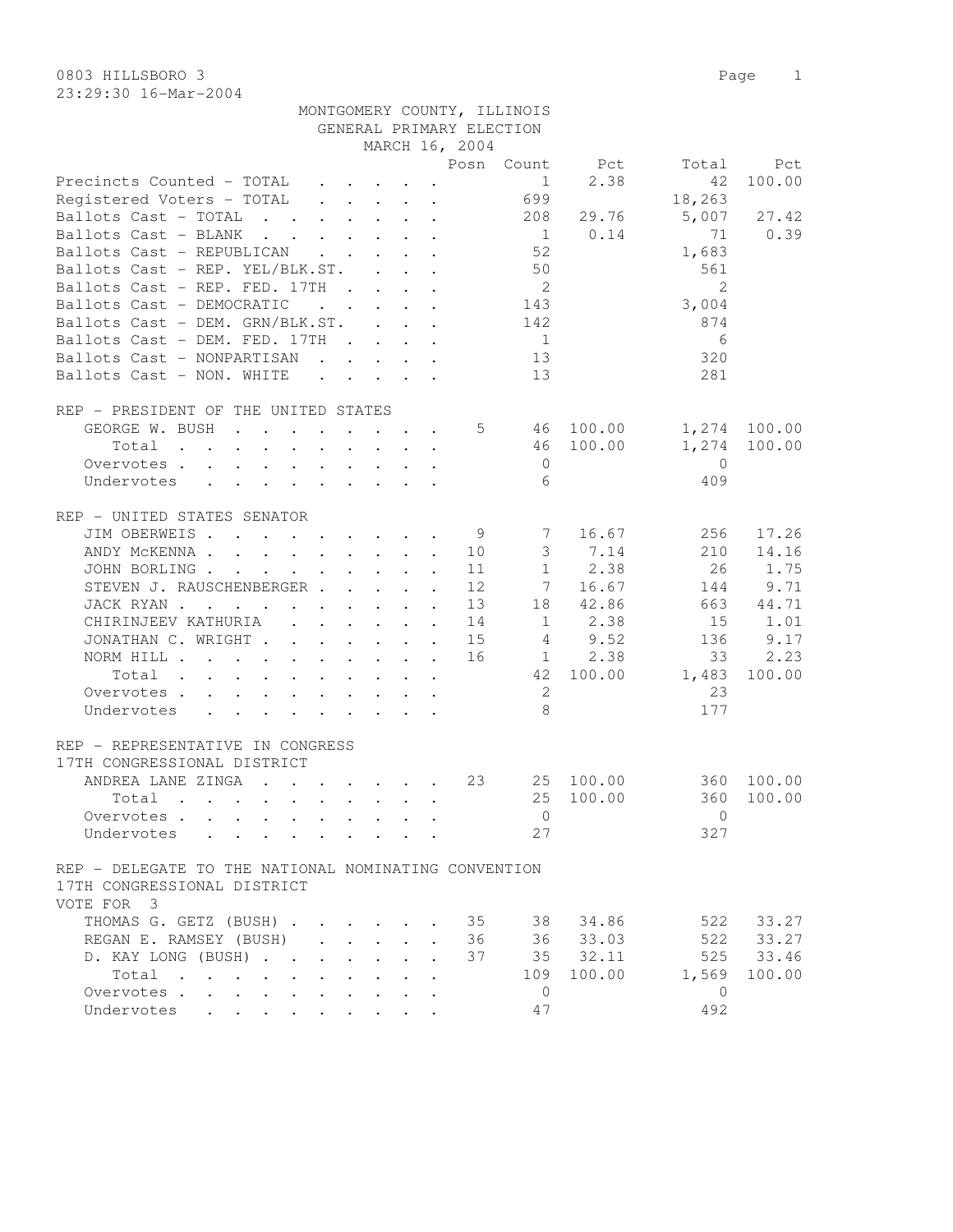0803 HILLSBORO 3

23:29:30 16-Mar-2004

MONTGOMERY COUNTY, ILLINOIS
GENERAL PRIMARY ELECTION
MARCH 16, 2004

| | Posn | Count | Pct | Total | Pct |
|---|---|---|---|---|---|
| Precincts Counted - TOTAL | | 1 | 2.38 | 42 | 100.00 |
| Registered Voters - TOTAL | | 699 | | 18,263 | |
| Ballots Cast - TOTAL | | 208 | 29.76 | 5,007 | 27.42 |
| Ballots Cast - BLANK | | 1 | 0.14 | 71 | 0.39 |
| Ballots Cast - REPUBLICAN | | 52 | | 1,683 | |
| Ballots Cast - REP. YEL/BLK.ST. | | 50 | | 561 | |
| Ballots Cast - REP. FED. 17TH | | 2 | | 2 | |
| Ballots Cast - DEMOCRATIC | | 143 | | 3,004 | |
| Ballots Cast - DEM. GRN/BLK.ST. | | 142 | | 874 | |
| Ballots Cast - DEM. FED. 17TH | | 1 | | 6 | |
| Ballots Cast - NONPARTISAN | | 13 | | 320 | |
| Ballots Cast - NON. WHITE | | 13 | | 281 | |

REP - PRESIDENT OF THE UNITED STATES

| | Posn | Count | Pct | Total | Pct |
|---|---|---|---|---|---|
| GEORGE W. BUSH | 5 | 46 | 100.00 | 1,274 | 100.00 |
| Total | | 46 | 100.00 | 1,274 | 100.00 |
| Overvotes | | 0 | | 0 | |
| Undervotes | | 6 | | 409 | |

REP - UNITED STATES SENATOR

| | Posn | Count | Pct | Total | Pct |
|---|---|---|---|---|---|
| JIM OBERWEIS | 9 | 7 | 16.67 | 256 | 17.26 |
| ANDY McKENNA | 10 | 3 | 7.14 | 210 | 14.16 |
| JOHN BORLING | 11 | 1 | 2.38 | 26 | 1.75 |
| STEVEN J. RAUSCHENBERGER | 12 | 7 | 16.67 | 144 | 9.71 |
| JACK RYAN | 13 | 18 | 42.86 | 663 | 44.71 |
| CHIRINJEEV KATHURIA | 14 | 1 | 2.38 | 15 | 1.01 |
| JONATHAN C. WRIGHT | 15 | 4 | 9.52 | 136 | 9.17 |
| NORM HILL | 16 | 1 | 2.38 | 33 | 2.23 |
| Total | | 42 | 100.00 | 1,483 | 100.00 |
| Overvotes | | 2 | | 23 | |
| Undervotes | | 8 | | 177 | |

REP - REPRESENTATIVE IN CONGRESS
17TH CONGRESSIONAL DISTRICT

| | Posn | Count | Pct | Total | Pct |
|---|---|---|---|---|---|
| ANDREA LANE ZINGA | 23 | 25 | 100.00 | 360 | 100.00 |
| Total | | 25 | 100.00 | 360 | 100.00 |
| Overvotes | | 0 | | 0 | |
| Undervotes | | 27 | | 327 | |

REP - DELEGATE TO THE NATIONAL NOMINATING CONVENTION
17TH CONGRESSIONAL DISTRICT
VOTE FOR 3

| | Posn | Count | Pct | Total | Pct |
|---|---|---|---|---|---|
| THOMAS G. GETZ (BUSH) | 35 | 38 | 34.86 | 522 | 33.27 |
| REGAN E. RAMSEY (BUSH) | 36 | 36 | 33.03 | 522 | 33.27 |
| D. KAY LONG (BUSH) | 37 | 35 | 32.11 | 525 | 33.46 |
| Total | | 109 | 100.00 | 1,569 | 100.00 |
| Overvotes | | 0 | | 0 | |
| Undervotes | | 47 | | 492 | |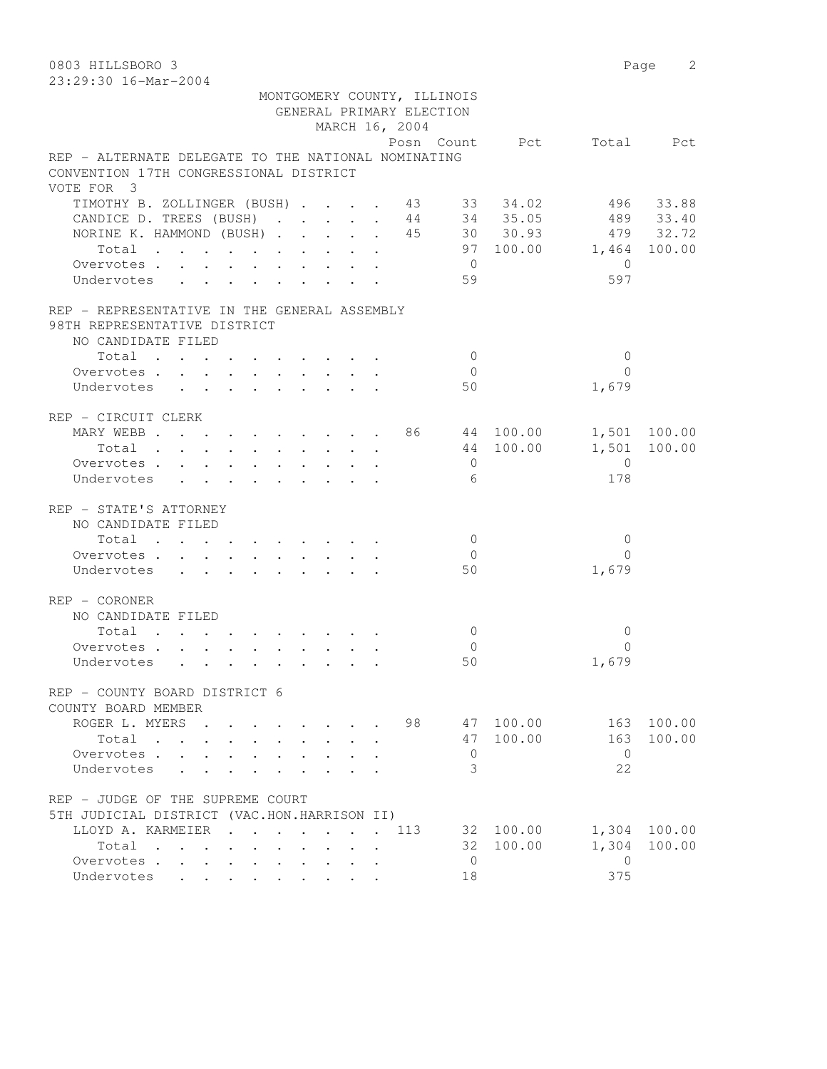0803 HILLSBORO 3

23:29:30 16-Mar-2004

MONTGOMERY COUNTY, ILLINOIS
GENERAL PRIMARY ELECTION
MARCH 16, 2004

## REP - ALTERNATE DELEGATE TO THE NATIONAL NOMINATING CONVENTION 17TH CONGRESSIONAL DISTRICT

VOTE FOR 3

| | Posn | Count | Pct | Total | Pct |
|---|---|---|---|---|---|
| TIMOTHY B. ZOLLINGER (BUSH) | 43 | 33 | 34.02 | 496 | 33.88 |
| CANDICE D. TREES (BUSH) | 44 | 34 | 35.05 | 489 | 33.40 |
| NORINE K. HAMMOND (BUSH) | 45 | 30 | 30.93 | 479 | 32.72 |
| Total | | 97 | 100.00 | 1,464 | 100.00 |
| Overvotes | | 0 | | 0 | |
| Undervotes | | 59 | | 597 | |

## REP - REPRESENTATIVE IN THE GENERAL ASSEMBLY 98TH REPRESENTATIVE DISTRICT

| | Posn | Count | Pct | Total | Pct |
|---|---|---|---|---|---|
| NO CANDIDATE FILED | | | | | |
| Total | | 0 | | 0 | |
| Overvotes | | 0 | | 0 | |
| Undervotes | | 50 | | 1,679 | |

## REP - CIRCUIT CLERK

| | Posn | Count | Pct | Total | Pct |
|---|---|---|---|---|---|
| MARY WEBB | 86 | 44 | 100.00 | 1,501 | 100.00 |
| Total | | 44 | 100.00 | 1,501 | 100.00 |
| Overvotes | | 0 | | 0 | |
| Undervotes | | 6 | | 178 | |

## REP - STATE'S ATTORNEY

| | Posn | Count | Pct | Total | Pct |
|---|---|---|---|---|---|
| NO CANDIDATE FILED | | | | | |
| Total | | 0 | | 0 | |
| Overvotes | | 0 | | 0 | |
| Undervotes | | 50 | | 1,679 | |

## REP - CORONER

| | Posn | Count | Pct | Total | Pct |
|---|---|---|---|---|---|
| NO CANDIDATE FILED | | | | | |
| Total | | 0 | | 0 | |
| Overvotes | | 0 | | 0 | |
| Undervotes | | 50 | | 1,679 | |

## REP - COUNTY BOARD DISTRICT 6 COUNTY BOARD MEMBER

| | Posn | Count | Pct | Total | Pct |
|---|---|---|---|---|---|
| ROGER L. MYERS | 98 | 47 | 100.00 | 163 | 100.00 |
| Total | | 47 | 100.00 | 163 | 100.00 |
| Overvotes | | 0 | | 0 | |
| Undervotes | | 3 | | 22 | |

## REP - JUDGE OF THE SUPREME COURT 5TH JUDICIAL DISTRICT (VAC.HON.HARRISON II)

| | Posn | Count | Pct | Total | Pct |
|---|---|---|---|---|---|
| LLOYD A. KARMEIER | 113 | 32 | 100.00 | 1,304 | 100.00 |
| Total | | 32 | 100.00 | 1,304 | 100.00 |
| Overvotes | | 0 | | 0 | |
| Undervotes | | 18 | | 375 | |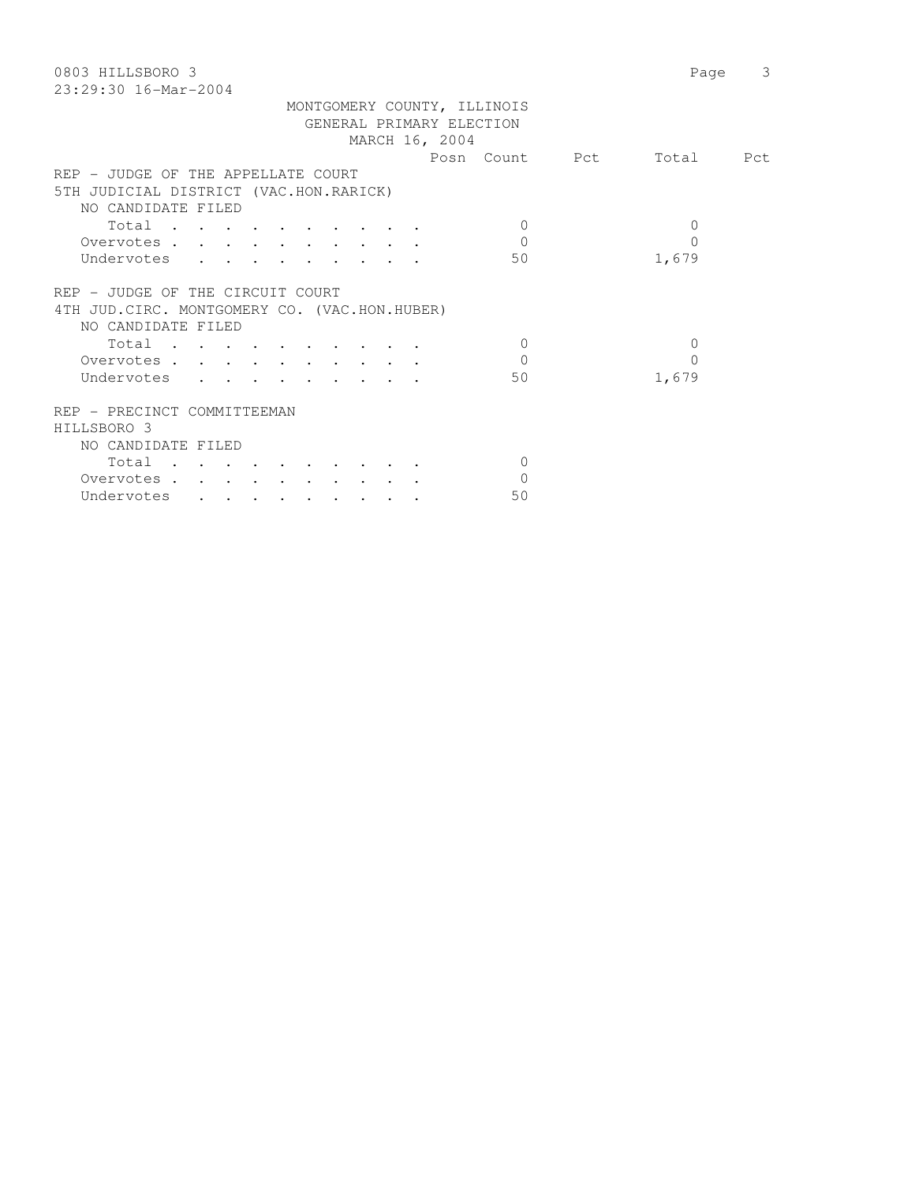0803 HILLSBORO 3

23:29:30 16-Mar-2004

MONTGOMERY COUNTY, ILLINOIS
GENERAL PRIMARY ELECTION
MARCH 16, 2004

| | Posn | Count | Pct | Total | Pct |
|---|---|---|---|---|---|
| **REP - JUDGE OF THE APPELLATE COURT** | | | | | |
| **5TH JUDICIAL DISTRICT (VAC.HON.RARICK)** | | | | | |
| NO CANDIDATE FILED | | | | | |
| Total . . . . . . . . . . | | 0 | | 0 | |
| Overvotes . . . . . . . . . . | | 0 | | 0 | |
| Undervotes . . . . . . . . . | | 50 | | 1,679 | |
| **REP - JUDGE OF THE CIRCUIT COURT** | | | | | |
| **4TH JUD.CIRC. MONTGOMERY CO. (VAC.HON.HUBER)** | | | | | |
| NO CANDIDATE FILED | | | | | |
| Total . . . . . . . . . . | | 0 | | 0 | |
| Overvotes . . . . . . . . . . | | 0 | | 0 | |
| Undervotes . . . . . . . . . | | 50 | | 1,679 | |
| **REP - PRECINCT COMMITTEEMAN** | | | | | |
| **HILLSBORO 3** | | | | | |
| NO CANDIDATE FILED | | | | | |
| Total . . . . . . . . . . | | 0 | | | |
| Overvotes . . . . . . . . . . | | 0 | | | |
| Undervotes . . . . . . . . . | | 50 | | | |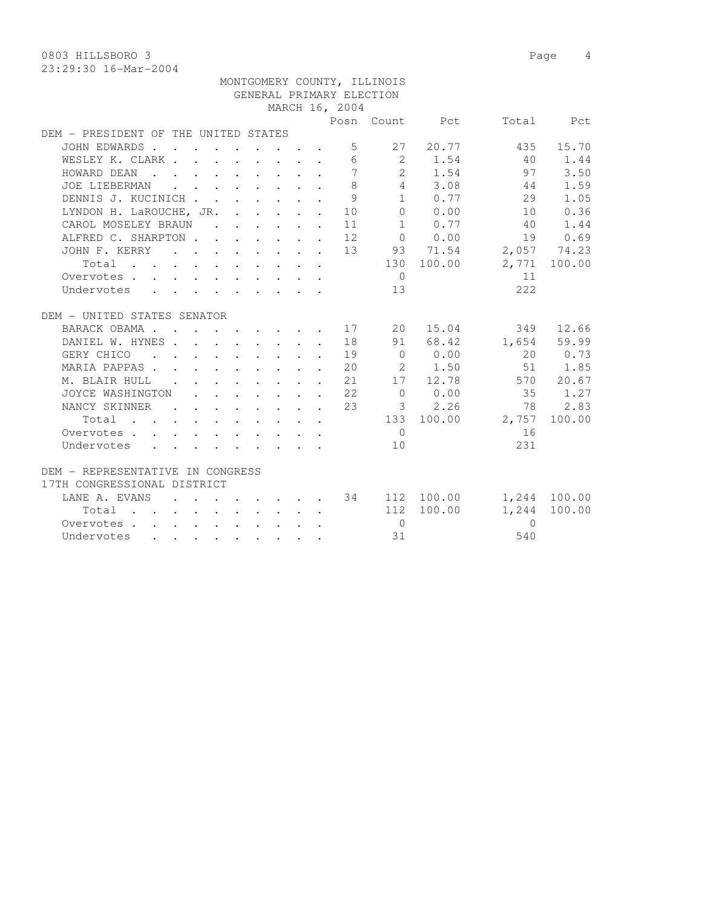0803 HILLSBORO 3

23:29:30 16-Mar-2004

MONTGOMERY COUNTY, ILLINOIS
GENERAL PRIMARY ELECTION
MARCH 16, 2004

**DEM - PRESIDENT OF THE UNITED STATES**

| | Posn | Count | Pct | Total | Pct |
|---|---|---|---|---|---|
| JOHN EDWARDS | 5 | 27 | 20.77 | 435 | 15.70 |
| WESLEY K. CLARK | 6 | 2 | 1.54 | 40 | 1.44 |
| HOWARD DEAN | 7 | 2 | 1.54 | 97 | 3.50 |
| JOE LIEBERMAN | 8 | 4 | 3.08 | 44 | 1.59 |
| DENNIS J. KUCINICH | 9 | 1 | 0.77 | 29 | 1.05 |
| LYNDON H. LaROUCHE, JR. | 10 | 0 | 0.00 | 10 | 0.36 |
| CAROL MOSELEY BRAUN | 11 | 1 | 0.77 | 40 | 1.44 |
| ALFRED C. SHARPTON | 12 | 0 | 0.00 | 19 | 0.69 |
| JOHN F. KERRY | 13 | 93 | 71.54 | 2,057 | 74.23 |
| Total | | 130 | 100.00 | 2,771 | 100.00 |
| Overvotes | | 0 | | 11 | |
| Undervotes | | 13 | | 222 | |

**DEM - UNITED STATES SENATOR**

| | Posn | Count | Pct | Total | Pct |
|---|---|---|---|---|---|
| BARACK OBAMA | 17 | 20 | 15.04 | 349 | 12.66 |
| DANIEL W. HYNES | 18 | 91 | 68.42 | 1,654 | 59.99 |
| GERY CHICO | 19 | 0 | 0.00 | 20 | 0.73 |
| MARIA PAPPAS | 20 | 2 | 1.50 | 51 | 1.85 |
| M. BLAIR HULL | 21 | 17 | 12.78 | 570 | 20.67 |
| JOYCE WASHINGTON | 22 | 0 | 0.00 | 35 | 1.27 |
| NANCY SKINNER | 23 | 3 | 2.26 | 78 | 2.83 |
| Total | | 133 | 100.00 | 2,757 | 100.00 |
| Overvotes | | 0 | | 16 | |
| Undervotes | | 10 | | 231 | |

**DEM - REPRESENTATIVE IN CONGRESS**
**17TH CONGRESSIONAL DISTRICT**

| | Posn | Count | Pct | Total | Pct |
|---|---|---|---|---|---|
| LANE A. EVANS | 34 | 112 | 100.00 | 1,244 | 100.00 |
| Total | | 112 | 100.00 | 1,244 | 100.00 |
| Overvotes | | 0 | | 0 | |
| Undervotes | | 31 | | 540 | |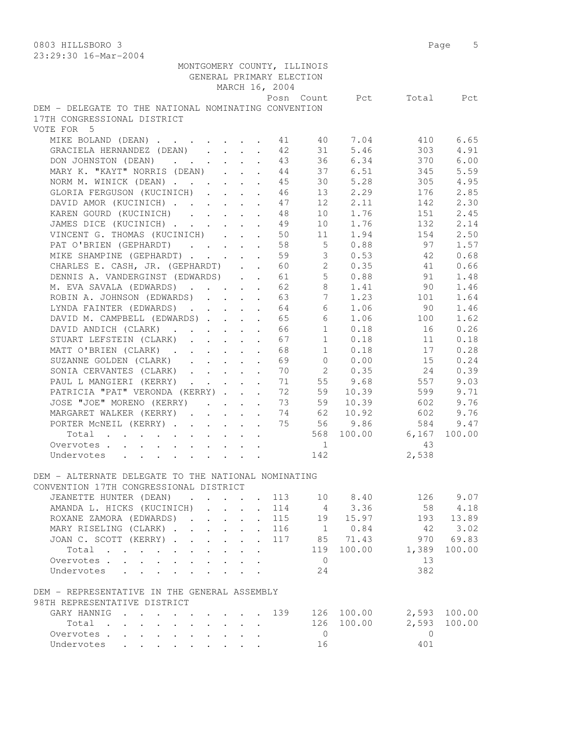0803 HILLSBORO 3

23:29:30 16-Mar-2004

MONTGOMERY COUNTY, ILLINOIS
GENERAL PRIMARY ELECTION
MARCH 16, 2004

## DEM - DELEGATE TO THE NATIONAL NOMINATING CONVENTION 17TH CONGRESSIONAL DISTRICT

VOTE FOR 5

| | Posn | Count | Pct | Total | Pct |
|---|---|---|---|---|---|
| MIKE BOLAND (DEAN) | 41 | 40 | 7.04 | 410 | 6.65 |
| GRACIELA HERNANDEZ (DEAN) | 42 | 31 | 5.46 | 303 | 4.91 |
| DON JOHNSTON (DEAN) | 43 | 36 | 6.34 | 370 | 6.00 |
| MARY K. "KAYT" NORRIS (DEAN) | 44 | 37 | 6.51 | 345 | 5.59 |
| NORM M. WINICK (DEAN) | 45 | 30 | 5.28 | 305 | 4.95 |
| GLORIA FERGUSON (KUCINICH) | 46 | 13 | 2.29 | 176 | 2.85 |
| DAVID AMOR (KUCINICH) | 47 | 12 | 2.11 | 142 | 2.30 |
| KAREN GOURD (KUCINICH) | 48 | 10 | 1.76 | 151 | 2.45 |
| JAMES DICE (KUCINICH) | 49 | 10 | 1.76 | 132 | 2.14 |
| VINCENT G. THOMAS (KUCINICH) | 50 | 11 | 1.94 | 154 | 2.50 |
| PAT O'BRIEN (GEPHARDT) | 58 | 5 | 0.88 | 97 | 1.57 |
| MIKE SHAMPINE (GEPHARDT) | 59 | 3 | 0.53 | 42 | 0.68 |
| CHARLES E. CASH, JR. (GEPHARDT) | 60 | 2 | 0.35 | 41 | 0.66 |
| DENNIS A. VANDERGINST (EDWARDS) | 61 | 5 | 0.88 | 91 | 1.48 |
| M. EVA SAVALA (EDWARDS) | 62 | 8 | 1.41 | 90 | 1.46 |
| ROBIN A. JOHNSON (EDWARDS) | 63 | 7 | 1.23 | 101 | 1.64 |
| LYNDA FAINTER (EDWARDS) | 64 | 6 | 1.06 | 90 | 1.46 |
| DAVID M. CAMPBELL (EDWARDS) | 65 | 6 | 1.06 | 100 | 1.62 |
| DAVID ANDICH (CLARK) | 66 | 1 | 0.18 | 16 | 0.26 |
| STUART LEFSTEIN (CLARK) | 67 | 1 | 0.18 | 11 | 0.18 |
| MATT O'BRIEN (CLARK) | 68 | 1 | 0.18 | 17 | 0.28 |
| SUZANNE GOLDEN (CLARK) | 69 | 0 | 0.00 | 15 | 0.24 |
| SONIA CERVANTES (CLARK) | 70 | 2 | 0.35 | 24 | 0.39 |
| PAUL L MANGIERI (KERRY) | 71 | 55 | 9.68 | 557 | 9.03 |
| PATRICIA "PAT" VERONDA (KERRY) | 72 | 59 | 10.39 | 599 | 9.71 |
| JOSE "JOE" MORENO (KERRY) | 73 | 59 | 10.39 | 602 | 9.76 |
| MARGARET WALKER (KERRY) | 74 | 62 | 10.92 | 602 | 9.76 |
| PORTER McNEIL (KERRY) | 75 | 56 | 9.86 | 584 | 9.47 |
| Total | | 568 | 100.00 | 6,167 | 100.00 |
| Overvotes | | 1 | | 43 | |
| Undervotes | | 142 | | 2,538 | |

## DEM - ALTERNATE DELEGATE TO THE NATIONAL NOMINATING CONVENTION 17TH CONGRESSIONAL DISTRICT

| | Posn | Count | Pct | Total | Pct |
|---|---|---|---|---|---|
| JEANETTE HUNTER (DEAN) | 113 | 10 | 8.40 | 126 | 9.07 |
| AMANDA L. HICKS (KUCINICH) | 114 | 4 | 3.36 | 58 | 4.18 |
| ROXANE ZAMORA (EDWARDS) | 115 | 19 | 15.97 | 193 | 13.89 |
| MARY RISELING (CLARK) | 116 | 1 | 0.84 | 42 | 3.02 |
| JOAN C. SCOTT (KERRY) | 117 | 85 | 71.43 | 970 | 69.83 |
| Total | | 119 | 100.00 | 1,389 | 100.00 |
| Overvotes | | 0 | | 13 | |
| Undervotes | | 24 | | 382 | |

## DEM - REPRESENTATIVE IN THE GENERAL ASSEMBLY 98TH REPRESENTATIVE DISTRICT

| | Posn | Count | Pct | Total | Pct |
|---|---|---|---|---|---|
| GARY HANNIG | 139 | 126 | 100.00 | 2,593 | 100.00 |
| Total | | 126 | 100.00 | 2,593 | 100.00 |
| Overvotes | | 0 | | 0 | |
| Undervotes | | 16 | | 401 | |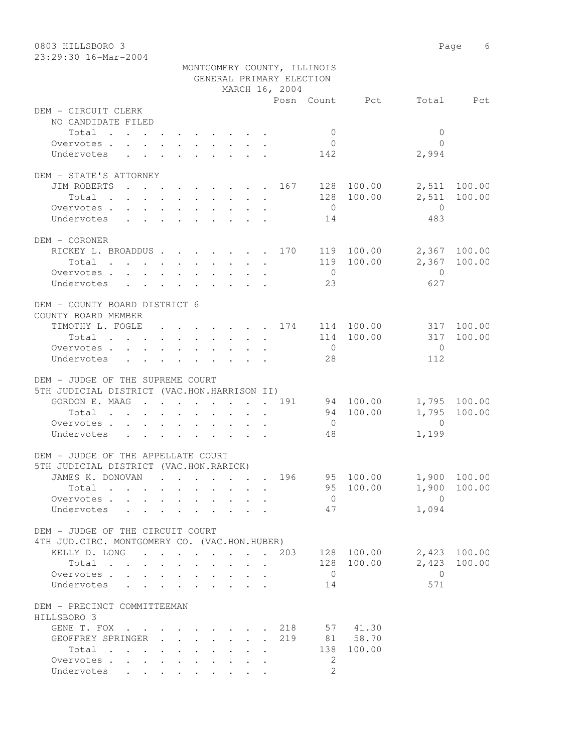0803 HILLSBORO 3

23:29:30 16-Mar-2004

MONTGOMERY COUNTY, ILLINOIS
GENERAL PRIMARY ELECTION
MARCH 16, 2004

| | Posn | Count | Pct | Total | Pct |
|---|---|---|---|---|---|
| **DEM - CIRCUIT CLERK** | | | | | |
| NO CANDIDATE FILED | | | | | |
| Total | | 0 | | 0 | |
| Overvotes | | 0 | | 0 | |
| Undervotes | | 142 | | 2,994 | |
| **DEM - STATE'S ATTORNEY** | | | | | |
| JIM ROBERTS | 167 | 128 | 100.00 | 2,511 | 100.00 |
| Total | | 128 | 100.00 | 2,511 | 100.00 |
| Overvotes | | 0 | | 0 | |
| Undervotes | | 14 | | 483 | |
| **DEM - CORONER** | | | | | |
| RICKEY L. BROADDUS | 170 | 119 | 100.00 | 2,367 | 100.00 |
| Total | | 119 | 100.00 | 2,367 | 100.00 |
| Overvotes | | 0 | | 0 | |
| Undervotes | | 23 | | 627 | |
| **DEM - COUNTY BOARD DISTRICT 6** | | | | | |
| COUNTY BOARD MEMBER | | | | | |
| TIMOTHY L. FOGLE | 174 | 114 | 100.00 | 317 | 100.00 |
| Total | | 114 | 100.00 | 317 | 100.00 |
| Overvotes | | 0 | | 0 | |
| Undervotes | | 28 | | 112 | |
| **DEM - JUDGE OF THE SUPREME COURT** | | | | | |
| 5TH JUDICIAL DISTRICT (VAC.HON.HARRISON II) | | | | | |
| GORDON E. MAAG | 191 | 94 | 100.00 | 1,795 | 100.00 |
| Total | | 94 | 100.00 | 1,795 | 100.00 |
| Overvotes | | 0 | | 0 | |
| Undervotes | | 48 | | 1,199 | |
| **DEM - JUDGE OF THE APPELLATE COURT** | | | | | |
| 5TH JUDICIAL DISTRICT (VAC.HON.RARICK) | | | | | |
| JAMES K. DONOVAN | 196 | 95 | 100.00 | 1,900 | 100.00 |
| Total | | 95 | 100.00 | 1,900 | 100.00 |
| Overvotes | | 0 | | 0 | |
| Undervotes | | 47 | | 1,094 | |
| **DEM - JUDGE OF THE CIRCUIT COURT** | | | | | |
| 4TH JUD.CIRC. MONTGOMERY CO. (VAC.HON.HUBER) | | | | | |
| KELLY D. LONG | 203 | 128 | 100.00 | 2,423 | 100.00 |
| Total | | 128 | 100.00 | 2,423 | 100.00 |
| Overvotes | | 0 | | 0 | |
| Undervotes | | 14 | | 571 | |
| **DEM - PRECINCT COMMITTEEMAN** | | | | | |
| HILLSBORO 3 | | | | | |
| GENE T. FOX | 218 | 57 | 41.30 | | |
| GEOFFREY SPRINGER | 219 | 81 | 58.70 | | |
| Total | | 138 | 100.00 | | |
| Overvotes | | 2 | | | |
| Undervotes | | 2 | | | |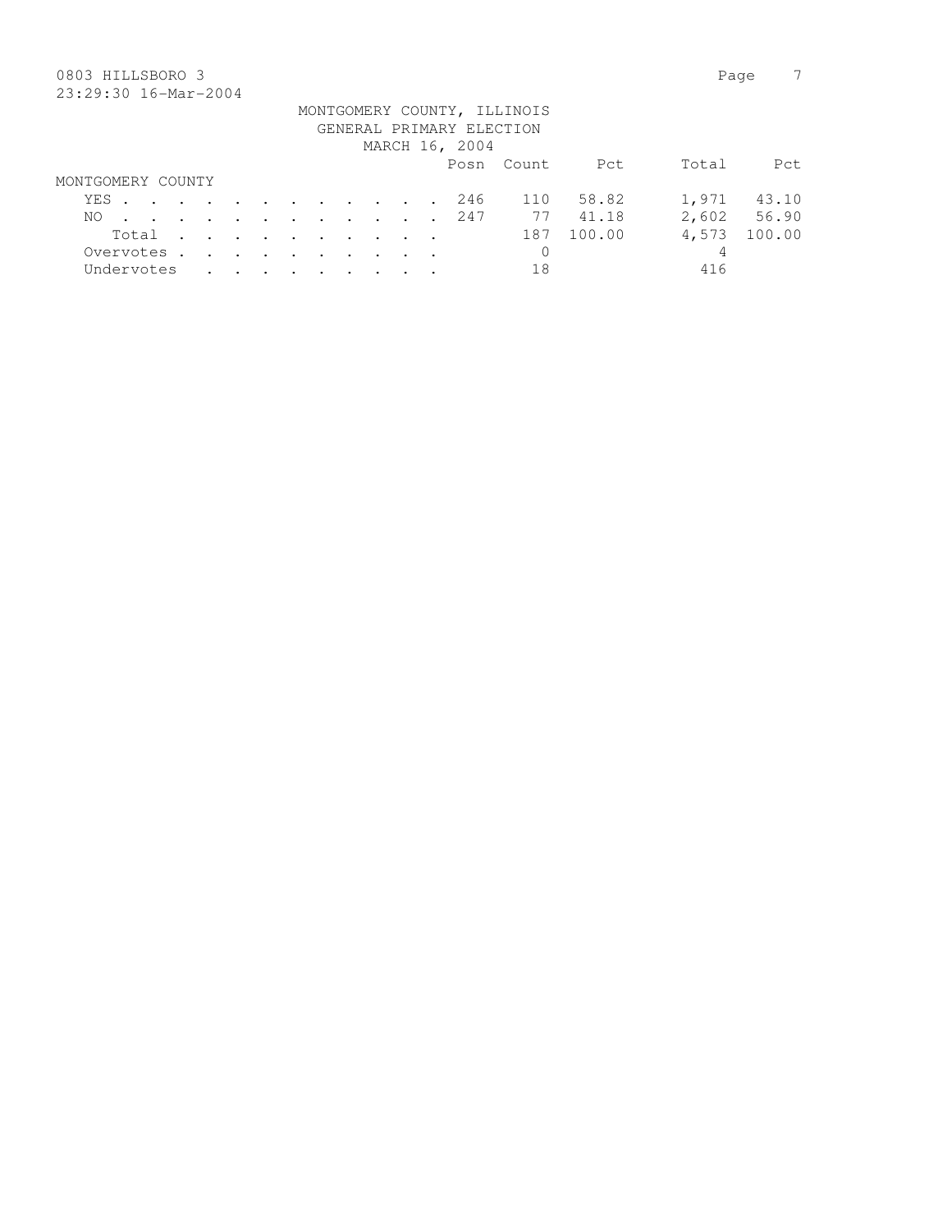0803 HILLSBORO 3

23:29:30 16-Mar-2004

MONTGOMERY COUNTY, ILLINOIS
GENERAL PRIMARY ELECTION
MARCH 16, 2004

| | Posn | Count | Pct | Total | Pct |
|---|---|---|---|---|---|
| **MONTGOMERY COUNTY** | | | | | |
| YES | 246 | 110 | 58.82 | 1,971 | 43.10 |
| NO | 247 | 77 | 41.18 | 2,602 | 56.90 |
| Total | | 187 | 100.00 | 4,573 | 100.00 |
| Overvotes | | 0 | | 4 | |
| Undervotes | | 18 | | 416 | |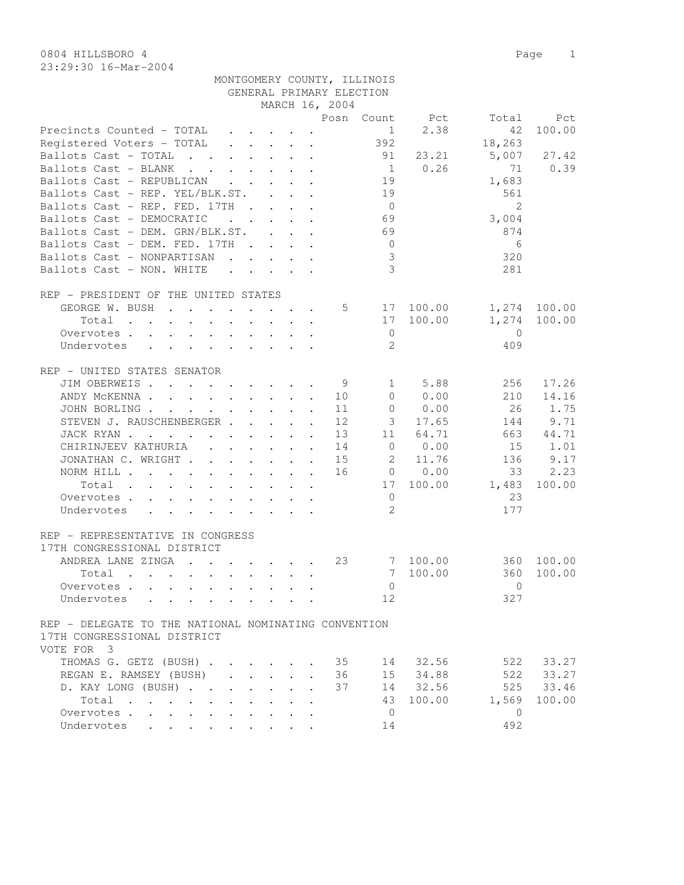0804 HILLSBORO 4

23:29:30 16-Mar-2004

MONTGOMERY COUNTY, ILLINOIS
GENERAL PRIMARY ELECTION
MARCH 16, 2004

| | Posn | Count | Pct | Total | Pct |
|---|---|---|---|---|---|
| Precincts Counted - TOTAL | | 1 | 2.38 | 42 | 100.00 |
| Registered Voters - TOTAL | | 392 | | 18,263 | |
| Ballots Cast - TOTAL | | 91 | 23.21 | 5,007 | 27.42 |
| Ballots Cast - BLANK | | 1 | 0.26 | 71 | 0.39 |
| Ballots Cast - REPUBLICAN | | 19 | | 1,683 | |
| Ballots Cast - REP. YEL/BLK.ST. | | 19 | | 561 | |
| Ballots Cast - REP. FED. 17TH | | 0 | | 2 | |
| Ballots Cast - DEMOCRATIC | | 69 | | 3,004 | |
| Ballots Cast - DEM. GRN/BLK.ST. | | 69 | | 874 | |
| Ballots Cast - DEM. FED. 17TH | | 0 | | 6 | |
| Ballots Cast - NONPARTISAN | | 3 | | 320 | |
| Ballots Cast - NON. WHITE | | 3 | | 281 | |

REP - PRESIDENT OF THE UNITED STATES

| | Posn | Count | Pct | Total | Pct |
|---|---|---|---|---|---|
| GEORGE W. BUSH | 5 | 17 | 100.00 | 1,274 | 100.00 |
| Total | | 17 | 100.00 | 1,274 | 100.00 |
| Overvotes | | 0 | | 0 | |
| Undervotes | | 2 | | 409 | |

REP - UNITED STATES SENATOR

| | Posn | Count | Pct | Total | Pct |
|---|---|---|---|---|---|
| JIM OBERWEIS | 9 | 1 | 5.88 | 256 | 17.26 |
| ANDY McKENNA | 10 | 0 | 0.00 | 210 | 14.16 |
| JOHN BORLING | 11 | 0 | 0.00 | 26 | 1.75 |
| STEVEN J. RAUSCHENBERGER | 12 | 3 | 17.65 | 144 | 9.71 |
| JACK RYAN | 13 | 11 | 64.71 | 663 | 44.71 |
| CHIRINJEEV KATHURIA | 14 | 0 | 0.00 | 15 | 1.01 |
| JONATHAN C. WRIGHT | 15 | 2 | 11.76 | 136 | 9.17 |
| NORM HILL | 16 | 0 | 0.00 | 33 | 2.23 |
| Total | | 17 | 100.00 | 1,483 | 100.00 |
| Overvotes | | 0 | | 23 | |
| Undervotes | | 2 | | 177 | |

REP - REPRESENTATIVE IN CONGRESS
17TH CONGRESSIONAL DISTRICT

| | Posn | Count | Pct | Total | Pct |
|---|---|---|---|---|---|
| ANDREA LANE ZINGA | 23 | 7 | 100.00 | 360 | 100.00 |
| Total | | 7 | 100.00 | 360 | 100.00 |
| Overvotes | | 0 | | 0 | |
| Undervotes | | 12 | | 327 | |

REP - DELEGATE TO THE NATIONAL NOMINATING CONVENTION
17TH CONGRESSIONAL DISTRICT
VOTE FOR 3

| | Posn | Count | Pct | Total | Pct |
|---|---|---|---|---|---|
| THOMAS G. GETZ (BUSH) | 35 | 14 | 32.56 | 522 | 33.27 |
| REGAN E. RAMSEY (BUSH) | 36 | 15 | 34.88 | 522 | 33.27 |
| D. KAY LONG (BUSH) | 37 | 14 | 32.56 | 525 | 33.46 |
| Total | | 43 | 100.00 | 1,569 | 100.00 |
| Overvotes | | 0 | | 0 | |
| Undervotes | | 14 | | 492 | |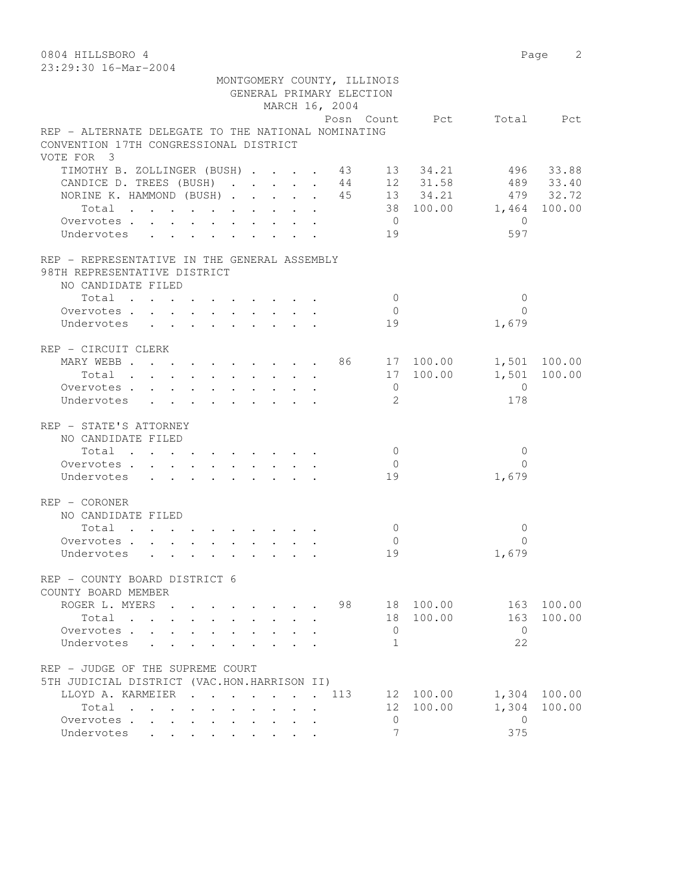0804 HILLSBORO 4

23:29:30 16-Mar-2004

MONTGOMERY COUNTY, ILLINOIS
GENERAL PRIMARY ELECTION
MARCH 16, 2004

| | Posn | Count | Pct | Total | Pct |
|---|---|---|---|---|---|
| **REP - ALTERNATE DELEGATE TO THE NATIONAL NOMINATING CONVENTION 17TH CONGRESSIONAL DISTRICT** | | | | | |
| VOTE FOR 3 | | | | | |
| TIMOTHY B. ZOLLINGER (BUSH) | 43 | 13 | 34.21 | 496 | 33.88 |
| CANDICE D. TREES (BUSH) | 44 | 12 | 31.58 | 489 | 33.40 |
| NORINE K. HAMMOND (BUSH) | 45 | 13 | 34.21 | 479 | 32.72 |
| Total | | 38 | 100.00 | 1,464 | 100.00 |
| Overvotes | | 0 | | 0 | |
| Undervotes | | 19 | | 597 | |
| **REP - REPRESENTATIVE IN THE GENERAL ASSEMBLY 98TH REPRESENTATIVE DISTRICT** | | | | | |
| NO CANDIDATE FILED | | | | | |
| Total | | 0 | | 0 | |
| Overvotes | | 0 | | 0 | |
| Undervotes | | 19 | | 1,679 | |
| **REP - CIRCUIT CLERK** | | | | | |
| MARY WEBB | 86 | 17 | 100.00 | 1,501 | 100.00 |
| Total | | 17 | 100.00 | 1,501 | 100.00 |
| Overvotes | | 0 | | 0 | |
| Undervotes | | 2 | | 178 | |
| **REP - STATE'S ATTORNEY** | | | | | |
| NO CANDIDATE FILED | | | | | |
| Total | | 0 | | 0 | |
| Overvotes | | 0 | | 0 | |
| Undervotes | | 19 | | 1,679 | |
| **REP - CORONER** | | | | | |
| NO CANDIDATE FILED | | | | | |
| Total | | 0 | | 0 | |
| Overvotes | | 0 | | 0 | |
| Undervotes | | 19 | | 1,679 | |
| **REP - COUNTY BOARD DISTRICT 6 COUNTY BOARD MEMBER** | | | | | |
| ROGER L. MYERS | 98 | 18 | 100.00 | 163 | 100.00 |
| Total | | 18 | 100.00 | 163 | 100.00 |
| Overvotes | | 0 | | 0 | |
| Undervotes | | 1 | | 22 | |
| **REP - JUDGE OF THE SUPREME COURT 5TH JUDICIAL DISTRICT (VAC.HON.HARRISON II)** | | | | | |
| LLOYD A. KARMEIER | 113 | 12 | 100.00 | 1,304 | 100.00 |
| Total | | 12 | 100.00 | 1,304 | 100.00 |
| Overvotes | | 0 | | 0 | |
| Undervotes | | 7 | | 375 | |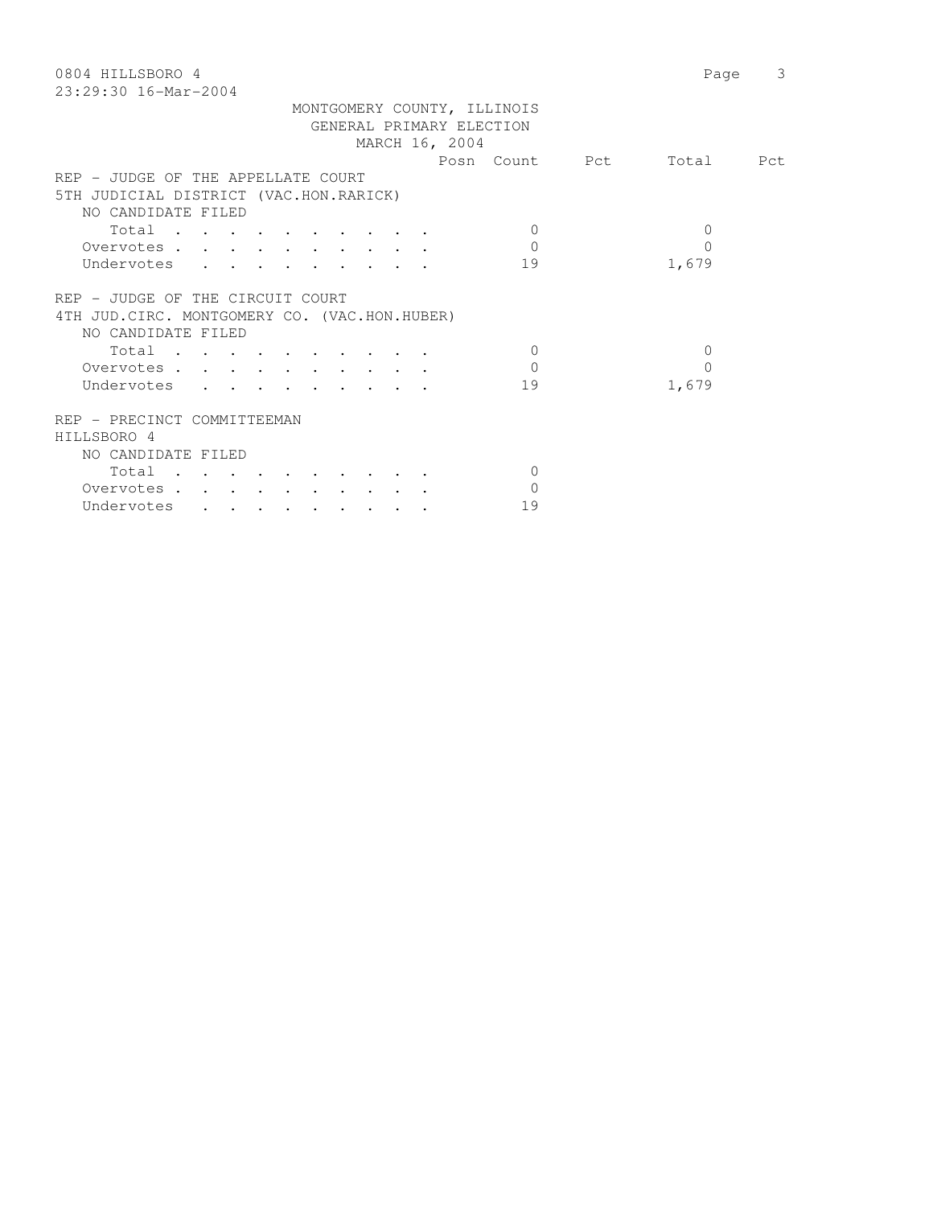0804 HILLSBORO 4
23:29:30 16-Mar-2004

MONTGOMERY COUNTY, ILLINOIS
GENERAL PRIMARY ELECTION
MARCH 16, 2004

| | Posn | Count | Pct | Total | Pct |
|---|---|---|---|---|---|
| **REP - JUDGE OF THE APPELLATE COURT** | | | | | |
| **5TH JUDICIAL DISTRICT (VAC.HON.RARICK)** | | | | | |
| NO CANDIDATE FILED | | | | | |
| Total | | 0 | | 0 | |
| Overvotes | | 0 | | 0 | |
| Undervotes | | 19 | | 1,679 | |
| **REP - JUDGE OF THE CIRCUIT COURT** | | | | | |
| **4TH JUD.CIRC. MONTGOMERY CO. (VAC.HON.HUBER)** | | | | | |
| NO CANDIDATE FILED | | | | | |
| Total | | 0 | | 0 | |
| Overvotes | | 0 | | 0 | |
| Undervotes | | 19 | | 1,679 | |
| **REP - PRECINCT COMMITTEEMAN** | | | | | |
| **HILLSBORO 4** | | | | | |
| NO CANDIDATE FILED | | | | | |
| Total | | 0 | | | |
| Overvotes | | 0 | | | |
| Undervotes | | 19 | | | |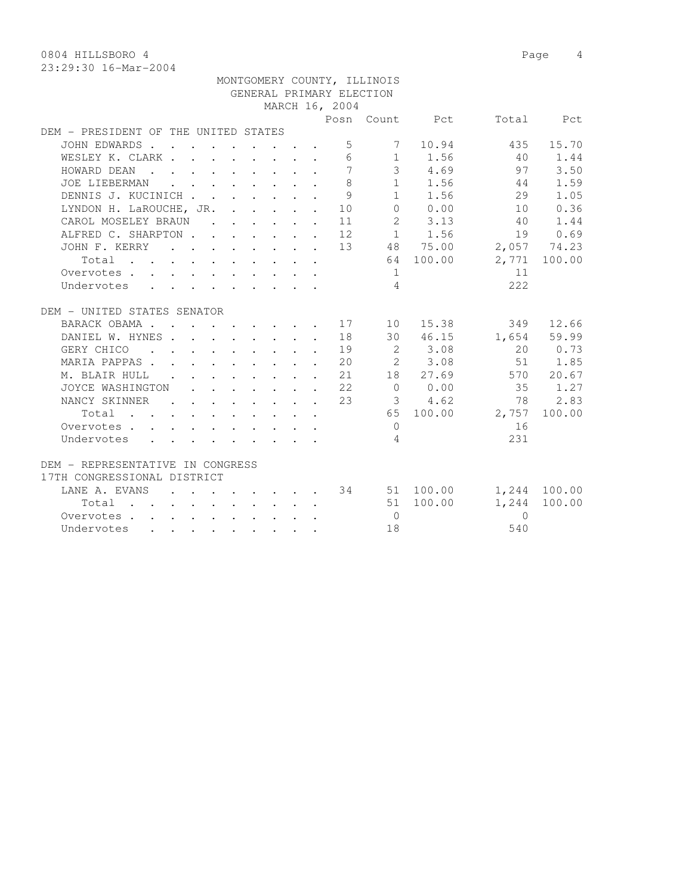0804 HILLSBORO 4

23:29:30 16-Mar-2004

MONTGOMERY COUNTY, ILLINOIS
GENERAL PRIMARY ELECTION
MARCH 16, 2004

| | Posn | Count | Pct | Total | Pct |
|---|---|---|---|---|---|
| **DEM - PRESIDENT OF THE UNITED STATES** | | | | | |
| JOHN EDWARDS | 5 | 7 | 10.94 | 435 | 15.70 |
| WESLEY K. CLARK | 6 | 1 | 1.56 | 40 | 1.44 |
| HOWARD DEAN | 7 | 3 | 4.69 | 97 | 3.50 |
| JOE LIEBERMAN | 8 | 1 | 1.56 | 44 | 1.59 |
| DENNIS J. KUCINICH | 9 | 1 | 1.56 | 29 | 1.05 |
| LYNDON H. LaROUCHE, JR. | 10 | 0 | 0.00 | 10 | 0.36 |
| CAROL MOSELEY BRAUN | 11 | 2 | 3.13 | 40 | 1.44 |
| ALFRED C. SHARPTON | 12 | 1 | 1.56 | 19 | 0.69 |
| JOHN F. KERRY | 13 | 48 | 75.00 | 2,057 | 74.23 |
| Total | | 64 | 100.00 | 2,771 | 100.00 |
| Overvotes | | 1 | | 11 | |
| Undervotes | | 4 | | 222 | |
| **DEM - UNITED STATES SENATOR** | | | | | |
| BARACK OBAMA | 17 | 10 | 15.38 | 349 | 12.66 |
| DANIEL W. HYNES | 18 | 30 | 46.15 | 1,654 | 59.99 |
| GERY CHICO | 19 | 2 | 3.08 | 20 | 0.73 |
| MARIA PAPPAS | 20 | 2 | 3.08 | 51 | 1.85 |
| M. BLAIR HULL | 21 | 18 | 27.69 | 570 | 20.67 |
| JOYCE WASHINGTON | 22 | 0 | 0.00 | 35 | 1.27 |
| NANCY SKINNER | 23 | 3 | 4.62 | 78 | 2.83 |
| Total | | 65 | 100.00 | 2,757 | 100.00 |
| Overvotes | | 0 | | 16 | |
| Undervotes | | 4 | | 231 | |
| **DEM - REPRESENTATIVE IN CONGRESS 17TH CONGRESSIONAL DISTRICT** | | | | | |
| LANE A. EVANS | 34 | 51 | 100.00 | 1,244 | 100.00 |
| Total | | 51 | 100.00 | 1,244 | 100.00 |
| Overvotes | | 0 | | 0 | |
| Undervotes | | 18 | | 540 | |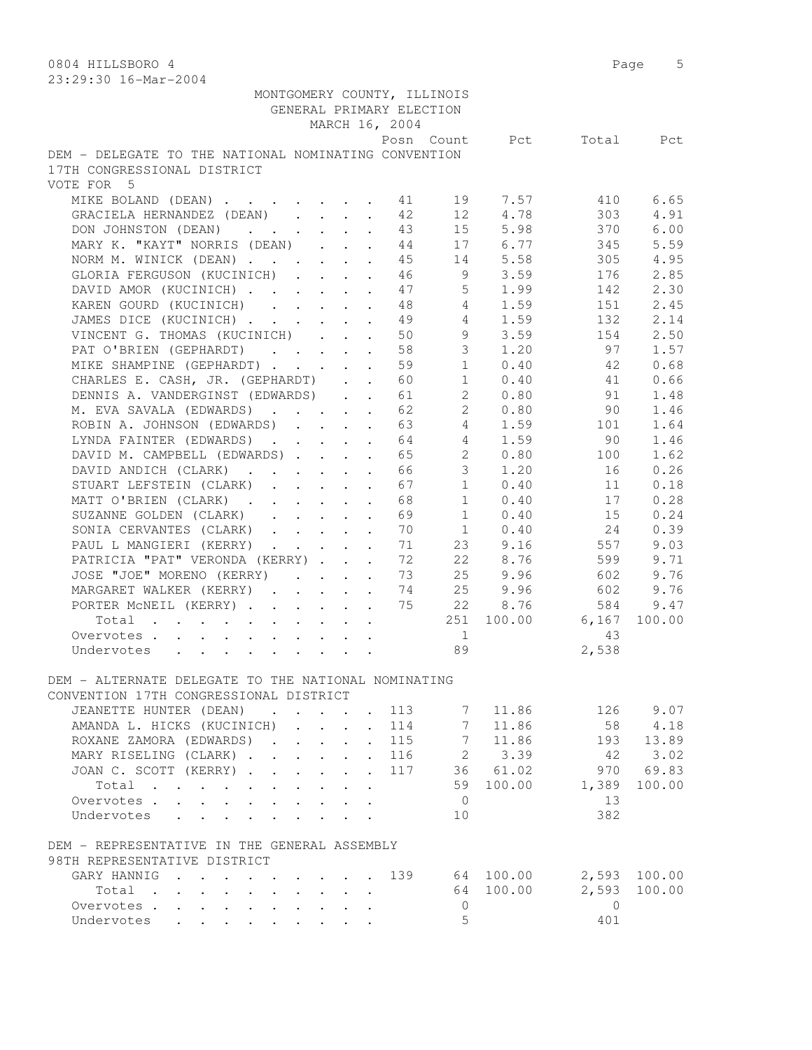MONTGOMERY COUNTY, ILLINOIS
GENERAL PRIMARY ELECTION
MARCH 16, 2004

### DEM - DELEGATE TO THE NATIONAL NOMINATING CONVENTION 17TH CONGRESSIONAL DISTRICT

VOTE FOR 5

| | Posn | Count | Pct | Total | Pct |
|---|---|---|---|---|---|
| MIKE BOLAND (DEAN) | 41 | 19 | 7.57 | 410 | 6.65 |
| GRACIELA HERNANDEZ (DEAN) | 42 | 12 | 4.78 | 303 | 4.91 |
| DON JOHNSTON (DEAN) | 43 | 15 | 5.98 | 370 | 6.00 |
| MARY K. "KAYT" NORRIS (DEAN) | 44 | 17 | 6.77 | 345 | 5.59 |
| NORM M. WINICK (DEAN) | 45 | 14 | 5.58 | 305 | 4.95 |
| GLORIA FERGUSON (KUCINICH) | 46 | 9 | 3.59 | 176 | 2.85 |
| DAVID AMOR (KUCINICH) | 47 | 5 | 1.99 | 142 | 2.30 |
| KAREN GOURD (KUCINICH) | 48 | 4 | 1.59 | 151 | 2.45 |
| JAMES DICE (KUCINICH) | 49 | 4 | 1.59 | 132 | 2.14 |
| VINCENT G. THOMAS (KUCINICH) | 50 | 9 | 3.59 | 154 | 2.50 |
| PAT O'BRIEN (GEPHARDT) | 58 | 3 | 1.20 | 97 | 1.57 |
| MIKE SHAMPINE (GEPHARDT) | 59 | 1 | 0.40 | 42 | 0.68 |
| CHARLES E. CASH, JR. (GEPHARDT) | 60 | 1 | 0.40 | 41 | 0.66 |
| DENNIS A. VANDERGINST (EDWARDS) | 61 | 2 | 0.80 | 91 | 1.48 |
| M. EVA SAVALA (EDWARDS) | 62 | 2 | 0.80 | 90 | 1.46 |
| ROBIN A. JOHNSON (EDWARDS) | 63 | 4 | 1.59 | 101 | 1.64 |
| LYNDA FAINTER (EDWARDS) | 64 | 4 | 1.59 | 90 | 1.46 |
| DAVID M. CAMPBELL (EDWARDS) | 65 | 2 | 0.80 | 100 | 1.62 |
| DAVID ANDICH (CLARK) | 66 | 3 | 1.20 | 16 | 0.26 |
| STUART LEFSTEIN (CLARK) | 67 | 1 | 0.40 | 11 | 0.18 |
| MATT O'BRIEN (CLARK) | 68 | 1 | 0.40 | 17 | 0.28 |
| SUZANNE GOLDEN (CLARK) | 69 | 1 | 0.40 | 15 | 0.24 |
| SONIA CERVANTES (CLARK) | 70 | 1 | 0.40 | 24 | 0.39 |
| PAUL L MANGIERI (KERRY) | 71 | 23 | 9.16 | 557 | 9.03 |
| PATRICIA "PAT" VERONDA (KERRY) | 72 | 22 | 8.76 | 599 | 9.71 |
| JOSE "JOE" MORENO (KERRY) | 73 | 25 | 9.96 | 602 | 9.76 |
| MARGARET WALKER (KERRY) | 74 | 25 | 9.96 | 602 | 9.76 |
| PORTER McNEIL (KERRY) | 75 | 22 | 8.76 | 584 | 9.47 |
| Total | | 251 | 100.00 | 6,167 | 100.00 |
| Overvotes | | 1 | | 43 | |
| Undervotes | | 89 | | 2,538 | |

### DEM - ALTERNATE DELEGATE TO THE NATIONAL NOMINATING CONVENTION 17TH CONGRESSIONAL DISTRICT

| | Posn | Count | Pct | Total | Pct |
|---|---|---|---|---|---|
| JEANETTE HUNTER (DEAN) | 113 | 7 | 11.86 | 126 | 9.07 |
| AMANDA L. HICKS (KUCINICH) | 114 | 7 | 11.86 | 58 | 4.18 |
| ROXANE ZAMORA (EDWARDS) | 115 | 7 | 11.86 | 193 | 13.89 |
| MARY RISELING (CLARK) | 116 | 2 | 3.39 | 42 | 3.02 |
| JOAN C. SCOTT (KERRY) | 117 | 36 | 61.02 | 970 | 69.83 |
| Total | | 59 | 100.00 | 1,389 | 100.00 |
| Overvotes | | 0 | | 13 | |
| Undervotes | | 10 | | 382 | |

### DEM - REPRESENTATIVE IN THE GENERAL ASSEMBLY 98TH REPRESENTATIVE DISTRICT

| | Posn | Count | Pct | Total | Pct |
|---|---|---|---|---|---|
| GARY HANNIG | 139 | 64 | 100.00 | 2,593 | 100.00 |
| Total | | 64 | 100.00 | 2,593 | 100.00 |
| Overvotes | | 0 | | 0 | |
| Undervotes | | 5 | | 401 | |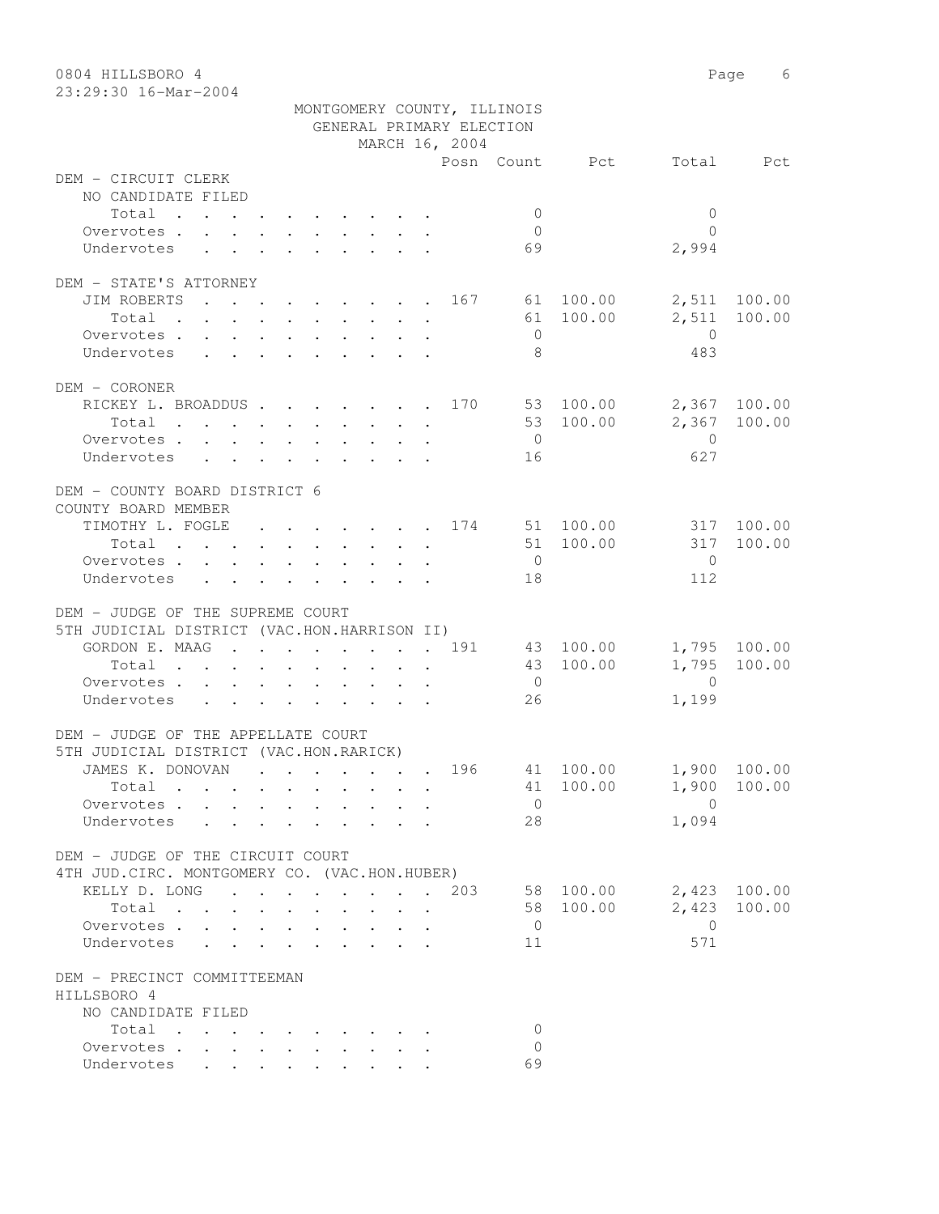MONTGOMERY COUNTY, ILLINOIS
GENERAL PRIMARY ELECTION
MARCH 16, 2004

| | Posn | Count | Pct | Total | Pct |
|---|---|---|---|---|---|
| **DEM - CIRCUIT CLERK** | | | | | |
| NO CANDIDATE FILED | | | | | |
| Total | | 0 | | 0 | |
| Overvotes | | 0 | | 0 | |
| Undervotes | | 69 | | 2,994 | |
| **DEM - STATE'S ATTORNEY** | | | | | |
| JIM ROBERTS | 167 | 61 | 100.00 | 2,511 | 100.00 |
| Total | | 61 | 100.00 | 2,511 | 100.00 |
| Overvotes | | 0 | | 0 | |
| Undervotes | | 8 | | 483 | |
| **DEM - CORONER** | | | | | |
| RICKEY L. BROADDUS | 170 | 53 | 100.00 | 2,367 | 100.00 |
| Total | | 53 | 100.00 | 2,367 | 100.00 |
| Overvotes | | 0 | | 0 | |
| Undervotes | | 16 | | 627 | |
| **DEM - COUNTY BOARD DISTRICT 6** | | | | | |
| COUNTY BOARD MEMBER | | | | | |
| TIMOTHY L. FOGLE | 174 | 51 | 100.00 | 317 | 100.00 |
| Total | | 51 | 100.00 | 317 | 100.00 |
| Overvotes | | 0 | | 0 | |
| Undervotes | | 18 | | 112 | |
| **DEM - JUDGE OF THE SUPREME COURT** | | | | | |
| 5TH JUDICIAL DISTRICT (VAC.HON.HARRISON II) | | | | | |
| GORDON E. MAAG | 191 | 43 | 100.00 | 1,795 | 100.00 |
| Total | | 43 | 100.00 | 1,795 | 100.00 |
| Overvotes | | 0 | | 0 | |
| Undervotes | | 26 | | 1,199 | |
| **DEM - JUDGE OF THE APPELLATE COURT** | | | | | |
| 5TH JUDICIAL DISTRICT (VAC.HON.RARICK) | | | | | |
| JAMES K. DONOVAN | 196 | 41 | 100.00 | 1,900 | 100.00 |
| Total | | 41 | 100.00 | 1,900 | 100.00 |
| Overvotes | | 0 | | 0 | |
| Undervotes | | 28 | | 1,094 | |
| **DEM - JUDGE OF THE CIRCUIT COURT** | | | | | |
| 4TH JUD.CIRC. MONTGOMERY CO. (VAC.HON.HUBER) | | | | | |
| KELLY D. LONG | 203 | 58 | 100.00 | 2,423 | 100.00 |
| Total | | 58 | 100.00 | 2,423 | 100.00 |
| Overvotes | | 0 | | 0 | |
| Undervotes | | 11 | | 571 | |
| **DEM - PRECINCT COMMITTEEMAN** | | | | | |
| HILLSBORO 4 | | | | | |
| NO CANDIDATE FILED | | | | | |
| Total | | 0 | | | |
| Overvotes | | 0 | | | |
| Undervotes | | 69 | | | |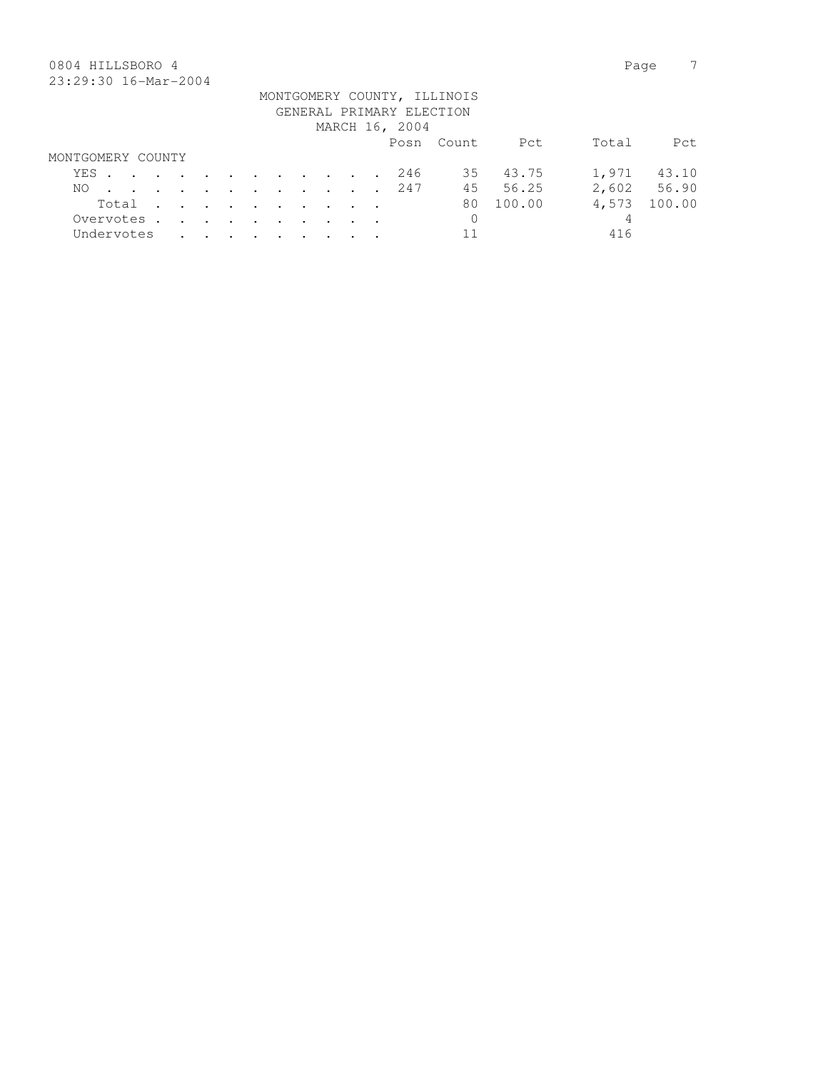0804 HILLSBORO 4

23:29:30 16-Mar-2004

MONTGOMERY COUNTY, ILLINOIS
GENERAL PRIMARY ELECTION
MARCH 16, 2004

| | Posn | Count | Pct | Total | Pct |
|---|---|---|---|---|---|
| **MONTGOMERY COUNTY** | | | | | |
| YES | 246 | 35 | 43.75 | 1,971 | 43.10 |
| NO | 247 | 45 | 56.25 | 2,602 | 56.90 |
| Total | | 80 | 100.00 | 4,573 | 100.00 |
| Overvotes | | 0 | | 4 | |
| Undervotes | | 11 | | 416 | |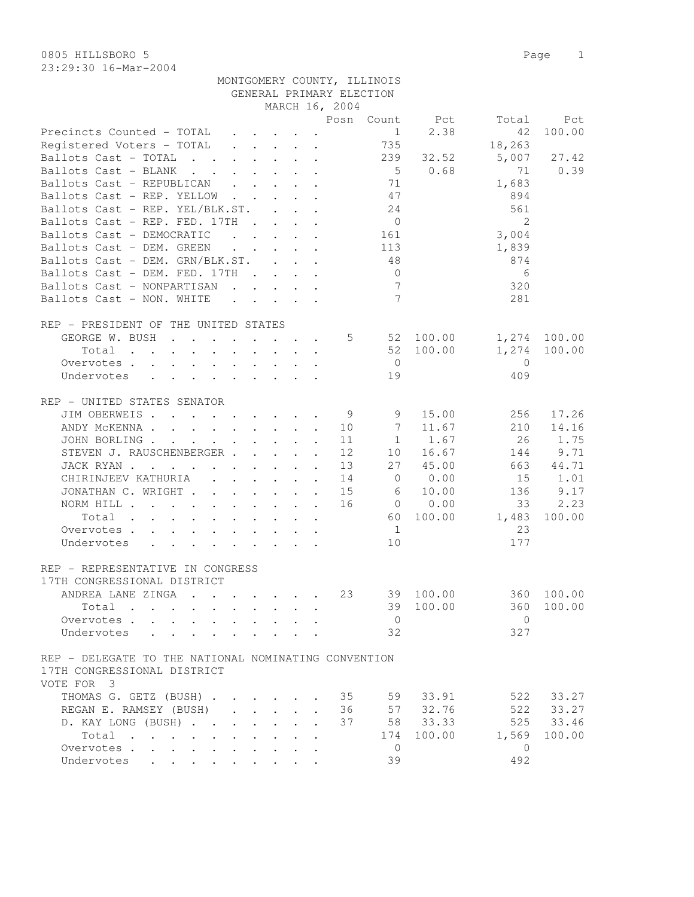0805 HILLSBORO 5

23:29:30 16-Mar-2004

MONTGOMERY COUNTY, ILLINOIS
GENERAL PRIMARY ELECTION
MARCH 16, 2004

| | Posn | Count | Pct | Total | Pct |
|---|---|---|---|---|---|
| Precincts Counted - TOTAL | | 1 | 2.38 | 42 | 100.00 |
| Registered Voters - TOTAL | | 735 | | 18,263 | |
| Ballots Cast - TOTAL | | 239 | 32.52 | 5,007 | 27.42 |
| Ballots Cast - BLANK | | 5 | 0.68 | 71 | 0.39 |
| Ballots Cast - REPUBLICAN | | 71 | | 1,683 | |
| Ballots Cast - REP. YELLOW | | 47 | | 894 | |
| Ballots Cast - REP. YEL/BLK.ST. | | 24 | | 561 | |
| Ballots Cast - REP. FED. 17TH | | 0 | | 2 | |
| Ballots Cast - DEMOCRATIC | | 161 | | 3,004 | |
| Ballots Cast - DEM. GREEN | | 113 | | 1,839 | |
| Ballots Cast - DEM. GRN/BLK.ST. | | 48 | | 874 | |
| Ballots Cast - DEM. FED. 17TH | | 0 | | 6 | |
| Ballots Cast - NONPARTISAN | | 7 | | 320 | |
| Ballots Cast - NON. WHITE | | 7 | | 281 | |

REP - PRESIDENT OF THE UNITED STATES

| | Posn | Count | Pct | Total | Pct |
|---|---|---|---|---|---|
| GEORGE W. BUSH | 5 | 52 | 100.00 | 1,274 | 100.00 |
| Total | | 52 | 100.00 | 1,274 | 100.00 |
| Overvotes | | 0 | | 0 | |
| Undervotes | | 19 | | 409 | |

REP - UNITED STATES SENATOR

| | Posn | Count | Pct | Total | Pct |
|---|---|---|---|---|---|
| JIM OBERWEIS | 9 | 9 | 15.00 | 256 | 17.26 |
| ANDY McKENNA | 10 | 7 | 11.67 | 210 | 14.16 |
| JOHN BORLING | 11 | 1 | 1.67 | 26 | 1.75 |
| STEVEN J. RAUSCHENBERGER | 12 | 10 | 16.67 | 144 | 9.71 |
| JACK RYAN | 13 | 27 | 45.00 | 663 | 44.71 |
| CHIRINJEEV KATHURIA | 14 | 0 | 0.00 | 15 | 1.01 |
| JONATHAN C. WRIGHT | 15 | 6 | 10.00 | 136 | 9.17 |
| NORM HILL | 16 | 0 | 0.00 | 33 | 2.23 |
| Total | | 60 | 100.00 | 1,483 | 100.00 |
| Overvotes | | 1 | | 23 | |
| Undervotes | | 10 | | 177 | |

REP - REPRESENTATIVE IN CONGRESS
17TH CONGRESSIONAL DISTRICT

| | Posn | Count | Pct | Total | Pct |
|---|---|---|---|---|---|
| ANDREA LANE ZINGA | 23 | 39 | 100.00 | 360 | 100.00 |
| Total | | 39 | 100.00 | 360 | 100.00 |
| Overvotes | | 0 | | 0 | |
| Undervotes | | 32 | | 327 | |

REP - DELEGATE TO THE NATIONAL NOMINATING CONVENTION
17TH CONGRESSIONAL DISTRICT
VOTE FOR 3

| | Posn | Count | Pct | Total | Pct |
|---|---|---|---|---|---|
| THOMAS G. GETZ (BUSH) | 35 | 59 | 33.91 | 522 | 33.27 |
| REGAN E. RAMSEY (BUSH) | 36 | 57 | 32.76 | 522 | 33.27 |
| D. KAY LONG (BUSH) | 37 | 58 | 33.33 | 525 | 33.46 |
| Total | | 174 | 100.00 | 1,569 | 100.00 |
| Overvotes | | 0 | | 0 | |
| Undervotes | | 39 | | 492 | |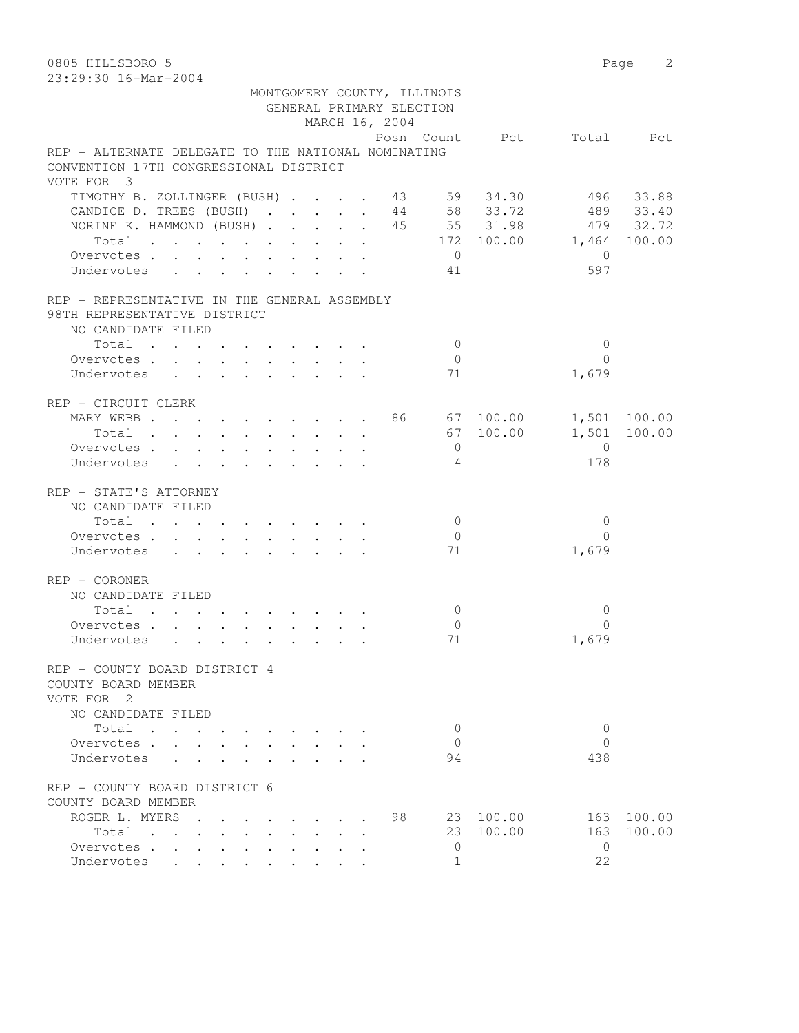0805 HILLSBORO 5

23:29:30 16-Mar-2004

MONTGOMERY COUNTY, ILLINOIS
GENERAL PRIMARY ELECTION
MARCH 16, 2004

| | Posn | Count | Pct | Total | Pct |
|---|---|---|---|---|---|
| **REP - ALTERNATE DELEGATE TO THE NATIONAL NOMINATING CONVENTION 17TH CONGRESSIONAL DISTRICT** | | | | | |
| VOTE FOR 3 | | | | | |
| TIMOTHY B. ZOLLINGER (BUSH) | 43 | 59 | 34.30 | 496 | 33.88 |
| CANDICE D. TREES (BUSH) | 44 | 58 | 33.72 | 489 | 33.40 |
| NORINE K. HAMMOND (BUSH) | 45 | 55 | 31.98 | 479 | 32.72 |
| Total | | 172 | 100.00 | 1,464 | 100.00 |
| Overvotes | | 0 | | 0 | |
| Undervotes | | 41 | | 597 | |
| **REP - REPRESENTATIVE IN THE GENERAL ASSEMBLY 98TH REPRESENTATIVE DISTRICT** | | | | | |
| NO CANDIDATE FILED | | | | | |
| Total | | 0 | | 0 | |
| Overvotes | | 0 | | 0 | |
| Undervotes | | 71 | | 1,679 | |
| **REP - CIRCUIT CLERK** | | | | | |
| MARY WEBB | 86 | 67 | 100.00 | 1,501 | 100.00 |
| Total | | 67 | 100.00 | 1,501 | 100.00 |
| Overvotes | | 0 | | 0 | |
| Undervotes | | 4 | | 178 | |
| **REP - STATE'S ATTORNEY** | | | | | |
| NO CANDIDATE FILED | | | | | |
| Total | | 0 | | 0 | |
| Overvotes | | 0 | | 0 | |
| Undervotes | | 71 | | 1,679 | |
| **REP - CORONER** | | | | | |
| NO CANDIDATE FILED | | | | | |
| Total | | 0 | | 0 | |
| Overvotes | | 0 | | 0 | |
| Undervotes | | 71 | | 1,679 | |
| **REP - COUNTY BOARD DISTRICT 4 COUNTY BOARD MEMBER** | | | | | |
| VOTE FOR 2 | | | | | |
| NO CANDIDATE FILED | | | | | |
| Total | | 0 | | 0 | |
| Overvotes | | 0 | | 0 | |
| Undervotes | | 94 | | 438 | |
| **REP - COUNTY BOARD DISTRICT 6 COUNTY BOARD MEMBER** | | | | | |
| ROGER L. MYERS | 98 | 23 | 100.00 | 163 | 100.00 |
| Total | | 23 | 100.00 | 163 | 100.00 |
| Overvotes | | 0 | | 0 | |
| Undervotes | | 1 | | 22 | |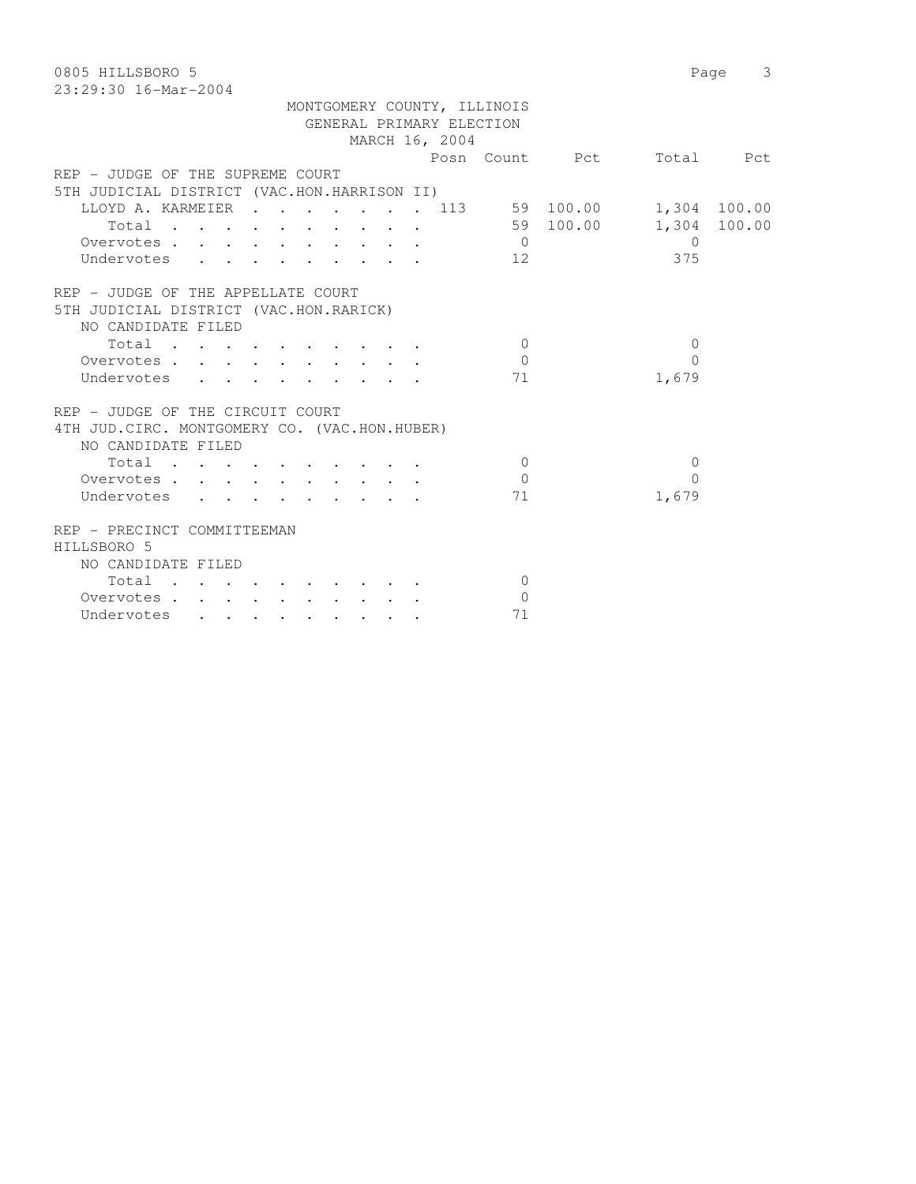MONTGOMERY COUNTY, ILLINOIS
GENERAL PRIMARY ELECTION
MARCH 16, 2004

| | Posn | Count | Pct | Total | Pct |
|---|---|---|---|---|---|
| **REP - JUDGE OF THE SUPREME COURT** | | | | | |
| **5TH JUDICIAL DISTRICT (VAC.HON.HARRISON II)** | | | | | |
| LLOYD A. KARMEIER | 113 | 59 | 100.00 | 1,304 | 100.00 |
| Total | | 59 | 100.00 | 1,304 | 100.00 |
| Overvotes | | 0 | | 0 | |
| Undervotes | | 12 | | 375 | |
| **REP - JUDGE OF THE APPELLATE COURT** | | | | | |
| **5TH JUDICIAL DISTRICT (VAC.HON.RARICK)** | | | | | |
| NO CANDIDATE FILED | | | | | |
| Total | | 0 | | 0 | |
| Overvotes | | 0 | | 0 | |
| Undervotes | | 71 | | 1,679 | |
| **REP - JUDGE OF THE CIRCUIT COURT** | | | | | |
| **4TH JUD.CIRC. MONTGOMERY CO. (VAC.HON.HUBER)** | | | | | |
| NO CANDIDATE FILED | | | | | |
| Total | | 0 | | 0 | |
| Overvotes | | 0 | | 0 | |
| Undervotes | | 71 | | 1,679 | |
| **REP - PRECINCT COMMITTEEMAN** | | | | | |
| **HILLSBORO 5** | | | | | |
| NO CANDIDATE FILED | | | | | |
| Total | | 0 | | | |
| Overvotes | | 0 | | | |
| Undervotes | | 71 | | | |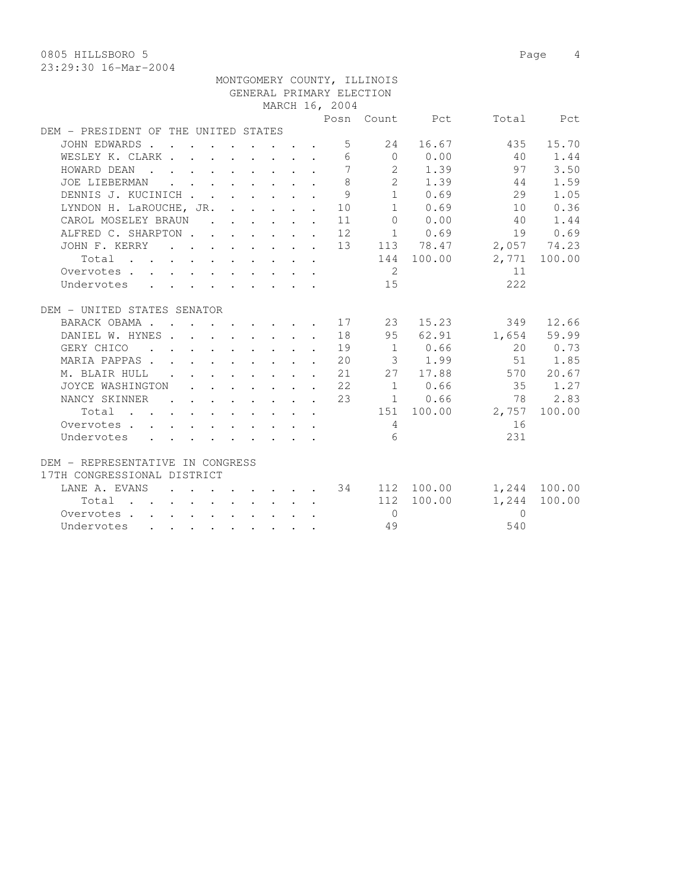0805 HILLSBORO 5

23:29:30 16-Mar-2004

MONTGOMERY COUNTY, ILLINOIS
GENERAL PRIMARY ELECTION
MARCH 16, 2004

| | Posn | Count | Pct | Total | Pct |
|---|---|---|---|---|---|
| **DEM - PRESIDENT OF THE UNITED STATES** | | | | | |
| JOHN EDWARDS | 5 | 24 | 16.67 | 435 | 15.70 |
| WESLEY K. CLARK | 6 | 0 | 0.00 | 40 | 1.44 |
| HOWARD DEAN | 7 | 2 | 1.39 | 97 | 3.50 |
| JOE LIEBERMAN | 8 | 2 | 1.39 | 44 | 1.59 |
| DENNIS J. KUCINICH | 9 | 1 | 0.69 | 29 | 1.05 |
| LYNDON H. LaROUCHE, JR. | 10 | 1 | 0.69 | 10 | 0.36 |
| CAROL MOSELEY BRAUN | 11 | 0 | 0.00 | 40 | 1.44 |
| ALFRED C. SHARPTON | 12 | 1 | 0.69 | 19 | 0.69 |
| JOHN F. KERRY | 13 | 113 | 78.47 | 2,057 | 74.23 |
| Total | | 144 | 100.00 | 2,771 | 100.00 |
| Overvotes | | 2 | | 11 | |
| Undervotes | | 15 | | 222 | |
| **DEM - UNITED STATES SENATOR** | | | | | |
| BARACK OBAMA | 17 | 23 | 15.23 | 349 | 12.66 |
| DANIEL W. HYNES | 18 | 95 | 62.91 | 1,654 | 59.99 |
| GERY CHICO | 19 | 1 | 0.66 | 20 | 0.73 |
| MARIA PAPPAS | 20 | 3 | 1.99 | 51 | 1.85 |
| M. BLAIR HULL | 21 | 27 | 17.88 | 570 | 20.67 |
| JOYCE WASHINGTON | 22 | 1 | 0.66 | 35 | 1.27 |
| NANCY SKINNER | 23 | 1 | 0.66 | 78 | 2.83 |
| Total | | 151 | 100.00 | 2,757 | 100.00 |
| Overvotes | | 4 | | 16 | |
| Undervotes | | 6 | | 231 | |
| **DEM - REPRESENTATIVE IN CONGRESS 17TH CONGRESSIONAL DISTRICT** | | | | | |
| LANE A. EVANS | 34 | 112 | 100.00 | 1,244 | 100.00 |
| Total | | 112 | 100.00 | 1,244 | 100.00 |
| Overvotes | | 0 | | 0 | |
| Undervotes | | 49 | | 540 | |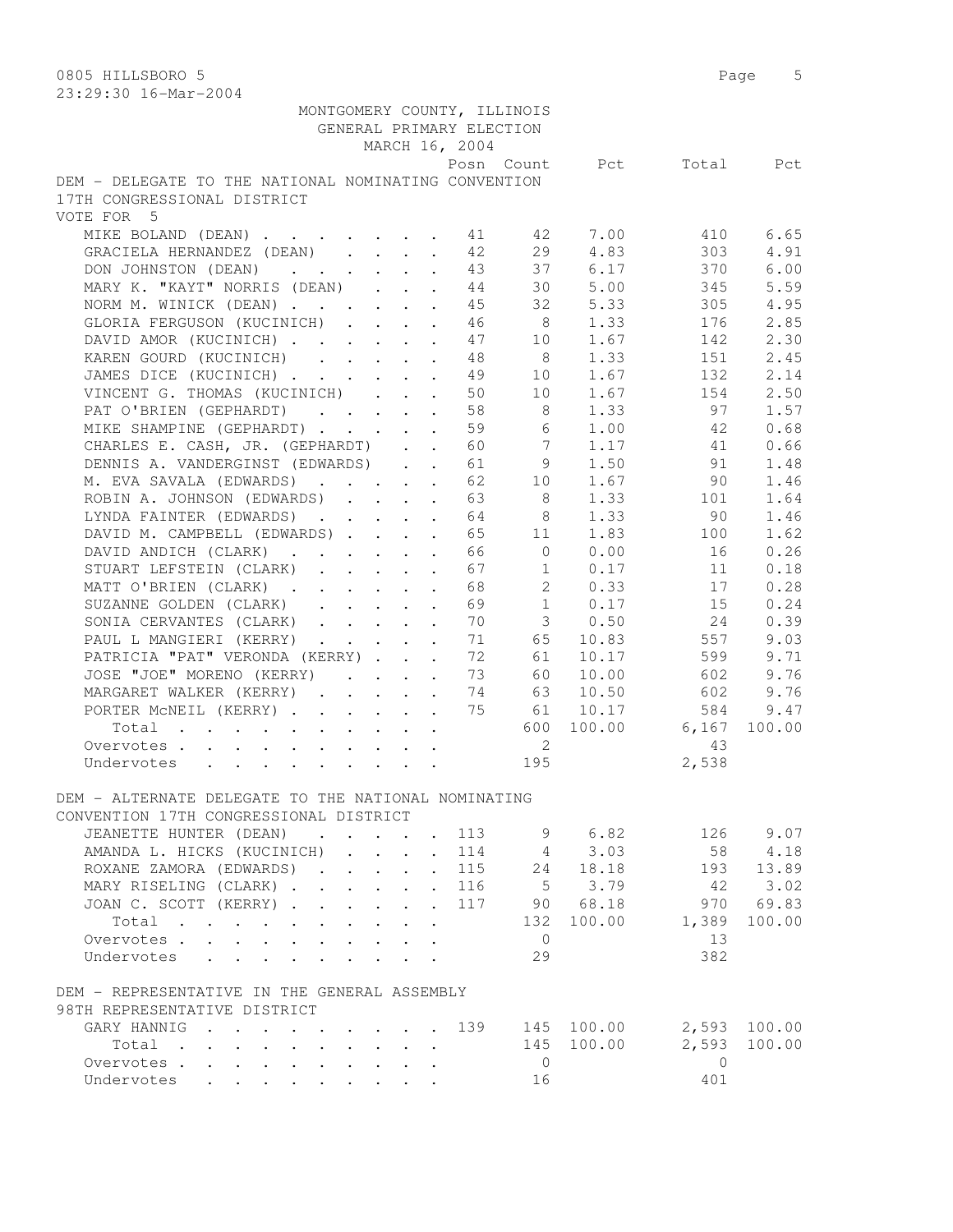MONTGOMERY COUNTY, ILLINOIS
GENERAL PRIMARY ELECTION
MARCH 16, 2004

## DEM - DELEGATE TO THE NATIONAL NOMINATING CONVENTION 17TH CONGRESSIONAL DISTRICT

VOTE FOR 5

| | Posn | Count | Pct | Total | Pct |
|---|---|---|---|---|---|
| MIKE BOLAND (DEAN) | 41 | 42 | 7.00 | 410 | 6.65 |
| GRACIELA HERNANDEZ (DEAN) | 42 | 29 | 4.83 | 303 | 4.91 |
| DON JOHNSTON (DEAN) | 43 | 37 | 6.17 | 370 | 6.00 |
| MARY K. "KAYT" NORRIS (DEAN) | 44 | 30 | 5.00 | 345 | 5.59 |
| NORM M. WINICK (DEAN) | 45 | 32 | 5.33 | 305 | 4.95 |
| GLORIA FERGUSON (KUCINICH) | 46 | 8 | 1.33 | 176 | 2.85 |
| DAVID AMOR (KUCINICH) | 47 | 10 | 1.67 | 142 | 2.30 |
| KAREN GOURD (KUCINICH) | 48 | 8 | 1.33 | 151 | 2.45 |
| JAMES DICE (KUCINICH) | 49 | 10 | 1.67 | 132 | 2.14 |
| VINCENT G. THOMAS (KUCINICH) | 50 | 10 | 1.67 | 154 | 2.50 |
| PAT O'BRIEN (GEPHARDT) | 58 | 8 | 1.33 | 97 | 1.57 |
| MIKE SHAMPINE (GEPHARDT) | 59 | 6 | 1.00 | 42 | 0.68 |
| CHARLES E. CASH, JR. (GEPHARDT) | 60 | 7 | 1.17 | 41 | 0.66 |
| DENNIS A. VANDERGINST (EDWARDS) | 61 | 9 | 1.50 | 91 | 1.48 |
| M. EVA SAVALA (EDWARDS) | 62 | 10 | 1.67 | 90 | 1.46 |
| ROBIN A. JOHNSON (EDWARDS) | 63 | 8 | 1.33 | 101 | 1.64 |
| LYNDA FAINTER (EDWARDS) | 64 | 8 | 1.33 | 90 | 1.46 |
| DAVID M. CAMPBELL (EDWARDS) | 65 | 11 | 1.83 | 100 | 1.62 |
| DAVID ANDICH (CLARK) | 66 | 0 | 0.00 | 16 | 0.26 |
| STUART LEFSTEIN (CLARK) | 67 | 1 | 0.17 | 11 | 0.18 |
| MATT O'BRIEN (CLARK) | 68 | 2 | 0.33 | 17 | 0.28 |
| SUZANNE GOLDEN (CLARK) | 69 | 1 | 0.17 | 15 | 0.24 |
| SONIA CERVANTES (CLARK) | 70 | 3 | 0.50 | 24 | 0.39 |
| PAUL L MANGIERI (KERRY) | 71 | 65 | 10.83 | 557 | 9.03 |
| PATRICIA "PAT" VERONDA (KERRY) | 72 | 61 | 10.17 | 599 | 9.71 |
| JOSE "JOE" MORENO (KERRY) | 73 | 60 | 10.00 | 602 | 9.76 |
| MARGARET WALKER (KERRY) | 74 | 63 | 10.50 | 602 | 9.76 |
| PORTER McNEIL (KERRY) | 75 | 61 | 10.17 | 584 | 9.47 |
| Total | | 600 | 100.00 | 6,167 | 100.00 |
| Overvotes | | 2 | | 43 | |
| Undervotes | | 195 | | 2,538 | |

## DEM - ALTERNATE DELEGATE TO THE NATIONAL NOMINATING CONVENTION 17TH CONGRESSIONAL DISTRICT

| | Posn | Count | Pct | Total | Pct |
|---|---|---|---|---|---|
| JEANETTE HUNTER (DEAN) | 113 | 9 | 6.82 | 126 | 9.07 |
| AMANDA L. HICKS (KUCINICH) | 114 | 4 | 3.03 | 58 | 4.18 |
| ROXANE ZAMORA (EDWARDS) | 115 | 24 | 18.18 | 193 | 13.89 |
| MARY RISELING (CLARK) | 116 | 5 | 3.79 | 42 | 3.02 |
| JOAN C. SCOTT (KERRY) | 117 | 90 | 68.18 | 970 | 69.83 |
| Total | | 132 | 100.00 | 1,389 | 100.00 |
| Overvotes | | 0 | | 13 | |
| Undervotes | | 29 | | 382 | |

## DEM - REPRESENTATIVE IN THE GENERAL ASSEMBLY 98TH REPRESENTATIVE DISTRICT

| | Posn | Count | Pct | Total | Pct |
|---|---|---|---|---|---|
| GARY HANNIG | 139 | 145 | 100.00 | 2,593 | 100.00 |
| Total | | 145 | 100.00 | 2,593 | 100.00 |
| Overvotes | | 0 | | 0 | |
| Undervotes | | 16 | | 401 | |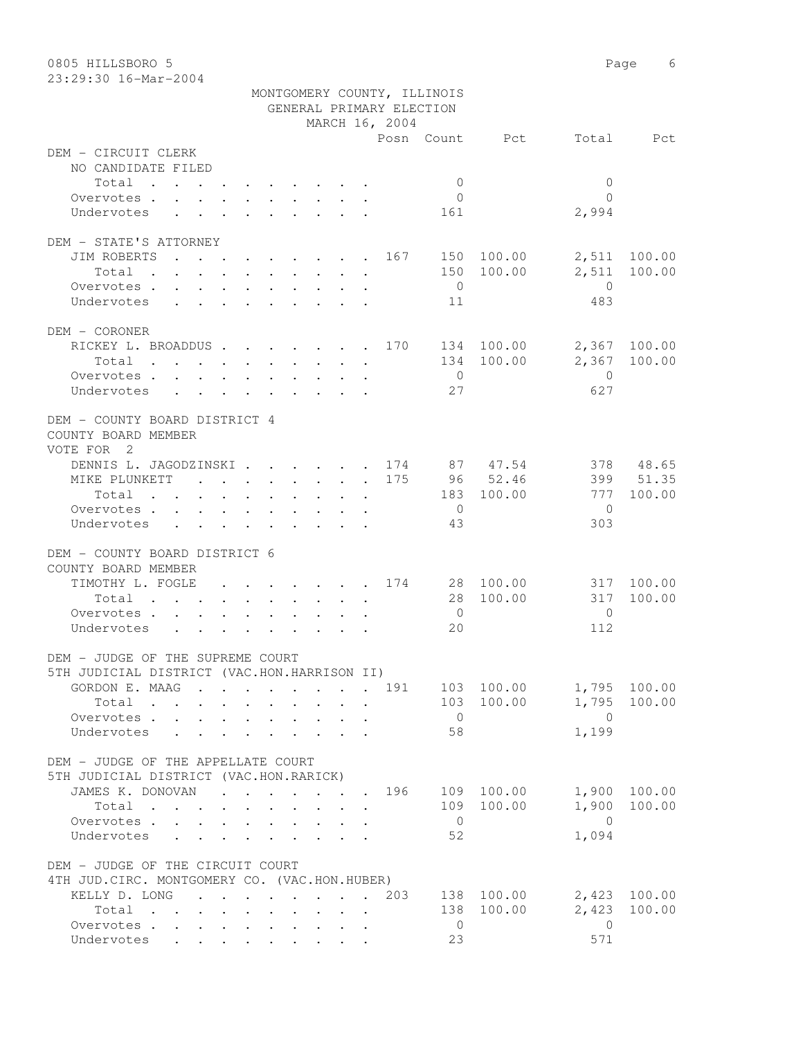0805 HILLSBORO 5

23:29:30 16-Mar-2004

MONTGOMERY COUNTY, ILLINOIS
GENERAL PRIMARY ELECTION
MARCH 16, 2004

| | Posn | Count | Pct | Total | Pct |
|---|---|---|---|---|---|
| **DEM - CIRCUIT CLERK** | | | | | |
| NO CANDIDATE FILED | | | | | |
| Total | | 0 | | 0 | |
| Overvotes | | 0 | | 0 | |
| Undervotes | | 161 | | 2,994 | |
| **DEM - STATE'S ATTORNEY** | | | | | |
| JIM ROBERTS | 167 | 150 | 100.00 | 2,511 | 100.00 |
| Total | | 150 | 100.00 | 2,511 | 100.00 |
| Overvotes | | 0 | | 0 | |
| Undervotes | | 11 | | 483 | |
| **DEM - CORONER** | | | | | |
| RICKEY L. BROADDUS | 170 | 134 | 100.00 | 2,367 | 100.00 |
| Total | | 134 | 100.00 | 2,367 | 100.00 |
| Overvotes | | 0 | | 0 | |
| Undervotes | | 27 | | 627 | |
| **DEM - COUNTY BOARD DISTRICT 4** | | | | | |
| COUNTY BOARD MEMBER | | | | | |
| VOTE FOR 2 | | | | | |
| DENNIS L. JAGODZINSKI | 174 | 87 | 47.54 | 378 | 48.65 |
| MIKE PLUNKETT | 175 | 96 | 52.46 | 399 | 51.35 |
| Total | | 183 | 100.00 | 777 | 100.00 |
| Overvotes | | 0 | | 0 | |
| Undervotes | | 43 | | 303 | |
| **DEM - COUNTY BOARD DISTRICT 6** | | | | | |
| COUNTY BOARD MEMBER | | | | | |
| TIMOTHY L. FOGLE | 174 | 28 | 100.00 | 317 | 100.00 |
| Total | | 28 | 100.00 | 317 | 100.00 |
| Overvotes | | 0 | | 0 | |
| Undervotes | | 20 | | 112 | |
| **DEM - JUDGE OF THE SUPREME COURT** | | | | | |
| 5TH JUDICIAL DISTRICT (VAC.HON.HARRISON II) | | | | | |
| GORDON E. MAAG | 191 | 103 | 100.00 | 1,795 | 100.00 |
| Total | | 103 | 100.00 | 1,795 | 100.00 |
| Overvotes | | 0 | | 0 | |
| Undervotes | | 58 | | 1,199 | |
| **DEM - JUDGE OF THE APPELLATE COURT** | | | | | |
| 5TH JUDICIAL DISTRICT (VAC.HON.RARICK) | | | | | |
| JAMES K. DONOVAN | 196 | 109 | 100.00 | 1,900 | 100.00 |
| Total | | 109 | 100.00 | 1,900 | 100.00 |
| Overvotes | | 0 | | 0 | |
| Undervotes | | 52 | | 1,094 | |
| **DEM - JUDGE OF THE CIRCUIT COURT** | | | | | |
| 4TH JUD.CIRC. MONTGOMERY CO. (VAC.HON.HUBER) | | | | | |
| KELLY D. LONG | 203 | 138 | 100.00 | 2,423 | 100.00 |
| Total | | 138 | 100.00 | 2,423 | 100.00 |
| Overvotes | | 0 | | 0 | |
| Undervotes | | 23 | | 571 | |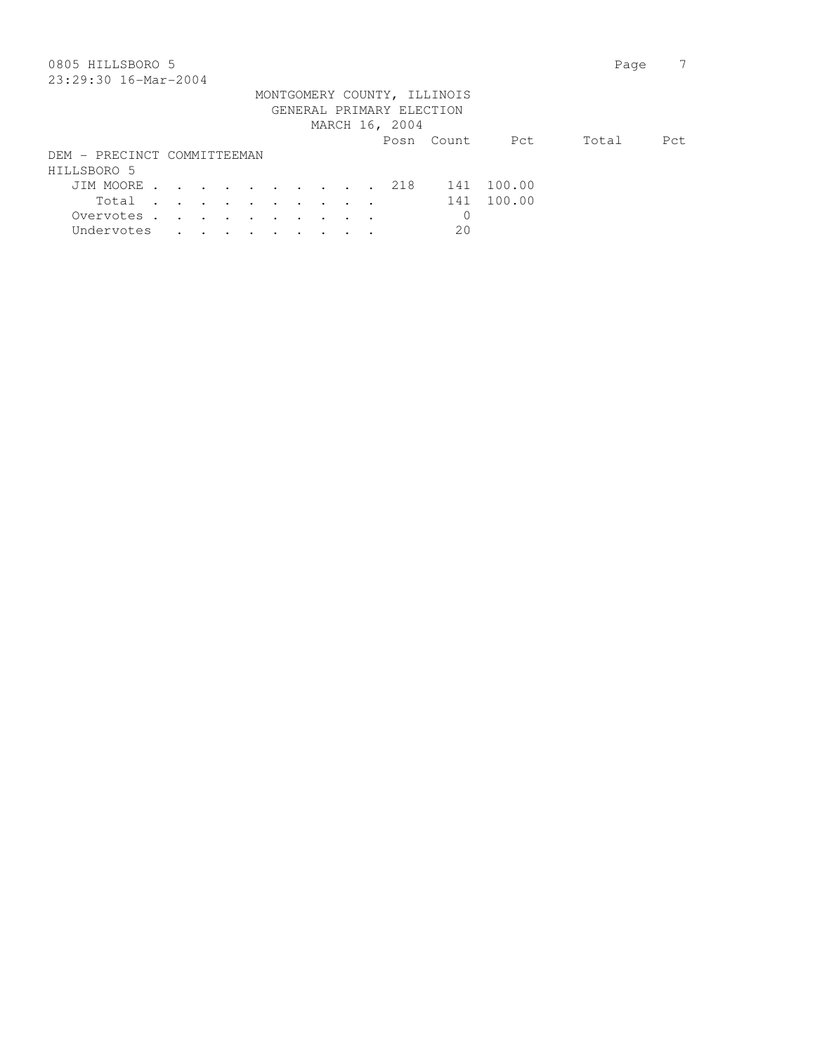0805 HILLSBORO 5

23:29:30 16-Mar-2004

MONTGOMERY COUNTY, ILLINOIS
GENERAL PRIMARY ELECTION
MARCH 16, 2004

DEM - PRECINCT COMMITTEEMAN
HILLSBORO 5

| | Posn | Count | Pct | Total | Pct |
|---|---|---|---|---|---|
| JIM MOORE | 218 | 141 | 100.00 | | |
| Total | | 141 | 100.00 | | |
| Overvotes | | 0 | | | |
| Undervotes | | 20 | | | |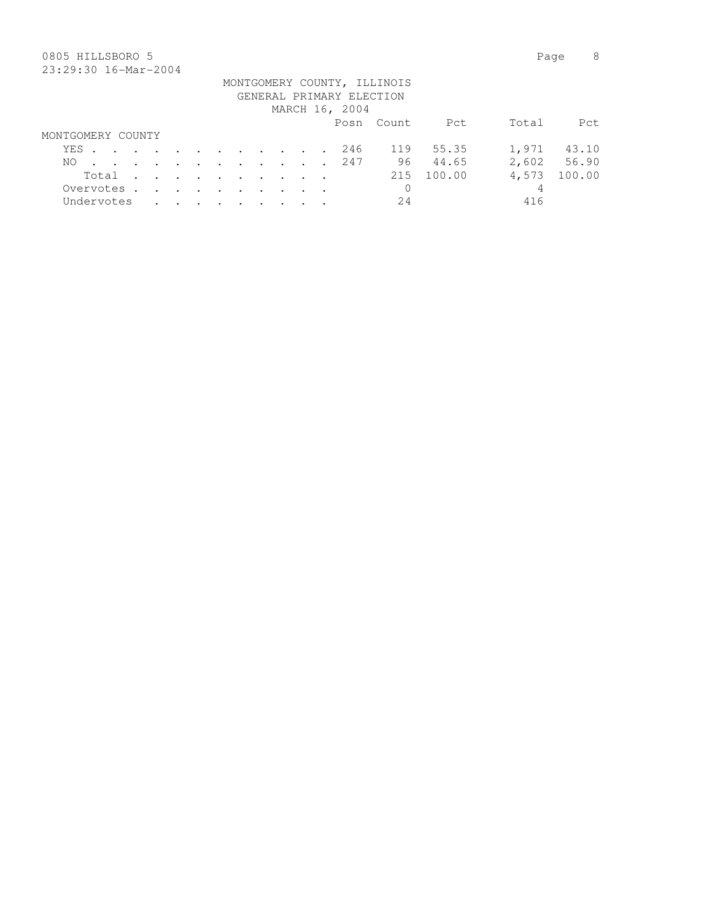0805 HILLSBORO 5

23:29:30 16-Mar-2004

MONTGOMERY COUNTY, ILLINOIS
GENERAL PRIMARY ELECTION
MARCH 16, 2004

| | Posn | Count | Pct | Total | Pct |
|---|---|---|---|---|---|
| **MONTGOMERY COUNTY** | | | | | |
| YES | 246 | 119 | 55.35 | 1,971 | 43.10 |
| NO | 247 | 96 | 44.65 | 2,602 | 56.90 |
| Total | | 215 | 100.00 | 4,573 | 100.00 |
| Overvotes | | 0 | | 4 | |
| Undervotes | | 24 | | 416 | |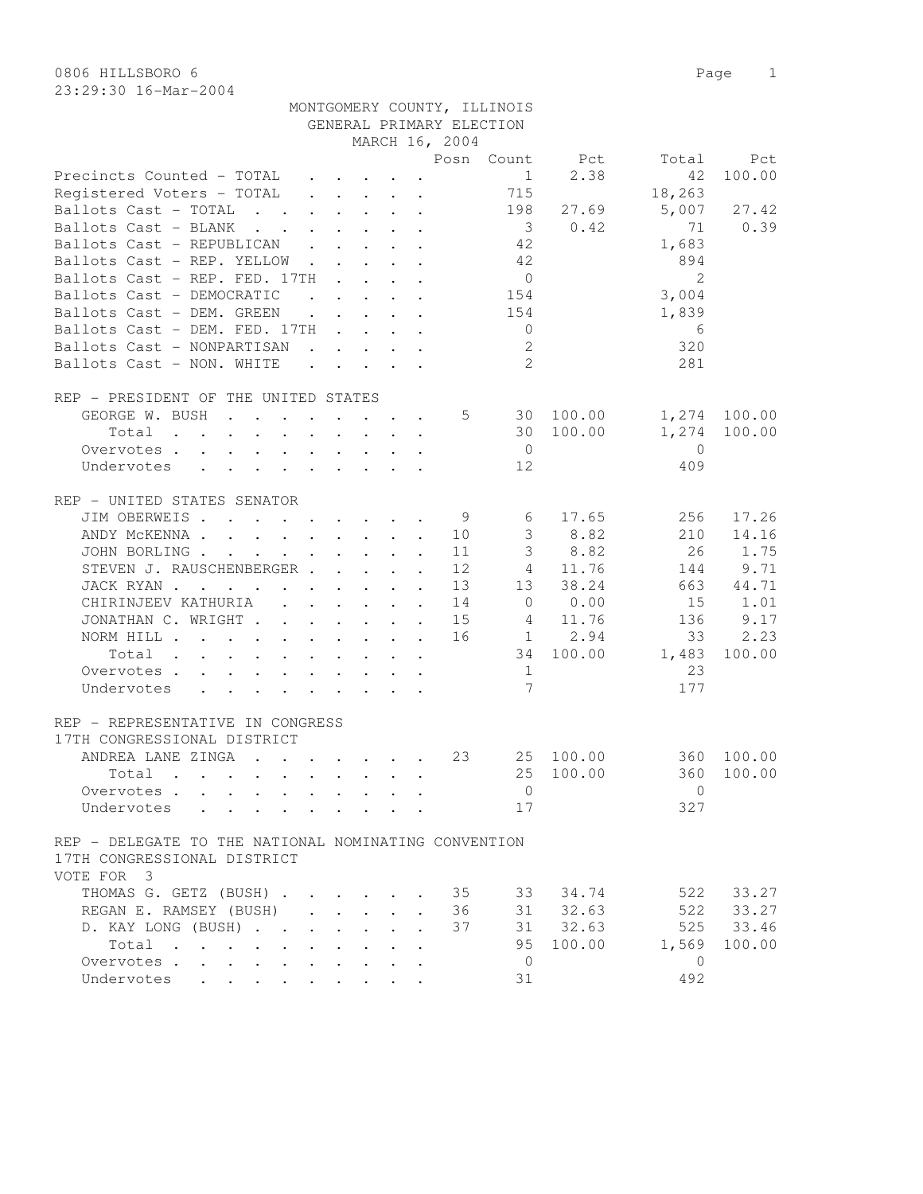0806 HILLSBORO 6

23:29:30 16-Mar-2004

MONTGOMERY COUNTY, ILLINOIS
GENERAL PRIMARY ELECTION
MARCH 16, 2004

| | Posn | Count | Pct | Total | Pct |
|---|---|---|---|---|---|
| Precincts Counted - TOTAL | | 1 | 2.38 | 42 | 100.00 |
| Registered Voters - TOTAL | | 715 | | 18,263 | |
| Ballots Cast - TOTAL | | 198 | 27.69 | 5,007 | 27.42 |
| Ballots Cast - BLANK | | 3 | 0.42 | 71 | 0.39 |
| Ballots Cast - REPUBLICAN | | 42 | | 1,683 | |
| Ballots Cast - REP. YELLOW | | 42 | | 894 | |
| Ballots Cast - REP. FED. 17TH | | 0 | | 2 | |
| Ballots Cast - DEMOCRATIC | | 154 | | 3,004 | |
| Ballots Cast - DEM. GREEN | | 154 | | 1,839 | |
| Ballots Cast - DEM. FED. 17TH | | 0 | | 6 | |
| Ballots Cast - NONPARTISAN | | 2 | | 320 | |
| Ballots Cast - NON. WHITE | | 2 | | 281 | |

REP - PRESIDENT OF THE UNITED STATES

| | Posn | Count | Pct | Total | Pct |
|---|---|---|---|---|---|
| GEORGE W. BUSH | 5 | 30 | 100.00 | 1,274 | 100.00 |
| Total | | 30 | 100.00 | 1,274 | 100.00 |
| Overvotes | | 0 | | 0 | |
| Undervotes | | 12 | | 409 | |

REP - UNITED STATES SENATOR

| | Posn | Count | Pct | Total | Pct |
|---|---|---|---|---|---|
| JIM OBERWEIS | 9 | 6 | 17.65 | 256 | 17.26 |
| ANDY McKENNA | 10 | 3 | 8.82 | 210 | 14.16 |
| JOHN BORLING | 11 | 3 | 8.82 | 26 | 1.75 |
| STEVEN J. RAUSCHENBERGER | 12 | 4 | 11.76 | 144 | 9.71 |
| JACK RYAN | 13 | 13 | 38.24 | 663 | 44.71 |
| CHIRINJEEV KATHURIA | 14 | 0 | 0.00 | 15 | 1.01 |
| JONATHAN C. WRIGHT | 15 | 4 | 11.76 | 136 | 9.17 |
| NORM HILL | 16 | 1 | 2.94 | 33 | 2.23 |
| Total | | 34 | 100.00 | 1,483 | 100.00 |
| Overvotes | | 1 | | 23 | |
| Undervotes | | 7 | | 177 | |

REP - REPRESENTATIVE IN CONGRESS
17TH CONGRESSIONAL DISTRICT

| | Posn | Count | Pct | Total | Pct |
|---|---|---|---|---|---|
| ANDREA LANE ZINGA | 23 | 25 | 100.00 | 360 | 100.00 |
| Total | | 25 | 100.00 | 360 | 100.00 |
| Overvotes | | 0 | | 0 | |
| Undervotes | | 17 | | 327 | |

REP - DELEGATE TO THE NATIONAL NOMINATING CONVENTION
17TH CONGRESSIONAL DISTRICT
VOTE FOR 3

| | Posn | Count | Pct | Total | Pct |
|---|---|---|---|---|---|
| THOMAS G. GETZ (BUSH) | 35 | 33 | 34.74 | 522 | 33.27 |
| REGAN E. RAMSEY (BUSH) | 36 | 31 | 32.63 | 522 | 33.27 |
| D. KAY LONG (BUSH) | 37 | 31 | 32.63 | 525 | 33.46 |
| Total | | 95 | 100.00 | 1,569 | 100.00 |
| Overvotes | | 0 | | 0 | |
| Undervotes | | 31 | | 492 | |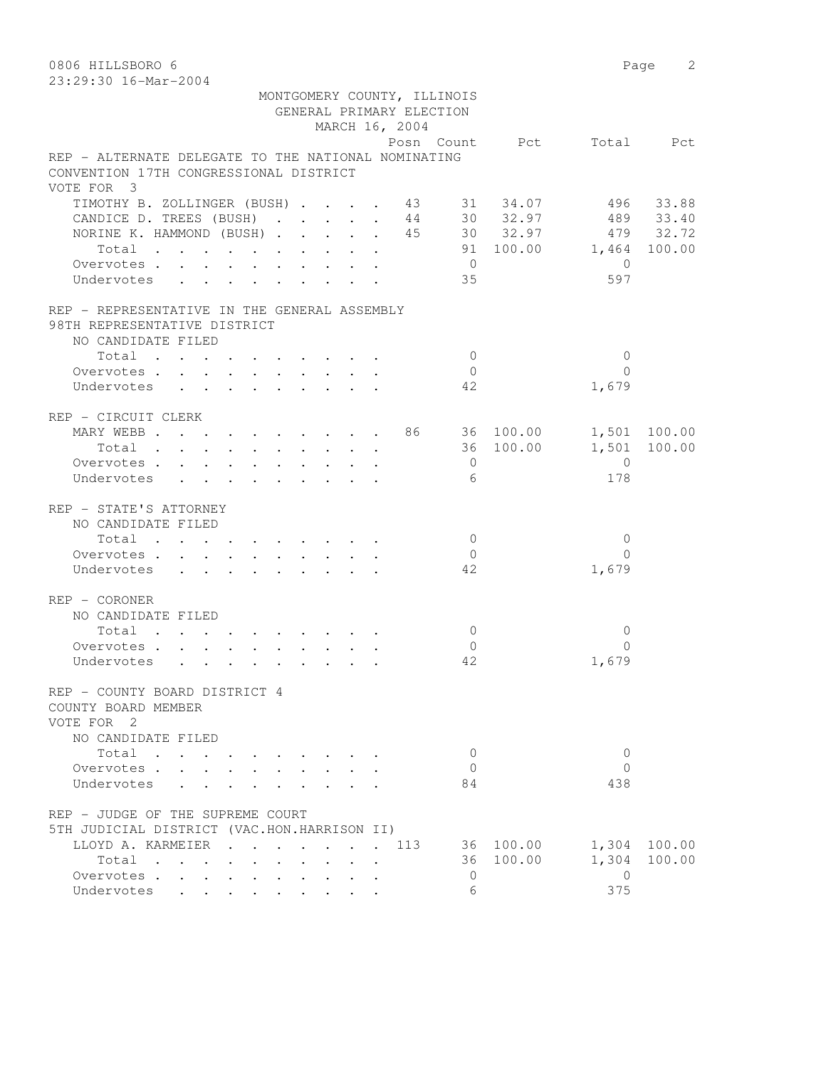MONTGOMERY COUNTY, ILLINOIS
GENERAL PRIMARY ELECTION
MARCH 16, 2004

REP - ALTERNATE DELEGATE TO THE NATIONAL NOMINATING CONVENTION 17TH CONGRESSIONAL DISTRICT
VOTE FOR 3

| | Posn | Count | Pct | Total | Pct |
|---|---|---|---|---|---|
| TIMOTHY B. ZOLLINGER (BUSH) | 43 | 31 | 34.07 | 496 | 33.88 |
| CANDICE D. TREES (BUSH) | 44 | 30 | 32.97 | 489 | 33.40 |
| NORINE K. HAMMOND (BUSH) | 45 | 30 | 32.97 | 479 | 32.72 |
| Total | | 91 | 100.00 | 1,464 | 100.00 |
| Overvotes | | 0 | | 0 | |
| Undervotes | | 35 | | 597 | |

REP - REPRESENTATIVE IN THE GENERAL ASSEMBLY
98TH REPRESENTATIVE DISTRICT
NO CANDIDATE FILED

| | Posn | Count | Pct | Total | Pct |
|---|---|---|---|---|---|
| Total | | 0 | | 0 | |
| Overvotes | | 0 | | 0 | |
| Undervotes | | 42 | | 1,679 | |

REP - CIRCUIT CLERK

| | Posn | Count | Pct | Total | Pct |
|---|---|---|---|---|---|
| MARY WEBB | 86 | 36 | 100.00 | 1,501 | 100.00 |
| Total | | 36 | 100.00 | 1,501 | 100.00 |
| Overvotes | | 0 | | 0 | |
| Undervotes | | 6 | | 178 | |

REP - STATE'S ATTORNEY
NO CANDIDATE FILED

| | Posn | Count | Pct | Total | Pct |
|---|---|---|---|---|---|
| Total | | 0 | | 0 | |
| Overvotes | | 0 | | 0 | |
| Undervotes | | 42 | | 1,679 | |

REP - CORONER
NO CANDIDATE FILED

| | Posn | Count | Pct | Total | Pct |
|---|---|---|---|---|---|
| Total | | 0 | | 0 | |
| Overvotes | | 0 | | 0 | |
| Undervotes | | 42 | | 1,679 | |

REP - COUNTY BOARD DISTRICT 4
COUNTY BOARD MEMBER
VOTE FOR 2
NO CANDIDATE FILED

| | Posn | Count | Pct | Total | Pct |
|---|---|---|---|---|---|
| Total | | 0 | | 0 | |
| Overvotes | | 0 | | 0 | |
| Undervotes | | 84 | | 438 | |

REP - JUDGE OF THE SUPREME COURT
5TH JUDICIAL DISTRICT (VAC.HON.HARRISON II)

| | Posn | Count | Pct | Total | Pct |
|---|---|---|---|---|---|
| LLOYD A. KARMEIER | 113 | 36 | 100.00 | 1,304 | 100.00 |
| Total | | 36 | 100.00 | 1,304 | 100.00 |
| Overvotes | | 0 | | 0 | |
| Undervotes | | 6 | | 375 | |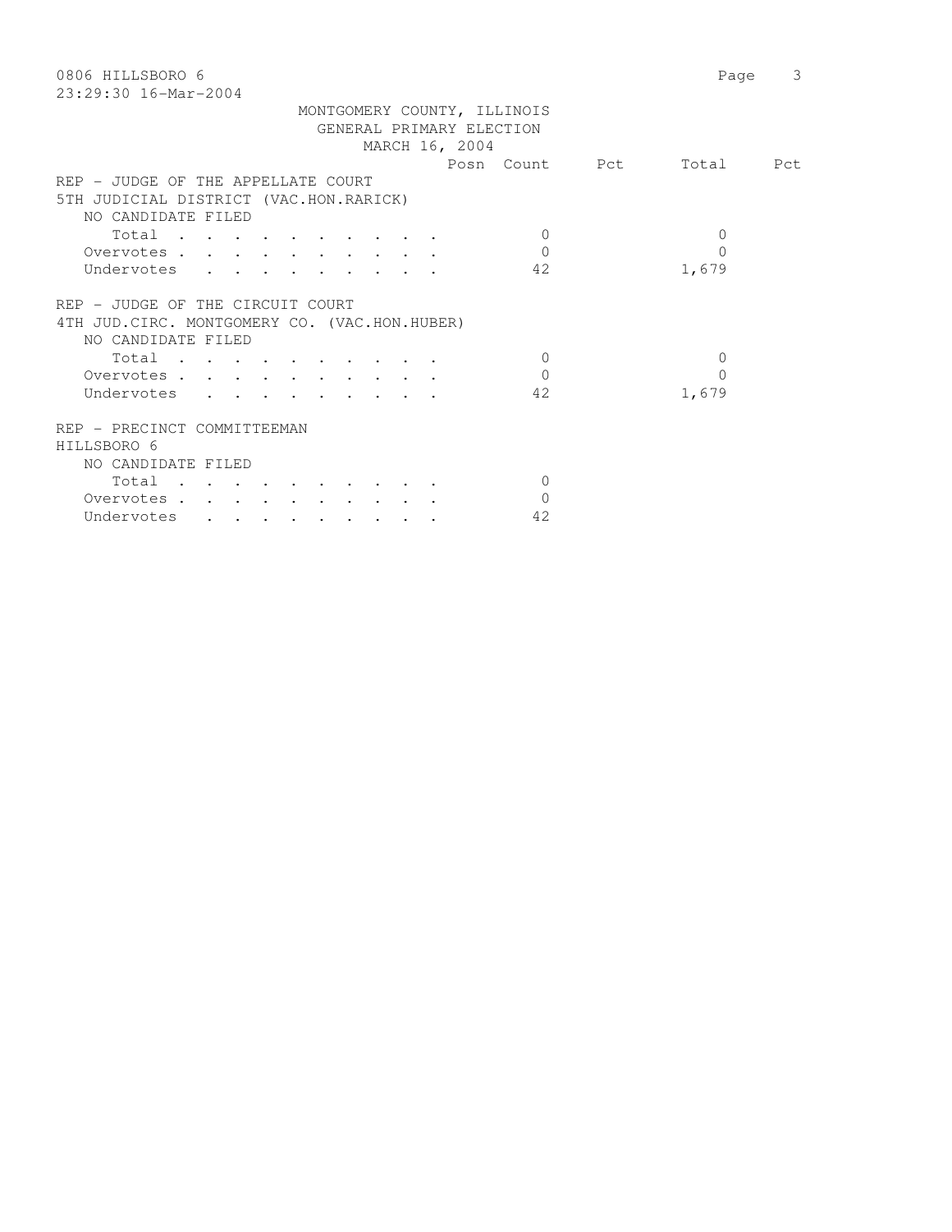MONTGOMERY COUNTY, ILLINOIS
GENERAL PRIMARY ELECTION
MARCH 16, 2004

| | Posn | Count | Pct | Total | Pct |
|---|---|---|---|---|---|
| **REP - JUDGE OF THE APPELLATE COURT** | | | | | |
| **5TH JUDICIAL DISTRICT (VAC.HON.RARICK)** | | | | | |
| NO CANDIDATE FILED | | | | | |
| Total | | 0 | | 0 | |
| Overvotes | | 0 | | 0 | |
| Undervotes | | 42 | | 1,679 | |
| **REP - JUDGE OF THE CIRCUIT COURT** | | | | | |
| **4TH JUD.CIRC. MONTGOMERY CO. (VAC.HON.HUBER)** | | | | | |
| NO CANDIDATE FILED | | | | | |
| Total | | 0 | | 0 | |
| Overvotes | | 0 | | 0 | |
| Undervotes | | 42 | | 1,679 | |
| **REP - PRECINCT COMMITTEEMAN** | | | | | |
| **HILLSBORO 6** | | | | | |
| NO CANDIDATE FILED | | | | | |
| Total | | 0 | | | |
| Overvotes | | 0 | | | |
| Undervotes | | 42 | | | |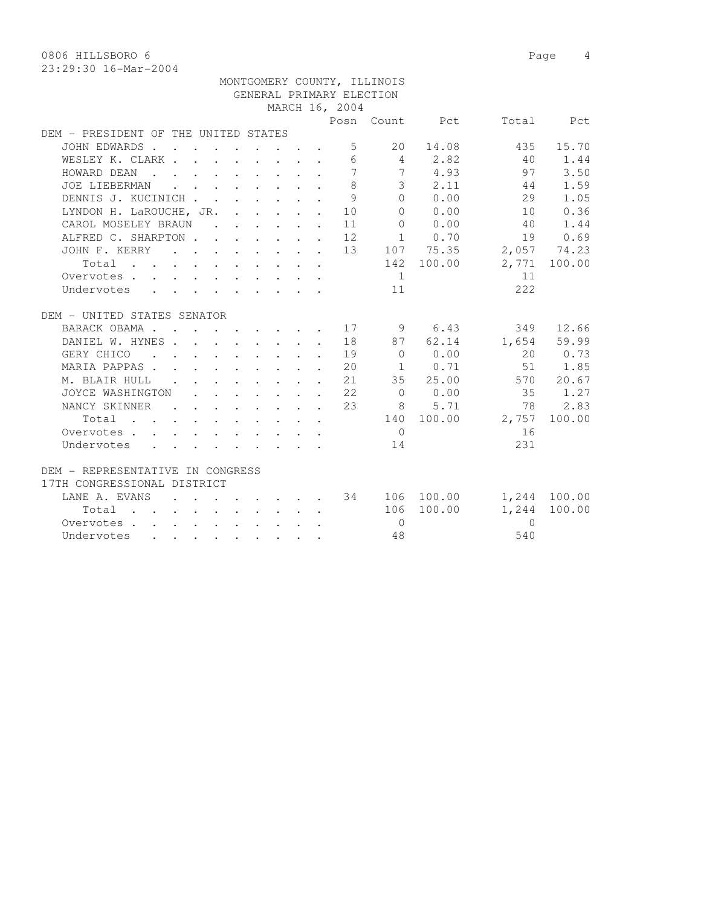0806 HILLSBORO 6

23:29:30 16-Mar-2004

MONTGOMERY COUNTY, ILLINOIS
GENERAL PRIMARY ELECTION
MARCH 16, 2004

| | Posn | Count | Pct | Total | Pct |
|---|---|---|---|---|---|
| **DEM - PRESIDENT OF THE UNITED STATES** | | | | | |
| JOHN EDWARDS | 5 | 20 | 14.08 | 435 | 15.70 |
| WESLEY K. CLARK | 6 | 4 | 2.82 | 40 | 1.44 |
| HOWARD DEAN | 7 | 7 | 4.93 | 97 | 3.50 |
| JOE LIEBERMAN | 8 | 3 | 2.11 | 44 | 1.59 |
| DENNIS J. KUCINICH | 9 | 0 | 0.00 | 29 | 1.05 |
| LYNDON H. LaROUCHE, JR. | 10 | 0 | 0.00 | 10 | 0.36 |
| CAROL MOSELEY BRAUN | 11 | 0 | 0.00 | 40 | 1.44 |
| ALFRED C. SHARPTON | 12 | 1 | 0.70 | 19 | 0.69 |
| JOHN F. KERRY | 13 | 107 | 75.35 | 2,057 | 74.23 |
| Total | | 142 | 100.00 | 2,771 | 100.00 |
| Overvotes | | 1 | | 11 | |
| Undervotes | | 11 | | 222 | |
| **DEM - UNITED STATES SENATOR** | | | | | |
| BARACK OBAMA | 17 | 9 | 6.43 | 349 | 12.66 |
| DANIEL W. HYNES | 18 | 87 | 62.14 | 1,654 | 59.99 |
| GERY CHICO | 19 | 0 | 0.00 | 20 | 0.73 |
| MARIA PAPPAS | 20 | 1 | 0.71 | 51 | 1.85 |
| M. BLAIR HULL | 21 | 35 | 25.00 | 570 | 20.67 |
| JOYCE WASHINGTON | 22 | 0 | 0.00 | 35 | 1.27 |
| NANCY SKINNER | 23 | 8 | 5.71 | 78 | 2.83 |
| Total | | 140 | 100.00 | 2,757 | 100.00 |
| Overvotes | | 0 | | 16 | |
| Undervotes | | 14 | | 231 | |
| **DEM - REPRESENTATIVE IN CONGRESS 17TH CONGRESSIONAL DISTRICT** | | | | | |
| LANE A. EVANS | 34 | 106 | 100.00 | 1,244 | 100.00 |
| Total | | 106 | 100.00 | 1,244 | 100.00 |
| Overvotes | | 0 | | 0 | |
| Undervotes | | 48 | | 540 | |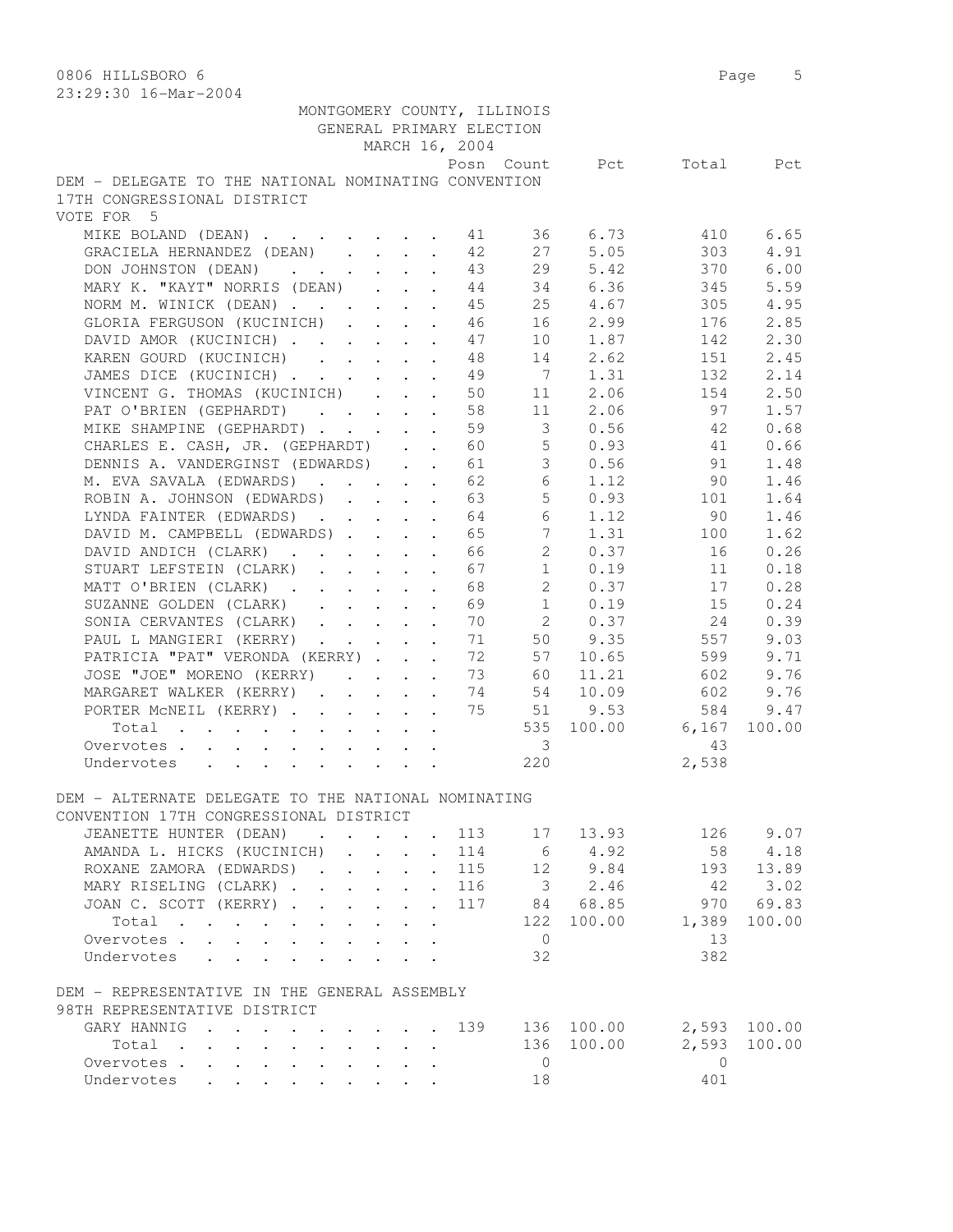MONTGOMERY COUNTY, ILLINOIS
GENERAL PRIMARY ELECTION
MARCH 16, 2004

### DEM - DELEGATE TO THE NATIONAL NOMINATING CONVENTION 17TH CONGRESSIONAL DISTRICT

VOTE FOR 5

| Candidate | Posn | Count | Pct | Total | Pct |
|---|---|---|---|---|---|
| MIKE BOLAND (DEAN) | 41 | 36 | 6.73 | 410 | 6.65 |
| GRACIELA HERNANDEZ (DEAN) | 42 | 27 | 5.05 | 303 | 4.91 |
| DON JOHNSTON (DEAN) | 43 | 29 | 5.42 | 370 | 6.00 |
| MARY K. "KAYT" NORRIS (DEAN) | 44 | 34 | 6.36 | 345 | 5.59 |
| NORM M. WINICK (DEAN) | 45 | 25 | 4.67 | 305 | 4.95 |
| GLORIA FERGUSON (KUCINICH) | 46 | 16 | 2.99 | 176 | 2.85 |
| DAVID AMOR (KUCINICH) | 47 | 10 | 1.87 | 142 | 2.30 |
| KAREN GOURD (KUCINICH) | 48 | 14 | 2.62 | 151 | 2.45 |
| JAMES DICE (KUCINICH) | 49 | 7 | 1.31 | 132 | 2.14 |
| VINCENT G. THOMAS (KUCINICH) | 50 | 11 | 2.06 | 154 | 2.50 |
| PAT O'BRIEN (GEPHARDT) | 58 | 11 | 2.06 | 97 | 1.57 |
| MIKE SHAMPINE (GEPHARDT) | 59 | 3 | 0.56 | 42 | 0.68 |
| CHARLES E. CASH, JR. (GEPHARDT) | 60 | 5 | 0.93 | 41 | 0.66 |
| DENNIS A. VANDERGINST (EDWARDS) | 61 | 3 | 0.56 | 91 | 1.48 |
| M. EVA SAVALA (EDWARDS) | 62 | 6 | 1.12 | 90 | 1.46 |
| ROBIN A. JOHNSON (EDWARDS) | 63 | 5 | 0.93 | 101 | 1.64 |
| LYNDA FAINTER (EDWARDS) | 64 | 6 | 1.12 | 90 | 1.46 |
| DAVID M. CAMPBELL (EDWARDS) | 65 | 7 | 1.31 | 100 | 1.62 |
| DAVID ANDICH (CLARK) | 66 | 2 | 0.37 | 16 | 0.26 |
| STUART LEFSTEIN (CLARK) | 67 | 1 | 0.19 | 11 | 0.18 |
| MATT O'BRIEN (CLARK) | 68 | 2 | 0.37 | 17 | 0.28 |
| SUZANNE GOLDEN (CLARK) | 69 | 1 | 0.19 | 15 | 0.24 |
| SONIA CERVANTES (CLARK) | 70 | 2 | 0.37 | 24 | 0.39 |
| PAUL L MANGIERI (KERRY) | 71 | 50 | 9.35 | 557 | 9.03 |
| PATRICIA "PAT" VERONDA (KERRY) | 72 | 57 | 10.65 | 599 | 9.71 |
| JOSE "JOE" MORENO (KERRY) | 73 | 60 | 11.21 | 602 | 9.76 |
| MARGARET WALKER (KERRY) | 74 | 54 | 10.09 | 602 | 9.76 |
| PORTER McNEIL (KERRY) | 75 | 51 | 9.53 | 584 | 9.47 |
| Total | | 535 | 100.00 | 6,167 | 100.00 |
| Overvotes | | 3 | | 43 | |
| Undervotes | | 220 | | 2,538 | |

### DEM - ALTERNATE DELEGATE TO THE NATIONAL NOMINATING CONVENTION 17TH CONGRESSIONAL DISTRICT

| Candidate | Posn | Count | Pct | Total | Pct |
|---|---|---|---|---|---|
| JEANETTE HUNTER (DEAN) | 113 | 17 | 13.93 | 126 | 9.07 |
| AMANDA L. HICKS (KUCINICH) | 114 | 6 | 4.92 | 58 | 4.18 |
| ROXANE ZAMORA (EDWARDS) | 115 | 12 | 9.84 | 193 | 13.89 |
| MARY RISELING (CLARK) | 116 | 3 | 2.46 | 42 | 3.02 |
| JOAN C. SCOTT (KERRY) | 117 | 84 | 68.85 | 970 | 69.83 |
| Total | | 122 | 100.00 | 1,389 | 100.00 |
| Overvotes | | 0 | | 13 | |
| Undervotes | | 32 | | 382 | |

### DEM - REPRESENTATIVE IN THE GENERAL ASSEMBLY 98TH REPRESENTATIVE DISTRICT

| Candidate | Posn | Count | Pct | Total | Pct |
|---|---|---|---|---|---|
| GARY HANNIG | 139 | 136 | 100.00 | 2,593 | 100.00 |
| Total | | 136 | 100.00 | 2,593 | 100.00 |
| Overvotes | | 0 | | 0 | |
| Undervotes | | 18 | | 401 | |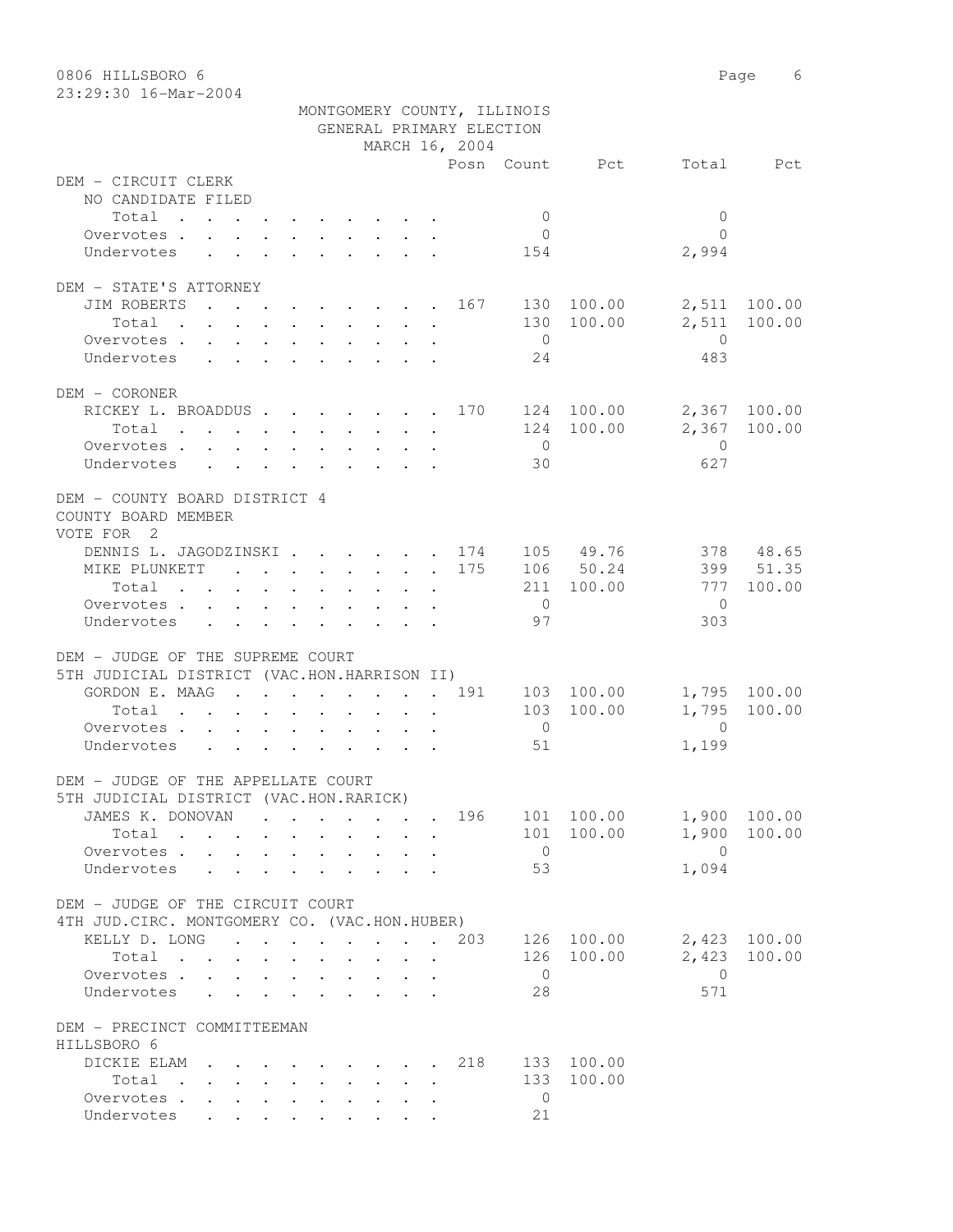MONTGOMERY COUNTY, ILLINOIS
GENERAL PRIMARY ELECTION
MARCH 16, 2004

| | Posn | Count | Pct | Total | Pct |
|---|---|---|---|---|---|
| **DEM - CIRCUIT CLERK** | | | | | |
| NO CANDIDATE FILED | | | | | |
| Total | | 0 | | 0 | |
| Overvotes | | 0 | | 0 | |
| Undervotes | | 154 | | 2,994 | |
| **DEM - STATE'S ATTORNEY** | | | | | |
| JIM ROBERTS | 167 | 130 | 100.00 | 2,511 | 100.00 |
| Total | | 130 | 100.00 | 2,511 | 100.00 |
| Overvotes | | 0 | | 0 | |
| Undervotes | | 24 | | 483 | |
| **DEM - CORONER** | | | | | |
| RICKEY L. BROADDUS | 170 | 124 | 100.00 | 2,367 | 100.00 |
| Total | | 124 | 100.00 | 2,367 | 100.00 |
| Overvotes | | 0 | | 0 | |
| Undervotes | | 30 | | 627 | |
| **DEM - COUNTY BOARD DISTRICT 4** | | | | | |
| COUNTY BOARD MEMBER | | | | | |
| VOTE FOR 2 | | | | | |
| DENNIS L. JAGODZINSKI | 174 | 105 | 49.76 | 378 | 48.65 |
| MIKE PLUNKETT | 175 | 106 | 50.24 | 399 | 51.35 |
| Total | | 211 | 100.00 | 777 | 100.00 |
| Overvotes | | 0 | | 0 | |
| Undervotes | | 97 | | 303 | |
| **DEM - JUDGE OF THE SUPREME COURT** | | | | | |
| 5TH JUDICIAL DISTRICT (VAC.HON.HARRISON II) | | | | | |
| GORDON E. MAAG | 191 | 103 | 100.00 | 1,795 | 100.00 |
| Total | | 103 | 100.00 | 1,795 | 100.00 |
| Overvotes | | 0 | | 0 | |
| Undervotes | | 51 | | 1,199 | |
| **DEM - JUDGE OF THE APPELLATE COURT** | | | | | |
| 5TH JUDICIAL DISTRICT (VAC.HON.RARICK) | | | | | |
| JAMES K. DONOVAN | 196 | 101 | 100.00 | 1,900 | 100.00 |
| Total | | 101 | 100.00 | 1,900 | 100.00 |
| Overvotes | | 0 | | 0 | |
| Undervotes | | 53 | | 1,094 | |
| **DEM - JUDGE OF THE CIRCUIT COURT** | | | | | |
| 4TH JUD.CIRC. MONTGOMERY CO. (VAC.HON.HUBER) | | | | | |
| KELLY D. LONG | 203 | 126 | 100.00 | 2,423 | 100.00 |
| Total | | 126 | 100.00 | 2,423 | 100.00 |
| Overvotes | | 0 | | 0 | |
| Undervotes | | 28 | | 571 | |
| **DEM - PRECINCT COMMITTEEMAN** | | | | | |
| HILLSBORO 6 | | | | | |
| DICKIE ELAM | 218 | 133 | 100.00 | | |
| Total | | 133 | 100.00 | | |
| Overvotes | | 0 | | | |
| Undervotes | | 21 | | | |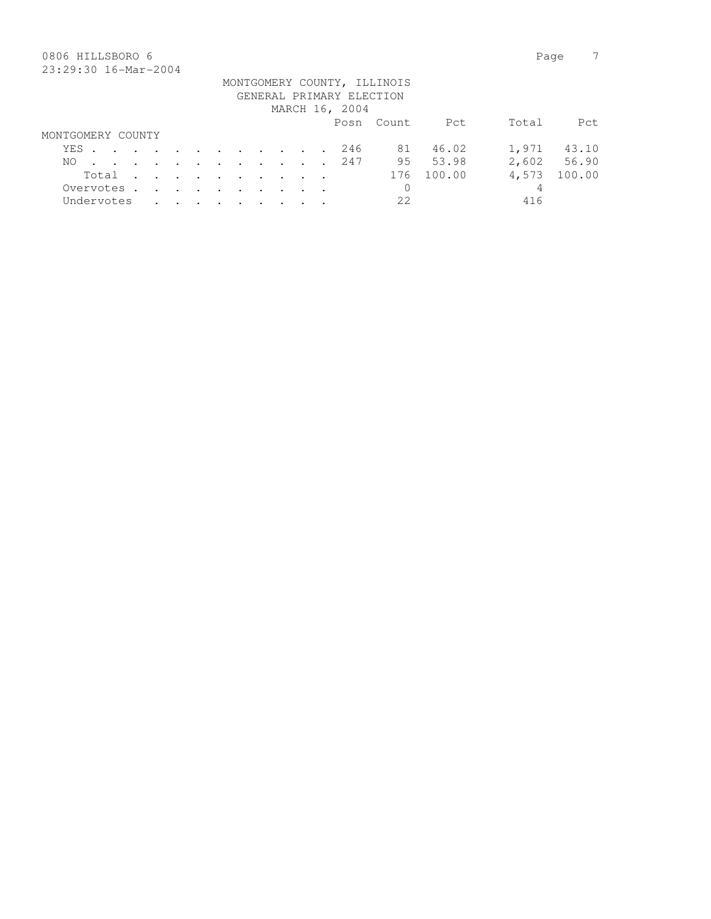0806 HILLSBORO 6

23:29:30 16-Mar-2004

MONTGOMERY COUNTY, ILLINOIS
GENERAL PRIMARY ELECTION
MARCH 16, 2004

| MONTGOMERY COUNTY | Posn | Count | Pct | Total | Pct |
|---|---|---|---|---|---|
| YES | 246 | 81 | 46.02 | 1,971 | 43.10 |
| NO | 247 | 95 | 53.98 | 2,602 | 56.90 |
| Total | | 176 | 100.00 | 4,573 | 100.00 |
| Overvotes | | 0 | | 4 | |
| Undervotes | | 22 | | 416 | |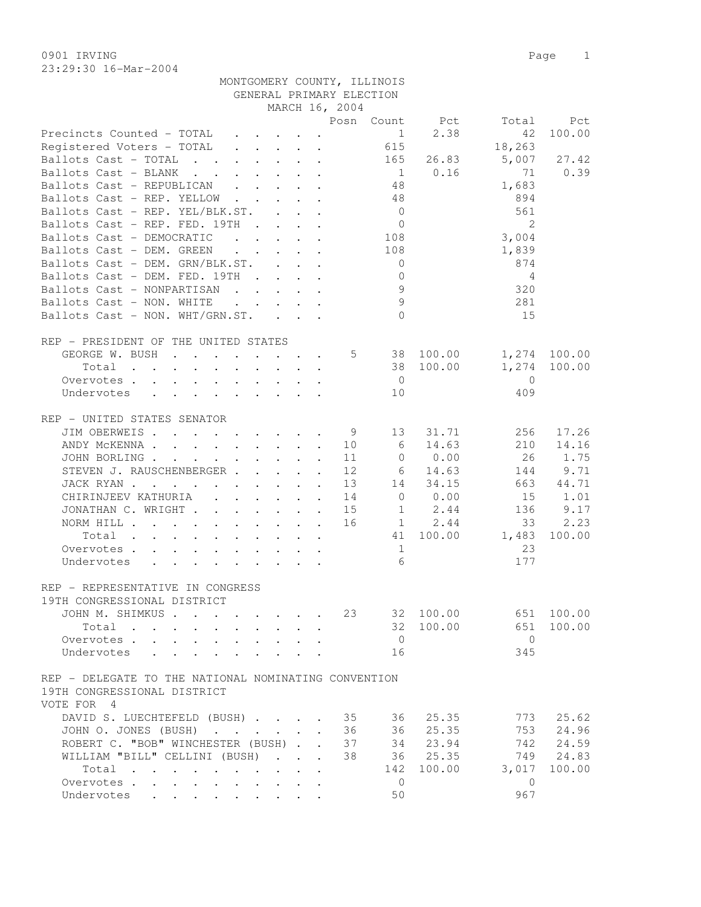0901 IRVING
23:29:30 16-Mar-2004

MONTGOMERY COUNTY, ILLINOIS
GENERAL PRIMARY ELECTION
MARCH 16, 2004

| | Posn | Count | Pct | Total | Pct |
|---|---|---|---|---|---|
| Precincts Counted - TOTAL | | 1 | 2.38 | 42 | 100.00 |
| Registered Voters - TOTAL | | 615 | | 18,263 | |
| Ballots Cast - TOTAL | | 165 | 26.83 | 5,007 | 27.42 |
| Ballots Cast - BLANK | | 1 | 0.16 | 71 | 0.39 |
| Ballots Cast - REPUBLICAN | | 48 | | 1,683 | |
| Ballots Cast - REP. YELLOW | | 48 | | 894 | |
| Ballots Cast - REP. YEL/BLK.ST. | | 0 | | 561 | |
| Ballots Cast - REP. FED. 19TH | | 0 | | 2 | |
| Ballots Cast - DEMOCRATIC | | 108 | | 3,004 | |
| Ballots Cast - DEM. GREEN | | 108 | | 1,839 | |
| Ballots Cast - DEM. GRN/BLK.ST. | | 0 | | 874 | |
| Ballots Cast - DEM. FED. 19TH | | 0 | | 4 | |
| Ballots Cast - NONPARTISAN | | 9 | | 320 | |
| Ballots Cast - NON. WHITE | | 9 | | 281 | |
| Ballots Cast - NON. WHT/GRN.ST. | | 0 | | 15 | |

REP - PRESIDENT OF THE UNITED STATES

| | Posn | Count | Pct | Total | Pct |
|---|---|---|---|---|---|
| GEORGE W. BUSH | 5 | 38 | 100.00 | 1,274 | 100.00 |
| Total | | 38 | 100.00 | 1,274 | 100.00 |
| Overvotes | | 0 | | 0 | |
| Undervotes | | 10 | | 409 | |

REP - UNITED STATES SENATOR

| | Posn | Count | Pct | Total | Pct |
|---|---|---|---|---|---|
| JIM OBERWEIS | 9 | 13 | 31.71 | 256 | 17.26 |
| ANDY McKENNA | 10 | 6 | 14.63 | 210 | 14.16 |
| JOHN BORLING | 11 | 0 | 0.00 | 26 | 1.75 |
| STEVEN J. RAUSCHENBERGER | 12 | 6 | 14.63 | 144 | 9.71 |
| JACK RYAN | 13 | 14 | 34.15 | 663 | 44.71 |
| CHIRINJEEV KATHURIA | 14 | 0 | 0.00 | 15 | 1.01 |
| JONATHAN C. WRIGHT | 15 | 1 | 2.44 | 136 | 9.17 |
| NORM HILL | 16 | 1 | 2.44 | 33 | 2.23 |
| Total | | 41 | 100.00 | 1,483 | 100.00 |
| Overvotes | | 1 | | 23 | |
| Undervotes | | 6 | | 177 | |

REP - REPRESENTATIVE IN CONGRESS
19TH CONGRESSIONAL DISTRICT

| | Posn | Count | Pct | Total | Pct |
|---|---|---|---|---|---|
| JOHN M. SHIMKUS | 23 | 32 | 100.00 | 651 | 100.00 |
| Total | | 32 | 100.00 | 651 | 100.00 |
| Overvotes | | 0 | | 0 | |
| Undervotes | | 16 | | 345 | |

REP - DELEGATE TO THE NATIONAL NOMINATING CONVENTION
19TH CONGRESSIONAL DISTRICT
VOTE FOR 4

| | Posn | Count | Pct | Total | Pct |
|---|---|---|---|---|---|
| DAVID S. LUECHTEFELD (BUSH) | 35 | 36 | 25.35 | 773 | 25.62 |
| JOHN O. JONES (BUSH) | 36 | 36 | 25.35 | 753 | 24.96 |
| ROBERT C. "BOB" WINCHESTER (BUSH) | 37 | 34 | 23.94 | 742 | 24.59 |
| WILLIAM "BILL" CELLINI (BUSH) | 38 | 36 | 25.35 | 749 | 24.83 |
| Total | | 142 | 100.00 | 3,017 | 100.00 |
| Overvotes | | 0 | | 0 | |
| Undervotes | | 50 | | 967 | |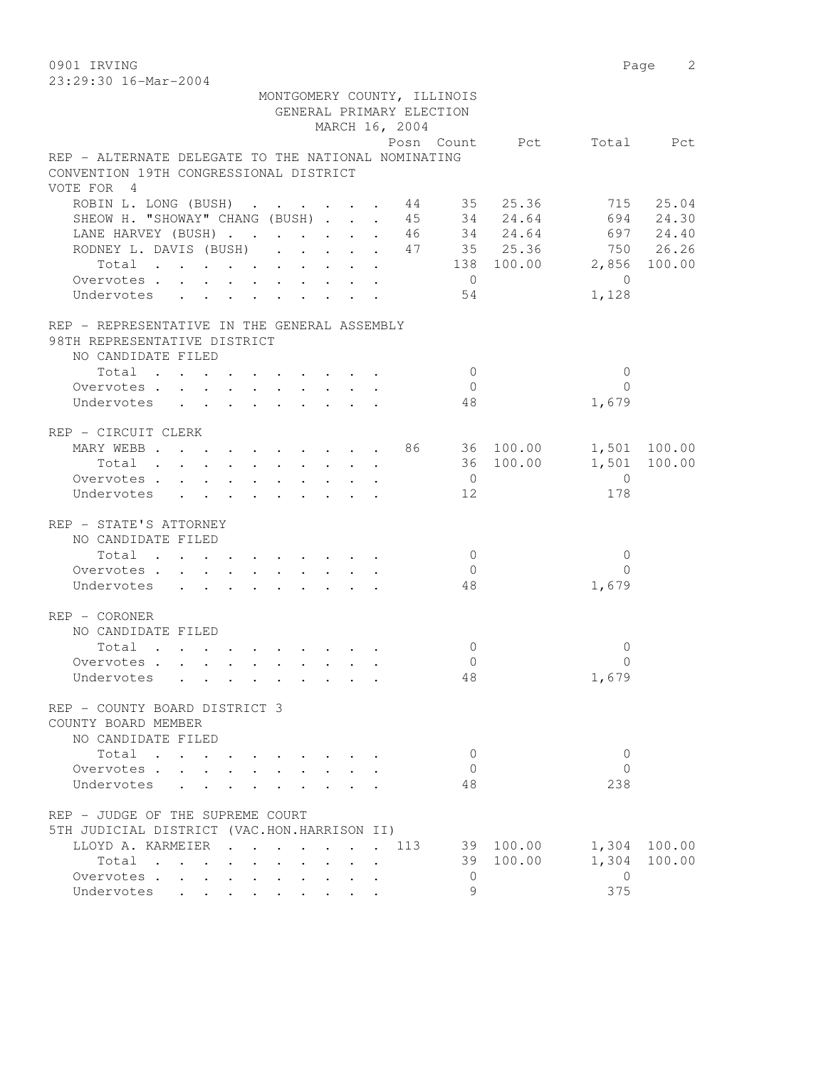0901 IRVING

23:29:30 16-Mar-2004

MONTGOMERY COUNTY, ILLINOIS
GENERAL PRIMARY ELECTION
MARCH 16, 2004

**REP - ALTERNATE DELEGATE TO THE NATIONAL NOMINATING CONVENTION 19TH CONGRESSIONAL DISTRICT**
VOTE FOR 4

| | Posn | Count | Pct | Total | Pct |
|---|---|---|---|---|---|
| ROBIN L. LONG (BUSH) | 44 | 35 | 25.36 | 715 | 25.04 |
| SHEOW H. "SHOWAY" CHANG (BUSH) | 45 | 34 | 24.64 | 694 | 24.30 |
| LANE HARVEY (BUSH) | 46 | 34 | 24.64 | 697 | 24.40 |
| RODNEY L. DAVIS (BUSH) | 47 | 35 | 25.36 | 750 | 26.26 |
| Total | | 138 | 100.00 | 2,856 | 100.00 |
| Overvotes | | 0 | | 0 | |
| Undervotes | | 54 | | 1,128 | |

**REP - REPRESENTATIVE IN THE GENERAL ASSEMBLY 98TH REPRESENTATIVE DISTRICT**
NO CANDIDATE FILED

| | Posn | Count | Pct | Total | Pct |
|---|---|---|---|---|---|
| Total | | 0 | | 0 | |
| Overvotes | | 0 | | 0 | |
| Undervotes | | 48 | | 1,679 | |

**REP - CIRCUIT CLERK**

| | Posn | Count | Pct | Total | Pct |
|---|---|---|---|---|---|
| MARY WEBB | 86 | 36 | 100.00 | 1,501 | 100.00 |
| Total | | 36 | 100.00 | 1,501 | 100.00 |
| Overvotes | | 0 | | 0 | |
| Undervotes | | 12 | | 178 | |

**REP - STATE'S ATTORNEY**
NO CANDIDATE FILED

| | Posn | Count | Pct | Total | Pct |
|---|---|---|---|---|---|
| Total | | 0 | | 0 | |
| Overvotes | | 0 | | 0 | |
| Undervotes | | 48 | | 1,679 | |

**REP - CORONER**
NO CANDIDATE FILED

| | Posn | Count | Pct | Total | Pct |
|---|---|---|---|---|---|
| Total | | 0 | | 0 | |
| Overvotes | | 0 | | 0 | |
| Undervotes | | 48 | | 1,679 | |

**REP - COUNTY BOARD DISTRICT 3 COUNTY BOARD MEMBER**
NO CANDIDATE FILED

| | Posn | Count | Pct | Total | Pct |
|---|---|---|---|---|---|
| Total | | 0 | | 0 | |
| Overvotes | | 0 | | 0 | |
| Undervotes | | 48 | | 238 | |

**REP - JUDGE OF THE SUPREME COURT 5TH JUDICIAL DISTRICT (VAC.HON.HARRISON II)**

| | Posn | Count | Pct | Total | Pct |
|---|---|---|---|---|---|
| LLOYD A. KARMEIER | 113 | 39 | 100.00 | 1,304 | 100.00 |
| Total | | 39 | 100.00 | 1,304 | 100.00 |
| Overvotes | | 0 | | 0 | |
| Undervotes | | 9 | | 375 | |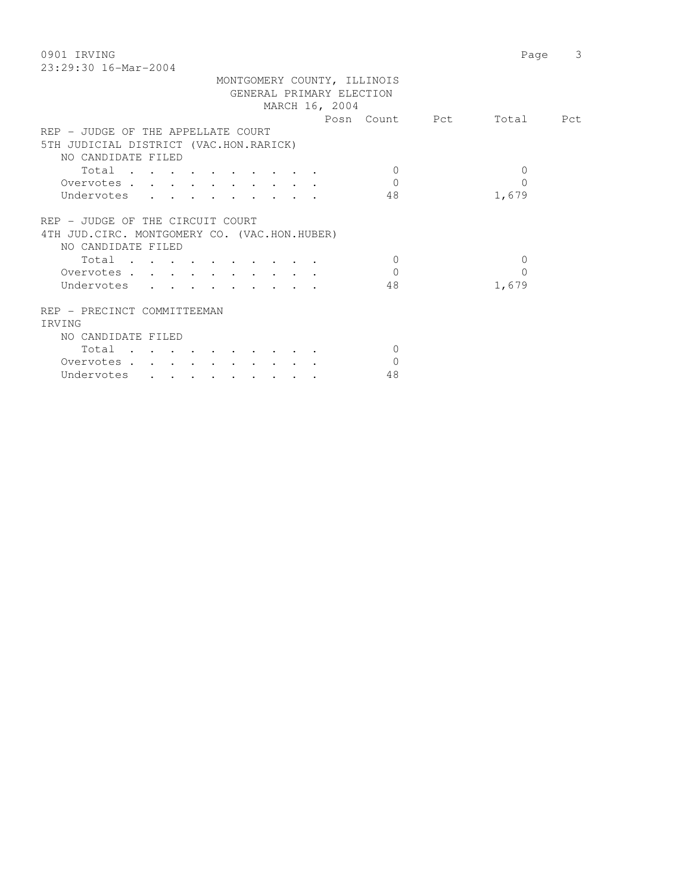MONTGOMERY COUNTY, ILLINOIS
GENERAL PRIMARY ELECTION
MARCH 16, 2004

| | Posn | Count | Pct | Total | Pct |
|---|---|---|---|---|---|
| **REP - JUDGE OF THE APPELLATE COURT** | | | | | |
| **5TH JUDICIAL DISTRICT (VAC.HON.RARICK)** | | | | | |
| NO CANDIDATE FILED | | | | | |
| Total | | 0 | | 0 | |
| Overvotes | | 0 | | 0 | |
| Undervotes | | 48 | | 1,679 | |
| **REP - JUDGE OF THE CIRCUIT COURT** | | | | | |
| **4TH JUD.CIRC. MONTGOMERY CO. (VAC.HON.HUBER)** | | | | | |
| NO CANDIDATE FILED | | | | | |
| Total | | 0 | | 0 | |
| Overvotes | | 0 | | 0 | |
| Undervotes | | 48 | | 1,679 | |
| **REP - PRECINCT COMMITTEEMAN** | | | | | |
| **IRVING** | | | | | |
| NO CANDIDATE FILED | | | | | |
| Total | | 0 | | | |
| Overvotes | | 0 | | | |
| Undervotes | | 48 | | | |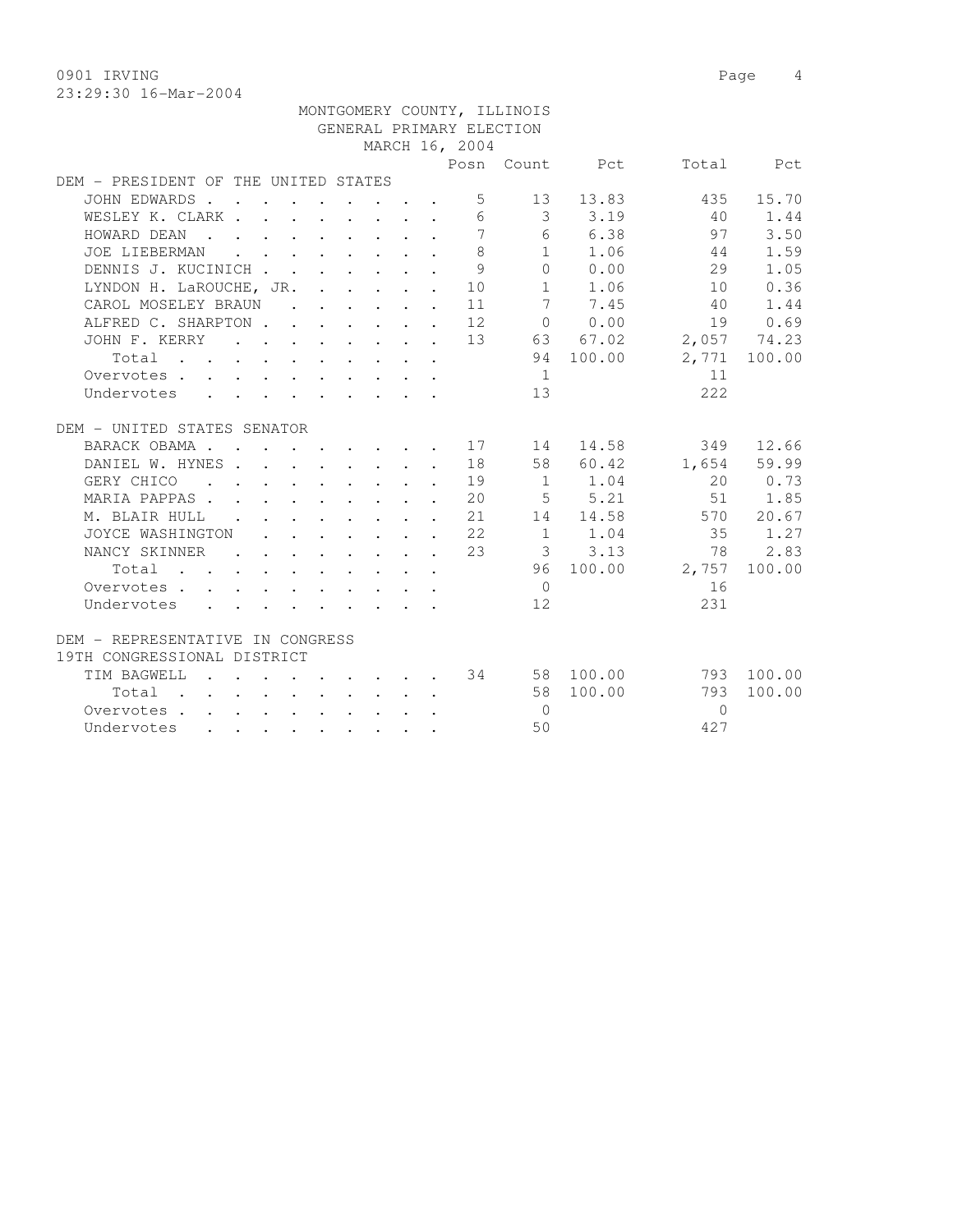0901 IRVING
23:29:30 16-Mar-2004

MONTGOMERY COUNTY, ILLINOIS
GENERAL PRIMARY ELECTION
MARCH 16, 2004

| | Posn | Count | Pct | Total | Pct |
|---|---|---|---|---|---|
| **DEM - PRESIDENT OF THE UNITED STATES** | | | | | |
| JOHN EDWARDS | 5 | 13 | 13.83 | 435 | 15.70 |
| WESLEY K. CLARK | 6 | 3 | 3.19 | 40 | 1.44 |
| HOWARD DEAN | 7 | 6 | 6.38 | 97 | 3.50 |
| JOE LIEBERMAN | 8 | 1 | 1.06 | 44 | 1.59 |
| DENNIS J. KUCINICH | 9 | 0 | 0.00 | 29 | 1.05 |
| LYNDON H. LaROUCHE, JR. | 10 | 1 | 1.06 | 10 | 0.36 |
| CAROL MOSELEY BRAUN | 11 | 7 | 7.45 | 40 | 1.44 |
| ALFRED C. SHARPTON | 12 | 0 | 0.00 | 19 | 0.69 |
| JOHN F. KERRY | 13 | 63 | 67.02 | 2,057 | 74.23 |
| Total | | 94 | 100.00 | 2,771 | 100.00 |
| Overvotes | | 1 | | 11 | |
| Undervotes | | 13 | | 222 | |
| **DEM - UNITED STATES SENATOR** | | | | | |
| BARACK OBAMA | 17 | 14 | 14.58 | 349 | 12.66 |
| DANIEL W. HYNES | 18 | 58 | 60.42 | 1,654 | 59.99 |
| GERY CHICO | 19 | 1 | 1.04 | 20 | 0.73 |
| MARIA PAPPAS | 20 | 5 | 5.21 | 51 | 1.85 |
| M. BLAIR HULL | 21 | 14 | 14.58 | 570 | 20.67 |
| JOYCE WASHINGTON | 22 | 1 | 1.04 | 35 | 1.27 |
| NANCY SKINNER | 23 | 3 | 3.13 | 78 | 2.83 |
| Total | | 96 | 100.00 | 2,757 | 100.00 |
| Overvotes | | 0 | | 16 | |
| Undervotes | | 12 | | 231 | |
| **DEM - REPRESENTATIVE IN CONGRESS 19TH CONGRESSIONAL DISTRICT** | | | | | |
| TIM BAGWELL | 34 | 58 | 100.00 | 793 | 100.00 |
| Total | | 58 | 100.00 | 793 | 100.00 |
| Overvotes | | 0 | | 0 | |
| Undervotes | | 50 | | 427 | |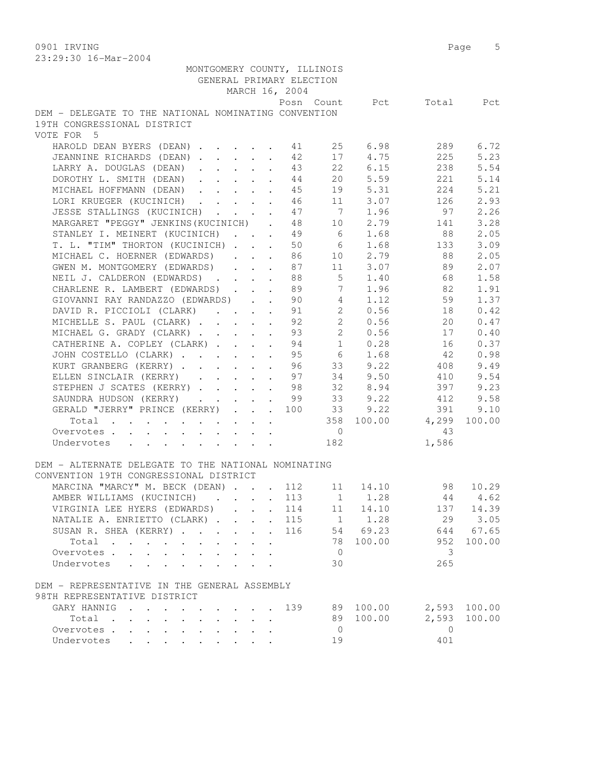MONTGOMERY COUNTY, ILLINOIS
GENERAL PRIMARY ELECTION
MARCH 16, 2004

DEM - DELEGATE TO THE NATIONAL NOMINATING CONVENTION
19TH CONGRESSIONAL DISTRICT
VOTE FOR 5

| | Posn | Count | Pct | Total | Pct |
|---|---|---|---|---|---|
| HAROLD DEAN BYERS (DEAN) | 41 | 25 | 6.98 | 289 | 6.72 |
| JEANNINE RICHARDS (DEAN) | 42 | 17 | 4.75 | 225 | 5.23 |
| LARRY A. DOUGLAS (DEAN) | 43 | 22 | 6.15 | 238 | 5.54 |
| DOROTHY L. SMITH (DEAN) | 44 | 20 | 5.59 | 221 | 5.14 |
| MICHAEL HOFFMANN (DEAN) | 45 | 19 | 5.31 | 224 | 5.21 |
| LORI KRUEGER (KUCINICH) | 46 | 11 | 3.07 | 126 | 2.93 |
| JESSE STALLINGS (KUCINICH) | 47 | 7 | 1.96 | 97 | 2.26 |
| MARGARET "PEGGY" JENKINS(KUCINICH) | 48 | 10 | 2.79 | 141 | 3.28 |
| STANLEY I. MEINERT (KUCINICH) | 49 | 6 | 1.68 | 88 | 2.05 |
| T. L. "TIM" THORTON (KUCINICH) | 50 | 6 | 1.68 | 133 | 3.09 |
| MICHAEL C. HOERNER (EDWARDS) | 86 | 10 | 2.79 | 88 | 2.05 |
| GWEN M. MONTGOMERY (EDWARDS) | 87 | 11 | 3.07 | 89 | 2.07 |
| NEIL J. CALDERON (EDWARDS) | 88 | 5 | 1.40 | 68 | 1.58 |
| CHARLENE R. LAMBERT (EDWARDS) | 89 | 7 | 1.96 | 82 | 1.91 |
| GIOVANNI RAY RANDAZZO (EDWARDS) | 90 | 4 | 1.12 | 59 | 1.37 |
| DAVID R. PICCIOLI (CLARK) | 91 | 2 | 0.56 | 18 | 0.42 |
| MICHELLE S. PAUL (CLARK) | 92 | 2 | 0.56 | 20 | 0.47 |
| MICHAEL G. GRADY (CLARK) | 93 | 2 | 0.56 | 17 | 0.40 |
| CATHERINE A. COPLEY (CLARK) | 94 | 1 | 0.28 | 16 | 0.37 |
| JOHN COSTELLO (CLARK) | 95 | 6 | 1.68 | 42 | 0.98 |
| KURT GRANBERG (KERRY) | 96 | 33 | 9.22 | 408 | 9.49 |
| ELLEN SINCLAIR (KERRY) | 97 | 34 | 9.50 | 410 | 9.54 |
| STEPHEN J SCATES (KERRY) | 98 | 32 | 8.94 | 397 | 9.23 |
| SAUNDRA HUDSON (KERRY) | 99 | 33 | 9.22 | 412 | 9.58 |
| GERALD "JERRY" PRINCE (KERRY) | 100 | 33 | 9.22 | 391 | 9.10 |
| Total | | 358 | 100.00 | 4,299 | 100.00 |
| Overvotes | | 0 | | 43 | |
| Undervotes | | 182 | | 1,586 | |

DEM - ALTERNATE DELEGATE TO THE NATIONAL NOMINATING
CONVENTION 19TH CONGRESSIONAL DISTRICT

| | Posn | Count | Pct | Total | Pct |
|---|---|---|---|---|---|
| MARCINA "MARCY" M. BECK (DEAN) | 112 | 11 | 14.10 | 98 | 10.29 |
| AMBER WILLIAMS (KUCINICH) | 113 | 1 | 1.28 | 44 | 4.62 |
| VIRGINIA LEE HYERS (EDWARDS) | 114 | 11 | 14.10 | 137 | 14.39 |
| NATALIE A. ENRIETTO (CLARK) | 115 | 1 | 1.28 | 29 | 3.05 |
| SUSAN R. SHEA (KERRY) | 116 | 54 | 69.23 | 644 | 67.65 |
| Total | | 78 | 100.00 | 952 | 100.00 |
| Overvotes | | 0 | | 3 | |
| Undervotes | | 30 | | 265 | |

DEM - REPRESENTATIVE IN THE GENERAL ASSEMBLY
98TH REPRESENTATIVE DISTRICT

| | Posn | Count | Pct | Total | Pct |
|---|---|---|---|---|---|
| GARY HANNIG | 139 | 89 | 100.00 | 2,593 | 100.00 |
| Total | | 89 | 100.00 | 2,593 | 100.00 |
| Overvotes | | 0 | | 0 | |
| Undervotes | | 19 | | 401 | |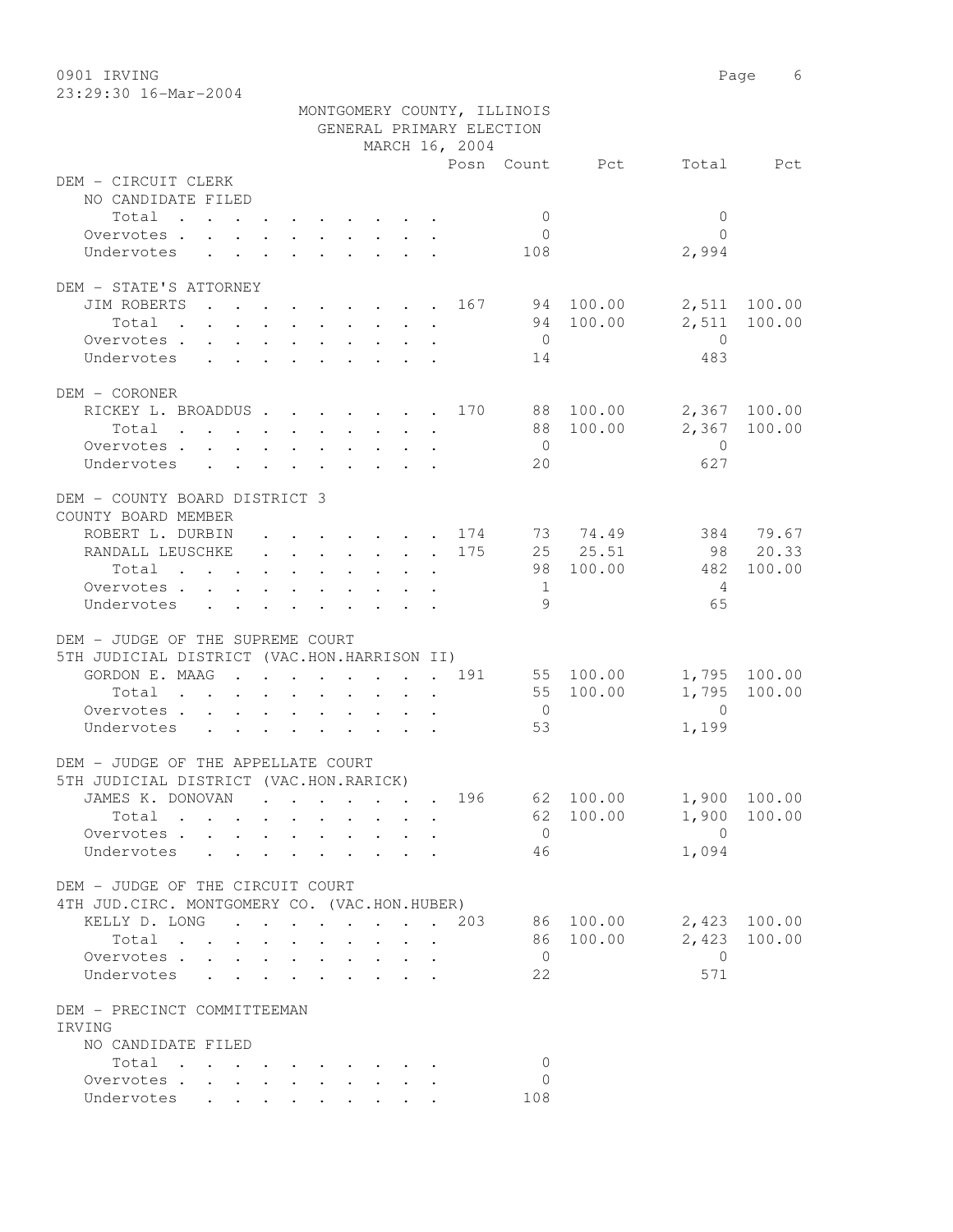MONTGOMERY COUNTY, ILLINOIS
GENERAL PRIMARY ELECTION
MARCH 16, 2004

| | Posn | Count | Pct | Total | Pct |
|---|---|---|---|---|---|
| **DEM - CIRCUIT CLERK** | | | | | |
| NO CANDIDATE FILED | | | | | |
| Total | | 0 | | 0 | |
| Overvotes | | 0 | | 0 | |
| Undervotes | | 108 | | 2,994 | |
| **DEM - STATE'S ATTORNEY** | | | | | |
| JIM ROBERTS | 167 | 94 | 100.00 | 2,511 | 100.00 |
| Total | | 94 | 100.00 | 2,511 | 100.00 |
| Overvotes | | 0 | | 0 | |
| Undervotes | | 14 | | 483 | |
| **DEM - CORONER** | | | | | |
| RICKEY L. BROADDUS | 170 | 88 | 100.00 | 2,367 | 100.00 |
| Total | | 88 | 100.00 | 2,367 | 100.00 |
| Overvotes | | 0 | | 0 | |
| Undervotes | | 20 | | 627 | |
| **DEM - COUNTY BOARD DISTRICT 3** | | | | | |
| COUNTY BOARD MEMBER | | | | | |
| ROBERT L. DURBIN | 174 | 73 | 74.49 | 384 | 79.67 |
| RANDALL LEUSCHKE | 175 | 25 | 25.51 | 98 | 20.33 |
| Total | | 98 | 100.00 | 482 | 100.00 |
| Overvotes | | 1 | | 4 | |
| Undervotes | | 9 | | 65 | |
| **DEM - JUDGE OF THE SUPREME COURT** | | | | | |
| 5TH JUDICIAL DISTRICT (VAC.HON.HARRISON II) | | | | | |
| GORDON E. MAAG | 191 | 55 | 100.00 | 1,795 | 100.00 |
| Total | | 55 | 100.00 | 1,795 | 100.00 |
| Overvotes | | 0 | | 0 | |
| Undervotes | | 53 | | 1,199 | |
| **DEM - JUDGE OF THE APPELLATE COURT** | | | | | |
| 5TH JUDICIAL DISTRICT (VAC.HON.RARICK) | | | | | |
| JAMES K. DONOVAN | 196 | 62 | 100.00 | 1,900 | 100.00 |
| Total | | 62 | 100.00 | 1,900 | 100.00 |
| Overvotes | | 0 | | 0 | |
| Undervotes | | 46 | | 1,094 | |
| **DEM - JUDGE OF THE CIRCUIT COURT** | | | | | |
| 4TH JUD.CIRC. MONTGOMERY CO. (VAC.HON.HUBER) | | | | | |
| KELLY D. LONG | 203 | 86 | 100.00 | 2,423 | 100.00 |
| Total | | 86 | 100.00 | 2,423 | 100.00 |
| Overvotes | | 0 | | 0 | |
| Undervotes | | 22 | | 571 | |
| **DEM - PRECINCT COMMITTEEMAN** | | | | | |
| IRVING | | | | | |
| NO CANDIDATE FILED | | | | | |
| Total | | 0 | | | |
| Overvotes | | 0 | | | |
| Undervotes | | 108 | | | |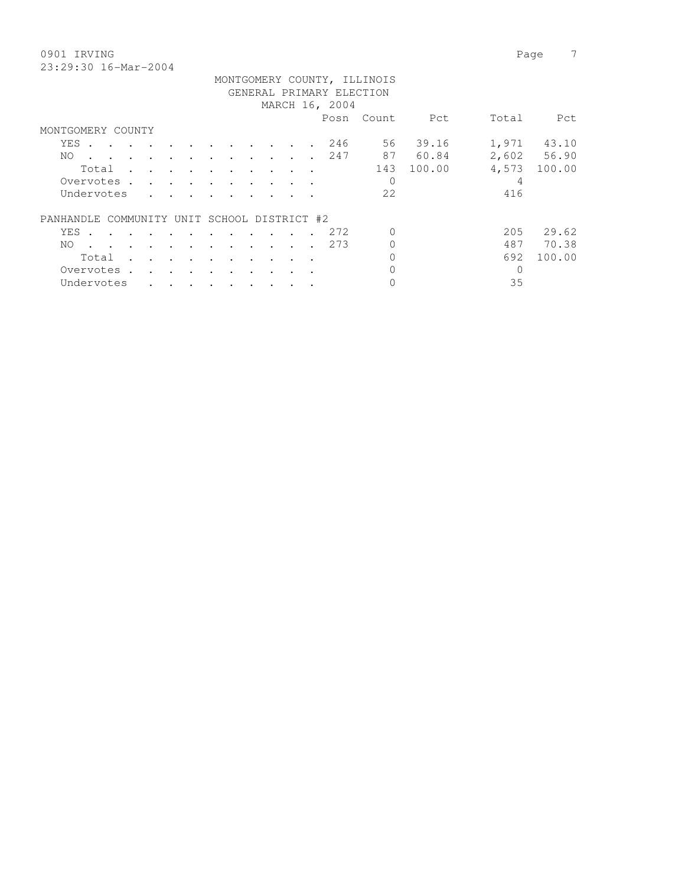0901 IRVING
23:29:30 16-Mar-2004

MONTGOMERY COUNTY, ILLINOIS
GENERAL PRIMARY ELECTION
MARCH 16, 2004

| | Posn | Count | Pct | Total | Pct |
|---|---|---|---|---|---|
| **MONTGOMERY COUNTY** | | | | | |
| YES | 246 | 56 | 39.16 | 1,971 | 43.10 |
| NO | 247 | 87 | 60.84 | 2,602 | 56.90 |
| Total | | 143 | 100.00 | 4,573 | 100.00 |
| Overvotes | | 0 | | 4 | |
| Undervotes | | 22 | | 416 | |
| **PANHANDLE COMMUNITY UNIT SCHOOL DISTRICT #2** | | | | | |
| YES | 272 | 0 | | 205 | 29.62 |
| NO | 273 | 0 | | 487 | 70.38 |
| Total | | 0 | | 692 | 100.00 |
| Overvotes | | 0 | | 0 | |
| Undervotes | | 0 | | 35 | |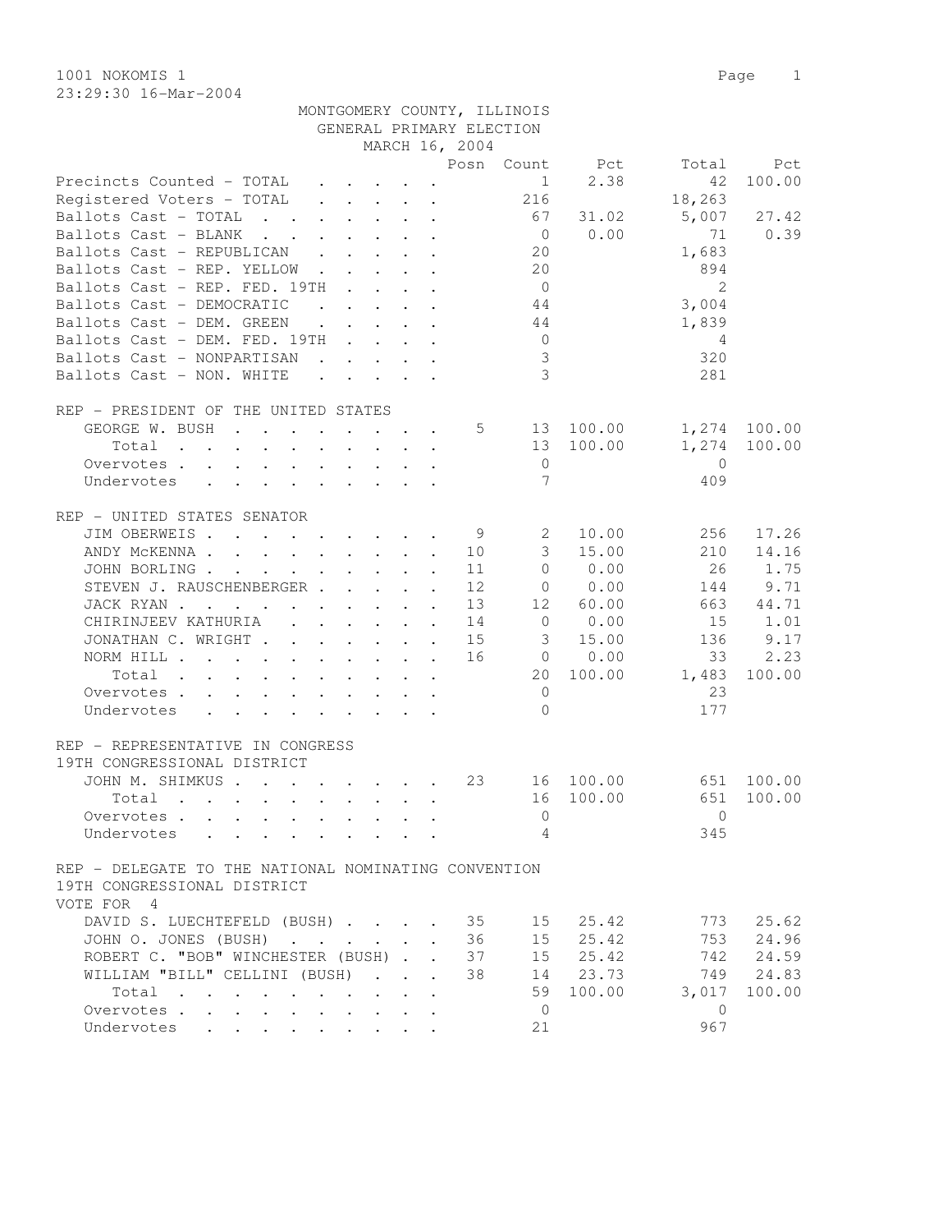1001 NOKOMIS 1

23:29:30 16-Mar-2004

MONTGOMERY COUNTY, ILLINOIS
GENERAL PRIMARY ELECTION
MARCH 16, 2004

| | Posn | Count | Pct | Total | Pct |
|---|---|---|---|---|---|
| Precincts Counted - TOTAL | | 1 | 2.38 | 42 | 100.00 |
| Registered Voters - TOTAL | | 216 | | 18,263 | |
| Ballots Cast - TOTAL | | 67 | 31.02 | 5,007 | 27.42 |
| Ballots Cast - BLANK | | 0 | 0.00 | 71 | 0.39 |
| Ballots Cast - REPUBLICAN | | 20 | | 1,683 | |
| Ballots Cast - REP. YELLOW | | 20 | | 894 | |
| Ballots Cast - REP. FED. 19TH | | 0 | | 2 | |
| Ballots Cast - DEMOCRATIC | | 44 | | 3,004 | |
| Ballots Cast - DEM. GREEN | | 44 | | 1,839 | |
| Ballots Cast - DEM. FED. 19TH | | 0 | | 4 | |
| Ballots Cast - NONPARTISAN | | 3 | | 320 | |
| Ballots Cast - NON. WHITE | | 3 | | 281 | |

REP - PRESIDENT OF THE UNITED STATES

| | Posn | Count | Pct | Total | Pct |
|---|---|---|---|---|---|
| GEORGE W. BUSH | 5 | 13 | 100.00 | 1,274 | 100.00 |
| Total | | 13 | 100.00 | 1,274 | 100.00 |
| Overvotes | | 0 | | 0 | |
| Undervotes | | 7 | | 409 | |

REP - UNITED STATES SENATOR

| | Posn | Count | Pct | Total | Pct |
|---|---|---|---|---|---|
| JIM OBERWEIS | 9 | 2 | 10.00 | 256 | 17.26 |
| ANDY McKENNA | 10 | 3 | 15.00 | 210 | 14.16 |
| JOHN BORLING | 11 | 0 | 0.00 | 26 | 1.75 |
| STEVEN J. RAUSCHENBERGER | 12 | 0 | 0.00 | 144 | 9.71 |
| JACK RYAN | 13 | 12 | 60.00 | 663 | 44.71 |
| CHIRINJEEV KATHURIA | 14 | 0 | 0.00 | 15 | 1.01 |
| JONATHAN C. WRIGHT | 15 | 3 | 15.00 | 136 | 9.17 |
| NORM HILL | 16 | 0 | 0.00 | 33 | 2.23 |
| Total | | 20 | 100.00 | 1,483 | 100.00 |
| Overvotes | | 0 | | 23 | |
| Undervotes | | 0 | | 177 | |

REP - REPRESENTATIVE IN CONGRESS
19TH CONGRESSIONAL DISTRICT

| | Posn | Count | Pct | Total | Pct |
|---|---|---|---|---|---|
| JOHN M. SHIMKUS | 23 | 16 | 100.00 | 651 | 100.00 |
| Total | | 16 | 100.00 | 651 | 100.00 |
| Overvotes | | 0 | | 0 | |
| Undervotes | | 4 | | 345 | |

REP - DELEGATE TO THE NATIONAL NOMINATING CONVENTION
19TH CONGRESSIONAL DISTRICT
VOTE FOR 4

| | Posn | Count | Pct | Total | Pct |
|---|---|---|---|---|---|
| DAVID S. LUECHTEFELD (BUSH) | 35 | 15 | 25.42 | 773 | 25.62 |
| JOHN O. JONES (BUSH) | 36 | 15 | 25.42 | 753 | 24.96 |
| ROBERT C. "BOB" WINCHESTER (BUSH) | 37 | 15 | 25.42 | 742 | 24.59 |
| WILLIAM "BILL" CELLINI (BUSH) | 38 | 14 | 23.73 | 749 | 24.83 |
| Total | | 59 | 100.00 | 3,017 | 100.00 |
| Overvotes | | 0 | | 0 | |
| Undervotes | | 21 | | 967 | |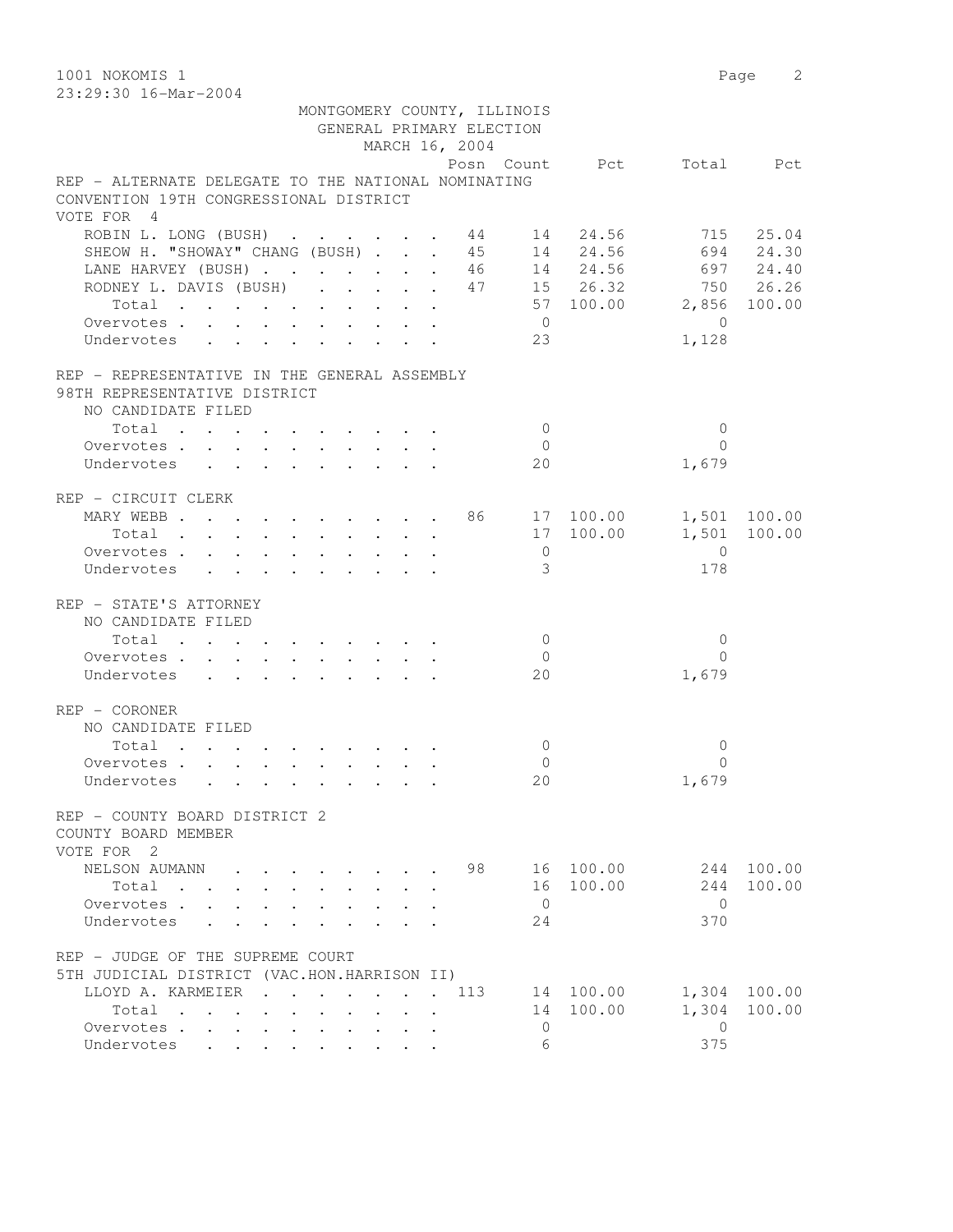1001 NOKOMIS 1

23:29:30 16-Mar-2004

MONTGOMERY COUNTY, ILLINOIS
GENERAL PRIMARY ELECTION
MARCH 16, 2004

| | Posn | Count | Pct | Total | Pct |
|---|---|---|---|---|---|
| **REP - ALTERNATE DELEGATE TO THE NATIONAL NOMINATING CONVENTION 19TH CONGRESSIONAL DISTRICT** | | | | | |
| VOTE FOR 4 | | | | | |
| ROBIN L. LONG (BUSH) | 44 | 14 | 24.56 | 715 | 25.04 |
| SHEOW H. "SHOWAY" CHANG (BUSH) | 45 | 14 | 24.56 | 694 | 24.30 |
| LANE HARVEY (BUSH) | 46 | 14 | 24.56 | 697 | 24.40 |
| RODNEY L. DAVIS (BUSH) | 47 | 15 | 26.32 | 750 | 26.26 |
| Total | | 57 | 100.00 | 2,856 | 100.00 |
| Overvotes | | 0 | | 0 | |
| Undervotes | | 23 | | 1,128 | |
| **REP - REPRESENTATIVE IN THE GENERAL ASSEMBLY 98TH REPRESENTATIVE DISTRICT** | | | | | |
| NO CANDIDATE FILED | | | | | |
| Total | | 0 | | 0 | |
| Overvotes | | 0 | | 0 | |
| Undervotes | | 20 | | 1,679 | |
| **REP - CIRCUIT CLERK** | | | | | |
| MARY WEBB | 86 | 17 | 100.00 | 1,501 | 100.00 |
| Total | | 17 | 100.00 | 1,501 | 100.00 |
| Overvotes | | 0 | | 0 | |
| Undervotes | | 3 | | 178 | |
| **REP - STATE'S ATTORNEY** | | | | | |
| NO CANDIDATE FILED | | | | | |
| Total | | 0 | | 0 | |
| Overvotes | | 0 | | 0 | |
| Undervotes | | 20 | | 1,679 | |
| **REP - CORONER** | | | | | |
| NO CANDIDATE FILED | | | | | |
| Total | | 0 | | 0 | |
| Overvotes | | 0 | | 0 | |
| Undervotes | | 20 | | 1,679 | |
| **REP - COUNTY BOARD DISTRICT 2 COUNTY BOARD MEMBER** | | | | | |
| VOTE FOR 2 | | | | | |
| NELSON AUMANN | 98 | 16 | 100.00 | 244 | 100.00 |
| Total | | 16 | 100.00 | 244 | 100.00 |
| Overvotes | | 0 | | 0 | |
| Undervotes | | 24 | | 370 | |
| **REP - JUDGE OF THE SUPREME COURT 5TH JUDICIAL DISTRICT (VAC.HON.HARRISON II)** | | | | | |
| LLOYD A. KARMEIER | 113 | 14 | 100.00 | 1,304 | 100.00 |
| Total | | 14 | 100.00 | 1,304 | 100.00 |
| Overvotes | | 0 | | 0 | |
| Undervotes | | 6 | | 375 | |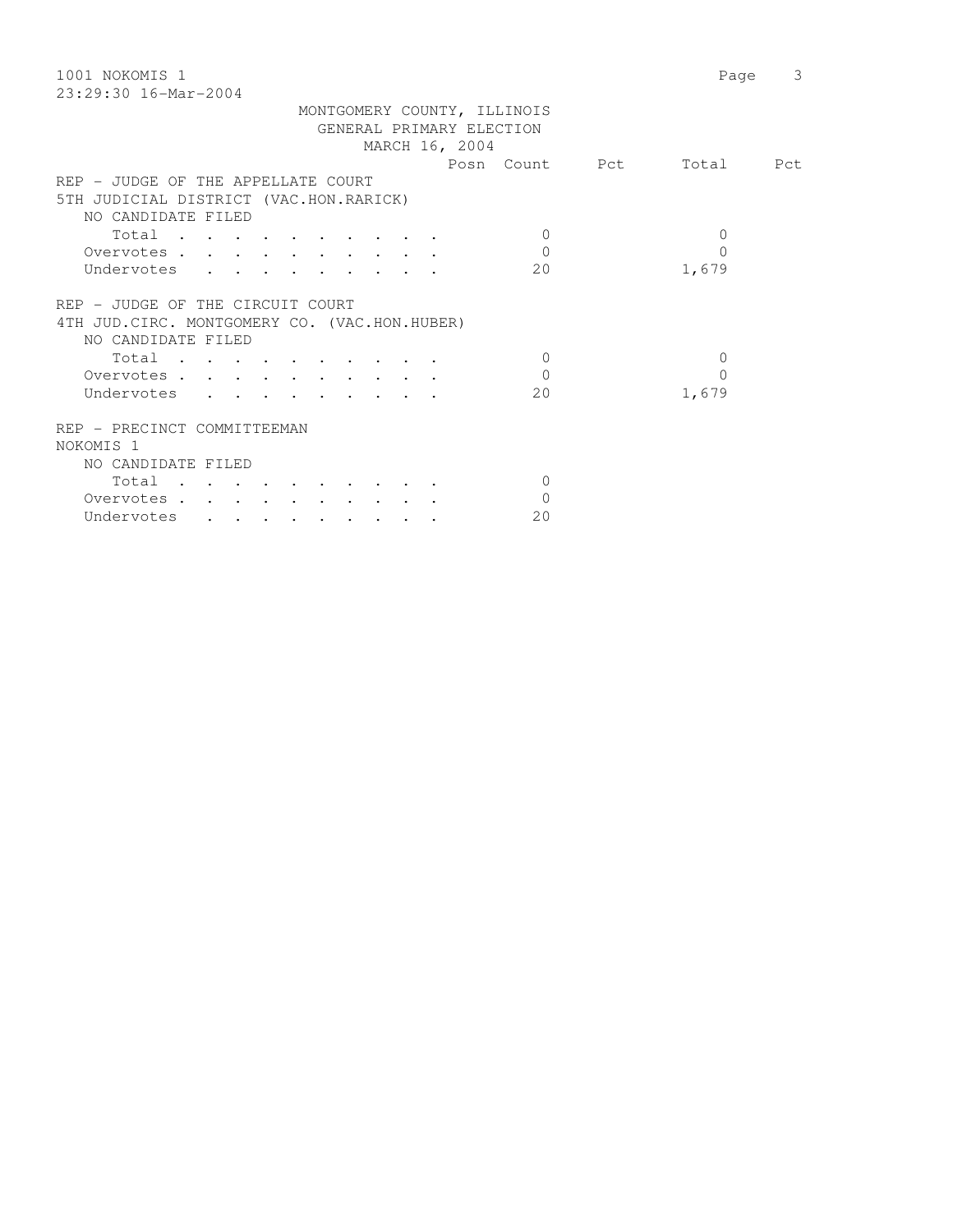1001 NOKOMIS 1

23:29:30 16-Mar-2004

MONTGOMERY COUNTY, ILLINOIS
GENERAL PRIMARY ELECTION
MARCH 16, 2004

| | Posn | Count | Pct | Total | Pct |
|---|---|---|---|---|---|
| **REP - JUDGE OF THE APPELLATE COURT** | | | | | |
| **5TH JUDICIAL DISTRICT (VAC.HON.RARICK)** | | | | | |
| NO CANDIDATE FILED | | | | | |
| Total . . . . . . . . . . | | 0 | | 0 | |
| Overvotes . . . . . . . . . . | | 0 | | 0 | |
| Undervotes . . . . . . . . . | | 20 | | 1,679 | |
| **REP - JUDGE OF THE CIRCUIT COURT** | | | | | |
| **4TH JUD.CIRC. MONTGOMERY CO. (VAC.HON.HUBER)** | | | | | |
| NO CANDIDATE FILED | | | | | |
| Total . . . . . . . . . . | | 0 | | 0 | |
| Overvotes . . . . . . . . . . | | 0 | | 0 | |
| Undervotes . . . . . . . . . | | 20 | | 1,679 | |
| **REP - PRECINCT COMMITTEEMAN** | | | | | |
| **NOKOMIS 1** | | | | | |
| NO CANDIDATE FILED | | | | | |
| Total . . . . . . . . . . | | 0 | | | |
| Overvotes . . . . . . . . . . | | 0 | | | |
| Undervotes . . . . . . . . . | | 20 | | | |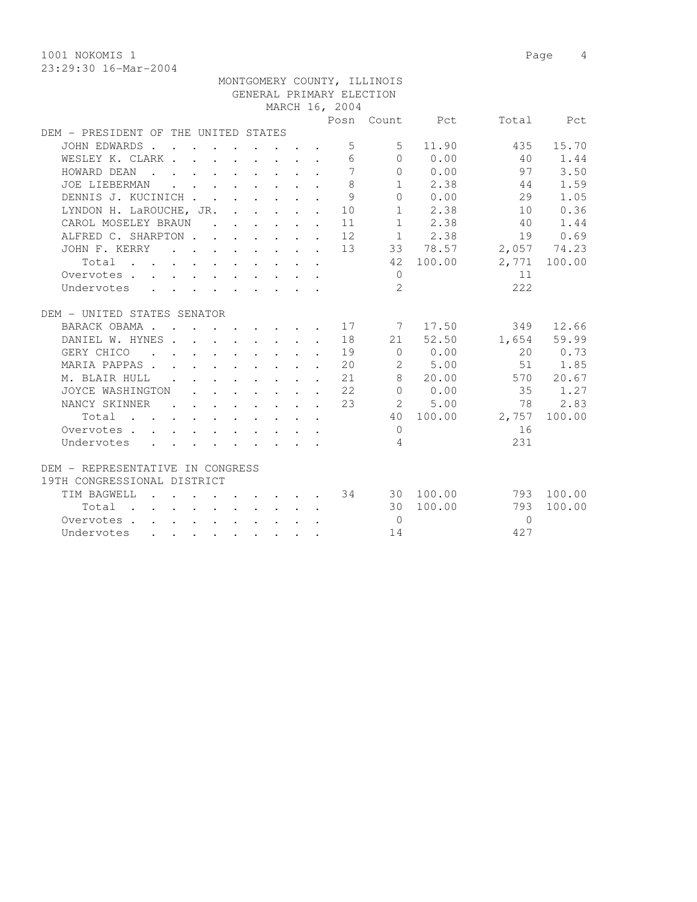1001 NOKOMIS 1

23:29:30 16-Mar-2004

MONTGOMERY COUNTY, ILLINOIS
GENERAL PRIMARY ELECTION
MARCH 16, 2004

| | Posn | Count | Pct | Total | Pct |
|---|---|---|---|---|---|
| **DEM - PRESIDENT OF THE UNITED STATES** | | | | | |
| JOHN EDWARDS | 5 | 5 | 11.90 | 435 | 15.70 |
| WESLEY K. CLARK | 6 | 0 | 0.00 | 40 | 1.44 |
| HOWARD DEAN | 7 | 0 | 0.00 | 97 | 3.50 |
| JOE LIEBERMAN | 8 | 1 | 2.38 | 44 | 1.59 |
| DENNIS J. KUCINICH | 9 | 0 | 0.00 | 29 | 1.05 |
| LYNDON H. LaROUCHE, JR. | 10 | 1 | 2.38 | 10 | 0.36 |
| CAROL MOSELEY BRAUN | 11 | 1 | 2.38 | 40 | 1.44 |
| ALFRED C. SHARPTON | 12 | 1 | 2.38 | 19 | 0.69 |
| JOHN F. KERRY | 13 | 33 | 78.57 | 2,057 | 74.23 |
| Total | | 42 | 100.00 | 2,771 | 100.00 |
| Overvotes | | 0 | | 11 | |
| Undervotes | | 2 | | 222 | |
| **DEM - UNITED STATES SENATOR** | | | | | |
| BARACK OBAMA | 17 | 7 | 17.50 | 349 | 12.66 |
| DANIEL W. HYNES | 18 | 21 | 52.50 | 1,654 | 59.99 |
| GERY CHICO | 19 | 0 | 0.00 | 20 | 0.73 |
| MARIA PAPPAS | 20 | 2 | 5.00 | 51 | 1.85 |
| M. BLAIR HULL | 21 | 8 | 20.00 | 570 | 20.67 |
| JOYCE WASHINGTON | 22 | 0 | 0.00 | 35 | 1.27 |
| NANCY SKINNER | 23 | 2 | 5.00 | 78 | 2.83 |
| Total | | 40 | 100.00 | 2,757 | 100.00 |
| Overvotes | | 0 | | 16 | |
| Undervotes | | 4 | | 231 | |
| **DEM - REPRESENTATIVE IN CONGRESS 19TH CONGRESSIONAL DISTRICT** | | | | | |
| TIM BAGWELL | 34 | 30 | 100.00 | 793 | 100.00 |
| Total | | 30 | 100.00 | 793 | 100.00 |
| Overvotes | | 0 | | 0 | |
| Undervotes | | 14 | | 427 | |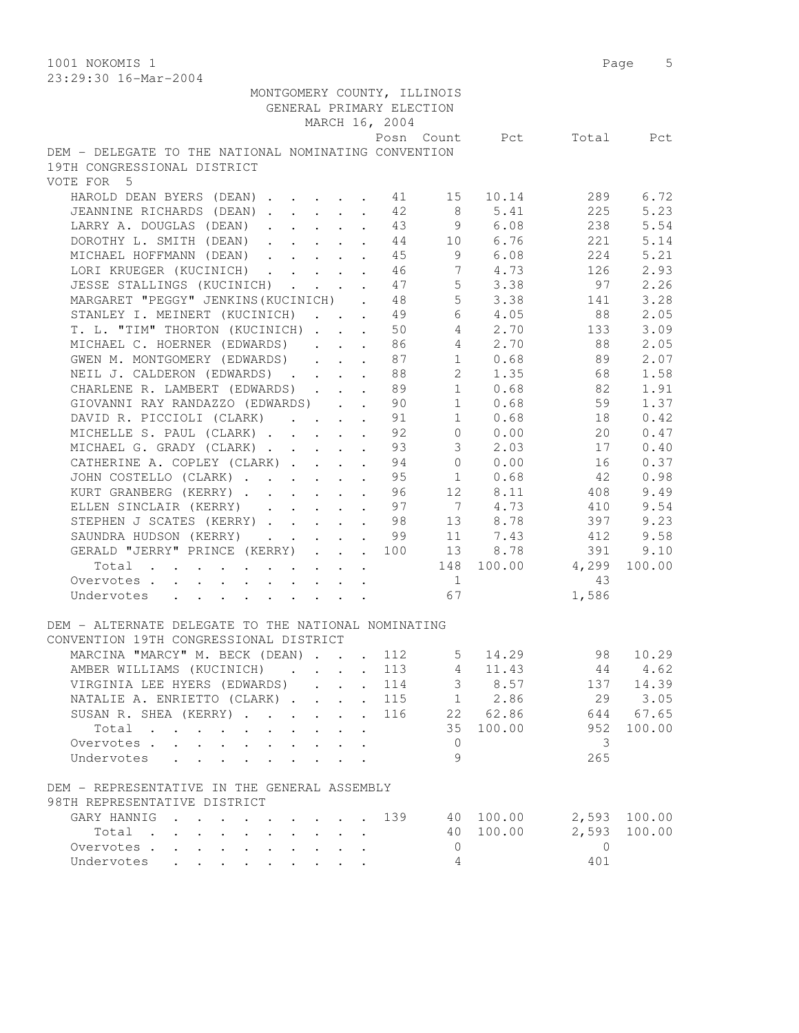1001 NOKOMIS 1

23:29:30 16-Mar-2004

MONTGOMERY COUNTY, ILLINOIS
GENERAL PRIMARY ELECTION
MARCH 16, 2004

DEM - DELEGATE TO THE NATIONAL NOMINATING CONVENTION
19TH CONGRESSIONAL DISTRICT
VOTE FOR 5

| | Posn | Count | Pct | Total | Pct |
|---|---|---|---|---|---|
| HAROLD DEAN BYERS (DEAN) | 41 | 15 | 10.14 | 289 | 6.72 |
| JEANNINE RICHARDS (DEAN) | 42 | 8 | 5.41 | 225 | 5.23 |
| LARRY A. DOUGLAS (DEAN) | 43 | 9 | 6.08 | 238 | 5.54 |
| DOROTHY L. SMITH (DEAN) | 44 | 10 | 6.76 | 221 | 5.14 |
| MICHAEL HOFFMANN (DEAN) | 45 | 9 | 6.08 | 224 | 5.21 |
| LORI KRUEGER (KUCINICH) | 46 | 7 | 4.73 | 126 | 2.93 |
| JESSE STALLINGS (KUCINICH) | 47 | 5 | 3.38 | 97 | 2.26 |
| MARGARET "PEGGY" JENKINS(KUCINICH) | 48 | 5 | 3.38 | 141 | 3.28 |
| STANLEY I. MEINERT (KUCINICH) | 49 | 6 | 4.05 | 88 | 2.05 |
| T. L. "TIM" THORTON (KUCINICH) | 50 | 4 | 2.70 | 133 | 3.09 |
| MICHAEL C. HOERNER (EDWARDS) | 86 | 4 | 2.70 | 88 | 2.05 |
| GWEN M. MONTGOMERY (EDWARDS) | 87 | 1 | 0.68 | 89 | 2.07 |
| NEIL J. CALDERON (EDWARDS) | 88 | 2 | 1.35 | 68 | 1.58 |
| CHARLENE R. LAMBERT (EDWARDS) | 89 | 1 | 0.68 | 82 | 1.91 |
| GIOVANNI RAY RANDAZZO (EDWARDS) | 90 | 1 | 0.68 | 59 | 1.37 |
| DAVID R. PICCIOLI (CLARK) | 91 | 1 | 0.68 | 18 | 0.42 |
| MICHELLE S. PAUL (CLARK) | 92 | 0 | 0.00 | 20 | 0.47 |
| MICHAEL G. GRADY (CLARK) | 93 | 3 | 2.03 | 17 | 0.40 |
| CATHERINE A. COPLEY (CLARK) | 94 | 0 | 0.00 | 16 | 0.37 |
| JOHN COSTELLO (CLARK) | 95 | 1 | 0.68 | 42 | 0.98 |
| KURT GRANBERG (KERRY) | 96 | 12 | 8.11 | 408 | 9.49 |
| ELLEN SINCLAIR (KERRY) | 97 | 7 | 4.73 | 410 | 9.54 |
| STEPHEN J SCATES (KERRY) | 98 | 13 | 8.78 | 397 | 9.23 |
| SAUNDRA HUDSON (KERRY) | 99 | 11 | 7.43 | 412 | 9.58 |
| GERALD "JERRY" PRINCE (KERRY) | 100 | 13 | 8.78 | 391 | 9.10 |
| Total | | 148 | 100.00 | 4,299 | 100.00 |
| Overvotes | | 1 | | 43 | |
| Undervotes | | 67 | | 1,586 | |

DEM - ALTERNATE DELEGATE TO THE NATIONAL NOMINATING
CONVENTION 19TH CONGRESSIONAL DISTRICT

| | Posn | Count | Pct | Total | Pct |
|---|---|---|---|---|---|
| MARCINA "MARCY" M. BECK (DEAN) | 112 | 5 | 14.29 | 98 | 10.29 |
| AMBER WILLIAMS (KUCINICH) | 113 | 4 | 11.43 | 44 | 4.62 |
| VIRGINIA LEE HYERS (EDWARDS) | 114 | 3 | 8.57 | 137 | 14.39 |
| NATALIE A. ENRIETTO (CLARK) | 115 | 1 | 2.86 | 29 | 3.05 |
| SUSAN R. SHEA (KERRY) | 116 | 22 | 62.86 | 644 | 67.65 |
| Total | | 35 | 100.00 | 952 | 100.00 |
| Overvotes | | 0 | | 3 | |
| Undervotes | | 9 | | 265 | |

DEM - REPRESENTATIVE IN THE GENERAL ASSEMBLY
98TH REPRESENTATIVE DISTRICT

| | Posn | Count | Pct | Total | Pct |
|---|---|---|---|---|---|
| GARY HANNIG | 139 | 40 | 100.00 | 2,593 | 100.00 |
| Total | | 40 | 100.00 | 2,593 | 100.00 |
| Overvotes | | 0 | | 0 | |
| Undervotes | | 4 | | 401 | |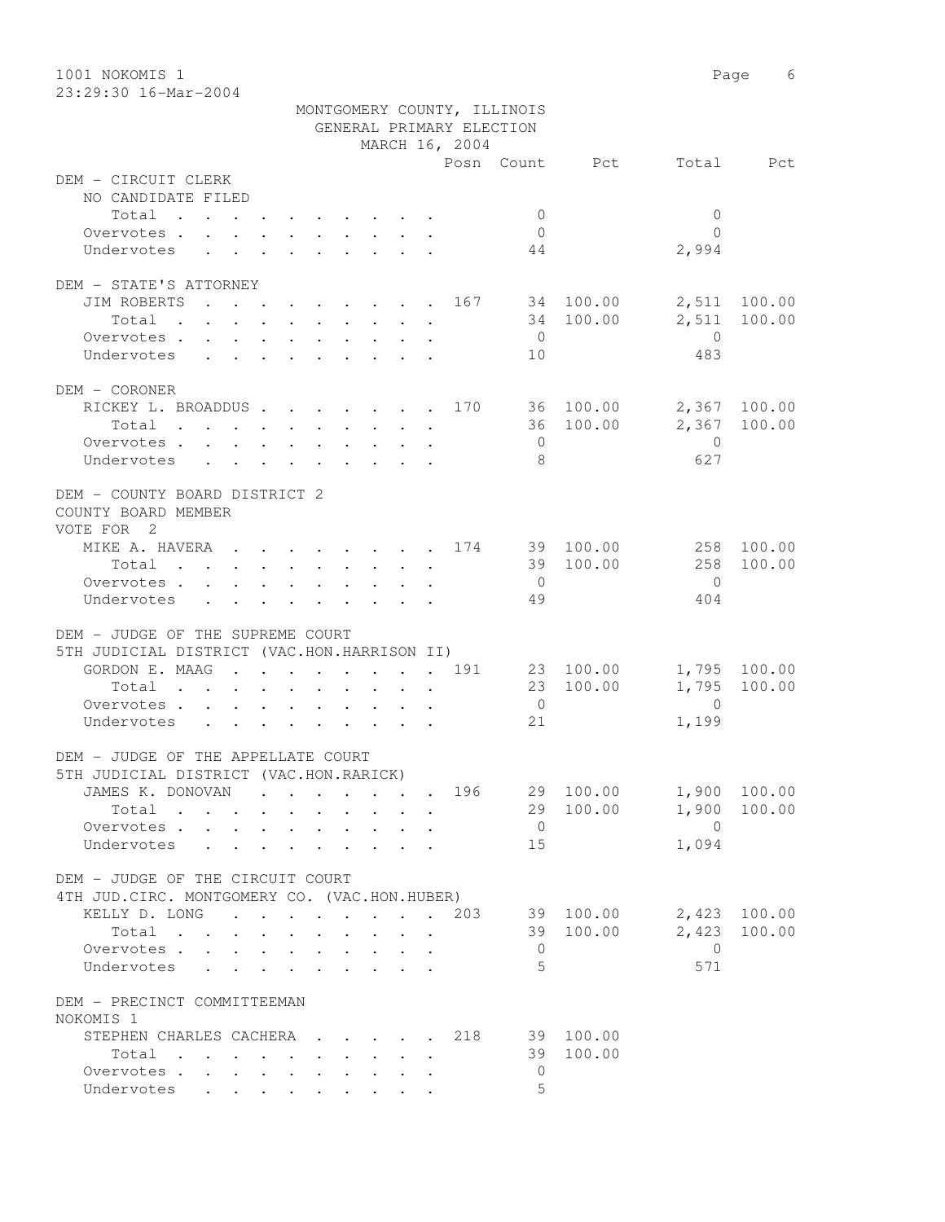1001 NOKOMIS 1

23:29:30 16-Mar-2004

MONTGOMERY COUNTY, ILLINOIS
GENERAL PRIMARY ELECTION
MARCH 16, 2004

| | Posn | Count | Pct | Total | Pct |
|---|---|---|---|---|---|
| **DEM - CIRCUIT CLERK** | | | | | |
| NO CANDIDATE FILED | | | | | |
| Total | | 0 | | 0 | |
| Overvotes | | 0 | | 0 | |
| Undervotes | | 44 | | 2,994 | |
| **DEM - STATE'S ATTORNEY** | | | | | |
| JIM ROBERTS | 167 | 34 | 100.00 | 2,511 | 100.00 |
| Total | | 34 | 100.00 | 2,511 | 100.00 |
| Overvotes | | 0 | | 0 | |
| Undervotes | | 10 | | 483 | |
| **DEM - CORONER** | | | | | |
| RICKEY L. BROADDUS | 170 | 36 | 100.00 | 2,367 | 100.00 |
| Total | | 36 | 100.00 | 2,367 | 100.00 |
| Overvotes | | 0 | | 0 | |
| Undervotes | | 8 | | 627 | |
| **DEM - COUNTY BOARD DISTRICT 2** | | | | | |
| COUNTY BOARD MEMBER | | | | | |
| VOTE FOR 2 | | | | | |
| MIKE A. HAVERA | 174 | 39 | 100.00 | 258 | 100.00 |
| Total | | 39 | 100.00 | 258 | 100.00 |
| Overvotes | | 0 | | 0 | |
| Undervotes | | 49 | | 404 | |
| **DEM - JUDGE OF THE SUPREME COURT** | | | | | |
| 5TH JUDICIAL DISTRICT (VAC.HON.HARRISON II) | | | | | |
| GORDON E. MAAG | 191 | 23 | 100.00 | 1,795 | 100.00 |
| Total | | 23 | 100.00 | 1,795 | 100.00 |
| Overvotes | | 0 | | 0 | |
| Undervotes | | 21 | | 1,199 | |
| **DEM - JUDGE OF THE APPELLATE COURT** | | | | | |
| 5TH JUDICIAL DISTRICT (VAC.HON.RARICK) | | | | | |
| JAMES K. DONOVAN | 196 | 29 | 100.00 | 1,900 | 100.00 |
| Total | | 29 | 100.00 | 1,900 | 100.00 |
| Overvotes | | 0 | | 0 | |
| Undervotes | | 15 | | 1,094 | |
| **DEM - JUDGE OF THE CIRCUIT COURT** | | | | | |
| 4TH JUD.CIRC. MONTGOMERY CO. (VAC.HON.HUBER) | | | | | |
| KELLY D. LONG | 203 | 39 | 100.00 | 2,423 | 100.00 |
| Total | | 39 | 100.00 | 2,423 | 100.00 |
| Overvotes | | 0 | | 0 | |
| Undervotes | | 5 | | 571 | |
| **DEM - PRECINCT COMMITTEEMAN** | | | | | |
| NOKOMIS 1 | | | | | |
| STEPHEN CHARLES CACHERA | 218 | 39 | 100.00 | | |
| Total | | 39 | 100.00 | | |
| Overvotes | | 0 | | | |
| Undervotes | | 5 | | | |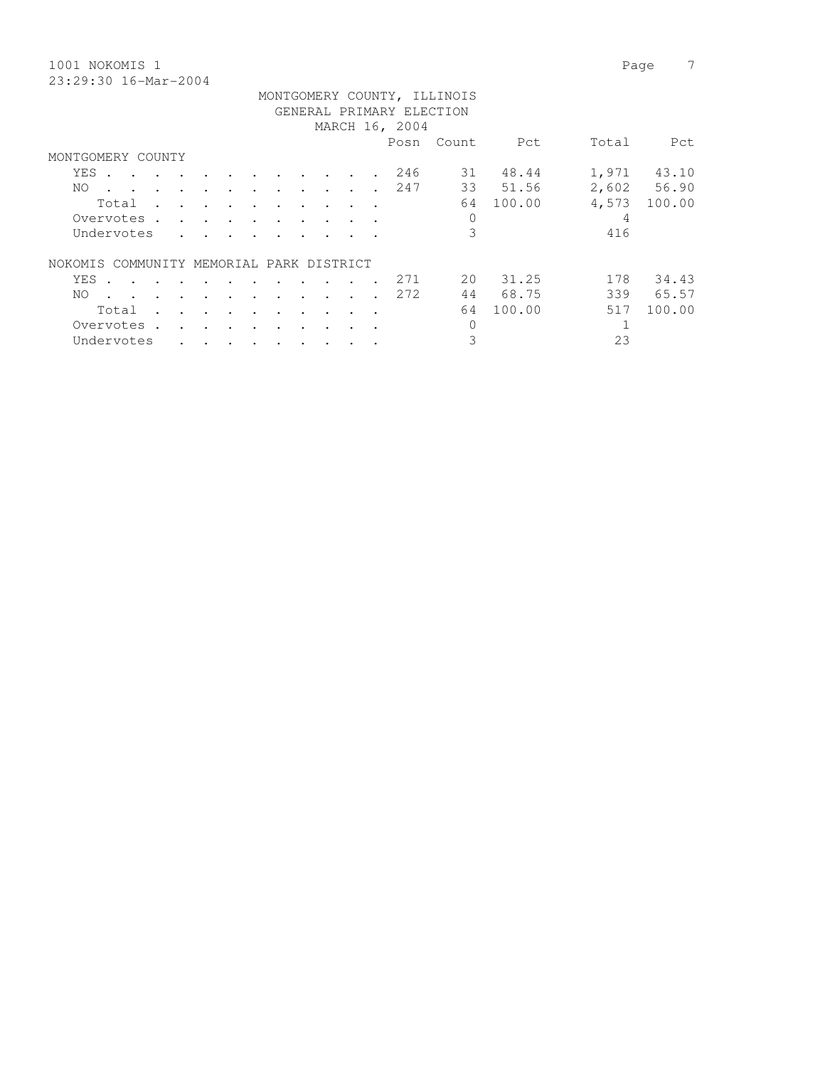1001 NOKOMIS 1

23:29:30 16-Mar-2004

MONTGOMERY COUNTY, ILLINOIS
GENERAL PRIMARY ELECTION
MARCH 16, 2004

| | Posn | Count | Pct | Total | Pct |
|---|---|---|---|---|---|
| **MONTGOMERY COUNTY** | | | | | |
| YES | 246 | 31 | 48.44 | 1,971 | 43.10 |
| NO | 247 | 33 | 51.56 | 2,602 | 56.90 |
| Total | | 64 | 100.00 | 4,573 | 100.00 |
| Overvotes | | 0 | | 4 | |
| Undervotes | | 3 | | 416 | |
| **NOKOMIS COMMUNITY MEMORIAL PARK DISTRICT** | | | | | |
| YES | 271 | 20 | 31.25 | 178 | 34.43 |
| NO | 272 | 44 | 68.75 | 339 | 65.57 |
| Total | | 64 | 100.00 | 517 | 100.00 |
| Overvotes | | 0 | | 1 | |
| Undervotes | | 3 | | 23 | |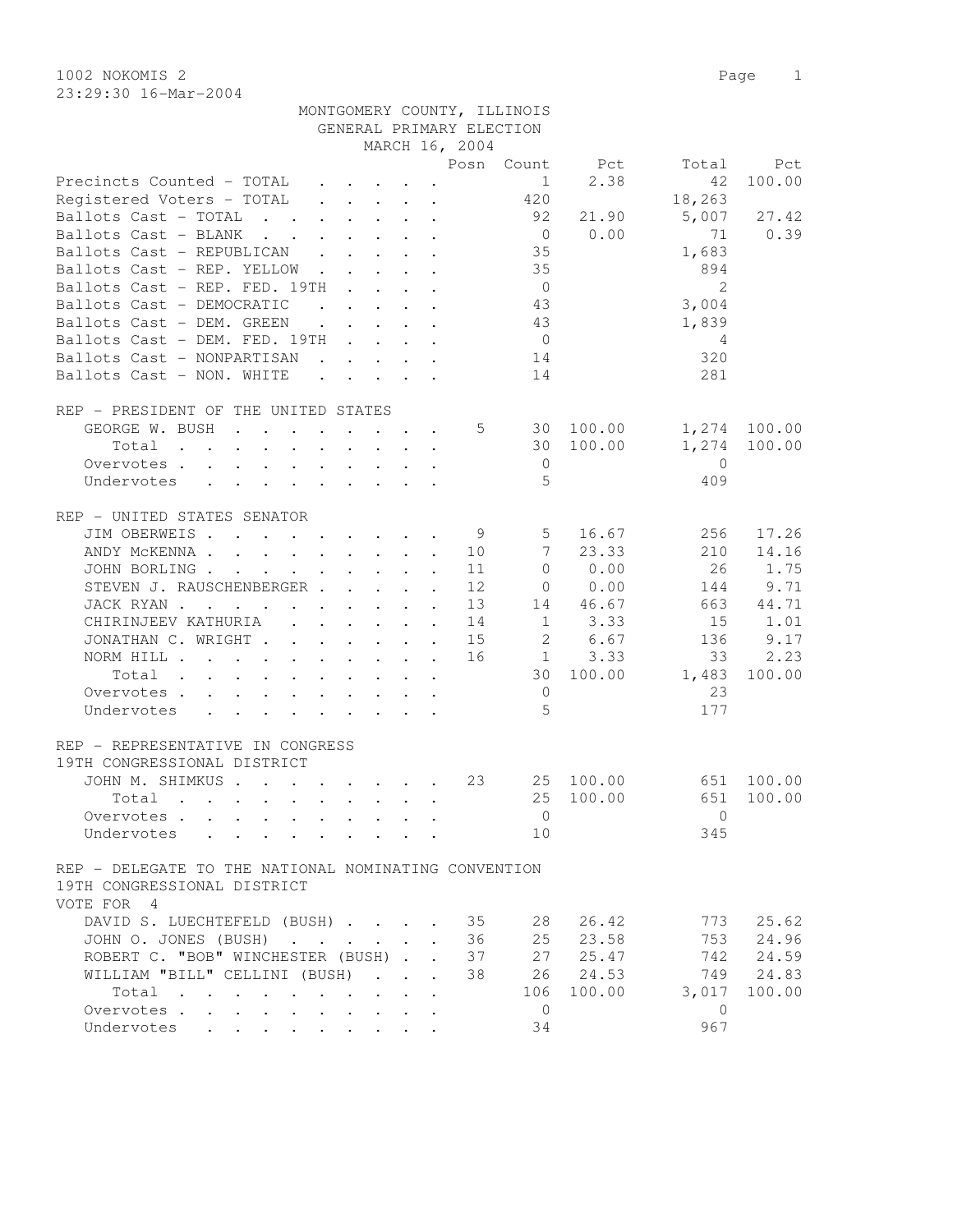1002 NOKOMIS 2

23:29:30 16-Mar-2004

MONTGOMERY COUNTY, ILLINOIS
GENERAL PRIMARY ELECTION
MARCH 16, 2004

| | Posn | Count | Pct | Total | Pct |
|---|---|---|---|---|---|
| Precincts Counted - TOTAL | | 1 | 2.38 | 42 | 100.00 |
| Registered Voters - TOTAL | | 420 | | 18,263 | |
| Ballots Cast - TOTAL | | 92 | 21.90 | 5,007 | 27.42 |
| Ballots Cast - BLANK | | 0 | 0.00 | 71 | 0.39 |
| Ballots Cast - REPUBLICAN | | 35 | | 1,683 | |
| Ballots Cast - REP. YELLOW | | 35 | | 894 | |
| Ballots Cast - REP. FED. 19TH | | 0 | | 2 | |
| Ballots Cast - DEMOCRATIC | | 43 | | 3,004 | |
| Ballots Cast - DEM. GREEN | | 43 | | 1,839 | |
| Ballots Cast - DEM. FED. 19TH | | 0 | | 4 | |
| Ballots Cast - NONPARTISAN | | 14 | | 320 | |
| Ballots Cast - NON. WHITE | | 14 | | 281 | |

REP - PRESIDENT OF THE UNITED STATES

| | Posn | Count | Pct | Total | Pct |
|---|---|---|---|---|---|
| GEORGE W. BUSH | 5 | 30 | 100.00 | 1,274 | 100.00 |
| Total | | 30 | 100.00 | 1,274 | 100.00 |
| Overvotes | | 0 | | 0 | |
| Undervotes | | 5 | | 409 | |

REP - UNITED STATES SENATOR

| | Posn | Count | Pct | Total | Pct |
|---|---|---|---|---|---|
| JIM OBERWEIS | 9 | 5 | 16.67 | 256 | 17.26 |
| ANDY McKENNA | 10 | 7 | 23.33 | 210 | 14.16 |
| JOHN BORLING | 11 | 0 | 0.00 | 26 | 1.75 |
| STEVEN J. RAUSCHENBERGER | 12 | 0 | 0.00 | 144 | 9.71 |
| JACK RYAN | 13 | 14 | 46.67 | 663 | 44.71 |
| CHIRINJEEV KATHURIA | 14 | 1 | 3.33 | 15 | 1.01 |
| JONATHAN C. WRIGHT | 15 | 2 | 6.67 | 136 | 9.17 |
| NORM HILL | 16 | 1 | 3.33 | 33 | 2.23 |
| Total | | 30 | 100.00 | 1,483 | 100.00 |
| Overvotes | | 0 | | 23 | |
| Undervotes | | 5 | | 177 | |

REP - REPRESENTATIVE IN CONGRESS
19TH CONGRESSIONAL DISTRICT

| | Posn | Count | Pct | Total | Pct |
|---|---|---|---|---|---|
| JOHN M. SHIMKUS | 23 | 25 | 100.00 | 651 | 100.00 |
| Total | | 25 | 100.00 | 651 | 100.00 |
| Overvotes | | 0 | | 0 | |
| Undervotes | | 10 | | 345 | |

REP - DELEGATE TO THE NATIONAL NOMINATING CONVENTION
19TH CONGRESSIONAL DISTRICT
VOTE FOR 4

| | Posn | Count | Pct | Total | Pct |
|---|---|---|---|---|---|
| DAVID S. LUECHTEFELD (BUSH) | 35 | 28 | 26.42 | 773 | 25.62 |
| JOHN O. JONES (BUSH) | 36 | 25 | 23.58 | 753 | 24.96 |
| ROBERT C. "BOB" WINCHESTER (BUSH) | 37 | 27 | 25.47 | 742 | 24.59 |
| WILLIAM "BILL" CELLINI (BUSH) | 38 | 26 | 24.53 | 749 | 24.83 |
| Total | | 106 | 100.00 | 3,017 | 100.00 |
| Overvotes | | 0 | | 0 | |
| Undervotes | | 34 | | 967 | |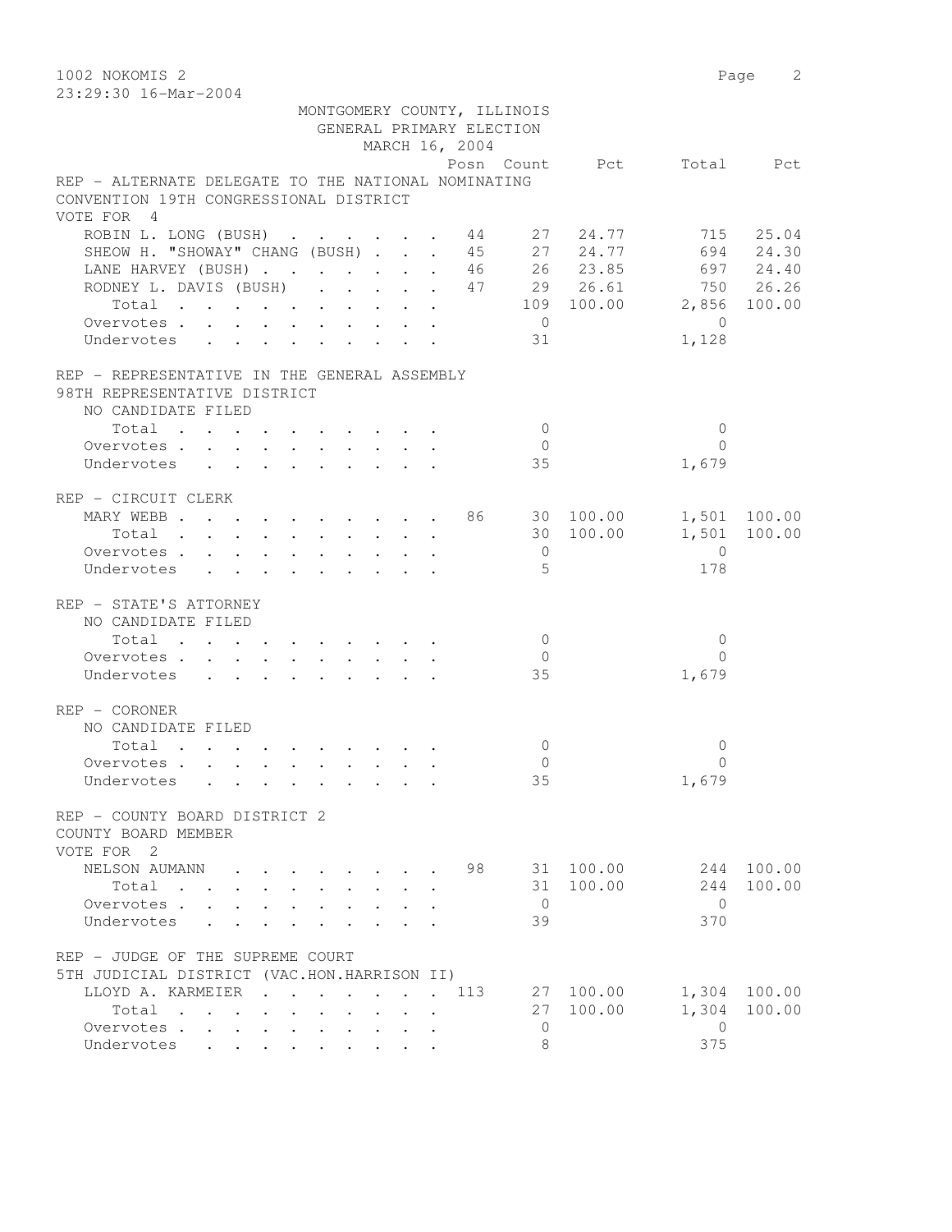MONTGOMERY COUNTY, ILLINOIS
GENERAL PRIMARY ELECTION
MARCH 16, 2004

| | Posn | Count | Pct | Total | Pct |
|---|---|---|---|---|---|
| **REP - ALTERNATE DELEGATE TO THE NATIONAL NOMINATING CONVENTION 19TH CONGRESSIONAL DISTRICT** | | | | | |
| VOTE FOR 4 | | | | | |
| ROBIN L. LONG (BUSH) | 44 | 27 | 24.77 | 715 | 25.04 |
| SHEOW H. "SHOWAY" CHANG (BUSH) | 45 | 27 | 24.77 | 694 | 24.30 |
| LANE HARVEY (BUSH) | 46 | 26 | 23.85 | 697 | 24.40 |
| RODNEY L. DAVIS (BUSH) | 47 | 29 | 26.61 | 750 | 26.26 |
| Total | | 109 | 100.00 | 2,856 | 100.00 |
| Overvotes | | 0 | | 0 | |
| Undervotes | | 31 | | 1,128 | |
| **REP - REPRESENTATIVE IN THE GENERAL ASSEMBLY 98TH REPRESENTATIVE DISTRICT** | | | | | |
| NO CANDIDATE FILED | | | | | |
| Total | | 0 | | 0 | |
| Overvotes | | 0 | | 0 | |
| Undervotes | | 35 | | 1,679 | |
| **REP - CIRCUIT CLERK** | | | | | |
| MARY WEBB | 86 | 30 | 100.00 | 1,501 | 100.00 |
| Total | | 30 | 100.00 | 1,501 | 100.00 |
| Overvotes | | 0 | | 0 | |
| Undervotes | | 5 | | 178 | |
| **REP - STATE'S ATTORNEY** | | | | | |
| NO CANDIDATE FILED | | | | | |
| Total | | 0 | | 0 | |
| Overvotes | | 0 | | 0 | |
| Undervotes | | 35 | | 1,679 | |
| **REP - CORONER** | | | | | |
| NO CANDIDATE FILED | | | | | |
| Total | | 0 | | 0 | |
| Overvotes | | 0 | | 0 | |
| Undervotes | | 35 | | 1,679 | |
| **REP - COUNTY BOARD DISTRICT 2 COUNTY BOARD MEMBER** | | | | | |
| VOTE FOR 2 | | | | | |
| NELSON AUMANN | 98 | 31 | 100.00 | 244 | 100.00 |
| Total | | 31 | 100.00 | 244 | 100.00 |
| Overvotes | | 0 | | 0 | |
| Undervotes | | 39 | | 370 | |
| **REP - JUDGE OF THE SUPREME COURT 5TH JUDICIAL DISTRICT (VAC.HON.HARRISON II)** | | | | | |
| LLOYD A. KARMEIER | 113 | 27 | 100.00 | 1,304 | 100.00 |
| Total | | 27 | 100.00 | 1,304 | 100.00 |
| Overvotes | | 0 | | 0 | |
| Undervotes | | 8 | | 375 | |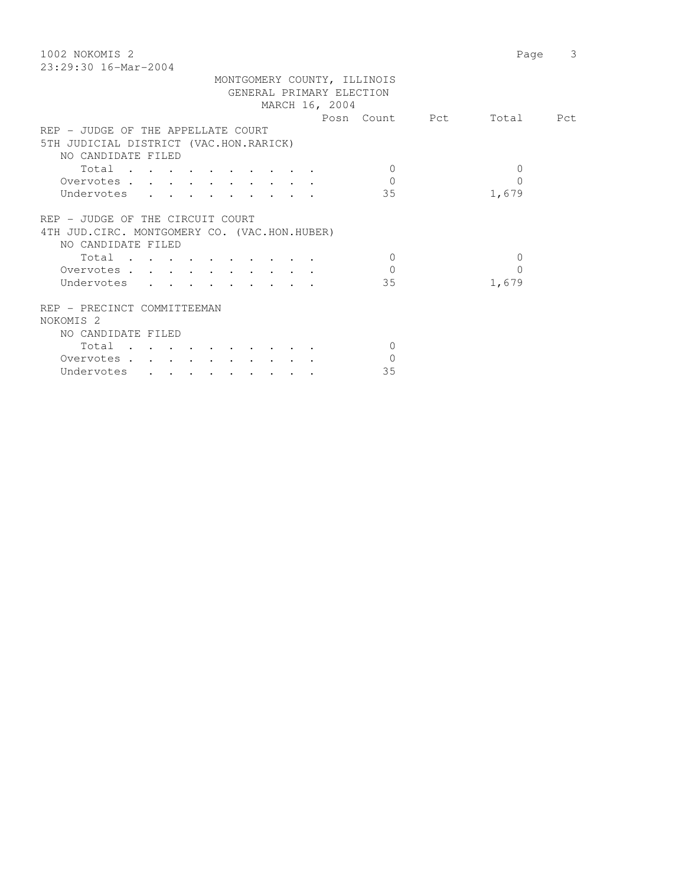MONTGOMERY COUNTY, ILLINOIS
GENERAL PRIMARY ELECTION
MARCH 16, 2004

| | Posn | Count | Pct | Total | Pct |
|---|---|---|---|---|---|
| **REP - JUDGE OF THE APPELLATE COURT** | | | | | |
| **5TH JUDICIAL DISTRICT (VAC.HON.RARICK)** | | | | | |
| NO CANDIDATE FILED | | | | | |
| Total | | 0 | | 0 | |
| Overvotes | | 0 | | 0 | |
| Undervotes | | 35 | | 1,679 | |
| **REP - JUDGE OF THE CIRCUIT COURT** | | | | | |
| **4TH JUD.CIRC. MONTGOMERY CO. (VAC.HON.HUBER)** | | | | | |
| NO CANDIDATE FILED | | | | | |
| Total | | 0 | | 0 | |
| Overvotes | | 0 | | 0 | |
| Undervotes | | 35 | | 1,679 | |
| **REP - PRECINCT COMMITTEEMAN** | | | | | |
| **NOKOMIS 2** | | | | | |
| NO CANDIDATE FILED | | | | | |
| Total | | 0 | | | |
| Overvotes | | 0 | | | |
| Undervotes | | 35 | | | |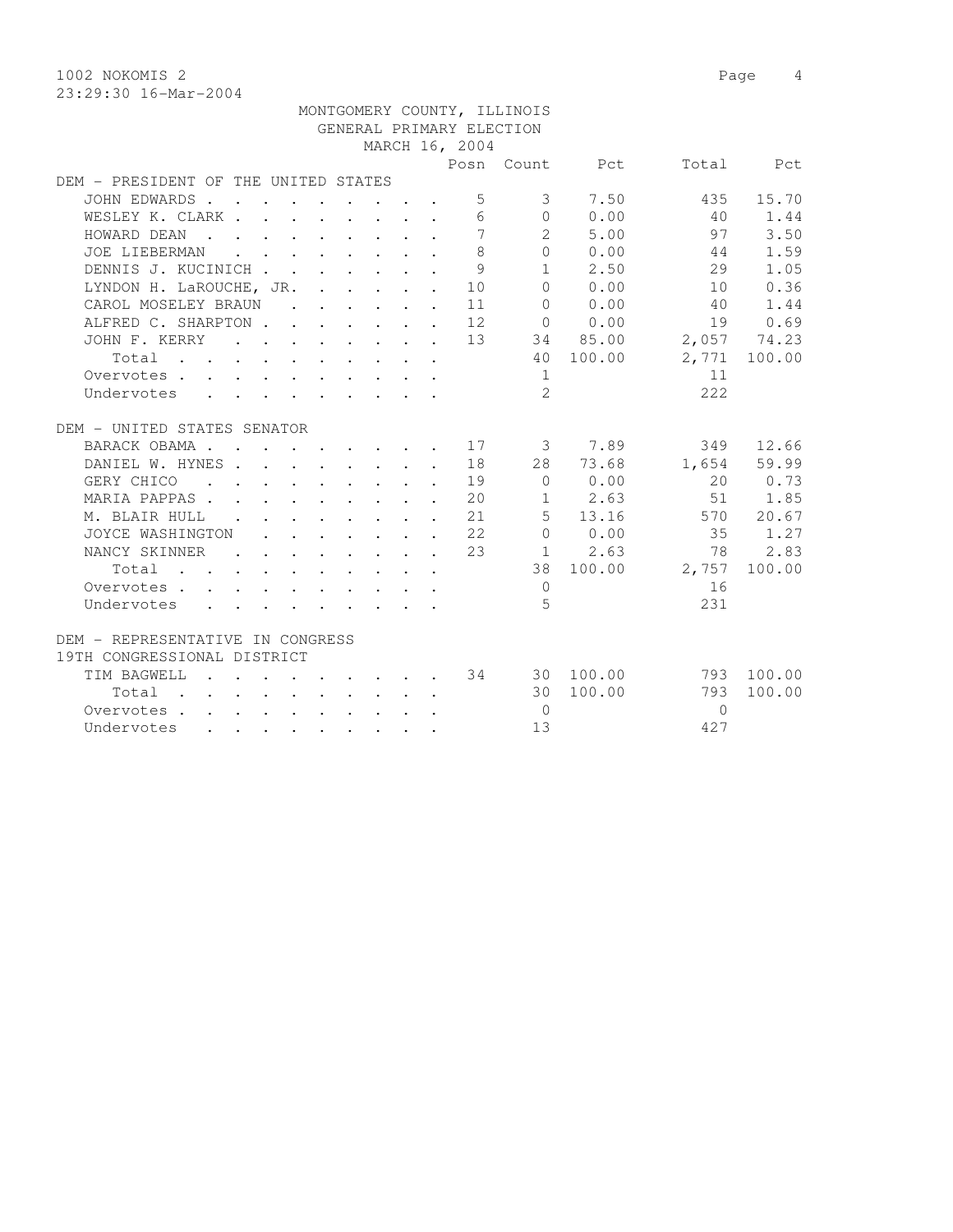1002 NOKOMIS 2

23:29:30 16-Mar-2004

MONTGOMERY COUNTY, ILLINOIS
GENERAL PRIMARY ELECTION
MARCH 16, 2004

| | Posn | Count | Pct | Total | Pct |
|---|---|---|---|---|---|
| **DEM - PRESIDENT OF THE UNITED STATES** | | | | | |
| JOHN EDWARDS | 5 | 3 | 7.50 | 435 | 15.70 |
| WESLEY K. CLARK | 6 | 0 | 0.00 | 40 | 1.44 |
| HOWARD DEAN | 7 | 2 | 5.00 | 97 | 3.50 |
| JOE LIEBERMAN | 8 | 0 | 0.00 | 44 | 1.59 |
| DENNIS J. KUCINICH | 9 | 1 | 2.50 | 29 | 1.05 |
| LYNDON H. LaROUCHE, JR. | 10 | 0 | 0.00 | 10 | 0.36 |
| CAROL MOSELEY BRAUN | 11 | 0 | 0.00 | 40 | 1.44 |
| ALFRED C. SHARPTON | 12 | 0 | 0.00 | 19 | 0.69 |
| JOHN F. KERRY | 13 | 34 | 85.00 | 2,057 | 74.23 |
| Total | | 40 | 100.00 | 2,771 | 100.00 |
| Overvotes | | 1 | | 11 | |
| Undervotes | | 2 | | 222 | |
| **DEM - UNITED STATES SENATOR** | | | | | |
| BARACK OBAMA | 17 | 3 | 7.89 | 349 | 12.66 |
| DANIEL W. HYNES | 18 | 28 | 73.68 | 1,654 | 59.99 |
| GERY CHICO | 19 | 0 | 0.00 | 20 | 0.73 |
| MARIA PAPPAS | 20 | 1 | 2.63 | 51 | 1.85 |
| M. BLAIR HULL | 21 | 5 | 13.16 | 570 | 20.67 |
| JOYCE WASHINGTON | 22 | 0 | 0.00 | 35 | 1.27 |
| NANCY SKINNER | 23 | 1 | 2.63 | 78 | 2.83 |
| Total | | 38 | 100.00 | 2,757 | 100.00 |
| Overvotes | | 0 | | 16 | |
| Undervotes | | 5 | | 231 | |
| **DEM - REPRESENTATIVE IN CONGRESS 19TH CONGRESSIONAL DISTRICT** | | | | | |
| TIM BAGWELL | 34 | 30 | 100.00 | 793 | 100.00 |
| Total | | 30 | 100.00 | 793 | 100.00 |
| Overvotes | | 0 | | 0 | |
| Undervotes | | 13 | | 427 | |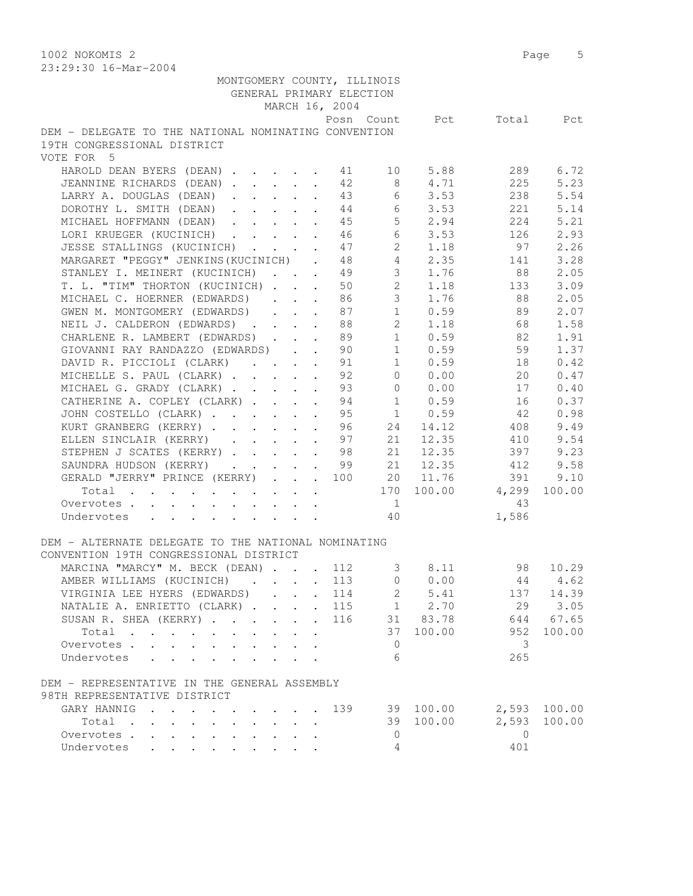1002 NOKOMIS 2

23:29:30 16-Mar-2004

MONTGOMERY COUNTY, ILLINOIS
GENERAL PRIMARY ELECTION
MARCH 16, 2004

## DEM - DELEGATE TO THE NATIONAL NOMINATING CONVENTION 19TH CONGRESSIONAL DISTRICT

VOTE FOR 5

| | Posn | Count | Pct | Total | Pct |
|---|---|---|---|---|---|
| HAROLD DEAN BYERS (DEAN) | 41 | 10 | 5.88 | 289 | 6.72 |
| JEANNINE RICHARDS (DEAN) | 42 | 8 | 4.71 | 225 | 5.23 |
| LARRY A. DOUGLAS (DEAN) | 43 | 6 | 3.53 | 238 | 5.54 |
| DOROTHY L. SMITH (DEAN) | 44 | 6 | 3.53 | 221 | 5.14 |
| MICHAEL HOFFMANN (DEAN) | 45 | 5 | 2.94 | 224 | 5.21 |
| LORI KRUEGER (KUCINICH) | 46 | 6 | 3.53 | 126 | 2.93 |
| JESSE STALLINGS (KUCINICH) | 47 | 2 | 1.18 | 97 | 2.26 |
| MARGARET "PEGGY" JENKINS(KUCINICH) | 48 | 4 | 2.35 | 141 | 3.28 |
| STANLEY I. MEINERT (KUCINICH) | 49 | 3 | 1.76 | 88 | 2.05 |
| T. L. "TIM" THORTON (KUCINICH) | 50 | 2 | 1.18 | 133 | 3.09 |
| MICHAEL C. HOERNER (EDWARDS) | 86 | 3 | 1.76 | 88 | 2.05 |
| GWEN M. MONTGOMERY (EDWARDS) | 87 | 1 | 0.59 | 89 | 2.07 |
| NEIL J. CALDERON (EDWARDS) | 88 | 2 | 1.18 | 68 | 1.58 |
| CHARLENE R. LAMBERT (EDWARDS) | 89 | 1 | 0.59 | 82 | 1.91 |
| GIOVANNI RAY RANDAZZO (EDWARDS) | 90 | 1 | 0.59 | 59 | 1.37 |
| DAVID R. PICCIOLI (CLARK) | 91 | 1 | 0.59 | 18 | 0.42 |
| MICHELLE S. PAUL (CLARK) | 92 | 0 | 0.00 | 20 | 0.47 |
| MICHAEL G. GRADY (CLARK) | 93 | 0 | 0.00 | 17 | 0.40 |
| CATHERINE A. COPLEY (CLARK) | 94 | 1 | 0.59 | 16 | 0.37 |
| JOHN COSTELLO (CLARK) | 95 | 1 | 0.59 | 42 | 0.98 |
| KURT GRANBERG (KERRY) | 96 | 24 | 14.12 | 408 | 9.49 |
| ELLEN SINCLAIR (KERRY) | 97 | 21 | 12.35 | 410 | 9.54 |
| STEPHEN J SCATES (KERRY) | 98 | 21 | 12.35 | 397 | 9.23 |
| SAUNDRA HUDSON (KERRY) | 99 | 21 | 12.35 | 412 | 9.58 |
| GERALD "JERRY" PRINCE (KERRY) | 100 | 20 | 11.76 | 391 | 9.10 |
| Total | | 170 | 100.00 | 4,299 | 100.00 |
| Overvotes | | 1 | | 43 | |
| Undervotes | | 40 | | 1,586 | |

## DEM - ALTERNATE DELEGATE TO THE NATIONAL NOMINATING CONVENTION 19TH CONGRESSIONAL DISTRICT

| | Posn | Count | Pct | Total | Pct |
|---|---|---|---|---|---|
| MARCINA "MARCY" M. BECK (DEAN) | 112 | 3 | 8.11 | 98 | 10.29 |
| AMBER WILLIAMS (KUCINICH) | 113 | 0 | 0.00 | 44 | 4.62 |
| VIRGINIA LEE HYERS (EDWARDS) | 114 | 2 | 5.41 | 137 | 14.39 |
| NATALIE A. ENRIETTO (CLARK) | 115 | 1 | 2.70 | 29 | 3.05 |
| SUSAN R. SHEA (KERRY) | 116 | 31 | 83.78 | 644 | 67.65 |
| Total | | 37 | 100.00 | 952 | 100.00 |
| Overvotes | | 0 | | 3 | |
| Undervotes | | 6 | | 265 | |

## DEM - REPRESENTATIVE IN THE GENERAL ASSEMBLY 98TH REPRESENTATIVE DISTRICT

| | Posn | Count | Pct | Total | Pct |
|---|---|---|---|---|---|
| GARY HANNIG | 139 | 39 | 100.00 | 2,593 | 100.00 |
| Total | | 39 | 100.00 | 2,593 | 100.00 |
| Overvotes | | 0 | | 0 | |
| Undervotes | | 4 | | 401 | |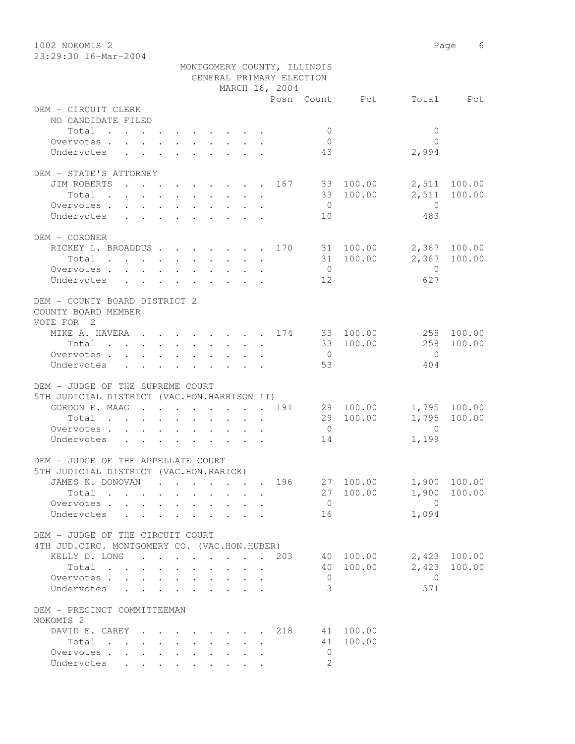1002 NOKOMIS 2

23:29:30 16-Mar-2004

MONTGOMERY COUNTY, ILLINOIS
GENERAL PRIMARY ELECTION
MARCH 16, 2004

| | Posn | Count | Pct | Total | Pct |
|---|---|---|---|---|---|
| **DEM - CIRCUIT CLERK** | | | | | |
| NO CANDIDATE FILED | | | | | |
| Total | | 0 | | 0 | |
| Overvotes | | 0 | | 0 | |
| Undervotes | | 43 | | 2,994 | |
| **DEM - STATE'S ATTORNEY** | | | | | |
| JIM ROBERTS | 167 | 33 | 100.00 | 2,511 | 100.00 |
| Total | | 33 | 100.00 | 2,511 | 100.00 |
| Overvotes | | 0 | | 0 | |
| Undervotes | | 10 | | 483 | |
| **DEM - CORONER** | | | | | |
| RICKEY L. BROADDUS | 170 | 31 | 100.00 | 2,367 | 100.00 |
| Total | | 31 | 100.00 | 2,367 | 100.00 |
| Overvotes | | 0 | | 0 | |
| Undervotes | | 12 | | 627 | |
| **DEM - COUNTY BOARD DISTRICT 2** | | | | | |
| COUNTY BOARD MEMBER | | | | | |
| VOTE FOR 2 | | | | | |
| MIKE A. HAVERA | 174 | 33 | 100.00 | 258 | 100.00 |
| Total | | 33 | 100.00 | 258 | 100.00 |
| Overvotes | | 0 | | 0 | |
| Undervotes | | 53 | | 404 | |
| **DEM - JUDGE OF THE SUPREME COURT** | | | | | |
| 5TH JUDICIAL DISTRICT (VAC.HON.HARRISON II) | | | | | |
| GORDON E. MAAG | 191 | 29 | 100.00 | 1,795 | 100.00 |
| Total | | 29 | 100.00 | 1,795 | 100.00 |
| Overvotes | | 0 | | 0 | |
| Undervotes | | 14 | | 1,199 | |
| **DEM - JUDGE OF THE APPELLATE COURT** | | | | | |
| 5TH JUDICIAL DISTRICT (VAC.HON.RARICK) | | | | | |
| JAMES K. DONOVAN | 196 | 27 | 100.00 | 1,900 | 100.00 |
| Total | | 27 | 100.00 | 1,900 | 100.00 |
| Overvotes | | 0 | | 0 | |
| Undervotes | | 16 | | 1,094 | |
| **DEM - JUDGE OF THE CIRCUIT COURT** | | | | | |
| 4TH JUD.CIRC. MONTGOMERY CO. (VAC.HON.HUBER) | | | | | |
| KELLY D. LONG | 203 | 40 | 100.00 | 2,423 | 100.00 |
| Total | | 40 | 100.00 | 2,423 | 100.00 |
| Overvotes | | 0 | | 0 | |
| Undervotes | | 3 | | 571 | |
| **DEM - PRECINCT COMMITTEEMAN** | | | | | |
| NOKOMIS 2 | | | | | |
| DAVID E. CAREY | 218 | 41 | 100.00 | | |
| Total | | 41 | 100.00 | | |
| Overvotes | | 0 | | | |
| Undervotes | | 2 | | | |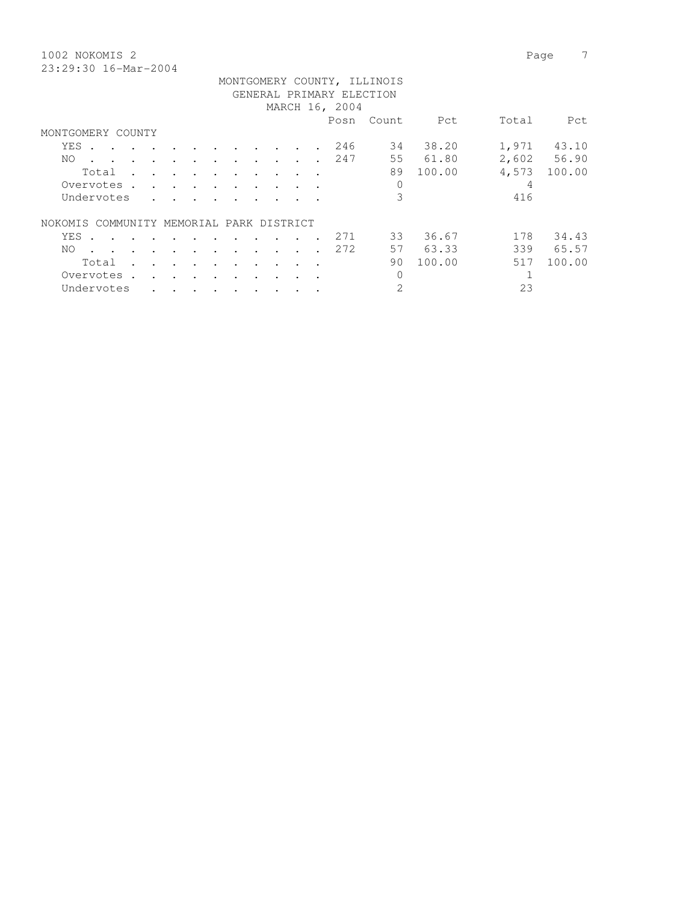1002 NOKOMIS 2

23:29:30 16-Mar-2004

MONTGOMERY COUNTY, ILLINOIS
GENERAL PRIMARY ELECTION
MARCH 16, 2004

| | Posn | Count | Pct | Total | Pct |
|---|---|---|---|---|---|
| **MONTGOMERY COUNTY** | | | | | |
| YES | 246 | 34 | 38.20 | 1,971 | 43.10 |
| NO | 247 | 55 | 61.80 | 2,602 | 56.90 |
| Total | | 89 | 100.00 | 4,573 | 100.00 |
| Overvotes | | 0 | | 4 | |
| Undervotes | | 3 | | 416 | |
| **NOKOMIS COMMUNITY MEMORIAL PARK DISTRICT** | | | | | |
| YES | 271 | 33 | 36.67 | 178 | 34.43 |
| NO | 272 | 57 | 63.33 | 339 | 65.57 |
| Total | | 90 | 100.00 | 517 | 100.00 |
| Overvotes | | 0 | | 1 | |
| Undervotes | | 2 | | 23 | |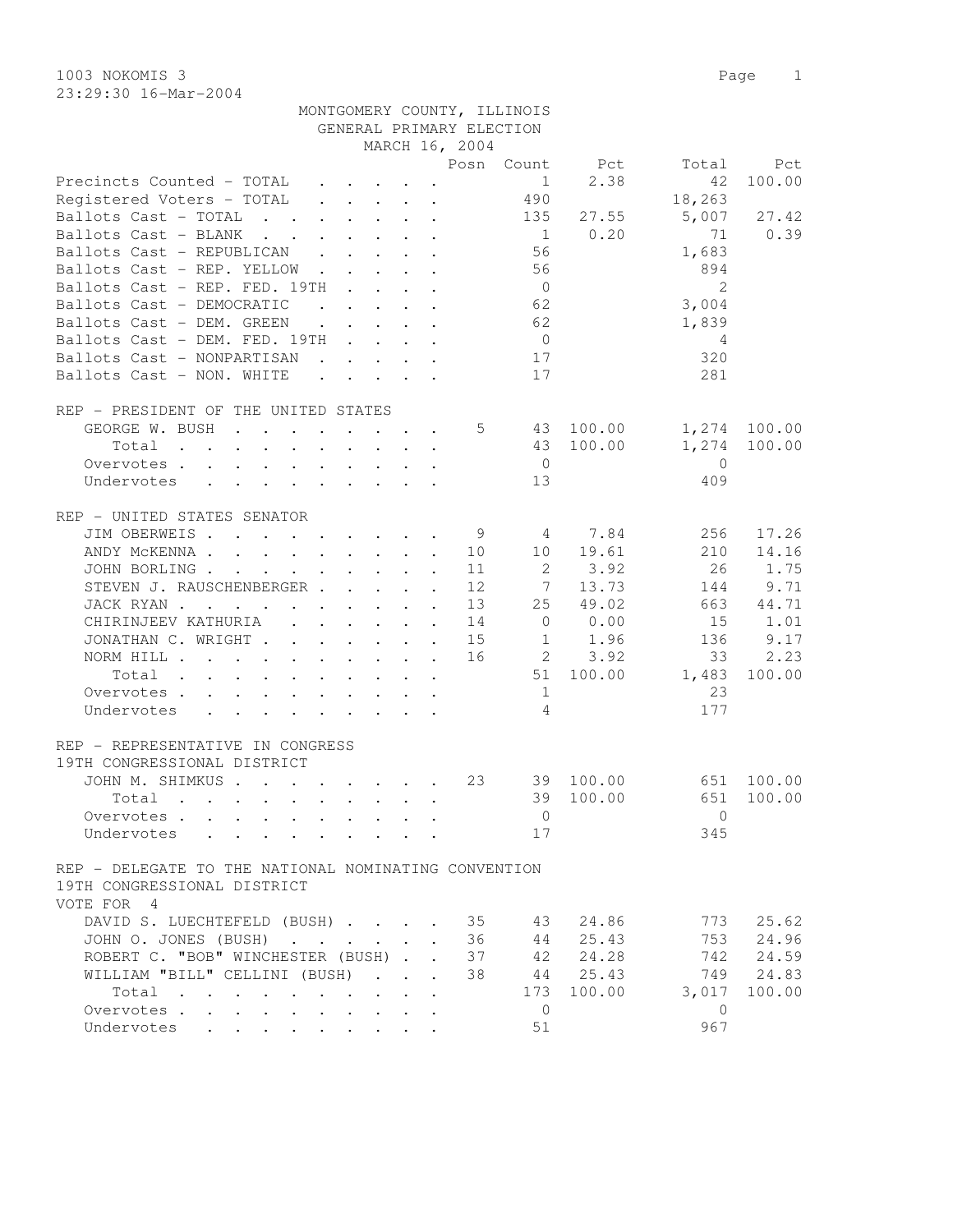1003 NOKOMIS 3

23:29:30 16-Mar-2004

MONTGOMERY COUNTY, ILLINOIS
GENERAL PRIMARY ELECTION
MARCH 16, 2004

| | Posn | Count | Pct | Total | Pct |
|---|---|---|---|---|---|
| Precincts Counted - TOTAL | | 1 | 2.38 | 42 | 100.00 |
| Registered Voters - TOTAL | | 490 | | 18,263 | |
| Ballots Cast - TOTAL | | 135 | 27.55 | 5,007 | 27.42 |
| Ballots Cast - BLANK | | 1 | 0.20 | 71 | 0.39 |
| Ballots Cast - REPUBLICAN | | 56 | | 1,683 | |
| Ballots Cast - REP. YELLOW | | 56 | | 894 | |
| Ballots Cast - REP. FED. 19TH | | 0 | | 2 | |
| Ballots Cast - DEMOCRATIC | | 62 | | 3,004 | |
| Ballots Cast - DEM. GREEN | | 62 | | 1,839 | |
| Ballots Cast - DEM. FED. 19TH | | 0 | | 4 | |
| Ballots Cast - NONPARTISAN | | 17 | | 320 | |
| Ballots Cast - NON. WHITE | | 17 | | 281 | |

REP - PRESIDENT OF THE UNITED STATES

| | Posn | Count | Pct | Total | Pct |
|---|---|---|---|---|---|
| GEORGE W. BUSH | 5 | 43 | 100.00 | 1,274 | 100.00 |
| Total | | 43 | 100.00 | 1,274 | 100.00 |
| Overvotes | | 0 | | 0 | |
| Undervotes | | 13 | | 409 | |

REP - UNITED STATES SENATOR

| | Posn | Count | Pct | Total | Pct |
|---|---|---|---|---|---|
| JIM OBERWEIS | 9 | 4 | 7.84 | 256 | 17.26 |
| ANDY McKENNA | 10 | 10 | 19.61 | 210 | 14.16 |
| JOHN BORLING | 11 | 2 | 3.92 | 26 | 1.75 |
| STEVEN J. RAUSCHENBERGER | 12 | 7 | 13.73 | 144 | 9.71 |
| JACK RYAN | 13 | 25 | 49.02 | 663 | 44.71 |
| CHIRINJEEV KATHURIA | 14 | 0 | 0.00 | 15 | 1.01 |
| JONATHAN C. WRIGHT | 15 | 1 | 1.96 | 136 | 9.17 |
| NORM HILL | 16 | 2 | 3.92 | 33 | 2.23 |
| Total | | 51 | 100.00 | 1,483 | 100.00 |
| Overvotes | | 1 | | 23 | |
| Undervotes | | 4 | | 177 | |

REP - REPRESENTATIVE IN CONGRESS
19TH CONGRESSIONAL DISTRICT

| | Posn | Count | Pct | Total | Pct |
|---|---|---|---|---|---|
| JOHN M. SHIMKUS | 23 | 39 | 100.00 | 651 | 100.00 |
| Total | | 39 | 100.00 | 651 | 100.00 |
| Overvotes | | 0 | | 0 | |
| Undervotes | | 17 | | 345 | |

REP - DELEGATE TO THE NATIONAL NOMINATING CONVENTION
19TH CONGRESSIONAL DISTRICT
VOTE FOR 4

| | Posn | Count | Pct | Total | Pct |
|---|---|---|---|---|---|
| DAVID S. LUECHTEFELD (BUSH) | 35 | 43 | 24.86 | 773 | 25.62 |
| JOHN O. JONES (BUSH) | 36 | 44 | 25.43 | 753 | 24.96 |
| ROBERT C. "BOB" WINCHESTER (BUSH) | 37 | 42 | 24.28 | 742 | 24.59 |
| WILLIAM "BILL" CELLINI (BUSH) | 38 | 44 | 25.43 | 749 | 24.83 |
| Total | | 173 | 100.00 | 3,017 | 100.00 |
| Overvotes | | 0 | | 0 | |
| Undervotes | | 51 | | 967 | |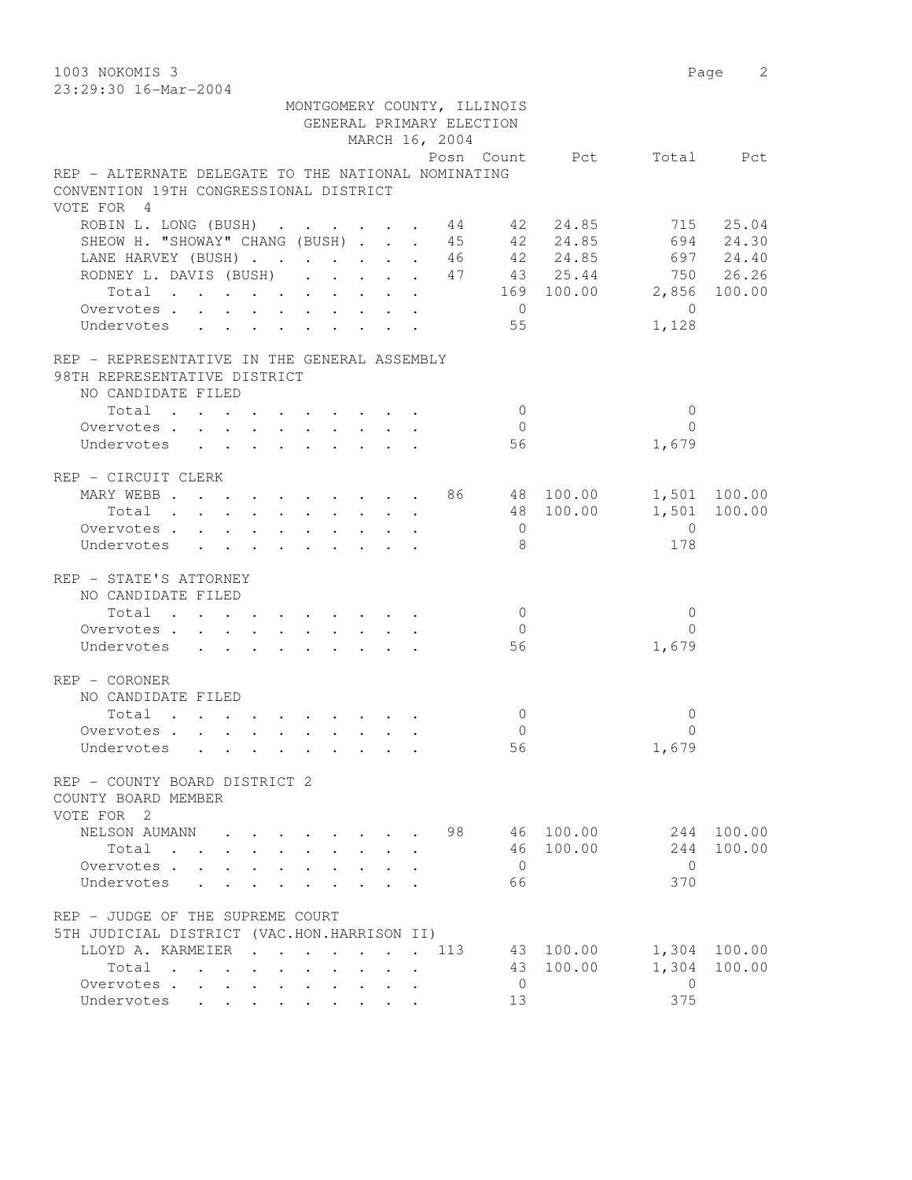1003 NOKOMIS 3

23:29:30 16-Mar-2004

MONTGOMERY COUNTY, ILLINOIS
GENERAL PRIMARY ELECTION
MARCH 16, 2004

| | Posn | Count | Pct | Total | Pct |
|---|---|---|---|---|---|
| **REP - ALTERNATE DELEGATE TO THE NATIONAL NOMINATING CONVENTION 19TH CONGRESSIONAL DISTRICT** | | | | | |
| VOTE FOR 4 | | | | | |
| ROBIN L. LONG (BUSH) | 44 | 42 | 24.85 | 715 | 25.04 |
| SHEOW H. "SHOWAY" CHANG (BUSH) | 45 | 42 | 24.85 | 694 | 24.30 |
| LANE HARVEY (BUSH) | 46 | 42 | 24.85 | 697 | 24.40 |
| RODNEY L. DAVIS (BUSH) | 47 | 43 | 25.44 | 750 | 26.26 |
| Total | | 169 | 100.00 | 2,856 | 100.00 |
| Overvotes | | 0 | | 0 | |
| Undervotes | | 55 | | 1,128 | |
| **REP - REPRESENTATIVE IN THE GENERAL ASSEMBLY 98TH REPRESENTATIVE DISTRICT** | | | | | |
| NO CANDIDATE FILED | | | | | |
| Total | | 0 | | 0 | |
| Overvotes | | 0 | | 0 | |
| Undervotes | | 56 | | 1,679 | |
| **REP - CIRCUIT CLERK** | | | | | |
| MARY WEBB | 86 | 48 | 100.00 | 1,501 | 100.00 |
| Total | | 48 | 100.00 | 1,501 | 100.00 |
| Overvotes | | 0 | | 0 | |
| Undervotes | | 8 | | 178 | |
| **REP - STATE'S ATTORNEY** | | | | | |
| NO CANDIDATE FILED | | | | | |
| Total | | 0 | | 0 | |
| Overvotes | | 0 | | 0 | |
| Undervotes | | 56 | | 1,679 | |
| **REP - CORONER** | | | | | |
| NO CANDIDATE FILED | | | | | |
| Total | | 0 | | 0 | |
| Overvotes | | 0 | | 0 | |
| Undervotes | | 56 | | 1,679 | |
| **REP - COUNTY BOARD DISTRICT 2 COUNTY BOARD MEMBER** | | | | | |
| VOTE FOR 2 | | | | | |
| NELSON AUMANN | 98 | 46 | 100.00 | 244 | 100.00 |
| Total | | 46 | 100.00 | 244 | 100.00 |
| Overvotes | | 0 | | 0 | |
| Undervotes | | 66 | | 370 | |
| **REP - JUDGE OF THE SUPREME COURT 5TH JUDICIAL DISTRICT (VAC.HON.HARRISON II)** | | | | | |
| LLOYD A. KARMEIER | 113 | 43 | 100.00 | 1,304 | 100.00 |
| Total | | 43 | 100.00 | 1,304 | 100.00 |
| Overvotes | | 0 | | 0 | |
| Undervotes | | 13 | | 375 | |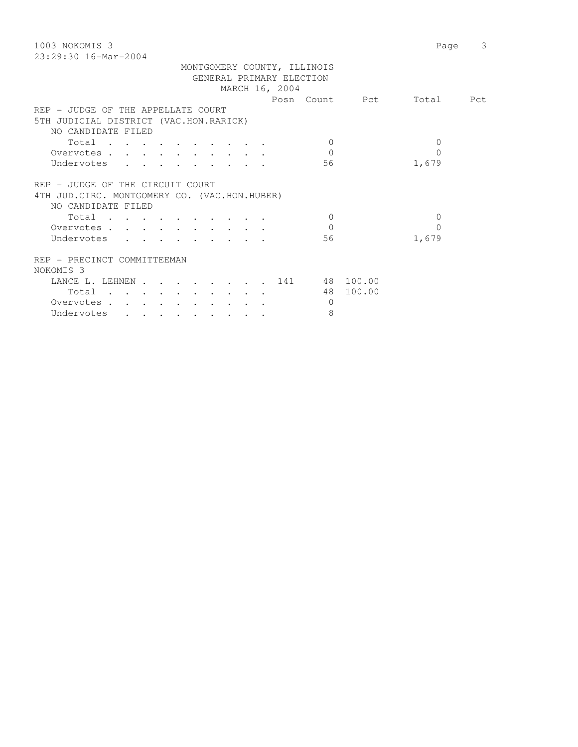MONTGOMERY COUNTY, ILLINOIS
GENERAL PRIMARY ELECTION
MARCH 16, 2004

| | Posn | Count | Pct | Total | Pct |
|---|---|---|---|---|---|
| **REP - JUDGE OF THE APPELLATE COURT** | | | | | |
| **5TH JUDICIAL DISTRICT (VAC.HON.RARICK)** | | | | | |
| NO CANDIDATE FILED | | | | | |
| Total | | 0 | | 0 | |
| Overvotes | | 0 | | 0 | |
| Undervotes | | 56 | | 1,679 | |
| **REP - JUDGE OF THE CIRCUIT COURT** | | | | | |
| **4TH JUD.CIRC. MONTGOMERY CO. (VAC.HON.HUBER)** | | | | | |
| NO CANDIDATE FILED | | | | | |
| Total | | 0 | | 0 | |
| Overvotes | | 0 | | 0 | |
| Undervotes | | 56 | | 1,679 | |
| **REP - PRECINCT COMMITTEEMAN** | | | | | |
| **NOKOMIS 3** | | | | | |
| LANCE L. LEHNEN | 141 | 48 | 100.00 | | |
| Total | | 48 | 100.00 | | |
| Overvotes | | 0 | | | |
| Undervotes | | 8 | | | |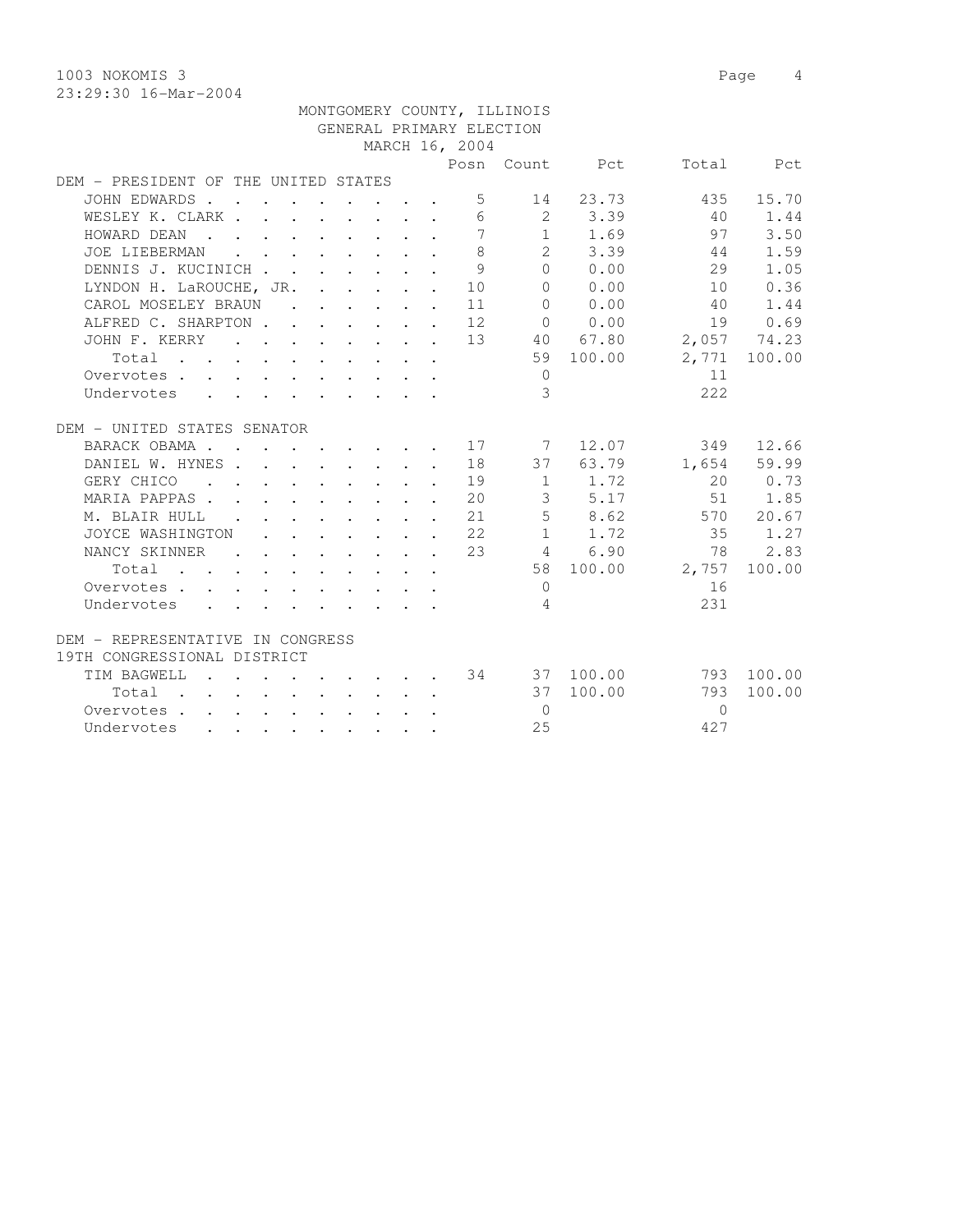1003 NOKOMIS 3

23:29:30 16-Mar-2004

MONTGOMERY COUNTY, ILLINOIS
GENERAL PRIMARY ELECTION
MARCH 16, 2004

| | Posn | Count | Pct | Total | Pct |
|---|---|---|---|---|---|
| **DEM - PRESIDENT OF THE UNITED STATES** | | | | | |
| JOHN EDWARDS | 5 | 14 | 23.73 | 435 | 15.70 |
| WESLEY K. CLARK | 6 | 2 | 3.39 | 40 | 1.44 |
| HOWARD DEAN | 7 | 1 | 1.69 | 97 | 3.50 |
| JOE LIEBERMAN | 8 | 2 | 3.39 | 44 | 1.59 |
| DENNIS J. KUCINICH | 9 | 0 | 0.00 | 29 | 1.05 |
| LYNDON H. LaROUCHE, JR. | 10 | 0 | 0.00 | 10 | 0.36 |
| CAROL MOSELEY BRAUN | 11 | 0 | 0.00 | 40 | 1.44 |
| ALFRED C. SHARPTON | 12 | 0 | 0.00 | 19 | 0.69 |
| JOHN F. KERRY | 13 | 40 | 67.80 | 2,057 | 74.23 |
| Total | | 59 | 100.00 | 2,771 | 100.00 |
| Overvotes | | 0 | | 11 | |
| Undervotes | | 3 | | 222 | |
| **DEM - UNITED STATES SENATOR** | | | | | |
| BARACK OBAMA | 17 | 7 | 12.07 | 349 | 12.66 |
| DANIEL W. HYNES | 18 | 37 | 63.79 | 1,654 | 59.99 |
| GERY CHICO | 19 | 1 | 1.72 | 20 | 0.73 |
| MARIA PAPPAS | 20 | 3 | 5.17 | 51 | 1.85 |
| M. BLAIR HULL | 21 | 5 | 8.62 | 570 | 20.67 |
| JOYCE WASHINGTON | 22 | 1 | 1.72 | 35 | 1.27 |
| NANCY SKINNER | 23 | 4 | 6.90 | 78 | 2.83 |
| Total | | 58 | 100.00 | 2,757 | 100.00 |
| Overvotes | | 0 | | 16 | |
| Undervotes | | 4 | | 231 | |
| **DEM - REPRESENTATIVE IN CONGRESS 19TH CONGRESSIONAL DISTRICT** | | | | | |
| TIM BAGWELL | 34 | 37 | 100.00 | 793 | 100.00 |
| Total | | 37 | 100.00 | 793 | 100.00 |
| Overvotes | | 0 | | 0 | |
| Undervotes | | 25 | | 427 | |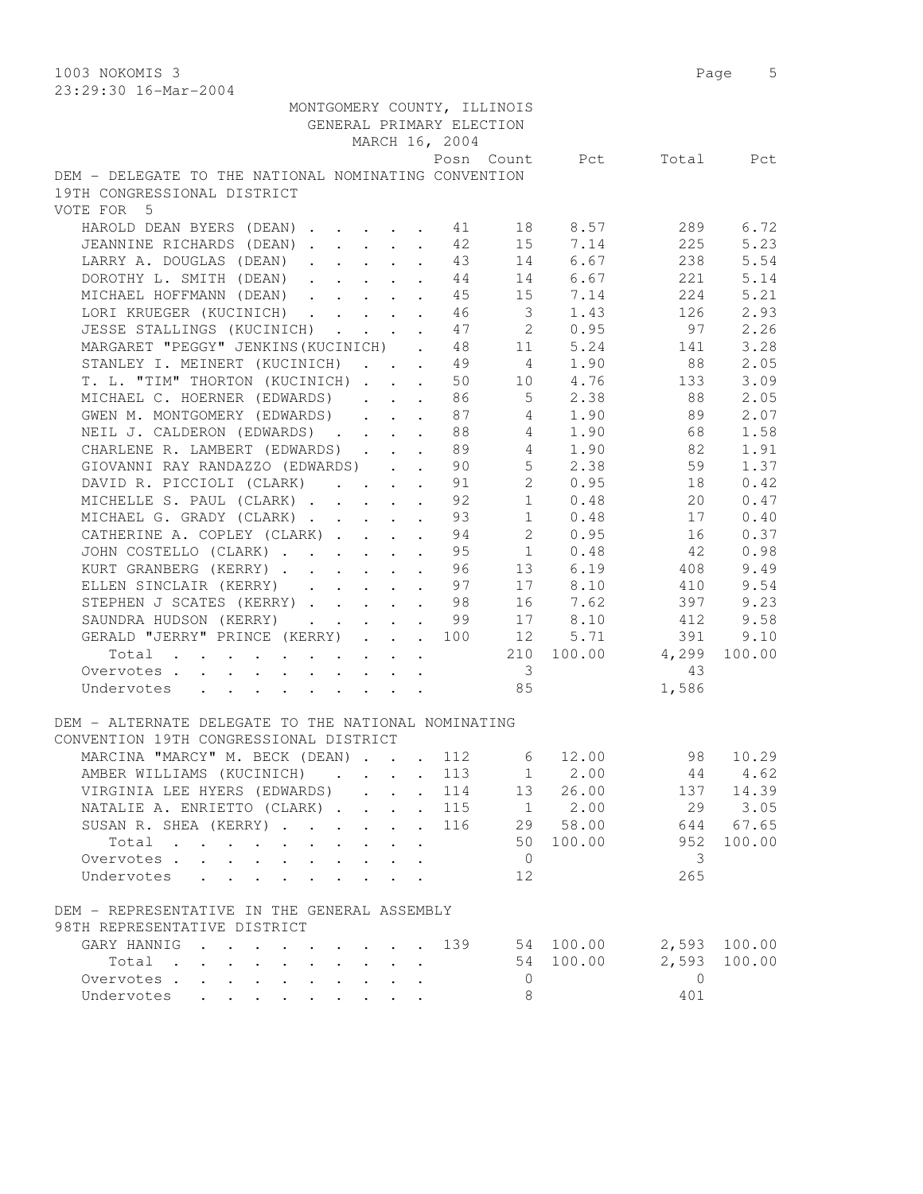1003 NOKOMIS 3

23:29:30 16-Mar-2004

MONTGOMERY COUNTY, ILLINOIS
GENERAL PRIMARY ELECTION
MARCH 16, 2004

## DEM - DELEGATE TO THE NATIONAL NOMINATING CONVENTION 19TH CONGRESSIONAL DISTRICT

VOTE FOR 5

| Candidate | Posn | Count | Pct | Total | Pct |
|---|---|---|---|---|---|
| HAROLD DEAN BYERS (DEAN) | 41 | 18 | 8.57 | 289 | 6.72 |
| JEANNINE RICHARDS (DEAN) | 42 | 15 | 7.14 | 225 | 5.23 |
| LARRY A. DOUGLAS (DEAN) | 43 | 14 | 6.67 | 238 | 5.54 |
| DOROTHY L. SMITH (DEAN) | 44 | 14 | 6.67 | 221 | 5.14 |
| MICHAEL HOFFMANN (DEAN) | 45 | 15 | 7.14 | 224 | 5.21 |
| LORI KRUEGER (KUCINICH) | 46 | 3 | 1.43 | 126 | 2.93 |
| JESSE STALLINGS (KUCINICH) | 47 | 2 | 0.95 | 97 | 2.26 |
| MARGARET "PEGGY" JENKINS(KUCINICH) | 48 | 11 | 5.24 | 141 | 3.28 |
| STANLEY I. MEINERT (KUCINICH) | 49 | 4 | 1.90 | 88 | 2.05 |
| T. L. "TIM" THORTON (KUCINICH) | 50 | 10 | 4.76 | 133 | 3.09 |
| MICHAEL C. HOERNER (EDWARDS) | 86 | 5 | 2.38 | 88 | 2.05 |
| GWEN M. MONTGOMERY (EDWARDS) | 87 | 4 | 1.90 | 89 | 2.07 |
| NEIL J. CALDERON (EDWARDS) | 88 | 4 | 1.90 | 68 | 1.58 |
| CHARLENE R. LAMBERT (EDWARDS) | 89 | 4 | 1.90 | 82 | 1.91 |
| GIOVANNI RAY RANDAZZO (EDWARDS) | 90 | 5 | 2.38 | 59 | 1.37 |
| DAVID R. PICCIOLI (CLARK) | 91 | 2 | 0.95 | 18 | 0.42 |
| MICHELLE S. PAUL (CLARK) | 92 | 1 | 0.48 | 20 | 0.47 |
| MICHAEL G. GRADY (CLARK) | 93 | 1 | 0.48 | 17 | 0.40 |
| CATHERINE A. COPLEY (CLARK) | 94 | 2 | 0.95 | 16 | 0.37 |
| JOHN COSTELLO (CLARK) | 95 | 1 | 0.48 | 42 | 0.98 |
| KURT GRANBERG (KERRY) | 96 | 13 | 6.19 | 408 | 9.49 |
| ELLEN SINCLAIR (KERRY) | 97 | 17 | 8.10 | 410 | 9.54 |
| STEPHEN J SCATES (KERRY) | 98 | 16 | 7.62 | 397 | 9.23 |
| SAUNDRA HUDSON (KERRY) | 99 | 17 | 8.10 | 412 | 9.58 |
| GERALD "JERRY" PRINCE (KERRY) | 100 | 12 | 5.71 | 391 | 9.10 |
| Total | | 210 | 100.00 | 4,299 | 100.00 |
| Overvotes | | 3 | | 43 | |
| Undervotes | | 85 | | 1,586 | |

## DEM - ALTERNATE DELEGATE TO THE NATIONAL NOMINATING CONVENTION 19TH CONGRESSIONAL DISTRICT

| Candidate | Posn | Count | Pct | Total | Pct |
|---|---|---|---|---|---|
| MARCINA "MARCY" M. BECK (DEAN) | 112 | 6 | 12.00 | 98 | 10.29 |
| AMBER WILLIAMS (KUCINICH) | 113 | 1 | 2.00 | 44 | 4.62 |
| VIRGINIA LEE HYERS (EDWARDS) | 114 | 13 | 26.00 | 137 | 14.39 |
| NATALIE A. ENRIETTO (CLARK) | 115 | 1 | 2.00 | 29 | 3.05 |
| SUSAN R. SHEA (KERRY) | 116 | 29 | 58.00 | 644 | 67.65 |
| Total | | 50 | 100.00 | 952 | 100.00 |
| Overvotes | | 0 | | 3 | |
| Undervotes | | 12 | | 265 | |

## DEM - REPRESENTATIVE IN THE GENERAL ASSEMBLY 98TH REPRESENTATIVE DISTRICT

| Candidate | Posn | Count | Pct | Total | Pct |
|---|---|---|---|---|---|
| GARY HANNIG | 139 | 54 | 100.00 | 2,593 | 100.00 |
| Total | | 54 | 100.00 | 2,593 | 100.00 |
| Overvotes | | 0 | | 0 | |
| Undervotes | | 8 | | 401 | |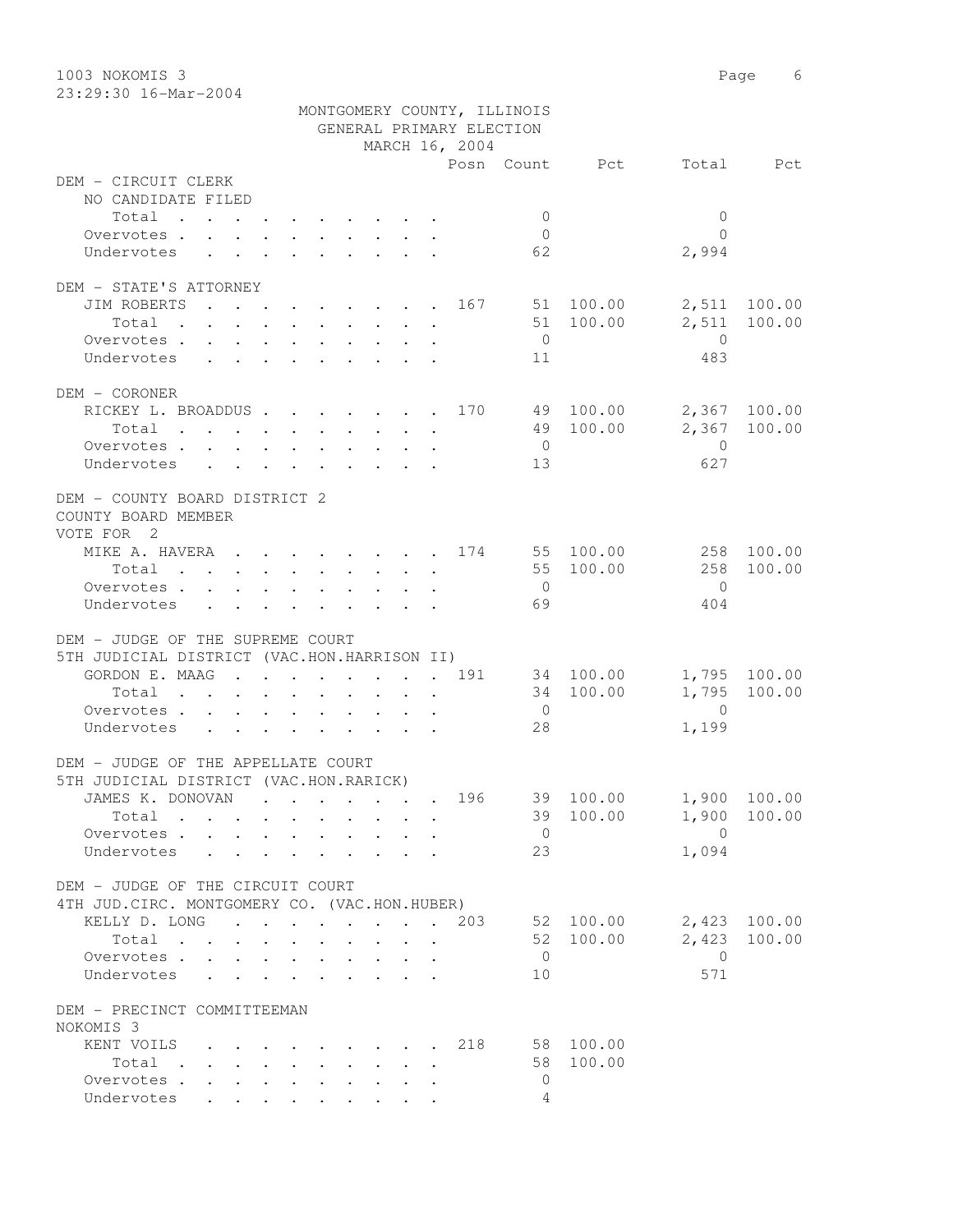MONTGOMERY COUNTY, ILLINOIS
GENERAL PRIMARY ELECTION
MARCH 16, 2004

1003 NOKOMIS 3

23:29:30 16-Mar-2004

| | Posn | Count | Pct | Total | Pct |
|---|---|---|---|---|---|
| **DEM - CIRCUIT CLERK** | | | | | |
| NO CANDIDATE FILED | | | | | |
| Total | | 0 | | 0 | |
| Overvotes | | 0 | | 0 | |
| Undervotes | | 62 | | 2,994 | |
| **DEM - STATE'S ATTORNEY** | | | | | |
| JIM ROBERTS | 167 | 51 | 100.00 | 2,511 | 100.00 |
| Total | | 51 | 100.00 | 2,511 | 100.00 |
| Overvotes | | 0 | | 0 | |
| Undervotes | | 11 | | 483 | |
| **DEM - CORONER** | | | | | |
| RICKEY L. BROADDUS | 170 | 49 | 100.00 | 2,367 | 100.00 |
| Total | | 49 | 100.00 | 2,367 | 100.00 |
| Overvotes | | 0 | | 0 | |
| Undervotes | | 13 | | 627 | |
| **DEM - COUNTY BOARD DISTRICT 2** | | | | | |
| COUNTY BOARD MEMBER | | | | | |
| VOTE FOR 2 | | | | | |
| MIKE A. HAVERA | 174 | 55 | 100.00 | 258 | 100.00 |
| Total | | 55 | 100.00 | 258 | 100.00 |
| Overvotes | | 0 | | 0 | |
| Undervotes | | 69 | | 404 | |
| **DEM - JUDGE OF THE SUPREME COURT** | | | | | |
| 5TH JUDICIAL DISTRICT (VAC.HON.HARRISON II) | | | | | |
| GORDON E. MAAG | 191 | 34 | 100.00 | 1,795 | 100.00 |
| Total | | 34 | 100.00 | 1,795 | 100.00 |
| Overvotes | | 0 | | 0 | |
| Undervotes | | 28 | | 1,199 | |
| **DEM - JUDGE OF THE APPELLATE COURT** | | | | | |
| 5TH JUDICIAL DISTRICT (VAC.HON.RARICK) | | | | | |
| JAMES K. DONOVAN | 196 | 39 | 100.00 | 1,900 | 100.00 |
| Total | | 39 | 100.00 | 1,900 | 100.00 |
| Overvotes | | 0 | | 0 | |
| Undervotes | | 23 | | 1,094 | |
| **DEM - JUDGE OF THE CIRCUIT COURT** | | | | | |
| 4TH JUD.CIRC. MONTGOMERY CO. (VAC.HON.HUBER) | | | | | |
| KELLY D. LONG | 203 | 52 | 100.00 | 2,423 | 100.00 |
| Total | | 52 | 100.00 | 2,423 | 100.00 |
| Overvotes | | 0 | | 0 | |
| Undervotes | | 10 | | 571 | |
| **DEM - PRECINCT COMMITTEEMAN** | | | | | |
| NOKOMIS 3 | | | | | |
| KENT VOILS | 218 | 58 | 100.00 | | |
| Total | | 58 | 100.00 | | |
| Overvotes | | 0 | | | |
| Undervotes | | 4 | | | |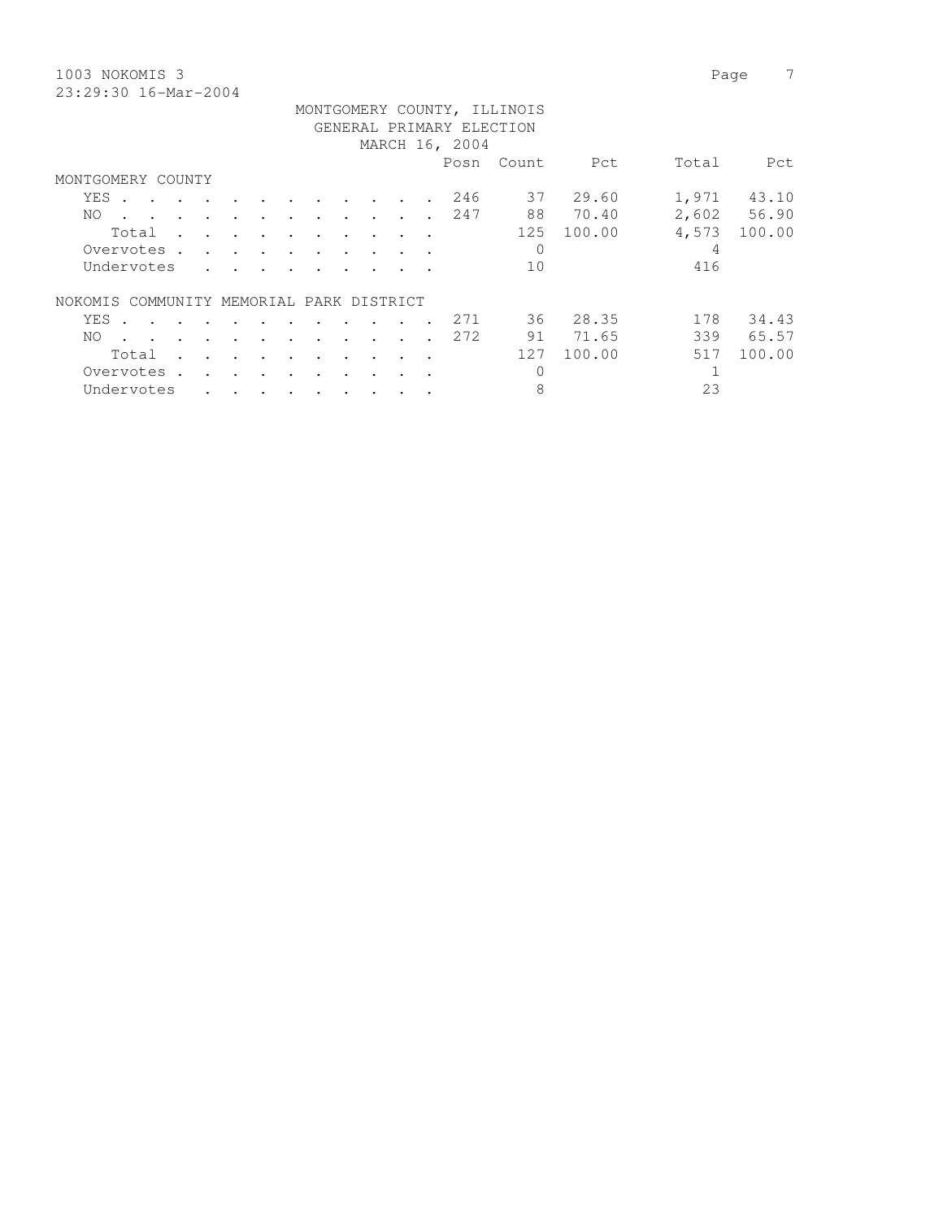1003 NOKOMIS 3

23:29:30 16-Mar-2004

MONTGOMERY COUNTY, ILLINOIS
GENERAL PRIMARY ELECTION
MARCH 16, 2004

| | Posn | Count | Pct | Total | Pct |
|---|---|---|---|---|---|
| **MONTGOMERY COUNTY** | | | | | |
| YES | 246 | 37 | 29.60 | 1,971 | 43.10 |
| NO | 247 | 88 | 70.40 | 2,602 | 56.90 |
| Total | | 125 | 100.00 | 4,573 | 100.00 |
| Overvotes | | 0 | | 4 | |
| Undervotes | | 10 | | 416 | |
| **NOKOMIS COMMUNITY MEMORIAL PARK DISTRICT** | | | | | |
| YES | 271 | 36 | 28.35 | 178 | 34.43 |
| NO | 272 | 91 | 71.65 | 339 | 65.57 |
| Total | | 127 | 100.00 | 517 | 100.00 |
| Overvotes | | 0 | | 1 | |
| Undervotes | | 8 | | 23 | |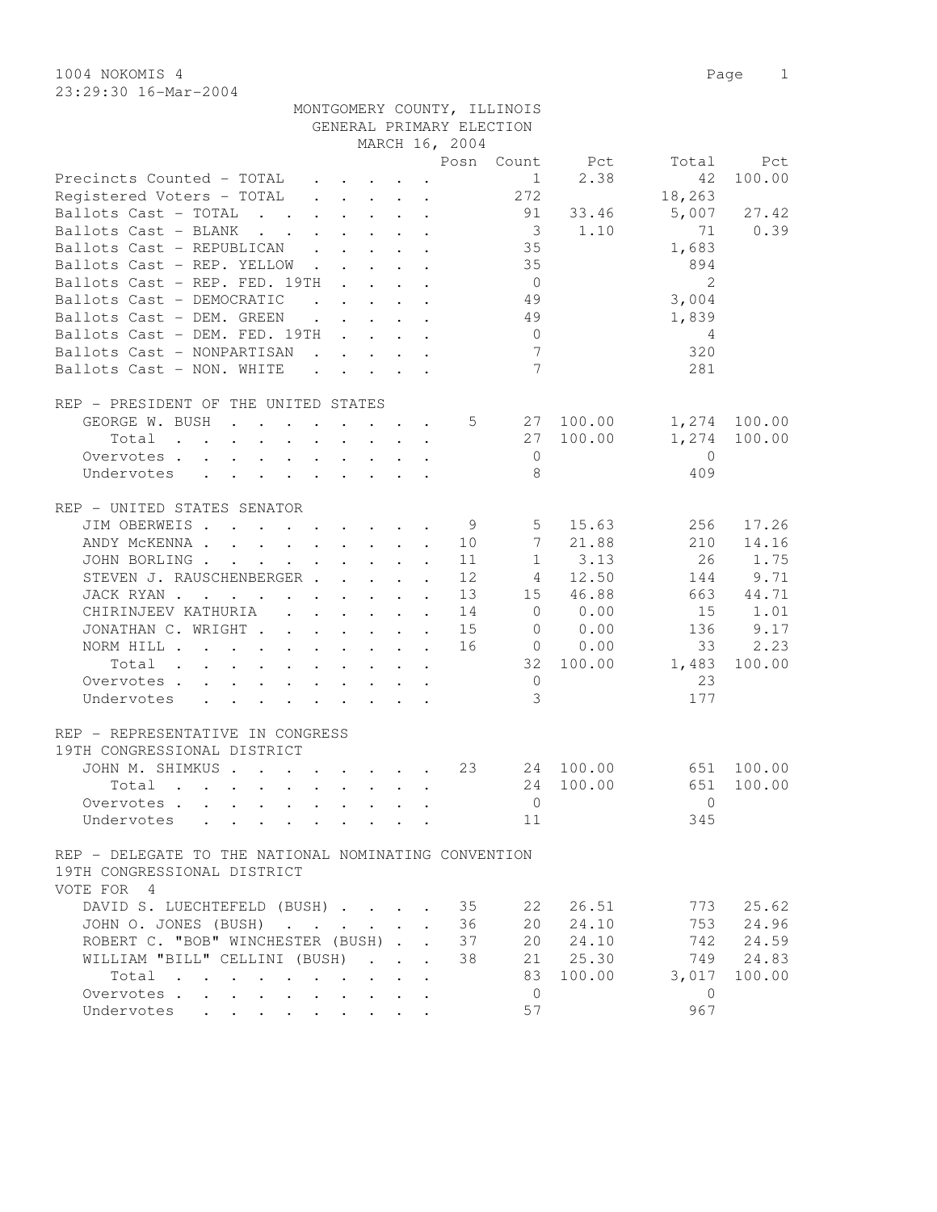1004 NOKOMIS 4

23:29:30 16-Mar-2004

MONTGOMERY COUNTY, ILLINOIS
GENERAL PRIMARY ELECTION
MARCH 16, 2004

| | Posn | Count | Pct | Total | Pct |
|---|---|---|---|---|---|
| Precincts Counted - TOTAL | | 1 | 2.38 | 42 | 100.00 |
| Registered Voters - TOTAL | | 272 | | 18,263 | |
| Ballots Cast - TOTAL | | 91 | 33.46 | 5,007 | 27.42 |
| Ballots Cast - BLANK | | 3 | 1.10 | 71 | 0.39 |
| Ballots Cast - REPUBLICAN | | 35 | | 1,683 | |
| Ballots Cast - REP. YELLOW | | 35 | | 894 | |
| Ballots Cast - REP. FED. 19TH | | 0 | | 2 | |
| Ballots Cast - DEMOCRATIC | | 49 | | 3,004 | |
| Ballots Cast - DEM. GREEN | | 49 | | 1,839 | |
| Ballots Cast - DEM. FED. 19TH | | 0 | | 4 | |
| Ballots Cast - NONPARTISAN | | 7 | | 320 | |
| Ballots Cast - NON. WHITE | | 7 | | 281 | |

REP - PRESIDENT OF THE UNITED STATES

| | Posn | Count | Pct | Total | Pct |
|---|---|---|---|---|---|
| GEORGE W. BUSH | 5 | 27 | 100.00 | 1,274 | 100.00 |
| Total | | 27 | 100.00 | 1,274 | 100.00 |
| Overvotes | | 0 | | 0 | |
| Undervotes | | 8 | | 409 | |

REP - UNITED STATES SENATOR

| | Posn | Count | Pct | Total | Pct |
|---|---|---|---|---|---|
| JIM OBERWEIS | 9 | 5 | 15.63 | 256 | 17.26 |
| ANDY McKENNA | 10 | 7 | 21.88 | 210 | 14.16 |
| JOHN BORLING | 11 | 1 | 3.13 | 26 | 1.75 |
| STEVEN J. RAUSCHENBERGER | 12 | 4 | 12.50 | 144 | 9.71 |
| JACK RYAN | 13 | 15 | 46.88 | 663 | 44.71 |
| CHIRINJEEV KATHURIA | 14 | 0 | 0.00 | 15 | 1.01 |
| JONATHAN C. WRIGHT | 15 | 0 | 0.00 | 136 | 9.17 |
| NORM HILL | 16 | 0 | 0.00 | 33 | 2.23 |
| Total | | 32 | 100.00 | 1,483 | 100.00 |
| Overvotes | | 0 | | 23 | |
| Undervotes | | 3 | | 177 | |

REP - REPRESENTATIVE IN CONGRESS
19TH CONGRESSIONAL DISTRICT

| | Posn | Count | Pct | Total | Pct |
|---|---|---|---|---|---|
| JOHN M. SHIMKUS | 23 | 24 | 100.00 | 651 | 100.00 |
| Total | | 24 | 100.00 | 651 | 100.00 |
| Overvotes | | 0 | | 0 | |
| Undervotes | | 11 | | 345 | |

REP - DELEGATE TO THE NATIONAL NOMINATING CONVENTION
19TH CONGRESSIONAL DISTRICT
VOTE FOR 4

| | Posn | Count | Pct | Total | Pct |
|---|---|---|---|---|---|
| DAVID S. LUECHTEFELD (BUSH) | 35 | 22 | 26.51 | 773 | 25.62 |
| JOHN O. JONES (BUSH) | 36 | 20 | 24.10 | 753 | 24.96 |
| ROBERT C. "BOB" WINCHESTER (BUSH) | 37 | 20 | 24.10 | 742 | 24.59 |
| WILLIAM "BILL" CELLINI (BUSH) | 38 | 21 | 25.30 | 749 | 24.83 |
| Total | | 83 | 100.00 | 3,017 | 100.00 |
| Overvotes | | 0 | | 0 | |
| Undervotes | | 57 | | 967 | |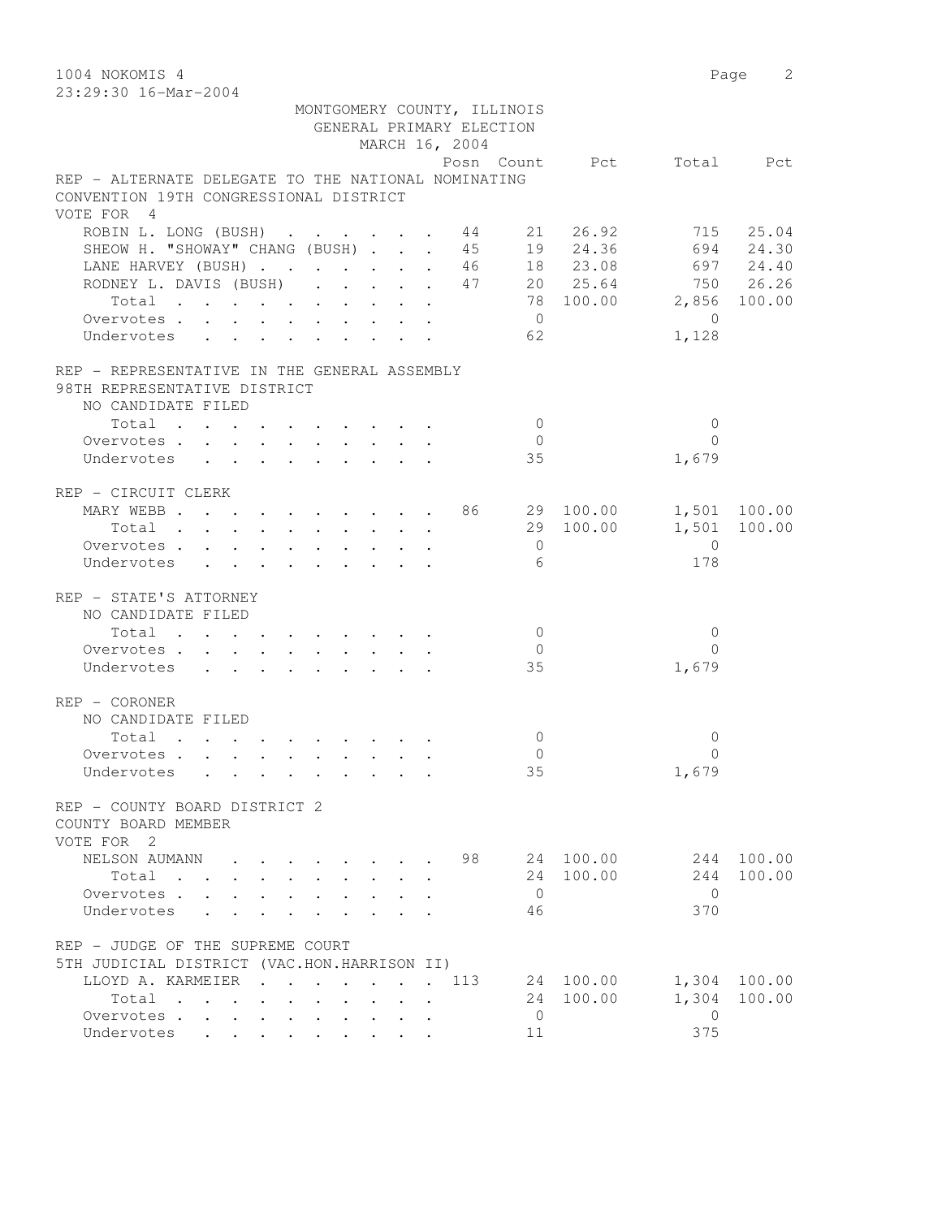MONTGOMERY COUNTY, ILLINOIS
GENERAL PRIMARY ELECTION
MARCH 16, 2004

**REP - ALTERNATE DELEGATE TO THE NATIONAL NOMINATING CONVENTION 19TH CONGRESSIONAL DISTRICT**
VOTE FOR 4

| | Posn | Count | Pct | Total | Pct |
|---|---|---|---|---|---|
| ROBIN L. LONG (BUSH) | 44 | 21 | 26.92 | 715 | 25.04 |
| SHEOW H. "SHOWAY" CHANG (BUSH) | 45 | 19 | 24.36 | 694 | 24.30 |
| LANE HARVEY (BUSH) | 46 | 18 | 23.08 | 697 | 24.40 |
| RODNEY L. DAVIS (BUSH) | 47 | 20 | 25.64 | 750 | 26.26 |
| Total | | 78 | 100.00 | 2,856 | 100.00 |
| Overvotes | | 0 | | 0 | |
| Undervotes | | 62 | | 1,128 | |

**REP - REPRESENTATIVE IN THE GENERAL ASSEMBLY 98TH REPRESENTATIVE DISTRICT**
NO CANDIDATE FILED

| | Posn | Count | Pct | Total | Pct |
|---|---|---|---|---|---|
| Total | | 0 | | 0 | |
| Overvotes | | 0 | | 0 | |
| Undervotes | | 35 | | 1,679 | |

**REP - CIRCUIT CLERK**

| | Posn | Count | Pct | Total | Pct |
|---|---|---|---|---|---|
| MARY WEBB | 86 | 29 | 100.00 | 1,501 | 100.00 |
| Total | | 29 | 100.00 | 1,501 | 100.00 |
| Overvotes | | 0 | | 0 | |
| Undervotes | | 6 | | 178 | |

**REP - STATE'S ATTORNEY**
NO CANDIDATE FILED

| | Posn | Count | Pct | Total | Pct |
|---|---|---|---|---|---|
| Total | | 0 | | 0 | |
| Overvotes | | 0 | | 0 | |
| Undervotes | | 35 | | 1,679 | |

**REP - CORONER**
NO CANDIDATE FILED

| | Posn | Count | Pct | Total | Pct |
|---|---|---|---|---|---|
| Total | | 0 | | 0 | |
| Overvotes | | 0 | | 0 | |
| Undervotes | | 35 | | 1,679 | |

**REP - COUNTY BOARD DISTRICT 2 COUNTY BOARD MEMBER**
VOTE FOR 2

| | Posn | Count | Pct | Total | Pct |
|---|---|---|---|---|---|
| NELSON AUMANN | 98 | 24 | 100.00 | 244 | 100.00 |
| Total | | 24 | 100.00 | 244 | 100.00 |
| Overvotes | | 0 | | 0 | |
| Undervotes | | 46 | | 370 | |

**REP - JUDGE OF THE SUPREME COURT 5TH JUDICIAL DISTRICT (VAC.HON.HARRISON II)**

| | Posn | Count | Pct | Total | Pct |
|---|---|---|---|---|---|
| LLOYD A. KARMEIER | 113 | 24 | 100.00 | 1,304 | 100.00 |
| Total | | 24 | 100.00 | 1,304 | 100.00 |
| Overvotes | | 0 | | 0 | |
| Undervotes | | 11 | | 375 | |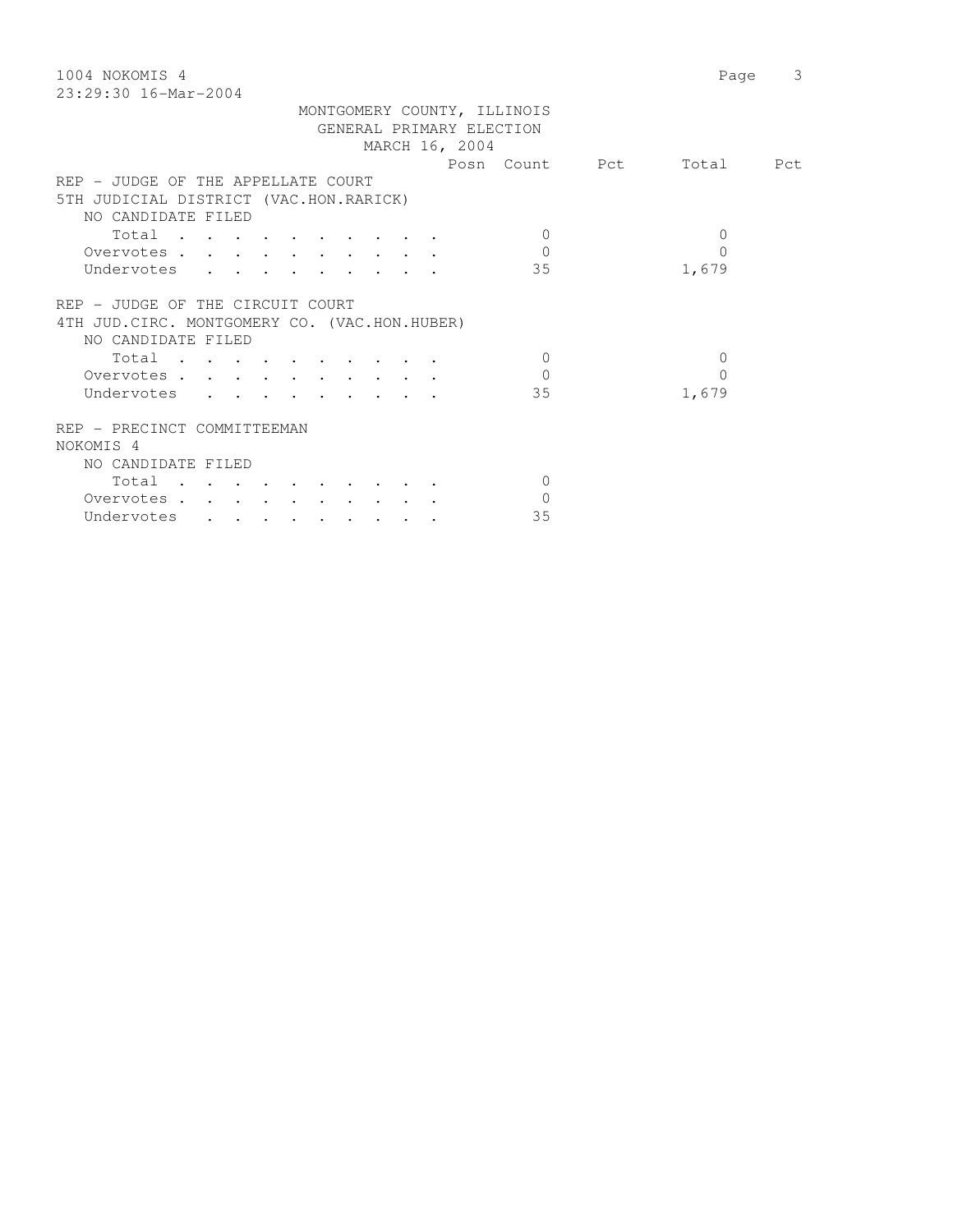MONTGOMERY COUNTY, ILLINOIS
GENERAL PRIMARY ELECTION
MARCH 16, 2004

| | Posn | Count | Pct | Total | Pct |
|---|---|---|---|---|---|
| **REP - JUDGE OF THE APPELLATE COURT** | | | | | |
| **5TH JUDICIAL DISTRICT (VAC.HON.RARICK)** | | | | | |
| NO CANDIDATE FILED | | | | | |
| Total | | 0 | | 0 | |
| Overvotes | | 0 | | 0 | |
| Undervotes | | 35 | | 1,679 | |
| **REP - JUDGE OF THE CIRCUIT COURT** | | | | | |
| **4TH JUD.CIRC. MONTGOMERY CO. (VAC.HON.HUBER)** | | | | | |
| NO CANDIDATE FILED | | | | | |
| Total | | 0 | | 0 | |
| Overvotes | | 0 | | 0 | |
| Undervotes | | 35 | | 1,679 | |
| **REP - PRECINCT COMMITTEEMAN** | | | | | |
| **NOKOMIS 4** | | | | | |
| NO CANDIDATE FILED | | | | | |
| Total | | 0 | | | |
| Overvotes | | 0 | | | |
| Undervotes | | 35 | | | |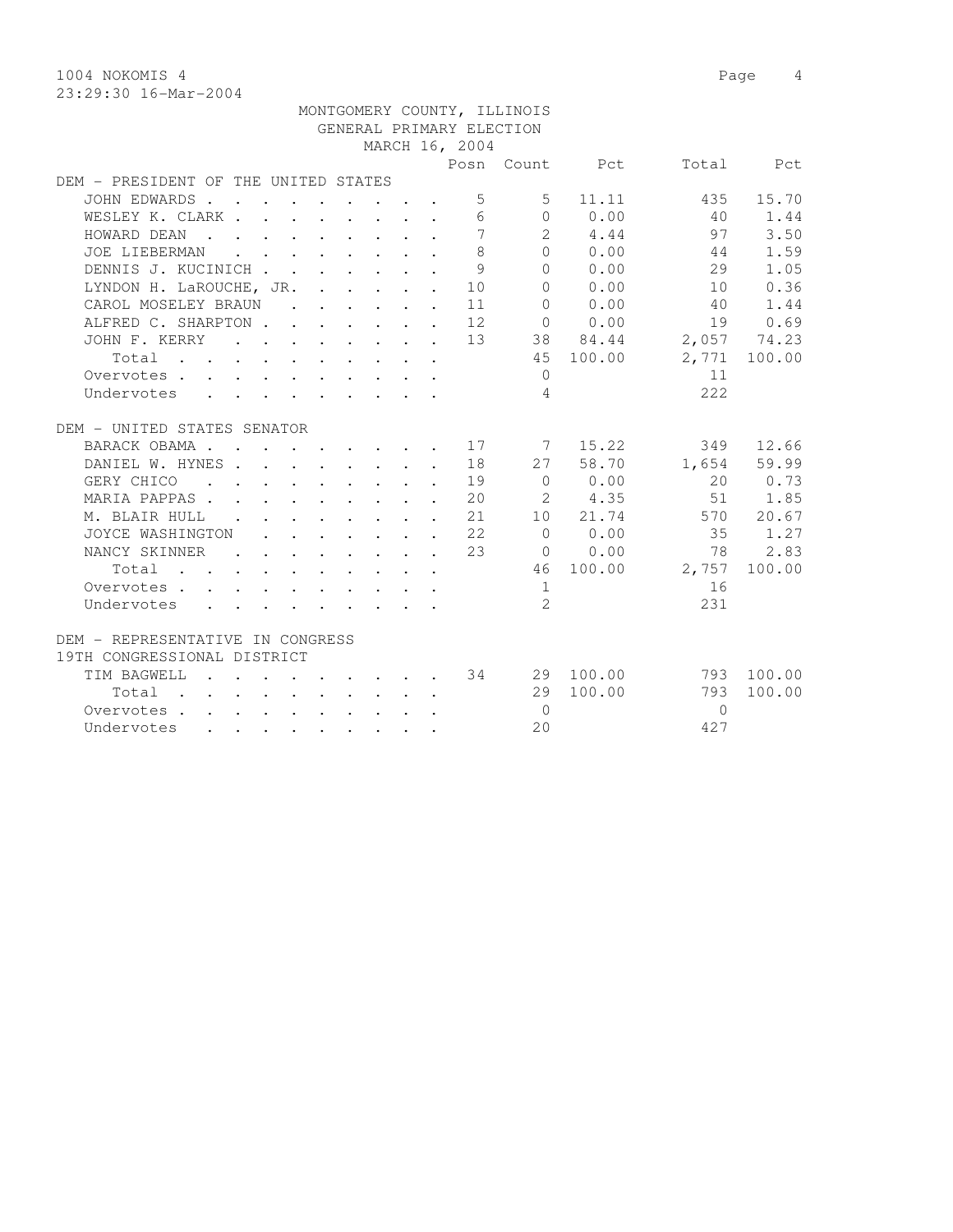1004 NOKOMIS 4

23:29:30 16-Mar-2004

MONTGOMERY COUNTY, ILLINOIS
GENERAL PRIMARY ELECTION
MARCH 16, 2004

| | Posn | Count | Pct | Total | Pct |
|---|---|---|---|---|---|
| **DEM - PRESIDENT OF THE UNITED STATES** | | | | | |
| JOHN EDWARDS | 5 | 5 | 11.11 | 435 | 15.70 |
| WESLEY K. CLARK | 6 | 0 | 0.00 | 40 | 1.44 |
| HOWARD DEAN | 7 | 2 | 4.44 | 97 | 3.50 |
| JOE LIEBERMAN | 8 | 0 | 0.00 | 44 | 1.59 |
| DENNIS J. KUCINICH | 9 | 0 | 0.00 | 29 | 1.05 |
| LYNDON H. LaROUCHE, JR. | 10 | 0 | 0.00 | 10 | 0.36 |
| CAROL MOSELEY BRAUN | 11 | 0 | 0.00 | 40 | 1.44 |
| ALFRED C. SHARPTON | 12 | 0 | 0.00 | 19 | 0.69 |
| JOHN F. KERRY | 13 | 38 | 84.44 | 2,057 | 74.23 |
| Total | | 45 | 100.00 | 2,771 | 100.00 |
| Overvotes | | 0 | | 11 | |
| Undervotes | | 4 | | 222 | |
| **DEM - UNITED STATES SENATOR** | | | | | |
| BARACK OBAMA | 17 | 7 | 15.22 | 349 | 12.66 |
| DANIEL W. HYNES | 18 | 27 | 58.70 | 1,654 | 59.99 |
| GERY CHICO | 19 | 0 | 0.00 | 20 | 0.73 |
| MARIA PAPPAS | 20 | 2 | 4.35 | 51 | 1.85 |
| M. BLAIR HULL | 21 | 10 | 21.74 | 570 | 20.67 |
| JOYCE WASHINGTON | 22 | 0 | 0.00 | 35 | 1.27 |
| NANCY SKINNER | 23 | 0 | 0.00 | 78 | 2.83 |
| Total | | 46 | 100.00 | 2,757 | 100.00 |
| Overvotes | | 1 | | 16 | |
| Undervotes | | 2 | | 231 | |
| **DEM - REPRESENTATIVE IN CONGRESS 19TH CONGRESSIONAL DISTRICT** | | | | | |
| TIM BAGWELL | 34 | 29 | 100.00 | 793 | 100.00 |
| Total | | 29 | 100.00 | 793 | 100.00 |
| Overvotes | | 0 | | 0 | |
| Undervotes | | 20 | | 427 | |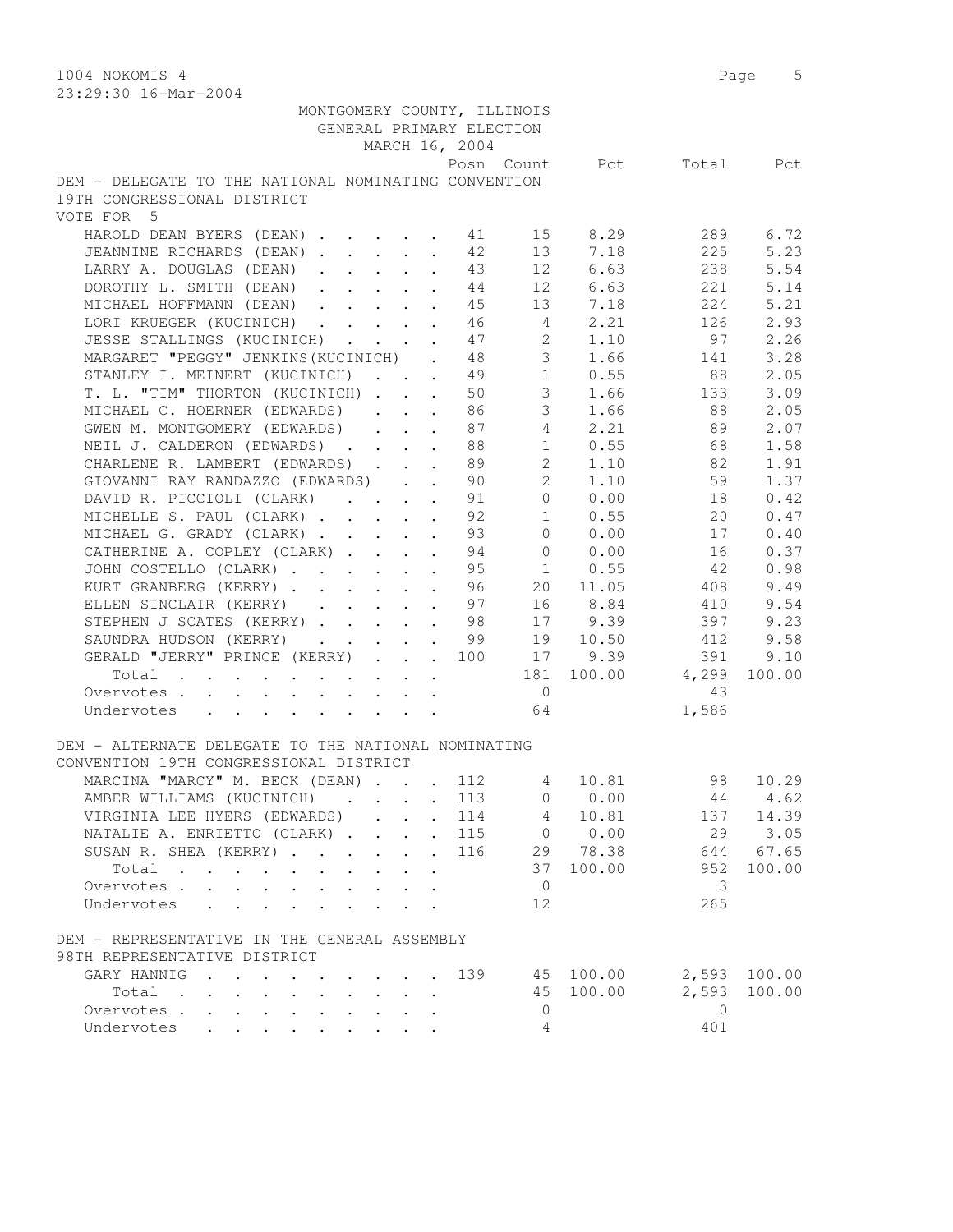1004 NOKOMIS 4
23:29:30 16-Mar-2004

MONTGOMERY COUNTY, ILLINOIS
GENERAL PRIMARY ELECTION
MARCH 16, 2004

## DEM - DELEGATE TO THE NATIONAL NOMINATING CONVENTION 19TH CONGRESSIONAL DISTRICT

VOTE FOR 5

| | Posn | Count | Pct | Total | Pct |
|---|---|---|---|---|---|
| HAROLD DEAN BYERS (DEAN) | 41 | 15 | 8.29 | 289 | 6.72 |
| JEANNINE RICHARDS (DEAN) | 42 | 13 | 7.18 | 225 | 5.23 |
| LARRY A. DOUGLAS (DEAN) | 43 | 12 | 6.63 | 238 | 5.54 |
| DOROTHY L. SMITH (DEAN) | 44 | 12 | 6.63 | 221 | 5.14 |
| MICHAEL HOFFMANN (DEAN) | 45 | 13 | 7.18 | 224 | 5.21 |
| LORI KRUEGER (KUCINICH) | 46 | 4 | 2.21 | 126 | 2.93 |
| JESSE STALLINGS (KUCINICH) | 47 | 2 | 1.10 | 97 | 2.26 |
| MARGARET "PEGGY" JENKINS(KUCINICH) | 48 | 3 | 1.66 | 141 | 3.28 |
| STANLEY I. MEINERT (KUCINICH) | 49 | 1 | 0.55 | 88 | 2.05 |
| T. L. "TIM" THORTON (KUCINICH) | 50 | 3 | 1.66 | 133 | 3.09 |
| MICHAEL C. HOERNER (EDWARDS) | 86 | 3 | 1.66 | 88 | 2.05 |
| GWEN M. MONTGOMERY (EDWARDS) | 87 | 4 | 2.21 | 89 | 2.07 |
| NEIL J. CALDERON (EDWARDS) | 88 | 1 | 0.55 | 68 | 1.58 |
| CHARLENE R. LAMBERT (EDWARDS) | 89 | 2 | 1.10 | 82 | 1.91 |
| GIOVANNI RAY RANDAZZO (EDWARDS) | 90 | 2 | 1.10 | 59 | 1.37 |
| DAVID R. PICCIOLI (CLARK) | 91 | 0 | 0.00 | 18 | 0.42 |
| MICHELLE S. PAUL (CLARK) | 92 | 1 | 0.55 | 20 | 0.47 |
| MICHAEL G. GRADY (CLARK) | 93 | 0 | 0.00 | 17 | 0.40 |
| CATHERINE A. COPLEY (CLARK) | 94 | 0 | 0.00 | 16 | 0.37 |
| JOHN COSTELLO (CLARK) | 95 | 1 | 0.55 | 42 | 0.98 |
| KURT GRANBERG (KERRY) | 96 | 20 | 11.05 | 408 | 9.49 |
| ELLEN SINCLAIR (KERRY) | 97 | 16 | 8.84 | 410 | 9.54 |
| STEPHEN J SCATES (KERRY) | 98 | 17 | 9.39 | 397 | 9.23 |
| SAUNDRA HUDSON (KERRY) | 99 | 19 | 10.50 | 412 | 9.58 |
| GERALD "JERRY" PRINCE (KERRY) | 100 | 17 | 9.39 | 391 | 9.10 |
| Total | | 181 | 100.00 | 4,299 | 100.00 |
| Overvotes | | 0 | | 43 | |
| Undervotes | | 64 | | 1,586 | |

## DEM - ALTERNATE DELEGATE TO THE NATIONAL NOMINATING CONVENTION 19TH CONGRESSIONAL DISTRICT

| | Posn | Count | Pct | Total | Pct |
|---|---|---|---|---|---|
| MARCINA "MARCY" M. BECK (DEAN) | 112 | 4 | 10.81 | 98 | 10.29 |
| AMBER WILLIAMS (KUCINICH) | 113 | 0 | 0.00 | 44 | 4.62 |
| VIRGINIA LEE HYERS (EDWARDS) | 114 | 4 | 10.81 | 137 | 14.39 |
| NATALIE A. ENRIETTO (CLARK) | 115 | 0 | 0.00 | 29 | 3.05 |
| SUSAN R. SHEA (KERRY) | 116 | 29 | 78.38 | 644 | 67.65 |
| Total | | 37 | 100.00 | 952 | 100.00 |
| Overvotes | | 0 | | 3 | |
| Undervotes | | 12 | | 265 | |

## DEM - REPRESENTATIVE IN THE GENERAL ASSEMBLY 98TH REPRESENTATIVE DISTRICT

| | Posn | Count | Pct | Total | Pct |
|---|---|---|---|---|---|
| GARY HANNIG | 139 | 45 | 100.00 | 2,593 | 100.00 |
| Total | | 45 | 100.00 | 2,593 | 100.00 |
| Overvotes | | 0 | | 0 | |
| Undervotes | | 4 | | 401 | |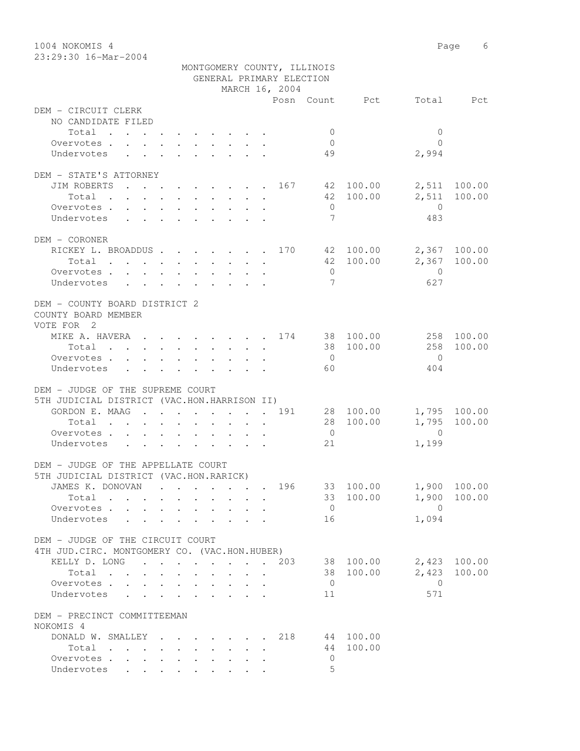1004 NOKOMIS 4

23:29:30 16-Mar-2004

MONTGOMERY COUNTY, ILLINOIS
GENERAL PRIMARY ELECTION
MARCH 16, 2004

| | Posn | Count | Pct | Total | Pct |
|---|---|---|---|---|---|
| **DEM - CIRCUIT CLERK** | | | | | |
| NO CANDIDATE FILED | | | | | |
| Total | | 0 | | 0 | |
| Overvotes | | 0 | | 0 | |
| Undervotes | | 49 | | 2,994 | |
| **DEM - STATE'S ATTORNEY** | | | | | |
| JIM ROBERTS | 167 | 42 | 100.00 | 2,511 | 100.00 |
| Total | | 42 | 100.00 | 2,511 | 100.00 |
| Overvotes | | 0 | | 0 | |
| Undervotes | | 7 | | 483 | |
| **DEM - CORONER** | | | | | |
| RICKEY L. BROADDUS | 170 | 42 | 100.00 | 2,367 | 100.00 |
| Total | | 42 | 100.00 | 2,367 | 100.00 |
| Overvotes | | 0 | | 0 | |
| Undervotes | | 7 | | 627 | |
| **DEM - COUNTY BOARD DISTRICT 2** | | | | | |
| COUNTY BOARD MEMBER | | | | | |
| VOTE FOR 2 | | | | | |
| MIKE A. HAVERA | 174 | 38 | 100.00 | 258 | 100.00 |
| Total | | 38 | 100.00 | 258 | 100.00 |
| Overvotes | | 0 | | 0 | |
| Undervotes | | 60 | | 404 | |
| **DEM - JUDGE OF THE SUPREME COURT** | | | | | |
| 5TH JUDICIAL DISTRICT (VAC.HON.HARRISON II) | | | | | |
| GORDON E. MAAG | 191 | 28 | 100.00 | 1,795 | 100.00 |
| Total | | 28 | 100.00 | 1,795 | 100.00 |
| Overvotes | | 0 | | 0 | |
| Undervotes | | 21 | | 1,199 | |
| **DEM - JUDGE OF THE APPELLATE COURT** | | | | | |
| 5TH JUDICIAL DISTRICT (VAC.HON.RARICK) | | | | | |
| JAMES K. DONOVAN | 196 | 33 | 100.00 | 1,900 | 100.00 |
| Total | | 33 | 100.00 | 1,900 | 100.00 |
| Overvotes | | 0 | | 0 | |
| Undervotes | | 16 | | 1,094 | |
| **DEM - JUDGE OF THE CIRCUIT COURT** | | | | | |
| 4TH JUD.CIRC. MONTGOMERY CO. (VAC.HON.HUBER) | | | | | |
| KELLY D. LONG | 203 | 38 | 100.00 | 2,423 | 100.00 |
| Total | | 38 | 100.00 | 2,423 | 100.00 |
| Overvotes | | 0 | | 0 | |
| Undervotes | | 11 | | 571 | |
| **DEM - PRECINCT COMMITTEEMAN** | | | | | |
| NOKOMIS 4 | | | | | |
| DONALD W. SMALLEY | 218 | 44 | 100.00 | | |
| Total | | 44 | 100.00 | | |
| Overvotes | | 0 | | | |
| Undervotes | | 5 | | | |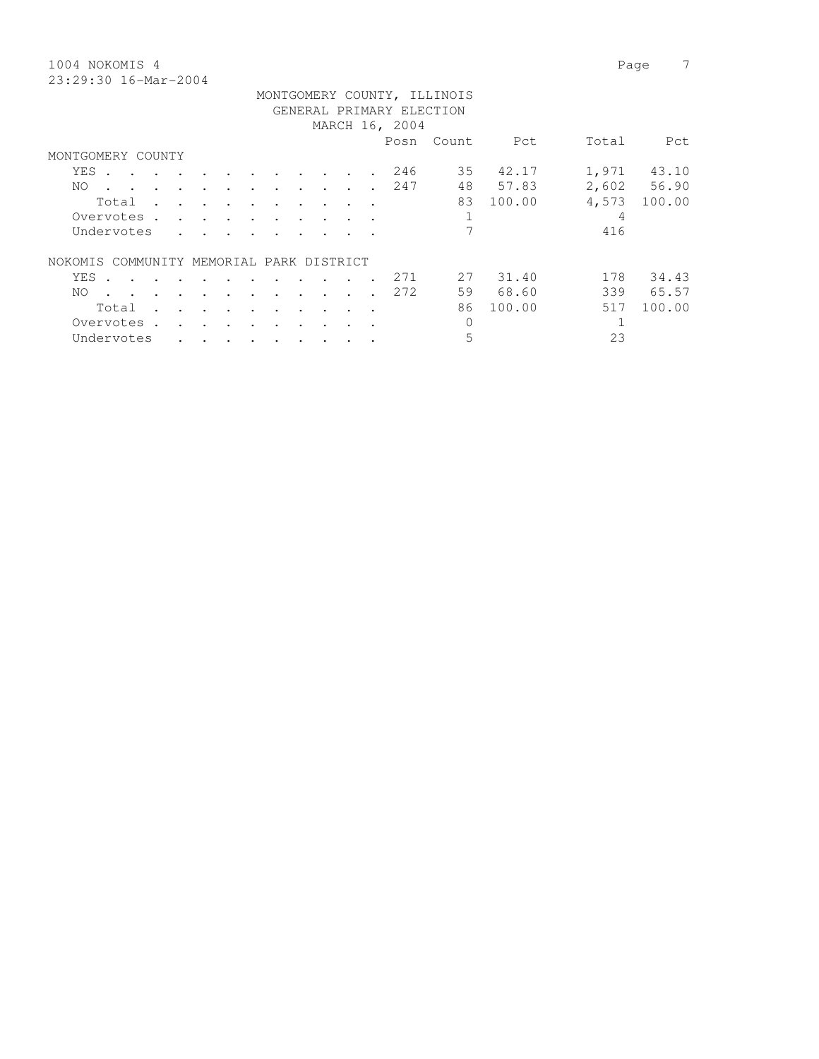1004 NOKOMIS 4

23:29:30 16-Mar-2004

MONTGOMERY COUNTY, ILLINOIS
GENERAL PRIMARY ELECTION
MARCH 16, 2004

| | Posn | Count | Pct | Total | Pct |
|---|---|---|---|---|---|
| **MONTGOMERY COUNTY** | | | | | |
| YES | 246 | 35 | 42.17 | 1,971 | 43.10 |
| NO | 247 | 48 | 57.83 | 2,602 | 56.90 |
| Total | | 83 | 100.00 | 4,573 | 100.00 |
| Overvotes | | 1 | | 4 | |
| Undervotes | | 7 | | 416 | |
| **NOKOMIS COMMUNITY MEMORIAL PARK DISTRICT** | | | | | |
| YES | 271 | 27 | 31.40 | 178 | 34.43 |
| NO | 272 | 59 | 68.60 | 339 | 65.57 |
| Total | | 86 | 100.00 | 517 | 100.00 |
| Overvotes | | 0 | | 1 | |
| Undervotes | | 5 | | 23 | |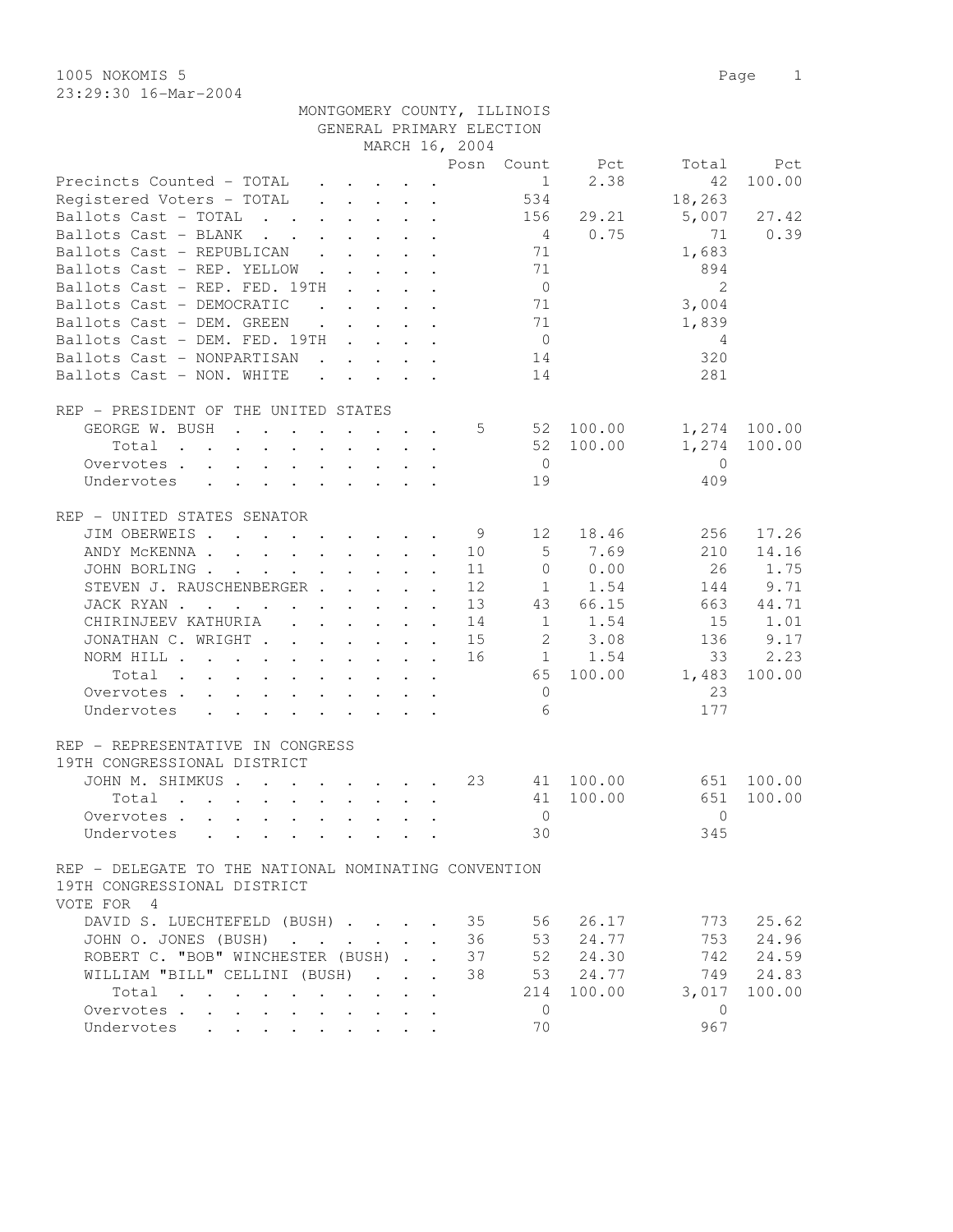1005 NOKOMIS 5

23:29:30 16-Mar-2004

MONTGOMERY COUNTY, ILLINOIS
GENERAL PRIMARY ELECTION
MARCH 16, 2004

| | Posn | Count | Pct | Total | Pct |
|---|---|---|---|---|---|
| Precincts Counted - TOTAL | | 1 | 2.38 | 42 | 100.00 |
| Registered Voters - TOTAL | | 534 | | 18,263 | |
| Ballots Cast - TOTAL | | 156 | 29.21 | 5,007 | 27.42 |
| Ballots Cast - BLANK | | 4 | 0.75 | 71 | 0.39 |
| Ballots Cast - REPUBLICAN | | 71 | | 1,683 | |
| Ballots Cast - REP. YELLOW | | 71 | | 894 | |
| Ballots Cast - REP. FED. 19TH | | 0 | | 2 | |
| Ballots Cast - DEMOCRATIC | | 71 | | 3,004 | |
| Ballots Cast - DEM. GREEN | | 71 | | 1,839 | |
| Ballots Cast - DEM. FED. 19TH | | 0 | | 4 | |
| Ballots Cast - NONPARTISAN | | 14 | | 320 | |
| Ballots Cast - NON. WHITE | | 14 | | 281 | |

REP - PRESIDENT OF THE UNITED STATES

| | Posn | Count | Pct | Total | Pct |
|---|---|---|---|---|---|
| GEORGE W. BUSH | 5 | 52 | 100.00 | 1,274 | 100.00 |
| Total | | 52 | 100.00 | 1,274 | 100.00 |
| Overvotes | | 0 | | 0 | |
| Undervotes | | 19 | | 409 | |

REP - UNITED STATES SENATOR

| | Posn | Count | Pct | Total | Pct |
|---|---|---|---|---|---|
| JIM OBERWEIS | 9 | 12 | 18.46 | 256 | 17.26 |
| ANDY McKENNA | 10 | 5 | 7.69 | 210 | 14.16 |
| JOHN BORLING | 11 | 0 | 0.00 | 26 | 1.75 |
| STEVEN J. RAUSCHENBERGER | 12 | 1 | 1.54 | 144 | 9.71 |
| JACK RYAN | 13 | 43 | 66.15 | 663 | 44.71 |
| CHIRINJEEV KATHURIA | 14 | 1 | 1.54 | 15 | 1.01 |
| JONATHAN C. WRIGHT | 15 | 2 | 3.08 | 136 | 9.17 |
| NORM HILL | 16 | 1 | 1.54 | 33 | 2.23 |
| Total | | 65 | 100.00 | 1,483 | 100.00 |
| Overvotes | | 0 | | 23 | |
| Undervotes | | 6 | | 177 | |

REP - REPRESENTATIVE IN CONGRESS
19TH CONGRESSIONAL DISTRICT

| | Posn | Count | Pct | Total | Pct |
|---|---|---|---|---|---|
| JOHN M. SHIMKUS | 23 | 41 | 100.00 | 651 | 100.00 |
| Total | | 41 | 100.00 | 651 | 100.00 |
| Overvotes | | 0 | | 0 | |
| Undervotes | | 30 | | 345 | |

REP - DELEGATE TO THE NATIONAL NOMINATING CONVENTION
19TH CONGRESSIONAL DISTRICT
VOTE FOR 4

| | Posn | Count | Pct | Total | Pct |
|---|---|---|---|---|---|
| DAVID S. LUECHTEFELD (BUSH) | 35 | 56 | 26.17 | 773 | 25.62 |
| JOHN O. JONES (BUSH) | 36 | 53 | 24.77 | 753 | 24.96 |
| ROBERT C. "BOB" WINCHESTER (BUSH) | 37 | 52 | 24.30 | 742 | 24.59 |
| WILLIAM "BILL" CELLINI (BUSH) | 38 | 53 | 24.77 | 749 | 24.83 |
| Total | | 214 | 100.00 | 3,017 | 100.00 |
| Overvotes | | 0 | | 0 | |
| Undervotes | | 70 | | 967 | |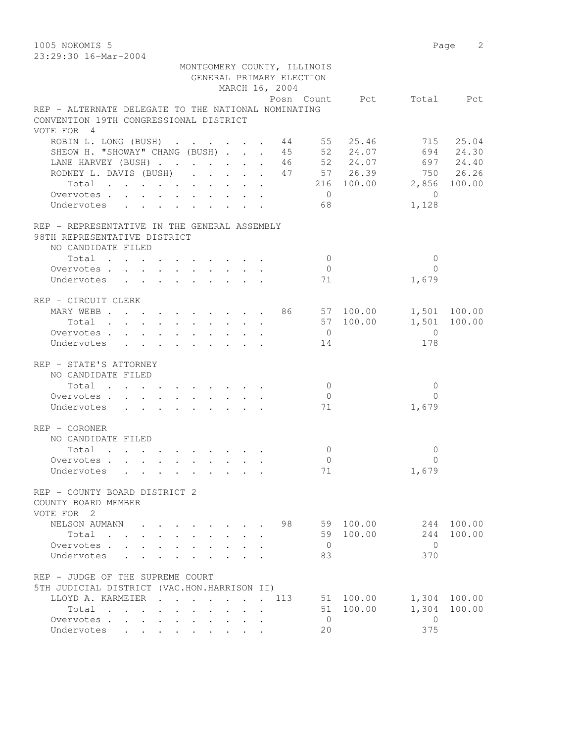MONTGOMERY COUNTY, ILLINOIS
GENERAL PRIMARY ELECTION
MARCH 16, 2004

### REP - ALTERNATE DELEGATE TO THE NATIONAL NOMINATING CONVENTION 19TH CONGRESSIONAL DISTRICT
VOTE FOR 4

| | Posn | Count | Pct | Total | Pct |
|---|---|---|---|---|---|
| ROBIN L. LONG (BUSH) | 44 | 55 | 25.46 | 715 | 25.04 |
| SHEOW H. "SHOWAY" CHANG (BUSH) | 45 | 52 | 24.07 | 694 | 24.30 |
| LANE HARVEY (BUSH) | 46 | 52 | 24.07 | 697 | 24.40 |
| RODNEY L. DAVIS (BUSH) | 47 | 57 | 26.39 | 750 | 26.26 |
| Total | | 216 | 100.00 | 2,856 | 100.00 |
| Overvotes | | 0 | | 0 | |
| Undervotes | | 68 | | 1,128 | |

### REP - REPRESENTATIVE IN THE GENERAL ASSEMBLY 98TH REPRESENTATIVE DISTRICT
NO CANDIDATE FILED

| | Posn | Count | Pct | Total | Pct |
|---|---|---|---|---|---|
| Total | | 0 | | 0 | |
| Overvotes | | 0 | | 0 | |
| Undervotes | | 71 | | 1,679 | |

### REP - CIRCUIT CLERK

| | Posn | Count | Pct | Total | Pct |
|---|---|---|---|---|---|
| MARY WEBB | 86 | 57 | 100.00 | 1,501 | 100.00 |
| Total | | 57 | 100.00 | 1,501 | 100.00 |
| Overvotes | | 0 | | 0 | |
| Undervotes | | 14 | | 178 | |

### REP - STATE'S ATTORNEY
NO CANDIDATE FILED

| | Posn | Count | Pct | Total | Pct |
|---|---|---|---|---|---|
| Total | | 0 | | 0 | |
| Overvotes | | 0 | | 0 | |
| Undervotes | | 71 | | 1,679 | |

### REP - CORONER
NO CANDIDATE FILED

| | Posn | Count | Pct | Total | Pct |
|---|---|---|---|---|---|
| Total | | 0 | | 0 | |
| Overvotes | | 0 | | 0 | |
| Undervotes | | 71 | | 1,679 | |

### REP - COUNTY BOARD DISTRICT 2 COUNTY BOARD MEMBER
VOTE FOR 2

| | Posn | Count | Pct | Total | Pct |
|---|---|---|---|---|---|
| NELSON AUMANN | 98 | 59 | 100.00 | 244 | 100.00 |
| Total | | 59 | 100.00 | 244 | 100.00 |
| Overvotes | | 0 | | 0 | |
| Undervotes | | 83 | | 370 | |

### REP - JUDGE OF THE SUPREME COURT 5TH JUDICIAL DISTRICT (VAC.HON.HARRISON II)

| | Posn | Count | Pct | Total | Pct |
|---|---|---|---|---|---|
| LLOYD A. KARMEIER | 113 | 51 | 100.00 | 1,304 | 100.00 |
| Total | | 51 | 100.00 | 1,304 | 100.00 |
| Overvotes | | 0 | | 0 | |
| Undervotes | | 20 | | 375 | |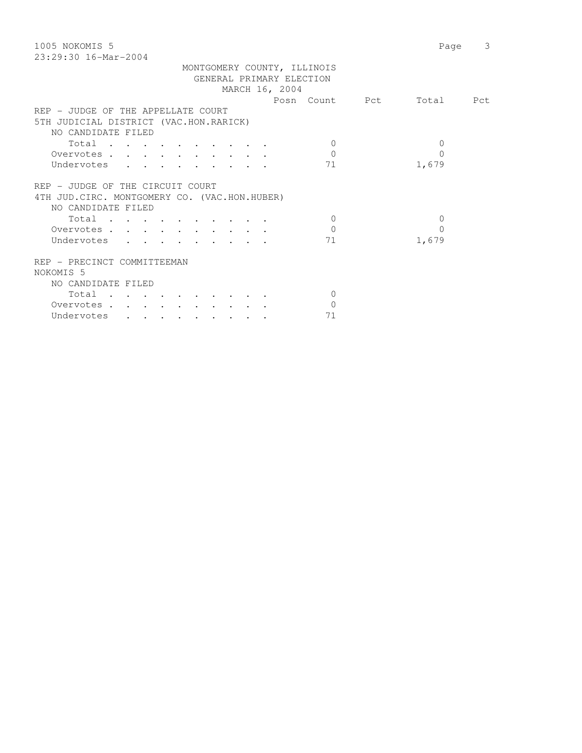MONTGOMERY COUNTY, ILLINOIS
GENERAL PRIMARY ELECTION
MARCH 16, 2004

| | Posn | Count | Pct | Total | Pct |
|---|---|---|---|---|---|
| **REP - JUDGE OF THE APPELLATE COURT** | | | | | |
| **5TH JUDICIAL DISTRICT (VAC.HON.RARICK)** | | | | | |
| NO CANDIDATE FILED | | | | | |
| Total | | 0 | | 0 | |
| Overvotes | | 0 | | 0 | |
| Undervotes | | 71 | | 1,679 | |
| **REP - JUDGE OF THE CIRCUIT COURT** | | | | | |
| **4TH JUD.CIRC. MONTGOMERY CO. (VAC.HON.HUBER)** | | | | | |
| NO CANDIDATE FILED | | | | | |
| Total | | 0 | | 0 | |
| Overvotes | | 0 | | 0 | |
| Undervotes | | 71 | | 1,679 | |
| **REP - PRECINCT COMMITTEEMAN** | | | | | |
| **NOKOMIS 5** | | | | | |
| NO CANDIDATE FILED | | | | | |
| Total | | 0 | | | |
| Overvotes | | 0 | | | |
| Undervotes | | 71 | | | |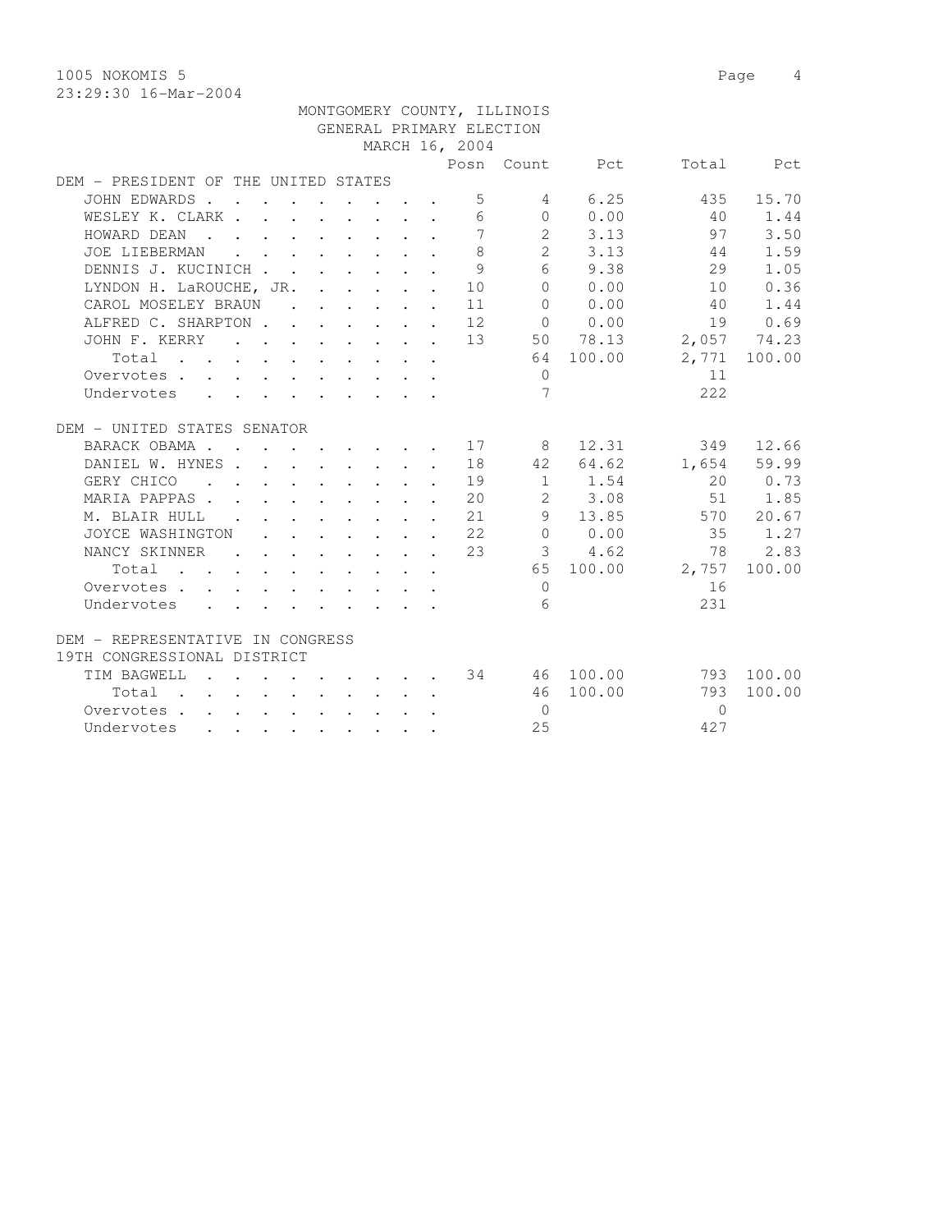1005 NOKOMIS 5

23:29:30 16-Mar-2004

MONTGOMERY COUNTY, ILLINOIS

GENERAL PRIMARY ELECTION

MARCH 16, 2004

| | Posn | Count | Pct | Total | Pct |
|---|---|---|---|---|---|
| **DEM - PRESIDENT OF THE UNITED STATES** | | | | | |
| JOHN EDWARDS | 5 | 4 | 6.25 | 435 | 15.70 |
| WESLEY K. CLARK | 6 | 0 | 0.00 | 40 | 1.44 |
| HOWARD DEAN | 7 | 2 | 3.13 | 97 | 3.50 |
| JOE LIEBERMAN | 8 | 2 | 3.13 | 44 | 1.59 |
| DENNIS J. KUCINICH | 9 | 6 | 9.38 | 29 | 1.05 |
| LYNDON H. LaROUCHE, JR. | 10 | 0 | 0.00 | 10 | 0.36 |
| CAROL MOSELEY BRAUN | 11 | 0 | 0.00 | 40 | 1.44 |
| ALFRED C. SHARPTON | 12 | 0 | 0.00 | 19 | 0.69 |
| JOHN F. KERRY | 13 | 50 | 78.13 | 2,057 | 74.23 |
| Total | | 64 | 100.00 | 2,771 | 100.00 |
| Overvotes | | 0 | | 11 | |
| Undervotes | | 7 | | 222 | |
| **DEM - UNITED STATES SENATOR** | | | | | |
| BARACK OBAMA | 17 | 8 | 12.31 | 349 | 12.66 |
| DANIEL W. HYNES | 18 | 42 | 64.62 | 1,654 | 59.99 |
| GERY CHICO | 19 | 1 | 1.54 | 20 | 0.73 |
| MARIA PAPPAS | 20 | 2 | 3.08 | 51 | 1.85 |
| M. BLAIR HULL | 21 | 9 | 13.85 | 570 | 20.67 |
| JOYCE WASHINGTON | 22 | 0 | 0.00 | 35 | 1.27 |
| NANCY SKINNER | 23 | 3 | 4.62 | 78 | 2.83 |
| Total | | 65 | 100.00 | 2,757 | 100.00 |
| Overvotes | | 0 | | 16 | |
| Undervotes | | 6 | | 231 | |
| **DEM - REPRESENTATIVE IN CONGRESS 19TH CONGRESSIONAL DISTRICT** | | | | | |
| TIM BAGWELL | 34 | 46 | 100.00 | 793 | 100.00 |
| Total | | 46 | 100.00 | 793 | 100.00 |
| Overvotes | | 0 | | 0 | |
| Undervotes | | 25 | | 427 | |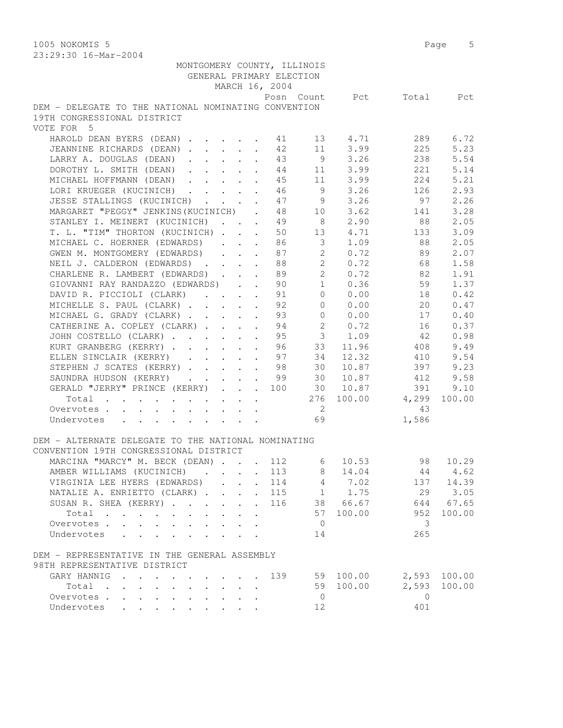1005 NOKOMIS 5

23:29:30 16-Mar-2004

MONTGOMERY COUNTY, ILLINOIS
GENERAL PRIMARY ELECTION
MARCH 16, 2004

## DEM - DELEGATE TO THE NATIONAL NOMINATING CONVENTION 19TH CONGRESSIONAL DISTRICT

VOTE FOR 5

| Candidate | Posn | Count | Pct | Total | Pct |
|---|---|---|---|---|---|
| HAROLD DEAN BYERS (DEAN) | 41 | 13 | 4.71 | 289 | 6.72 |
| JEANNINE RICHARDS (DEAN) | 42 | 11 | 3.99 | 225 | 5.23 |
| LARRY A. DOUGLAS (DEAN) | 43 | 9 | 3.26 | 238 | 5.54 |
| DOROTHY L. SMITH (DEAN) | 44 | 11 | 3.99 | 221 | 5.14 |
| MICHAEL HOFFMANN (DEAN) | 45 | 11 | 3.99 | 224 | 5.21 |
| LORI KRUEGER (KUCINICH) | 46 | 9 | 3.26 | 126 | 2.93 |
| JESSE STALLINGS (KUCINICH) | 47 | 9 | 3.26 | 97 | 2.26 |
| MARGARET "PEGGY" JENKINS(KUCINICH) | 48 | 10 | 3.62 | 141 | 3.28 |
| STANLEY I. MEINERT (KUCINICH) | 49 | 8 | 2.90 | 88 | 2.05 |
| T. L. "TIM" THORTON (KUCINICH) | 50 | 13 | 4.71 | 133 | 3.09 |
| MICHAEL C. HOERNER (EDWARDS) | 86 | 3 | 1.09 | 88 | 2.05 |
| GWEN M. MONTGOMERY (EDWARDS) | 87 | 2 | 0.72 | 89 | 2.07 |
| NEIL J. CALDERON (EDWARDS) | 88 | 2 | 0.72 | 68 | 1.58 |
| CHARLENE R. LAMBERT (EDWARDS) | 89 | 2 | 0.72 | 82 | 1.91 |
| GIOVANNI RAY RANDAZZO (EDWARDS) | 90 | 1 | 0.36 | 59 | 1.37 |
| DAVID R. PICCIOLI (CLARK) | 91 | 0 | 0.00 | 18 | 0.42 |
| MICHELLE S. PAUL (CLARK) | 92 | 0 | 0.00 | 20 | 0.47 |
| MICHAEL G. GRADY (CLARK) | 93 | 0 | 0.00 | 17 | 0.40 |
| CATHERINE A. COPLEY (CLARK) | 94 | 2 | 0.72 | 16 | 0.37 |
| JOHN COSTELLO (CLARK) | 95 | 3 | 1.09 | 42 | 0.98 |
| KURT GRANBERG (KERRY) | 96 | 33 | 11.96 | 408 | 9.49 |
| ELLEN SINCLAIR (KERRY) | 97 | 34 | 12.32 | 410 | 9.54 |
| STEPHEN J SCATES (KERRY) | 98 | 30 | 10.87 | 397 | 9.23 |
| SAUNDRA HUDSON (KERRY) | 99 | 30 | 10.87 | 412 | 9.58 |
| GERALD "JERRY" PRINCE (KERRY) | 100 | 30 | 10.87 | 391 | 9.10 |
| Total | | 276 | 100.00 | 4,299 | 100.00 |
| Overvotes | | 2 | | 43 | |
| Undervotes | | 69 | | 1,586 | |

## DEM - ALTERNATE DELEGATE TO THE NATIONAL NOMINATING CONVENTION 19TH CONGRESSIONAL DISTRICT

| Candidate | Posn | Count | Pct | Total | Pct |
|---|---|---|---|---|---|
| MARCINA "MARCY" M. BECK (DEAN) | 112 | 6 | 10.53 | 98 | 10.29 |
| AMBER WILLIAMS (KUCINICH) | 113 | 8 | 14.04 | 44 | 4.62 |
| VIRGINIA LEE HYERS (EDWARDS) | 114 | 4 | 7.02 | 137 | 14.39 |
| NATALIE A. ENRIETTO (CLARK) | 115 | 1 | 1.75 | 29 | 3.05 |
| SUSAN R. SHEA (KERRY) | 116 | 38 | 66.67 | 644 | 67.65 |
| Total | | 57 | 100.00 | 952 | 100.00 |
| Overvotes | | 0 | | 3 | |
| Undervotes | | 14 | | 265 | |

## DEM - REPRESENTATIVE IN THE GENERAL ASSEMBLY 98TH REPRESENTATIVE DISTRICT

| Candidate | Posn | Count | Pct | Total | Pct |
|---|---|---|---|---|---|
| GARY HANNIG | 139 | 59 | 100.00 | 2,593 | 100.00 |
| Total | | 59 | 100.00 | 2,593 | 100.00 |
| Overvotes | | 0 | | 0 | |
| Undervotes | | 12 | | 401 | |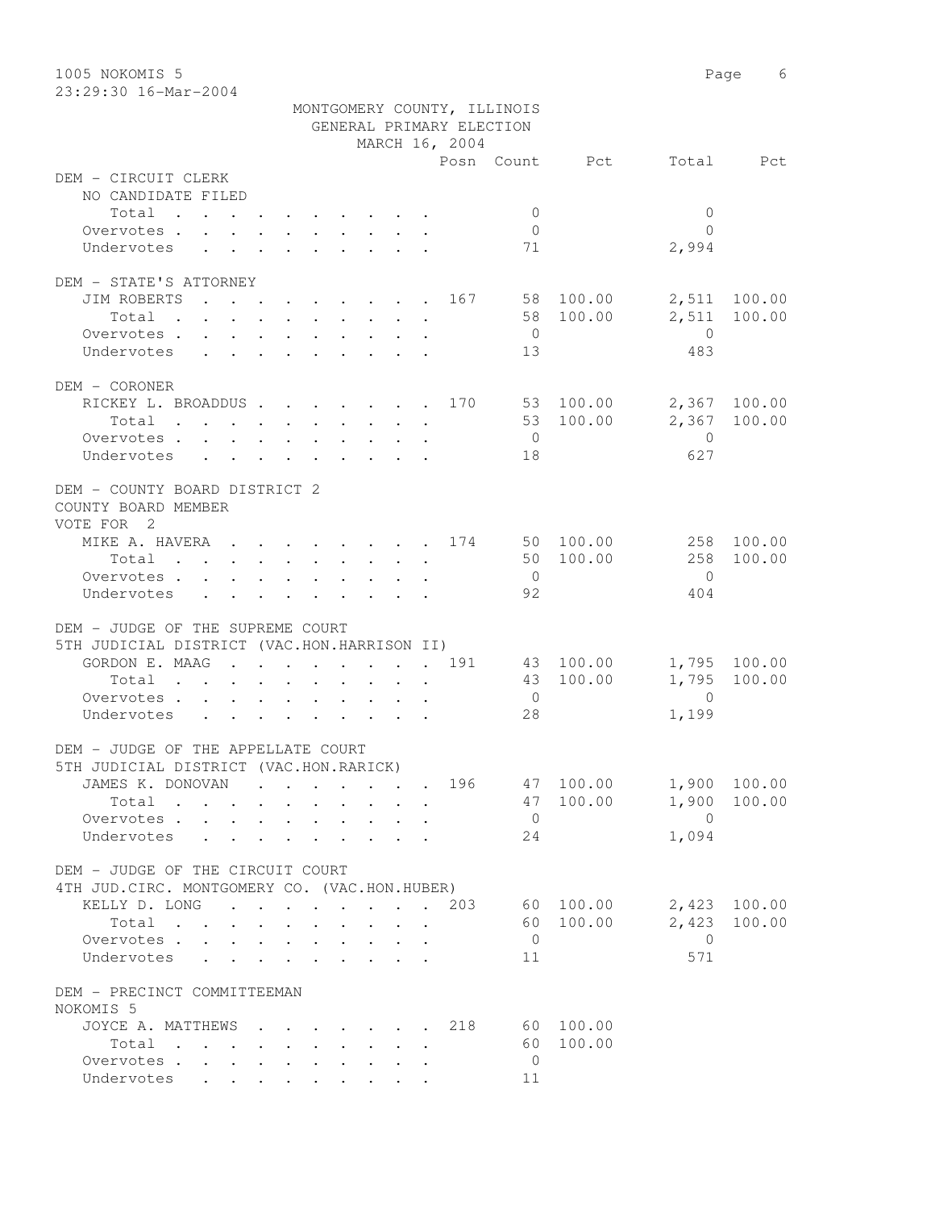1005 NOKOMIS 5

23:29:30 16-Mar-2004

MONTGOMERY COUNTY, ILLINOIS
GENERAL PRIMARY ELECTION
MARCH 16, 2004

| | Posn | Count | Pct | Total | Pct |
|---|---|---|---|---|---|
| **DEM - CIRCUIT CLERK** | | | | | |
| NO CANDIDATE FILED | | | | | |
| Total | | 0 | | 0 | |
| Overvotes | | 0 | | 0 | |
| Undervotes | | 71 | | 2,994 | |
| **DEM - STATE'S ATTORNEY** | | | | | |
| JIM ROBERTS | 167 | 58 | 100.00 | 2,511 | 100.00 |
| Total | | 58 | 100.00 | 2,511 | 100.00 |
| Overvotes | | 0 | | 0 | |
| Undervotes | | 13 | | 483 | |
| **DEM - CORONER** | | | | | |
| RICKEY L. BROADDUS | 170 | 53 | 100.00 | 2,367 | 100.00 |
| Total | | 53 | 100.00 | 2,367 | 100.00 |
| Overvotes | | 0 | | 0 | |
| Undervotes | | 18 | | 627 | |
| **DEM - COUNTY BOARD DISTRICT 2** | | | | | |
| COUNTY BOARD MEMBER | | | | | |
| VOTE FOR 2 | | | | | |
| MIKE A. HAVERA | 174 | 50 | 100.00 | 258 | 100.00 |
| Total | | 50 | 100.00 | 258 | 100.00 |
| Overvotes | | 0 | | 0 | |
| Undervotes | | 92 | | 404 | |
| **DEM - JUDGE OF THE SUPREME COURT** | | | | | |
| 5TH JUDICIAL DISTRICT (VAC.HON.HARRISON II) | | | | | |
| GORDON E. MAAG | 191 | 43 | 100.00 | 1,795 | 100.00 |
| Total | | 43 | 100.00 | 1,795 | 100.00 |
| Overvotes | | 0 | | 0 | |
| Undervotes | | 28 | | 1,199 | |
| **DEM - JUDGE OF THE APPELLATE COURT** | | | | | |
| 5TH JUDICIAL DISTRICT (VAC.HON.RARICK) | | | | | |
| JAMES K. DONOVAN | 196 | 47 | 100.00 | 1,900 | 100.00 |
| Total | | 47 | 100.00 | 1,900 | 100.00 |
| Overvotes | | 0 | | 0 | |
| Undervotes | | 24 | | 1,094 | |
| **DEM - JUDGE OF THE CIRCUIT COURT** | | | | | |
| 4TH JUD.CIRC. MONTGOMERY CO. (VAC.HON.HUBER) | | | | | |
| KELLY D. LONG | 203 | 60 | 100.00 | 2,423 | 100.00 |
| Total | | 60 | 100.00 | 2,423 | 100.00 |
| Overvotes | | 0 | | 0 | |
| Undervotes | | 11 | | 571 | |
| **DEM - PRECINCT COMMITTEEMAN** | | | | | |
| NOKOMIS 5 | | | | | |
| JOYCE A. MATTHEWS | 218 | 60 | 100.00 | | |
| Total | | 60 | 100.00 | | |
| Overvotes | | 0 | | | |
| Undervotes | | 11 | | | |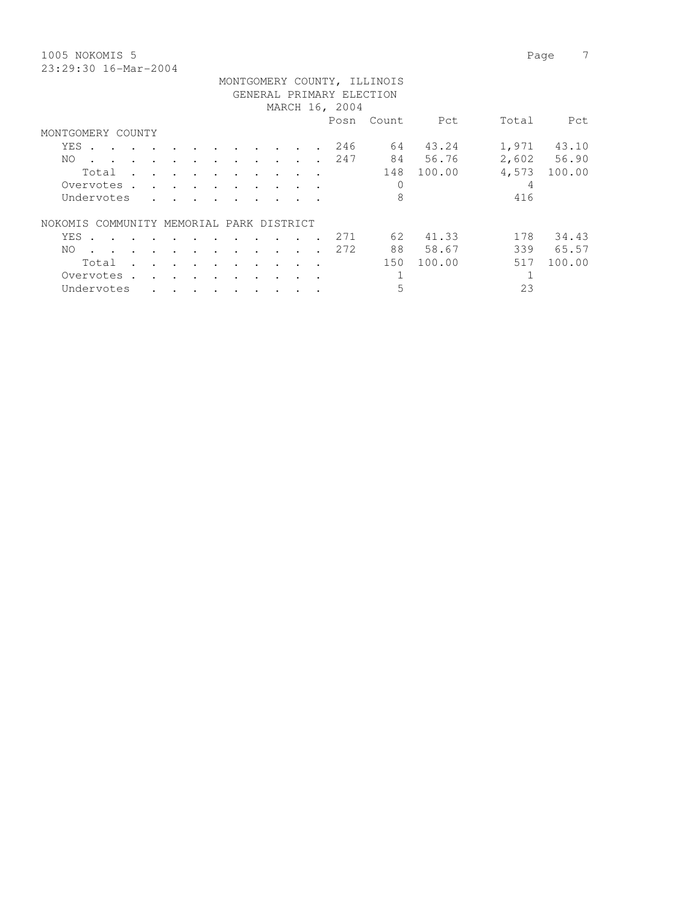1005 NOKOMIS 5

23:29:30 16-Mar-2004

MONTGOMERY COUNTY, ILLINOIS
GENERAL PRIMARY ELECTION
MARCH 16, 2004

| | Posn | Count | Pct | Total | Pct |
|---|---|---|---|---|---|
| **MONTGOMERY COUNTY** | | | | | |
| YES | 246 | 64 | 43.24 | 1,971 | 43.10 |
| NO | 247 | 84 | 56.76 | 2,602 | 56.90 |
| Total | | 148 | 100.00 | 4,573 | 100.00 |
| Overvotes | | 0 | | 4 | |
| Undervotes | | 8 | | 416 | |
| **NOKOMIS COMMUNITY MEMORIAL PARK DISTRICT** | | | | | |
| YES | 271 | 62 | 41.33 | 178 | 34.43 |
| NO | 272 | 88 | 58.67 | 339 | 65.57 |
| Total | | 150 | 100.00 | 517 | 100.00 |
| Overvotes | | 1 | | 1 | |
| Undervotes | | 5 | | 23 | |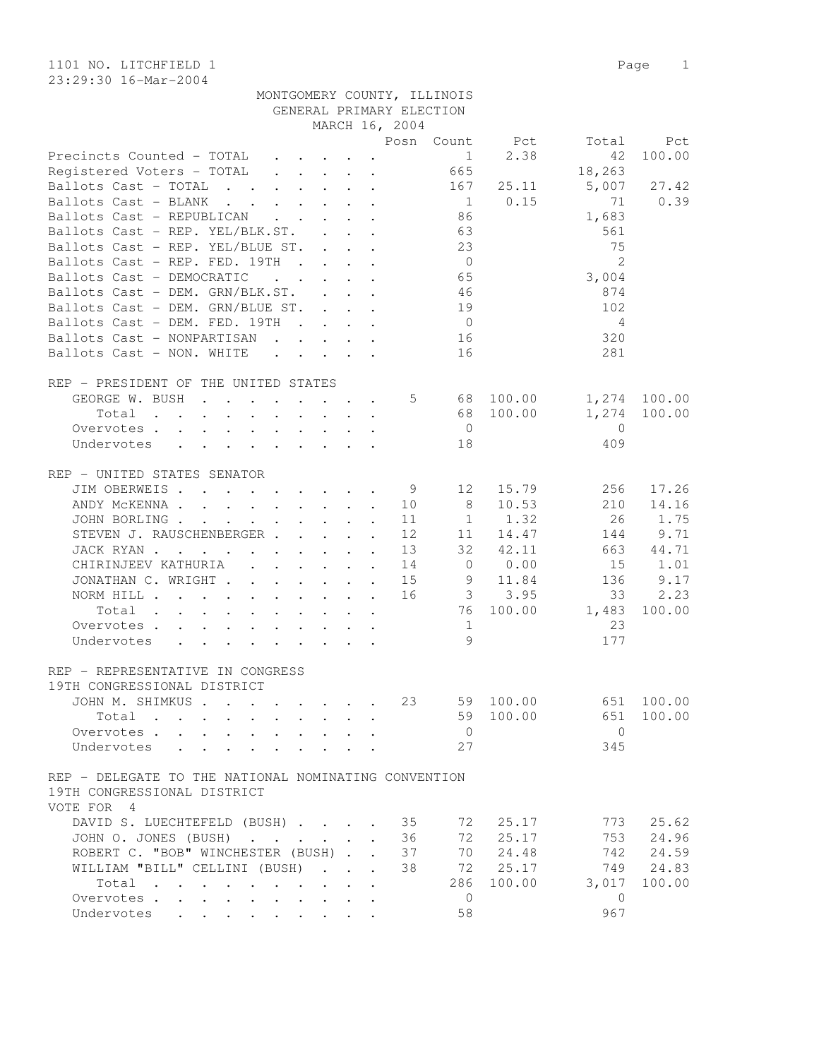1101 NO. LITCHFIELD 1

23:29:30 16-Mar-2004

MONTGOMERY COUNTY, ILLINOIS
GENERAL PRIMARY ELECTION
MARCH 16, 2004

| | Posn | Count | Pct | Total | Pct |
|---|---|---|---|---|---|
| Precincts Counted - TOTAL | | 1 | 2.38 | 42 | 100.00 |
| Registered Voters - TOTAL | | 665 | | 18,263 | |
| Ballots Cast - TOTAL | | 167 | 25.11 | 5,007 | 27.42 |
| Ballots Cast - BLANK | | 1 | 0.15 | 71 | 0.39 |
| Ballots Cast - REPUBLICAN | | 86 | | 1,683 | |
| Ballots Cast - REP. YEL/BLK.ST. | | 63 | | 561 | |
| Ballots Cast - REP. YEL/BLUE ST. | | 23 | | 75 | |
| Ballots Cast - REP. FED. 19TH | | 0 | | 2 | |
| Ballots Cast - DEMOCRATIC | | 65 | | 3,004 | |
| Ballots Cast - DEM. GRN/BLK.ST. | | 46 | | 874 | |
| Ballots Cast - DEM. GRN/BLUE ST. | | 19 | | 102 | |
| Ballots Cast - DEM. FED. 19TH | | 0 | | 4 | |
| Ballots Cast - NONPARTISAN | | 16 | | 320 | |
| Ballots Cast - NON. WHITE | | 16 | | 281 | |

REP - PRESIDENT OF THE UNITED STATES

| | Posn | Count | Pct | Total | Pct |
|---|---|---|---|---|---|
| GEORGE W. BUSH | 5 | 68 | 100.00 | 1,274 | 100.00 |
| Total | | 68 | 100.00 | 1,274 | 100.00 |
| Overvotes | | 0 | | 0 | |
| Undervotes | | 18 | | 409 | |

REP - UNITED STATES SENATOR

| | Posn | Count | Pct | Total | Pct |
|---|---|---|---|---|---|
| JIM OBERWEIS | 9 | 12 | 15.79 | 256 | 17.26 |
| ANDY McKENNA | 10 | 8 | 10.53 | 210 | 14.16 |
| JOHN BORLING | 11 | 1 | 1.32 | 26 | 1.75 |
| STEVEN J. RAUSCHENBERGER | 12 | 11 | 14.47 | 144 | 9.71 |
| JACK RYAN | 13 | 32 | 42.11 | 663 | 44.71 |
| CHIRINJEEV KATHURIA | 14 | 0 | 0.00 | 15 | 1.01 |
| JONATHAN C. WRIGHT | 15 | 9 | 11.84 | 136 | 9.17 |
| NORM HILL | 16 | 3 | 3.95 | 33 | 2.23 |
| Total | | 76 | 100.00 | 1,483 | 100.00 |
| Overvotes | | 1 | | 23 | |
| Undervotes | | 9 | | 177 | |

REP - REPRESENTATIVE IN CONGRESS
19TH CONGRESSIONAL DISTRICT

| | Posn | Count | Pct | Total | Pct |
|---|---|---|---|---|---|
| JOHN M. SHIMKUS | 23 | 59 | 100.00 | 651 | 100.00 |
| Total | | 59 | 100.00 | 651 | 100.00 |
| Overvotes | | 0 | | 0 | |
| Undervotes | | 27 | | 345 | |

REP - DELEGATE TO THE NATIONAL NOMINATING CONVENTION
19TH CONGRESSIONAL DISTRICT
VOTE FOR 4

| | Posn | Count | Pct | Total | Pct |
|---|---|---|---|---|---|
| DAVID S. LUECHTEFELD (BUSH) | 35 | 72 | 25.17 | 773 | 25.62 |
| JOHN O. JONES (BUSH) | 36 | 72 | 25.17 | 753 | 24.96 |
| ROBERT C. "BOB" WINCHESTER (BUSH) | 37 | 70 | 24.48 | 742 | 24.59 |
| WILLIAM "BILL" CELLINI (BUSH) | 38 | 72 | 25.17 | 749 | 24.83 |
| Total | | 286 | 100.00 | 3,017 | 100.00 |
| Overvotes | | 0 | | 0 | |
| Undervotes | | 58 | | 967 | |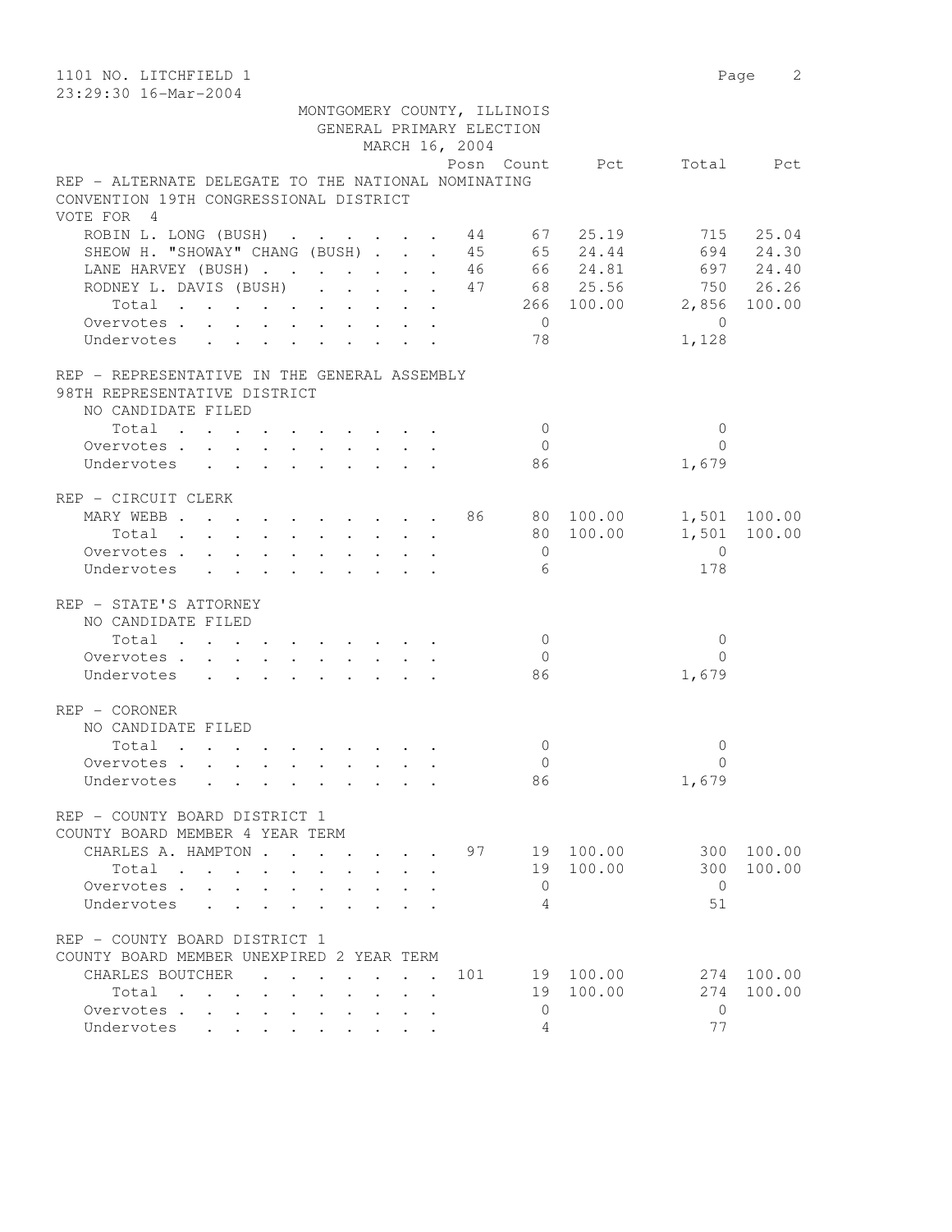1101 NO. LITCHFIELD 1

23:29:30 16-Mar-2004

MONTGOMERY COUNTY, ILLINOIS
GENERAL PRIMARY ELECTION
MARCH 16, 2004

| | Posn | Count | Pct | Total | Pct |
|---|---|---|---|---|---|
| **REP - ALTERNATE DELEGATE TO THE NATIONAL NOMINATING CONVENTION 19TH CONGRESSIONAL DISTRICT** | | | | | |
| VOTE FOR 4 | | | | | |
| ROBIN L. LONG (BUSH) | 44 | 67 | 25.19 | 715 | 25.04 |
| SHEOW H. "SHOWAY" CHANG (BUSH) | 45 | 65 | 24.44 | 694 | 24.30 |
| LANE HARVEY (BUSH) | 46 | 66 | 24.81 | 697 | 24.40 |
| RODNEY L. DAVIS (BUSH) | 47 | 68 | 25.56 | 750 | 26.26 |
| Total | | 266 | 100.00 | 2,856 | 100.00 |
| Overvotes | | 0 | | 0 | |
| Undervotes | | 78 | | 1,128 | |
| **REP - REPRESENTATIVE IN THE GENERAL ASSEMBLY 98TH REPRESENTATIVE DISTRICT** | | | | | |
| NO CANDIDATE FILED | | | | | |
| Total | | 0 | | 0 | |
| Overvotes | | 0 | | 0 | |
| Undervotes | | 86 | | 1,679 | |
| **REP - CIRCUIT CLERK** | | | | | |
| MARY WEBB | 86 | 80 | 100.00 | 1,501 | 100.00 |
| Total | | 80 | 100.00 | 1,501 | 100.00 |
| Overvotes | | 0 | | 0 | |
| Undervotes | | 6 | | 178 | |
| **REP - STATE'S ATTORNEY** | | | | | |
| NO CANDIDATE FILED | | | | | |
| Total | | 0 | | 0 | |
| Overvotes | | 0 | | 0 | |
| Undervotes | | 86 | | 1,679 | |
| **REP - CORONER** | | | | | |
| NO CANDIDATE FILED | | | | | |
| Total | | 0 | | 0 | |
| Overvotes | | 0 | | 0 | |
| Undervotes | | 86 | | 1,679 | |
| **REP - COUNTY BOARD DISTRICT 1 COUNTY BOARD MEMBER 4 YEAR TERM** | | | | | |
| CHARLES A. HAMPTON | 97 | 19 | 100.00 | 300 | 100.00 |
| Total | | 19 | 100.00 | 300 | 100.00 |
| Overvotes | | 0 | | 0 | |
| Undervotes | | 4 | | 51 | |
| **REP - COUNTY BOARD DISTRICT 1 COUNTY BOARD MEMBER UNEXPIRED 2 YEAR TERM** | | | | | |
| CHARLES BOUTCHER | 101 | 19 | 100.00 | 274 | 100.00 |
| Total | | 19 | 100.00 | 274 | 100.00 |
| Overvotes | | 0 | | 0 | |
| Undervotes | | 4 | | 77 | |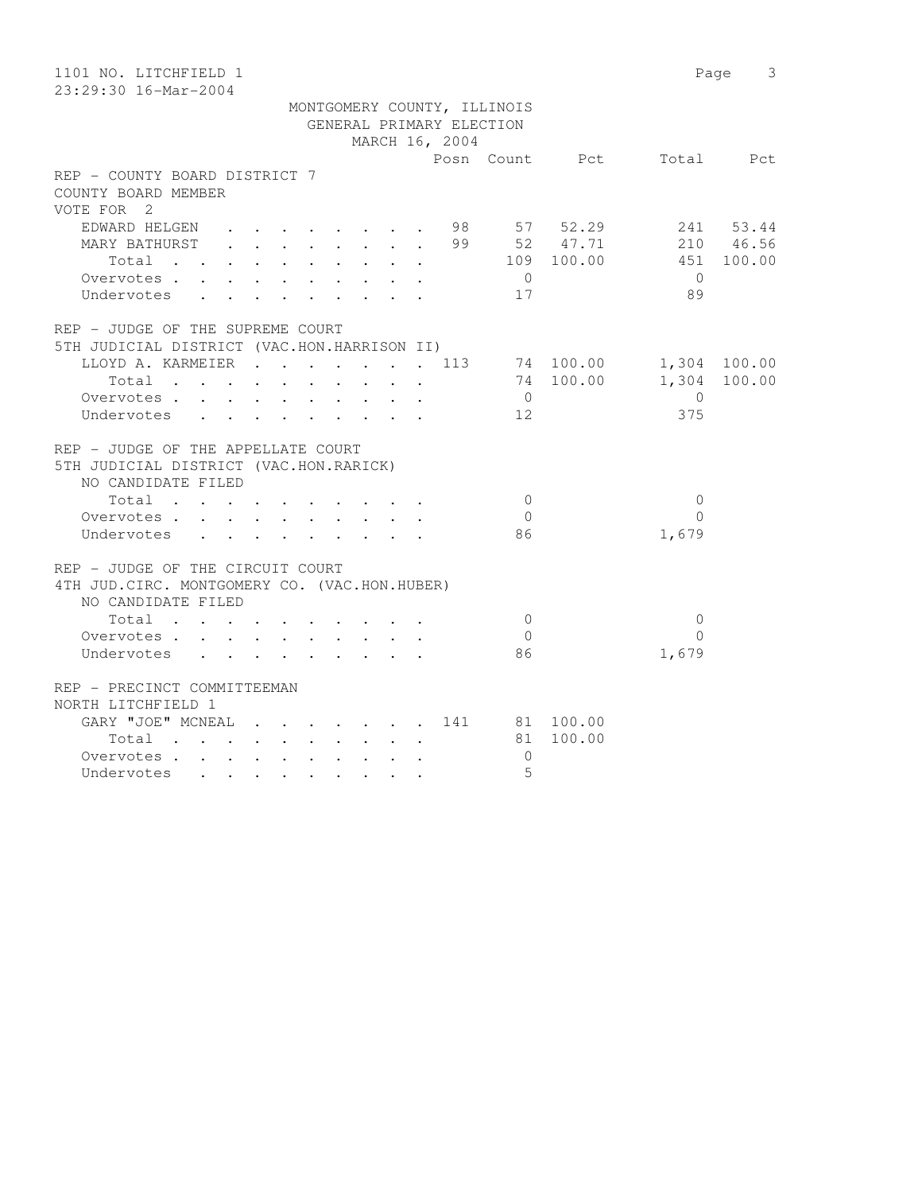1101 NO. LITCHFIELD 1

23:29:30 16-Mar-2004

MONTGOMERY COUNTY, ILLINOIS
GENERAL PRIMARY ELECTION
MARCH 16, 2004

## REP - COUNTY BOARD DISTRICT 7
COUNTY BOARD MEMBER
VOTE FOR 2

| | Posn | Count | Pct | Total | Pct |
|---|---|---|---|---|---|
| EDWARD HELGEN | 98 | 57 | 52.29 | 241 | 53.44 |
| MARY BATHURST | 99 | 52 | 47.71 | 210 | 46.56 |
| Total | | 109 | 100.00 | 451 | 100.00 |
| Overvotes | | 0 | | 0 | |
| Undervotes | | 17 | | 89 | |

## REP - JUDGE OF THE SUPREME COURT
5TH JUDICIAL DISTRICT (VAC.HON.HARRISON II)

| | Posn | Count | Pct | Total | Pct |
|---|---|---|---|---|---|
| LLOYD A. KARMEIER | 113 | 74 | 100.00 | 1,304 | 100.00 |
| Total | | 74 | 100.00 | 1,304 | 100.00 |
| Overvotes | | 0 | | 0 | |
| Undervotes | | 12 | | 375 | |

## REP - JUDGE OF THE APPELLATE COURT
5TH JUDICIAL DISTRICT (VAC.HON.RARICK)
NO CANDIDATE FILED

| | Posn | Count | Pct | Total | Pct |
|---|---|---|---|---|---|
| Total | | 0 | | 0 | |
| Overvotes | | 0 | | 0 | |
| Undervotes | | 86 | | 1,679 | |

## REP - JUDGE OF THE CIRCUIT COURT
4TH JUD.CIRC. MONTGOMERY CO. (VAC.HON.HUBER)
NO CANDIDATE FILED

| | Posn | Count | Pct | Total | Pct |
|---|---|---|---|---|---|
| Total | | 0 | | 0 | |
| Overvotes | | 0 | | 0 | |
| Undervotes | | 86 | | 1,679 | |

## REP - PRECINCT COMMITTEEMAN
NORTH LITCHFIELD 1

| | Posn | Count | Pct | Total | Pct |
|---|---|---|---|---|---|
| GARY "JOE" MCNEAL | 141 | 81 | 100.00 | | |
| Total | | 81 | 100.00 | | |
| Overvotes | | 0 | | | |
| Undervotes | | 5 | | | |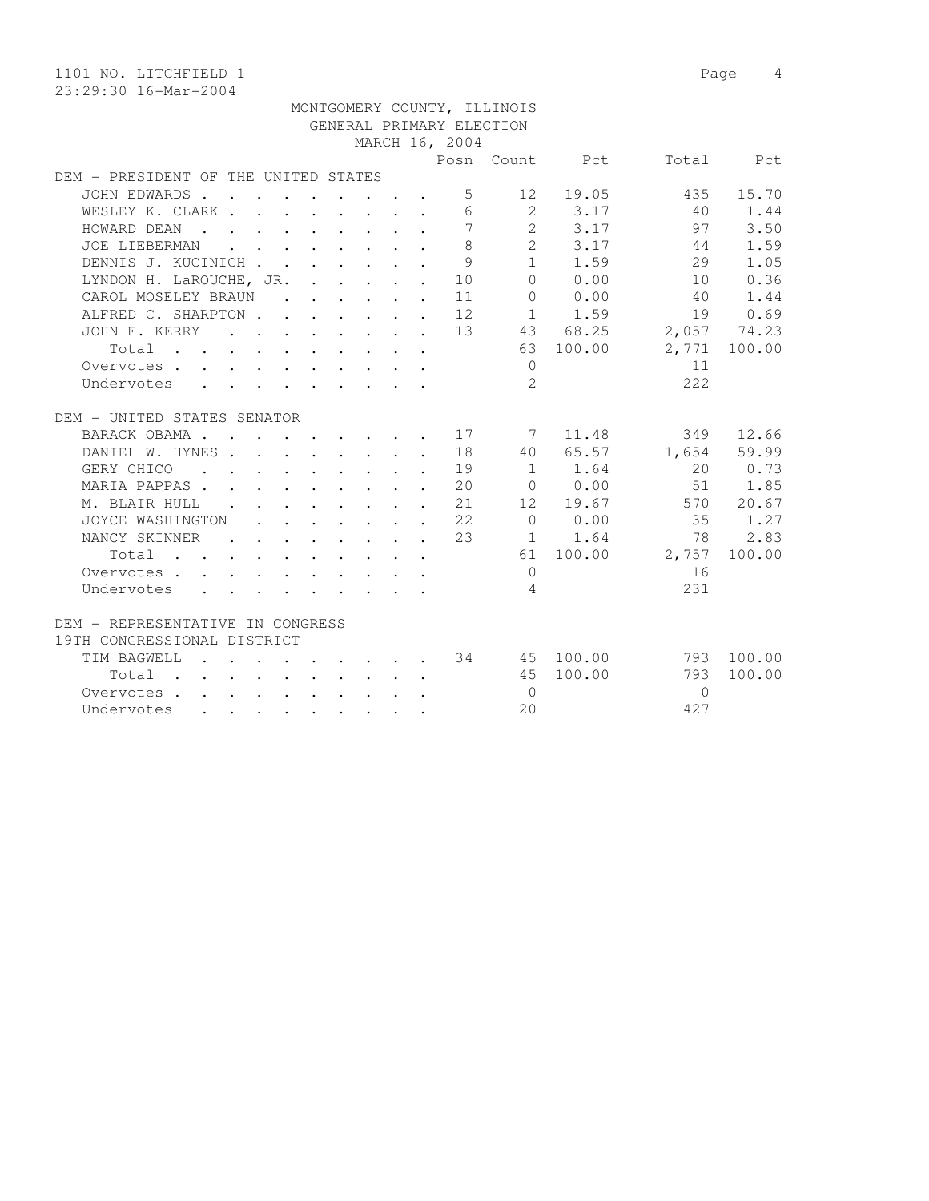1101 NO. LITCHFIELD 1
23:29:30 16-Mar-2004

MONTGOMERY COUNTY, ILLINOIS
GENERAL PRIMARY ELECTION
MARCH 16, 2004

| | Posn | Count | Pct | Total | Pct |
|---|---|---|---|---|---|
| **DEM - PRESIDENT OF THE UNITED STATES** | | | | | |
| JOHN EDWARDS | 5 | 12 | 19.05 | 435 | 15.70 |
| WESLEY K. CLARK | 6 | 2 | 3.17 | 40 | 1.44 |
| HOWARD DEAN | 7 | 2 | 3.17 | 97 | 3.50 |
| JOE LIEBERMAN | 8 | 2 | 3.17 | 44 | 1.59 |
| DENNIS J. KUCINICH | 9 | 1 | 1.59 | 29 | 1.05 |
| LYNDON H. LaROUCHE, JR. | 10 | 0 | 0.00 | 10 | 0.36 |
| CAROL MOSELEY BRAUN | 11 | 0 | 0.00 | 40 | 1.44 |
| ALFRED C. SHARPTON | 12 | 1 | 1.59 | 19 | 0.69 |
| JOHN F. KERRY | 13 | 43 | 68.25 | 2,057 | 74.23 |
| Total | | 63 | 100.00 | 2,771 | 100.00 |
| Overvotes | | 0 | | 11 | |
| Undervotes | | 2 | | 222 | |
| **DEM - UNITED STATES SENATOR** | | | | | |
| BARACK OBAMA | 17 | 7 | 11.48 | 349 | 12.66 |
| DANIEL W. HYNES | 18 | 40 | 65.57 | 1,654 | 59.99 |
| GERY CHICO | 19 | 1 | 1.64 | 20 | 0.73 |
| MARIA PAPPAS | 20 | 0 | 0.00 | 51 | 1.85 |
| M. BLAIR HULL | 21 | 12 | 19.67 | 570 | 20.67 |
| JOYCE WASHINGTON | 22 | 0 | 0.00 | 35 | 1.27 |
| NANCY SKINNER | 23 | 1 | 1.64 | 78 | 2.83 |
| Total | | 61 | 100.00 | 2,757 | 100.00 |
| Overvotes | | 0 | | 16 | |
| Undervotes | | 4 | | 231 | |
| **DEM - REPRESENTATIVE IN CONGRESS 19TH CONGRESSIONAL DISTRICT** | | | | | |
| TIM BAGWELL | 34 | 45 | 100.00 | 793 | 100.00 |
| Total | | 45 | 100.00 | 793 | 100.00 |
| Overvotes | | 0 | | 0 | |
| Undervotes | | 20 | | 427 | |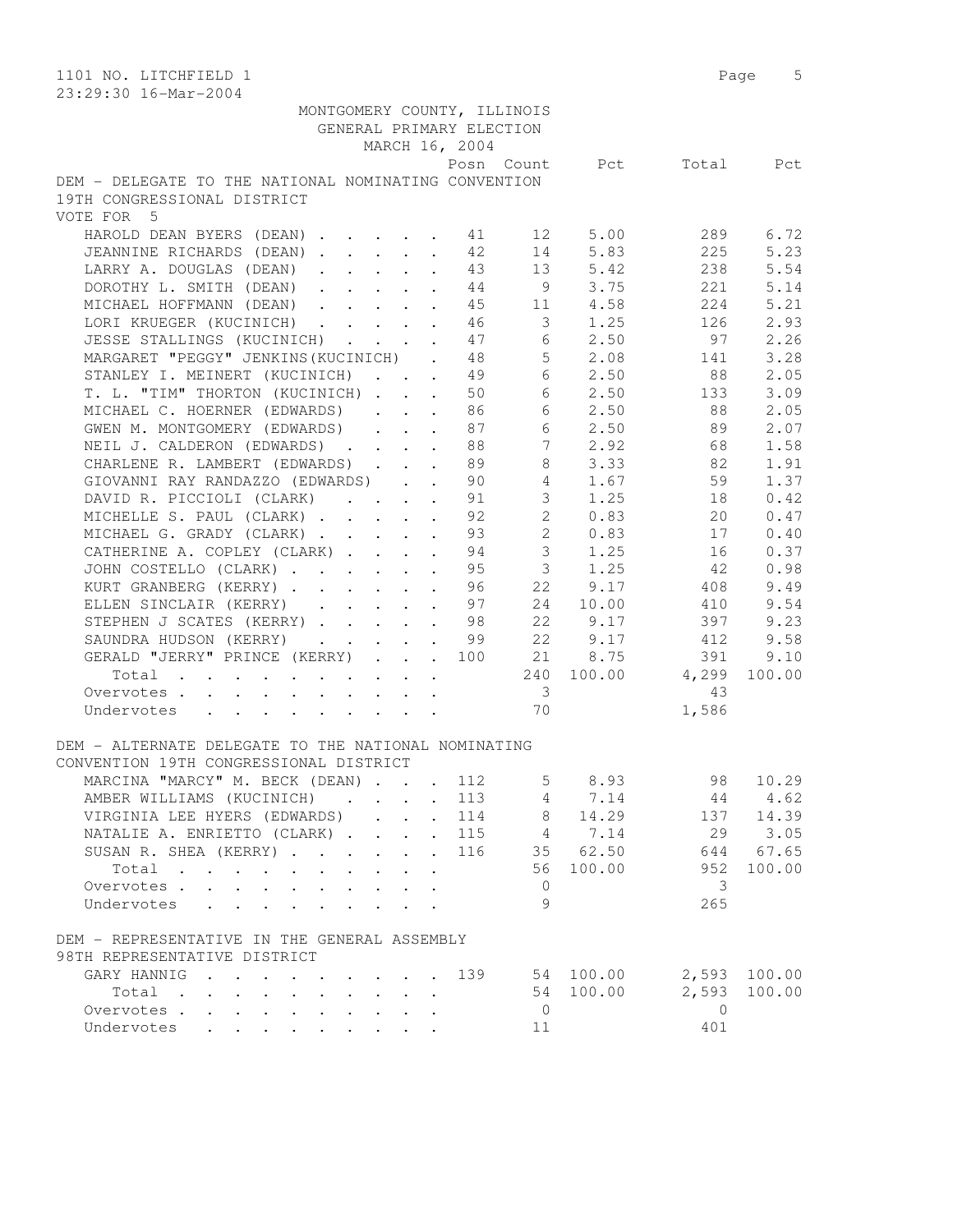1101 NO. LITCHFIELD 1
23:29:30 16-Mar-2004

MONTGOMERY COUNTY, ILLINOIS
GENERAL PRIMARY ELECTION
MARCH 16, 2004

DEM - DELEGATE TO THE NATIONAL NOMINATING CONVENTION
19TH CONGRESSIONAL DISTRICT
VOTE FOR 5

| | Posn | Count | Pct | Total | Pct |
|---|---|---|---|---|---|
| HAROLD DEAN BYERS (DEAN) | 41 | 12 | 5.00 | 289 | 6.72 |
| JEANNINE RICHARDS (DEAN) | 42 | 14 | 5.83 | 225 | 5.23 |
| LARRY A. DOUGLAS (DEAN) | 43 | 13 | 5.42 | 238 | 5.54 |
| DOROTHY L. SMITH (DEAN) | 44 | 9 | 3.75 | 221 | 5.14 |
| MICHAEL HOFFMANN (DEAN) | 45 | 11 | 4.58 | 224 | 5.21 |
| LORI KRUEGER (KUCINICH) | 46 | 3 | 1.25 | 126 | 2.93 |
| JESSE STALLINGS (KUCINICH) | 47 | 6 | 2.50 | 97 | 2.26 |
| MARGARET "PEGGY" JENKINS(KUCINICH) | 48 | 5 | 2.08 | 141 | 3.28 |
| STANLEY I. MEINERT (KUCINICH) | 49 | 6 | 2.50 | 88 | 2.05 |
| T. L. "TIM" THORTON (KUCINICH) | 50 | 6 | 2.50 | 133 | 3.09 |
| MICHAEL C. HOERNER (EDWARDS) | 86 | 6 | 2.50 | 88 | 2.05 |
| GWEN M. MONTGOMERY (EDWARDS) | 87 | 6 | 2.50 | 89 | 2.07 |
| NEIL J. CALDERON (EDWARDS) | 88 | 7 | 2.92 | 68 | 1.58 |
| CHARLENE R. LAMBERT (EDWARDS) | 89 | 8 | 3.33 | 82 | 1.91 |
| GIOVANNI RAY RANDAZZO (EDWARDS) | 90 | 4 | 1.67 | 59 | 1.37 |
| DAVID R. PICCIOLI (CLARK) | 91 | 3 | 1.25 | 18 | 0.42 |
| MICHELLE S. PAUL (CLARK) | 92 | 2 | 0.83 | 20 | 0.47 |
| MICHAEL G. GRADY (CLARK) | 93 | 2 | 0.83 | 17 | 0.40 |
| CATHERINE A. COPLEY (CLARK) | 94 | 3 | 1.25 | 16 | 0.37 |
| JOHN COSTELLO (CLARK) | 95 | 3 | 1.25 | 42 | 0.98 |
| KURT GRANBERG (KERRY) | 96 | 22 | 9.17 | 408 | 9.49 |
| ELLEN SINCLAIR (KERRY) | 97 | 24 | 10.00 | 410 | 9.54 |
| STEPHEN J SCATES (KERRY) | 98 | 22 | 9.17 | 397 | 9.23 |
| SAUNDRA HUDSON (KERRY) | 99 | 22 | 9.17 | 412 | 9.58 |
| GERALD "JERRY" PRINCE (KERRY) | 100 | 21 | 8.75 | 391 | 9.10 |
| Total | | 240 | 100.00 | 4,299 | 100.00 |
| Overvotes | | 3 | | 43 | |
| Undervotes | | 70 | | 1,586 | |

DEM - ALTERNATE DELEGATE TO THE NATIONAL NOMINATING
CONVENTION 19TH CONGRESSIONAL DISTRICT

| | Posn | Count | Pct | Total | Pct |
|---|---|---|---|---|---|
| MARCINA "MARCY" M. BECK (DEAN) | 112 | 5 | 8.93 | 98 | 10.29 |
| AMBER WILLIAMS (KUCINICH) | 113 | 4 | 7.14 | 44 | 4.62 |
| VIRGINIA LEE HYERS (EDWARDS) | 114 | 8 | 14.29 | 137 | 14.39 |
| NATALIE A. ENRIETTO (CLARK) | 115 | 4 | 7.14 | 29 | 3.05 |
| SUSAN R. SHEA (KERRY) | 116 | 35 | 62.50 | 644 | 67.65 |
| Total | | 56 | 100.00 | 952 | 100.00 |
| Overvotes | | 0 | | 3 | |
| Undervotes | | 9 | | 265 | |

DEM - REPRESENTATIVE IN THE GENERAL ASSEMBLY
98TH REPRESENTATIVE DISTRICT

| | Posn | Count | Pct | Total | Pct |
|---|---|---|---|---|---|
| GARY HANNIG | 139 | 54 | 100.00 | 2,593 | 100.00 |
| Total | | 54 | 100.00 | 2,593 | 100.00 |
| Overvotes | | 0 | | 0 | |
| Undervotes | | 11 | | 401 | |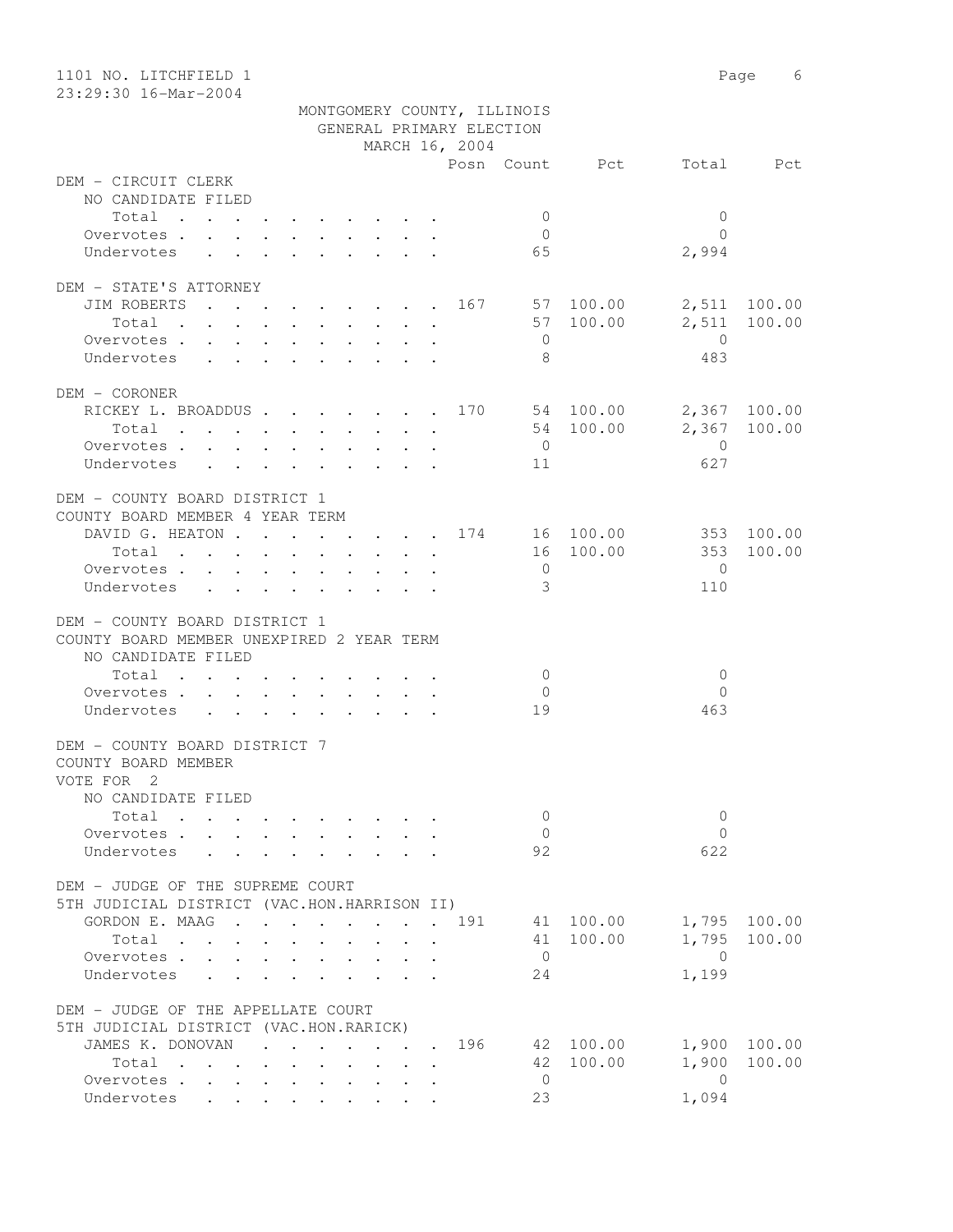MONTGOMERY COUNTY, ILLINOIS
GENERAL PRIMARY ELECTION
MARCH 16, 2004

| | Posn | Count | Pct | Total | Pct |
|---|---|---|---|---|---|
| **DEM - CIRCUIT CLERK** | | | | | |
| NO CANDIDATE FILED | | | | | |
| Total | | 0 | | 0 | |
| Overvotes | | 0 | | 0 | |
| Undervotes | | 65 | | 2,994 | |
| **DEM - STATE'S ATTORNEY** | | | | | |
| JIM ROBERTS | 167 | 57 | 100.00 | 2,511 | 100.00 |
| Total | | 57 | 100.00 | 2,511 | 100.00 |
| Overvotes | | 0 | | 0 | |
| Undervotes | | 8 | | 483 | |
| **DEM - CORONER** | | | | | |
| RICKEY L. BROADDUS | 170 | 54 | 100.00 | 2,367 | 100.00 |
| Total | | 54 | 100.00 | 2,367 | 100.00 |
| Overvotes | | 0 | | 0 | |
| Undervotes | | 11 | | 627 | |
| **DEM - COUNTY BOARD DISTRICT 1** | | | | | |
| COUNTY BOARD MEMBER 4 YEAR TERM | | | | | |
| DAVID G. HEATON | 174 | 16 | 100.00 | 353 | 100.00 |
| Total | | 16 | 100.00 | 353 | 100.00 |
| Overvotes | | 0 | | 0 | |
| Undervotes | | 3 | | 110 | |
| **DEM - COUNTY BOARD DISTRICT 1** | | | | | |
| COUNTY BOARD MEMBER UNEXPIRED 2 YEAR TERM | | | | | |
| NO CANDIDATE FILED | | | | | |
| Total | | 0 | | 0 | |
| Overvotes | | 0 | | 0 | |
| Undervotes | | 19 | | 463 | |
| **DEM - COUNTY BOARD DISTRICT 7** | | | | | |
| COUNTY BOARD MEMBER | | | | | |
| VOTE FOR 2 | | | | | |
| NO CANDIDATE FILED | | | | | |
| Total | | 0 | | 0 | |
| Overvotes | | 0 | | 0 | |
| Undervotes | | 92 | | 622 | |
| **DEM - JUDGE OF THE SUPREME COURT** | | | | | |
| 5TH JUDICIAL DISTRICT (VAC.HON.HARRISON II) | | | | | |
| GORDON E. MAAG | 191 | 41 | 100.00 | 1,795 | 100.00 |
| Total | | 41 | 100.00 | 1,795 | 100.00 |
| Overvotes | | 0 | | 0 | |
| Undervotes | | 24 | | 1,199 | |
| **DEM - JUDGE OF THE APPELLATE COURT** | | | | | |
| 5TH JUDICIAL DISTRICT (VAC.HON.RARICK) | | | | | |
| JAMES K. DONOVAN | 196 | 42 | 100.00 | 1,900 | 100.00 |
| Total | | 42 | 100.00 | 1,900 | 100.00 |
| Overvotes | | 0 | | 0 | |
| Undervotes | | 23 | | 1,094 | |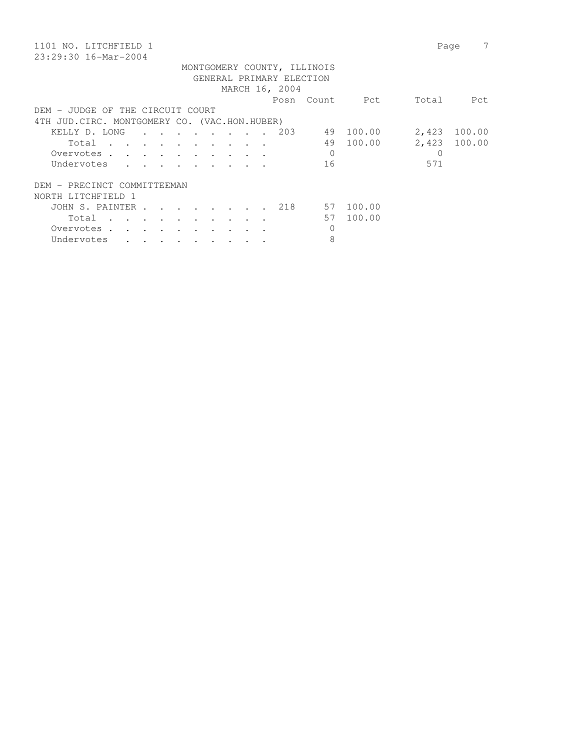1101 NO. LITCHFIELD 1
23:29:30 16-Mar-2004

MONTGOMERY COUNTY, ILLINOIS
GENERAL PRIMARY ELECTION
MARCH 16, 2004

| | Posn | Count | Pct | Total | Pct |
|---|---|---|---|---|---|
| **DEM - JUDGE OF THE CIRCUIT COURT** | | | | | |
| **4TH JUD.CIRC. MONTGOMERY CO. (VAC.HON.HUBER)** | | | | | |
| KELLY D. LONG | 203 | 49 | 100.00 | 2,423 | 100.00 |
| Total | | 49 | 100.00 | 2,423 | 100.00 |
| Overvotes | | 0 | | 0 | |
| Undervotes | | 16 | | 571 | |
| **DEM - PRECINCT COMMITTEEMAN** | | | | | |
| **NORTH LITCHFIELD 1** | | | | | |
| JOHN S. PAINTER | 218 | 57 | 100.00 | | |
| Total | | 57 | 100.00 | | |
| Overvotes | | 0 | | | |
| Undervotes | | 8 | | | |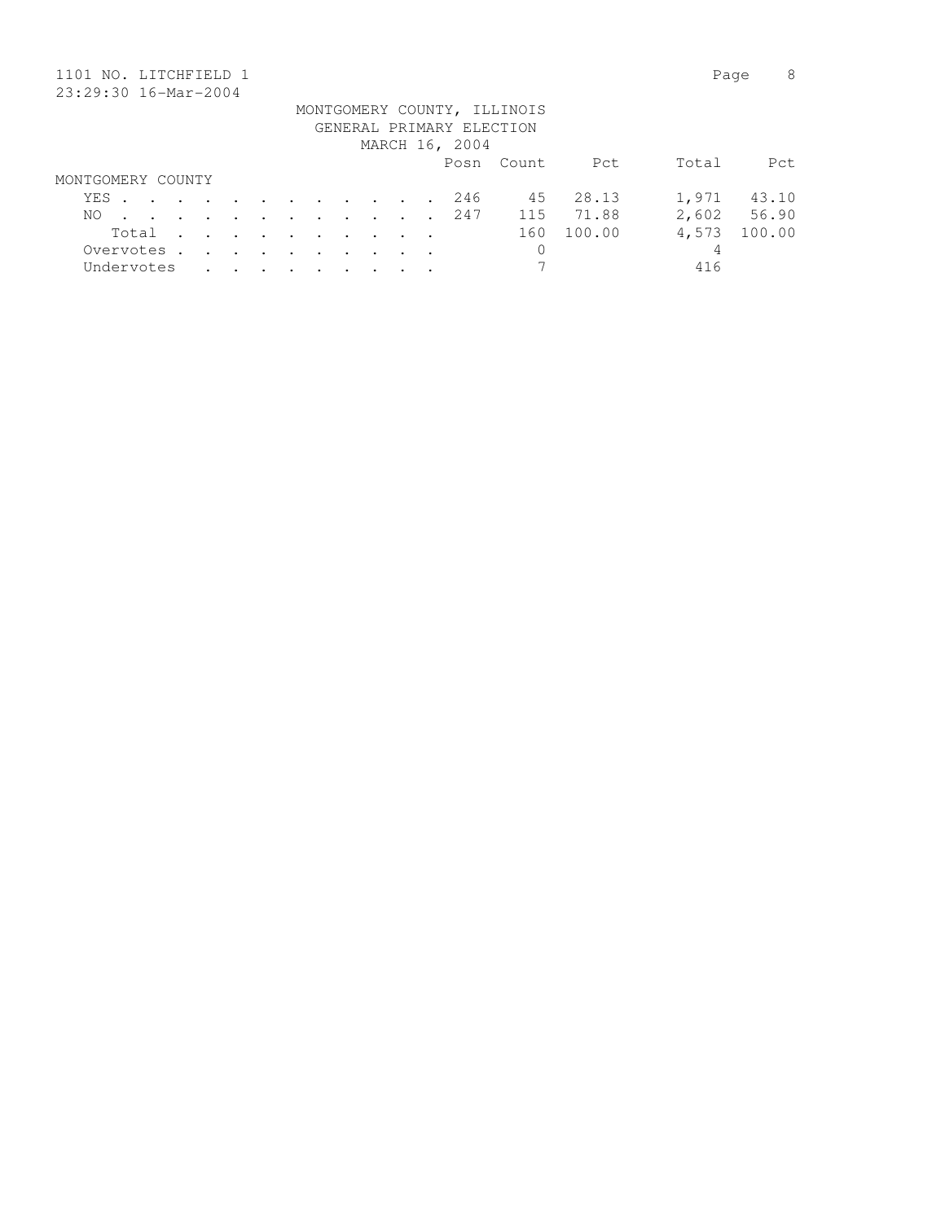MONTGOMERY COUNTY, ILLINOIS
GENERAL PRIMARY ELECTION
MARCH 16, 2004

1101 NO. LITCHFIELD 1

23:29:30 16-Mar-2004

| MONTGOMERY COUNTY | Posn | Count | Pct | Total | Pct |
|---|---|---|---|---|---|
| YES | 246 | 45 | 28.13 | 1,971 | 43.10 |
| NO | 247 | 115 | 71.88 | 2,602 | 56.90 |
| Total | | 160 | 100.00 | 4,573 | 100.00 |
| Overvotes | | 0 | | 4 | |
| Undervotes | | 7 | | 416 | |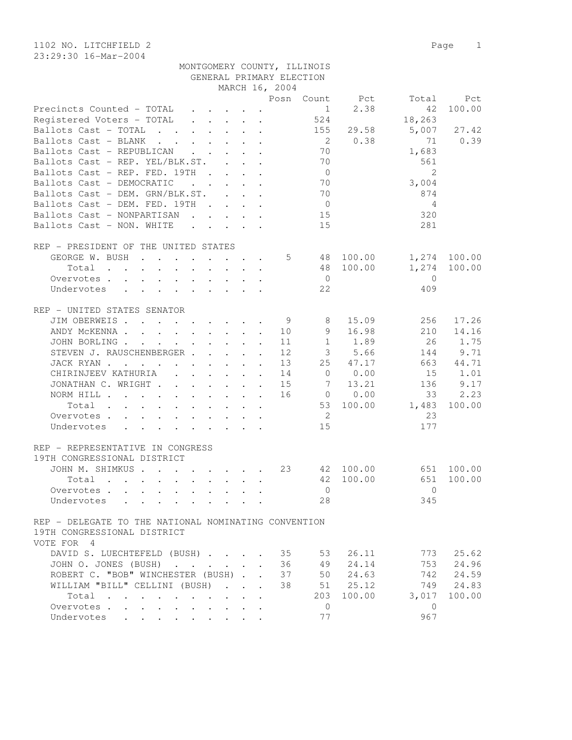1102 NO. LITCHFIELD 2

23:29:30 16-Mar-2004

MONTGOMERY COUNTY, ILLINOIS
GENERAL PRIMARY ELECTION
MARCH 16, 2004

| | Posn | Count | Pct | Total | Pct |
|---|---|---|---|---|---|
| Precincts Counted - TOTAL | | 1 | 2.38 | 42 | 100.00 |
| Registered Voters - TOTAL | | 524 | | 18,263 | |
| Ballots Cast - TOTAL | | 155 | 29.58 | 5,007 | 27.42 |
| Ballots Cast - BLANK | | 2 | 0.38 | 71 | 0.39 |
| Ballots Cast - REPUBLICAN | | 70 | | 1,683 | |
| Ballots Cast - REP. YEL/BLK.ST. | | 70 | | 561 | |
| Ballots Cast - REP. FED. 19TH | | 0 | | 2 | |
| Ballots Cast - DEMOCRATIC | | 70 | | 3,004 | |
| Ballots Cast - DEM. GRN/BLK.ST. | | 70 | | 874 | |
| Ballots Cast - DEM. FED. 19TH | | 0 | | 4 | |
| Ballots Cast - NONPARTISAN | | 15 | | 320 | |
| Ballots Cast - NON. WHITE | | 15 | | 281 | |

REP - PRESIDENT OF THE UNITED STATES

| | Posn | Count | Pct | Total | Pct |
|---|---|---|---|---|---|
| GEORGE W. BUSH | 5 | 48 | 100.00 | 1,274 | 100.00 |
| Total | | 48 | 100.00 | 1,274 | 100.00 |
| Overvotes | | 0 | | 0 | |
| Undervotes | | 22 | | 409 | |

REP - UNITED STATES SENATOR

| | Posn | Count | Pct | Total | Pct |
|---|---|---|---|---|---|
| JIM OBERWEIS | 9 | 8 | 15.09 | 256 | 17.26 |
| ANDY McKENNA | 10 | 9 | 16.98 | 210 | 14.16 |
| JOHN BORLING | 11 | 1 | 1.89 | 26 | 1.75 |
| STEVEN J. RAUSCHENBERGER | 12 | 3 | 5.66 | 144 | 9.71 |
| JACK RYAN | 13 | 25 | 47.17 | 663 | 44.71 |
| CHIRINJEEV KATHURIA | 14 | 0 | 0.00 | 15 | 1.01 |
| JONATHAN C. WRIGHT | 15 | 7 | 13.21 | 136 | 9.17 |
| NORM HILL | 16 | 0 | 0.00 | 33 | 2.23 |
| Total | | 53 | 100.00 | 1,483 | 100.00 |
| Overvotes | | 2 | | 23 | |
| Undervotes | | 15 | | 177 | |

REP - REPRESENTATIVE IN CONGRESS
19TH CONGRESSIONAL DISTRICT

| | Posn | Count | Pct | Total | Pct |
|---|---|---|---|---|---|
| JOHN M. SHIMKUS | 23 | 42 | 100.00 | 651 | 100.00 |
| Total | | 42 | 100.00 | 651 | 100.00 |
| Overvotes | | 0 | | 0 | |
| Undervotes | | 28 | | 345 | |

REP - DELEGATE TO THE NATIONAL NOMINATING CONVENTION
19TH CONGRESSIONAL DISTRICT
VOTE FOR 4

| | Posn | Count | Pct | Total | Pct |
|---|---|---|---|---|---|
| DAVID S. LUECHTEFELD (BUSH) | 35 | 53 | 26.11 | 773 | 25.62 |
| JOHN O. JONES (BUSH) | 36 | 49 | 24.14 | 753 | 24.96 |
| ROBERT C. "BOB" WINCHESTER (BUSH) | 37 | 50 | 24.63 | 742 | 24.59 |
| WILLIAM "BILL" CELLINI (BUSH) | 38 | 51 | 25.12 | 749 | 24.83 |
| Total | | 203 | 100.00 | 3,017 | 100.00 |
| Overvotes | | 0 | | 0 | |
| Undervotes | | 77 | | 967 | |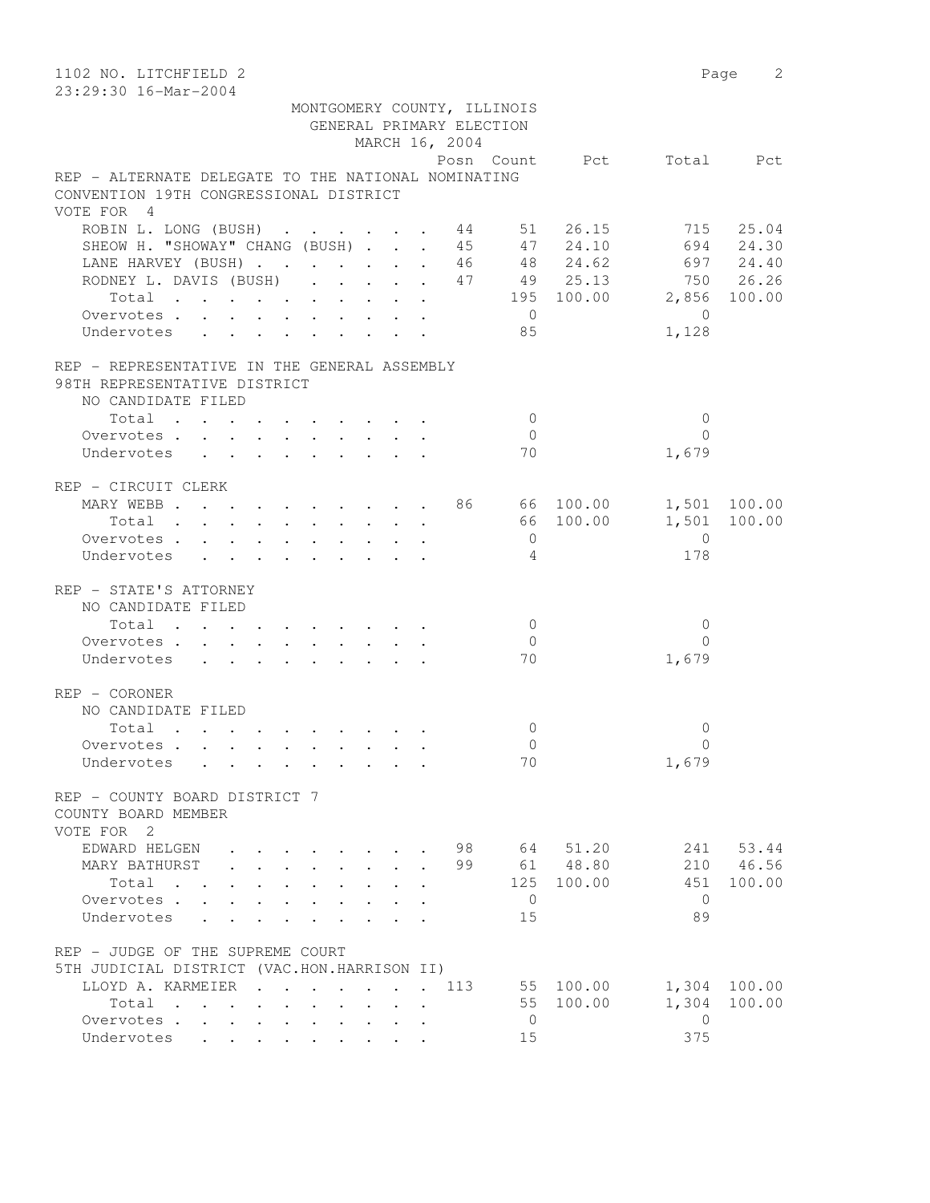1102 NO. LITCHFIELD 2
23:29:30 16-Mar-2004

MONTGOMERY COUNTY, ILLINOIS
GENERAL PRIMARY ELECTION
MARCH 16, 2004

| | Posn | Count | Pct | Total | Pct |
|---|---|---|---|---|---|
| **REP - ALTERNATE DELEGATE TO THE NATIONAL NOMINATING CONVENTION 19TH CONGRESSIONAL DISTRICT** | | | | | |
| VOTE FOR 4 | | | | | |
| ROBIN L. LONG (BUSH) | 44 | 51 | 26.15 | 715 | 25.04 |
| SHEOW H. "SHOWAY" CHANG (BUSH) | 45 | 47 | 24.10 | 694 | 24.30 |
| LANE HARVEY (BUSH) | 46 | 48 | 24.62 | 697 | 24.40 |
| RODNEY L. DAVIS (BUSH) | 47 | 49 | 25.13 | 750 | 26.26 |
| Total | | 195 | 100.00 | 2,856 | 100.00 |
| Overvotes | | 0 | | 0 | |
| Undervotes | | 85 | | 1,128 | |
| **REP - REPRESENTATIVE IN THE GENERAL ASSEMBLY 98TH REPRESENTATIVE DISTRICT** | | | | | |
| NO CANDIDATE FILED | | | | | |
| Total | | 0 | | 0 | |
| Overvotes | | 0 | | 0 | |
| Undervotes | | 70 | | 1,679 | |
| **REP - CIRCUIT CLERK** | | | | | |
| MARY WEBB | 86 | 66 | 100.00 | 1,501 | 100.00 |
| Total | | 66 | 100.00 | 1,501 | 100.00 |
| Overvotes | | 0 | | 0 | |
| Undervotes | | 4 | | 178 | |
| **REP - STATE'S ATTORNEY** | | | | | |
| NO CANDIDATE FILED | | | | | |
| Total | | 0 | | 0 | |
| Overvotes | | 0 | | 0 | |
| Undervotes | | 70 | | 1,679 | |
| **REP - CORONER** | | | | | |
| NO CANDIDATE FILED | | | | | |
| Total | | 0 | | 0 | |
| Overvotes | | 0 | | 0 | |
| Undervotes | | 70 | | 1,679 | |
| **REP - COUNTY BOARD DISTRICT 7 COUNTY BOARD MEMBER** | | | | | |
| VOTE FOR 2 | | | | | |
| EDWARD HELGEN | 98 | 64 | 51.20 | 241 | 53.44 |
| MARY BATHURST | 99 | 61 | 48.80 | 210 | 46.56 |
| Total | | 125 | 100.00 | 451 | 100.00 |
| Overvotes | | 0 | | 0 | |
| Undervotes | | 15 | | 89 | |
| **REP - JUDGE OF THE SUPREME COURT 5TH JUDICIAL DISTRICT (VAC.HON.HARRISON II)** | | | | | |
| LLOYD A. KARMEIER | 113 | 55 | 100.00 | 1,304 | 100.00 |
| Total | | 55 | 100.00 | 1,304 | 100.00 |
| Overvotes | | 0 | | 0 | |
| Undervotes | | 15 | | 375 | |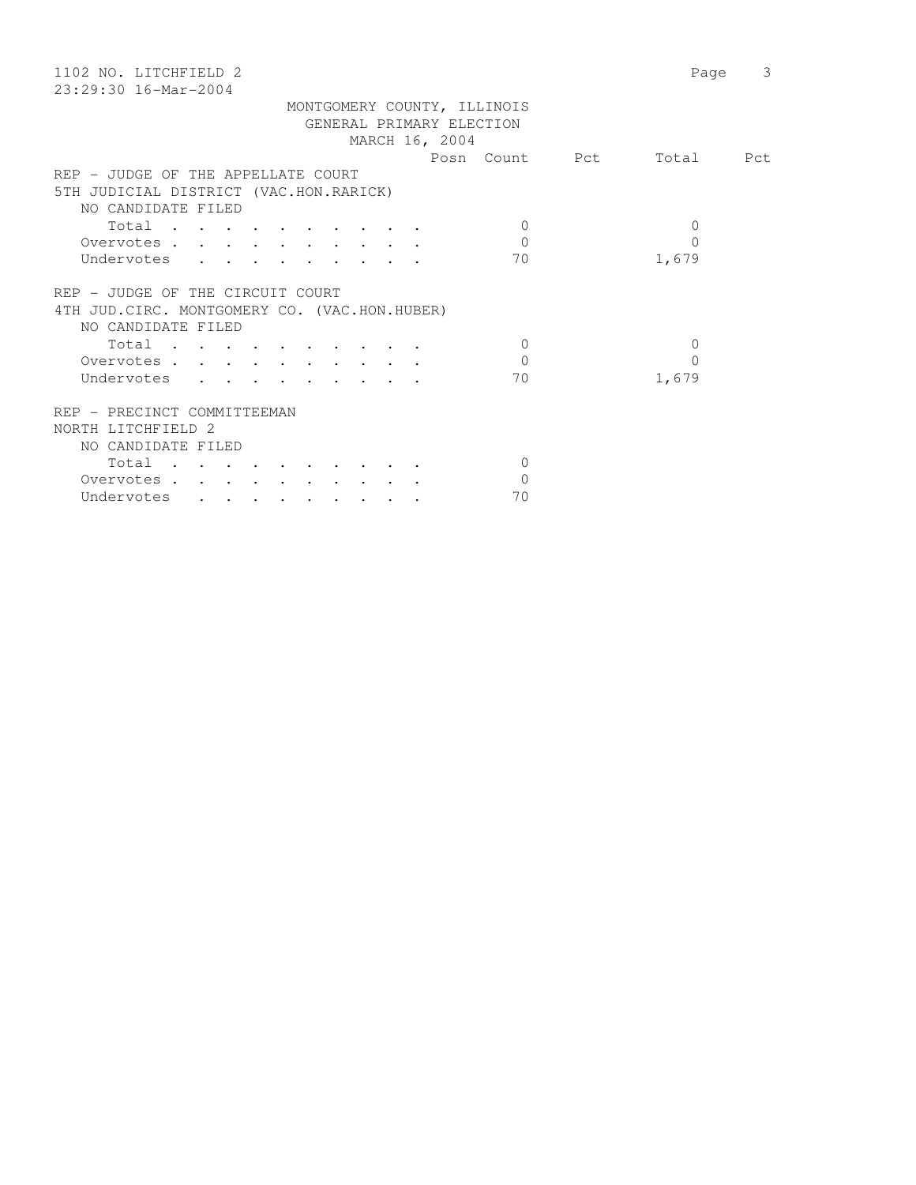MONTGOMERY COUNTY, ILLINOIS
GENERAL PRIMARY ELECTION
MARCH 16, 2004

| | Posn | Count | Pct | Total | Pct |
|---|---|---|---|---|---|
| **REP - JUDGE OF THE APPELLATE COURT** | | | | | |
| **5TH JUDICIAL DISTRICT (VAC.HON.RARICK)** | | | | | |
| NO CANDIDATE FILED | | | | | |
| Total | | 0 | | 0 | |
| Overvotes | | 0 | | 0 | |
| Undervotes | | 70 | | 1,679 | |
| **REP - JUDGE OF THE CIRCUIT COURT** | | | | | |
| **4TH JUD.CIRC. MONTGOMERY CO. (VAC.HON.HUBER)** | | | | | |
| NO CANDIDATE FILED | | | | | |
| Total | | 0 | | 0 | |
| Overvotes | | 0 | | 0 | |
| Undervotes | | 70 | | 1,679 | |
| **REP - PRECINCT COMMITTEEMAN** | | | | | |
| **NORTH LITCHFIELD 2** | | | | | |
| NO CANDIDATE FILED | | | | | |
| Total | | 0 | | | |
| Overvotes | | 0 | | | |
| Undervotes | | 70 | | | |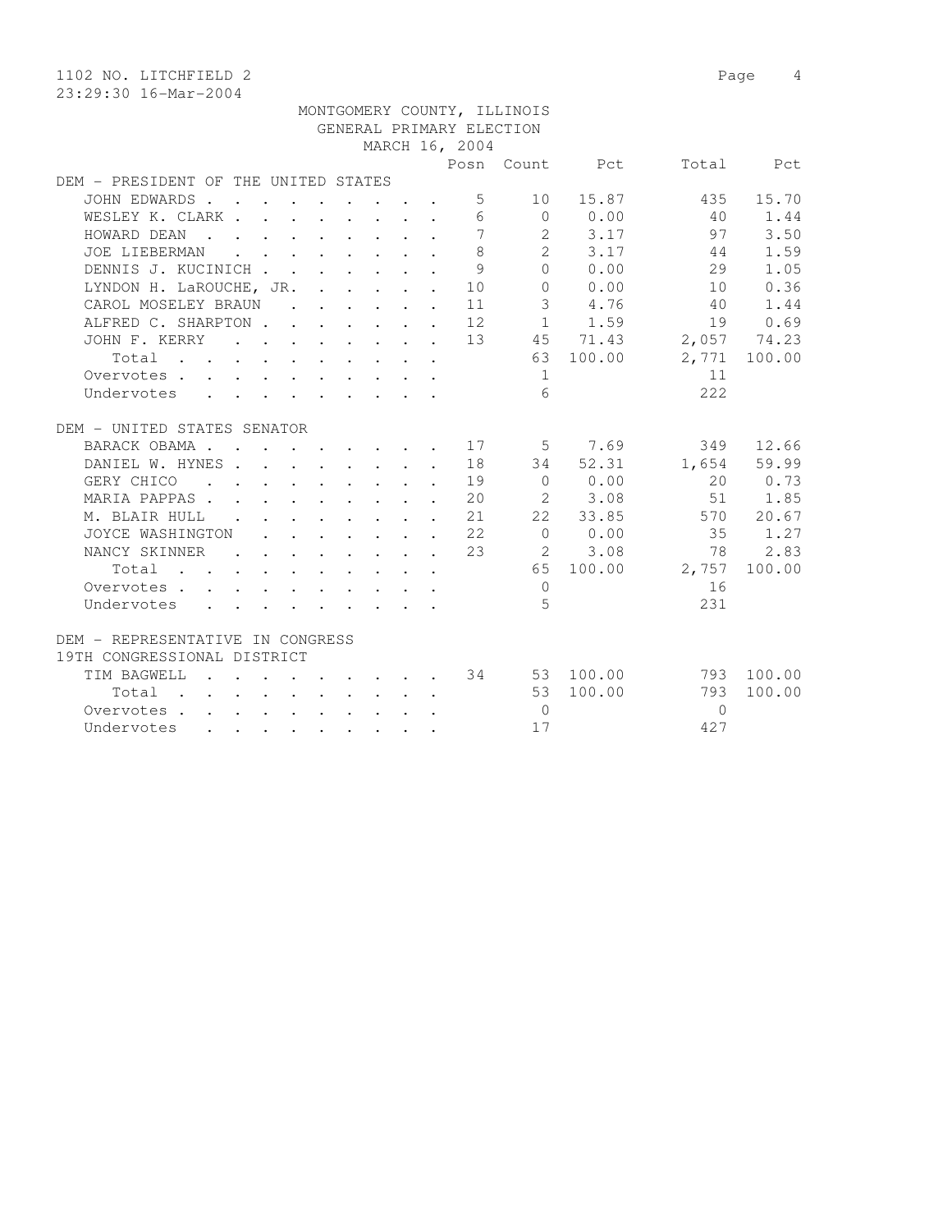1102 NO. LITCHFIELD 2

23:29:30 16-Mar-2004

MONTGOMERY COUNTY, ILLINOIS
GENERAL PRIMARY ELECTION
MARCH 16, 2004

| | Posn | Count | Pct | Total | Pct |
|---|---|---|---|---|---|
| **DEM - PRESIDENT OF THE UNITED STATES** | | | | | |
| JOHN EDWARDS | 5 | 10 | 15.87 | 435 | 15.70 |
| WESLEY K. CLARK | 6 | 0 | 0.00 | 40 | 1.44 |
| HOWARD DEAN | 7 | 2 | 3.17 | 97 | 3.50 |
| JOE LIEBERMAN | 8 | 2 | 3.17 | 44 | 1.59 |
| DENNIS J. KUCINICH | 9 | 0 | 0.00 | 29 | 1.05 |
| LYNDON H. LaROUCHE, JR. | 10 | 0 | 0.00 | 10 | 0.36 |
| CAROL MOSELEY BRAUN | 11 | 3 | 4.76 | 40 | 1.44 |
| ALFRED C. SHARPTON | 12 | 1 | 1.59 | 19 | 0.69 |
| JOHN F. KERRY | 13 | 45 | 71.43 | 2,057 | 74.23 |
| Total | | 63 | 100.00 | 2,771 | 100.00 |
| Overvotes | | 1 | | 11 | |
| Undervotes | | 6 | | 222 | |
| **DEM - UNITED STATES SENATOR** | | | | | |
| BARACK OBAMA | 17 | 5 | 7.69 | 349 | 12.66 |
| DANIEL W. HYNES | 18 | 34 | 52.31 | 1,654 | 59.99 |
| GERY CHICO | 19 | 0 | 0.00 | 20 | 0.73 |
| MARIA PAPPAS | 20 | 2 | 3.08 | 51 | 1.85 |
| M. BLAIR HULL | 21 | 22 | 33.85 | 570 | 20.67 |
| JOYCE WASHINGTON | 22 | 0 | 0.00 | 35 | 1.27 |
| NANCY SKINNER | 23 | 2 | 3.08 | 78 | 2.83 |
| Total | | 65 | 100.00 | 2,757 | 100.00 |
| Overvotes | | 0 | | 16 | |
| Undervotes | | 5 | | 231 | |
| **DEM - REPRESENTATIVE IN CONGRESS 19TH CONGRESSIONAL DISTRICT** | | | | | |
| TIM BAGWELL | 34 | 53 | 100.00 | 793 | 100.00 |
| Total | | 53 | 100.00 | 793 | 100.00 |
| Overvotes | | 0 | | 0 | |
| Undervotes | | 17 | | 427 | |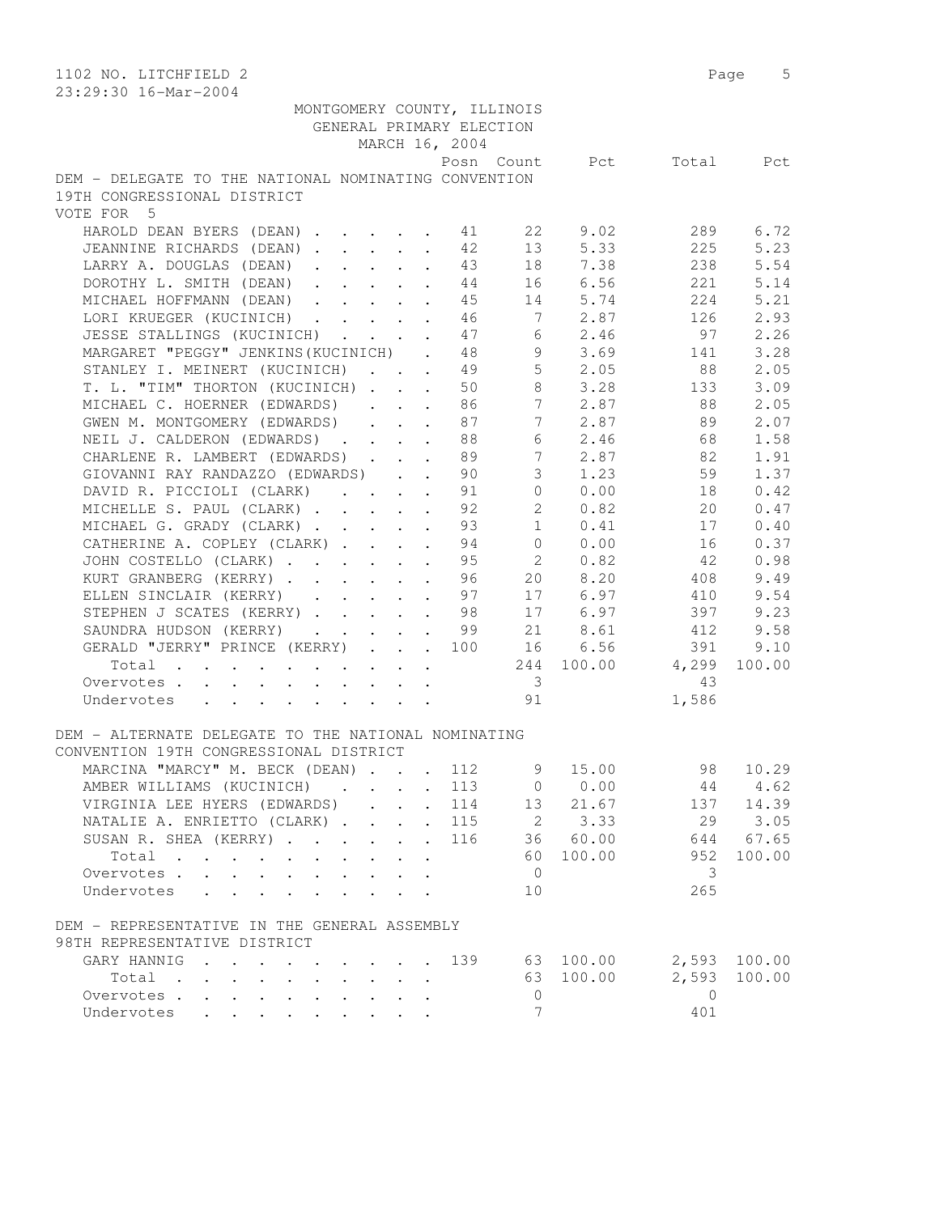MONTGOMERY COUNTY, ILLINOIS
GENERAL PRIMARY ELECTION
MARCH 16, 2004

DEM - DELEGATE TO THE NATIONAL NOMINATING CONVENTION
19TH CONGRESSIONAL DISTRICT
VOTE FOR 5

| | Posn | Count | Pct | Total | Pct |
|---|---|---|---|---|---|
| HAROLD DEAN BYERS (DEAN) | 41 | 22 | 9.02 | 289 | 6.72 |
| JEANNINE RICHARDS (DEAN) | 42 | 13 | 5.33 | 225 | 5.23 |
| LARRY A. DOUGLAS (DEAN) | 43 | 18 | 7.38 | 238 | 5.54 |
| DOROTHY L. SMITH (DEAN) | 44 | 16 | 6.56 | 221 | 5.14 |
| MICHAEL HOFFMANN (DEAN) | 45 | 14 | 5.74 | 224 | 5.21 |
| LORI KRUEGER (KUCINICH) | 46 | 7 | 2.87 | 126 | 2.93 |
| JESSE STALLINGS (KUCINICH) | 47 | 6 | 2.46 | 97 | 2.26 |
| MARGARET "PEGGY" JENKINS(KUCINICH) | 48 | 9 | 3.69 | 141 | 3.28 |
| STANLEY I. MEINERT (KUCINICH) | 49 | 5 | 2.05 | 88 | 2.05 |
| T. L. "TIM" THORTON (KUCINICH) | 50 | 8 | 3.28 | 133 | 3.09 |
| MICHAEL C. HOERNER (EDWARDS) | 86 | 7 | 2.87 | 88 | 2.05 |
| GWEN M. MONTGOMERY (EDWARDS) | 87 | 7 | 2.87 | 89 | 2.07 |
| NEIL J. CALDERON (EDWARDS) | 88 | 6 | 2.46 | 68 | 1.58 |
| CHARLENE R. LAMBERT (EDWARDS) | 89 | 7 | 2.87 | 82 | 1.91 |
| GIOVANNI RAY RANDAZZO (EDWARDS) | 90 | 3 | 1.23 | 59 | 1.37 |
| DAVID R. PICCIOLI (CLARK) | 91 | 0 | 0.00 | 18 | 0.42 |
| MICHELLE S. PAUL (CLARK) | 92 | 2 | 0.82 | 20 | 0.47 |
| MICHAEL G. GRADY (CLARK) | 93 | 1 | 0.41 | 17 | 0.40 |
| CATHERINE A. COPLEY (CLARK) | 94 | 0 | 0.00 | 16 | 0.37 |
| JOHN COSTELLO (CLARK) | 95 | 2 | 0.82 | 42 | 0.98 |
| KURT GRANBERG (KERRY) | 96 | 20 | 8.20 | 408 | 9.49 |
| ELLEN SINCLAIR (KERRY) | 97 | 17 | 6.97 | 410 | 9.54 |
| STEPHEN J SCATES (KERRY) | 98 | 17 | 6.97 | 397 | 9.23 |
| SAUNDRA HUDSON (KERRY) | 99 | 21 | 8.61 | 412 | 9.58 |
| GERALD "JERRY" PRINCE (KERRY) | 100 | 16 | 6.56 | 391 | 9.10 |
| Total | | 244 | 100.00 | 4,299 | 100.00 |
| Overvotes | | 3 | | 43 | |
| Undervotes | | 91 | | 1,586 | |

DEM - ALTERNATE DELEGATE TO THE NATIONAL NOMINATING
CONVENTION 19TH CONGRESSIONAL DISTRICT

| | Posn | Count | Pct | Total | Pct |
|---|---|---|---|---|---|
| MARCINA "MARCY" M. BECK (DEAN) | 112 | 9 | 15.00 | 98 | 10.29 |
| AMBER WILLIAMS (KUCINICH) | 113 | 0 | 0.00 | 44 | 4.62 |
| VIRGINIA LEE HYERS (EDWARDS) | 114 | 13 | 21.67 | 137 | 14.39 |
| NATALIE A. ENRIETTO (CLARK) | 115 | 2 | 3.33 | 29 | 3.05 |
| SUSAN R. SHEA (KERRY) | 116 | 36 | 60.00 | 644 | 67.65 |
| Total | | 60 | 100.00 | 952 | 100.00 |
| Overvotes | | 0 | | 3 | |
| Undervotes | | 10 | | 265 | |

DEM - REPRESENTATIVE IN THE GENERAL ASSEMBLY
98TH REPRESENTATIVE DISTRICT

| | Posn | Count | Pct | Total | Pct |
|---|---|---|---|---|---|
| GARY HANNIG | 139 | 63 | 100.00 | 2,593 | 100.00 |
| Total | | 63 | 100.00 | 2,593 | 100.00 |
| Overvotes | | 0 | | 0 | |
| Undervotes | | 7 | | 401 | |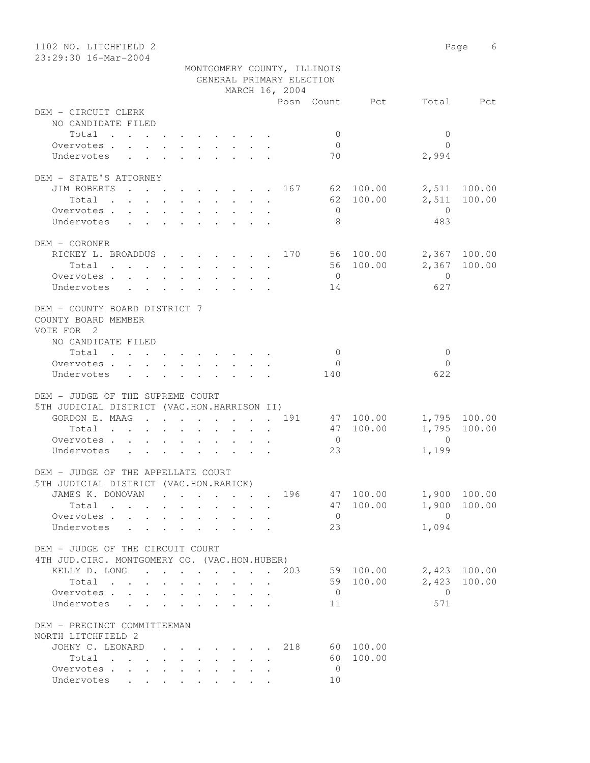MONTGOMERY COUNTY, ILLINOIS
GENERAL PRIMARY ELECTION
MARCH 16, 2004

1102 NO. LITCHFIELD 2
23:29:30 16-Mar-2004

| | Posn | Count | Pct | Total | Pct |
|---|---|---|---|---|---|
| **DEM - CIRCUIT CLERK** | | | | | |
| NO CANDIDATE FILED | | | | | |
| Total | | 0 | | 0 | |
| Overvotes | | 0 | | 0 | |
| Undervotes | | 70 | | 2,994 | |
| **DEM - STATE'S ATTORNEY** | | | | | |
| JIM ROBERTS | 167 | 62 | 100.00 | 2,511 | 100.00 |
| Total | | 62 | 100.00 | 2,511 | 100.00 |
| Overvotes | | 0 | | 0 | |
| Undervotes | | 8 | | 483 | |
| **DEM - CORONER** | | | | | |
| RICKEY L. BROADDUS | 170 | 56 | 100.00 | 2,367 | 100.00 |
| Total | | 56 | 100.00 | 2,367 | 100.00 |
| Overvotes | | 0 | | 0 | |
| Undervotes | | 14 | | 627 | |
| **DEM - COUNTY BOARD DISTRICT 7** | | | | | |
| COUNTY BOARD MEMBER | | | | | |
| VOTE FOR 2 | | | | | |
| NO CANDIDATE FILED | | | | | |
| Total | | 0 | | 0 | |
| Overvotes | | 0 | | 0 | |
| Undervotes | | 140 | | 622 | |
| **DEM - JUDGE OF THE SUPREME COURT** | | | | | |
| 5TH JUDICIAL DISTRICT (VAC.HON.HARRISON II) | | | | | |
| GORDON E. MAAG | 191 | 47 | 100.00 | 1,795 | 100.00 |
| Total | | 47 | 100.00 | 1,795 | 100.00 |
| Overvotes | | 0 | | 0 | |
| Undervotes | | 23 | | 1,199 | |
| **DEM - JUDGE OF THE APPELLATE COURT** | | | | | |
| 5TH JUDICIAL DISTRICT (VAC.HON.RARICK) | | | | | |
| JAMES K. DONOVAN | 196 | 47 | 100.00 | 1,900 | 100.00 |
| Total | | 47 | 100.00 | 1,900 | 100.00 |
| Overvotes | | 0 | | 0 | |
| Undervotes | | 23 | | 1,094 | |
| **DEM - JUDGE OF THE CIRCUIT COURT** | | | | | |
| 4TH JUD.CIRC. MONTGOMERY CO. (VAC.HON.HUBER) | | | | | |
| KELLY D. LONG | 203 | 59 | 100.00 | 2,423 | 100.00 |
| Total | | 59 | 100.00 | 2,423 | 100.00 |
| Overvotes | | 0 | | 0 | |
| Undervotes | | 11 | | 571 | |
| **DEM - PRECINCT COMMITTEEMAN** | | | | | |
| NORTH LITCHFIELD 2 | | | | | |
| JOHNY C. LEONARD | 218 | 60 | 100.00 | | |
| Total | | 60 | 100.00 | | |
| Overvotes | | 0 | | | |
| Undervotes | | 10 | | | |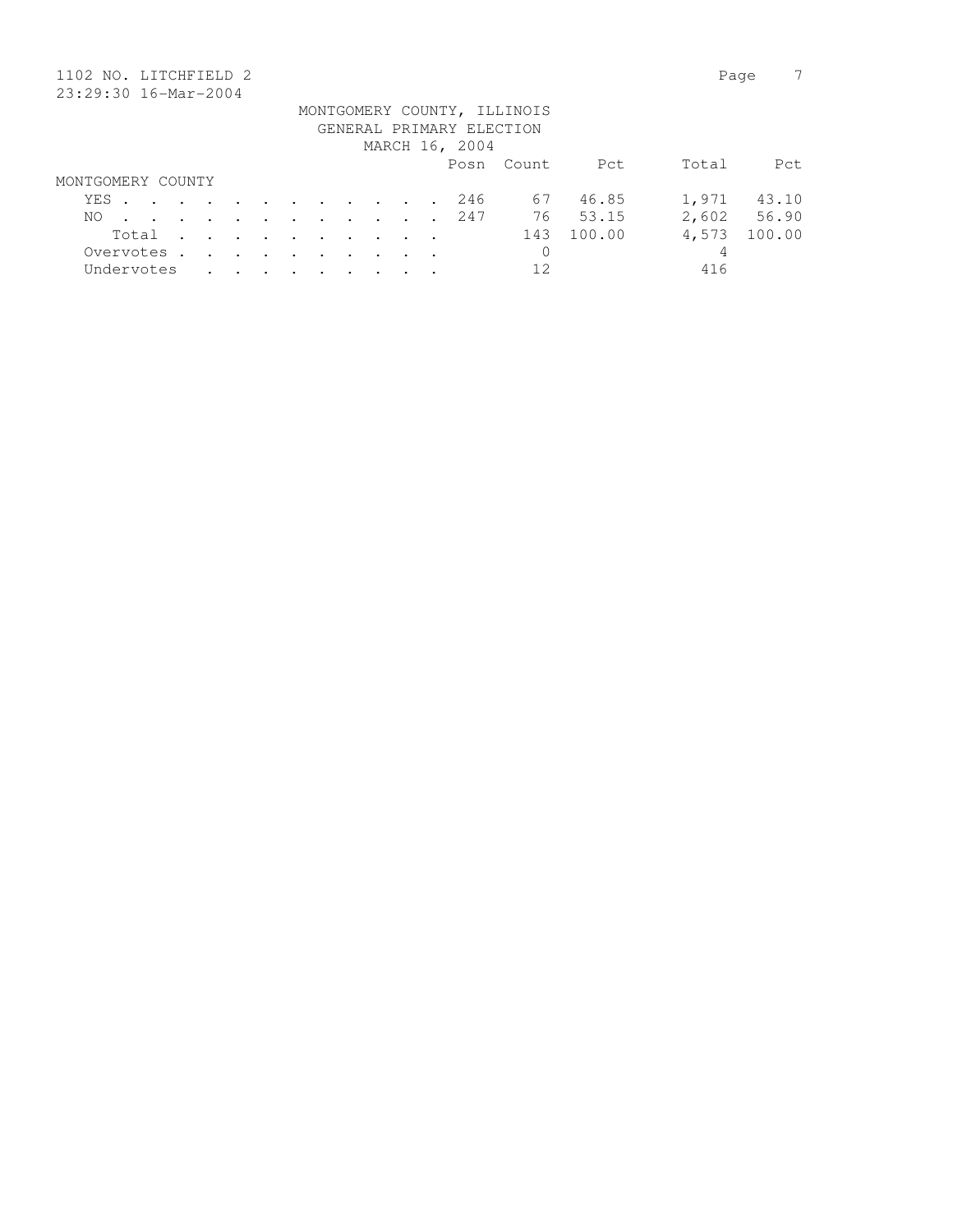1102 NO. LITCHFIELD 2

23:29:30 16-Mar-2004

MONTGOMERY COUNTY, ILLINOIS
GENERAL PRIMARY ELECTION
MARCH 16, 2004

| | Posn | Count | Pct | Total | Pct |
|---|---|---|---|---|---|
| **MONTGOMERY COUNTY** | | | | | |
| YES . . . . . . . . . . . . . | 246 | 67 | 46.85 | 1,971 | 43.10 |
| NO . . . . . . . . . . . . . | 247 | 76 | 53.15 | 2,602 | 56.90 |
| Total . . . . . . . . . . | | 143 | 100.00 | 4,573 | 100.00 |
| Overvotes . . . . . . . . . . | | 0 | | 4 | |
| Undervotes . . . . . . . . . | | 12 | | 416 | |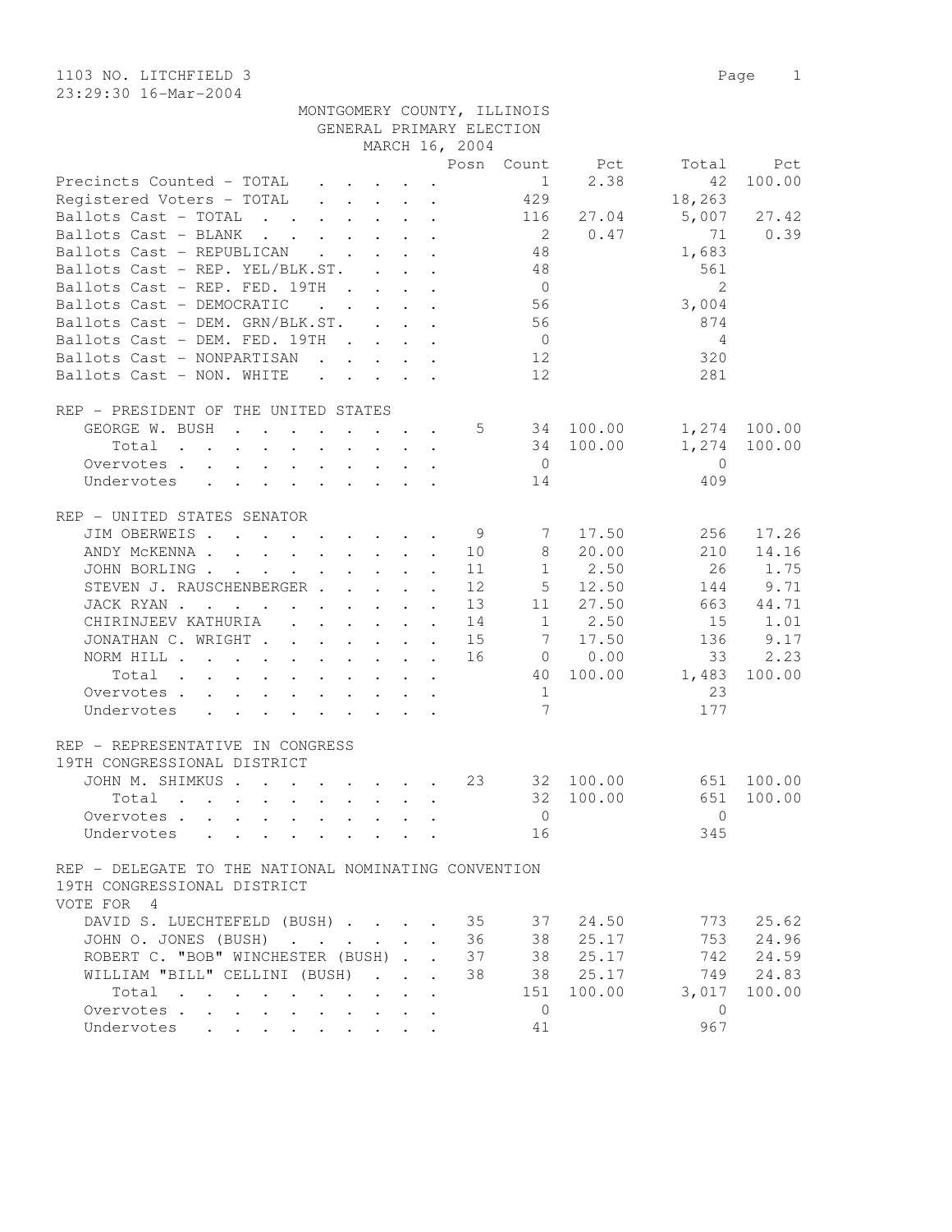1103 NO. LITCHFIELD 3

23:29:30 16-Mar-2004

MONTGOMERY COUNTY, ILLINOIS
GENERAL PRIMARY ELECTION
MARCH 16, 2004

| | Posn | Count | Pct | Total | Pct |
|---|---|---|---|---|---|
| Precincts Counted - TOTAL | | 1 | 2.38 | 42 | 100.00 |
| Registered Voters - TOTAL | | 429 | | 18,263 | |
| Ballots Cast - TOTAL | | 116 | 27.04 | 5,007 | 27.42 |
| Ballots Cast - BLANK | | 2 | 0.47 | 71 | 0.39 |
| Ballots Cast - REPUBLICAN | | 48 | | 1,683 | |
| Ballots Cast - REP. YEL/BLK.ST. | | 48 | | 561 | |
| Ballots Cast - REP. FED. 19TH | | 0 | | 2 | |
| Ballots Cast - DEMOCRATIC | | 56 | | 3,004 | |
| Ballots Cast - DEM. GRN/BLK.ST. | | 56 | | 874 | |
| Ballots Cast - DEM. FED. 19TH | | 0 | | 4 | |
| Ballots Cast - NONPARTISAN | | 12 | | 320 | |
| Ballots Cast - NON. WHITE | | 12 | | 281 | |

REP - PRESIDENT OF THE UNITED STATES

| | Posn | Count | Pct | Total | Pct |
|---|---|---|---|---|---|
| GEORGE W. BUSH | 5 | 34 | 100.00 | 1,274 | 100.00 |
| Total | | 34 | 100.00 | 1,274 | 100.00 |
| Overvotes | | 0 | | 0 | |
| Undervotes | | 14 | | 409 | |

REP - UNITED STATES SENATOR

| | Posn | Count | Pct | Total | Pct |
|---|---|---|---|---|---|
| JIM OBERWEIS | 9 | 7 | 17.50 | 256 | 17.26 |
| ANDY McKENNA | 10 | 8 | 20.00 | 210 | 14.16 |
| JOHN BORLING | 11 | 1 | 2.50 | 26 | 1.75 |
| STEVEN J. RAUSCHENBERGER | 12 | 5 | 12.50 | 144 | 9.71 |
| JACK RYAN | 13 | 11 | 27.50 | 663 | 44.71 |
| CHIRINJEEV KATHURIA | 14 | 1 | 2.50 | 15 | 1.01 |
| JONATHAN C. WRIGHT | 15 | 7 | 17.50 | 136 | 9.17 |
| NORM HILL | 16 | 0 | 0.00 | 33 | 2.23 |
| Total | | 40 | 100.00 | 1,483 | 100.00 |
| Overvotes | | 1 | | 23 | |
| Undervotes | | 7 | | 177 | |

REP - REPRESENTATIVE IN CONGRESS
19TH CONGRESSIONAL DISTRICT

| | Posn | Count | Pct | Total | Pct |
|---|---|---|---|---|---|
| JOHN M. SHIMKUS | 23 | 32 | 100.00 | 651 | 100.00 |
| Total | | 32 | 100.00 | 651 | 100.00 |
| Overvotes | | 0 | | 0 | |
| Undervotes | | 16 | | 345 | |

REP - DELEGATE TO THE NATIONAL NOMINATING CONVENTION
19TH CONGRESSIONAL DISTRICT
VOTE FOR 4

| | Posn | Count | Pct | Total | Pct |
|---|---|---|---|---|---|
| DAVID S. LUECHTEFELD (BUSH) | 35 | 37 | 24.50 | 773 | 25.62 |
| JOHN O. JONES (BUSH) | 36 | 38 | 25.17 | 753 | 24.96 |
| ROBERT C. "BOB" WINCHESTER (BUSH) | 37 | 38 | 25.17 | 742 | 24.59 |
| WILLIAM "BILL" CELLINI (BUSH) | 38 | 38 | 25.17 | 749 | 24.83 |
| Total | | 151 | 100.00 | 3,017 | 100.00 |
| Overvotes | | 0 | | 0 | |
| Undervotes | | 41 | | 967 | |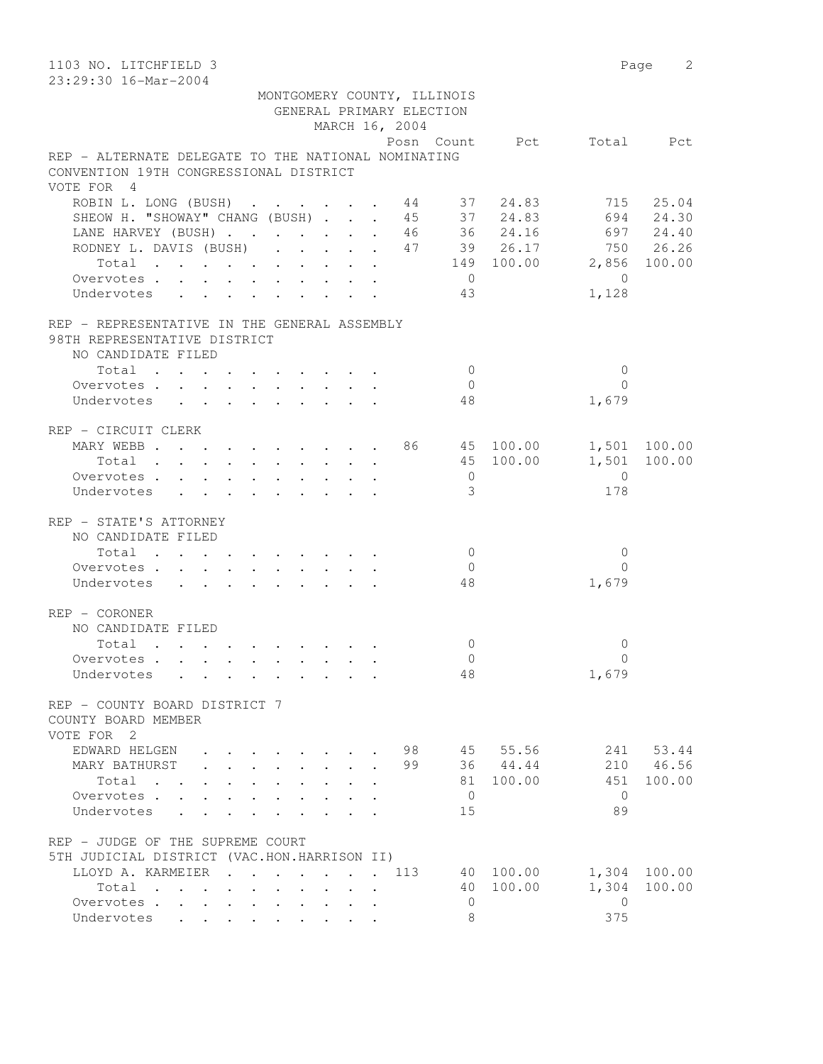1103 NO. LITCHFIELD 3

23:29:30 16-Mar-2004

MONTGOMERY COUNTY, ILLINOIS
GENERAL PRIMARY ELECTION
MARCH 16, 2004

| | Posn | Count | Pct | Total | Pct |
|---|---|---|---|---|---|
| **REP - ALTERNATE DELEGATE TO THE NATIONAL NOMINATING CONVENTION 19TH CONGRESSIONAL DISTRICT** | | | | | |
| VOTE FOR 4 | | | | | |
| ROBIN L. LONG (BUSH) | 44 | 37 | 24.83 | 715 | 25.04 |
| SHEOW H. "SHOWAY" CHANG (BUSH) | 45 | 37 | 24.83 | 694 | 24.30 |
| LANE HARVEY (BUSH) | 46 | 36 | 24.16 | 697 | 24.40 |
| RODNEY L. DAVIS (BUSH) | 47 | 39 | 26.17 | 750 | 26.26 |
| Total | | 149 | 100.00 | 2,856 | 100.00 |
| Overvotes | | 0 | | 0 | |
| Undervotes | | 43 | | 1,128 | |
| **REP - REPRESENTATIVE IN THE GENERAL ASSEMBLY 98TH REPRESENTATIVE DISTRICT** | | | | | |
| NO CANDIDATE FILED | | | | | |
| Total | | 0 | | 0 | |
| Overvotes | | 0 | | 0 | |
| Undervotes | | 48 | | 1,679 | |
| **REP - CIRCUIT CLERK** | | | | | |
| MARY WEBB | 86 | 45 | 100.00 | 1,501 | 100.00 |
| Total | | 45 | 100.00 | 1,501 | 100.00 |
| Overvotes | | 0 | | 0 | |
| Undervotes | | 3 | | 178 | |
| **REP - STATE'S ATTORNEY** | | | | | |
| NO CANDIDATE FILED | | | | | |
| Total | | 0 | | 0 | |
| Overvotes | | 0 | | 0 | |
| Undervotes | | 48 | | 1,679 | |
| **REP - CORONER** | | | | | |
| NO CANDIDATE FILED | | | | | |
| Total | | 0 | | 0 | |
| Overvotes | | 0 | | 0 | |
| Undervotes | | 48 | | 1,679 | |
| **REP - COUNTY BOARD DISTRICT 7 COUNTY BOARD MEMBER** | | | | | |
| VOTE FOR 2 | | | | | |
| EDWARD HELGEN | 98 | 45 | 55.56 | 241 | 53.44 |
| MARY BATHURST | 99 | 36 | 44.44 | 210 | 46.56 |
| Total | | 81 | 100.00 | 451 | 100.00 |
| Overvotes | | 0 | | 0 | |
| Undervotes | | 15 | | 89 | |
| **REP - JUDGE OF THE SUPREME COURT 5TH JUDICIAL DISTRICT (VAC.HON.HARRISON II)** | | | | | |
| LLOYD A. KARMEIER | 113 | 40 | 100.00 | 1,304 | 100.00 |
| Total | | 40 | 100.00 | 1,304 | 100.00 |
| Overvotes | | 0 | | 0 | |
| Undervotes | | 8 | | 375 | |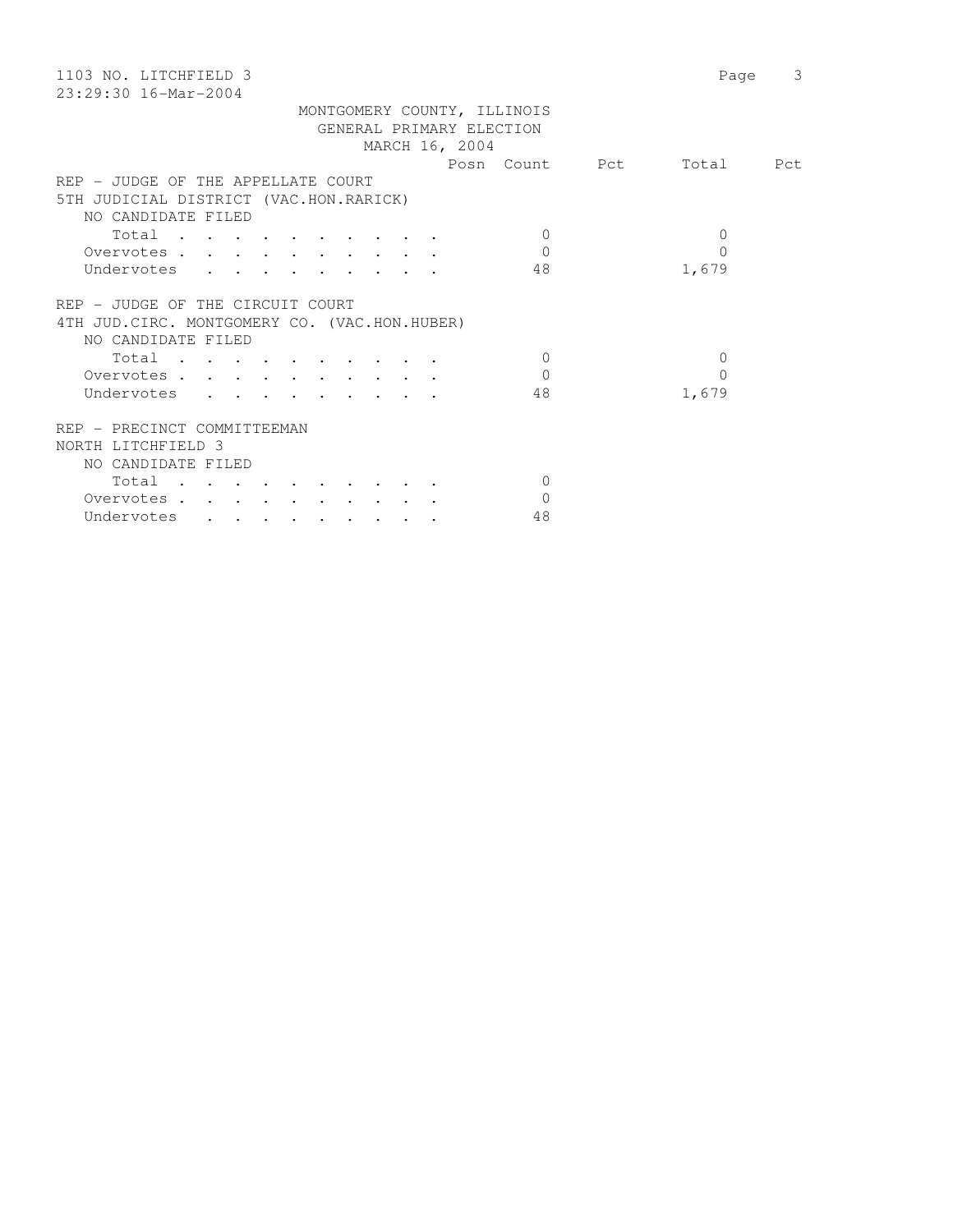MONTGOMERY COUNTY, ILLINOIS
GENERAL PRIMARY ELECTION
MARCH 16, 2004

1103 NO. LITCHFIELD 3
23:29:30 16-Mar-2004

| | Posn | Count | Pct | Total | Pct |
|---|---|---|---|---|---|
| **REP - JUDGE OF THE APPELLATE COURT** | | | | | |
| **5TH JUDICIAL DISTRICT (VAC.HON.RARICK)** | | | | | |
| NO CANDIDATE FILED | | | | | |
| Total | | 0 | | 0 | |
| Overvotes | | 0 | | 0 | |
| Undervotes | | 48 | | 1,679 | |
| **REP - JUDGE OF THE CIRCUIT COURT** | | | | | |
| **4TH JUD.CIRC. MONTGOMERY CO. (VAC.HON.HUBER)** | | | | | |
| NO CANDIDATE FILED | | | | | |
| Total | | 0 | | 0 | |
| Overvotes | | 0 | | 0 | |
| Undervotes | | 48 | | 1,679 | |
| **REP - PRECINCT COMMITTEEMAN** | | | | | |
| **NORTH LITCHFIELD 3** | | | | | |
| NO CANDIDATE FILED | | | | | |
| Total | | 0 | | | |
| Overvotes | | 0 | | | |
| Undervotes | | 48 | | | |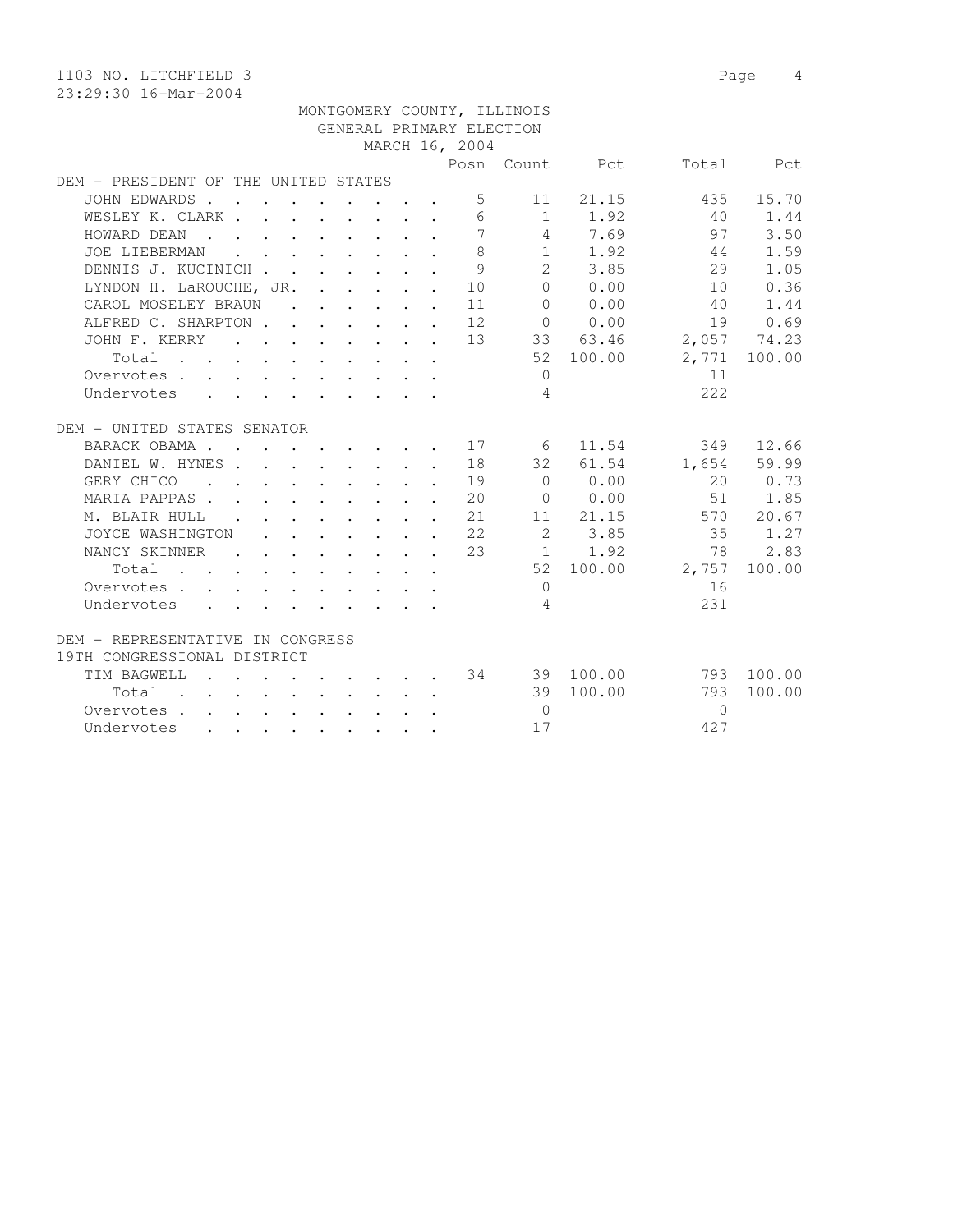1103 NO. LITCHFIELD 3

23:29:30 16-Mar-2004

MONTGOMERY COUNTY, ILLINOIS
GENERAL PRIMARY ELECTION
MARCH 16, 2004

| | Posn | Count | Pct | Total | Pct |
|---|---|---|---|---|---|
| **DEM - PRESIDENT OF THE UNITED STATES** | | | | | |
| JOHN EDWARDS | 5 | 11 | 21.15 | 435 | 15.70 |
| WESLEY K. CLARK | 6 | 1 | 1.92 | 40 | 1.44 |
| HOWARD DEAN | 7 | 4 | 7.69 | 97 | 3.50 |
| JOE LIEBERMAN | 8 | 1 | 1.92 | 44 | 1.59 |
| DENNIS J. KUCINICH | 9 | 2 | 3.85 | 29 | 1.05 |
| LYNDON H. LaROUCHE, JR. | 10 | 0 | 0.00 | 10 | 0.36 |
| CAROL MOSELEY BRAUN | 11 | 0 | 0.00 | 40 | 1.44 |
| ALFRED C. SHARPTON | 12 | 0 | 0.00 | 19 | 0.69 |
| JOHN F. KERRY | 13 | 33 | 63.46 | 2,057 | 74.23 |
| Total | | 52 | 100.00 | 2,771 | 100.00 |
| Overvotes | | 0 | | 11 | |
| Undervotes | | 4 | | 222 | |
| **DEM - UNITED STATES SENATOR** | | | | | |
| BARACK OBAMA | 17 | 6 | 11.54 | 349 | 12.66 |
| DANIEL W. HYNES | 18 | 32 | 61.54 | 1,654 | 59.99 |
| GERY CHICO | 19 | 0 | 0.00 | 20 | 0.73 |
| MARIA PAPPAS | 20 | 0 | 0.00 | 51 | 1.85 |
| M. BLAIR HULL | 21 | 11 | 21.15 | 570 | 20.67 |
| JOYCE WASHINGTON | 22 | 2 | 3.85 | 35 | 1.27 |
| NANCY SKINNER | 23 | 1 | 1.92 | 78 | 2.83 |
| Total | | 52 | 100.00 | 2,757 | 100.00 |
| Overvotes | | 0 | | 16 | |
| Undervotes | | 4 | | 231 | |
| **DEM - REPRESENTATIVE IN CONGRESS 19TH CONGRESSIONAL DISTRICT** | | | | | |
| TIM BAGWELL | 34 | 39 | 100.00 | 793 | 100.00 |
| Total | | 39 | 100.00 | 793 | 100.00 |
| Overvotes | | 0 | | 0 | |
| Undervotes | | 17 | | 427 | |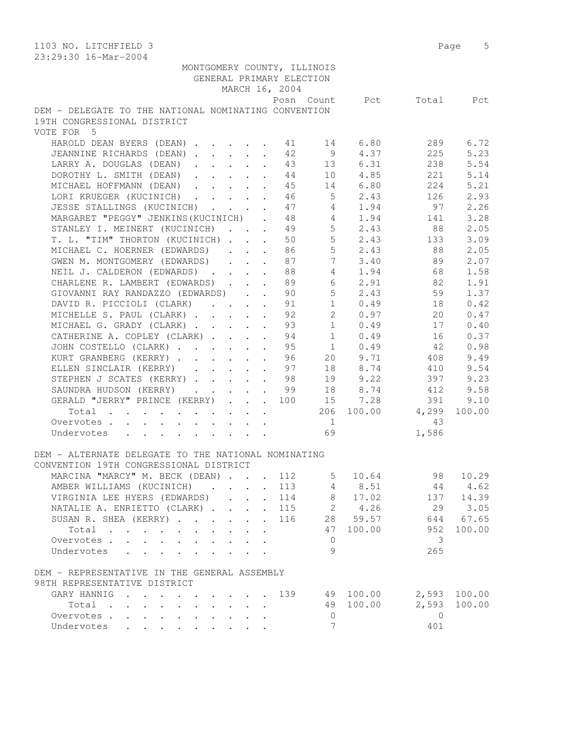1103 NO. LITCHFIELD 3
23:29:30 16-Mar-2004

MONTGOMERY COUNTY, ILLINOIS
GENERAL PRIMARY ELECTION
MARCH 16, 2004

DEM - DELEGATE TO THE NATIONAL NOMINATING CONVENTION
19TH CONGRESSIONAL DISTRICT
VOTE FOR 5

| | Posn | Count | Pct | Total | Pct |
|---|---|---|---|---|---|
| HAROLD DEAN BYERS (DEAN) | 41 | 14 | 6.80 | 289 | 6.72 |
| JEANNINE RICHARDS (DEAN) | 42 | 9 | 4.37 | 225 | 5.23 |
| LARRY A. DOUGLAS (DEAN) | 43 | 13 | 6.31 | 238 | 5.54 |
| DOROTHY L. SMITH (DEAN) | 44 | 10 | 4.85 | 221 | 5.14 |
| MICHAEL HOFFMANN (DEAN) | 45 | 14 | 6.80 | 224 | 5.21 |
| LORI KRUEGER (KUCINICH) | 46 | 5 | 2.43 | 126 | 2.93 |
| JESSE STALLINGS (KUCINICH) | 47 | 4 | 1.94 | 97 | 2.26 |
| MARGARET "PEGGY" JENKINS(KUCINICH) | 48 | 4 | 1.94 | 141 | 3.28 |
| STANLEY I. MEINERT (KUCINICH) | 49 | 5 | 2.43 | 88 | 2.05 |
| T. L. "TIM" THORTON (KUCINICH) | 50 | 5 | 2.43 | 133 | 3.09 |
| MICHAEL C. HOERNER (EDWARDS) | 86 | 5 | 2.43 | 88 | 2.05 |
| GWEN M. MONTGOMERY (EDWARDS) | 87 | 7 | 3.40 | 89 | 2.07 |
| NEIL J. CALDERON (EDWARDS) | 88 | 4 | 1.94 | 68 | 1.58 |
| CHARLENE R. LAMBERT (EDWARDS) | 89 | 6 | 2.91 | 82 | 1.91 |
| GIOVANNI RAY RANDAZZO (EDWARDS) | 90 | 5 | 2.43 | 59 | 1.37 |
| DAVID R. PICCIOLI (CLARK) | 91 | 1 | 0.49 | 18 | 0.42 |
| MICHELLE S. PAUL (CLARK) | 92 | 2 | 0.97 | 20 | 0.47 |
| MICHAEL G. GRADY (CLARK) | 93 | 1 | 0.49 | 17 | 0.40 |
| CATHERINE A. COPLEY (CLARK) | 94 | 1 | 0.49 | 16 | 0.37 |
| JOHN COSTELLO (CLARK) | 95 | 1 | 0.49 | 42 | 0.98 |
| KURT GRANBERG (KERRY) | 96 | 20 | 9.71 | 408 | 9.49 |
| ELLEN SINCLAIR (KERRY) | 97 | 18 | 8.74 | 410 | 9.54 |
| STEPHEN J SCATES (KERRY) | 98 | 19 | 9.22 | 397 | 9.23 |
| SAUNDRA HUDSON (KERRY) | 99 | 18 | 8.74 | 412 | 9.58 |
| GERALD "JERRY" PRINCE (KERRY) | 100 | 15 | 7.28 | 391 | 9.10 |
| Total | | 206 | 100.00 | 4,299 | 100.00 |
| Overvotes | | 1 | | 43 | |
| Undervotes | | 69 | | 1,586 | |

DEM - ALTERNATE DELEGATE TO THE NATIONAL NOMINATING
CONVENTION 19TH CONGRESSIONAL DISTRICT

| | Posn | Count | Pct | Total | Pct |
|---|---|---|---|---|---|
| MARCINA "MARCY" M. BECK (DEAN) | 112 | 5 | 10.64 | 98 | 10.29 |
| AMBER WILLIAMS (KUCINICH) | 113 | 4 | 8.51 | 44 | 4.62 |
| VIRGINIA LEE HYERS (EDWARDS) | 114 | 8 | 17.02 | 137 | 14.39 |
| NATALIE A. ENRIETTO (CLARK) | 115 | 2 | 4.26 | 29 | 3.05 |
| SUSAN R. SHEA (KERRY) | 116 | 28 | 59.57 | 644 | 67.65 |
| Total | | 47 | 100.00 | 952 | 100.00 |
| Overvotes | | 0 | | 3 | |
| Undervotes | | 9 | | 265 | |

DEM - REPRESENTATIVE IN THE GENERAL ASSEMBLY
98TH REPRESENTATIVE DISTRICT

| | Posn | Count | Pct | Total | Pct |
|---|---|---|---|---|---|
| GARY HANNIG | 139 | 49 | 100.00 | 2,593 | 100.00 |
| Total | | 49 | 100.00 | 2,593 | 100.00 |
| Overvotes | | 0 | | 0 | |
| Undervotes | | 7 | | 401 | |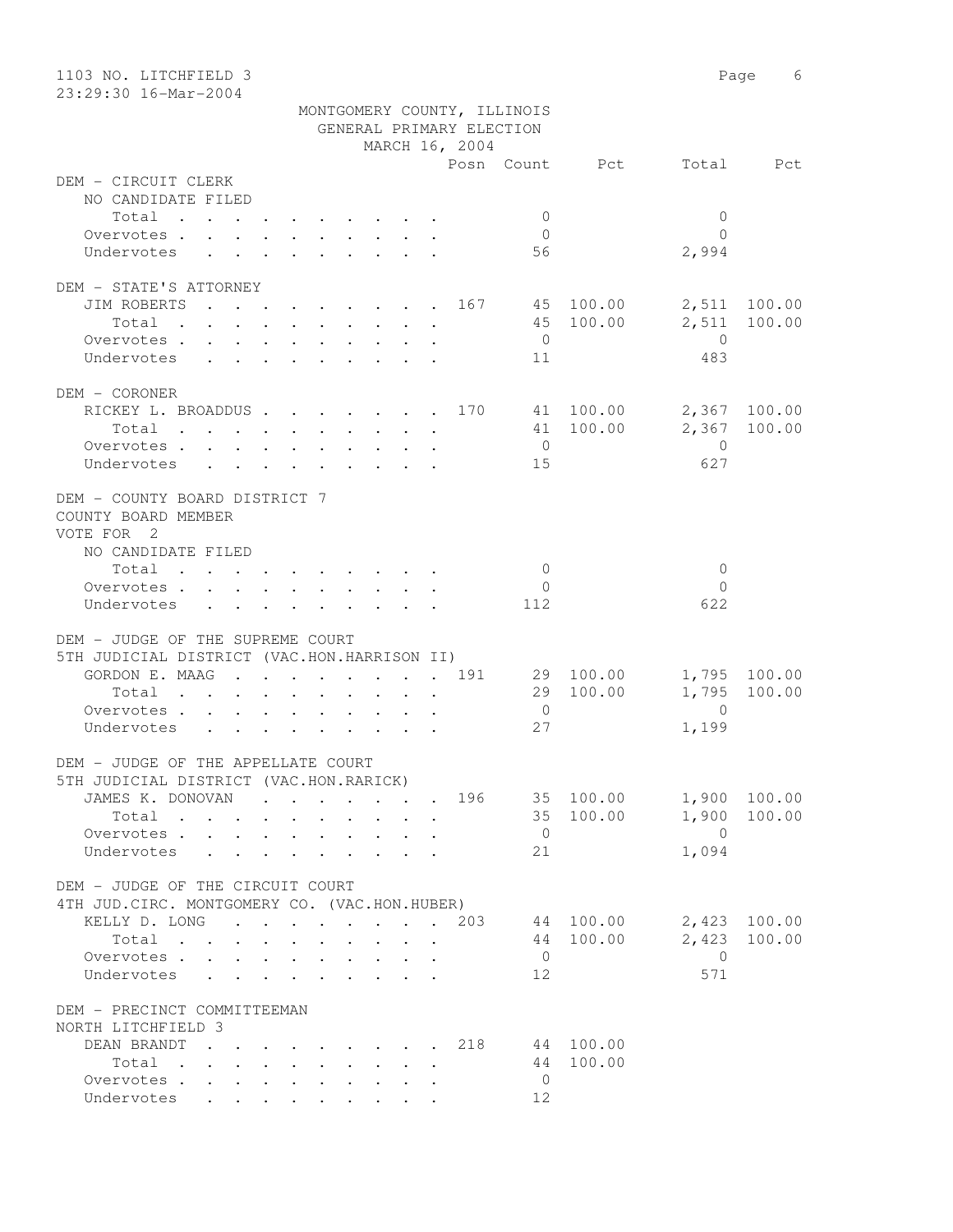MONTGOMERY COUNTY, ILLINOIS
GENERAL PRIMARY ELECTION
MARCH 16, 2004

| | Posn | Count | Pct | Total | Pct |
|---|---|---|---|---|---|
| **DEM - CIRCUIT CLERK** | | | | | |
| NO CANDIDATE FILED | | | | | |
| Total | | 0 | | 0 | |
| Overvotes | | 0 | | 0 | |
| Undervotes | | 56 | | 2,994 | |
| **DEM - STATE'S ATTORNEY** | | | | | |
| JIM ROBERTS | 167 | 45 | 100.00 | 2,511 | 100.00 |
| Total | | 45 | 100.00 | 2,511 | 100.00 |
| Overvotes | | 0 | | 0 | |
| Undervotes | | 11 | | 483 | |
| **DEM - CORONER** | | | | | |
| RICKEY L. BROADDUS | 170 | 41 | 100.00 | 2,367 | 100.00 |
| Total | | 41 | 100.00 | 2,367 | 100.00 |
| Overvotes | | 0 | | 0 | |
| Undervotes | | 15 | | 627 | |
| **DEM - COUNTY BOARD DISTRICT 7** | | | | | |
| COUNTY BOARD MEMBER | | | | | |
| VOTE FOR 2 | | | | | |
| NO CANDIDATE FILED | | | | | |
| Total | | 0 | | 0 | |
| Overvotes | | 0 | | 0 | |
| Undervotes | | 112 | | 622 | |
| **DEM - JUDGE OF THE SUPREME COURT** | | | | | |
| 5TH JUDICIAL DISTRICT (VAC.HON.HARRISON II) | | | | | |
| GORDON E. MAAG | 191 | 29 | 100.00 | 1,795 | 100.00 |
| Total | | 29 | 100.00 | 1,795 | 100.00 |
| Overvotes | | 0 | | 0 | |
| Undervotes | | 27 | | 1,199 | |
| **DEM - JUDGE OF THE APPELLATE COURT** | | | | | |
| 5TH JUDICIAL DISTRICT (VAC.HON.RARICK) | | | | | |
| JAMES K. DONOVAN | 196 | 35 | 100.00 | 1,900 | 100.00 |
| Total | | 35 | 100.00 | 1,900 | 100.00 |
| Overvotes | | 0 | | 0 | |
| Undervotes | | 21 | | 1,094 | |
| **DEM - JUDGE OF THE CIRCUIT COURT** | | | | | |
| 4TH JUD.CIRC. MONTGOMERY CO. (VAC.HON.HUBER) | | | | | |
| KELLY D. LONG | 203 | 44 | 100.00 | 2,423 | 100.00 |
| Total | | 44 | 100.00 | 2,423 | 100.00 |
| Overvotes | | 0 | | 0 | |
| Undervotes | | 12 | | 571 | |
| **DEM - PRECINCT COMMITTEEMAN** | | | | | |
| NORTH LITCHFIELD 3 | | | | | |
| DEAN BRANDT | 218 | 44 | 100.00 | | |
| Total | | 44 | 100.00 | | |
| Overvotes | | 0 | | | |
| Undervotes | | 12 | | | |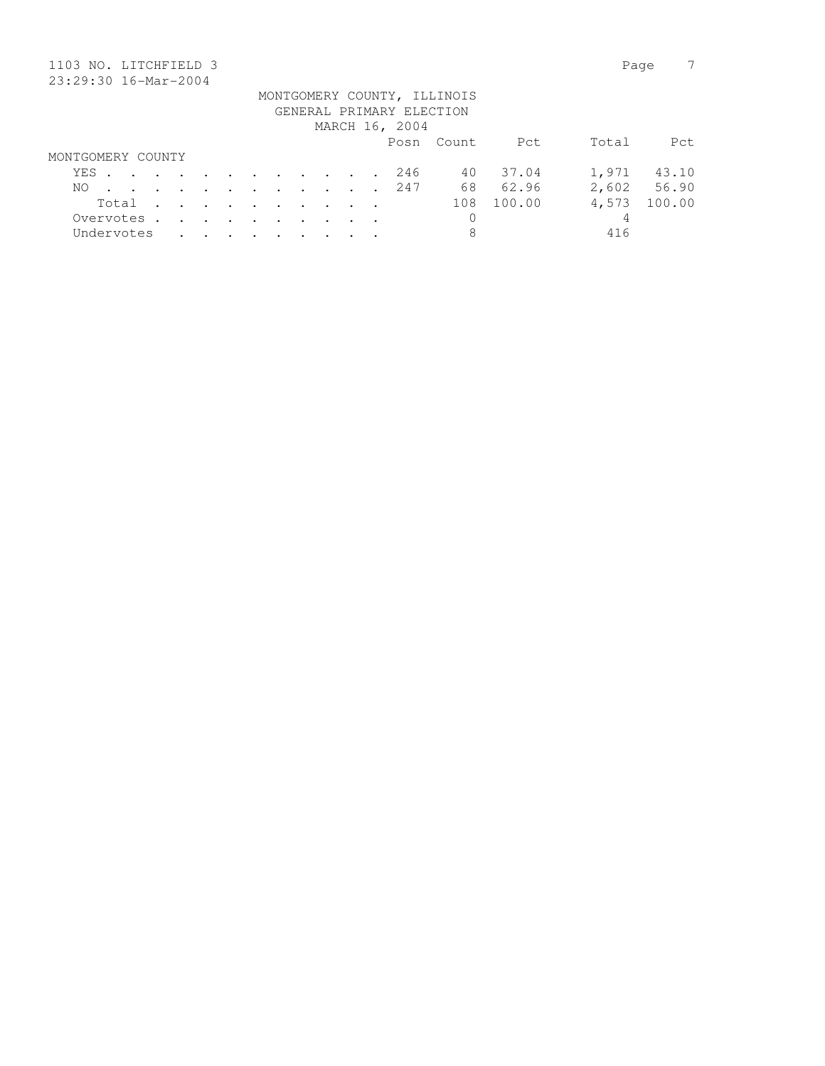1103 NO. LITCHFIELD 3

23:29:30 16-Mar-2004

MONTGOMERY COUNTY, ILLINOIS
GENERAL PRIMARY ELECTION
MARCH 16, 2004

| | Posn | Count | Pct | Total | Pct |
|---|---|---|---|---|---|
| MONTGOMERY COUNTY | | | | | |
| YES | 246 | 40 | 37.04 | 1,971 | 43.10 |
| NO | 247 | 68 | 62.96 | 2,602 | 56.90 |
| Total | | 108 | 100.00 | 4,573 | 100.00 |
| Overvotes | | 0 | | 4 | |
| Undervotes | | 8 | | 416 | |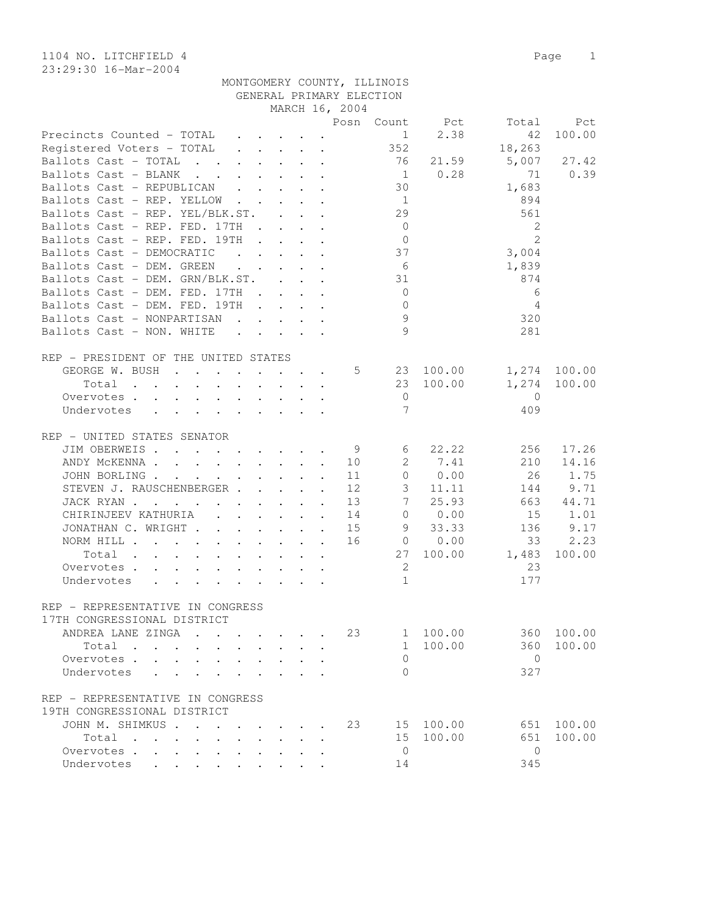1104 NO. LITCHFIELD 4

23:29:30 16-Mar-2004

MONTGOMERY COUNTY, ILLINOIS
GENERAL PRIMARY ELECTION
MARCH 16, 2004

| | Posn | Count | Pct | Total | Pct |
|---|---|---|---|---|---|
| Precincts Counted - TOTAL | | 1 | 2.38 | 42 | 100.00 |
| Registered Voters - TOTAL | | 352 | | 18,263 | |
| Ballots Cast - TOTAL | | 76 | 21.59 | 5,007 | 27.42 |
| Ballots Cast - BLANK | | 1 | 0.28 | 71 | 0.39 |
| Ballots Cast - REPUBLICAN | | 30 | | 1,683 | |
| Ballots Cast - REP. YELLOW | | 1 | | 894 | |
| Ballots Cast - REP. YEL/BLK.ST. | | 29 | | 561 | |
| Ballots Cast - REP. FED. 17TH | | 0 | | 2 | |
| Ballots Cast - REP. FED. 19TH | | 0 | | 2 | |
| Ballots Cast - DEMOCRATIC | | 37 | | 3,004 | |
| Ballots Cast - DEM. GREEN | | 6 | | 1,839 | |
| Ballots Cast - DEM. GRN/BLK.ST. | | 31 | | 874 | |
| Ballots Cast - DEM. FED. 17TH | | 0 | | 6 | |
| Ballots Cast - DEM. FED. 19TH | | 0 | | 4 | |
| Ballots Cast - NONPARTISAN | | 9 | | 320 | |
| Ballots Cast - NON. WHITE | | 9 | | 281 | |

REP - PRESIDENT OF THE UNITED STATES

| | Posn | Count | Pct | Total | Pct |
|---|---|---|---|---|---|
| GEORGE W. BUSH | 5 | 23 | 100.00 | 1,274 | 100.00 |
| Total | | 23 | 100.00 | 1,274 | 100.00 |
| Overvotes | | 0 | | 0 | |
| Undervotes | | 7 | | 409 | |

REP - UNITED STATES SENATOR

| | Posn | Count | Pct | Total | Pct |
|---|---|---|---|---|---|
| JIM OBERWEIS | 9 | 6 | 22.22 | 256 | 17.26 |
| ANDY McKENNA | 10 | 2 | 7.41 | 210 | 14.16 |
| JOHN BORLING | 11 | 0 | 0.00 | 26 | 1.75 |
| STEVEN J. RAUSCHENBERGER | 12 | 3 | 11.11 | 144 | 9.71 |
| JACK RYAN | 13 | 7 | 25.93 | 663 | 44.71 |
| CHIRINJEEV KATHURIA | 14 | 0 | 0.00 | 15 | 1.01 |
| JONATHAN C. WRIGHT | 15 | 9 | 33.33 | 136 | 9.17 |
| NORM HILL | 16 | 0 | 0.00 | 33 | 2.23 |
| Total | | 27 | 100.00 | 1,483 | 100.00 |
| Overvotes | | 2 | | 23 | |
| Undervotes | | 1 | | 177 | |

REP - REPRESENTATIVE IN CONGRESS
17TH CONGRESSIONAL DISTRICT

| | Posn | Count | Pct | Total | Pct |
|---|---|---|---|---|---|
| ANDREA LANE ZINGA | 23 | 1 | 100.00 | 360 | 100.00 |
| Total | | 1 | 100.00 | 360 | 100.00 |
| Overvotes | | 0 | | 0 | |
| Undervotes | | 0 | | 327 | |

REP - REPRESENTATIVE IN CONGRESS
19TH CONGRESSIONAL DISTRICT

| | Posn | Count | Pct | Total | Pct |
|---|---|---|---|---|---|
| JOHN M. SHIMKUS | 23 | 15 | 100.00 | 651 | 100.00 |
| Total | | 15 | 100.00 | 651 | 100.00 |
| Overvotes | | 0 | | 0 | |
| Undervotes | | 14 | | 345 | |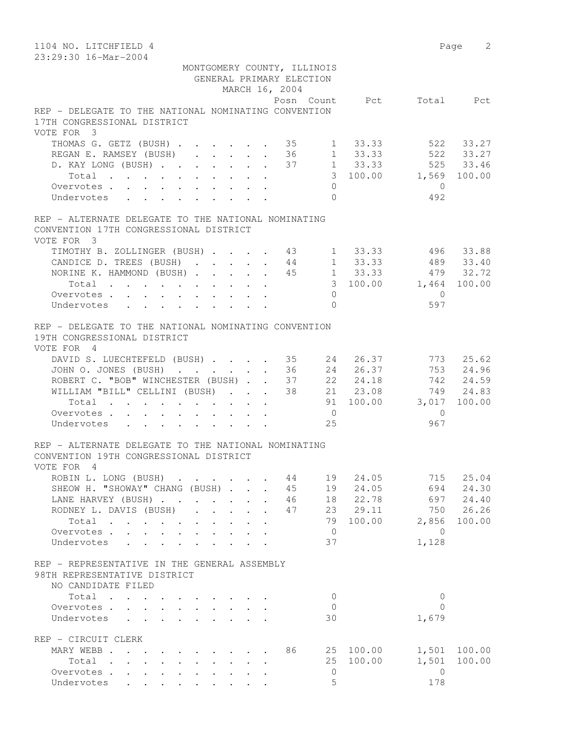1104 NO. LITCHFIELD 4

23:29:30 16-Mar-2004

MONTGOMERY COUNTY, ILLINOIS
GENERAL PRIMARY ELECTION
MARCH 16, 2004

## REP - DELEGATE TO THE NATIONAL NOMINATING CONVENTION 17TH CONGRESSIONAL DISTRICT

VOTE FOR 3

| | Posn | Count | Pct | Total | Pct |
|---|---|---|---|---|---|
| THOMAS G. GETZ (BUSH) | 35 | 1 | 33.33 | 522 | 33.27 |
| REGAN E. RAMSEY (BUSH) | 36 | 1 | 33.33 | 522 | 33.27 |
| D. KAY LONG (BUSH) | 37 | 1 | 33.33 | 525 | 33.46 |
| Total | | 3 | 100.00 | 1,569 | 100.00 |
| Overvotes | | 0 | | 0 | |
| Undervotes | | 0 | | 492 | |

## REP - ALTERNATE DELEGATE TO THE NATIONAL NOMINATING CONVENTION 17TH CONGRESSIONAL DISTRICT

VOTE FOR 3

| | Posn | Count | Pct | Total | Pct |
|---|---|---|---|---|---|
| TIMOTHY B. ZOLLINGER (BUSH) | 43 | 1 | 33.33 | 496 | 33.88 |
| CANDICE D. TREES (BUSH) | 44 | 1 | 33.33 | 489 | 33.40 |
| NORINE K. HAMMOND (BUSH) | 45 | 1 | 33.33 | 479 | 32.72 |
| Total | | 3 | 100.00 | 1,464 | 100.00 |
| Overvotes | | 0 | | 0 | |
| Undervotes | | 0 | | 597 | |

## REP - DELEGATE TO THE NATIONAL NOMINATING CONVENTION 19TH CONGRESSIONAL DISTRICT

VOTE FOR 4

| | Posn | Count | Pct | Total | Pct |
|---|---|---|---|---|---|
| DAVID S. LUECHTEFELD (BUSH) | 35 | 24 | 26.37 | 773 | 25.62 |
| JOHN O. JONES (BUSH) | 36 | 24 | 26.37 | 753 | 24.96 |
| ROBERT C. "BOB" WINCHESTER (BUSH) | 37 | 22 | 24.18 | 742 | 24.59 |
| WILLIAM "BILL" CELLINI (BUSH) | 38 | 21 | 23.08 | 749 | 24.83 |
| Total | | 91 | 100.00 | 3,017 | 100.00 |
| Overvotes | | 0 | | 0 | |
| Undervotes | | 25 | | 967 | |

## REP - ALTERNATE DELEGATE TO THE NATIONAL NOMINATING CONVENTION 19TH CONGRESSIONAL DISTRICT

VOTE FOR 4

| | Posn | Count | Pct | Total | Pct |
|---|---|---|---|---|---|
| ROBIN L. LONG (BUSH) | 44 | 19 | 24.05 | 715 | 25.04 |
| SHEOW H. "SHOWAY" CHANG (BUSH) | 45 | 19 | 24.05 | 694 | 24.30 |
| LANE HARVEY (BUSH) | 46 | 18 | 22.78 | 697 | 24.40 |
| RODNEY L. DAVIS (BUSH) | 47 | 23 | 29.11 | 750 | 26.26 |
| Total | | 79 | 100.00 | 2,856 | 100.00 |
| Overvotes | | 0 | | 0 | |
| Undervotes | | 37 | | 1,128 | |

## REP - REPRESENTATIVE IN THE GENERAL ASSEMBLY 98TH REPRESENTATIVE DISTRICT

NO CANDIDATE FILED

| | Posn | Count | Pct | Total | Pct |
|---|---|---|---|---|---|
| Total | | 0 | | 0 | |
| Overvotes | | 0 | | 0 | |
| Undervotes | | 30 | | 1,679 | |

## REP - CIRCUIT CLERK

| | Posn | Count | Pct | Total | Pct |
|---|---|---|---|---|---|
| MARY WEBB | 86 | 25 | 100.00 | 1,501 | 100.00 |
| Total | | 25 | 100.00 | 1,501 | 100.00 |
| Overvotes | | 0 | | 0 | |
| Undervotes | | 5 | | 178 | |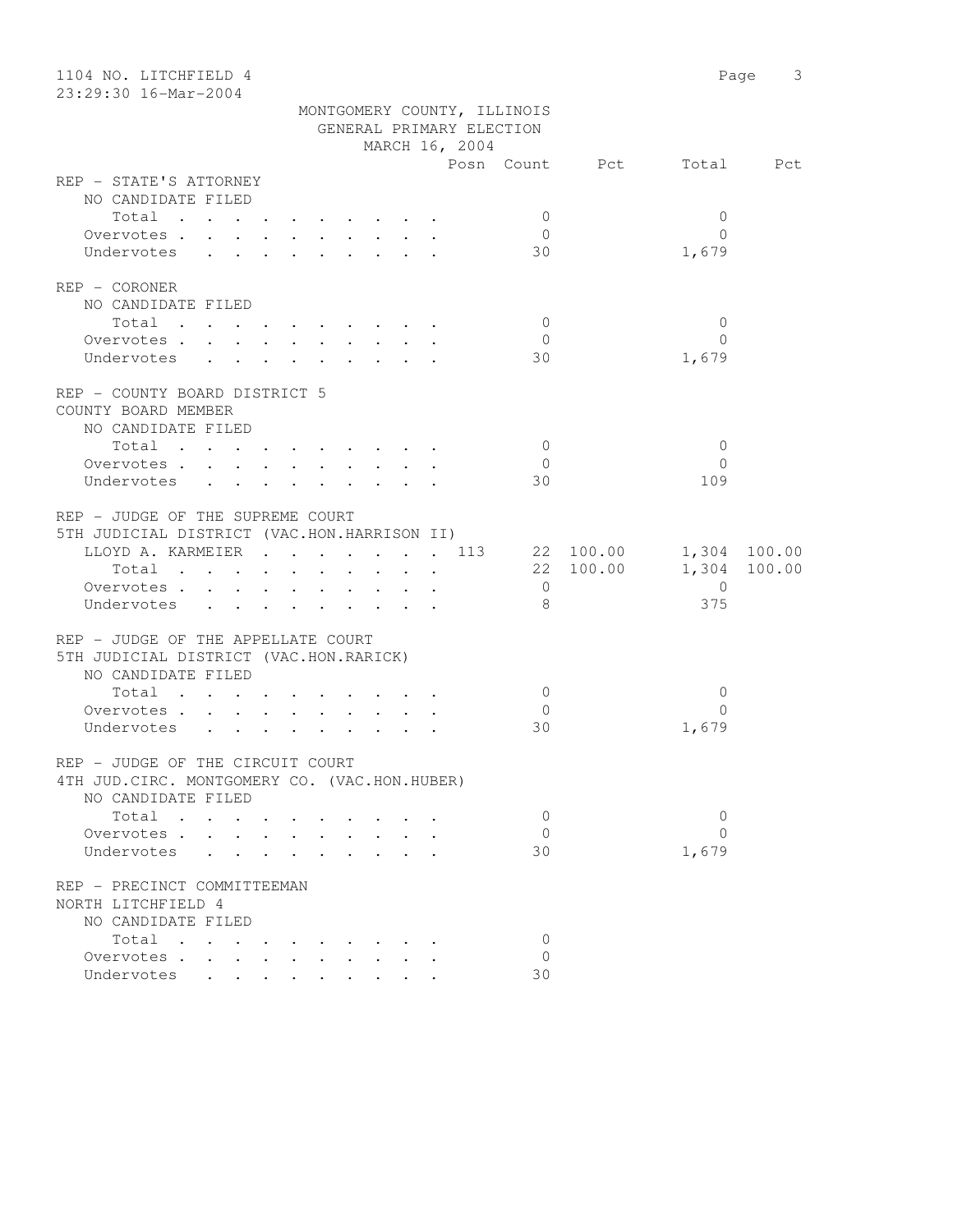1104 NO. LITCHFIELD 4

23:29:30 16-Mar-2004

MONTGOMERY COUNTY, ILLINOIS
GENERAL PRIMARY ELECTION
MARCH 16, 2004

| | Posn | Count | Pct | Total | Pct |
|---|---|---|---|---|---|
| **REP - STATE'S ATTORNEY** | | | | | |
| NO CANDIDATE FILED | | | | | |
| Total | | 0 | | 0 | |
| Overvotes | | 0 | | 0 | |
| Undervotes | | 30 | | 1,679 | |
| **REP - CORONER** | | | | | |
| NO CANDIDATE FILED | | | | | |
| Total | | 0 | | 0 | |
| Overvotes | | 0 | | 0 | |
| Undervotes | | 30 | | 1,679 | |
| **REP - COUNTY BOARD DISTRICT 5** | | | | | |
| COUNTY BOARD MEMBER | | | | | |
| NO CANDIDATE FILED | | | | | |
| Total | | 0 | | 0 | |
| Overvotes | | 0 | | 0 | |
| Undervotes | | 30 | | 109 | |
| **REP - JUDGE OF THE SUPREME COURT** | | | | | |
| 5TH JUDICIAL DISTRICT (VAC.HON.HARRISON II) | | | | | |
| LLOYD A. KARMEIER | 113 | 22 | 100.00 | 1,304 | 100.00 |
| Total | | 22 | 100.00 | 1,304 | 100.00 |
| Overvotes | | 0 | | 0 | |
| Undervotes | | 8 | | 375 | |
| **REP - JUDGE OF THE APPELLATE COURT** | | | | | |
| 5TH JUDICIAL DISTRICT (VAC.HON.RARICK) | | | | | |
| NO CANDIDATE FILED | | | | | |
| Total | | 0 | | 0 | |
| Overvotes | | 0 | | 0 | |
| Undervotes | | 30 | | 1,679 | |
| **REP - JUDGE OF THE CIRCUIT COURT** | | | | | |
| 4TH JUD.CIRC. MONTGOMERY CO. (VAC.HON.HUBER) | | | | | |
| NO CANDIDATE FILED | | | | | |
| Total | | 0 | | 0 | |
| Overvotes | | 0 | | 0 | |
| Undervotes | | 30 | | 1,679 | |
| **REP - PRECINCT COMMITTEEMAN** | | | | | |
| NORTH LITCHFIELD 4 | | | | | |
| NO CANDIDATE FILED | | | | | |
| Total | | 0 | | | |
| Overvotes | | 0 | | | |
| Undervotes | | 30 | | | |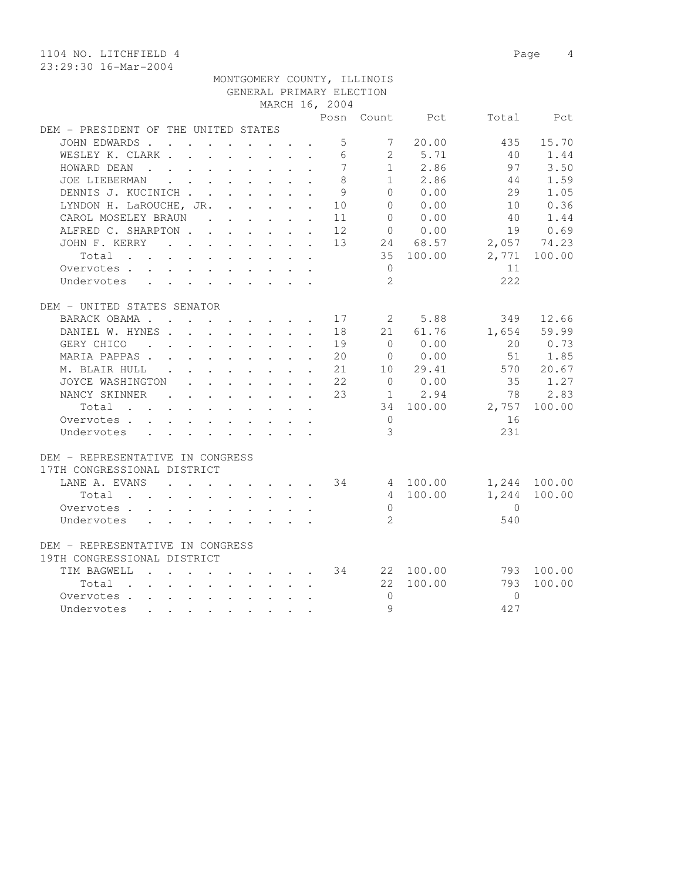1104 NO. LITCHFIELD 4

23:29:30 16-Mar-2004

MONTGOMERY COUNTY, ILLINOIS
GENERAL PRIMARY ELECTION
MARCH 16, 2004

| | Posn | Count | Pct | Total | Pct |
|---|---|---|---|---|---|
| **DEM - PRESIDENT OF THE UNITED STATES** | | | | | |
| JOHN EDWARDS | 5 | 7 | 20.00 | 435 | 15.70 |
| WESLEY K. CLARK | 6 | 2 | 5.71 | 40 | 1.44 |
| HOWARD DEAN | 7 | 1 | 2.86 | 97 | 3.50 |
| JOE LIEBERMAN | 8 | 1 | 2.86 | 44 | 1.59 |
| DENNIS J. KUCINICH | 9 | 0 | 0.00 | 29 | 1.05 |
| LYNDON H. LaROUCHE, JR. | 10 | 0 | 0.00 | 10 | 0.36 |
| CAROL MOSELEY BRAUN | 11 | 0 | 0.00 | 40 | 1.44 |
| ALFRED C. SHARPTON | 12 | 0 | 0.00 | 19 | 0.69 |
| JOHN F. KERRY | 13 | 24 | 68.57 | 2,057 | 74.23 |
| Total | | 35 | 100.00 | 2,771 | 100.00 |
| Overvotes | | 0 | | 11 | |
| Undervotes | | 2 | | 222 | |
| **DEM - UNITED STATES SENATOR** | | | | | |
| BARACK OBAMA | 17 | 2 | 5.88 | 349 | 12.66 |
| DANIEL W. HYNES | 18 | 21 | 61.76 | 1,654 | 59.99 |
| GERY CHICO | 19 | 0 | 0.00 | 20 | 0.73 |
| MARIA PAPPAS | 20 | 0 | 0.00 | 51 | 1.85 |
| M. BLAIR HULL | 21 | 10 | 29.41 | 570 | 20.67 |
| JOYCE WASHINGTON | 22 | 0 | 0.00 | 35 | 1.27 |
| NANCY SKINNER | 23 | 1 | 2.94 | 78 | 2.83 |
| Total | | 34 | 100.00 | 2,757 | 100.00 |
| Overvotes | | 0 | | 16 | |
| Undervotes | | 3 | | 231 | |
| **DEM - REPRESENTATIVE IN CONGRESS 17TH CONGRESSIONAL DISTRICT** | | | | | |
| LANE A. EVANS | 34 | 4 | 100.00 | 1,244 | 100.00 |
| Total | | 4 | 100.00 | 1,244 | 100.00 |
| Overvotes | | 0 | | 0 | |
| Undervotes | | 2 | | 540 | |
| **DEM - REPRESENTATIVE IN CONGRESS 19TH CONGRESSIONAL DISTRICT** | | | | | |
| TIM BAGWELL | 34 | 22 | 100.00 | 793 | 100.00 |
| Total | | 22 | 100.00 | 793 | 100.00 |
| Overvotes | | 0 | | 0 | |
| Undervotes | | 9 | | 427 | |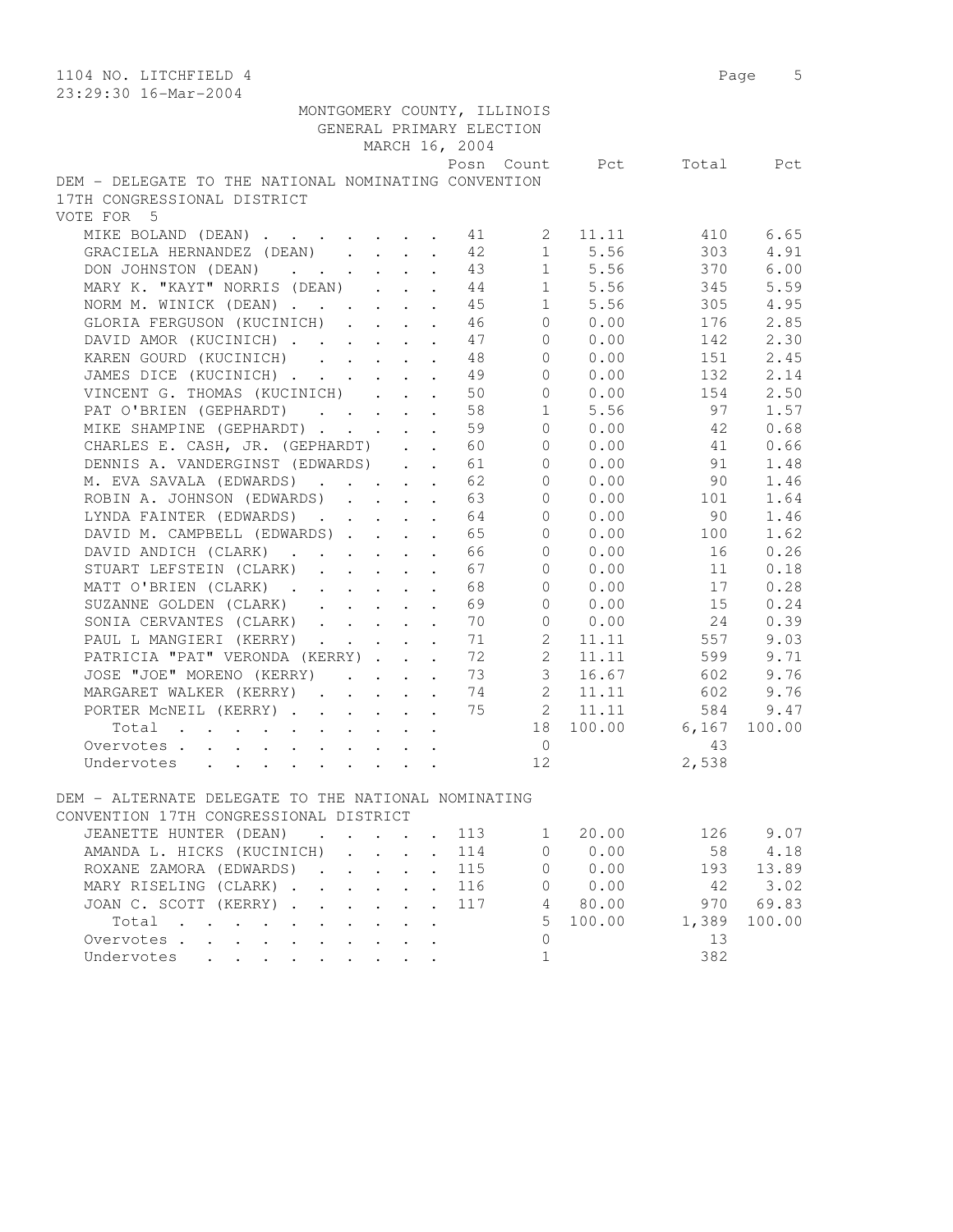1104 NO. LITCHFIELD 4

23:29:30 16-Mar-2004

MONTGOMERY COUNTY, ILLINOIS
GENERAL PRIMARY ELECTION
MARCH 16, 2004

DEM - DELEGATE TO THE NATIONAL NOMINATING CONVENTION
17TH CONGRESSIONAL DISTRICT
VOTE FOR 5

| | Posn | Count | Pct | Total | Pct |
|---|---|---|---|---|---|
| MIKE BOLAND (DEAN) | 41 | 2 | 11.11 | 410 | 6.65 |
| GRACIELA HERNANDEZ (DEAN) | 42 | 1 | 5.56 | 303 | 4.91 |
| DON JOHNSTON (DEAN) | 43 | 1 | 5.56 | 370 | 6.00 |
| MARY K. "KAYT" NORRIS (DEAN) | 44 | 1 | 5.56 | 345 | 5.59 |
| NORM M. WINICK (DEAN) | 45 | 1 | 5.56 | 305 | 4.95 |
| GLORIA FERGUSON (KUCINICH) | 46 | 0 | 0.00 | 176 | 2.85 |
| DAVID AMOR (KUCINICH) | 47 | 0 | 0.00 | 142 | 2.30 |
| KAREN GOURD (KUCINICH) | 48 | 0 | 0.00 | 151 | 2.45 |
| JAMES DICE (KUCINICH) | 49 | 0 | 0.00 | 132 | 2.14 |
| VINCENT G. THOMAS (KUCINICH) | 50 | 0 | 0.00 | 154 | 2.50 |
| PAT O'BRIEN (GEPHARDT) | 58 | 1 | 5.56 | 97 | 1.57 |
| MIKE SHAMPINE (GEPHARDT) | 59 | 0 | 0.00 | 42 | 0.68 |
| CHARLES E. CASH, JR. (GEPHARDT) | 60 | 0 | 0.00 | 41 | 0.66 |
| DENNIS A. VANDERGINST (EDWARDS) | 61 | 0 | 0.00 | 91 | 1.48 |
| M. EVA SAVALA (EDWARDS) | 62 | 0 | 0.00 | 90 | 1.46 |
| ROBIN A. JOHNSON (EDWARDS) | 63 | 0 | 0.00 | 101 | 1.64 |
| LYNDA FAINTER (EDWARDS) | 64 | 0 | 0.00 | 90 | 1.46 |
| DAVID M. CAMPBELL (EDWARDS) | 65 | 0 | 0.00 | 100 | 1.62 |
| DAVID ANDICH (CLARK) | 66 | 0 | 0.00 | 16 | 0.26 |
| STUART LEFSTEIN (CLARK) | 67 | 0 | 0.00 | 11 | 0.18 |
| MATT O'BRIEN (CLARK) | 68 | 0 | 0.00 | 17 | 0.28 |
| SUZANNE GOLDEN (CLARK) | 69 | 0 | 0.00 | 15 | 0.24 |
| SONIA CERVANTES (CLARK) | 70 | 0 | 0.00 | 24 | 0.39 |
| PAUL L MANGIERI (KERRY) | 71 | 2 | 11.11 | 557 | 9.03 |
| PATRICIA "PAT" VERONDA (KERRY) | 72 | 2 | 11.11 | 599 | 9.71 |
| JOSE "JOE" MORENO (KERRY) | 73 | 3 | 16.67 | 602 | 9.76 |
| MARGARET WALKER (KERRY) | 74 | 2 | 11.11 | 602 | 9.76 |
| PORTER McNEIL (KERRY) | 75 | 2 | 11.11 | 584 | 9.47 |
| Total | | 18 | 100.00 | 6,167 | 100.00 |
| Overvotes | | 0 | | 43 | |
| Undervotes | | 12 | | 2,538 | |

DEM - ALTERNATE DELEGATE TO THE NATIONAL NOMINATING CONVENTION 17TH CONGRESSIONAL DISTRICT

| | Posn | Count | Pct | Total | Pct |
|---|---|---|---|---|---|
| JEANETTE HUNTER (DEAN) | 113 | 1 | 20.00 | 126 | 9.07 |
| AMANDA L. HICKS (KUCINICH) | 114 | 0 | 0.00 | 58 | 4.18 |
| ROXANE ZAMORA (EDWARDS) | 115 | 0 | 0.00 | 193 | 13.89 |
| MARY RISELING (CLARK) | 116 | 0 | 0.00 | 42 | 3.02 |
| JOAN C. SCOTT (KERRY) | 117 | 4 | 80.00 | 970 | 69.83 |
| Total | | 5 | 100.00 | 1,389 | 100.00 |
| Overvotes | | 0 | | 13 | |
| Undervotes | | 1 | | 382 | |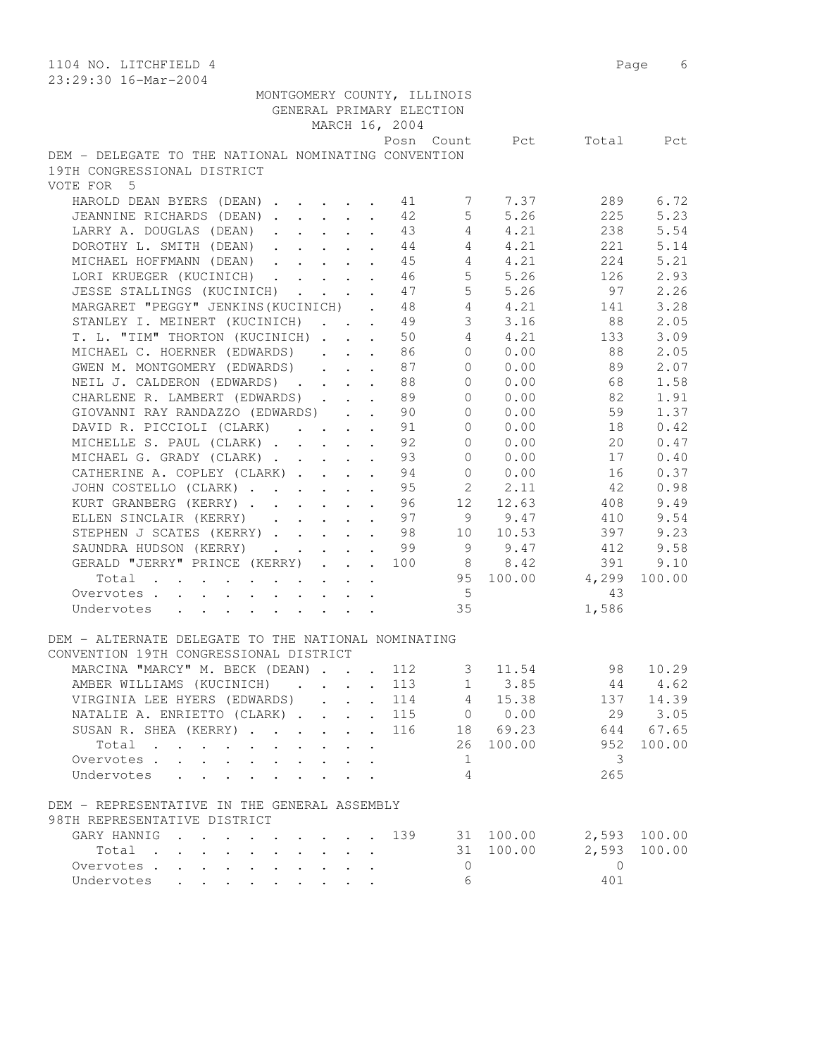1104 NO. LITCHFIELD 4

23:29:30 16-Mar-2004

MONTGOMERY COUNTY, ILLINOIS
GENERAL PRIMARY ELECTION
MARCH 16, 2004

## DEM - DELEGATE TO THE NATIONAL NOMINATING CONVENTION 19TH CONGRESSIONAL DISTRICT

VOTE FOR 5

| Candidate | Posn | Count | Pct | Total | Pct |
|---|---|---|---|---|---|
| HAROLD DEAN BYERS (DEAN) | 41 | 7 | 7.37 | 289 | 6.72 |
| JEANNINE RICHARDS (DEAN) | 42 | 5 | 5.26 | 225 | 5.23 |
| LARRY A. DOUGLAS (DEAN) | 43 | 4 | 4.21 | 238 | 5.54 |
| DOROTHY L. SMITH (DEAN) | 44 | 4 | 4.21 | 221 | 5.14 |
| MICHAEL HOFFMANN (DEAN) | 45 | 4 | 4.21 | 224 | 5.21 |
| LORI KRUEGER (KUCINICH) | 46 | 5 | 5.26 | 126 | 2.93 |
| JESSE STALLINGS (KUCINICH) | 47 | 5 | 5.26 | 97 | 2.26 |
| MARGARET "PEGGY" JENKINS(KUCINICH) | 48 | 4 | 4.21 | 141 | 3.28 |
| STANLEY I. MEINERT (KUCINICH) | 49 | 3 | 3.16 | 88 | 2.05 |
| T. L. "TIM" THORTON (KUCINICH) | 50 | 4 | 4.21 | 133 | 3.09 |
| MICHAEL C. HOERNER (EDWARDS) | 86 | 0 | 0.00 | 88 | 2.05 |
| GWEN M. MONTGOMERY (EDWARDS) | 87 | 0 | 0.00 | 89 | 2.07 |
| NEIL J. CALDERON (EDWARDS) | 88 | 0 | 0.00 | 68 | 1.58 |
| CHARLENE R. LAMBERT (EDWARDS) | 89 | 0 | 0.00 | 82 | 1.91 |
| GIOVANNI RAY RANDAZZO (EDWARDS) | 90 | 0 | 0.00 | 59 | 1.37 |
| DAVID R. PICCIOLI (CLARK) | 91 | 0 | 0.00 | 18 | 0.42 |
| MICHELLE S. PAUL (CLARK) | 92 | 0 | 0.00 | 20 | 0.47 |
| MICHAEL G. GRADY (CLARK) | 93 | 0 | 0.00 | 17 | 0.40 |
| CATHERINE A. COPLEY (CLARK) | 94 | 0 | 0.00 | 16 | 0.37 |
| JOHN COSTELLO (CLARK) | 95 | 2 | 2.11 | 42 | 0.98 |
| KURT GRANBERG (KERRY) | 96 | 12 | 12.63 | 408 | 9.49 |
| ELLEN SINCLAIR (KERRY) | 97 | 9 | 9.47 | 410 | 9.54 |
| STEPHEN J SCATES (KERRY) | 98 | 10 | 10.53 | 397 | 9.23 |
| SAUNDRA HUDSON (KERRY) | 99 | 9 | 9.47 | 412 | 9.58 |
| GERALD "JERRY" PRINCE (KERRY) | 100 | 8 | 8.42 | 391 | 9.10 |
| Total | | 95 | 100.00 | 4,299 | 100.00 |
| Overvotes | | 5 | | 43 | |
| Undervotes | | 35 | | 1,586 | |

## DEM - ALTERNATE DELEGATE TO THE NATIONAL NOMINATING CONVENTION 19TH CONGRESSIONAL DISTRICT

| Candidate | Posn | Count | Pct | Total | Pct |
|---|---|---|---|---|---|
| MARCINA "MARCY" M. BECK (DEAN) | 112 | 3 | 11.54 | 98 | 10.29 |
| AMBER WILLIAMS (KUCINICH) | 113 | 1 | 3.85 | 44 | 4.62 |
| VIRGINIA LEE HYERS (EDWARDS) | 114 | 4 | 15.38 | 137 | 14.39 |
| NATALIE A. ENRIETTO (CLARK) | 115 | 0 | 0.00 | 29 | 3.05 |
| SUSAN R. SHEA (KERRY) | 116 | 18 | 69.23 | 644 | 67.65 |
| Total | | 26 | 100.00 | 952 | 100.00 |
| Overvotes | | 1 | | 3 | |
| Undervotes | | 4 | | 265 | |

## DEM - REPRESENTATIVE IN THE GENERAL ASSEMBLY 98TH REPRESENTATIVE DISTRICT

| Candidate | Posn | Count | Pct | Total | Pct |
|---|---|---|---|---|---|
| GARY HANNIG | 139 | 31 | 100.00 | 2,593 | 100.00 |
| Total | | 31 | 100.00 | 2,593 | 100.00 |
| Overvotes | | 0 | | 0 | |
| Undervotes | | 6 | | 401 | |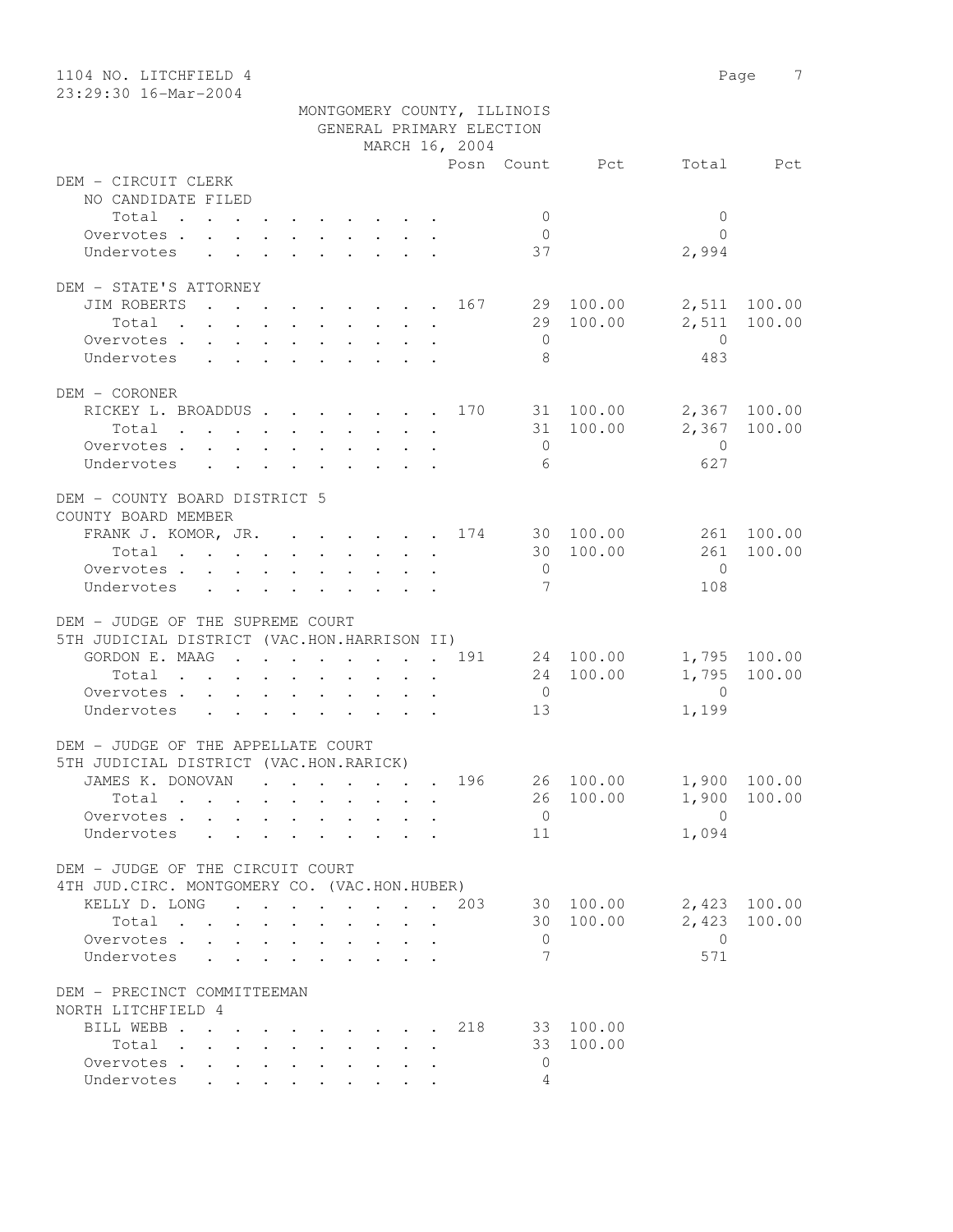MONTGOMERY COUNTY, ILLINOIS
GENERAL PRIMARY ELECTION
MARCH 16, 2004

| | Posn | Count | Pct | Total | Pct |
|---|---|---|---|---|---|
| **DEM - CIRCUIT CLERK** | | | | | |
| NO CANDIDATE FILED | | | | | |
| Total | | 0 | | 0 | |
| Overvotes | | 0 | | 0 | |
| Undervotes | | 37 | | 2,994 | |
| **DEM - STATE'S ATTORNEY** | | | | | |
| JIM ROBERTS | 167 | 29 | 100.00 | 2,511 | 100.00 |
| Total | | 29 | 100.00 | 2,511 | 100.00 |
| Overvotes | | 0 | | 0 | |
| Undervotes | | 8 | | 483 | |
| **DEM - CORONER** | | | | | |
| RICKEY L. BROADDUS | 170 | 31 | 100.00 | 2,367 | 100.00 |
| Total | | 31 | 100.00 | 2,367 | 100.00 |
| Overvotes | | 0 | | 0 | |
| Undervotes | | 6 | | 627 | |
| **DEM - COUNTY BOARD DISTRICT 5** | | | | | |
| COUNTY BOARD MEMBER | | | | | |
| FRANK J. KOMOR, JR. | 174 | 30 | 100.00 | 261 | 100.00 |
| Total | | 30 | 100.00 | 261 | 100.00 |
| Overvotes | | 0 | | 0 | |
| Undervotes | | 7 | | 108 | |
| **DEM - JUDGE OF THE SUPREME COURT** | | | | | |
| 5TH JUDICIAL DISTRICT (VAC.HON.HARRISON II) | | | | | |
| GORDON E. MAAG | 191 | 24 | 100.00 | 1,795 | 100.00 |
| Total | | 24 | 100.00 | 1,795 | 100.00 |
| Overvotes | | 0 | | 0 | |
| Undervotes | | 13 | | 1,199 | |
| **DEM - JUDGE OF THE APPELLATE COURT** | | | | | |
| 5TH JUDICIAL DISTRICT (VAC.HON.RARICK) | | | | | |
| JAMES K. DONOVAN | 196 | 26 | 100.00 | 1,900 | 100.00 |
| Total | | 26 | 100.00 | 1,900 | 100.00 |
| Overvotes | | 0 | | 0 | |
| Undervotes | | 11 | | 1,094 | |
| **DEM - JUDGE OF THE CIRCUIT COURT** | | | | | |
| 4TH JUD.CIRC. MONTGOMERY CO. (VAC.HON.HUBER) | | | | | |
| KELLY D. LONG | 203 | 30 | 100.00 | 2,423 | 100.00 |
| Total | | 30 | 100.00 | 2,423 | 100.00 |
| Overvotes | | 0 | | 0 | |
| Undervotes | | 7 | | 571 | |
| **DEM - PRECINCT COMMITTEEMAN** | | | | | |
| NORTH LITCHFIELD 4 | | | | | |
| BILL WEBB | 218 | 33 | 100.00 | | |
| Total | | 33 | 100.00 | | |
| Overvotes | | 0 | | | |
| Undervotes | | 4 | | | |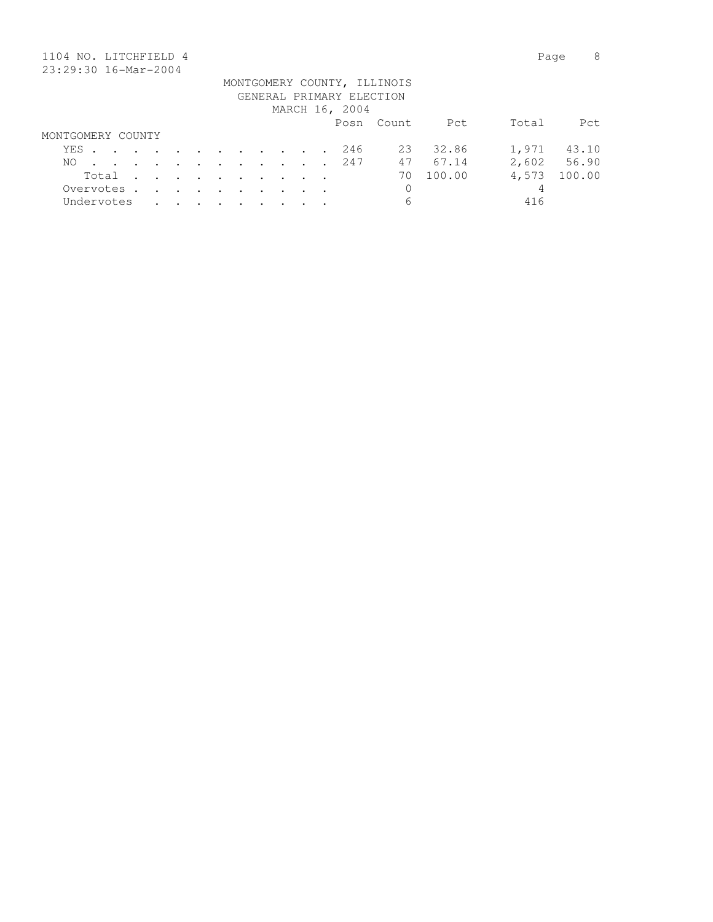1104 NO. LITCHFIELD 4
23:29:30 16-Mar-2004

MONTGOMERY COUNTY, ILLINOIS
GENERAL PRIMARY ELECTION
MARCH 16, 2004

| | Posn | Count | Pct | Total | Pct |
|---|---|---|---|---|---|
| MONTGOMERY COUNTY | | | | | |
| YES | 246 | 23 | 32.86 | 1,971 | 43.10 |
| NO | 247 | 47 | 67.14 | 2,602 | 56.90 |
| Total | | 70 | 100.00 | 4,573 | 100.00 |
| Overvotes | | 0 | | 4 | |
| Undervotes | | 6 | | 416 | |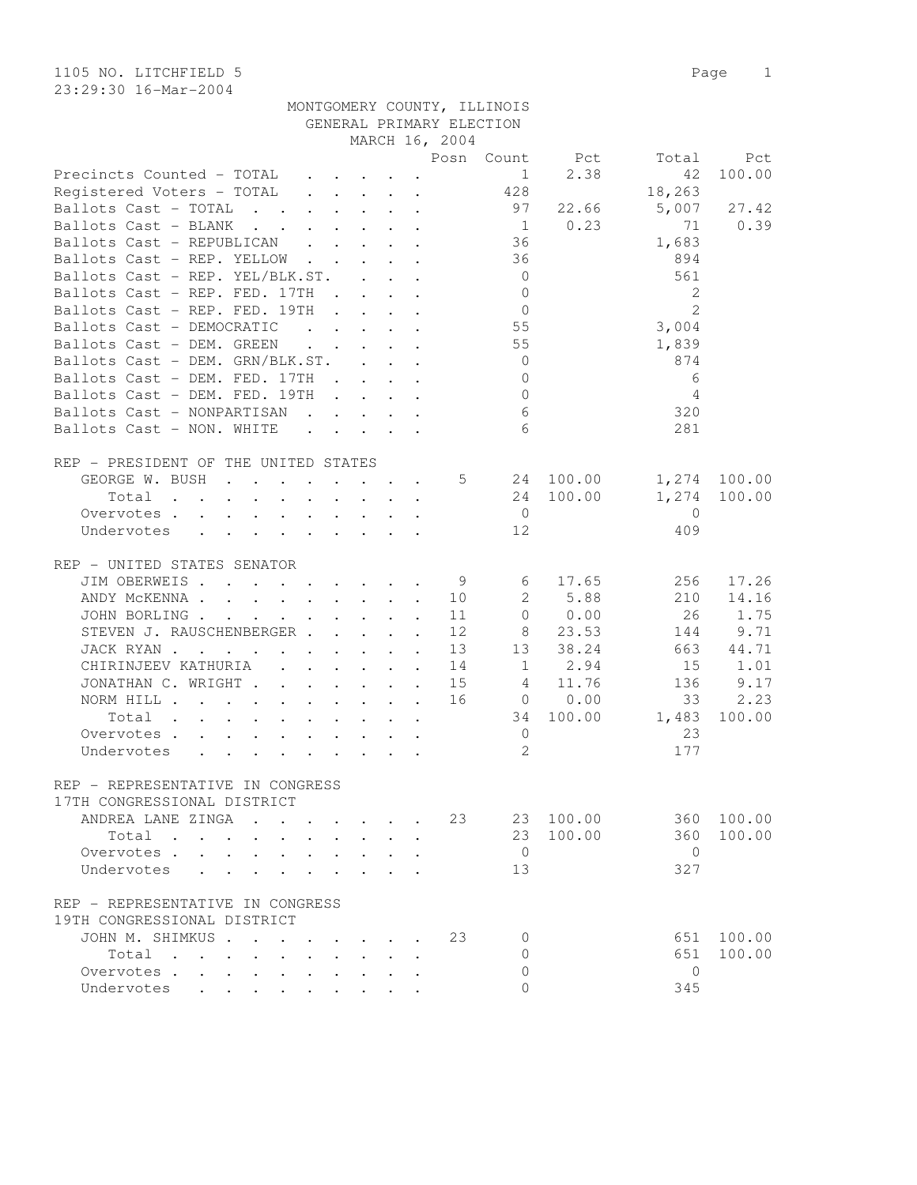1105 NO. LITCHFIELD 5

23:29:30 16-Mar-2004

MONTGOMERY COUNTY, ILLINOIS
GENERAL PRIMARY ELECTION
MARCH 16, 2004

| | Posn | Count | Pct | Total | Pct |
|---|---|---|---|---|---|
| Precincts Counted - TOTAL | | 1 | 2.38 | 42 | 100.00 |
| Registered Voters - TOTAL | | 428 | | 18,263 | |
| Ballots Cast - TOTAL | | 97 | 22.66 | 5,007 | 27.42 |
| Ballots Cast - BLANK | | 1 | 0.23 | 71 | 0.39 |
| Ballots Cast - REPUBLICAN | | 36 | | 1,683 | |
| Ballots Cast - REP. YELLOW | | 36 | | 894 | |
| Ballots Cast - REP. YEL/BLK.ST. | | 0 | | 561 | |
| Ballots Cast - REP. FED. 17TH | | 0 | | 2 | |
| Ballots Cast - REP. FED. 19TH | | 0 | | 2 | |
| Ballots Cast - DEMOCRATIC | | 55 | | 3,004 | |
| Ballots Cast - DEM. GREEN | | 55 | | 1,839 | |
| Ballots Cast - DEM. GRN/BLK.ST. | | 0 | | 874 | |
| Ballots Cast - DEM. FED. 17TH | | 0 | | 6 | |
| Ballots Cast - DEM. FED. 19TH | | 0 | | 4 | |
| Ballots Cast - NONPARTISAN | | 6 | | 320 | |
| Ballots Cast - NON. WHITE | | 6 | | 281 | |

REP - PRESIDENT OF THE UNITED STATES

| | Posn | Count | Pct | Total | Pct |
|---|---|---|---|---|---|
| GEORGE W. BUSH | 5 | 24 | 100.00 | 1,274 | 100.00 |
| Total | | 24 | 100.00 | 1,274 | 100.00 |
| Overvotes | | 0 | | 0 | |
| Undervotes | | 12 | | 409 | |

REP - UNITED STATES SENATOR

| | Posn | Count | Pct | Total | Pct |
|---|---|---|---|---|---|
| JIM OBERWEIS | 9 | 6 | 17.65 | 256 | 17.26 |
| ANDY McKENNA | 10 | 2 | 5.88 | 210 | 14.16 |
| JOHN BORLING | 11 | 0 | 0.00 | 26 | 1.75 |
| STEVEN J. RAUSCHENBERGER | 12 | 8 | 23.53 | 144 | 9.71 |
| JACK RYAN | 13 | 13 | 38.24 | 663 | 44.71 |
| CHIRINJEEV KATHURIA | 14 | 1 | 2.94 | 15 | 1.01 |
| JONATHAN C. WRIGHT | 15 | 4 | 11.76 | 136 | 9.17 |
| NORM HILL | 16 | 0 | 0.00 | 33 | 2.23 |
| Total | | 34 | 100.00 | 1,483 | 100.00 |
| Overvotes | | 0 | | 23 | |
| Undervotes | | 2 | | 177 | |

REP - REPRESENTATIVE IN CONGRESS
17TH CONGRESSIONAL DISTRICT

| | Posn | Count | Pct | Total | Pct |
|---|---|---|---|---|---|
| ANDREA LANE ZINGA | 23 | 23 | 100.00 | 360 | 100.00 |
| Total | | 23 | 100.00 | 360 | 100.00 |
| Overvotes | | 0 | | 0 | |
| Undervotes | | 13 | | 327 | |

REP - REPRESENTATIVE IN CONGRESS
19TH CONGRESSIONAL DISTRICT

| | Posn | Count | Pct | Total | Pct |
|---|---|---|---|---|---|
| JOHN M. SHIMKUS | 23 | 0 | | 651 | 100.00 |
| Total | | 0 | | 651 | 100.00 |
| Overvotes | | 0 | | 0 | |
| Undervotes | | 0 | | 345 | |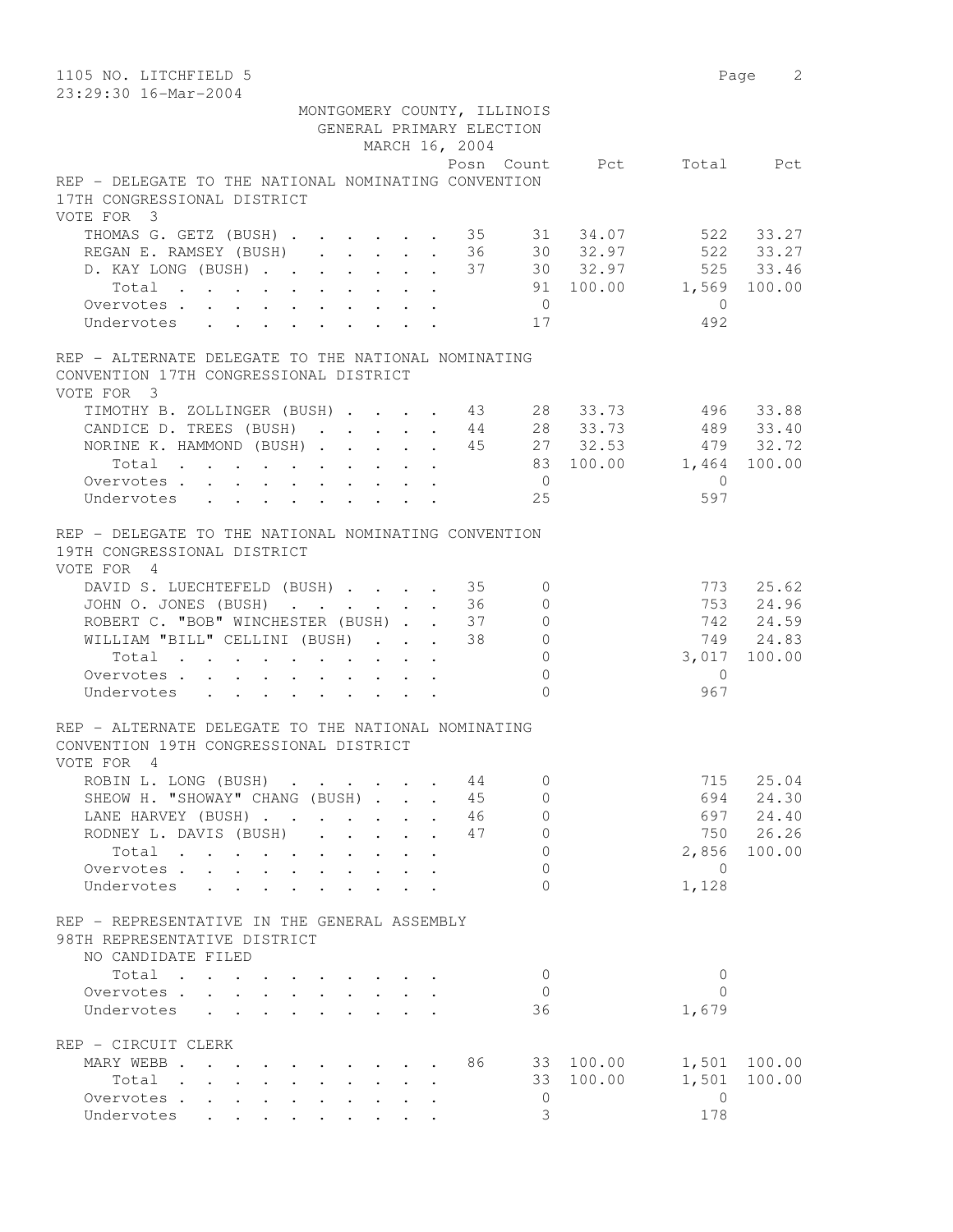1105 NO. LITCHFIELD 5

23:29:30 16-Mar-2004

MONTGOMERY COUNTY, ILLINOIS
GENERAL PRIMARY ELECTION
MARCH 16, 2004

REP - DELEGATE TO THE NATIONAL NOMINATING CONVENTION 17TH CONGRESSIONAL DISTRICT
VOTE FOR 3

| | Posn | Count | Pct | Total | Pct |
|---|---|---|---|---|---|
| THOMAS G. GETZ (BUSH) | 35 | 31 | 34.07 | 522 | 33.27 |
| REGAN E. RAMSEY (BUSH) | 36 | 30 | 32.97 | 522 | 33.27 |
| D. KAY LONG (BUSH) | 37 | 30 | 32.97 | 525 | 33.46 |
| Total | | 91 | 100.00 | 1,569 | 100.00 |
| Overvotes | | 0 | | 0 | |
| Undervotes | | 17 | | 492 | |

REP - ALTERNATE DELEGATE TO THE NATIONAL NOMINATING CONVENTION 17TH CONGRESSIONAL DISTRICT
VOTE FOR 3

| | Posn | Count | Pct | Total | Pct |
|---|---|---|---|---|---|
| TIMOTHY B. ZOLLINGER (BUSH) | 43 | 28 | 33.73 | 496 | 33.88 |
| CANDICE D. TREES (BUSH) | 44 | 28 | 33.73 | 489 | 33.40 |
| NORINE K. HAMMOND (BUSH) | 45 | 27 | 32.53 | 479 | 32.72 |
| Total | | 83 | 100.00 | 1,464 | 100.00 |
| Overvotes | | 0 | | 0 | |
| Undervotes | | 25 | | 597 | |

REP - DELEGATE TO THE NATIONAL NOMINATING CONVENTION 19TH CONGRESSIONAL DISTRICT
VOTE FOR 4

| | Posn | Count | Pct | Total | Pct |
|---|---|---|---|---|---|
| DAVID S. LUECHTEFELD (BUSH) | 35 | 0 | | 773 | 25.62 |
| JOHN O. JONES (BUSH) | 36 | 0 | | 753 | 24.96 |
| ROBERT C. "BOB" WINCHESTER (BUSH) | 37 | 0 | | 742 | 24.59 |
| WILLIAM "BILL" CELLINI (BUSH) | 38 | 0 | | 749 | 24.83 |
| Total | | 0 | | 3,017 | 100.00 |
| Overvotes | | 0 | | 0 | |
| Undervotes | | 0 | | 967 | |

REP - ALTERNATE DELEGATE TO THE NATIONAL NOMINATING CONVENTION 19TH CONGRESSIONAL DISTRICT
VOTE FOR 4

| | Posn | Count | Pct | Total | Pct |
|---|---|---|---|---|---|
| ROBIN L. LONG (BUSH) | 44 | 0 | | 715 | 25.04 |
| SHEOW H. "SHOWAY" CHANG (BUSH) | 45 | 0 | | 694 | 24.30 |
| LANE HARVEY (BUSH) | 46 | 0 | | 697 | 24.40 |
| RODNEY L. DAVIS (BUSH) | 47 | 0 | | 750 | 26.26 |
| Total | | 0 | | 2,856 | 100.00 |
| Overvotes | | 0 | | 0 | |
| Undervotes | | 0 | | 1,128 | |

REP - REPRESENTATIVE IN THE GENERAL ASSEMBLY 98TH REPRESENTATIVE DISTRICT
NO CANDIDATE FILED

| | Posn | Count | Pct | Total | Pct |
|---|---|---|---|---|---|
| Total | | 0 | | 0 | |
| Overvotes | | 0 | | 0 | |
| Undervotes | | 36 | | 1,679 | |

REP - CIRCUIT CLERK

| | Posn | Count | Pct | Total | Pct |
|---|---|---|---|---|---|
| MARY WEBB | 86 | 33 | 100.00 | 1,501 | 100.00 |
| Total | | 33 | 100.00 | 1,501 | 100.00 |
| Overvotes | | 0 | | 0 | |
| Undervotes | | 3 | | 178 | |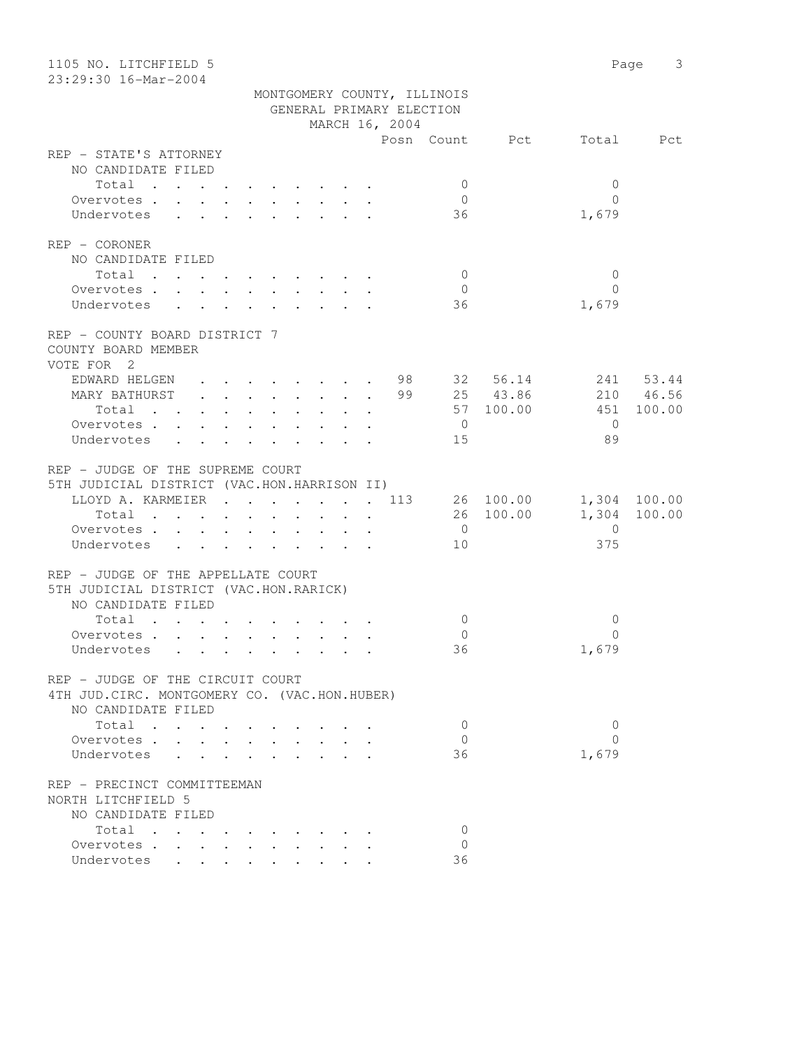1105 NO. LITCHFIELD 5
23:29:30 16-Mar-2004

MONTGOMERY COUNTY, ILLINOIS
GENERAL PRIMARY ELECTION
MARCH 16, 2004

| | Posn | Count | Pct | Total | Pct |
|---|---|---|---|---|---|
| **REP - STATE'S ATTORNEY** | | | | | |
| NO CANDIDATE FILED | | | | | |
| Total | | 0 | | 0 | |
| Overvotes | | 0 | | 0 | |
| Undervotes | | 36 | | 1,679 | |
| **REP - CORONER** | | | | | |
| NO CANDIDATE FILED | | | | | |
| Total | | 0 | | 0 | |
| Overvotes | | 0 | | 0 | |
| Undervotes | | 36 | | 1,679 | |
| **REP - COUNTY BOARD DISTRICT 7** | | | | | |
| COUNTY BOARD MEMBER | | | | | |
| VOTE FOR 2 | | | | | |
| EDWARD HELGEN | 98 | 32 | 56.14 | 241 | 53.44 |
| MARY BATHURST | 99 | 25 | 43.86 | 210 | 46.56 |
| Total | | 57 | 100.00 | 451 | 100.00 |
| Overvotes | | 0 | | 0 | |
| Undervotes | | 15 | | 89 | |
| **REP - JUDGE OF THE SUPREME COURT** | | | | | |
| 5TH JUDICIAL DISTRICT (VAC.HON.HARRISON II) | | | | | |
| LLOYD A. KARMEIER | 113 | 26 | 100.00 | 1,304 | 100.00 |
| Total | | 26 | 100.00 | 1,304 | 100.00 |
| Overvotes | | 0 | | 0 | |
| Undervotes | | 10 | | 375 | |
| **REP - JUDGE OF THE APPELLATE COURT** | | | | | |
| 5TH JUDICIAL DISTRICT (VAC.HON.RARICK) | | | | | |
| NO CANDIDATE FILED | | | | | |
| Total | | 0 | | 0 | |
| Overvotes | | 0 | | 0 | |
| Undervotes | | 36 | | 1,679 | |
| **REP - JUDGE OF THE CIRCUIT COURT** | | | | | |
| 4TH JUD.CIRC. MONTGOMERY CO. (VAC.HON.HUBER) | | | | | |
| NO CANDIDATE FILED | | | | | |
| Total | | 0 | | 0 | |
| Overvotes | | 0 | | 0 | |
| Undervotes | | 36 | | 1,679 | |
| **REP - PRECINCT COMMITTEEMAN** | | | | | |
| NORTH LITCHFIELD 5 | | | | | |
| NO CANDIDATE FILED | | | | | |
| Total | | 0 | | | |
| Overvotes | | 0 | | | |
| Undervotes | | 36 | | | |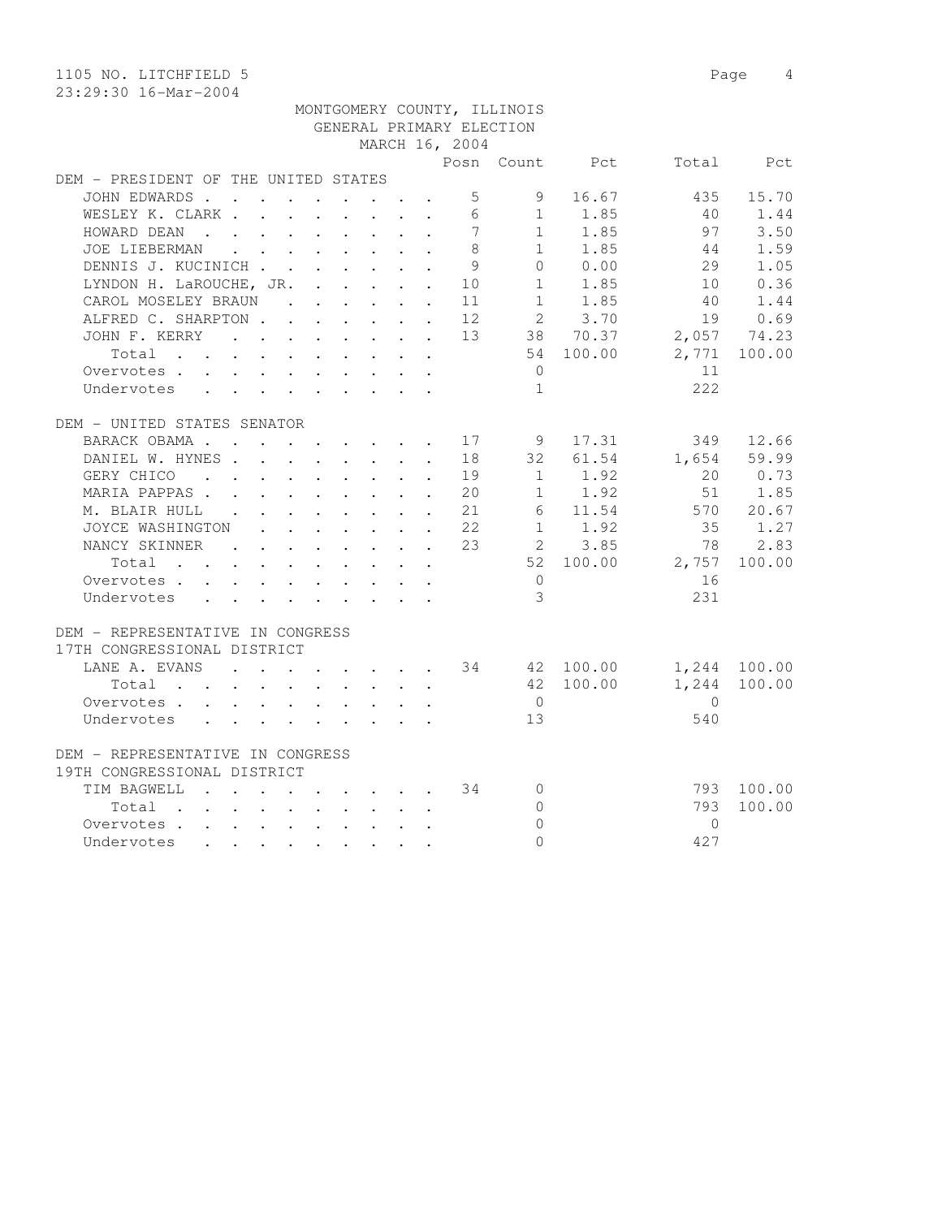1105 NO. LITCHFIELD 5

23:29:30 16-Mar-2004

MONTGOMERY COUNTY, ILLINOIS
GENERAL PRIMARY ELECTION
MARCH 16, 2004

| | Posn | Count | Pct | Total | Pct |
|---|---|---|---|---|---|
| **DEM - PRESIDENT OF THE UNITED STATES** | | | | | |
| JOHN EDWARDS | 5 | 9 | 16.67 | 435 | 15.70 |
| WESLEY K. CLARK | 6 | 1 | 1.85 | 40 | 1.44 |
| HOWARD DEAN | 7 | 1 | 1.85 | 97 | 3.50 |
| JOE LIEBERMAN | 8 | 1 | 1.85 | 44 | 1.59 |
| DENNIS J. KUCINICH | 9 | 0 | 0.00 | 29 | 1.05 |
| LYNDON H. LaROUCHE, JR. | 10 | 1 | 1.85 | 10 | 0.36 |
| CAROL MOSELEY BRAUN | 11 | 1 | 1.85 | 40 | 1.44 |
| ALFRED C. SHARPTON | 12 | 2 | 3.70 | 19 | 0.69 |
| JOHN F. KERRY | 13 | 38 | 70.37 | 2,057 | 74.23 |
| Total | | 54 | 100.00 | 2,771 | 100.00 |
| Overvotes | | 0 | | 11 | |
| Undervotes | | 1 | | 222 | |
| **DEM - UNITED STATES SENATOR** | | | | | |
| BARACK OBAMA | 17 | 9 | 17.31 | 349 | 12.66 |
| DANIEL W. HYNES | 18 | 32 | 61.54 | 1,654 | 59.99 |
| GERY CHICO | 19 | 1 | 1.92 | 20 | 0.73 |
| MARIA PAPPAS | 20 | 1 | 1.92 | 51 | 1.85 |
| M. BLAIR HULL | 21 | 6 | 11.54 | 570 | 20.67 |
| JOYCE WASHINGTON | 22 | 1 | 1.92 | 35 | 1.27 |
| NANCY SKINNER | 23 | 2 | 3.85 | 78 | 2.83 |
| Total | | 52 | 100.00 | 2,757 | 100.00 |
| Overvotes | | 0 | | 16 | |
| Undervotes | | 3 | | 231 | |
| **DEM - REPRESENTATIVE IN CONGRESS 17TH CONGRESSIONAL DISTRICT** | | | | | |
| LANE A. EVANS | 34 | 42 | 100.00 | 1,244 | 100.00 |
| Total | | 42 | 100.00 | 1,244 | 100.00 |
| Overvotes | | 0 | | 0 | |
| Undervotes | | 13 | | 540 | |
| **DEM - REPRESENTATIVE IN CONGRESS 19TH CONGRESSIONAL DISTRICT** | | | | | |
| TIM BAGWELL | 34 | 0 | | 793 | 100.00 |
| Total | | 0 | | 793 | 100.00 |
| Overvotes | | 0 | | 0 | |
| Undervotes | | 0 | | 427 | |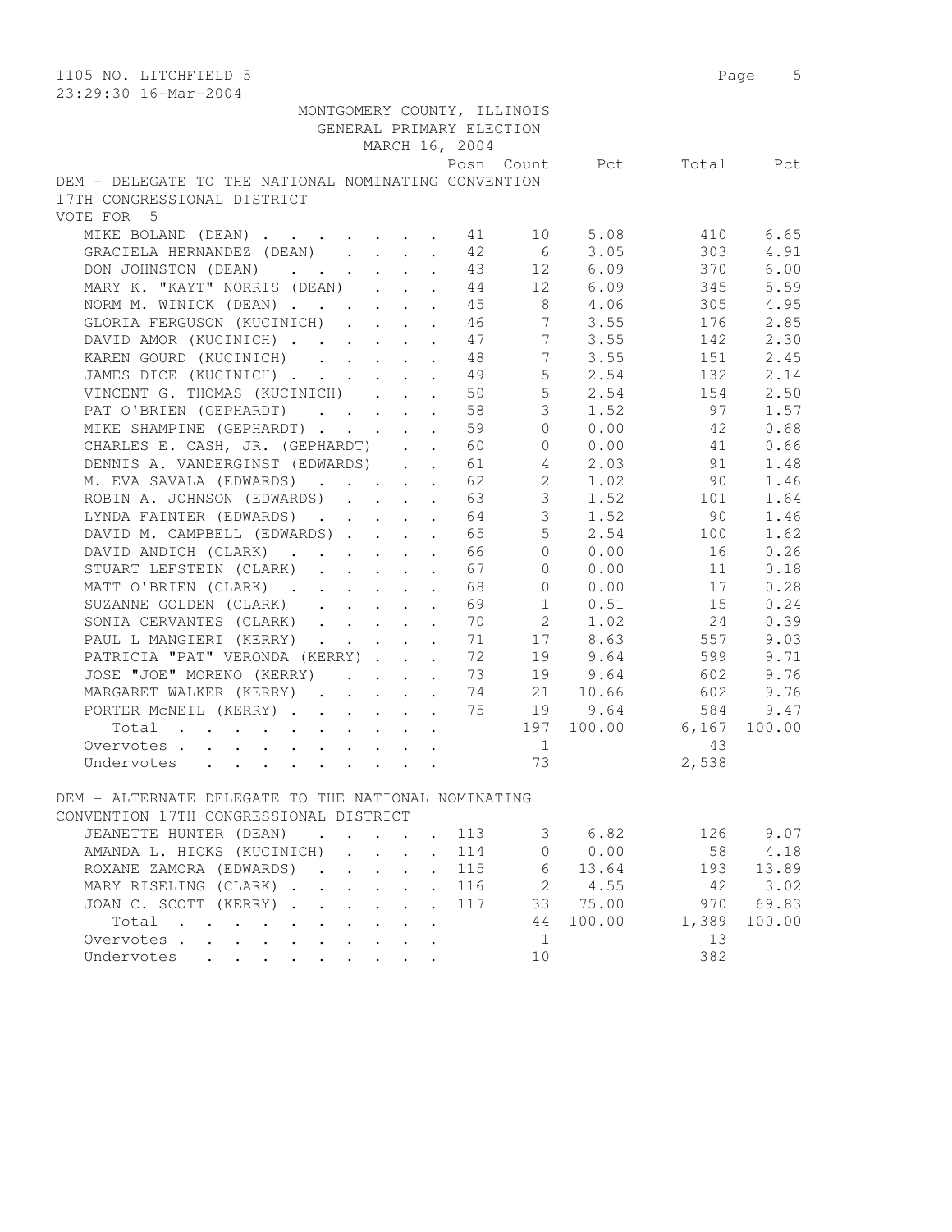1105 NO. LITCHFIELD 5

23:29:30 16-Mar-2004

MONTGOMERY COUNTY, ILLINOIS
GENERAL PRIMARY ELECTION
MARCH 16, 2004

## DEM - DELEGATE TO THE NATIONAL NOMINATING CONVENTION 17TH CONGRESSIONAL DISTRICT

VOTE FOR 5

| | Posn | Count | Pct | Total | Pct |
|---|---|---|---|---|---|
| MIKE BOLAND (DEAN) | 41 | 10 | 5.08 | 410 | 6.65 |
| GRACIELA HERNANDEZ (DEAN) | 42 | 6 | 3.05 | 303 | 4.91 |
| DON JOHNSTON (DEAN) | 43 | 12 | 6.09 | 370 | 6.00 |
| MARY K. "KAYT" NORRIS (DEAN) | 44 | 12 | 6.09 | 345 | 5.59 |
| NORM M. WINICK (DEAN) | 45 | 8 | 4.06 | 305 | 4.95 |
| GLORIA FERGUSON (KUCINICH) | 46 | 7 | 3.55 | 176 | 2.85 |
| DAVID AMOR (KUCINICH) | 47 | 7 | 3.55 | 142 | 2.30 |
| KAREN GOURD (KUCINICH) | 48 | 7 | 3.55 | 151 | 2.45 |
| JAMES DICE (KUCINICH) | 49 | 5 | 2.54 | 132 | 2.14 |
| VINCENT G. THOMAS (KUCINICH) | 50 | 5 | 2.54 | 154 | 2.50 |
| PAT O'BRIEN (GEPHARDT) | 58 | 3 | 1.52 | 97 | 1.57 |
| MIKE SHAMPINE (GEPHARDT) | 59 | 0 | 0.00 | 42 | 0.68 |
| CHARLES E. CASH, JR. (GEPHARDT) | 60 | 0 | 0.00 | 41 | 0.66 |
| DENNIS A. VANDERGINST (EDWARDS) | 61 | 4 | 2.03 | 91 | 1.48 |
| M. EVA SAVALA (EDWARDS) | 62 | 2 | 1.02 | 90 | 1.46 |
| ROBIN A. JOHNSON (EDWARDS) | 63 | 3 | 1.52 | 101 | 1.64 |
| LYNDA FAINTER (EDWARDS) | 64 | 3 | 1.52 | 90 | 1.46 |
| DAVID M. CAMPBELL (EDWARDS) | 65 | 5 | 2.54 | 100 | 1.62 |
| DAVID ANDICH (CLARK) | 66 | 0 | 0.00 | 16 | 0.26 |
| STUART LEFSTEIN (CLARK) | 67 | 0 | 0.00 | 11 | 0.18 |
| MATT O'BRIEN (CLARK) | 68 | 0 | 0.00 | 17 | 0.28 |
| SUZANNE GOLDEN (CLARK) | 69 | 1 | 0.51 | 15 | 0.24 |
| SONIA CERVANTES (CLARK) | 70 | 2 | 1.02 | 24 | 0.39 |
| PAUL L MANGIERI (KERRY) | 71 | 17 | 8.63 | 557 | 9.03 |
| PATRICIA "PAT" VERONDA (KERRY) | 72 | 19 | 9.64 | 599 | 9.71 |
| JOSE "JOE" MORENO (KERRY) | 73 | 19 | 9.64 | 602 | 9.76 |
| MARGARET WALKER (KERRY) | 74 | 21 | 10.66 | 602 | 9.76 |
| PORTER McNEIL (KERRY) | 75 | 19 | 9.64 | 584 | 9.47 |
| Total | | 197 | 100.00 | 6,167 | 100.00 |
| Overvotes | | 1 | | 43 | |
| Undervotes | | 73 | | 2,538 | |

## DEM - ALTERNATE DELEGATE TO THE NATIONAL NOMINATING CONVENTION 17TH CONGRESSIONAL DISTRICT

| | Posn | Count | Pct | Total | Pct |
|---|---|---|---|---|---|
| JEANETTE HUNTER (DEAN) | 113 | 3 | 6.82 | 126 | 9.07 |
| AMANDA L. HICKS (KUCINICH) | 114 | 0 | 0.00 | 58 | 4.18 |
| ROXANE ZAMORA (EDWARDS) | 115 | 6 | 13.64 | 193 | 13.89 |
| MARY RISELING (CLARK) | 116 | 2 | 4.55 | 42 | 3.02 |
| JOAN C. SCOTT (KERRY) | 117 | 33 | 75.00 | 970 | 69.83 |
| Total | | 44 | 100.00 | 1,389 | 100.00 |
| Overvotes | | 1 | | 13 | |
| Undervotes | | 10 | | 382 | |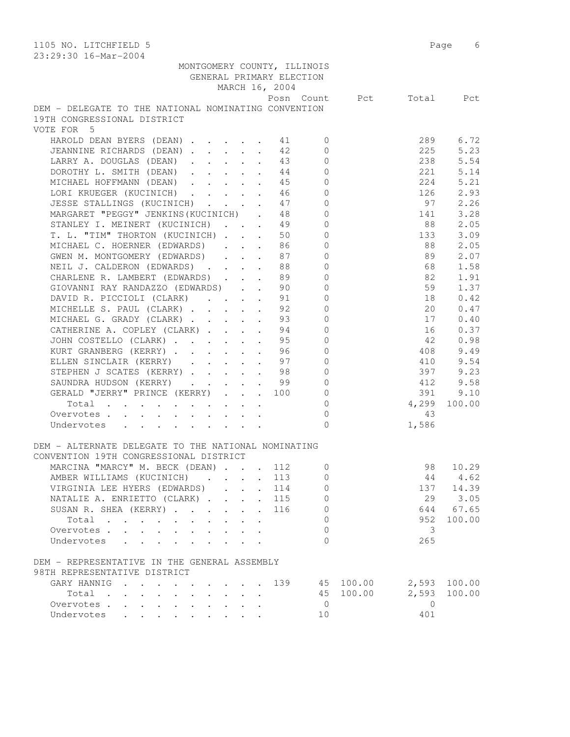1105 NO. LITCHFIELD 5
23:29:30 16-Mar-2004

MONTGOMERY COUNTY, ILLINOIS
GENERAL PRIMARY ELECTION
MARCH 16, 2004

DEM - DELEGATE TO THE NATIONAL NOMINATING CONVENTION
19TH CONGRESSIONAL DISTRICT
VOTE FOR 5

| Candidate | Posn | Count | Pct | Total | Pct |
|---|---|---|---|---|---|
| HAROLD DEAN BYERS (DEAN) | 41 | 0 | | 289 | 6.72 |
| JEANNINE RICHARDS (DEAN) | 42 | 0 | | 225 | 5.23 |
| LARRY A. DOUGLAS (DEAN) | 43 | 0 | | 238 | 5.54 |
| DOROTHY L. SMITH (DEAN) | 44 | 0 | | 221 | 5.14 |
| MICHAEL HOFFMANN (DEAN) | 45 | 0 | | 224 | 5.21 |
| LORI KRUEGER (KUCINICH) | 46 | 0 | | 126 | 2.93 |
| JESSE STALLINGS (KUCINICH) | 47 | 0 | | 97 | 2.26 |
| MARGARET "PEGGY" JENKINS(KUCINICH) | 48 | 0 | | 141 | 3.28 |
| STANLEY I. MEINERT (KUCINICH) | 49 | 0 | | 88 | 2.05 |
| T. L. "TIM" THORTON (KUCINICH) | 50 | 0 | | 133 | 3.09 |
| MICHAEL C. HOERNER (EDWARDS) | 86 | 0 | | 88 | 2.05 |
| GWEN M. MONTGOMERY (EDWARDS) | 87 | 0 | | 89 | 2.07 |
| NEIL J. CALDERON (EDWARDS) | 88 | 0 | | 68 | 1.58 |
| CHARLENE R. LAMBERT (EDWARDS) | 89 | 0 | | 82 | 1.91 |
| GIOVANNI RAY RANDAZZO (EDWARDS) | 90 | 0 | | 59 | 1.37 |
| DAVID R. PICCIOLI (CLARK) | 91 | 0 | | 18 | 0.42 |
| MICHELLE S. PAUL (CLARK) | 92 | 0 | | 20 | 0.47 |
| MICHAEL G. GRADY (CLARK) | 93 | 0 | | 17 | 0.40 |
| CATHERINE A. COPLEY (CLARK) | 94 | 0 | | 16 | 0.37 |
| JOHN COSTELLO (CLARK) | 95 | 0 | | 42 | 0.98 |
| KURT GRANBERG (KERRY) | 96 | 0 | | 408 | 9.49 |
| ELLEN SINCLAIR (KERRY) | 97 | 0 | | 410 | 9.54 |
| STEPHEN J SCATES (KERRY) | 98 | 0 | | 397 | 9.23 |
| SAUNDRA HUDSON (KERRY) | 99 | 0 | | 412 | 9.58 |
| GERALD "JERRY" PRINCE (KERRY) | 100 | 0 | | 391 | 9.10 |
| Total | | 0 | | 4,299 | 100.00 |
| Overvotes | | 0 | | 43 | |
| Undervotes | | 0 | | 1,586 | |

DEM - ALTERNATE DELEGATE TO THE NATIONAL NOMINATING
CONVENTION 19TH CONGRESSIONAL DISTRICT

| Candidate | Posn | Count | Pct | Total | Pct |
|---|---|---|---|---|---|
| MARCINA "MARCY" M. BECK (DEAN) | 112 | 0 | | 98 | 10.29 |
| AMBER WILLIAMS (KUCINICH) | 113 | 0 | | 44 | 4.62 |
| VIRGINIA LEE HYERS (EDWARDS) | 114 | 0 | | 137 | 14.39 |
| NATALIE A. ENRIETTO (CLARK) | 115 | 0 | | 29 | 3.05 |
| SUSAN R. SHEA (KERRY) | 116 | 0 | | 644 | 67.65 |
| Total | | 0 | | 952 | 100.00 |
| Overvotes | | 0 | | 3 | |
| Undervotes | | 0 | | 265 | |

DEM - REPRESENTATIVE IN THE GENERAL ASSEMBLY
98TH REPRESENTATIVE DISTRICT

| Candidate | Posn | Count | Pct | Total | Pct |
|---|---|---|---|---|---|
| GARY HANNIG | 139 | 45 | 100.00 | 2,593 | 100.00 |
| Total | | 45 | 100.00 | 2,593 | 100.00 |
| Overvotes | | 0 | | 0 | |
| Undervotes | | 10 | | 401 | |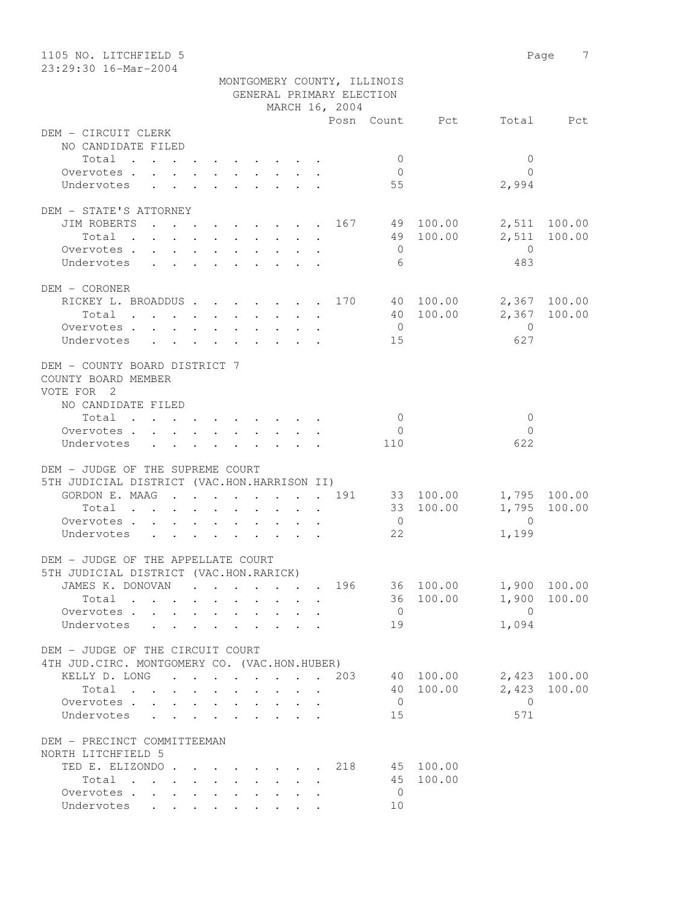MONTGOMERY COUNTY, ILLINOIS
GENERAL PRIMARY ELECTION
MARCH 16, 2004

1105 NO. LITCHFIELD 5

| | Posn | Count | Pct | Total | Pct |
|---|---|---|---|---|---|
| **DEM - CIRCUIT CLERK** | | | | | |
| NO CANDIDATE FILED | | | | | |
| Total | | 0 | | 0 | |
| Overvotes | | 0 | | 0 | |
| Undervotes | | 55 | | 2,994 | |
| **DEM - STATE'S ATTORNEY** | | | | | |
| JIM ROBERTS | 167 | 49 | 100.00 | 2,511 | 100.00 |
| Total | | 49 | 100.00 | 2,511 | 100.00 |
| Overvotes | | 0 | | 0 | |
| Undervotes | | 6 | | 483 | |
| **DEM - CORONER** | | | | | |
| RICKEY L. BROADDUS | 170 | 40 | 100.00 | 2,367 | 100.00 |
| Total | | 40 | 100.00 | 2,367 | 100.00 |
| Overvotes | | 0 | | 0 | |
| Undervotes | | 15 | | 627 | |
| **DEM - COUNTY BOARD DISTRICT 7** | | | | | |
| COUNTY BOARD MEMBER | | | | | |
| VOTE FOR 2 | | | | | |
| NO CANDIDATE FILED | | | | | |
| Total | | 0 | | 0 | |
| Overvotes | | 0 | | 0 | |
| Undervotes | | 110 | | 622 | |
| **DEM - JUDGE OF THE SUPREME COURT** | | | | | |
| 5TH JUDICIAL DISTRICT (VAC.HON.HARRISON II) | | | | | |
| GORDON E. MAAG | 191 | 33 | 100.00 | 1,795 | 100.00 |
| Total | | 33 | 100.00 | 1,795 | 100.00 |
| Overvotes | | 0 | | 0 | |
| Undervotes | | 22 | | 1,199 | |
| **DEM - JUDGE OF THE APPELLATE COURT** | | | | | |
| 5TH JUDICIAL DISTRICT (VAC.HON.RARICK) | | | | | |
| JAMES K. DONOVAN | 196 | 36 | 100.00 | 1,900 | 100.00 |
| Total | | 36 | 100.00 | 1,900 | 100.00 |
| Overvotes | | 0 | | 0 | |
| Undervotes | | 19 | | 1,094 | |
| **DEM - JUDGE OF THE CIRCUIT COURT** | | | | | |
| 4TH JUD.CIRC. MONTGOMERY CO. (VAC.HON.HUBER) | | | | | |
| KELLY D. LONG | 203 | 40 | 100.00 | 2,423 | 100.00 |
| Total | | 40 | 100.00 | 2,423 | 100.00 |
| Overvotes | | 0 | | 0 | |
| Undervotes | | 15 | | 571 | |
| **DEM - PRECINCT COMMITTEEMAN** | | | | | |
| NORTH LITCHFIELD 5 | | | | | |
| TED E. ELIZONDO | 218 | 45 | 100.00 | | |
| Total | | 45 | 100.00 | | |
| Overvotes | | 0 | | | |
| Undervotes | | 10 | | | |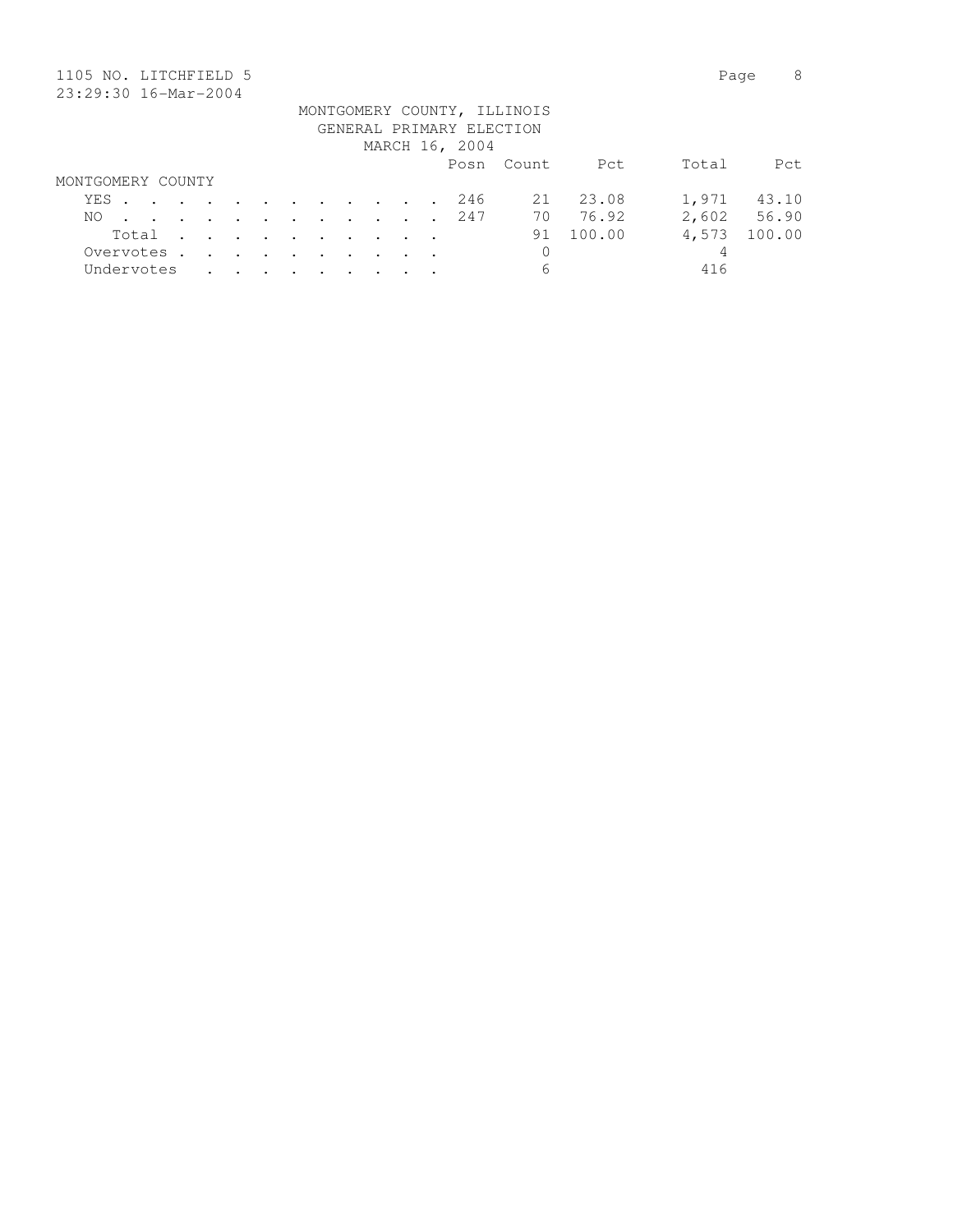MONTGOMERY COUNTY, ILLINOIS
GENERAL PRIMARY ELECTION
MARCH 16, 2004

| | Posn | Count | Pct | Total | Pct |
|---|---|---|---|---|---|
| **MONTGOMERY COUNTY** | | | | | |
| YES | 246 | 21 | 23.08 | 1,971 | 43.10 |
| NO | 247 | 70 | 76.92 | 2,602 | 56.90 |
| Total | | 91 | 100.00 | 4,573 | 100.00 |
| Overvotes | | 0 | | 4 | |
| Undervotes | | 6 | | 416 | |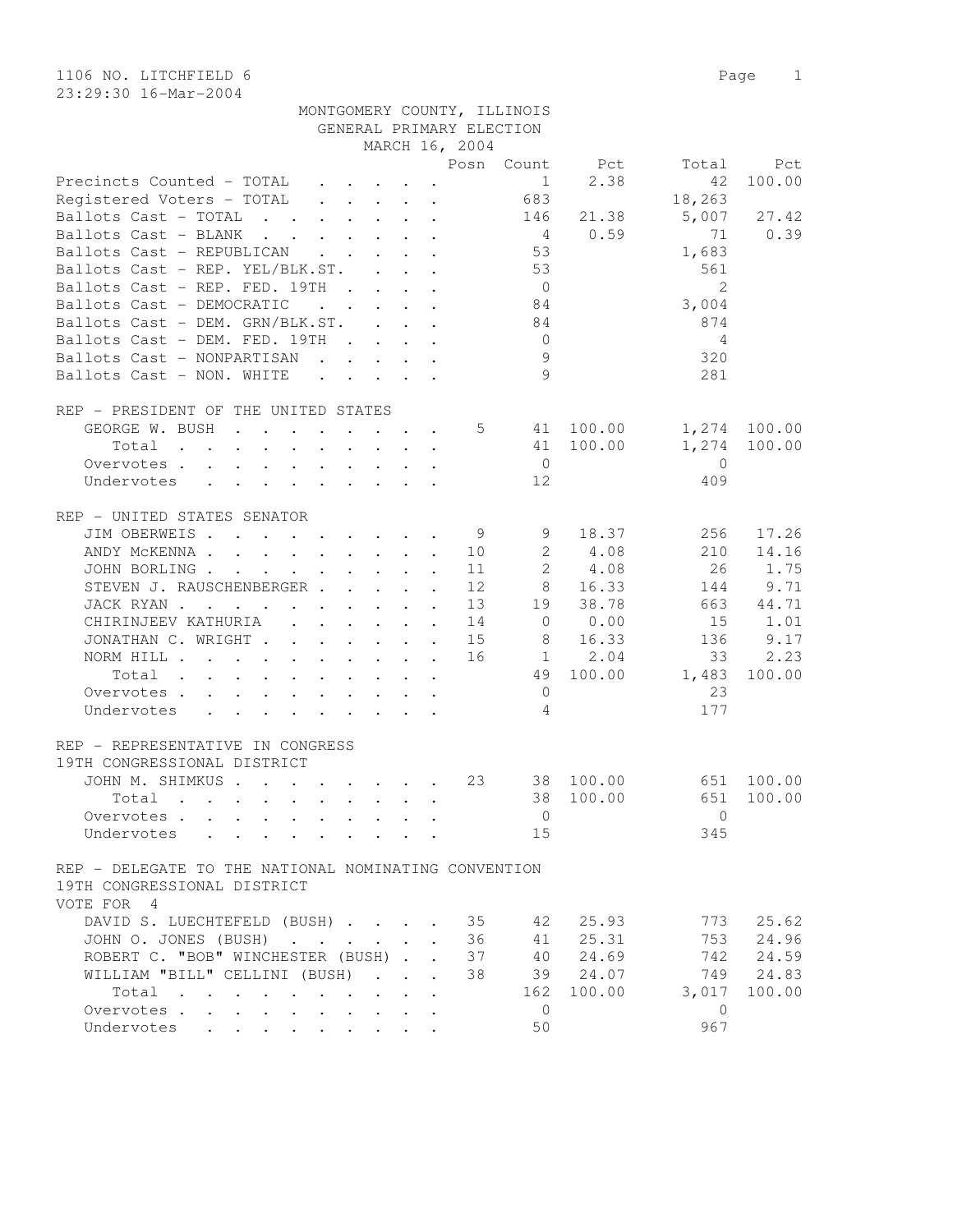1106 NO. LITCHFIELD 6

23:29:30 16-Mar-2004

MONTGOMERY COUNTY, ILLINOIS
GENERAL PRIMARY ELECTION
MARCH 16, 2004

| | Posn | Count | Pct | Total | Pct |
|---|---|---|---|---|---|
| Precincts Counted - TOTAL | | 1 | 2.38 | 42 | 100.00 |
| Registered Voters - TOTAL | | 683 | | 18,263 | |
| Ballots Cast - TOTAL | | 146 | 21.38 | 5,007 | 27.42 |
| Ballots Cast - BLANK | | 4 | 0.59 | 71 | 0.39 |
| Ballots Cast - REPUBLICAN | | 53 | | 1,683 | |
| Ballots Cast - REP. YEL/BLK.ST. | | 53 | | 561 | |
| Ballots Cast - REP. FED. 19TH | | 0 | | 2 | |
| Ballots Cast - DEMOCRATIC | | 84 | | 3,004 | |
| Ballots Cast - DEM. GRN/BLK.ST. | | 84 | | 874 | |
| Ballots Cast - DEM. FED. 19TH | | 0 | | 4 | |
| Ballots Cast - NONPARTISAN | | 9 | | 320 | |
| Ballots Cast - NON. WHITE | | 9 | | 281 | |

REP - PRESIDENT OF THE UNITED STATES

| | Posn | Count | Pct | Total | Pct |
|---|---|---|---|---|---|
| GEORGE W. BUSH | 5 | 41 | 100.00 | 1,274 | 100.00 |
| Total | | 41 | 100.00 | 1,274 | 100.00 |
| Overvotes | | 0 | | 0 | |
| Undervotes | | 12 | | 409 | |

REP - UNITED STATES SENATOR

| | Posn | Count | Pct | Total | Pct |
|---|---|---|---|---|---|
| JIM OBERWEIS | 9 | 9 | 18.37 | 256 | 17.26 |
| ANDY McKENNA | 10 | 2 | 4.08 | 210 | 14.16 |
| JOHN BORLING | 11 | 2 | 4.08 | 26 | 1.75 |
| STEVEN J. RAUSCHENBERGER | 12 | 8 | 16.33 | 144 | 9.71 |
| JACK RYAN | 13 | 19 | 38.78 | 663 | 44.71 |
| CHIRINJEEV KATHURIA | 14 | 0 | 0.00 | 15 | 1.01 |
| JONATHAN C. WRIGHT | 15 | 8 | 16.33 | 136 | 9.17 |
| NORM HILL | 16 | 1 | 2.04 | 33 | 2.23 |
| Total | | 49 | 100.00 | 1,483 | 100.00 |
| Overvotes | | 0 | | 23 | |
| Undervotes | | 4 | | 177 | |

REP - REPRESENTATIVE IN CONGRESS
19TH CONGRESSIONAL DISTRICT

| | Posn | Count | Pct | Total | Pct |
|---|---|---|---|---|---|
| JOHN M. SHIMKUS | 23 | 38 | 100.00 | 651 | 100.00 |
| Total | | 38 | 100.00 | 651 | 100.00 |
| Overvotes | | 0 | | 0 | |
| Undervotes | | 15 | | 345 | |

REP - DELEGATE TO THE NATIONAL NOMINATING CONVENTION
19TH CONGRESSIONAL DISTRICT
VOTE FOR 4

| | Posn | Count | Pct | Total | Pct |
|---|---|---|---|---|---|
| DAVID S. LUECHTEFELD (BUSH) | 35 | 42 | 25.93 | 773 | 25.62 |
| JOHN O. JONES (BUSH) | 36 | 41 | 25.31 | 753 | 24.96 |
| ROBERT C. "BOB" WINCHESTER (BUSH) | 37 | 40 | 24.69 | 742 | 24.59 |
| WILLIAM "BILL" CELLINI (BUSH) | 38 | 39 | 24.07 | 749 | 24.83 |
| Total | | 162 | 100.00 | 3,017 | 100.00 |
| Overvotes | | 0 | | 0 | |
| Undervotes | | 50 | | 967 | |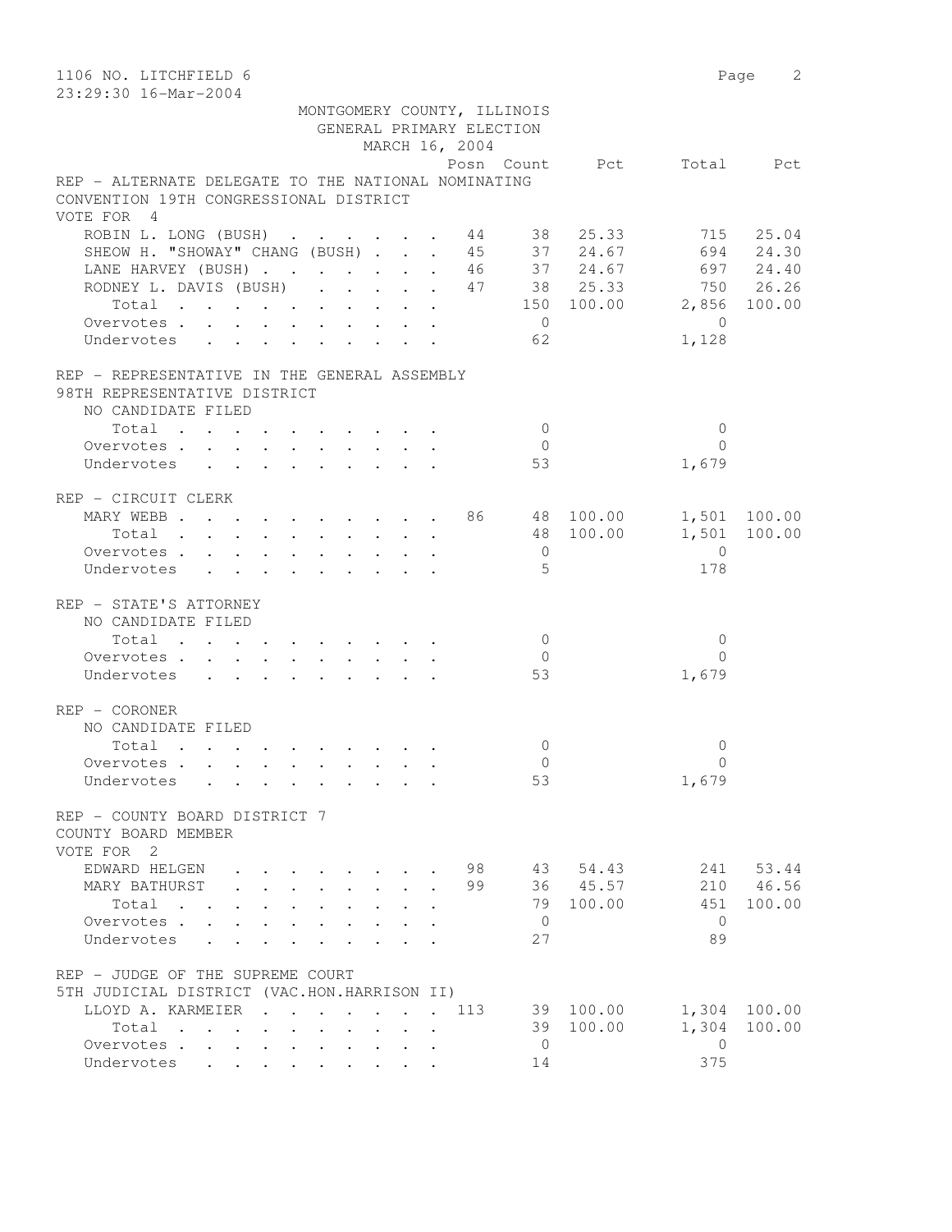1106 NO. LITCHFIELD 6

23:29:30 16-Mar-2004

MONTGOMERY COUNTY, ILLINOIS
GENERAL PRIMARY ELECTION
MARCH 16, 2004

## REP - ALTERNATE DELEGATE TO THE NATIONAL NOMINATING CONVENTION 19TH CONGRESSIONAL DISTRICT
VOTE FOR 4

| | Posn | Count | Pct | Total | Pct |
|---|---|---|---|---|---|
| ROBIN L. LONG (BUSH) | 44 | 38 | 25.33 | 715 | 25.04 |
| SHEOW H. "SHOWAY" CHANG (BUSH) | 45 | 37 | 24.67 | 694 | 24.30 |
| LANE HARVEY (BUSH) | 46 | 37 | 24.67 | 697 | 24.40 |
| RODNEY L. DAVIS (BUSH) | 47 | 38 | 25.33 | 750 | 26.26 |
| Total | | 150 | 100.00 | 2,856 | 100.00 |
| Overvotes | | 0 | | 0 | |
| Undervotes | | 62 | | 1,128 | |

## REP - REPRESENTATIVE IN THE GENERAL ASSEMBLY 98TH REPRESENTATIVE DISTRICT
NO CANDIDATE FILED

| | Posn | Count | Pct | Total | Pct |
|---|---|---|---|---|---|
| Total | | 0 | | 0 | |
| Overvotes | | 0 | | 0 | |
| Undervotes | | 53 | | 1,679 | |

## REP - CIRCUIT CLERK

| | Posn | Count | Pct | Total | Pct |
|---|---|---|---|---|---|
| MARY WEBB | 86 | 48 | 100.00 | 1,501 | 100.00 |
| Total | | 48 | 100.00 | 1,501 | 100.00 |
| Overvotes | | 0 | | 0 | |
| Undervotes | | 5 | | 178 | |

## REP - STATE'S ATTORNEY
NO CANDIDATE FILED

| | Posn | Count | Pct | Total | Pct |
|---|---|---|---|---|---|
| Total | | 0 | | 0 | |
| Overvotes | | 0 | | 0 | |
| Undervotes | | 53 | | 1,679 | |

## REP - CORONER
NO CANDIDATE FILED

| | Posn | Count | Pct | Total | Pct |
|---|---|---|---|---|---|
| Total | | 0 | | 0 | |
| Overvotes | | 0 | | 0 | |
| Undervotes | | 53 | | 1,679 | |

## REP - COUNTY BOARD DISTRICT 7 COUNTY BOARD MEMBER
VOTE FOR 2

| | Posn | Count | Pct | Total | Pct |
|---|---|---|---|---|---|
| EDWARD HELGEN | 98 | 43 | 54.43 | 241 | 53.44 |
| MARY BATHURST | 99 | 36 | 45.57 | 210 | 46.56 |
| Total | | 79 | 100.00 | 451 | 100.00 |
| Overvotes | | 0 | | 0 | |
| Undervotes | | 27 | | 89 | |

## REP - JUDGE OF THE SUPREME COURT 5TH JUDICIAL DISTRICT (VAC.HON.HARRISON II)

| | Posn | Count | Pct | Total | Pct |
|---|---|---|---|---|---|
| LLOYD A. KARMEIER | 113 | 39 | 100.00 | 1,304 | 100.00 |
| Total | | 39 | 100.00 | 1,304 | 100.00 |
| Overvotes | | 0 | | 0 | |
| Undervotes | | 14 | | 375 | |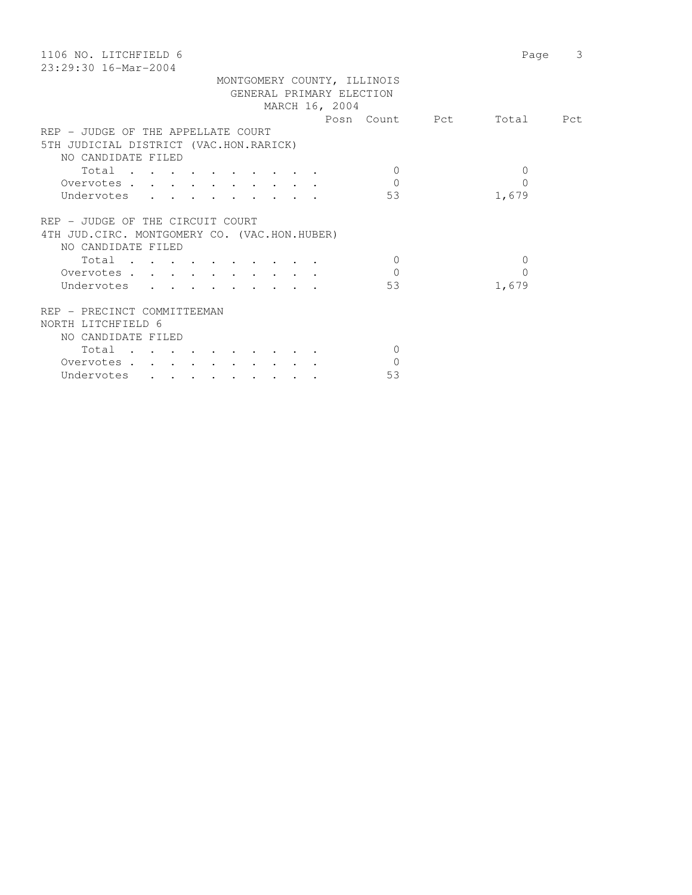MONTGOMERY COUNTY, ILLINOIS
GENERAL PRIMARY ELECTION
MARCH 16, 2004

| | Posn | Count | Pct | Total | Pct |
|---|---|---|---|---|---|
| **REP - JUDGE OF THE APPELLATE COURT** | | | | | |
| **5TH JUDICIAL DISTRICT (VAC.HON.RARICK)** | | | | | |
| NO CANDIDATE FILED | | | | | |
| Total | | 0 | | 0 | |
| Overvotes | | 0 | | 0 | |
| Undervotes | | 53 | | 1,679 | |
| **REP - JUDGE OF THE CIRCUIT COURT** | | | | | |
| **4TH JUD.CIRC. MONTGOMERY CO. (VAC.HON.HUBER)** | | | | | |
| NO CANDIDATE FILED | | | | | |
| Total | | 0 | | 0 | |
| Overvotes | | 0 | | 0 | |
| Undervotes | | 53 | | 1,679 | |
| **REP - PRECINCT COMMITTEEMAN** | | | | | |
| **NORTH LITCHFIELD 6** | | | | | |
| NO CANDIDATE FILED | | | | | |
| Total | | 0 | | | |
| Overvotes | | 0 | | | |
| Undervotes | | 53 | | | |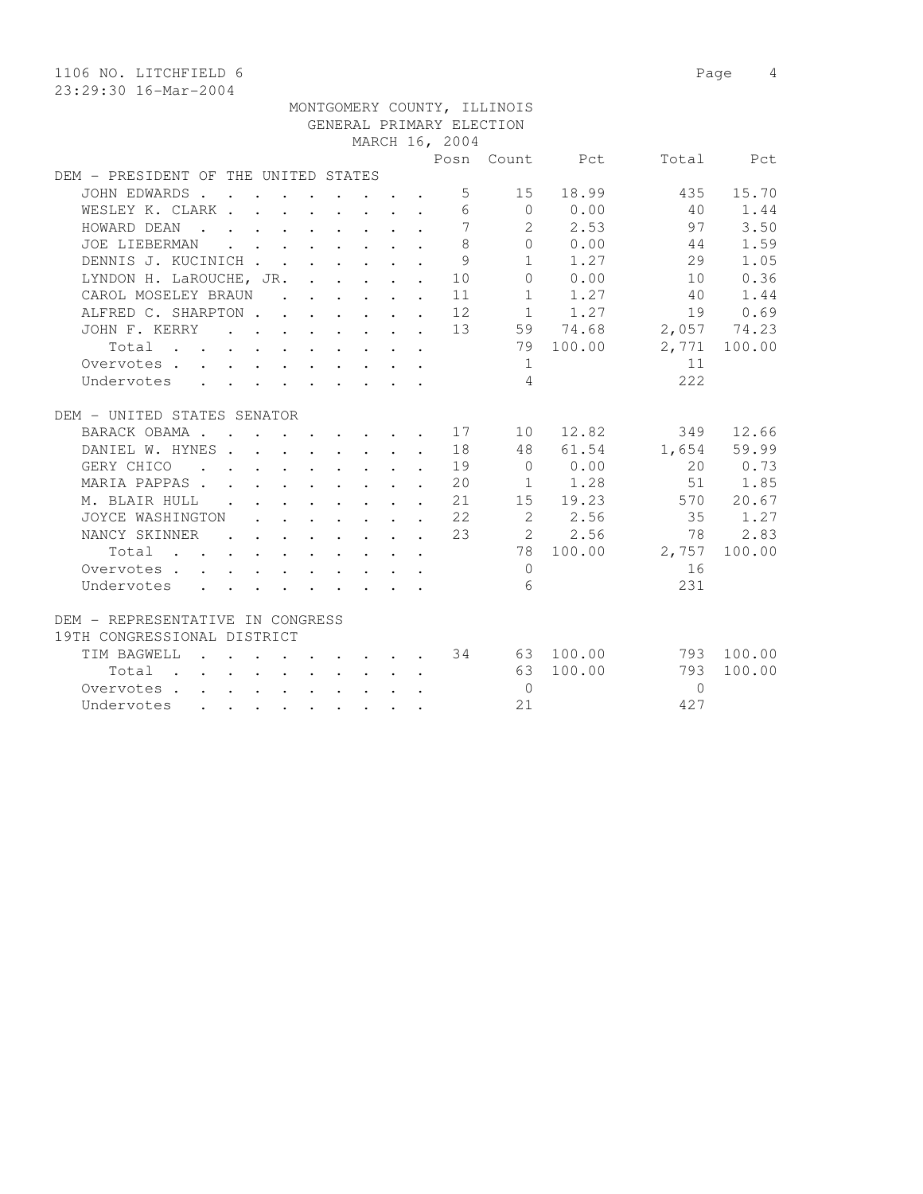1106 NO. LITCHFIELD 6

23:29:30 16-Mar-2004

MONTGOMERY COUNTY, ILLINOIS
GENERAL PRIMARY ELECTION
MARCH 16, 2004

| | Posn | Count | Pct | Total | Pct |
|---|---|---|---|---|---|
| **DEM - PRESIDENT OF THE UNITED STATES** | | | | | |
| JOHN EDWARDS | 5 | 15 | 18.99 | 435 | 15.70 |
| WESLEY K. CLARK | 6 | 0 | 0.00 | 40 | 1.44 |
| HOWARD DEAN | 7 | 2 | 2.53 | 97 | 3.50 |
| JOE LIEBERMAN | 8 | 0 | 0.00 | 44 | 1.59 |
| DENNIS J. KUCINICH | 9 | 1 | 1.27 | 29 | 1.05 |
| LYNDON H. LaROUCHE, JR. | 10 | 0 | 0.00 | 10 | 0.36 |
| CAROL MOSELEY BRAUN | 11 | 1 | 1.27 | 40 | 1.44 |
| ALFRED C. SHARPTON | 12 | 1 | 1.27 | 19 | 0.69 |
| JOHN F. KERRY | 13 | 59 | 74.68 | 2,057 | 74.23 |
| Total | | 79 | 100.00 | 2,771 | 100.00 |
| Overvotes | | 1 | | 11 | |
| Undervotes | | 4 | | 222 | |
| **DEM - UNITED STATES SENATOR** | | | | | |
| BARACK OBAMA | 17 | 10 | 12.82 | 349 | 12.66 |
| DANIEL W. HYNES | 18 | 48 | 61.54 | 1,654 | 59.99 |
| GERY CHICO | 19 | 0 | 0.00 | 20 | 0.73 |
| MARIA PAPPAS | 20 | 1 | 1.28 | 51 | 1.85 |
| M. BLAIR HULL | 21 | 15 | 19.23 | 570 | 20.67 |
| JOYCE WASHINGTON | 22 | 2 | 2.56 | 35 | 1.27 |
| NANCY SKINNER | 23 | 2 | 2.56 | 78 | 2.83 |
| Total | | 78 | 100.00 | 2,757 | 100.00 |
| Overvotes | | 0 | | 16 | |
| Undervotes | | 6 | | 231 | |
| **DEM - REPRESENTATIVE IN CONGRESS 19TH CONGRESSIONAL DISTRICT** | | | | | |
| TIM BAGWELL | 34 | 63 | 100.00 | 793 | 100.00 |
| Total | | 63 | 100.00 | 793 | 100.00 |
| Overvotes | | 0 | | 0 | |
| Undervotes | | 21 | | 427 | |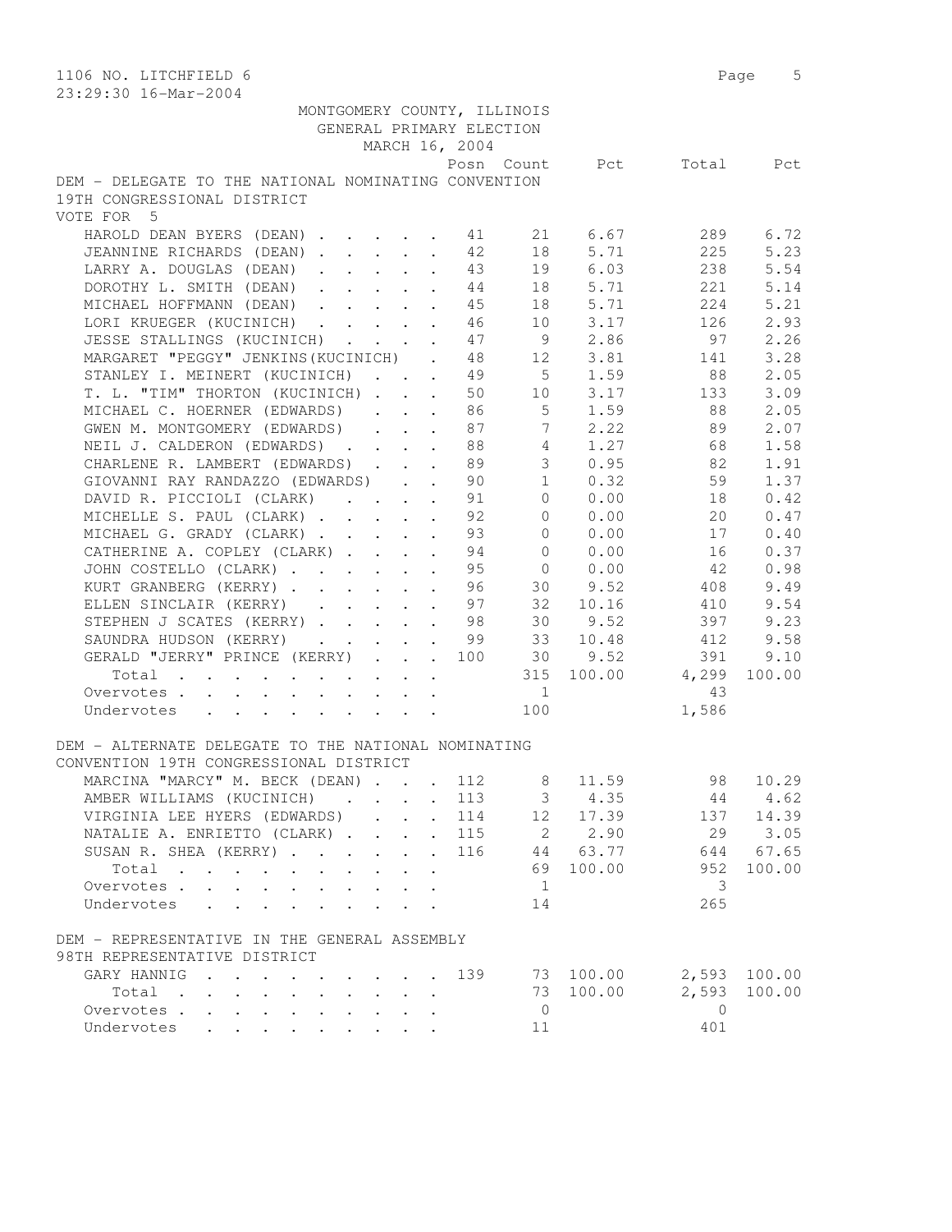1106 NO. LITCHFIELD 6

23:29:30 16-Mar-2004

MONTGOMERY COUNTY, ILLINOIS
GENERAL PRIMARY ELECTION
MARCH 16, 2004

## DEM - DELEGATE TO THE NATIONAL NOMINATING CONVENTION 19TH CONGRESSIONAL DISTRICT

VOTE FOR 5

| | Posn | Count | Pct | Total | Pct |
|---|---|---|---|---|---|
| HAROLD DEAN BYERS (DEAN) | 41 | 21 | 6.67 | 289 | 6.72 |
| JEANNINE RICHARDS (DEAN) | 42 | 18 | 5.71 | 225 | 5.23 |
| LARRY A. DOUGLAS (DEAN) | 43 | 19 | 6.03 | 238 | 5.54 |
| DOROTHY L. SMITH (DEAN) | 44 | 18 | 5.71 | 221 | 5.14 |
| MICHAEL HOFFMANN (DEAN) | 45 | 18 | 5.71 | 224 | 5.21 |
| LORI KRUEGER (KUCINICH) | 46 | 10 | 3.17 | 126 | 2.93 |
| JESSE STALLINGS (KUCINICH) | 47 | 9 | 2.86 | 97 | 2.26 |
| MARGARET "PEGGY" JENKINS(KUCINICH) | 48 | 12 | 3.81 | 141 | 3.28 |
| STANLEY I. MEINERT (KUCINICH) | 49 | 5 | 1.59 | 88 | 2.05 |
| T. L. "TIM" THORTON (KUCINICH) | 50 | 10 | 3.17 | 133 | 3.09 |
| MICHAEL C. HOERNER (EDWARDS) | 86 | 5 | 1.59 | 88 | 2.05 |
| GWEN M. MONTGOMERY (EDWARDS) | 87 | 7 | 2.22 | 89 | 2.07 |
| NEIL J. CALDERON (EDWARDS) | 88 | 4 | 1.27 | 68 | 1.58 |
| CHARLENE R. LAMBERT (EDWARDS) | 89 | 3 | 0.95 | 82 | 1.91 |
| GIOVANNI RAY RANDAZZO (EDWARDS) | 90 | 1 | 0.32 | 59 | 1.37 |
| DAVID R. PICCIOLI (CLARK) | 91 | 0 | 0.00 | 18 | 0.42 |
| MICHELLE S. PAUL (CLARK) | 92 | 0 | 0.00 | 20 | 0.47 |
| MICHAEL G. GRADY (CLARK) | 93 | 0 | 0.00 | 17 | 0.40 |
| CATHERINE A. COPLEY (CLARK) | 94 | 0 | 0.00 | 16 | 0.37 |
| JOHN COSTELLO (CLARK) | 95 | 0 | 0.00 | 42 | 0.98 |
| KURT GRANBERG (KERRY) | 96 | 30 | 9.52 | 408 | 9.49 |
| ELLEN SINCLAIR (KERRY) | 97 | 32 | 10.16 | 410 | 9.54 |
| STEPHEN J SCATES (KERRY) | 98 | 30 | 9.52 | 397 | 9.23 |
| SAUNDRA HUDSON (KERRY) | 99 | 33 | 10.48 | 412 | 9.58 |
| GERALD "JERRY" PRINCE (KERRY) | 100 | 30 | 9.52 | 391 | 9.10 |
| Total | | 315 | 100.00 | 4,299 | 100.00 |
| Overvotes | | 1 | | 43 | |
| Undervotes | | 100 | | 1,586 | |

## DEM - ALTERNATE DELEGATE TO THE NATIONAL NOMINATING CONVENTION 19TH CONGRESSIONAL DISTRICT

| | Posn | Count | Pct | Total | Pct |
|---|---|---|---|---|---|
| MARCINA "MARCY" M. BECK (DEAN) | 112 | 8 | 11.59 | 98 | 10.29 |
| AMBER WILLIAMS (KUCINICH) | 113 | 3 | 4.35 | 44 | 4.62 |
| VIRGINIA LEE HYERS (EDWARDS) | 114 | 12 | 17.39 | 137 | 14.39 |
| NATALIE A. ENRIETTO (CLARK) | 115 | 2 | 2.90 | 29 | 3.05 |
| SUSAN R. SHEA (KERRY) | 116 | 44 | 63.77 | 644 | 67.65 |
| Total | | 69 | 100.00 | 952 | 100.00 |
| Overvotes | | 1 | | 3 | |
| Undervotes | | 14 | | 265 | |

## DEM - REPRESENTATIVE IN THE GENERAL ASSEMBLY 98TH REPRESENTATIVE DISTRICT

| | Posn | Count | Pct | Total | Pct |
|---|---|---|---|---|---|
| GARY HANNIG | 139 | 73 | 100.00 | 2,593 | 100.00 |
| Total | | 73 | 100.00 | 2,593 | 100.00 |
| Overvotes | | 0 | | 0 | |
| Undervotes | | 11 | | 401 | |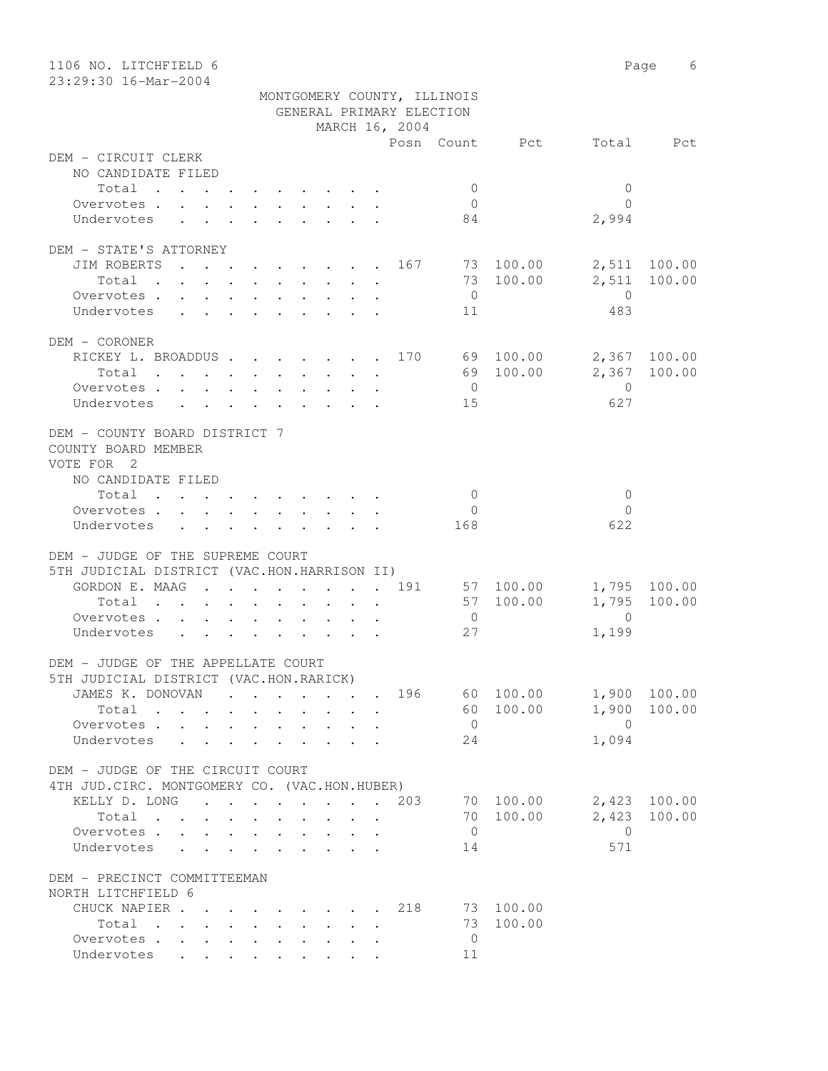MONTGOMERY COUNTY, ILLINOIS
GENERAL PRIMARY ELECTION
MARCH 16, 2004

1106 NO. LITCHFIELD 6

| | Posn | Count | Pct | Total | Pct |
|---|---|---|---|---|---|
| **DEM - CIRCUIT CLERK** | | | | | |
| NO CANDIDATE FILED | | | | | |
| Total | | 0 | | 0 | |
| Overvotes | | 0 | | 0 | |
| Undervotes | | 84 | | 2,994 | |
| **DEM - STATE'S ATTORNEY** | | | | | |
| JIM ROBERTS | 167 | 73 | 100.00 | 2,511 | 100.00 |
| Total | | 73 | 100.00 | 2,511 | 100.00 |
| Overvotes | | 0 | | 0 | |
| Undervotes | | 11 | | 483 | |
| **DEM - CORONER** | | | | | |
| RICKEY L. BROADDUS | 170 | 69 | 100.00 | 2,367 | 100.00 |
| Total | | 69 | 100.00 | 2,367 | 100.00 |
| Overvotes | | 0 | | 0 | |
| Undervotes | | 15 | | 627 | |
| **DEM - COUNTY BOARD DISTRICT 7** | | | | | |
| COUNTY BOARD MEMBER | | | | | |
| VOTE FOR 2 | | | | | |
| NO CANDIDATE FILED | | | | | |
| Total | | 0 | | 0 | |
| Overvotes | | 0 | | 0 | |
| Undervotes | | 168 | | 622 | |
| **DEM - JUDGE OF THE SUPREME COURT** | | | | | |
| 5TH JUDICIAL DISTRICT (VAC.HON.HARRISON II) | | | | | |
| GORDON E. MAAG | 191 | 57 | 100.00 | 1,795 | 100.00 |
| Total | | 57 | 100.00 | 1,795 | 100.00 |
| Overvotes | | 0 | | 0 | |
| Undervotes | | 27 | | 1,199 | |
| **DEM - JUDGE OF THE APPELLATE COURT** | | | | | |
| 5TH JUDICIAL DISTRICT (VAC.HON.RARICK) | | | | | |
| JAMES K. DONOVAN | 196 | 60 | 100.00 | 1,900 | 100.00 |
| Total | | 60 | 100.00 | 1,900 | 100.00 |
| Overvotes | | 0 | | 0 | |
| Undervotes | | 24 | | 1,094 | |
| **DEM - JUDGE OF THE CIRCUIT COURT** | | | | | |
| 4TH JUD.CIRC. MONTGOMERY CO. (VAC.HON.HUBER) | | | | | |
| KELLY D. LONG | 203 | 70 | 100.00 | 2,423 | 100.00 |
| Total | | 70 | 100.00 | 2,423 | 100.00 |
| Overvotes | | 0 | | 0 | |
| Undervotes | | 14 | | 571 | |
| **DEM - PRECINCT COMMITTEEMAN** | | | | | |
| NORTH LITCHFIELD 6 | | | | | |
| CHUCK NAPIER | 218 | 73 | 100.00 | | |
| Total | | 73 | 100.00 | | |
| Overvotes | | 0 | | | |
| Undervotes | | 11 | | | |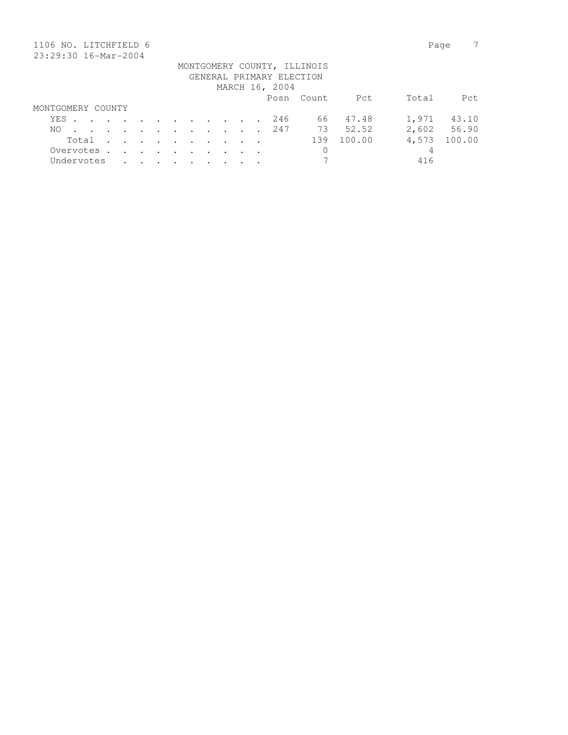1106 NO. LITCHFIELD 6

23:29:30 16-Mar-2004

MONTGOMERY COUNTY, ILLINOIS
GENERAL PRIMARY ELECTION
MARCH 16, 2004

| | Posn | Count | Pct | Total | Pct |
|---|---|---|---|---|---|
| **MONTGOMERY COUNTY** | | | | | |
| YES | 246 | 66 | 47.48 | 1,971 | 43.10 |
| NO | 247 | 73 | 52.52 | 2,602 | 56.90 |
| Total | | 139 | 100.00 | 4,573 | 100.00 |
| Overvotes | | 0 | | 4 | |
| Undervotes | | 7 | | 416 | |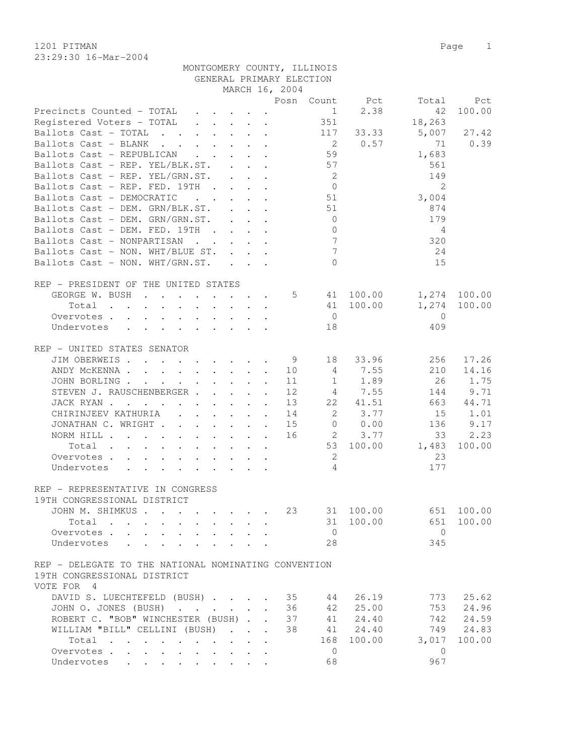1201 PITMAN

23:29:30 16-Mar-2004

MONTGOMERY COUNTY, ILLINOIS
GENERAL PRIMARY ELECTION
MARCH 16, 2004

| | Posn | Count | Pct | Total | Pct |
|---|---|---|---|---|---|
| Precincts Counted - TOTAL | | 1 | 2.38 | 42 | 100.00 |
| Registered Voters - TOTAL | | 351 | | 18,263 | |
| Ballots Cast - TOTAL | | 117 | 33.33 | 5,007 | 27.42 |
| Ballots Cast - BLANK | | 2 | 0.57 | 71 | 0.39 |
| Ballots Cast - REPUBLICAN | | 59 | | 1,683 | |
| Ballots Cast - REP. YEL/BLK.ST. | | 57 | | 561 | |
| Ballots Cast - REP. YEL/GRN.ST. | | 2 | | 149 | |
| Ballots Cast - REP. FED. 19TH | | 0 | | 2 | |
| Ballots Cast - DEMOCRATIC | | 51 | | 3,004 | |
| Ballots Cast - DEM. GRN/BLK.ST. | | 51 | | 874 | |
| Ballots Cast - DEM. GRN/GRN.ST. | | 0 | | 179 | |
| Ballots Cast - DEM. FED. 19TH | | 0 | | 4 | |
| Ballots Cast - NONPARTISAN | | 7 | | 320 | |
| Ballots Cast - NON. WHT/BLUE ST. | | 7 | | 24 | |
| Ballots Cast - NON. WHT/GRN.ST. | | 0 | | 15 | |

REP - PRESIDENT OF THE UNITED STATES

| | Posn | Count | Pct | Total | Pct |
|---|---|---|---|---|---|
| GEORGE W. BUSH | 5 | 41 | 100.00 | 1,274 | 100.00 |
| Total | | 41 | 100.00 | 1,274 | 100.00 |
| Overvotes | | 0 | | 0 | |
| Undervotes | | 18 | | 409 | |

REP - UNITED STATES SENATOR

| | Posn | Count | Pct | Total | Pct |
|---|---|---|---|---|---|
| JIM OBERWEIS | 9 | 18 | 33.96 | 256 | 17.26 |
| ANDY McKENNA | 10 | 4 | 7.55 | 210 | 14.16 |
| JOHN BORLING | 11 | 1 | 1.89 | 26 | 1.75 |
| STEVEN J. RAUSCHENBERGER | 12 | 4 | 7.55 | 144 | 9.71 |
| JACK RYAN | 13 | 22 | 41.51 | 663 | 44.71 |
| CHIRINJEEV KATHURIA | 14 | 2 | 3.77 | 15 | 1.01 |
| JONATHAN C. WRIGHT | 15 | 0 | 0.00 | 136 | 9.17 |
| NORM HILL | 16 | 2 | 3.77 | 33 | 2.23 |
| Total | | 53 | 100.00 | 1,483 | 100.00 |
| Overvotes | | 2 | | 23 | |
| Undervotes | | 4 | | 177 | |

REP - REPRESENTATIVE IN CONGRESS
19TH CONGRESSIONAL DISTRICT

| | Posn | Count | Pct | Total | Pct |
|---|---|---|---|---|---|
| JOHN M. SHIMKUS | 23 | 31 | 100.00 | 651 | 100.00 |
| Total | | 31 | 100.00 | 651 | 100.00 |
| Overvotes | | 0 | | 0 | |
| Undervotes | | 28 | | 345 | |

REP - DELEGATE TO THE NATIONAL NOMINATING CONVENTION
19TH CONGRESSIONAL DISTRICT
VOTE FOR 4

| | Posn | Count | Pct | Total | Pct |
|---|---|---|---|---|---|
| DAVID S. LUECHTEFELD (BUSH) | 35 | 44 | 26.19 | 773 | 25.62 |
| JOHN O. JONES (BUSH) | 36 | 42 | 25.00 | 753 | 24.96 |
| ROBERT C. "BOB" WINCHESTER (BUSH) | 37 | 41 | 24.40 | 742 | 24.59 |
| WILLIAM "BILL" CELLINI (BUSH) | 38 | 41 | 24.40 | 749 | 24.83 |
| Total | | 168 | 100.00 | 3,017 | 100.00 |
| Overvotes | | 0 | | 0 | |
| Undervotes | | 68 | | 967 | |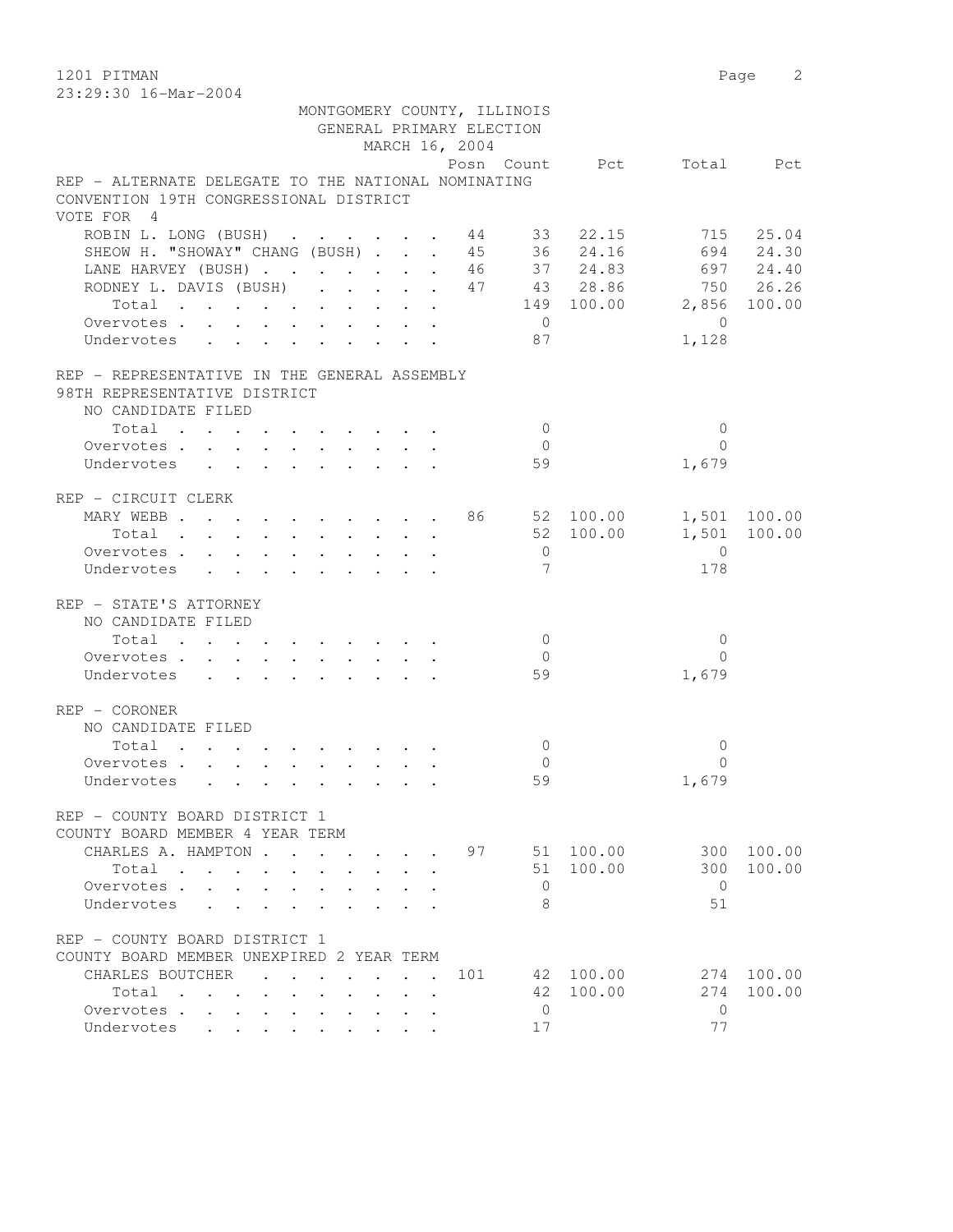1201 PITMAN

23:29:30 16-Mar-2004

MONTGOMERY COUNTY, ILLINOIS
GENERAL PRIMARY ELECTION
MARCH 16, 2004

### REP - ALTERNATE DELEGATE TO THE NATIONAL NOMINATING CONVENTION 19TH CONGRESSIONAL DISTRICT
VOTE FOR 4

| | Posn | Count | Pct | Total | Pct |
|---|---|---|---|---|---|
| ROBIN L. LONG (BUSH) | 44 | 33 | 22.15 | 715 | 25.04 |
| SHEOW H. "SHOWAY" CHANG (BUSH) | 45 | 36 | 24.16 | 694 | 24.30 |
| LANE HARVEY (BUSH) | 46 | 37 | 24.83 | 697 | 24.40 |
| RODNEY L. DAVIS (BUSH) | 47 | 43 | 28.86 | 750 | 26.26 |
| Total | | 149 | 100.00 | 2,856 | 100.00 |
| Overvotes | | 0 | | 0 | |
| Undervotes | | 87 | | 1,128 | |

### REP - REPRESENTATIVE IN THE GENERAL ASSEMBLY 98TH REPRESENTATIVE DISTRICT
NO CANDIDATE FILED

| | Posn | Count | Pct | Total | Pct |
|---|---|---|---|---|---|
| Total | | 0 | | 0 | |
| Overvotes | | 0 | | 0 | |
| Undervotes | | 59 | | 1,679 | |

### REP - CIRCUIT CLERK

| | Posn | Count | Pct | Total | Pct |
|---|---|---|---|---|---|
| MARY WEBB | 86 | 52 | 100.00 | 1,501 | 100.00 |
| Total | | 52 | 100.00 | 1,501 | 100.00 |
| Overvotes | | 0 | | 0 | |
| Undervotes | | 7 | | 178 | |

### REP - STATE'S ATTORNEY
NO CANDIDATE FILED

| | Posn | Count | Pct | Total | Pct |
|---|---|---|---|---|---|
| Total | | 0 | | 0 | |
| Overvotes | | 0 | | 0 | |
| Undervotes | | 59 | | 1,679 | |

### REP - CORONER
NO CANDIDATE FILED

| | Posn | Count | Pct | Total | Pct |
|---|---|---|---|---|---|
| Total | | 0 | | 0 | |
| Overvotes | | 0 | | 0 | |
| Undervotes | | 59 | | 1,679 | |

### REP - COUNTY BOARD DISTRICT 1 COUNTY BOARD MEMBER 4 YEAR TERM

| | Posn | Count | Pct | Total | Pct |
|---|---|---|---|---|---|
| CHARLES A. HAMPTON | 97 | 51 | 100.00 | 300 | 100.00 |
| Total | | 51 | 100.00 | 300 | 100.00 |
| Overvotes | | 0 | | 0 | |
| Undervotes | | 8 | | 51 | |

### REP - COUNTY BOARD DISTRICT 1 COUNTY BOARD MEMBER UNEXPIRED 2 YEAR TERM

| | Posn | Count | Pct | Total | Pct |
|---|---|---|---|---|---|
| CHARLES BOUTCHER | 101 | 42 | 100.00 | 274 | 100.00 |
| Total | | 42 | 100.00 | 274 | 100.00 |
| Overvotes | | 0 | | 0 | |
| Undervotes | | 17 | | 77 | |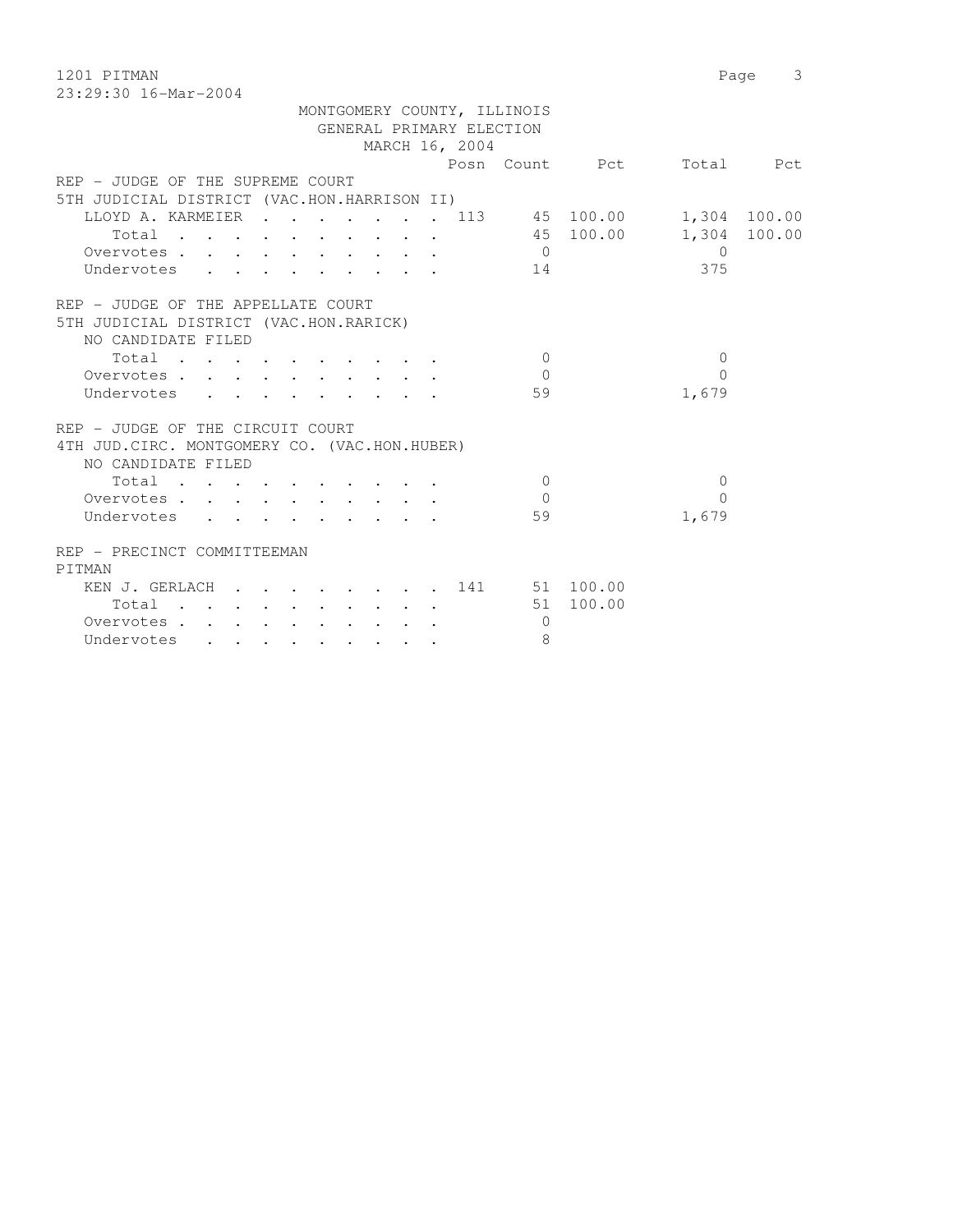MONTGOMERY COUNTY, ILLINOIS
GENERAL PRIMARY ELECTION
MARCH 16, 2004

| | Posn | Count | Pct | Total | Pct |
|---|---|---|---|---|---|
| **REP - JUDGE OF THE SUPREME COURT** | | | | | |
| **5TH JUDICIAL DISTRICT (VAC.HON.HARRISON II)** | | | | | |
| LLOYD A. KARMEIER | 113 | 45 | 100.00 | 1,304 | 100.00 |
| Total | | 45 | 100.00 | 1,304 | 100.00 |
| Overvotes | | 0 | | 0 | |
| Undervotes | | 14 | | 375 | |
| **REP - JUDGE OF THE APPELLATE COURT** | | | | | |
| **5TH JUDICIAL DISTRICT (VAC.HON.RARICK)** | | | | | |
| NO CANDIDATE FILED | | | | | |
| Total | | 0 | | 0 | |
| Overvotes | | 0 | | 0 | |
| Undervotes | | 59 | | 1,679 | |
| **REP - JUDGE OF THE CIRCUIT COURT** | | | | | |
| **4TH JUD.CIRC. MONTGOMERY CO. (VAC.HON.HUBER)** | | | | | |
| NO CANDIDATE FILED | | | | | |
| Total | | 0 | | 0 | |
| Overvotes | | 0 | | 0 | |
| Undervotes | | 59 | | 1,679 | |
| **REP - PRECINCT COMMITTEEMAN** | | | | | |
| **PITMAN** | | | | | |
| KEN J. GERLACH | 141 | 51 | 100.00 | | |
| Total | | 51 | 100.00 | | |
| Overvotes | | 0 | | | |
| Undervotes | | 8 | | | |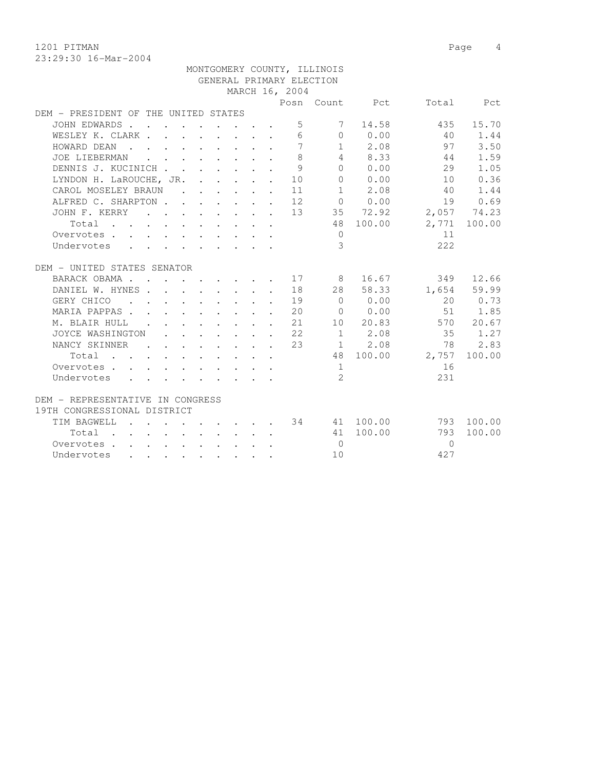1201 PITMAN
23:29:30 16-Mar-2004

MONTGOMERY COUNTY, ILLINOIS
GENERAL PRIMARY ELECTION
MARCH 16, 2004

| | Posn | Count | Pct | Total | Pct |
|---|---|---|---|---|---|
| **DEM - PRESIDENT OF THE UNITED STATES** | | | | | |
| JOHN EDWARDS | 5 | 7 | 14.58 | 435 | 15.70 |
| WESLEY K. CLARK | 6 | 0 | 0.00 | 40 | 1.44 |
| HOWARD DEAN | 7 | 1 | 2.08 | 97 | 3.50 |
| JOE LIEBERMAN | 8 | 4 | 8.33 | 44 | 1.59 |
| DENNIS J. KUCINICH | 9 | 0 | 0.00 | 29 | 1.05 |
| LYNDON H. LaROUCHE, JR. | 10 | 0 | 0.00 | 10 | 0.36 |
| CAROL MOSELEY BRAUN | 11 | 1 | 2.08 | 40 | 1.44 |
| ALFRED C. SHARPTON | 12 | 0 | 0.00 | 19 | 0.69 |
| JOHN F. KERRY | 13 | 35 | 72.92 | 2,057 | 74.23 |
| Total | | 48 | 100.00 | 2,771 | 100.00 |
| Overvotes | | 0 | | 11 | |
| Undervotes | | 3 | | 222 | |
| **DEM - UNITED STATES SENATOR** | | | | | |
| BARACK OBAMA | 17 | 8 | 16.67 | 349 | 12.66 |
| DANIEL W. HYNES | 18 | 28 | 58.33 | 1,654 | 59.99 |
| GERY CHICO | 19 | 0 | 0.00 | 20 | 0.73 |
| MARIA PAPPAS | 20 | 0 | 0.00 | 51 | 1.85 |
| M. BLAIR HULL | 21 | 10 | 20.83 | 570 | 20.67 |
| JOYCE WASHINGTON | 22 | 1 | 2.08 | 35 | 1.27 |
| NANCY SKINNER | 23 | 1 | 2.08 | 78 | 2.83 |
| Total | | 48 | 100.00 | 2,757 | 100.00 |
| Overvotes | | 1 | | 16 | |
| Undervotes | | 2 | | 231 | |
| **DEM - REPRESENTATIVE IN CONGRESS 19TH CONGRESSIONAL DISTRICT** | | | | | |
| TIM BAGWELL | 34 | 41 | 100.00 | 793 | 100.00 |
| Total | | 41 | 100.00 | 793 | 100.00 |
| Overvotes | | 0 | | 0 | |
| Undervotes | | 10 | | 427 | |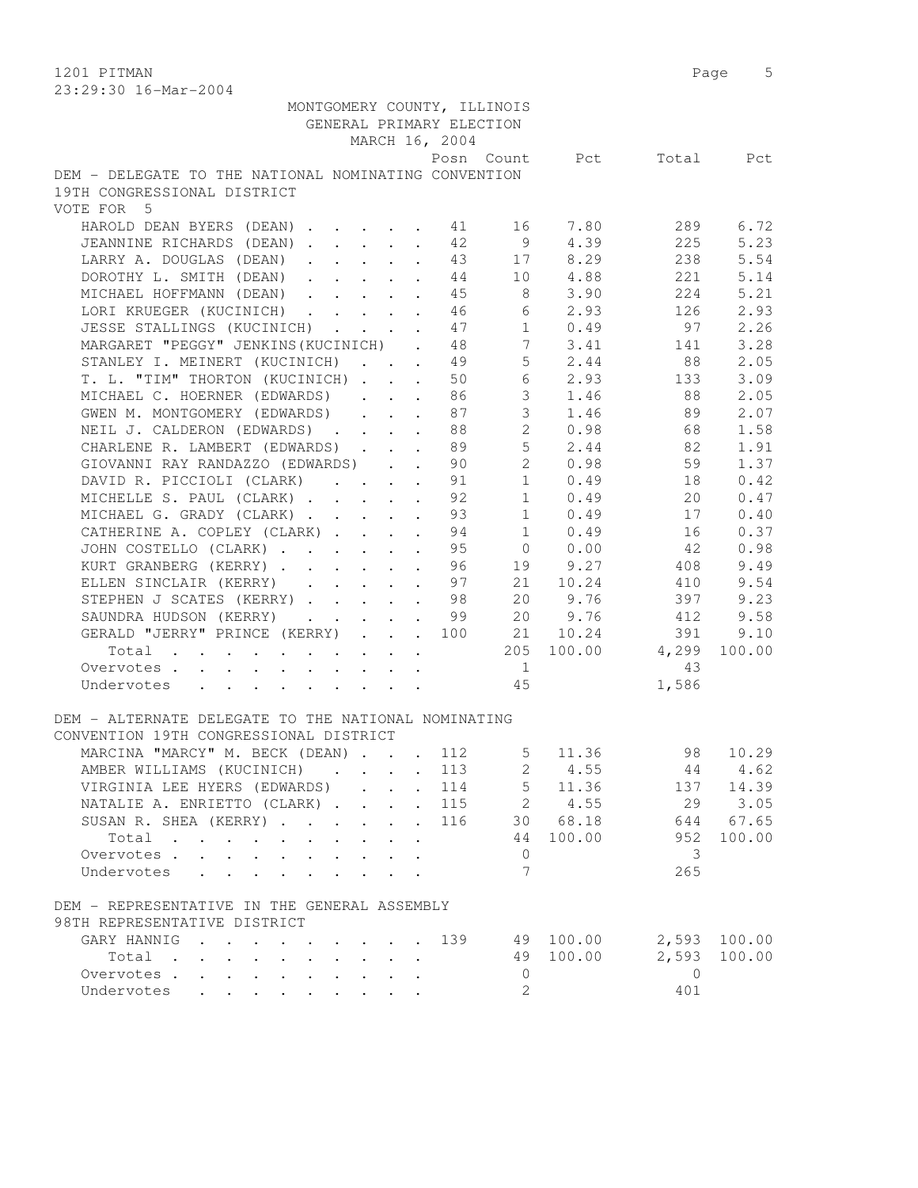MONTGOMERY COUNTY, ILLINOIS
GENERAL PRIMARY ELECTION
MARCH 16, 2004

1201 PITMAN

23:29:30 16-Mar-2004

DEM - DELEGATE TO THE NATIONAL NOMINATING CONVENTION
19TH CONGRESSIONAL DISTRICT
VOTE FOR 5

| | Posn | Count | Pct | Total | Pct |
|---|---|---|---|---|---|
| HAROLD DEAN BYERS (DEAN) | 41 | 16 | 7.80 | 289 | 6.72 |
| JEANNINE RICHARDS (DEAN) | 42 | 9 | 4.39 | 225 | 5.23 |
| LARRY A. DOUGLAS (DEAN) | 43 | 17 | 8.29 | 238 | 5.54 |
| DOROTHY L. SMITH (DEAN) | 44 | 10 | 4.88 | 221 | 5.14 |
| MICHAEL HOFFMANN (DEAN) | 45 | 8 | 3.90 | 224 | 5.21 |
| LORI KRUEGER (KUCINICH) | 46 | 6 | 2.93 | 126 | 2.93 |
| JESSE STALLINGS (KUCINICH) | 47 | 1 | 0.49 | 97 | 2.26 |
| MARGARET "PEGGY" JENKINS(KUCINICH) | 48 | 7 | 3.41 | 141 | 3.28 |
| STANLEY I. MEINERT (KUCINICH) | 49 | 5 | 2.44 | 88 | 2.05 |
| T. L. "TIM" THORTON (KUCINICH) | 50 | 6 | 2.93 | 133 | 3.09 |
| MICHAEL C. HOERNER (EDWARDS) | 86 | 3 | 1.46 | 88 | 2.05 |
| GWEN M. MONTGOMERY (EDWARDS) | 87 | 3 | 1.46 | 89 | 2.07 |
| NEIL J. CALDERON (EDWARDS) | 88 | 2 | 0.98 | 68 | 1.58 |
| CHARLENE R. LAMBERT (EDWARDS) | 89 | 5 | 2.44 | 82 | 1.91 |
| GIOVANNI RAY RANDAZZO (EDWARDS) | 90 | 2 | 0.98 | 59 | 1.37 |
| DAVID R. PICCIOLI (CLARK) | 91 | 1 | 0.49 | 18 | 0.42 |
| MICHELLE S. PAUL (CLARK) | 92 | 1 | 0.49 | 20 | 0.47 |
| MICHAEL G. GRADY (CLARK) | 93 | 1 | 0.49 | 17 | 0.40 |
| CATHERINE A. COPLEY (CLARK) | 94 | 1 | 0.49 | 16 | 0.37 |
| JOHN COSTELLO (CLARK) | 95 | 0 | 0.00 | 42 | 0.98 |
| KURT GRANBERG (KERRY) | 96 | 19 | 9.27 | 408 | 9.49 |
| ELLEN SINCLAIR (KERRY) | 97 | 21 | 10.24 | 410 | 9.54 |
| STEPHEN J SCATES (KERRY) | 98 | 20 | 9.76 | 397 | 9.23 |
| SAUNDRA HUDSON (KERRY) | 99 | 20 | 9.76 | 412 | 9.58 |
| GERALD "JERRY" PRINCE (KERRY) | 100 | 21 | 10.24 | 391 | 9.10 |
| Total | | 205 | 100.00 | 4,299 | 100.00 |
| Overvotes | | 1 | | 43 | |
| Undervotes | | 45 | | 1,586 | |

DEM - ALTERNATE DELEGATE TO THE NATIONAL NOMINATING
CONVENTION 19TH CONGRESSIONAL DISTRICT

| | Posn | Count | Pct | Total | Pct |
|---|---|---|---|---|---|
| MARCINA "MARCY" M. BECK (DEAN) | 112 | 5 | 11.36 | 98 | 10.29 |
| AMBER WILLIAMS (KUCINICH) | 113 | 2 | 4.55 | 44 | 4.62 |
| VIRGINIA LEE HYERS (EDWARDS) | 114 | 5 | 11.36 | 137 | 14.39 |
| NATALIE A. ENRIETTO (CLARK) | 115 | 2 | 4.55 | 29 | 3.05 |
| SUSAN R. SHEA (KERRY) | 116 | 30 | 68.18 | 644 | 67.65 |
| Total | | 44 | 100.00 | 952 | 100.00 |
| Overvotes | | 0 | | 3 | |
| Undervotes | | 7 | | 265 | |

DEM - REPRESENTATIVE IN THE GENERAL ASSEMBLY
98TH REPRESENTATIVE DISTRICT

| | Posn | Count | Pct | Total | Pct |
|---|---|---|---|---|---|
| GARY HANNIG | 139 | 49 | 100.00 | 2,593 | 100.00 |
| Total | | 49 | 100.00 | 2,593 | 100.00 |
| Overvotes | | 0 | | 0 | |
| Undervotes | | 2 | | 401 | |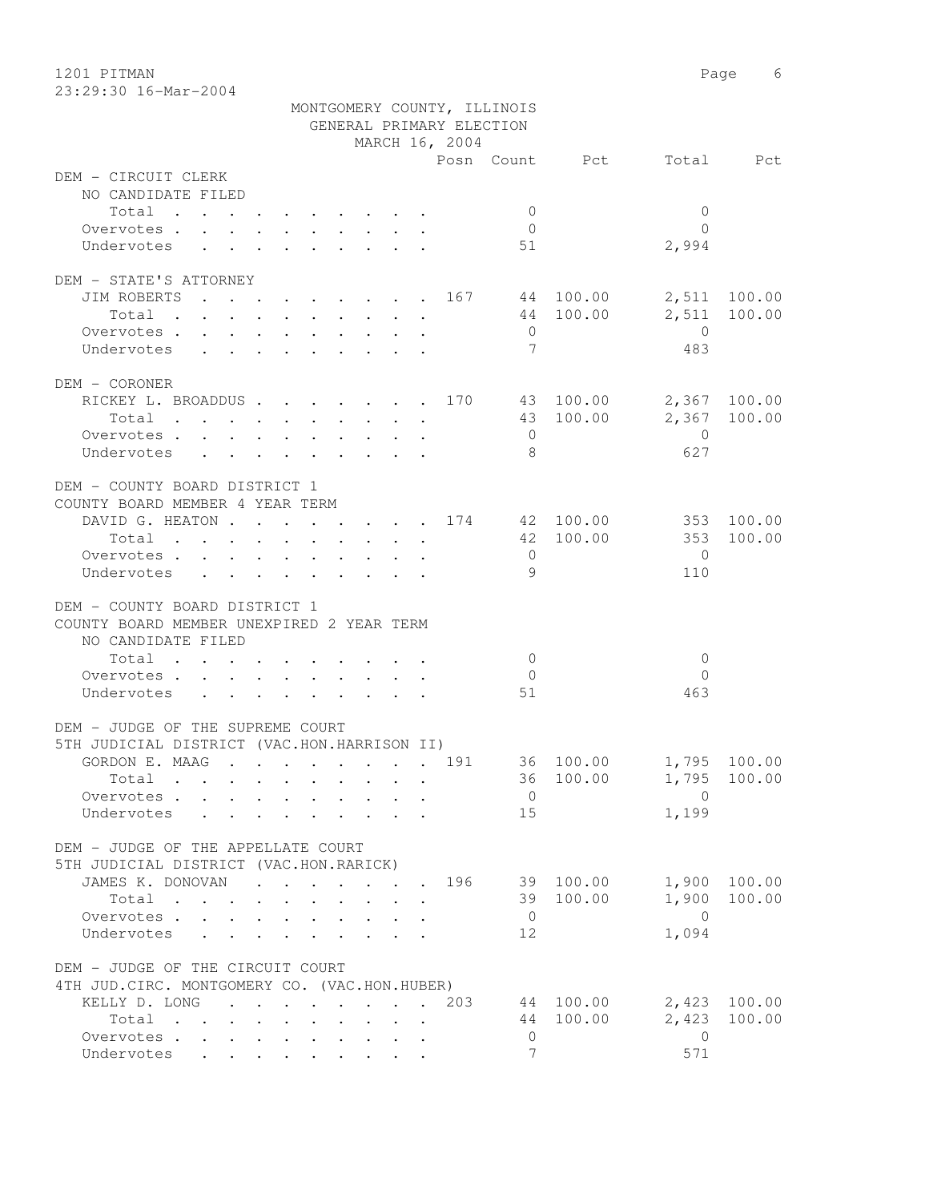1201 PITMAN
23:29:30 16-Mar-2004

MONTGOMERY COUNTY, ILLINOIS
GENERAL PRIMARY ELECTION
MARCH 16, 2004

| | Posn | Count | Pct | Total | Pct |
|---|---|---|---|---|---|
| **DEM - CIRCUIT CLERK** | | | | | |
| NO CANDIDATE FILED | | | | | |
| Total | | 0 | | 0 | |
| Overvotes | | 0 | | 0 | |
| Undervotes | | 51 | | 2,994 | |
| **DEM - STATE'S ATTORNEY** | | | | | |
| JIM ROBERTS | 167 | 44 | 100.00 | 2,511 | 100.00 |
| Total | | 44 | 100.00 | 2,511 | 100.00 |
| Overvotes | | 0 | | 0 | |
| Undervotes | | 7 | | 483 | |
| **DEM - CORONER** | | | | | |
| RICKEY L. BROADDUS | 170 | 43 | 100.00 | 2,367 | 100.00 |
| Total | | 43 | 100.00 | 2,367 | 100.00 |
| Overvotes | | 0 | | 0 | |
| Undervotes | | 8 | | 627 | |
| **DEM - COUNTY BOARD DISTRICT 1** | | | | | |
| COUNTY BOARD MEMBER 4 YEAR TERM | | | | | |
| DAVID G. HEATON | 174 | 42 | 100.00 | 353 | 100.00 |
| Total | | 42 | 100.00 | 353 | 100.00 |
| Overvotes | | 0 | | 0 | |
| Undervotes | | 9 | | 110 | |
| **DEM - COUNTY BOARD DISTRICT 1** | | | | | |
| COUNTY BOARD MEMBER UNEXPIRED 2 YEAR TERM | | | | | |
| NO CANDIDATE FILED | | | | | |
| Total | | 0 | | 0 | |
| Overvotes | | 0 | | 0 | |
| Undervotes | | 51 | | 463 | |
| **DEM - JUDGE OF THE SUPREME COURT** | | | | | |
| 5TH JUDICIAL DISTRICT (VAC.HON.HARRISON II) | | | | | |
| GORDON E. MAAG | 191 | 36 | 100.00 | 1,795 | 100.00 |
| Total | | 36 | 100.00 | 1,795 | 100.00 |
| Overvotes | | 0 | | 0 | |
| Undervotes | | 15 | | 1,199 | |
| **DEM - JUDGE OF THE APPELLATE COURT** | | | | | |
| 5TH JUDICIAL DISTRICT (VAC.HON.RARICK) | | | | | |
| JAMES K. DONOVAN | 196 | 39 | 100.00 | 1,900 | 100.00 |
| Total | | 39 | 100.00 | 1,900 | 100.00 |
| Overvotes | | 0 | | 0 | |
| Undervotes | | 12 | | 1,094 | |
| **DEM - JUDGE OF THE CIRCUIT COURT** | | | | | |
| 4TH JUD.CIRC. MONTGOMERY CO. (VAC.HON.HUBER) | | | | | |
| KELLY D. LONG | 203 | 44 | 100.00 | 2,423 | 100.00 |
| Total | | 44 | 100.00 | 2,423 | 100.00 |
| Overvotes | | 0 | | 0 | |
| Undervotes | | 7 | | 571 | |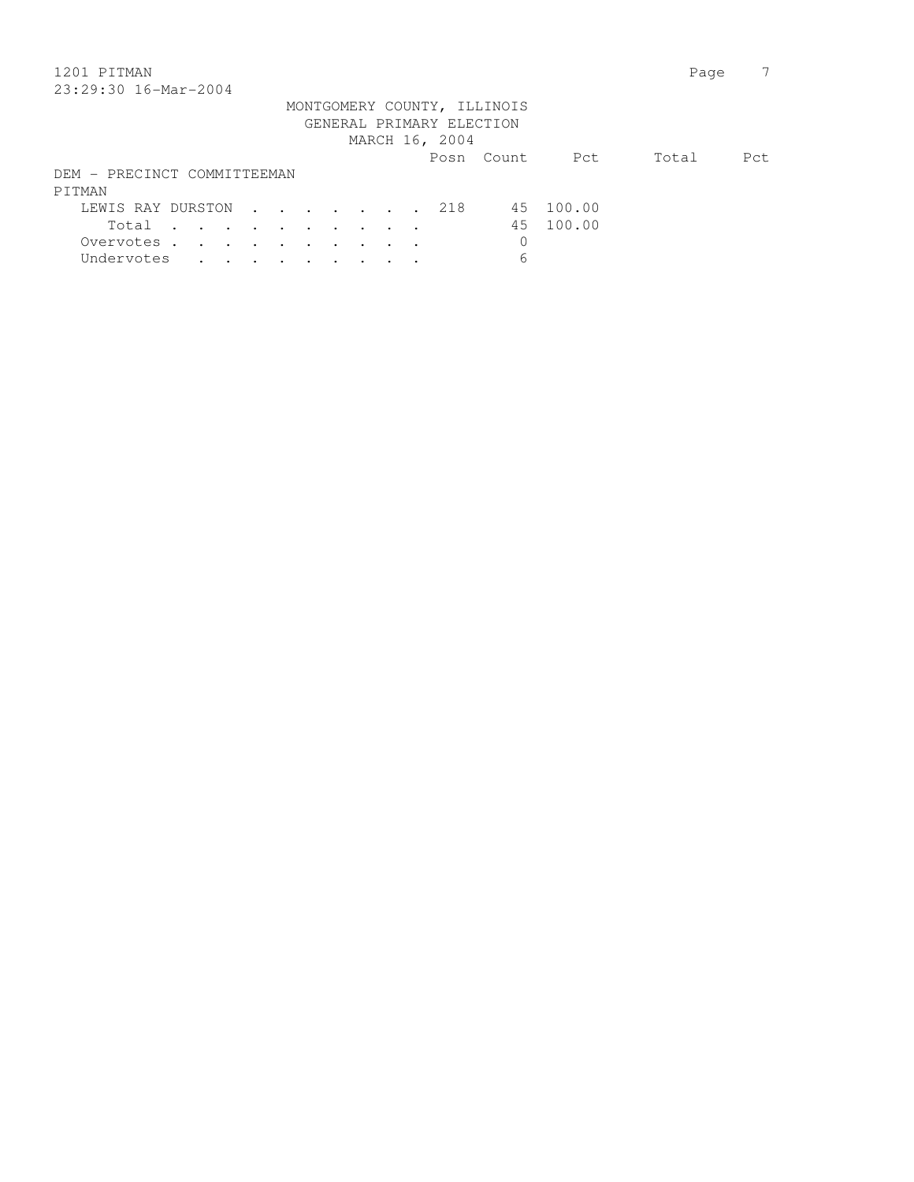MONTGOMERY COUNTY, ILLINOIS
GENERAL PRIMARY ELECTION
MARCH 16, 2004

DEM - PRECINCT COMMITTEEMAN
PITMAN

| | Posn | Count | Pct | Total | Pct |
|---|---|---|---|---|---|
| LEWIS RAY DURSTON | 218 | 45 | 100.00 | | |
| Total | | 45 | 100.00 | | |
| Overvotes | | 0 | | | |
| Undervotes | | 6 | | | |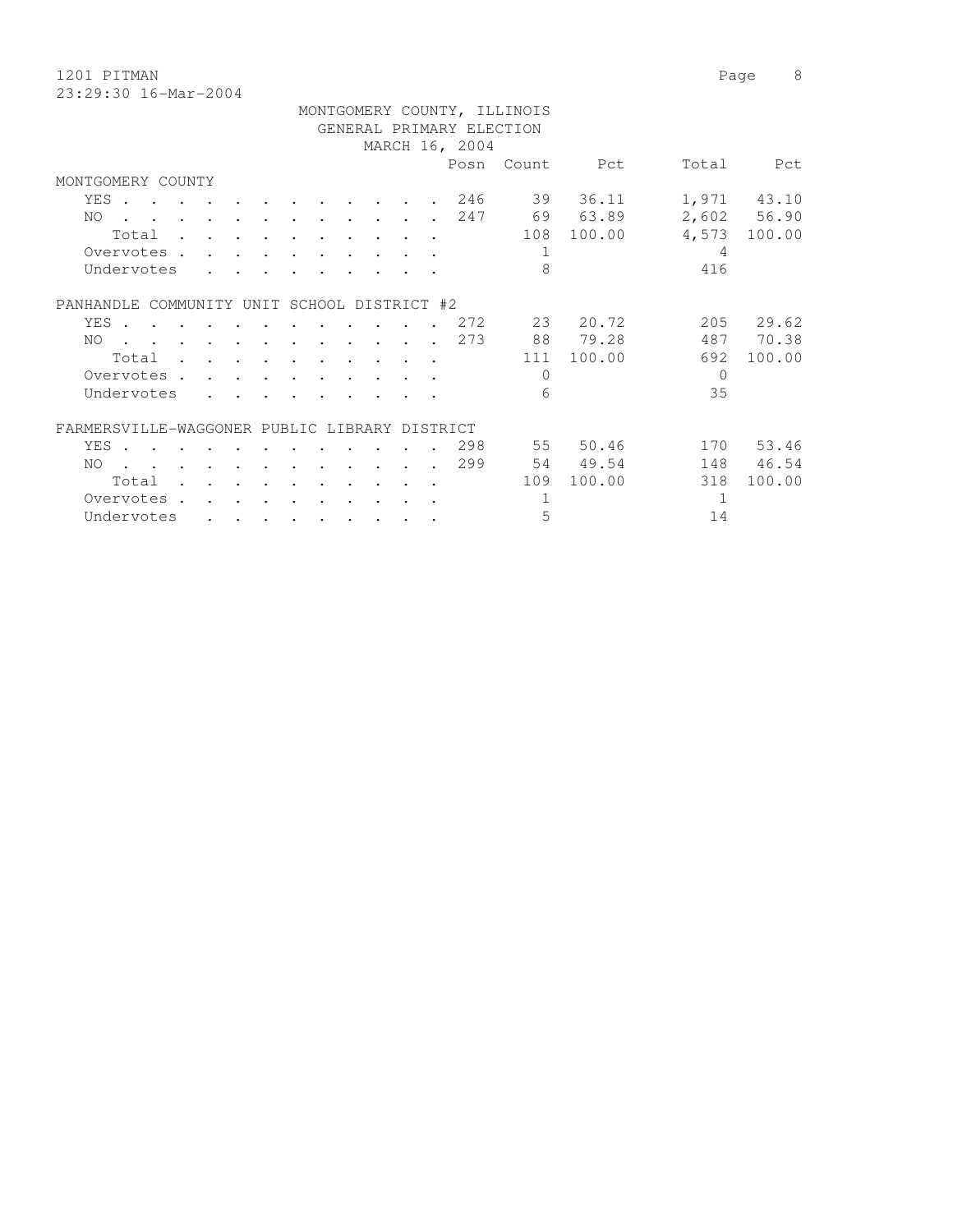1201 PITMAN

23:29:30 16-Mar-2004

MONTGOMERY COUNTY, ILLINOIS
GENERAL PRIMARY ELECTION
MARCH 16, 2004

| | Posn | Count | Pct | Total | Pct |
|---|---|---|---|---|---|
| **MONTGOMERY COUNTY** | | | | | |
| YES | 246 | 39 | 36.11 | 1,971 | 43.10 |
| NO | 247 | 69 | 63.89 | 2,602 | 56.90 |
| Total | | 108 | 100.00 | 4,573 | 100.00 |
| Overvotes | | 1 | | 4 | |
| Undervotes | | 8 | | 416 | |
| **PANHANDLE COMMUNITY UNIT SCHOOL DISTRICT #2** | | | | | |
| YES | 272 | 23 | 20.72 | 205 | 29.62 |
| NO | 273 | 88 | 79.28 | 487 | 70.38 |
| Total | | 111 | 100.00 | 692 | 100.00 |
| Overvotes | | 0 | | 0 | |
| Undervotes | | 6 | | 35 | |
| **FARMERSVILLE-WAGGONER PUBLIC LIBRARY DISTRICT** | | | | | |
| YES | 298 | 55 | 50.46 | 170 | 53.46 |
| NO | 299 | 54 | 49.54 | 148 | 46.54 |
| Total | | 109 | 100.00 | 318 | 100.00 |
| Overvotes | | 1 | | 1 | |
| Undervotes | | 5 | | 14 | |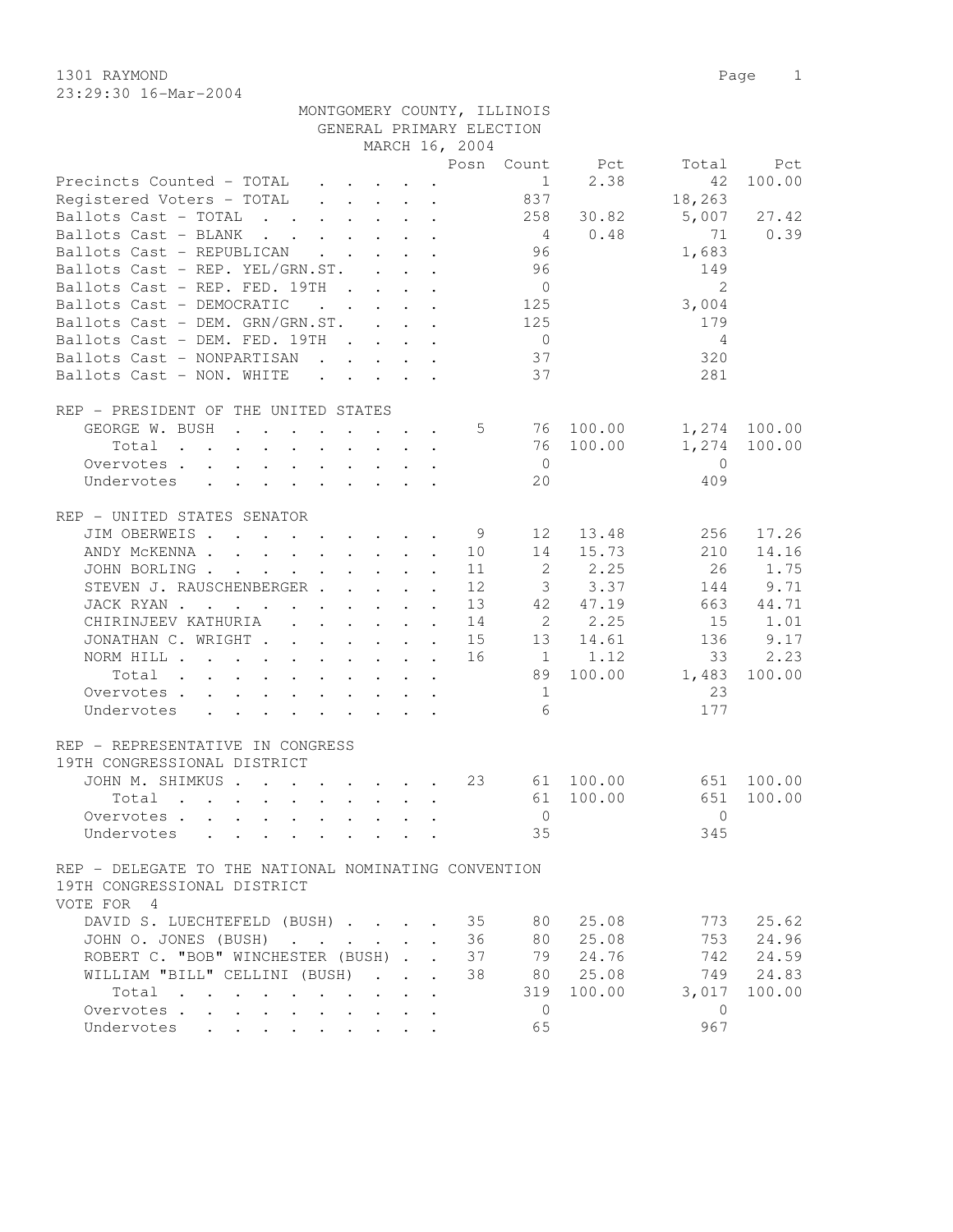1301 RAYMOND

23:29:30 16-Mar-2004

MONTGOMERY COUNTY, ILLINOIS
GENERAL PRIMARY ELECTION
MARCH 16, 2004

| | Posn | Count | Pct | Total | Pct |
|---|---|---|---|---|---|
| Precincts Counted - TOTAL | | 1 | 2.38 | 42 | 100.00 |
| Registered Voters - TOTAL | | 837 | | 18,263 | |
| Ballots Cast - TOTAL | | 258 | 30.82 | 5,007 | 27.42 |
| Ballots Cast - BLANK | | 4 | 0.48 | 71 | 0.39 |
| Ballots Cast - REPUBLICAN | | 96 | | 1,683 | |
| Ballots Cast - REP. YEL/GRN.ST. | | 96 | | 149 | |
| Ballots Cast - REP. FED. 19TH | | 0 | | 2 | |
| Ballots Cast - DEMOCRATIC | | 125 | | 3,004 | |
| Ballots Cast - DEM. GRN/GRN.ST. | | 125 | | 179 | |
| Ballots Cast - DEM. FED. 19TH | | 0 | | 4 | |
| Ballots Cast - NONPARTISAN | | 37 | | 320 | |
| Ballots Cast - NON. WHITE | | 37 | | 281 | |

REP - PRESIDENT OF THE UNITED STATES

| | Posn | Count | Pct | Total | Pct |
|---|---|---|---|---|---|
| GEORGE W. BUSH | 5 | 76 | 100.00 | 1,274 | 100.00 |
| Total | | 76 | 100.00 | 1,274 | 100.00 |
| Overvotes | | 0 | | 0 | |
| Undervotes | | 20 | | 409 | |

REP - UNITED STATES SENATOR

| | Posn | Count | Pct | Total | Pct |
|---|---|---|---|---|---|
| JIM OBERWEIS | 9 | 12 | 13.48 | 256 | 17.26 |
| ANDY McKENNA | 10 | 14 | 15.73 | 210 | 14.16 |
| JOHN BORLING | 11 | 2 | 2.25 | 26 | 1.75 |
| STEVEN J. RAUSCHENBERGER | 12 | 3 | 3.37 | 144 | 9.71 |
| JACK RYAN | 13 | 42 | 47.19 | 663 | 44.71 |
| CHIRINJEEV KATHURIA | 14 | 2 | 2.25 | 15 | 1.01 |
| JONATHAN C. WRIGHT | 15 | 13 | 14.61 | 136 | 9.17 |
| NORM HILL | 16 | 1 | 1.12 | 33 | 2.23 |
| Total | | 89 | 100.00 | 1,483 | 100.00 |
| Overvotes | | 1 | | 23 | |
| Undervotes | | 6 | | 177 | |

REP - REPRESENTATIVE IN CONGRESS
19TH CONGRESSIONAL DISTRICT

| | Posn | Count | Pct | Total | Pct |
|---|---|---|---|---|---|
| JOHN M. SHIMKUS | 23 | 61 | 100.00 | 651 | 100.00 |
| Total | | 61 | 100.00 | 651 | 100.00 |
| Overvotes | | 0 | | 0 | |
| Undervotes | | 35 | | 345 | |

REP - DELEGATE TO THE NATIONAL NOMINATING CONVENTION
19TH CONGRESSIONAL DISTRICT
VOTE FOR 4

| | Posn | Count | Pct | Total | Pct |
|---|---|---|---|---|---|
| DAVID S. LUECHTEFELD (BUSH) | 35 | 80 | 25.08 | 773 | 25.62 |
| JOHN O. JONES (BUSH) | 36 | 80 | 25.08 | 753 | 24.96 |
| ROBERT C. "BOB" WINCHESTER (BUSH) | 37 | 79 | 24.76 | 742 | 24.59 |
| WILLIAM "BILL" CELLINI (BUSH) | 38 | 80 | 25.08 | 749 | 24.83 |
| Total | | 319 | 100.00 | 3,017 | 100.00 |
| Overvotes | | 0 | | 0 | |
| Undervotes | | 65 | | 967 | |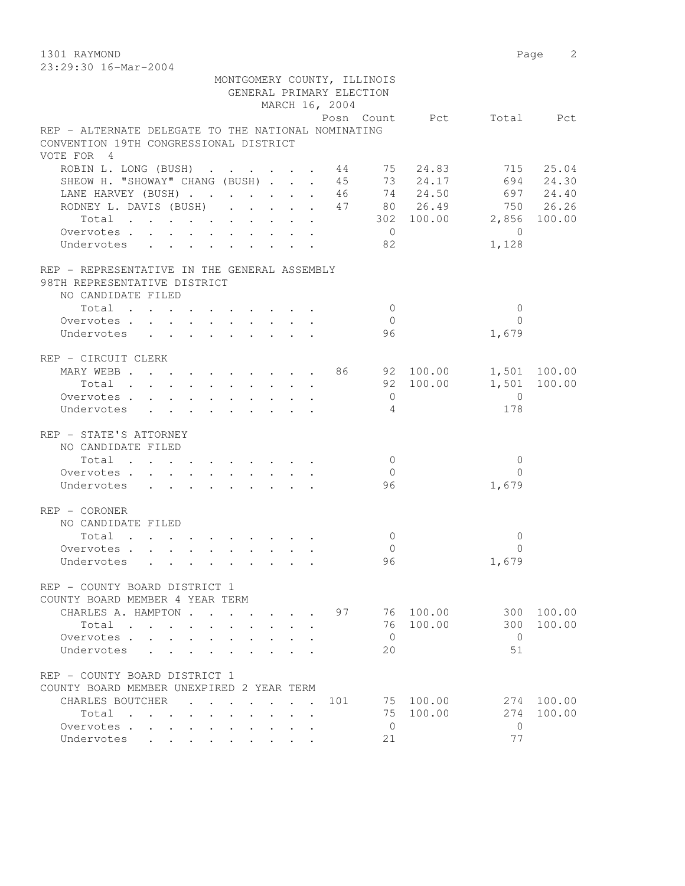MONTGOMERY COUNTY, ILLINOIS
GENERAL PRIMARY ELECTION
MARCH 16, 2004

## REP - ALTERNATE DELEGATE TO THE NATIONAL NOMINATING CONVENTION 19TH CONGRESSIONAL DISTRICT

VOTE FOR 4

| | Posn | Count | Pct | Total | Pct |
|---|---|---|---|---|---|
| ROBIN L. LONG (BUSH) | 44 | 75 | 24.83 | 715 | 25.04 |
| SHEOW H. "SHOWAY" CHANG (BUSH) | 45 | 73 | 24.17 | 694 | 24.30 |
| LANE HARVEY (BUSH) | 46 | 74 | 24.50 | 697 | 24.40 |
| RODNEY L. DAVIS (BUSH) | 47 | 80 | 26.49 | 750 | 26.26 |
| Total | | 302 | 100.00 | 2,856 | 100.00 |
| Overvotes | | 0 | | 0 | |
| Undervotes | | 82 | | 1,128 | |

## REP - REPRESENTATIVE IN THE GENERAL ASSEMBLY 98TH REPRESENTATIVE DISTRICT

NO CANDIDATE FILED

| | Posn | Count | Pct | Total | Pct |
|---|---|---|---|---|---|
| Total | | 0 | | 0 | |
| Overvotes | | 0 | | 0 | |
| Undervotes | | 96 | | 1,679 | |

## REP - CIRCUIT CLERK

| | Posn | Count | Pct | Total | Pct |
|---|---|---|---|---|---|
| MARY WEBB | 86 | 92 | 100.00 | 1,501 | 100.00 |
| Total | | 92 | 100.00 | 1,501 | 100.00 |
| Overvotes | | 0 | | 0 | |
| Undervotes | | 4 | | 178 | |

## REP - STATE'S ATTORNEY

NO CANDIDATE FILED

| | Posn | Count | Pct | Total | Pct |
|---|---|---|---|---|---|
| Total | | 0 | | 0 | |
| Overvotes | | 0 | | 0 | |
| Undervotes | | 96 | | 1,679 | |

## REP - CORONER

NO CANDIDATE FILED

| | Posn | Count | Pct | Total | Pct |
|---|---|---|---|---|---|
| Total | | 0 | | 0 | |
| Overvotes | | 0 | | 0 | |
| Undervotes | | 96 | | 1,679 | |

## REP - COUNTY BOARD DISTRICT 1 COUNTY BOARD MEMBER 4 YEAR TERM

| | Posn | Count | Pct | Total | Pct |
|---|---|---|---|---|---|
| CHARLES A. HAMPTON | 97 | 76 | 100.00 | 300 | 100.00 |
| Total | | 76 | 100.00 | 300 | 100.00 |
| Overvotes | | 0 | | 0 | |
| Undervotes | | 20 | | 51 | |

## REP - COUNTY BOARD DISTRICT 1 COUNTY BOARD MEMBER UNEXPIRED 2 YEAR TERM

| | Posn | Count | Pct | Total | Pct |
|---|---|---|---|---|---|
| CHARLES BOUTCHER | 101 | 75 | 100.00 | 274 | 100.00 |
| Total | | 75 | 100.00 | 274 | 100.00 |
| Overvotes | | 0 | | 0 | |
| Undervotes | | 21 | | 77 | |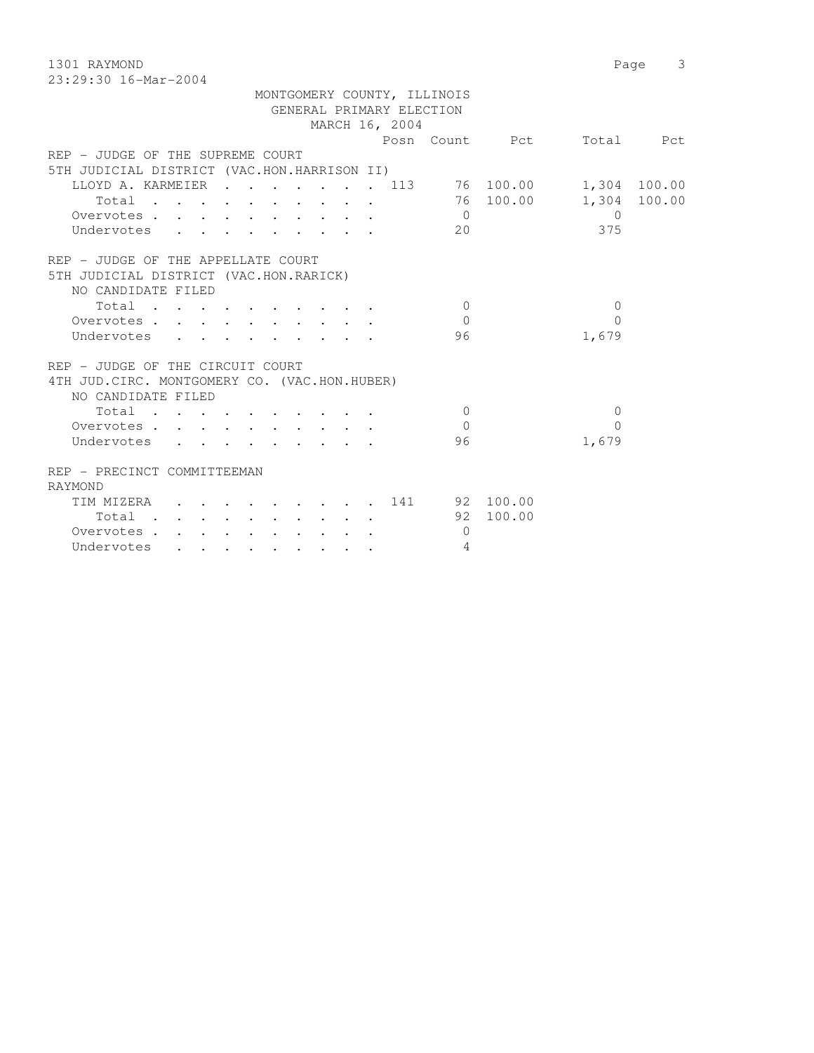MONTGOMERY COUNTY, ILLINOIS
GENERAL PRIMARY ELECTION
MARCH 16, 2004

| | Posn | Count | Pct | Total | Pct |
|---|---|---|---|---|---|
| **REP - JUDGE OF THE SUPREME COURT** | | | | | |
| **5TH JUDICIAL DISTRICT (VAC.HON.HARRISON II)** | | | | | |
| LLOYD A. KARMEIER | 113 | 76 | 100.00 | 1,304 | 100.00 |
| Total | | 76 | 100.00 | 1,304 | 100.00 |
| Overvotes | | 0 | | 0 | |
| Undervotes | | 20 | | 375 | |
| **REP - JUDGE OF THE APPELLATE COURT** | | | | | |
| **5TH JUDICIAL DISTRICT (VAC.HON.RARICK)** | | | | | |
| NO CANDIDATE FILED | | | | | |
| Total | | 0 | | 0 | |
| Overvotes | | 0 | | 0 | |
| Undervotes | | 96 | | 1,679 | |
| **REP - JUDGE OF THE CIRCUIT COURT** | | | | | |
| **4TH JUD.CIRC. MONTGOMERY CO. (VAC.HON.HUBER)** | | | | | |
| NO CANDIDATE FILED | | | | | |
| Total | | 0 | | 0 | |
| Overvotes | | 0 | | 0 | |
| Undervotes | | 96 | | 1,679 | |
| **REP - PRECINCT COMMITTEEMAN** | | | | | |
| **RAYMOND** | | | | | |
| TIM MIZERA | 141 | 92 | 100.00 | | |
| Total | | 92 | 100.00 | | |
| Overvotes | | 0 | | | |
| Undervotes | | 4 | | | |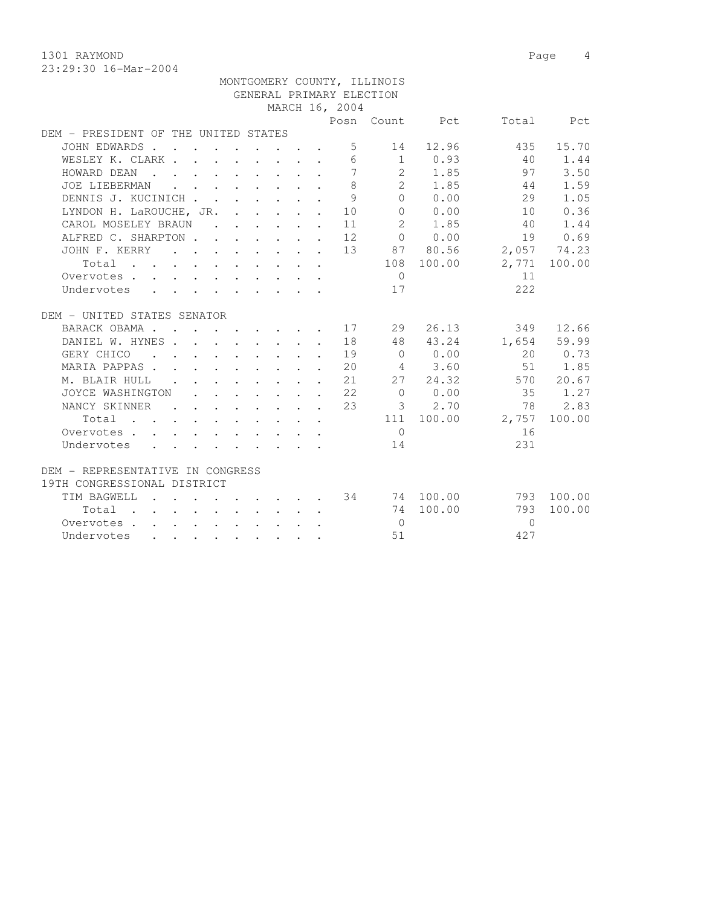MONTGOMERY COUNTY, ILLINOIS
GENERAL PRIMARY ELECTION
MARCH 16, 2004

1301 RAYMOND

23:29:30 16-Mar-2004

| | Posn | Count | Pct | Total | Pct |
|---|---|---|---|---|---|
| **DEM - PRESIDENT OF THE UNITED STATES** | | | | | |
| JOHN EDWARDS | 5 | 14 | 12.96 | 435 | 15.70 |
| WESLEY K. CLARK | 6 | 1 | 0.93 | 40 | 1.44 |
| HOWARD DEAN | 7 | 2 | 1.85 | 97 | 3.50 |
| JOE LIEBERMAN | 8 | 2 | 1.85 | 44 | 1.59 |
| DENNIS J. KUCINICH | 9 | 0 | 0.00 | 29 | 1.05 |
| LYNDON H. LaROUCHE, JR. | 10 | 0 | 0.00 | 10 | 0.36 |
| CAROL MOSELEY BRAUN | 11 | 2 | 1.85 | 40 | 1.44 |
| ALFRED C. SHARPTON | 12 | 0 | 0.00 | 19 | 0.69 |
| JOHN F. KERRY | 13 | 87 | 80.56 | 2,057 | 74.23 |
| Total | | 108 | 100.00 | 2,771 | 100.00 |
| Overvotes | | 0 | | 11 | |
| Undervotes | | 17 | | 222 | |
| **DEM - UNITED STATES SENATOR** | | | | | |
| BARACK OBAMA | 17 | 29 | 26.13 | 349 | 12.66 |
| DANIEL W. HYNES | 18 | 48 | 43.24 | 1,654 | 59.99 |
| GERY CHICO | 19 | 0 | 0.00 | 20 | 0.73 |
| MARIA PAPPAS | 20 | 4 | 3.60 | 51 | 1.85 |
| M. BLAIR HULL | 21 | 27 | 24.32 | 570 | 20.67 |
| JOYCE WASHINGTON | 22 | 0 | 0.00 | 35 | 1.27 |
| NANCY SKINNER | 23 | 3 | 2.70 | 78 | 2.83 |
| Total | | 111 | 100.00 | 2,757 | 100.00 |
| Overvotes | | 0 | | 16 | |
| Undervotes | | 14 | | 231 | |
| **DEM - REPRESENTATIVE IN CONGRESS 19TH CONGRESSIONAL DISTRICT** | | | | | |
| TIM BAGWELL | 34 | 74 | 100.00 | 793 | 100.00 |
| Total | | 74 | 100.00 | 793 | 100.00 |
| Overvotes | | 0 | | 0 | |
| Undervotes | | 51 | | 427 | |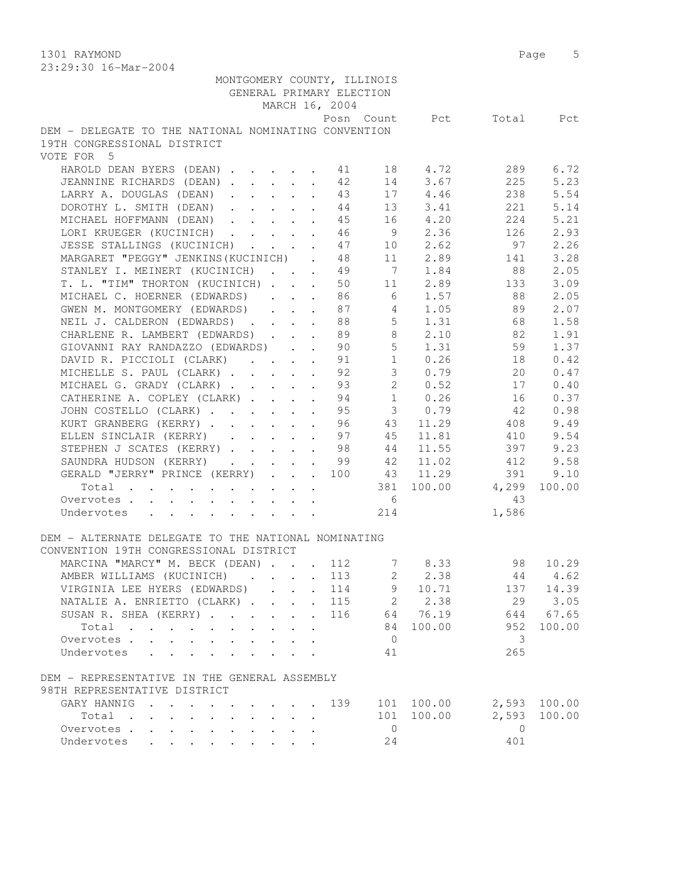MONTGOMERY COUNTY, ILLINOIS
GENERAL PRIMARY ELECTION
MARCH 16, 2004

DEM - DELEGATE TO THE NATIONAL NOMINATING CONVENTION
19TH CONGRESSIONAL DISTRICT
VOTE FOR 5

| | Posn | Count | Pct | Total | Pct |
|---|---|---|---|---|---|
| HAROLD DEAN BYERS (DEAN) | 41 | 18 | 4.72 | 289 | 6.72 |
| JEANNINE RICHARDS (DEAN) | 42 | 14 | 3.67 | 225 | 5.23 |
| LARRY A. DOUGLAS (DEAN) | 43 | 17 | 4.46 | 238 | 5.54 |
| DOROTHY L. SMITH (DEAN) | 44 | 13 | 3.41 | 221 | 5.14 |
| MICHAEL HOFFMANN (DEAN) | 45 | 16 | 4.20 | 224 | 5.21 |
| LORI KRUEGER (KUCINICH) | 46 | 9 | 2.36 | 126 | 2.93 |
| JESSE STALLINGS (KUCINICH) | 47 | 10 | 2.62 | 97 | 2.26 |
| MARGARET "PEGGY" JENKINS(KUCINICH) | 48 | 11 | 2.89 | 141 | 3.28 |
| STANLEY I. MEINERT (KUCINICH) | 49 | 7 | 1.84 | 88 | 2.05 |
| T. L. "TIM" THORTON (KUCINICH) | 50 | 11 | 2.89 | 133 | 3.09 |
| MICHAEL C. HOERNER (EDWARDS) | 86 | 6 | 1.57 | 88 | 2.05 |
| GWEN M. MONTGOMERY (EDWARDS) | 87 | 4 | 1.05 | 89 | 2.07 |
| NEIL J. CALDERON (EDWARDS) | 88 | 5 | 1.31 | 68 | 1.58 |
| CHARLENE R. LAMBERT (EDWARDS) | 89 | 8 | 2.10 | 82 | 1.91 |
| GIOVANNI RAY RANDAZZO (EDWARDS) | 90 | 5 | 1.31 | 59 | 1.37 |
| DAVID R. PICCIOLI (CLARK) | 91 | 1 | 0.26 | 18 | 0.42 |
| MICHELLE S. PAUL (CLARK) | 92 | 3 | 0.79 | 20 | 0.47 |
| MICHAEL G. GRADY (CLARK) | 93 | 2 | 0.52 | 17 | 0.40 |
| CATHERINE A. COPLEY (CLARK) | 94 | 1 | 0.26 | 16 | 0.37 |
| JOHN COSTELLO (CLARK) | 95 | 3 | 0.79 | 42 | 0.98 |
| KURT GRANBERG (KERRY) | 96 | 43 | 11.29 | 408 | 9.49 |
| ELLEN SINCLAIR (KERRY) | 97 | 45 | 11.81 | 410 | 9.54 |
| STEPHEN J SCATES (KERRY) | 98 | 44 | 11.55 | 397 | 9.23 |
| SAUNDRA HUDSON (KERRY) | 99 | 42 | 11.02 | 412 | 9.58 |
| GERALD "JERRY" PRINCE (KERRY) | 100 | 43 | 11.29 | 391 | 9.10 |
| Total | | 381 | 100.00 | 4,299 | 100.00 |
| Overvotes | | 6 | | 43 | |
| Undervotes | | 214 | | 1,586 | |

DEM - ALTERNATE DELEGATE TO THE NATIONAL NOMINATING
CONVENTION 19TH CONGRESSIONAL DISTRICT

| | Posn | Count | Pct | Total | Pct |
|---|---|---|---|---|---|
| MARCINA "MARCY" M. BECK (DEAN) | 112 | 7 | 8.33 | 98 | 10.29 |
| AMBER WILLIAMS (KUCINICH) | 113 | 2 | 2.38 | 44 | 4.62 |
| VIRGINIA LEE HYERS (EDWARDS) | 114 | 9 | 10.71 | 137 | 14.39 |
| NATALIE A. ENRIETTO (CLARK) | 115 | 2 | 2.38 | 29 | 3.05 |
| SUSAN R. SHEA (KERRY) | 116 | 64 | 76.19 | 644 | 67.65 |
| Total | | 84 | 100.00 | 952 | 100.00 |
| Overvotes | | 0 | | 3 | |
| Undervotes | | 41 | | 265 | |

DEM - REPRESENTATIVE IN THE GENERAL ASSEMBLY
98TH REPRESENTATIVE DISTRICT

| | Posn | Count | Pct | Total | Pct |
|---|---|---|---|---|---|
| GARY HANNIG | 139 | 101 | 100.00 | 2,593 | 100.00 |
| Total | | 101 | 100.00 | 2,593 | 100.00 |
| Overvotes | | 0 | | 0 | |
| Undervotes | | 24 | | 401 | |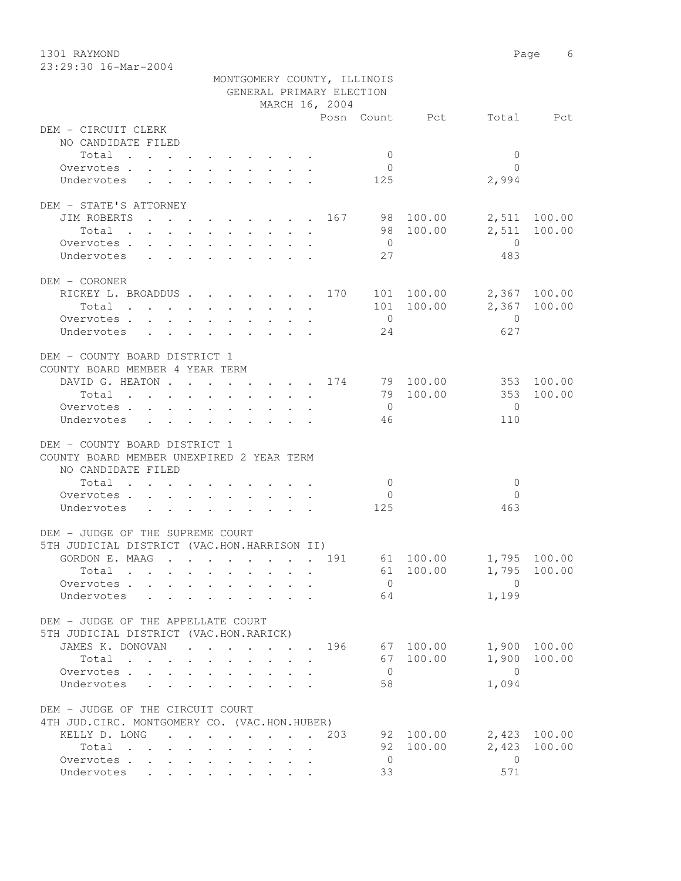MONTGOMERY COUNTY, ILLINOIS
GENERAL PRIMARY ELECTION
MARCH 16, 2004

| | Posn | Count | Pct | Total | Pct |
|---|---|---|---|---|---|
| **DEM - CIRCUIT CLERK** | | | | | |
| NO CANDIDATE FILED | | | | | |
| Total | | 0 | | 0 | |
| Overvotes | | 0 | | 0 | |
| Undervotes | | 125 | | 2,994 | |
| **DEM - STATE'S ATTORNEY** | | | | | |
| JIM ROBERTS | 167 | 98 | 100.00 | 2,511 | 100.00 |
| Total | | 98 | 100.00 | 2,511 | 100.00 |
| Overvotes | | 0 | | 0 | |
| Undervotes | | 27 | | 483 | |
| **DEM - CORONER** | | | | | |
| RICKEY L. BROADDUS | 170 | 101 | 100.00 | 2,367 | 100.00 |
| Total | | 101 | 100.00 | 2,367 | 100.00 |
| Overvotes | | 0 | | 0 | |
| Undervotes | | 24 | | 627 | |
| **DEM - COUNTY BOARD DISTRICT 1** | | | | | |
| COUNTY BOARD MEMBER 4 YEAR TERM | | | | | |
| DAVID G. HEATON | 174 | 79 | 100.00 | 353 | 100.00 |
| Total | | 79 | 100.00 | 353 | 100.00 |
| Overvotes | | 0 | | 0 | |
| Undervotes | | 46 | | 110 | |
| **DEM - COUNTY BOARD DISTRICT 1** | | | | | |
| COUNTY BOARD MEMBER UNEXPIRED 2 YEAR TERM | | | | | |
| NO CANDIDATE FILED | | | | | |
| Total | | 0 | | 0 | |
| Overvotes | | 0 | | 0 | |
| Undervotes | | 125 | | 463 | |
| **DEM - JUDGE OF THE SUPREME COURT** | | | | | |
| 5TH JUDICIAL DISTRICT (VAC.HON.HARRISON II) | | | | | |
| GORDON E. MAAG | 191 | 61 | 100.00 | 1,795 | 100.00 |
| Total | | 61 | 100.00 | 1,795 | 100.00 |
| Overvotes | | 0 | | 0 | |
| Undervotes | | 64 | | 1,199 | |
| **DEM - JUDGE OF THE APPELLATE COURT** | | | | | |
| 5TH JUDICIAL DISTRICT (VAC.HON.RARICK) | | | | | |
| JAMES K. DONOVAN | 196 | 67 | 100.00 | 1,900 | 100.00 |
| Total | | 67 | 100.00 | 1,900 | 100.00 |
| Overvotes | | 0 | | 0 | |
| Undervotes | | 58 | | 1,094 | |
| **DEM - JUDGE OF THE CIRCUIT COURT** | | | | | |
| 4TH JUD.CIRC. MONTGOMERY CO. (VAC.HON.HUBER) | | | | | |
| KELLY D. LONG | 203 | 92 | 100.00 | 2,423 | 100.00 |
| Total | | 92 | 100.00 | 2,423 | 100.00 |
| Overvotes | | 0 | | 0 | |
| Undervotes | | 33 | | 571 | |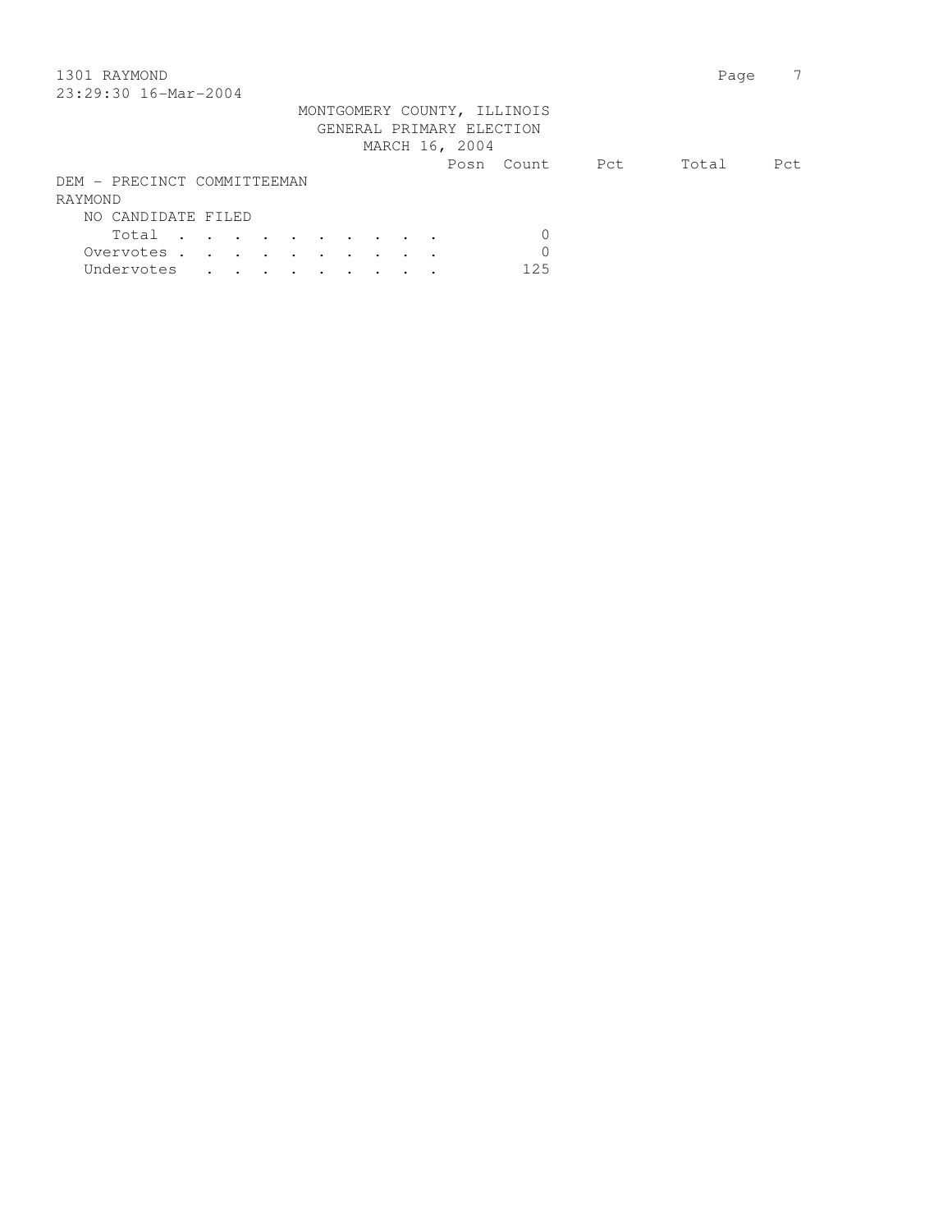MONTGOMERY COUNTY, ILLINOIS
GENERAL PRIMARY ELECTION
MARCH 16, 2004

| | Posn | Count | Pct | Total | Pct |
|---|---|---|---|---|---|
| **DEM - PRECINCT COMMITTEEMAN** | | | | | |
| **RAYMOND** | | | | | |
| NO CANDIDATE FILED | | | | | |
| Total . . . . . . . . . . | | 0 | | | |
| Overvotes . . . . . . . . . . | | 0 | | | |
| Undervotes . . . . . . . . . | | 125 | | | |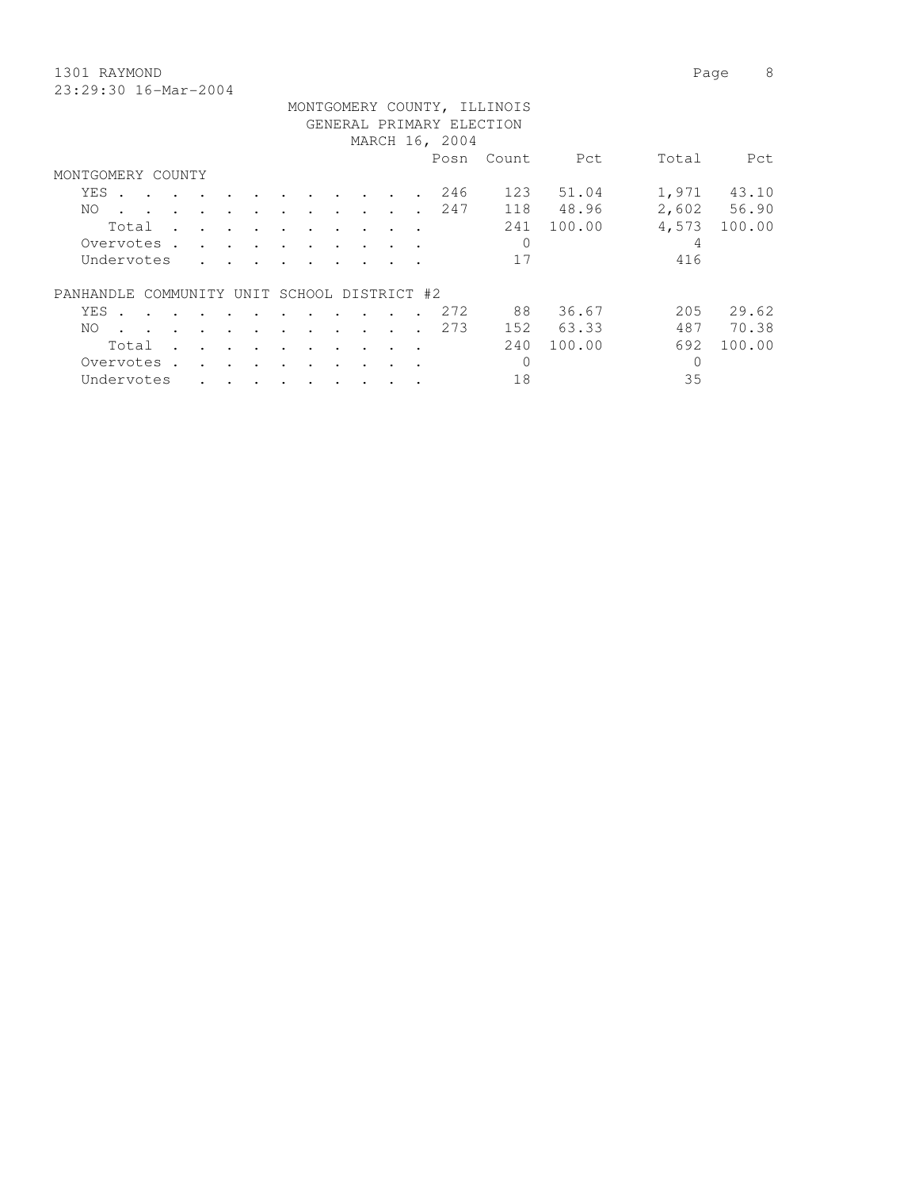1301 RAYMOND
23:29:30 16-Mar-2004

MONTGOMERY COUNTY, ILLINOIS
GENERAL PRIMARY ELECTION
MARCH 16, 2004

| | Posn | Count | Pct | Total | Pct |
|---|---|---|---|---|---|
| **MONTGOMERY COUNTY** | | | | | |
| YES | 246 | 123 | 51.04 | 1,971 | 43.10 |
| NO | 247 | 118 | 48.96 | 2,602 | 56.90 |
| Total | | 241 | 100.00 | 4,573 | 100.00 |
| Overvotes | | 0 | | 4 | |
| Undervotes | | 17 | | 416 | |
| **PANHANDLE COMMUNITY UNIT SCHOOL DISTRICT #2** | | | | | |
| YES | 272 | 88 | 36.67 | 205 | 29.62 |
| NO | 273 | 152 | 63.33 | 487 | 70.38 |
| Total | | 240 | 100.00 | 692 | 100.00 |
| Overvotes | | 0 | | 0 | |
| Undervotes | | 18 | | 35 | |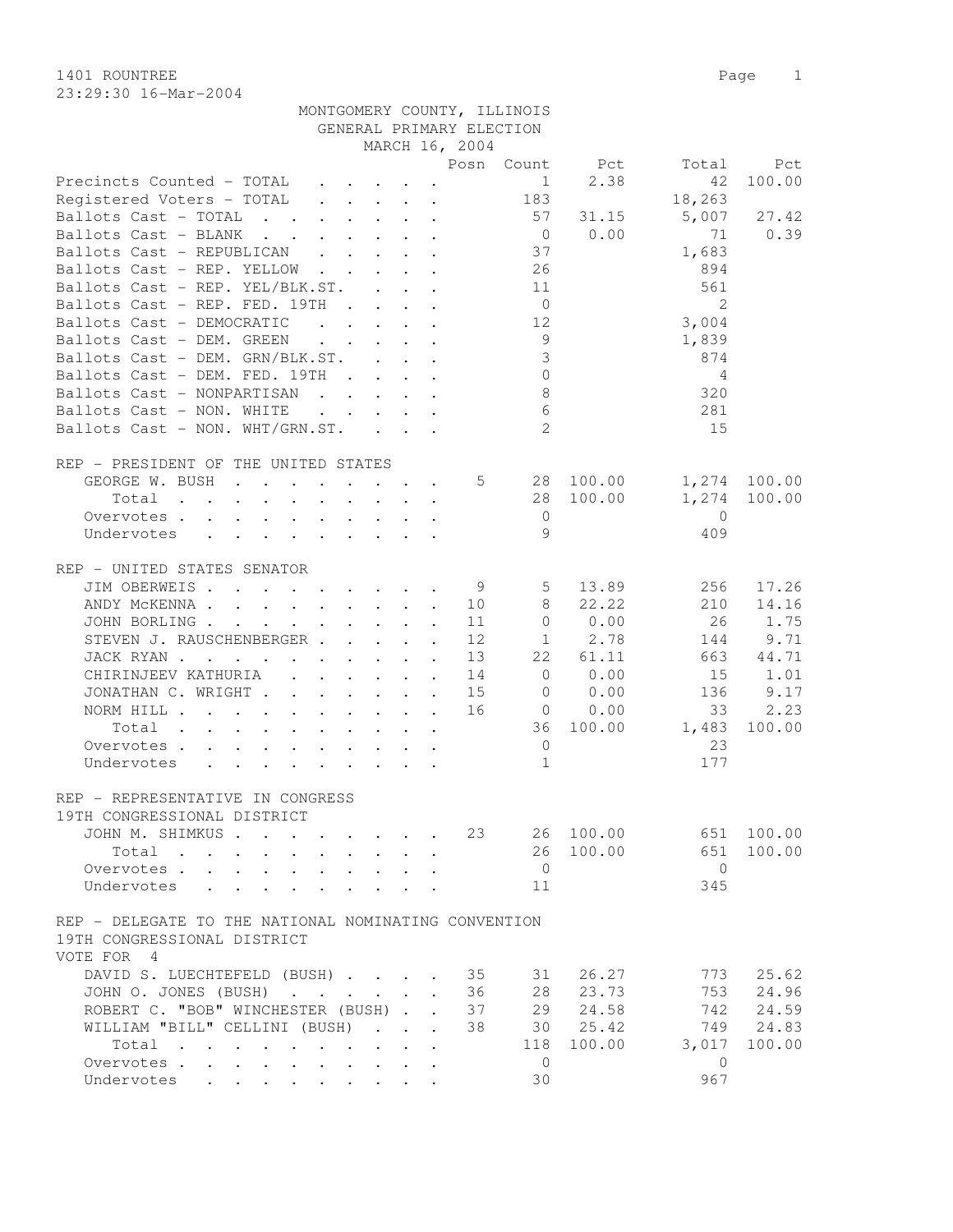1401 ROUNTREE
23:29:30 16-Mar-2004

MONTGOMERY COUNTY, ILLINOIS
GENERAL PRIMARY ELECTION
MARCH 16, 2004

| | Posn | Count | Pct | Total | Pct |
|---|---|---|---|---|---|
| Precincts Counted - TOTAL | | 1 | 2.38 | 42 | 100.00 |
| Registered Voters - TOTAL | | 183 | | 18,263 | |
| Ballots Cast - TOTAL | | 57 | 31.15 | 5,007 | 27.42 |
| Ballots Cast - BLANK | | 0 | 0.00 | 71 | 0.39 |
| Ballots Cast - REPUBLICAN | | 37 | | 1,683 | |
| Ballots Cast - REP. YELLOW | | 26 | | 894 | |
| Ballots Cast - REP. YEL/BLK.ST. | | 11 | | 561 | |
| Ballots Cast - REP. FED. 19TH | | 0 | | 2 | |
| Ballots Cast - DEMOCRATIC | | 12 | | 3,004 | |
| Ballots Cast - DEM. GREEN | | 9 | | 1,839 | |
| Ballots Cast - DEM. GRN/BLK.ST. | | 3 | | 874 | |
| Ballots Cast - DEM. FED. 19TH | | 0 | | 4 | |
| Ballots Cast - NONPARTISAN | | 8 | | 320 | |
| Ballots Cast - NON. WHITE | | 6 | | 281 | |
| Ballots Cast - NON. WHT/GRN.ST. | | 2 | | 15 | |

REP - PRESIDENT OF THE UNITED STATES

| | Posn | Count | Pct | Total | Pct |
|---|---|---|---|---|---|
| GEORGE W. BUSH | 5 | 28 | 100.00 | 1,274 | 100.00 |
| Total | | 28 | 100.00 | 1,274 | 100.00 |
| Overvotes | | 0 | | 0 | |
| Undervotes | | 9 | | 409 | |

REP - UNITED STATES SENATOR

| | Posn | Count | Pct | Total | Pct |
|---|---|---|---|---|---|
| JIM OBERWEIS | 9 | 5 | 13.89 | 256 | 17.26 |
| ANDY McKENNA | 10 | 8 | 22.22 | 210 | 14.16 |
| JOHN BORLING | 11 | 0 | 0.00 | 26 | 1.75 |
| STEVEN J. RAUSCHENBERGER | 12 | 1 | 2.78 | 144 | 9.71 |
| JACK RYAN | 13 | 22 | 61.11 | 663 | 44.71 |
| CHIRINJEEV KATHURIA | 14 | 0 | 0.00 | 15 | 1.01 |
| JONATHAN C. WRIGHT | 15 | 0 | 0.00 | 136 | 9.17 |
| NORM HILL | 16 | 0 | 0.00 | 33 | 2.23 |
| Total | | 36 | 100.00 | 1,483 | 100.00 |
| Overvotes | | 0 | | 23 | |
| Undervotes | | 1 | | 177 | |

REP - REPRESENTATIVE IN CONGRESS
19TH CONGRESSIONAL DISTRICT

| | Posn | Count | Pct | Total | Pct |
|---|---|---|---|---|---|
| JOHN M. SHIMKUS | 23 | 26 | 100.00 | 651 | 100.00 |
| Total | | 26 | 100.00 | 651 | 100.00 |
| Overvotes | | 0 | | 0 | |
| Undervotes | | 11 | | 345 | |

REP - DELEGATE TO THE NATIONAL NOMINATING CONVENTION
19TH CONGRESSIONAL DISTRICT
VOTE FOR 4

| | Posn | Count | Pct | Total | Pct |
|---|---|---|---|---|---|
| DAVID S. LUECHTEFELD (BUSH) | 35 | 31 | 26.27 | 773 | 25.62 |
| JOHN O. JONES (BUSH) | 36 | 28 | 23.73 | 753 | 24.96 |
| ROBERT C. "BOB" WINCHESTER (BUSH) | 37 | 29 | 24.58 | 742 | 24.59 |
| WILLIAM "BILL" CELLINI (BUSH) | 38 | 30 | 25.42 | 749 | 24.83 |
| Total | | 118 | 100.00 | 3,017 | 100.00 |
| Overvotes | | 0 | | 0 | |
| Undervotes | | 30 | | 967 | |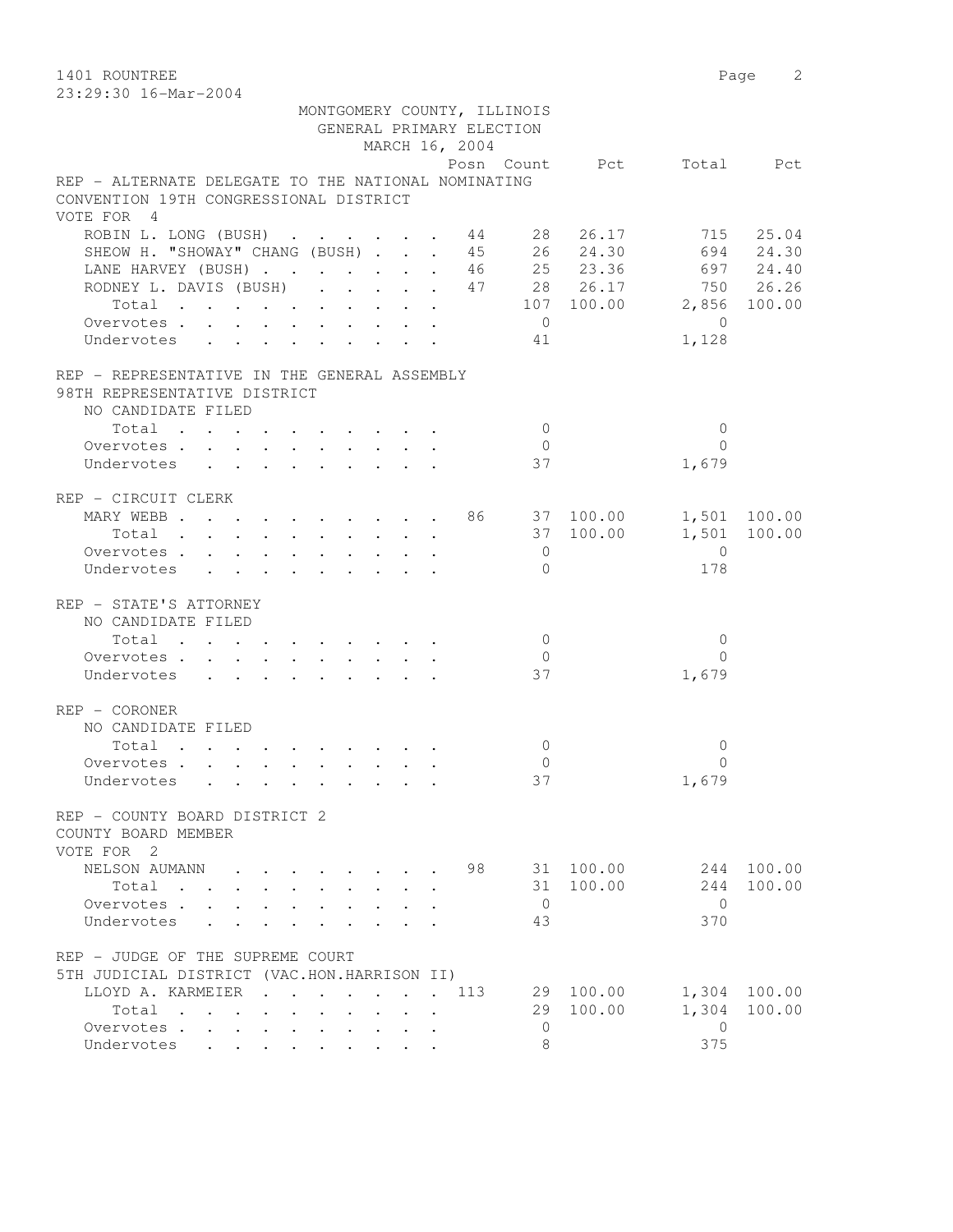1401 ROUNTREE

23:29:30 16-Mar-2004

MONTGOMERY COUNTY, ILLINOIS
GENERAL PRIMARY ELECTION
MARCH 16, 2004

| | Posn | Count | Pct | Total | Pct |
|---|---|---|---|---|---|
| **REP - ALTERNATE DELEGATE TO THE NATIONAL NOMINATING CONVENTION 19TH CONGRESSIONAL DISTRICT** | | | | | |
| VOTE FOR 4 | | | | | |
| ROBIN L. LONG (BUSH) | 44 | 28 | 26.17 | 715 | 25.04 |
| SHEOW H. "SHOWAY" CHANG (BUSH) | 45 | 26 | 24.30 | 694 | 24.30 |
| LANE HARVEY (BUSH) | 46 | 25 | 23.36 | 697 | 24.40 |
| RODNEY L. DAVIS (BUSH) | 47 | 28 | 26.17 | 750 | 26.26 |
| Total | | 107 | 100.00 | 2,856 | 100.00 |
| Overvotes | | 0 | | 0 | |
| Undervotes | | 41 | | 1,128 | |
| **REP - REPRESENTATIVE IN THE GENERAL ASSEMBLY 98TH REPRESENTATIVE DISTRICT** | | | | | |
| NO CANDIDATE FILED | | | | | |
| Total | | 0 | | 0 | |
| Overvotes | | 0 | | 0 | |
| Undervotes | | 37 | | 1,679 | |
| **REP - CIRCUIT CLERK** | | | | | |
| MARY WEBB | 86 | 37 | 100.00 | 1,501 | 100.00 |
| Total | | 37 | 100.00 | 1,501 | 100.00 |
| Overvotes | | 0 | | 0 | |
| Undervotes | | 0 | | 178 | |
| **REP - STATE'S ATTORNEY** | | | | | |
| NO CANDIDATE FILED | | | | | |
| Total | | 0 | | 0 | |
| Overvotes | | 0 | | 0 | |
| Undervotes | | 37 | | 1,679 | |
| **REP - CORONER** | | | | | |
| NO CANDIDATE FILED | | | | | |
| Total | | 0 | | 0 | |
| Overvotes | | 0 | | 0 | |
| Undervotes | | 37 | | 1,679 | |
| **REP - COUNTY BOARD DISTRICT 2 COUNTY BOARD MEMBER** | | | | | |
| VOTE FOR 2 | | | | | |
| NELSON AUMANN | 98 | 31 | 100.00 | 244 | 100.00 |
| Total | | 31 | 100.00 | 244 | 100.00 |
| Overvotes | | 0 | | 0 | |
| Undervotes | | 43 | | 370 | |
| **REP - JUDGE OF THE SUPREME COURT 5TH JUDICIAL DISTRICT (VAC.HON.HARRISON II)** | | | | | |
| LLOYD A. KARMEIER | 113 | 29 | 100.00 | 1,304 | 100.00 |
| Total | | 29 | 100.00 | 1,304 | 100.00 |
| Overvotes | | 0 | | 0 | |
| Undervotes | | 8 | | 375 | |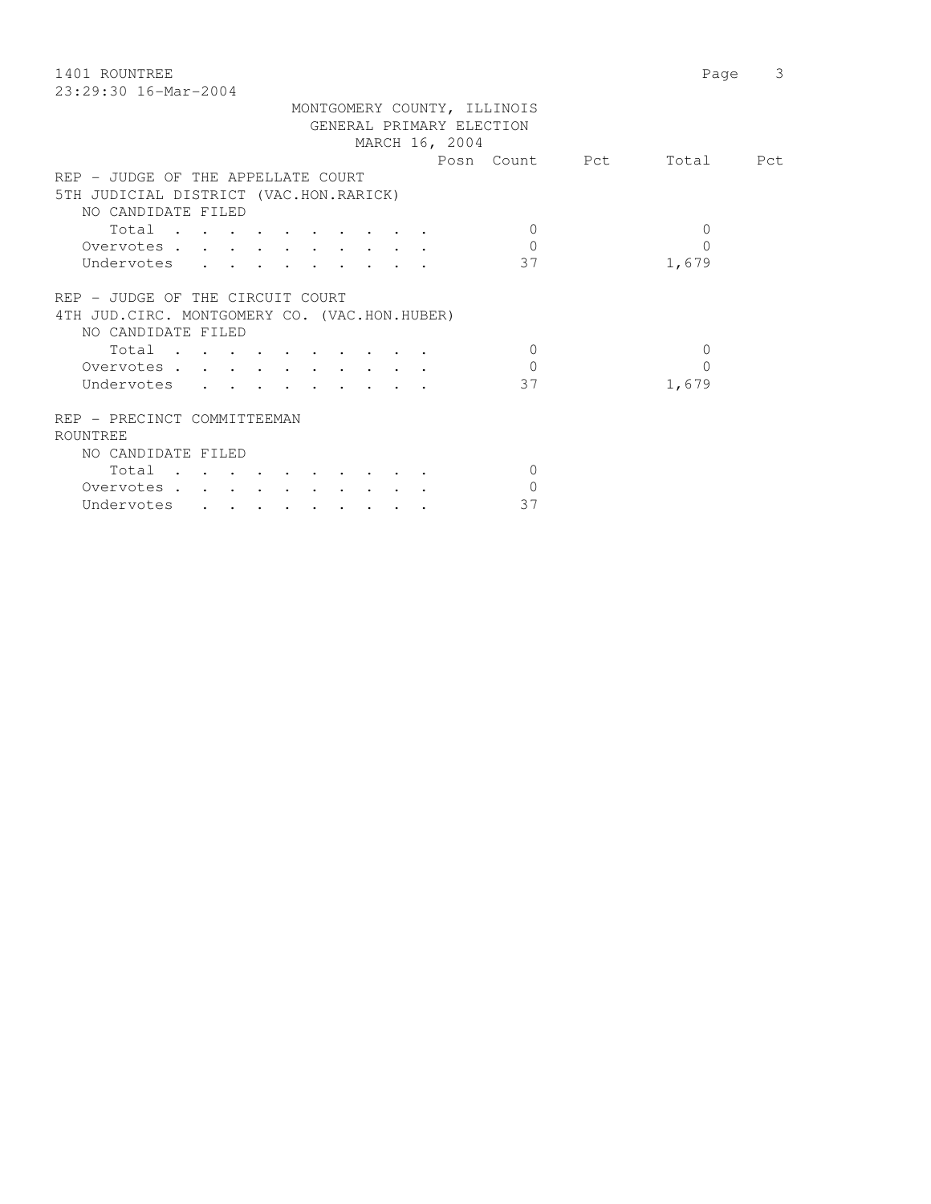MONTGOMERY COUNTY, ILLINOIS
GENERAL PRIMARY ELECTION
MARCH 16, 2004

| | Posn | Count | Pct | Total | Pct |
|---|---|---|---|---|---|
| **REP - JUDGE OF THE APPELLATE COURT** | | | | | |
| **5TH JUDICIAL DISTRICT (VAC.HON.RARICK)** | | | | | |
| NO CANDIDATE FILED | | | | | |
| Total | | 0 | | 0 | |
| Overvotes | | 0 | | 0 | |
| Undervotes | | 37 | | 1,679 | |
| **REP - JUDGE OF THE CIRCUIT COURT** | | | | | |
| **4TH JUD.CIRC. MONTGOMERY CO. (VAC.HON.HUBER)** | | | | | |
| NO CANDIDATE FILED | | | | | |
| Total | | 0 | | 0 | |
| Overvotes | | 0 | | 0 | |
| Undervotes | | 37 | | 1,679 | |
| **REP - PRECINCT COMMITTEEMAN** | | | | | |
| **ROUNTREE** | | | | | |
| NO CANDIDATE FILED | | | | | |
| Total | | 0 | | | |
| Overvotes | | 0 | | | |
| Undervotes | | 37 | | | |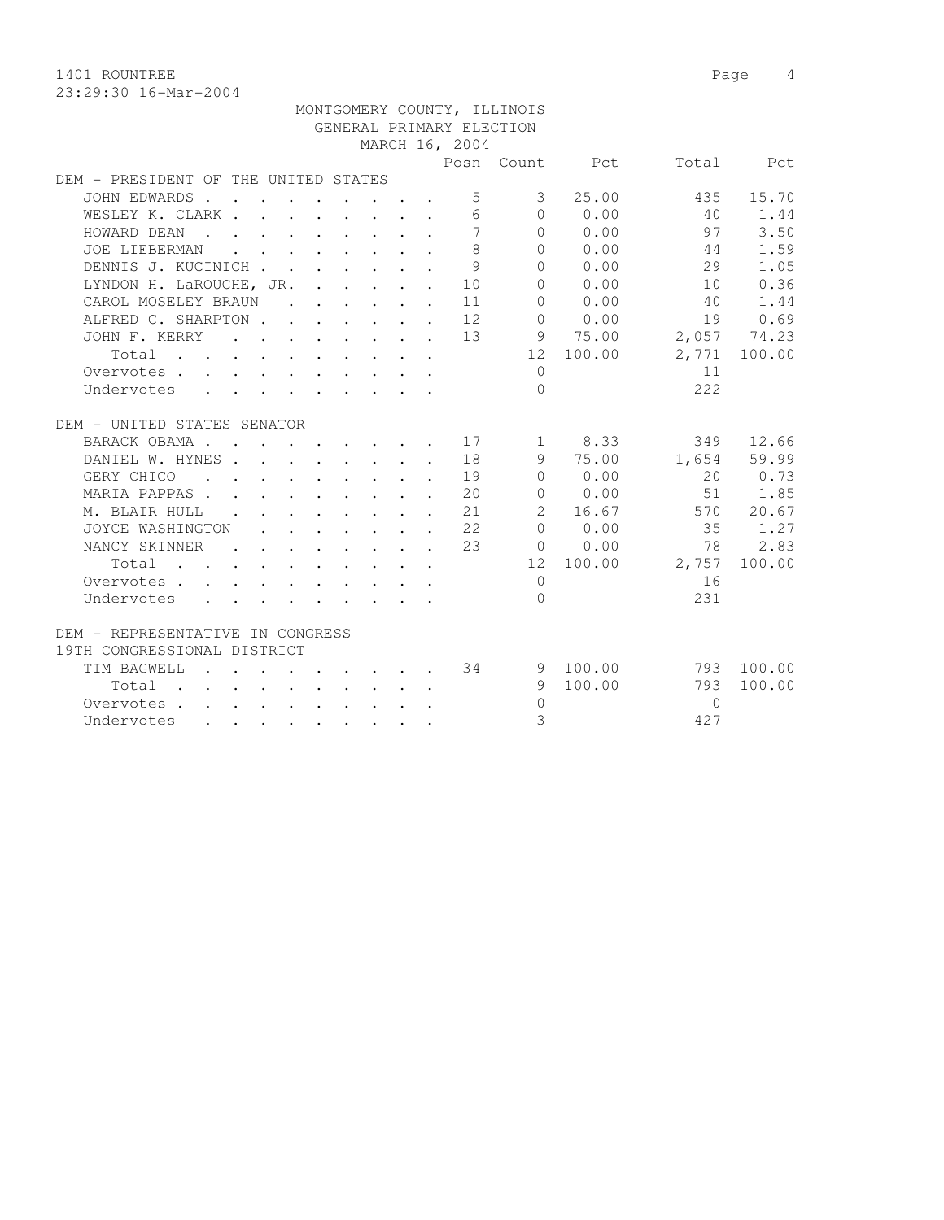1401 ROUNTREE

MONTGOMERY COUNTY, ILLINOIS
GENERAL PRIMARY ELECTION
MARCH 16, 2004

| | Posn | Count | Pct | Total | Pct |
|---|---|---|---|---|---|
| **DEM - PRESIDENT OF THE UNITED STATES** | | | | | |
| JOHN EDWARDS | 5 | 3 | 25.00 | 435 | 15.70 |
| WESLEY K. CLARK | 6 | 0 | 0.00 | 40 | 1.44 |
| HOWARD DEAN | 7 | 0 | 0.00 | 97 | 3.50 |
| JOE LIEBERMAN | 8 | 0 | 0.00 | 44 | 1.59 |
| DENNIS J. KUCINICH | 9 | 0 | 0.00 | 29 | 1.05 |
| LYNDON H. LaROUCHE, JR. | 10 | 0 | 0.00 | 10 | 0.36 |
| CAROL MOSELEY BRAUN | 11 | 0 | 0.00 | 40 | 1.44 |
| ALFRED C. SHARPTON | 12 | 0 | 0.00 | 19 | 0.69 |
| JOHN F. KERRY | 13 | 9 | 75.00 | 2,057 | 74.23 |
| Total | | 12 | 100.00 | 2,771 | 100.00 |
| Overvotes | | 0 | | 11 | |
| Undervotes | | 0 | | 222 | |
| **DEM - UNITED STATES SENATOR** | | | | | |
| BARACK OBAMA | 17 | 1 | 8.33 | 349 | 12.66 |
| DANIEL W. HYNES | 18 | 9 | 75.00 | 1,654 | 59.99 |
| GERY CHICO | 19 | 0 | 0.00 | 20 | 0.73 |
| MARIA PAPPAS | 20 | 0 | 0.00 | 51 | 1.85 |
| M. BLAIR HULL | 21 | 2 | 16.67 | 570 | 20.67 |
| JOYCE WASHINGTON | 22 | 0 | 0.00 | 35 | 1.27 |
| NANCY SKINNER | 23 | 0 | 0.00 | 78 | 2.83 |
| Total | | 12 | 100.00 | 2,757 | 100.00 |
| Overvotes | | 0 | | 16 | |
| Undervotes | | 0 | | 231 | |
| **DEM - REPRESENTATIVE IN CONGRESS 19TH CONGRESSIONAL DISTRICT** | | | | | |
| TIM BAGWELL | 34 | 9 | 100.00 | 793 | 100.00 |
| Total | | 9 | 100.00 | 793 | 100.00 |
| Overvotes | | 0 | | 0 | |
| Undervotes | | 3 | | 427 | |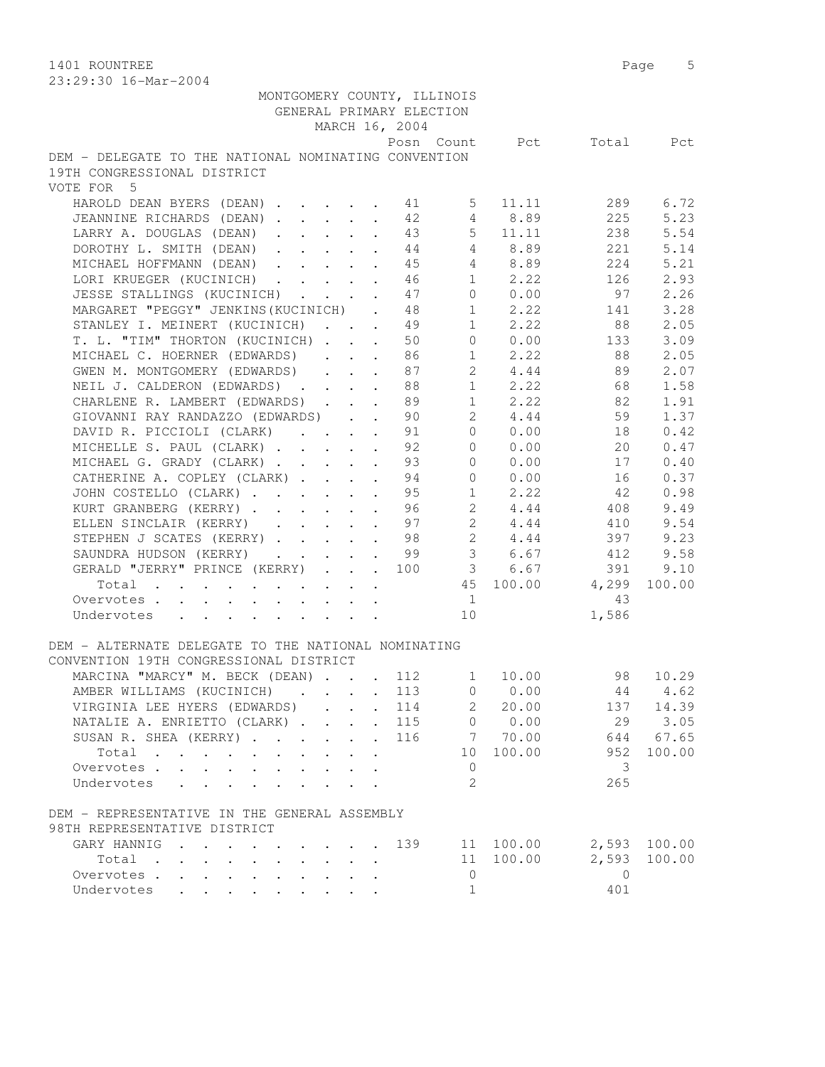1401 ROUNTREE
23:29:30 16-Mar-2004

MONTGOMERY COUNTY, ILLINOIS
GENERAL PRIMARY ELECTION
MARCH 16, 2004

DEM - DELEGATE TO THE NATIONAL NOMINATING CONVENTION
19TH CONGRESSIONAL DISTRICT
VOTE FOR 5

| | Posn | Count | Pct | Total | Pct |
|---|---|---|---|---|---|
| HAROLD DEAN BYERS (DEAN) | 41 | 5 | 11.11 | 289 | 6.72 |
| JEANNINE RICHARDS (DEAN) | 42 | 4 | 8.89 | 225 | 5.23 |
| LARRY A. DOUGLAS (DEAN) | 43 | 5 | 11.11 | 238 | 5.54 |
| DOROTHY L. SMITH (DEAN) | 44 | 4 | 8.89 | 221 | 5.14 |
| MICHAEL HOFFMANN (DEAN) | 45 | 4 | 8.89 | 224 | 5.21 |
| LORI KRUEGER (KUCINICH) | 46 | 1 | 2.22 | 126 | 2.93 |
| JESSE STALLINGS (KUCINICH) | 47 | 0 | 0.00 | 97 | 2.26 |
| MARGARET "PEGGY" JENKINS(KUCINICH) | 48 | 1 | 2.22 | 141 | 3.28 |
| STANLEY I. MEINERT (KUCINICH) | 49 | 1 | 2.22 | 88 | 2.05 |
| T. L. "TIM" THORTON (KUCINICH) | 50 | 0 | 0.00 | 133 | 3.09 |
| MICHAEL C. HOERNER (EDWARDS) | 86 | 1 | 2.22 | 88 | 2.05 |
| GWEN M. MONTGOMERY (EDWARDS) | 87 | 2 | 4.44 | 89 | 2.07 |
| NEIL J. CALDERON (EDWARDS) | 88 | 1 | 2.22 | 68 | 1.58 |
| CHARLENE R. LAMBERT (EDWARDS) | 89 | 1 | 2.22 | 82 | 1.91 |
| GIOVANNI RAY RANDAZZO (EDWARDS) | 90 | 2 | 4.44 | 59 | 1.37 |
| DAVID R. PICCIOLI (CLARK) | 91 | 0 | 0.00 | 18 | 0.42 |
| MICHELLE S. PAUL (CLARK) | 92 | 0 | 0.00 | 20 | 0.47 |
| MICHAEL G. GRADY (CLARK) | 93 | 0 | 0.00 | 17 | 0.40 |
| CATHERINE A. COPLEY (CLARK) | 94 | 0 | 0.00 | 16 | 0.37 |
| JOHN COSTELLO (CLARK) | 95 | 1 | 2.22 | 42 | 0.98 |
| KURT GRANBERG (KERRY) | 96 | 2 | 4.44 | 408 | 9.49 |
| ELLEN SINCLAIR (KERRY) | 97 | 2 | 4.44 | 410 | 9.54 |
| STEPHEN J SCATES (KERRY) | 98 | 2 | 4.44 | 397 | 9.23 |
| SAUNDRA HUDSON (KERRY) | 99 | 3 | 6.67 | 412 | 9.58 |
| GERALD "JERRY" PRINCE (KERRY) | 100 | 3 | 6.67 | 391 | 9.10 |
| Total | | 45 | 100.00 | 4,299 | 100.00 |
| Overvotes | | 1 | | 43 | |
| Undervotes | | 10 | | 1,586 | |

DEM - ALTERNATE DELEGATE TO THE NATIONAL NOMINATING
CONVENTION 19TH CONGRESSIONAL DISTRICT

| | Posn | Count | Pct | Total | Pct |
|---|---|---|---|---|---|
| MARCINA "MARCY" M. BECK (DEAN) | 112 | 1 | 10.00 | 98 | 10.29 |
| AMBER WILLIAMS (KUCINICH) | 113 | 0 | 0.00 | 44 | 4.62 |
| VIRGINIA LEE HYERS (EDWARDS) | 114 | 2 | 20.00 | 137 | 14.39 |
| NATALIE A. ENRIETTO (CLARK) | 115 | 0 | 0.00 | 29 | 3.05 |
| SUSAN R. SHEA (KERRY) | 116 | 7 | 70.00 | 644 | 67.65 |
| Total | | 10 | 100.00 | 952 | 100.00 |
| Overvotes | | 0 | | 3 | |
| Undervotes | | 2 | | 265 | |

DEM - REPRESENTATIVE IN THE GENERAL ASSEMBLY
98TH REPRESENTATIVE DISTRICT

| | Posn | Count | Pct | Total | Pct |
|---|---|---|---|---|---|
| GARY HANNIG | 139 | 11 | 100.00 | 2,593 | 100.00 |
| Total | | 11 | 100.00 | 2,593 | 100.00 |
| Overvotes | | 0 | | 0 | |
| Undervotes | | 1 | | 401 | |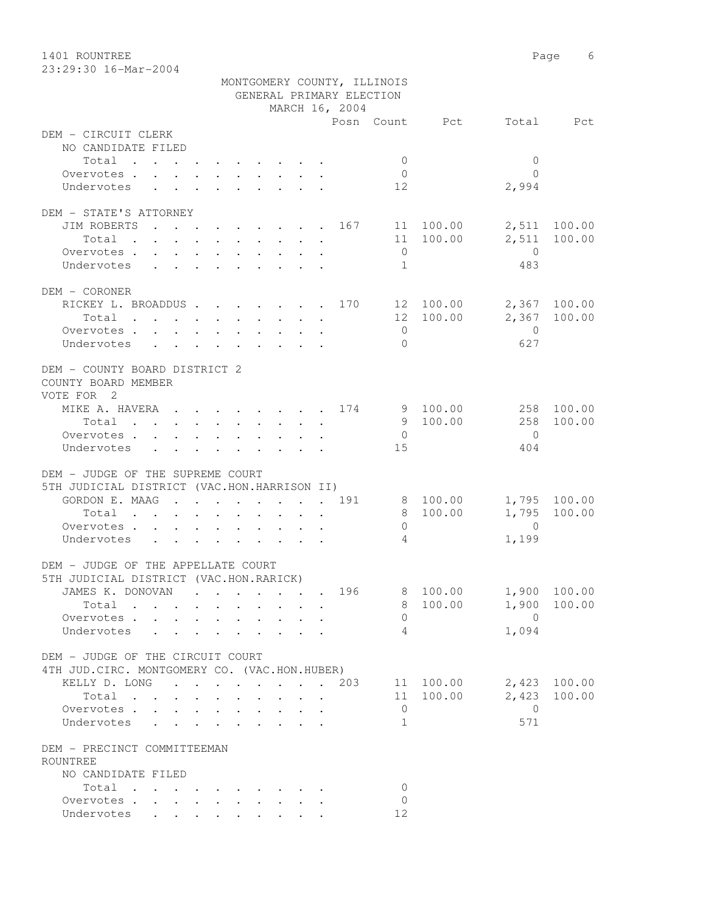1401 ROUNTREE
23:29:30 16-Mar-2004

MONTGOMERY COUNTY, ILLINOIS
GENERAL PRIMARY ELECTION
MARCH 16, 2004

| | Posn | Count | Pct | Total | Pct |
|---|---|---|---|---|---|
| **DEM - CIRCUIT CLERK** | | | | | |
| NO CANDIDATE FILED | | | | | |
| Total | | 0 | | 0 | |
| Overvotes | | 0 | | 0 | |
| Undervotes | | 12 | | 2,994 | |
| **DEM - STATE'S ATTORNEY** | | | | | |
| JIM ROBERTS | 167 | 11 | 100.00 | 2,511 | 100.00 |
| Total | | 11 | 100.00 | 2,511 | 100.00 |
| Overvotes | | 0 | | 0 | |
| Undervotes | | 1 | | 483 | |
| **DEM - CORONER** | | | | | |
| RICKEY L. BROADDUS | 170 | 12 | 100.00 | 2,367 | 100.00 |
| Total | | 12 | 100.00 | 2,367 | 100.00 |
| Overvotes | | 0 | | 0 | |
| Undervotes | | 0 | | 627 | |
| **DEM - COUNTY BOARD DISTRICT 2** | | | | | |
| COUNTY BOARD MEMBER | | | | | |
| VOTE FOR 2 | | | | | |
| MIKE A. HAVERA | 174 | 9 | 100.00 | 258 | 100.00 |
| Total | | 9 | 100.00 | 258 | 100.00 |
| Overvotes | | 0 | | 0 | |
| Undervotes | | 15 | | 404 | |
| **DEM - JUDGE OF THE SUPREME COURT** | | | | | |
| 5TH JUDICIAL DISTRICT (VAC.HON.HARRISON II) | | | | | |
| GORDON E. MAAG | 191 | 8 | 100.00 | 1,795 | 100.00 |
| Total | | 8 | 100.00 | 1,795 | 100.00 |
| Overvotes | | 0 | | 0 | |
| Undervotes | | 4 | | 1,199 | |
| **DEM - JUDGE OF THE APPELLATE COURT** | | | | | |
| 5TH JUDICIAL DISTRICT (VAC.HON.RARICK) | | | | | |
| JAMES K. DONOVAN | 196 | 8 | 100.00 | 1,900 | 100.00 |
| Total | | 8 | 100.00 | 1,900 | 100.00 |
| Overvotes | | 0 | | 0 | |
| Undervotes | | 4 | | 1,094 | |
| **DEM - JUDGE OF THE CIRCUIT COURT** | | | | | |
| 4TH JUD.CIRC. MONTGOMERY CO. (VAC.HON.HUBER) | | | | | |
| KELLY D. LONG | 203 | 11 | 100.00 | 2,423 | 100.00 |
| Total | | 11 | 100.00 | 2,423 | 100.00 |
| Overvotes | | 0 | | 0 | |
| Undervotes | | 1 | | 571 | |
| **DEM - PRECINCT COMMITTEEMAN** | | | | | |
| ROUNTREE | | | | | |
| NO CANDIDATE FILED | | | | | |
| Total | | 0 | | | |
| Overvotes | | 0 | | | |
| Undervotes | | 12 | | | |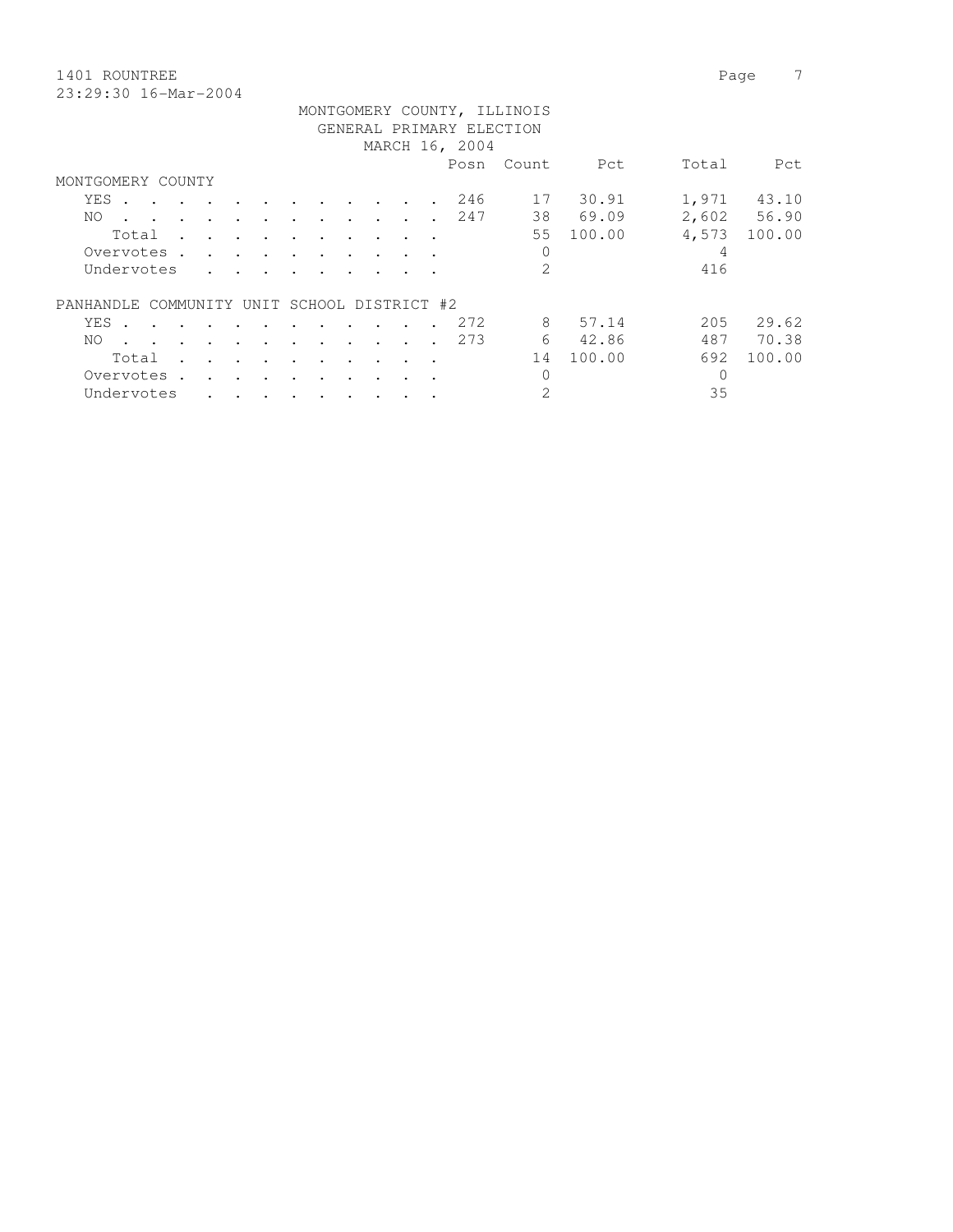1401 ROUNTREE

23:29:30 16-Mar-2004

MONTGOMERY COUNTY, ILLINOIS
GENERAL PRIMARY ELECTION
MARCH 16, 2004

| | Posn | Count | Pct | Total | Pct |
|---|---|---|---|---|---|
| **MONTGOMERY COUNTY** | | | | | |
| YES | 246 | 17 | 30.91 | 1,971 | 43.10 |
| NO | 247 | 38 | 69.09 | 2,602 | 56.90 |
| Total | | 55 | 100.00 | 4,573 | 100.00 |
| Overvotes | | 0 | | 4 | |
| Undervotes | | 2 | | 416 | |
| **PANHANDLE COMMUNITY UNIT SCHOOL DISTRICT #2** | | | | | |
| YES | 272 | 8 | 57.14 | 205 | 29.62 |
| NO | 273 | 6 | 42.86 | 487 | 70.38 |
| Total | | 14 | 100.00 | 692 | 100.00 |
| Overvotes | | 0 | | 0 | |
| Undervotes | | 2 | | 35 | |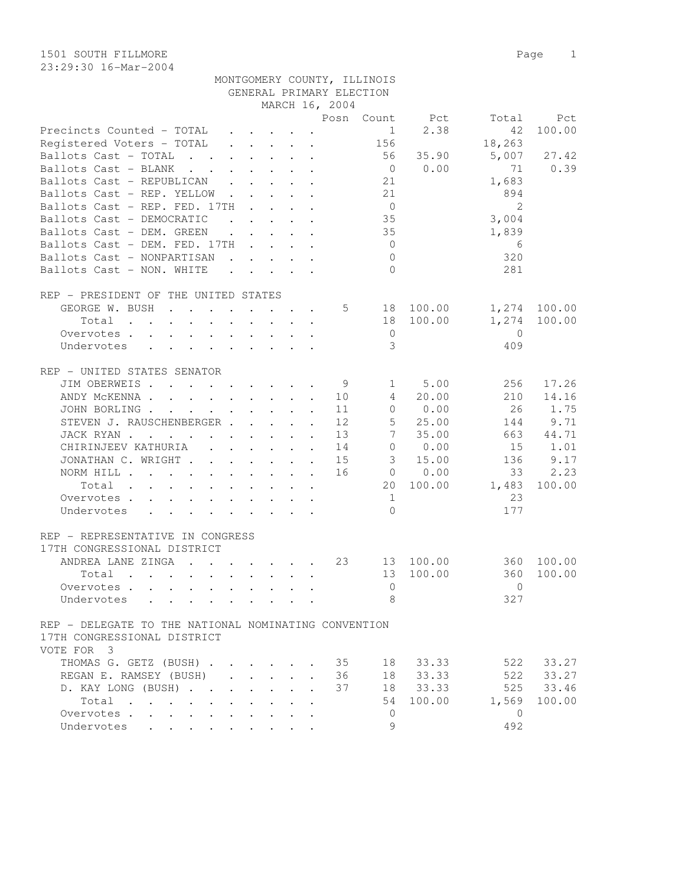1501 SOUTH FILLMORE

23:29:30 16-Mar-2004

MONTGOMERY COUNTY, ILLINOIS
GENERAL PRIMARY ELECTION
MARCH 16, 2004

| | Posn | Count | Pct | Total | Pct |
|---|---|---|---|---|---|
| Precincts Counted - TOTAL | | 1 | 2.38 | 42 | 100.00 |
| Registered Voters - TOTAL | | 156 | | 18,263 | |
| Ballots Cast - TOTAL | | 56 | 35.90 | 5,007 | 27.42 |
| Ballots Cast - BLANK | | 0 | 0.00 | 71 | 0.39 |
| Ballots Cast - REPUBLICAN | | 21 | | 1,683 | |
| Ballots Cast - REP. YELLOW | | 21 | | 894 | |
| Ballots Cast - REP. FED. 17TH | | 0 | | 2 | |
| Ballots Cast - DEMOCRATIC | | 35 | | 3,004 | |
| Ballots Cast - DEM. GREEN | | 35 | | 1,839 | |
| Ballots Cast - DEM. FED. 17TH | | 0 | | 6 | |
| Ballots Cast - NONPARTISAN | | 0 | | 320 | |
| Ballots Cast - NON. WHITE | | 0 | | 281 | |

REP - PRESIDENT OF THE UNITED STATES

| | Posn | Count | Pct | Total | Pct |
|---|---|---|---|---|---|
| GEORGE W. BUSH | 5 | 18 | 100.00 | 1,274 | 100.00 |
| Total | | 18 | 100.00 | 1,274 | 100.00 |
| Overvotes | | 0 | | 0 | |
| Undervotes | | 3 | | 409 | |

REP - UNITED STATES SENATOR

| | Posn | Count | Pct | Total | Pct |
|---|---|---|---|---|---|
| JIM OBERWEIS | 9 | 1 | 5.00 | 256 | 17.26 |
| ANDY McKENNA | 10 | 4 | 20.00 | 210 | 14.16 |
| JOHN BORLING | 11 | 0 | 0.00 | 26 | 1.75 |
| STEVEN J. RAUSCHENBERGER | 12 | 5 | 25.00 | 144 | 9.71 |
| JACK RYAN | 13 | 7 | 35.00 | 663 | 44.71 |
| CHIRINJEEV KATHURIA | 14 | 0 | 0.00 | 15 | 1.01 |
| JONATHAN C. WRIGHT | 15 | 3 | 15.00 | 136 | 9.17 |
| NORM HILL | 16 | 0 | 0.00 | 33 | 2.23 |
| Total | | 20 | 100.00 | 1,483 | 100.00 |
| Overvotes | | 1 | | 23 | |
| Undervotes | | 0 | | 177 | |

REP - REPRESENTATIVE IN CONGRESS
17TH CONGRESSIONAL DISTRICT

| | Posn | Count | Pct | Total | Pct |
|---|---|---|---|---|---|
| ANDREA LANE ZINGA | 23 | 13 | 100.00 | 360 | 100.00 |
| Total | | 13 | 100.00 | 360 | 100.00 |
| Overvotes | | 0 | | 0 | |
| Undervotes | | 8 | | 327 | |

REP - DELEGATE TO THE NATIONAL NOMINATING CONVENTION
17TH CONGRESSIONAL DISTRICT
VOTE FOR 3

| | Posn | Count | Pct | Total | Pct |
|---|---|---|---|---|---|
| THOMAS G. GETZ (BUSH) | 35 | 18 | 33.33 | 522 | 33.27 |
| REGAN E. RAMSEY (BUSH) | 36 | 18 | 33.33 | 522 | 33.27 |
| D. KAY LONG (BUSH) | 37 | 18 | 33.33 | 525 | 33.46 |
| Total | | 54 | 100.00 | 1,569 | 100.00 |
| Overvotes | | 0 | | 0 | |
| Undervotes | | 9 | | 492 | |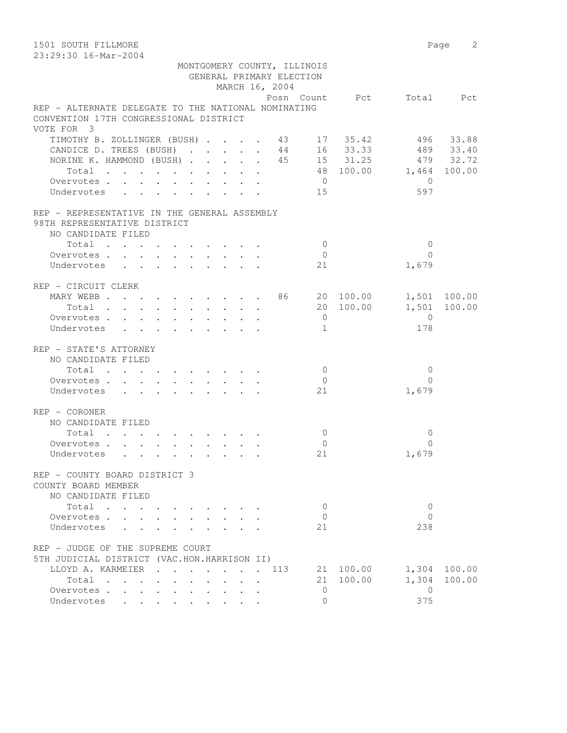1501 SOUTH FILLMORE

23:29:30 16-Mar-2004

MONTGOMERY COUNTY, ILLINOIS
GENERAL PRIMARY ELECTION
MARCH 16, 2004

REP - ALTERNATE DELEGATE TO THE NATIONAL NOMINATING CONVENTION 17TH CONGRESSIONAL DISTRICT
VOTE FOR 3

| | Posn | Count | Pct | Total | Pct |
|---|---|---|---|---|---|
| TIMOTHY B. ZOLLINGER (BUSH) | 43 | 17 | 35.42 | 496 | 33.88 |
| CANDICE D. TREES (BUSH) | 44 | 16 | 33.33 | 489 | 33.40 |
| NORINE K. HAMMOND (BUSH) | 45 | 15 | 31.25 | 479 | 32.72 |
| Total | | 48 | 100.00 | 1,464 | 100.00 |
| Overvotes | | 0 | | 0 | |
| Undervotes | | 15 | | 597 | |

REP - REPRESENTATIVE IN THE GENERAL ASSEMBLY
98TH REPRESENTATIVE DISTRICT
NO CANDIDATE FILED

| | Posn | Count | Pct | Total | Pct |
|---|---|---|---|---|---|
| Total | | 0 | | 0 | |
| Overvotes | | 0 | | 0 | |
| Undervotes | | 21 | | 1,679 | |

REP - CIRCUIT CLERK

| | Posn | Count | Pct | Total | Pct |
|---|---|---|---|---|---|
| MARY WEBB | 86 | 20 | 100.00 | 1,501 | 100.00 |
| Total | | 20 | 100.00 | 1,501 | 100.00 |
| Overvotes | | 0 | | 0 | |
| Undervotes | | 1 | | 178 | |

REP - STATE'S ATTORNEY
NO CANDIDATE FILED

| | Posn | Count | Pct | Total | Pct |
|---|---|---|---|---|---|
| Total | | 0 | | 0 | |
| Overvotes | | 0 | | 0 | |
| Undervotes | | 21 | | 1,679 | |

REP - CORONER
NO CANDIDATE FILED

| | Posn | Count | Pct | Total | Pct |
|---|---|---|---|---|---|
| Total | | 0 | | 0 | |
| Overvotes | | 0 | | 0 | |
| Undervotes | | 21 | | 1,679 | |

REP - COUNTY BOARD DISTRICT 3
COUNTY BOARD MEMBER
NO CANDIDATE FILED

| | Posn | Count | Pct | Total | Pct |
|---|---|---|---|---|---|
| Total | | 0 | | 0 | |
| Overvotes | | 0 | | 0 | |
| Undervotes | | 21 | | 238 | |

REP - JUDGE OF THE SUPREME COURT
5TH JUDICIAL DISTRICT (VAC.HON.HARRISON II)

| | Posn | Count | Pct | Total | Pct |
|---|---|---|---|---|---|
| LLOYD A. KARMEIER | 113 | 21 | 100.00 | 1,304 | 100.00 |
| Total | | 21 | 100.00 | 1,304 | 100.00 |
| Overvotes | | 0 | | 0 | |
| Undervotes | | 0 | | 375 | |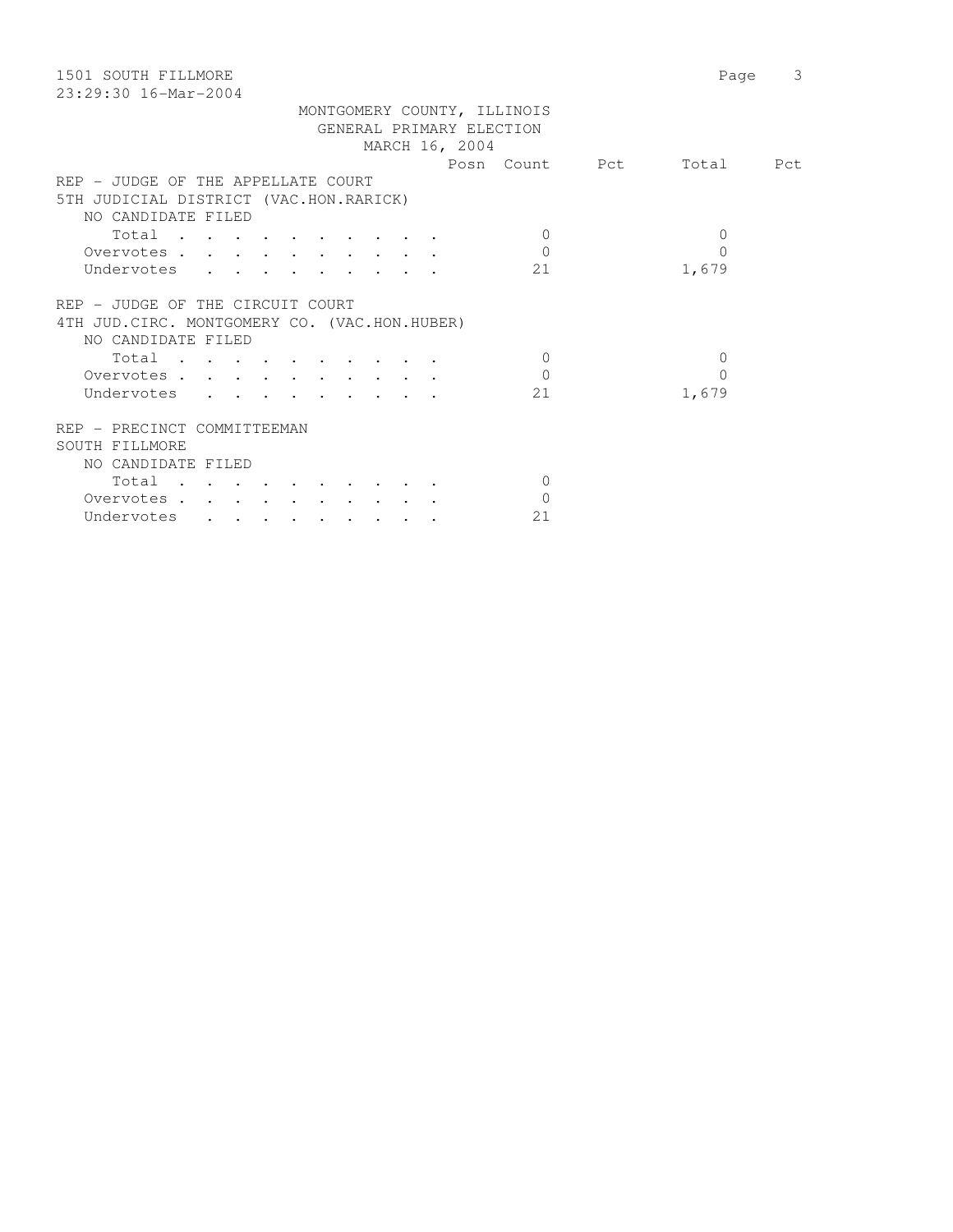MONTGOMERY COUNTY, ILLINOIS
GENERAL PRIMARY ELECTION
MARCH 16, 2004

| | Posn | Count | Pct | Total | Pct |
|---|---|---|---|---|---|
| **REP - JUDGE OF THE APPELLATE COURT** | | | | | |
| **5TH JUDICIAL DISTRICT (VAC.HON.RARICK)** | | | | | |
| NO CANDIDATE FILED | | | | | |
| Total | | 0 | | 0 | |
| Overvotes | | 0 | | 0 | |
| Undervotes | | 21 | | 1,679 | |
| **REP - JUDGE OF THE CIRCUIT COURT** | | | | | |
| **4TH JUD.CIRC. MONTGOMERY CO. (VAC.HON.HUBER)** | | | | | |
| NO CANDIDATE FILED | | | | | |
| Total | | 0 | | 0 | |
| Overvotes | | 0 | | 0 | |
| Undervotes | | 21 | | 1,679 | |
| **REP - PRECINCT COMMITTEEMAN** | | | | | |
| **SOUTH FILLMORE** | | | | | |
| NO CANDIDATE FILED | | | | | |
| Total | | 0 | | | |
| Overvotes | | 0 | | | |
| Undervotes | | 21 | | | |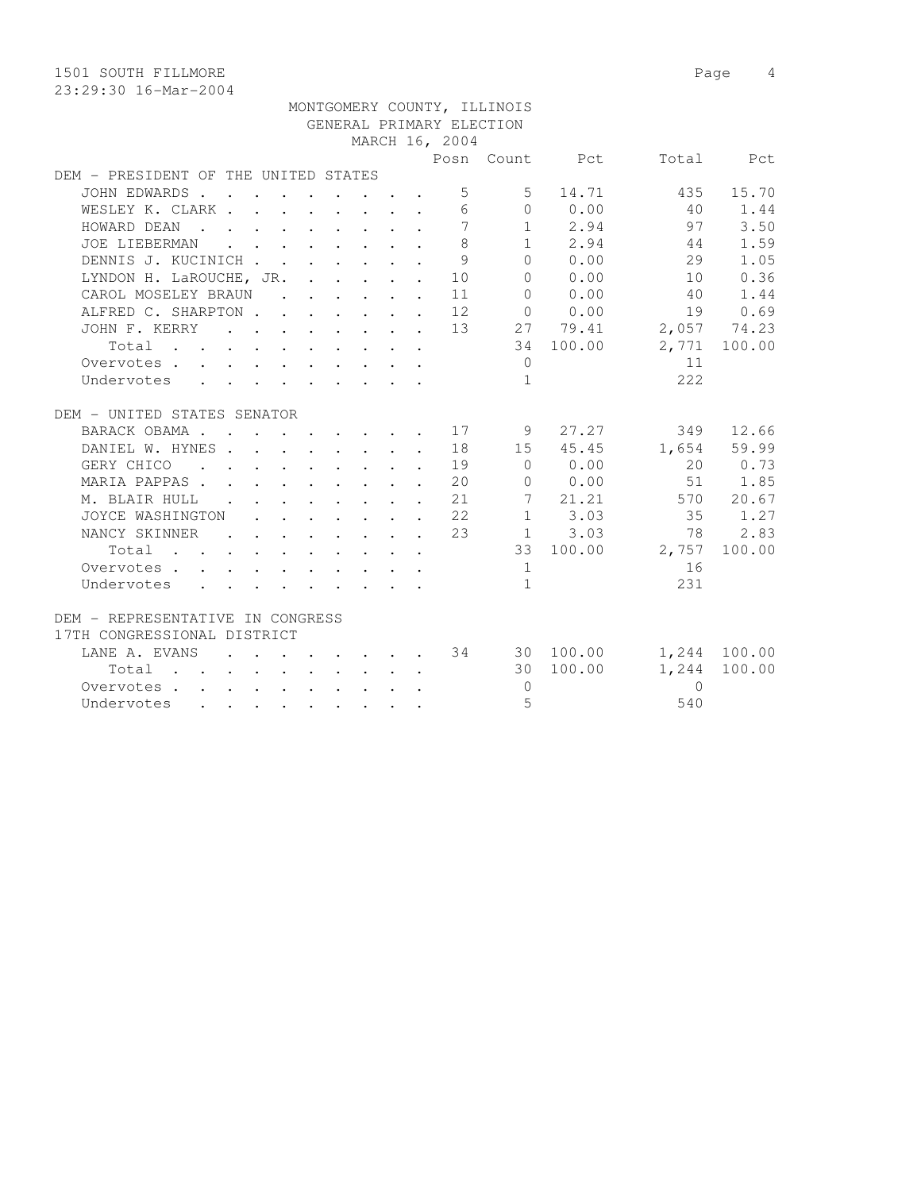1501 SOUTH FILLMORE

23:29:30 16-Mar-2004

MONTGOMERY COUNTY, ILLINOIS
GENERAL PRIMARY ELECTION
MARCH 16, 2004

| | Posn | Count | Pct | Total | Pct |
|---|---|---|---|---|---|
| **DEM - PRESIDENT OF THE UNITED STATES** | | | | | |
| JOHN EDWARDS | 5 | 5 | 14.71 | 435 | 15.70 |
| WESLEY K. CLARK | 6 | 0 | 0.00 | 40 | 1.44 |
| HOWARD DEAN | 7 | 1 | 2.94 | 97 | 3.50 |
| JOE LIEBERMAN | 8 | 1 | 2.94 | 44 | 1.59 |
| DENNIS J. KUCINICH | 9 | 0 | 0.00 | 29 | 1.05 |
| LYNDON H. LaROUCHE, JR. | 10 | 0 | 0.00 | 10 | 0.36 |
| CAROL MOSELEY BRAUN | 11 | 0 | 0.00 | 40 | 1.44 |
| ALFRED C. SHARPTON | 12 | 0 | 0.00 | 19 | 0.69 |
| JOHN F. KERRY | 13 | 27 | 79.41 | 2,057 | 74.23 |
| Total | | 34 | 100.00 | 2,771 | 100.00 |
| Overvotes | | 0 | | 11 | |
| Undervotes | | 1 | | 222 | |
| **DEM - UNITED STATES SENATOR** | | | | | |
| BARACK OBAMA | 17 | 9 | 27.27 | 349 | 12.66 |
| DANIEL W. HYNES | 18 | 15 | 45.45 | 1,654 | 59.99 |
| GERY CHICO | 19 | 0 | 0.00 | 20 | 0.73 |
| MARIA PAPPAS | 20 | 0 | 0.00 | 51 | 1.85 |
| M. BLAIR HULL | 21 | 7 | 21.21 | 570 | 20.67 |
| JOYCE WASHINGTON | 22 | 1 | 3.03 | 35 | 1.27 |
| NANCY SKINNER | 23 | 1 | 3.03 | 78 | 2.83 |
| Total | | 33 | 100.00 | 2,757 | 100.00 |
| Overvotes | | 1 | | 16 | |
| Undervotes | | 1 | | 231 | |
| **DEM - REPRESENTATIVE IN CONGRESS 17TH CONGRESSIONAL DISTRICT** | | | | | |
| LANE A. EVANS | 34 | 30 | 100.00 | 1,244 | 100.00 |
| Total | | 30 | 100.00 | 1,244 | 100.00 |
| Overvotes | | 0 | | 0 | |
| Undervotes | | 5 | | 540 | |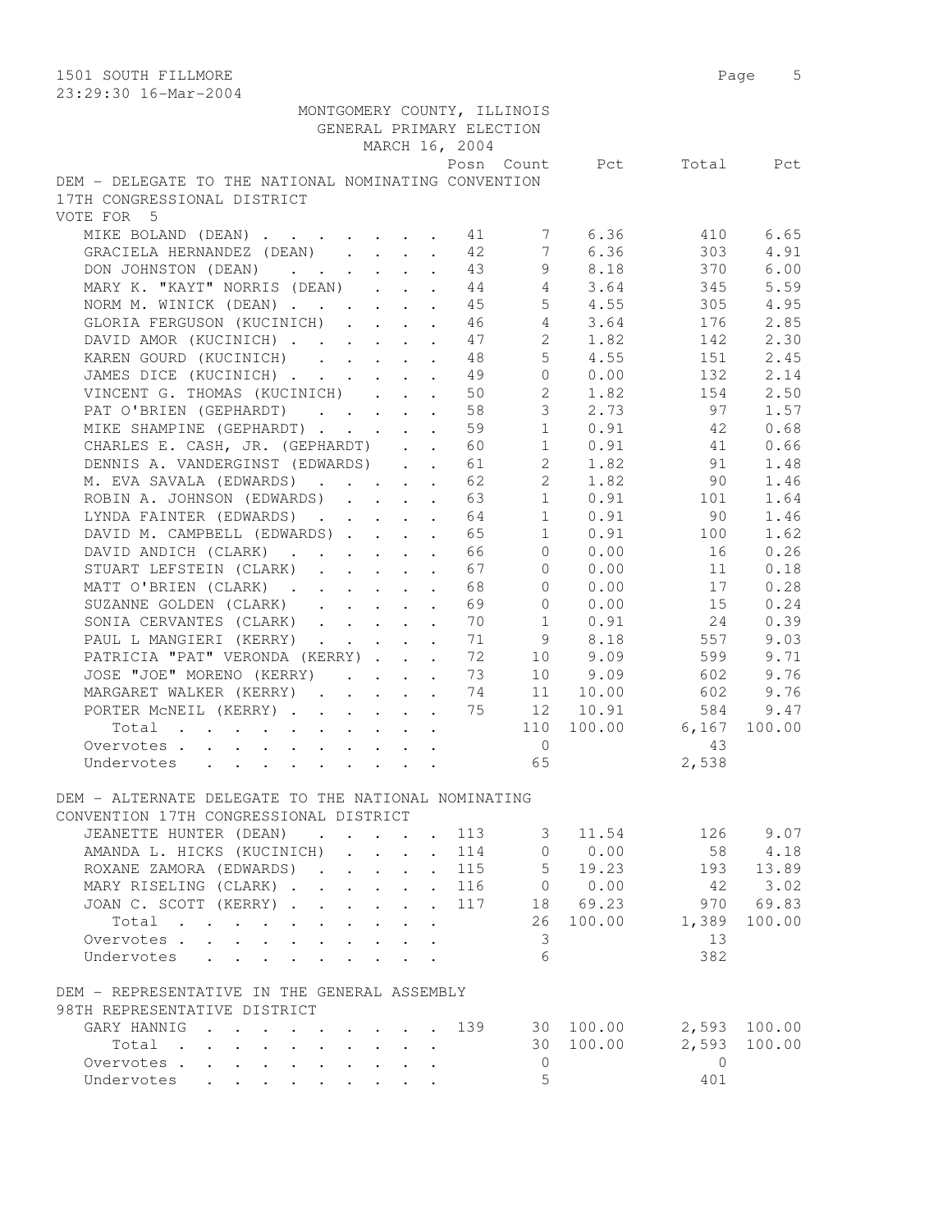MONTGOMERY COUNTY, ILLINOIS
GENERAL PRIMARY ELECTION
MARCH 16, 2004

## DEM - DELEGATE TO THE NATIONAL NOMINATING CONVENTION 17TH CONGRESSIONAL DISTRICT

VOTE FOR 5

| | Posn | Count | Pct | Total | Pct |
|---|---|---|---|---|---|
| MIKE BOLAND (DEAN) | 41 | 7 | 6.36 | 410 | 6.65 |
| GRACIELA HERNANDEZ (DEAN) | 42 | 7 | 6.36 | 303 | 4.91 |
| DON JOHNSTON (DEAN) | 43 | 9 | 8.18 | 370 | 6.00 |
| MARY K. "KAYT" NORRIS (DEAN) | 44 | 4 | 3.64 | 345 | 5.59 |
| NORM M. WINICK (DEAN) | 45 | 5 | 4.55 | 305 | 4.95 |
| GLORIA FERGUSON (KUCINICH) | 46 | 4 | 3.64 | 176 | 2.85 |
| DAVID AMOR (KUCINICH) | 47 | 2 | 1.82 | 142 | 2.30 |
| KAREN GOURD (KUCINICH) | 48 | 5 | 4.55 | 151 | 2.45 |
| JAMES DICE (KUCINICH) | 49 | 0 | 0.00 | 132 | 2.14 |
| VINCENT G. THOMAS (KUCINICH) | 50 | 2 | 1.82 | 154 | 2.50 |
| PAT O'BRIEN (GEPHARDT) | 58 | 3 | 2.73 | 97 | 1.57 |
| MIKE SHAMPINE (GEPHARDT) | 59 | 1 | 0.91 | 42 | 0.68 |
| CHARLES E. CASH, JR. (GEPHARDT) | 60 | 1 | 0.91 | 41 | 0.66 |
| DENNIS A. VANDERGINST (EDWARDS) | 61 | 2 | 1.82 | 91 | 1.48 |
| M. EVA SAVALA (EDWARDS) | 62 | 2 | 1.82 | 90 | 1.46 |
| ROBIN A. JOHNSON (EDWARDS) | 63 | 1 | 0.91 | 101 | 1.64 |
| LYNDA FAINTER (EDWARDS) | 64 | 1 | 0.91 | 90 | 1.46 |
| DAVID M. CAMPBELL (EDWARDS) | 65 | 1 | 0.91 | 100 | 1.62 |
| DAVID ANDICH (CLARK) | 66 | 0 | 0.00 | 16 | 0.26 |
| STUART LEFSTEIN (CLARK) | 67 | 0 | 0.00 | 11 | 0.18 |
| MATT O'BRIEN (CLARK) | 68 | 0 | 0.00 | 17 | 0.28 |
| SUZANNE GOLDEN (CLARK) | 69 | 0 | 0.00 | 15 | 0.24 |
| SONIA CERVANTES (CLARK) | 70 | 1 | 0.91 | 24 | 0.39 |
| PAUL L MANGIERI (KERRY) | 71 | 9 | 8.18 | 557 | 9.03 |
| PATRICIA "PAT" VERONDA (KERRY) | 72 | 10 | 9.09 | 599 | 9.71 |
| JOSE "JOE" MORENO (KERRY) | 73 | 10 | 9.09 | 602 | 9.76 |
| MARGARET WALKER (KERRY) | 74 | 11 | 10.00 | 602 | 9.76 |
| PORTER McNEIL (KERRY) | 75 | 12 | 10.91 | 584 | 9.47 |
| Total | | 110 | 100.00 | 6,167 | 100.00 |
| Overvotes | | 0 | | 43 | |
| Undervotes | | 65 | | 2,538 | |

## DEM - ALTERNATE DELEGATE TO THE NATIONAL NOMINATING CONVENTION 17TH CONGRESSIONAL DISTRICT

| | Posn | Count | Pct | Total | Pct |
|---|---|---|---|---|---|
| JEANETTE HUNTER (DEAN) | 113 | 3 | 11.54 | 126 | 9.07 |
| AMANDA L. HICKS (KUCINICH) | 114 | 0 | 0.00 | 58 | 4.18 |
| ROXANE ZAMORA (EDWARDS) | 115 | 5 | 19.23 | 193 | 13.89 |
| MARY RISELING (CLARK) | 116 | 0 | 0.00 | 42 | 3.02 |
| JOAN C. SCOTT (KERRY) | 117 | 18 | 69.23 | 970 | 69.83 |
| Total | | 26 | 100.00 | 1,389 | 100.00 |
| Overvotes | | 3 | | 13 | |
| Undervotes | | 6 | | 382 | |

## DEM - REPRESENTATIVE IN THE GENERAL ASSEMBLY 98TH REPRESENTATIVE DISTRICT

| | Posn | Count | Pct | Total | Pct |
|---|---|---|---|---|---|
| GARY HANNIG | 139 | 30 | 100.00 | 2,593 | 100.00 |
| Total | | 30 | 100.00 | 2,593 | 100.00 |
| Overvotes | | 0 | | 0 | |
| Undervotes | | 5 | | 401 | |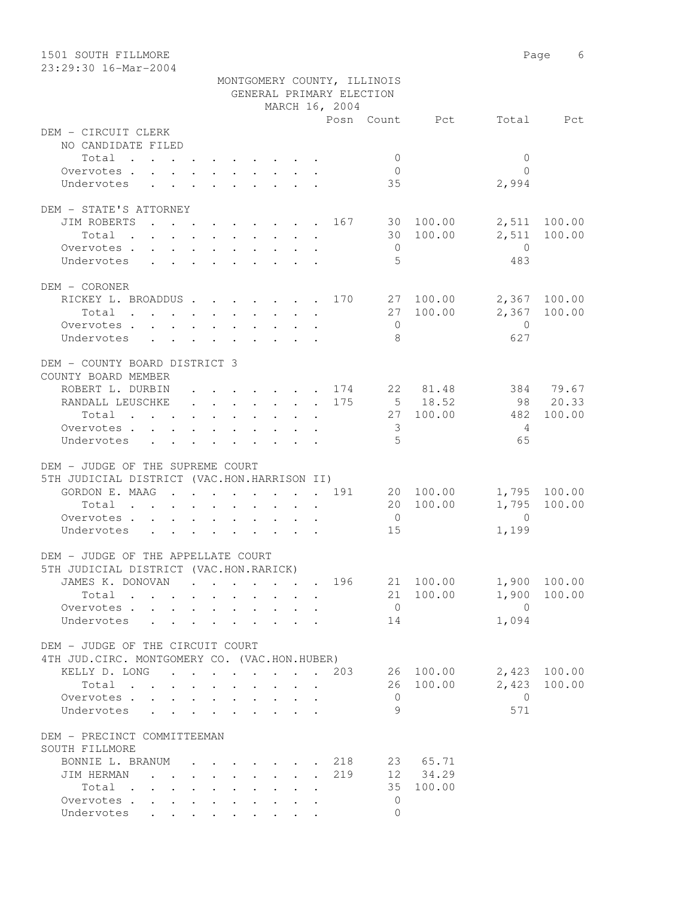MONTGOMERY COUNTY, ILLINOIS
GENERAL PRIMARY ELECTION
MARCH 16, 2004

| | Posn | Count | Pct | Total | Pct |
|---|---|---|---|---|---|
| **DEM - CIRCUIT CLERK** | | | | | |
| NO CANDIDATE FILED | | | | | |
| Total | | 0 | | 0 | |
| Overvotes | | 0 | | 0 | |
| Undervotes | | 35 | | 2,994 | |
| **DEM - STATE'S ATTORNEY** | | | | | |
| JIM ROBERTS | 167 | 30 | 100.00 | 2,511 | 100.00 |
| Total | | 30 | 100.00 | 2,511 | 100.00 |
| Overvotes | | 0 | | 0 | |
| Undervotes | | 5 | | 483 | |
| **DEM - CORONER** | | | | | |
| RICKEY L. BROADDUS | 170 | 27 | 100.00 | 2,367 | 100.00 |
| Total | | 27 | 100.00 | 2,367 | 100.00 |
| Overvotes | | 0 | | 0 | |
| Undervotes | | 8 | | 627 | |
| **DEM - COUNTY BOARD DISTRICT 3** | | | | | |
| COUNTY BOARD MEMBER | | | | | |
| ROBERT L. DURBIN | 174 | 22 | 81.48 | 384 | 79.67 |
| RANDALL LEUSCHKE | 175 | 5 | 18.52 | 98 | 20.33 |
| Total | | 27 | 100.00 | 482 | 100.00 |
| Overvotes | | 3 | | 4 | |
| Undervotes | | 5 | | 65 | |
| **DEM - JUDGE OF THE SUPREME COURT** | | | | | |
| 5TH JUDICIAL DISTRICT (VAC.HON.HARRISON II) | | | | | |
| GORDON E. MAAG | 191 | 20 | 100.00 | 1,795 | 100.00 |
| Total | | 20 | 100.00 | 1,795 | 100.00 |
| Overvotes | | 0 | | 0 | |
| Undervotes | | 15 | | 1,199 | |
| **DEM - JUDGE OF THE APPELLATE COURT** | | | | | |
| 5TH JUDICIAL DISTRICT (VAC.HON.RARICK) | | | | | |
| JAMES K. DONOVAN | 196 | 21 | 100.00 | 1,900 | 100.00 |
| Total | | 21 | 100.00 | 1,900 | 100.00 |
| Overvotes | | 0 | | 0 | |
| Undervotes | | 14 | | 1,094 | |
| **DEM - JUDGE OF THE CIRCUIT COURT** | | | | | |
| 4TH JUD.CIRC. MONTGOMERY CO. (VAC.HON.HUBER) | | | | | |
| KELLY D. LONG | 203 | 26 | 100.00 | 2,423 | 100.00 |
| Total | | 26 | 100.00 | 2,423 | 100.00 |
| Overvotes | | 0 | | 0 | |
| Undervotes | | 9 | | 571 | |
| **DEM - PRECINCT COMMITTEEMAN** | | | | | |
| SOUTH FILLMORE | | | | | |
| BONNIE L. BRANUM | 218 | 23 | 65.71 | | |
| JIM HERMAN | 219 | 12 | 34.29 | | |
| Total | | 35 | 100.00 | | |
| Overvotes | | 0 | | | |
| Undervotes | | 0 | | | |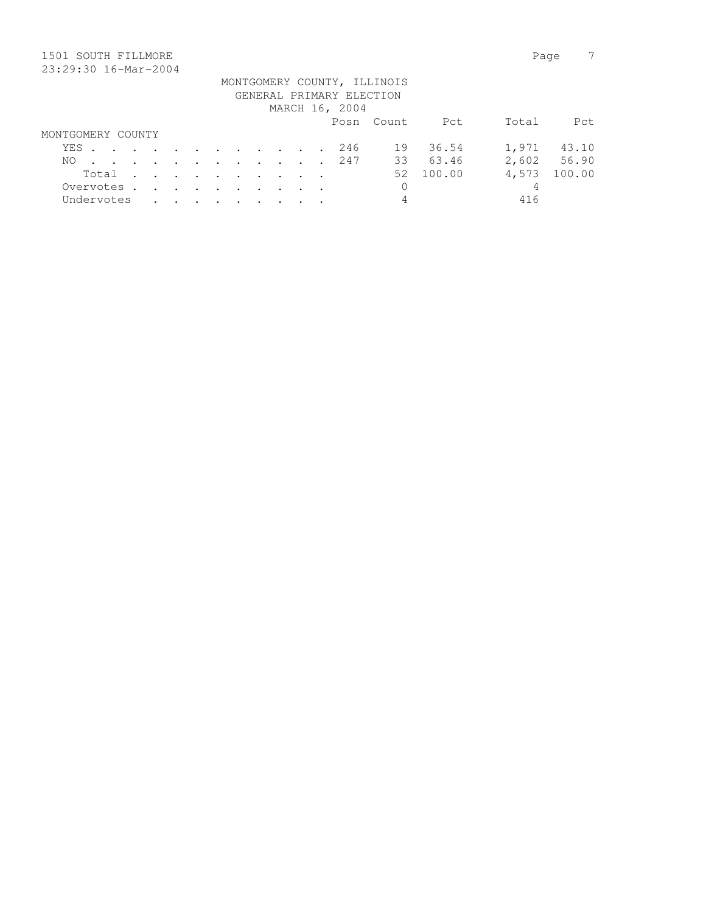1501 SOUTH FILLMORE

23:29:30 16-Mar-2004

MONTGOMERY COUNTY, ILLINOIS
GENERAL PRIMARY ELECTION
MARCH 16, 2004

| | Posn | Count | Pct | Total | Pct |
|---|---|---|---|---|---|
| MONTGOMERY COUNTY | | | | | |
| YES | 246 | 19 | 36.54 | 1,971 | 43.10 |
| NO | 247 | 33 | 63.46 | 2,602 | 56.90 |
| Total | | 52 | 100.00 | 4,573 | 100.00 |
| Overvotes | | 0 | | 4 | |
| Undervotes | | 4 | | 416 | |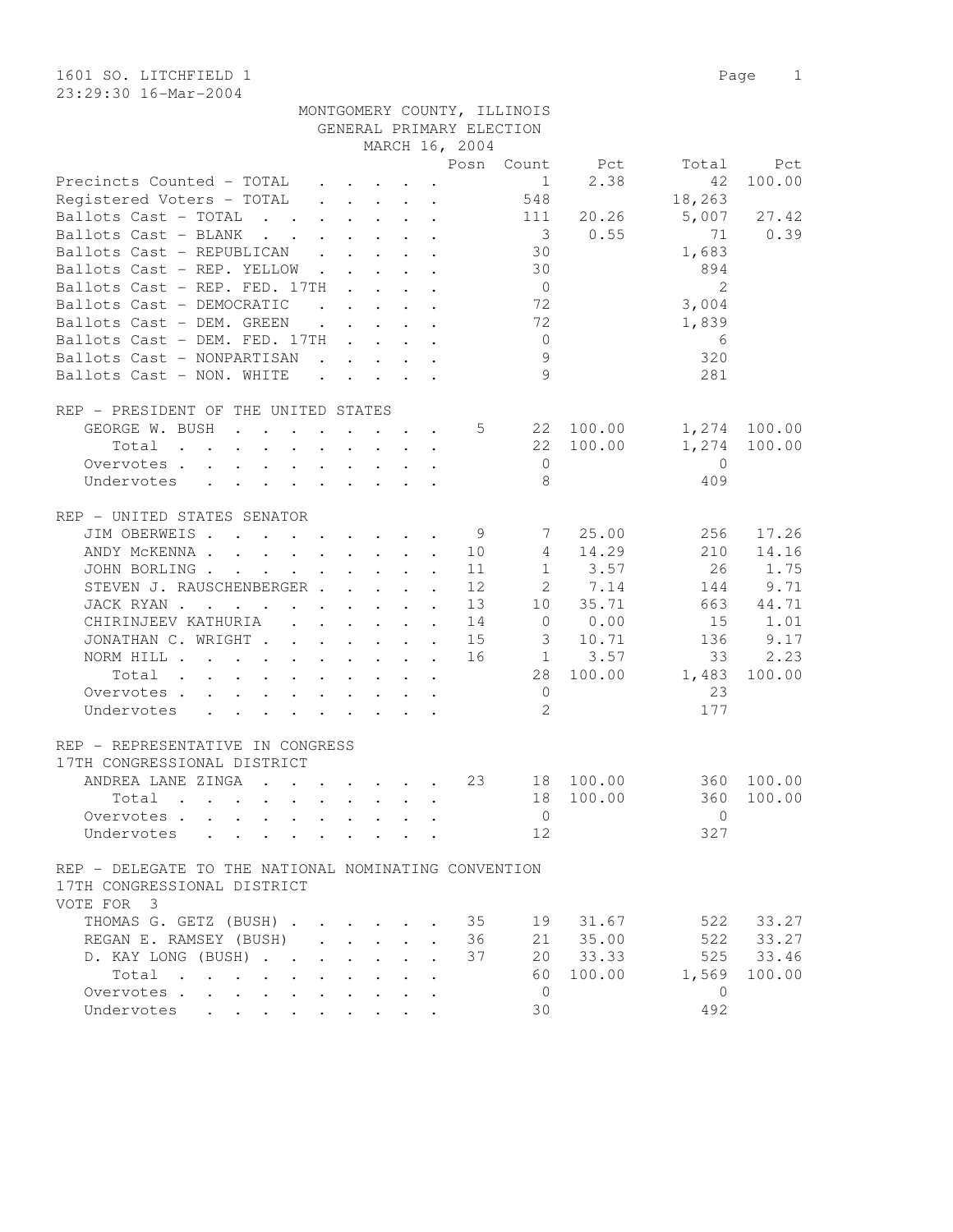1601 SO. LITCHFIELD 1

23:29:30 16-Mar-2004

MONTGOMERY COUNTY, ILLINOIS
GENERAL PRIMARY ELECTION
MARCH 16, 2004

| | Posn | Count | Pct | Total | Pct |
|---|---|---|---|---|---|
| Precincts Counted - TOTAL | | 1 | 2.38 | 42 | 100.00 |
| Registered Voters - TOTAL | | 548 | | 18,263 | |
| Ballots Cast - TOTAL | | 111 | 20.26 | 5,007 | 27.42 |
| Ballots Cast - BLANK | | 3 | 0.55 | 71 | 0.39 |
| Ballots Cast - REPUBLICAN | | 30 | | 1,683 | |
| Ballots Cast - REP. YELLOW | | 30 | | 894 | |
| Ballots Cast - REP. FED. 17TH | | 0 | | 2 | |
| Ballots Cast - DEMOCRATIC | | 72 | | 3,004 | |
| Ballots Cast - DEM. GREEN | | 72 | | 1,839 | |
| Ballots Cast - DEM. FED. 17TH | | 0 | | 6 | |
| Ballots Cast - NONPARTISAN | | 9 | | 320 | |
| Ballots Cast - NON. WHITE | | 9 | | 281 | |

REP - PRESIDENT OF THE UNITED STATES

| | Posn | Count | Pct | Total | Pct |
|---|---|---|---|---|---|
| GEORGE W. BUSH | 5 | 22 | 100.00 | 1,274 | 100.00 |
| Total | | 22 | 100.00 | 1,274 | 100.00 |
| Overvotes | | 0 | | 0 | |
| Undervotes | | 8 | | 409 | |

REP - UNITED STATES SENATOR

| | Posn | Count | Pct | Total | Pct |
|---|---|---|---|---|---|
| JIM OBERWEIS | 9 | 7 | 25.00 | 256 | 17.26 |
| ANDY McKENNA | 10 | 4 | 14.29 | 210 | 14.16 |
| JOHN BORLING | 11 | 1 | 3.57 | 26 | 1.75 |
| STEVEN J. RAUSCHENBERGER | 12 | 2 | 7.14 | 144 | 9.71 |
| JACK RYAN | 13 | 10 | 35.71 | 663 | 44.71 |
| CHIRINJEEV KATHURIA | 14 | 0 | 0.00 | 15 | 1.01 |
| JONATHAN C. WRIGHT | 15 | 3 | 10.71 | 136 | 9.17 |
| NORM HILL | 16 | 1 | 3.57 | 33 | 2.23 |
| Total | | 28 | 100.00 | 1,483 | 100.00 |
| Overvotes | | 0 | | 23 | |
| Undervotes | | 2 | | 177 | |

REP - REPRESENTATIVE IN CONGRESS
17TH CONGRESSIONAL DISTRICT

| | Posn | Count | Pct | Total | Pct |
|---|---|---|---|---|---|
| ANDREA LANE ZINGA | 23 | 18 | 100.00 | 360 | 100.00 |
| Total | | 18 | 100.00 | 360 | 100.00 |
| Overvotes | | 0 | | 0 | |
| Undervotes | | 12 | | 327 | |

REP - DELEGATE TO THE NATIONAL NOMINATING CONVENTION
17TH CONGRESSIONAL DISTRICT
VOTE FOR 3

| | Posn | Count | Pct | Total | Pct |
|---|---|---|---|---|---|
| THOMAS G. GETZ (BUSH) | 35 | 19 | 31.67 | 522 | 33.27 |
| REGAN E. RAMSEY (BUSH) | 36 | 21 | 35.00 | 522 | 33.27 |
| D. KAY LONG (BUSH) | 37 | 20 | 33.33 | 525 | 33.46 |
| Total | | 60 | 100.00 | 1,569 | 100.00 |
| Overvotes | | 0 | | 0 | |
| Undervotes | | 30 | | 492 | |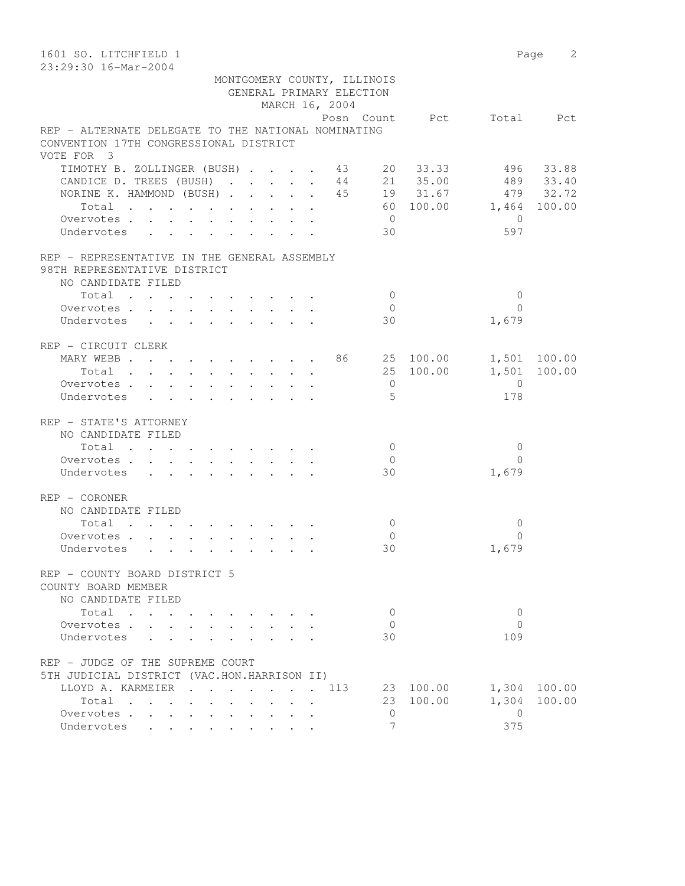1601 SO. LITCHFIELD 1

23:29:30 16-Mar-2004

MONTGOMERY COUNTY, ILLINOIS
GENERAL PRIMARY ELECTION
MARCH 16, 2004

REP - ALTERNATE DELEGATE TO THE NATIONAL NOMINATING CONVENTION 17TH CONGRESSIONAL DISTRICT
VOTE FOR 3

| | Posn | Count | Pct | Total | Pct |
|---|---|---|---|---|---|
| TIMOTHY B. ZOLLINGER (BUSH) | 43 | 20 | 33.33 | 496 | 33.88 |
| CANDICE D. TREES (BUSH) | 44 | 21 | 35.00 | 489 | 33.40 |
| NORINE K. HAMMOND (BUSH) | 45 | 19 | 31.67 | 479 | 32.72 |
| Total | | 60 | 100.00 | 1,464 | 100.00 |
| Overvotes | | 0 | | 0 | |
| Undervotes | | 30 | | 597 | |

REP - REPRESENTATIVE IN THE GENERAL ASSEMBLY
98TH REPRESENTATIVE DISTRICT
NO CANDIDATE FILED

| | Posn | Count | Pct | Total | Pct |
|---|---|---|---|---|---|
| Total | | 0 | | 0 | |
| Overvotes | | 0 | | 0 | |
| Undervotes | | 30 | | 1,679 | |

REP - CIRCUIT CLERK

| | Posn | Count | Pct | Total | Pct |
|---|---|---|---|---|---|
| MARY WEBB | 86 | 25 | 100.00 | 1,501 | 100.00 |
| Total | | 25 | 100.00 | 1,501 | 100.00 |
| Overvotes | | 0 | | 0 | |
| Undervotes | | 5 | | 178 | |

REP - STATE'S ATTORNEY
NO CANDIDATE FILED

| | Posn | Count | Pct | Total | Pct |
|---|---|---|---|---|---|
| Total | | 0 | | 0 | |
| Overvotes | | 0 | | 0 | |
| Undervotes | | 30 | | 1,679 | |

REP - CORONER
NO CANDIDATE FILED

| | Posn | Count | Pct | Total | Pct |
|---|---|---|---|---|---|
| Total | | 0 | | 0 | |
| Overvotes | | 0 | | 0 | |
| Undervotes | | 30 | | 1,679 | |

REP - COUNTY BOARD DISTRICT 5
COUNTY BOARD MEMBER
NO CANDIDATE FILED

| | Posn | Count | Pct | Total | Pct |
|---|---|---|---|---|---|
| Total | | 0 | | 0 | |
| Overvotes | | 0 | | 0 | |
| Undervotes | | 30 | | 109 | |

REP - JUDGE OF THE SUPREME COURT
5TH JUDICIAL DISTRICT (VAC.HON.HARRISON II)

| | Posn | Count | Pct | Total | Pct |
|---|---|---|---|---|---|
| LLOYD A. KARMEIER | 113 | 23 | 100.00 | 1,304 | 100.00 |
| Total | | 23 | 100.00 | 1,304 | 100.00 |
| Overvotes | | 0 | | 0 | |
| Undervotes | | 7 | | 375 | |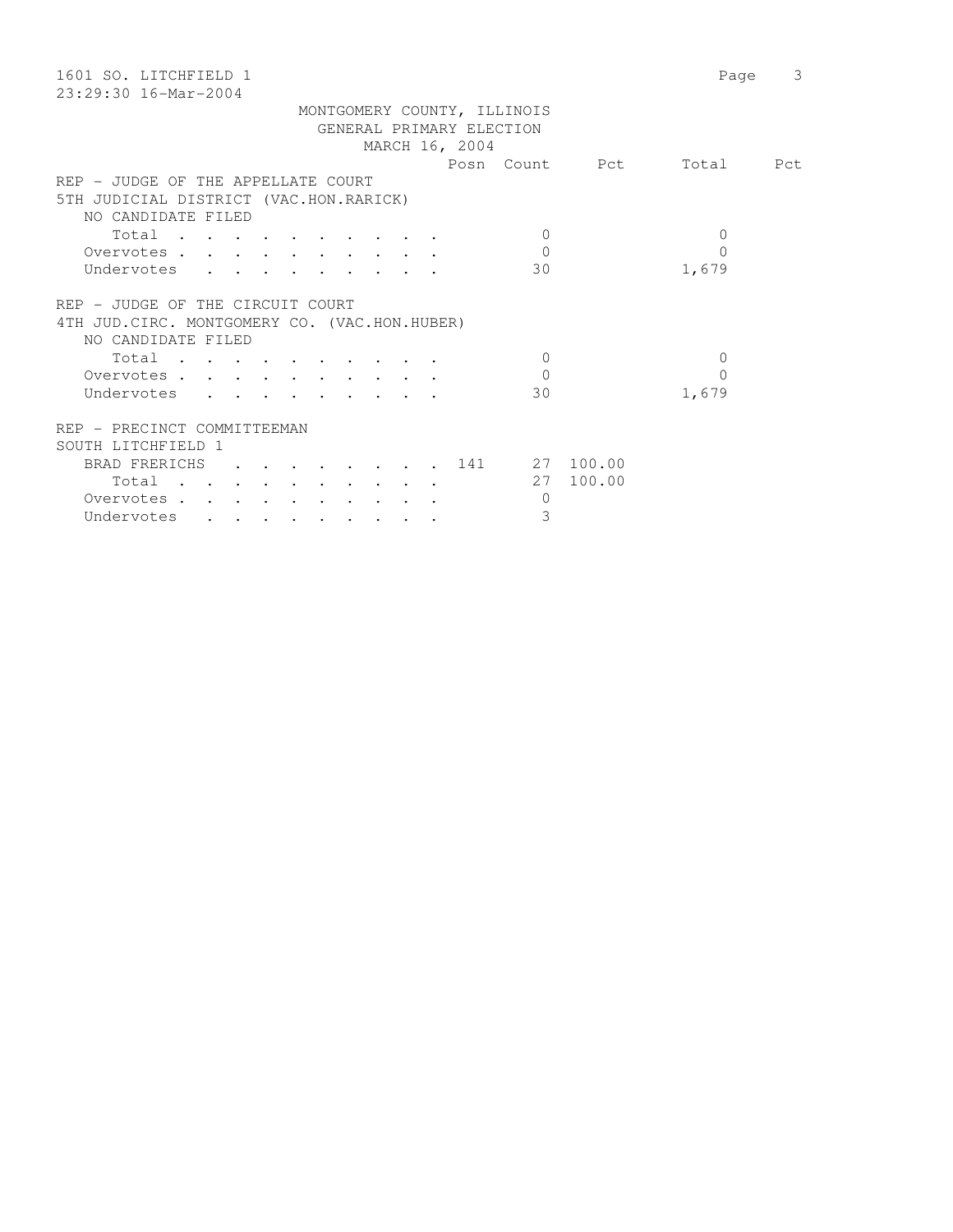1601 SO. LITCHFIELD 1

23:29:30 16-Mar-2004

MONTGOMERY COUNTY, ILLINOIS
GENERAL PRIMARY ELECTION
MARCH 16, 2004

| | Posn | Count | Pct | Total | Pct |
|---|---|---|---|---|---|
| **REP - JUDGE OF THE APPELLATE COURT** | | | | | |
| **5TH JUDICIAL DISTRICT (VAC.HON.RARICK)** | | | | | |
| NO CANDIDATE FILED | | | | | |
| Total | | 0 | | 0 | |
| Overvotes | | 0 | | 0 | |
| Undervotes | | 30 | | 1,679 | |
| **REP - JUDGE OF THE CIRCUIT COURT** | | | | | |
| **4TH JUD.CIRC. MONTGOMERY CO. (VAC.HON.HUBER)** | | | | | |
| NO CANDIDATE FILED | | | | | |
| Total | | 0 | | 0 | |
| Overvotes | | 0 | | 0 | |
| Undervotes | | 30 | | 1,679 | |
| **REP - PRECINCT COMMITTEEMAN** | | | | | |
| **SOUTH LITCHFIELD 1** | | | | | |
| BRAD FRERICHS | 141 | 27 | 100.00 | | |
| Total | | 27 | 100.00 | | |
| Overvotes | | 0 | | | |
| Undervotes | | 3 | | | |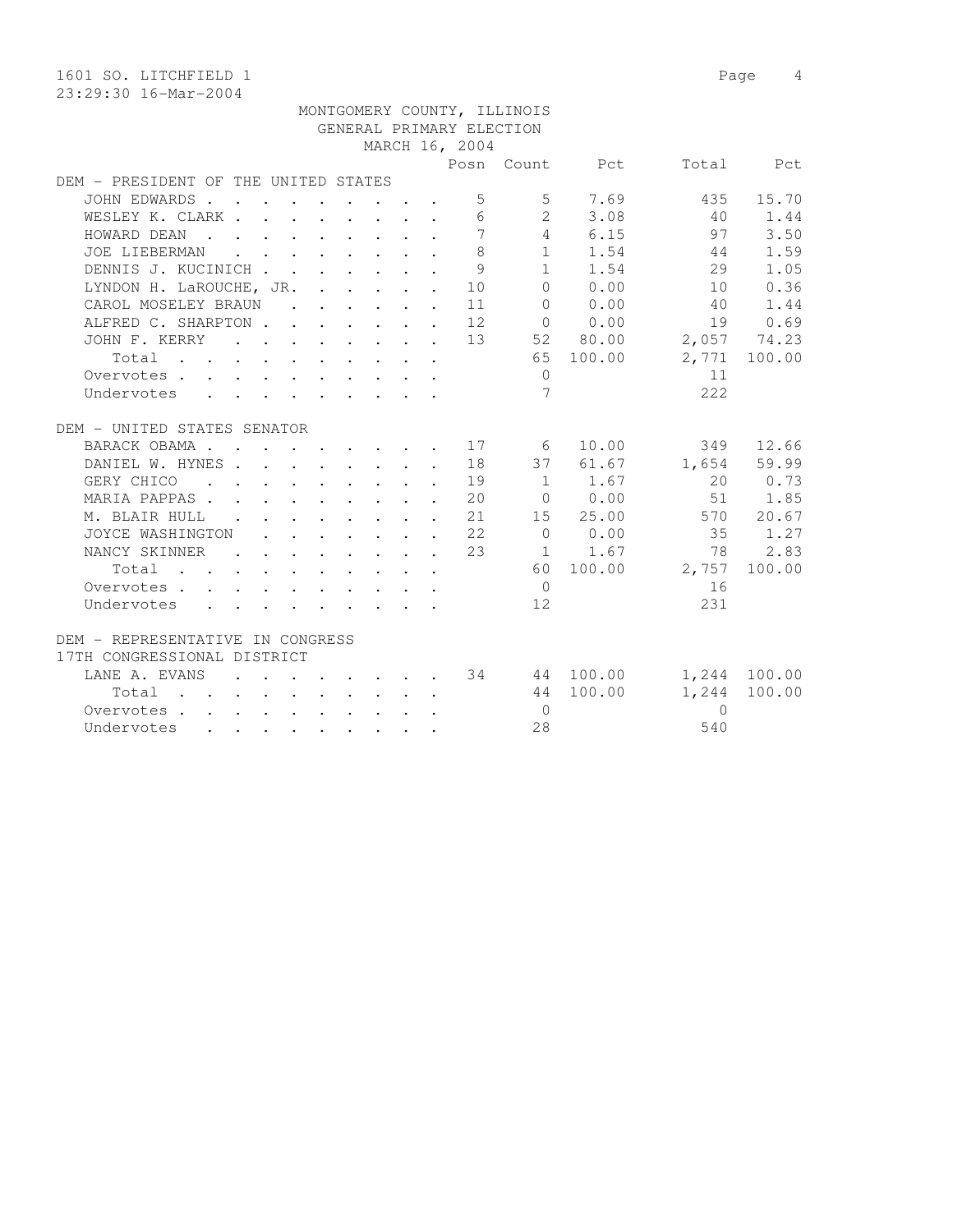1601 SO. LITCHFIELD 1

23:29:30 16-Mar-2004

MONTGOMERY COUNTY, ILLINOIS
GENERAL PRIMARY ELECTION
MARCH 16, 2004

| | Posn | Count | Pct | Total | Pct |
|---|---|---|---|---|---|
| **DEM - PRESIDENT OF THE UNITED STATES** | | | | | |
| JOHN EDWARDS | 5 | 5 | 7.69 | 435 | 15.70 |
| WESLEY K. CLARK | 6 | 2 | 3.08 | 40 | 1.44 |
| HOWARD DEAN | 7 | 4 | 6.15 | 97 | 3.50 |
| JOE LIEBERMAN | 8 | 1 | 1.54 | 44 | 1.59 |
| DENNIS J. KUCINICH | 9 | 1 | 1.54 | 29 | 1.05 |
| LYNDON H. LaROUCHE, JR. | 10 | 0 | 0.00 | 10 | 0.36 |
| CAROL MOSELEY BRAUN | 11 | 0 | 0.00 | 40 | 1.44 |
| ALFRED C. SHARPTON | 12 | 0 | 0.00 | 19 | 0.69 |
| JOHN F. KERRY | 13 | 52 | 80.00 | 2,057 | 74.23 |
| Total | | 65 | 100.00 | 2,771 | 100.00 |
| Overvotes | | 0 | | 11 | |
| Undervotes | | 7 | | 222 | |
| **DEM - UNITED STATES SENATOR** | | | | | |
| BARACK OBAMA | 17 | 6 | 10.00 | 349 | 12.66 |
| DANIEL W. HYNES | 18 | 37 | 61.67 | 1,654 | 59.99 |
| GERY CHICO | 19 | 1 | 1.67 | 20 | 0.73 |
| MARIA PAPPAS | 20 | 0 | 0.00 | 51 | 1.85 |
| M. BLAIR HULL | 21 | 15 | 25.00 | 570 | 20.67 |
| JOYCE WASHINGTON | 22 | 0 | 0.00 | 35 | 1.27 |
| NANCY SKINNER | 23 | 1 | 1.67 | 78 | 2.83 |
| Total | | 60 | 100.00 | 2,757 | 100.00 |
| Overvotes | | 0 | | 16 | |
| Undervotes | | 12 | | 231 | |
| **DEM - REPRESENTATIVE IN CONGRESS 17TH CONGRESSIONAL DISTRICT** | | | | | |
| LANE A. EVANS | 34 | 44 | 100.00 | 1,244 | 100.00 |
| Total | | 44 | 100.00 | 1,244 | 100.00 |
| Overvotes | | 0 | | 0 | |
| Undervotes | | 28 | | 540 | |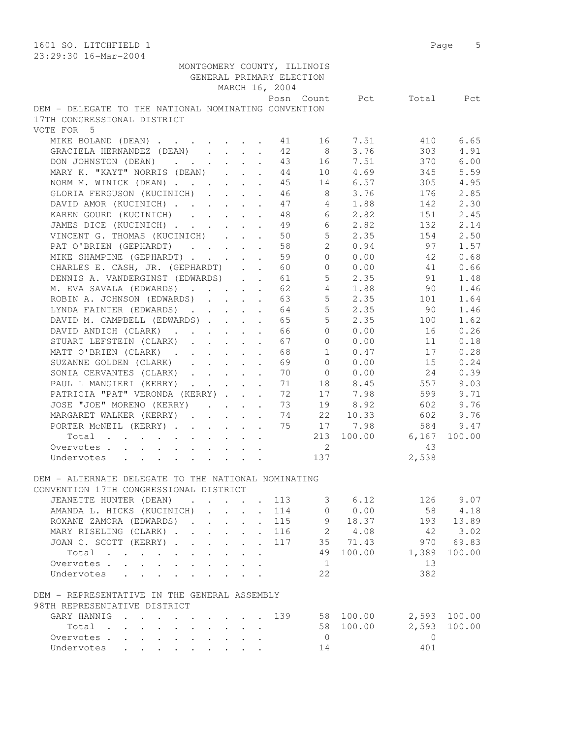1601 SO. LITCHFIELD 1
23:29:30 16-Mar-2004

MONTGOMERY COUNTY, ILLINOIS
GENERAL PRIMARY ELECTION
MARCH 16, 2004

## DEM - DELEGATE TO THE NATIONAL NOMINATING CONVENTION 17TH CONGRESSIONAL DISTRICT

VOTE FOR 5

| | Posn | Count | Pct | Total | Pct |
|---|---|---|---|---|---|
| MIKE BOLAND (DEAN) | 41 | 16 | 7.51 | 410 | 6.65 |
| GRACIELA HERNANDEZ (DEAN) | 42 | 8 | 3.76 | 303 | 4.91 |
| DON JOHNSTON (DEAN) | 43 | 16 | 7.51 | 370 | 6.00 |
| MARY K. "KAYT" NORRIS (DEAN) | 44 | 10 | 4.69 | 345 | 5.59 |
| NORM M. WINICK (DEAN) | 45 | 14 | 6.57 | 305 | 4.95 |
| GLORIA FERGUSON (KUCINICH) | 46 | 8 | 3.76 | 176 | 2.85 |
| DAVID AMOR (KUCINICH) | 47 | 4 | 1.88 | 142 | 2.30 |
| KAREN GOURD (KUCINICH) | 48 | 6 | 2.82 | 151 | 2.45 |
| JAMES DICE (KUCINICH) | 49 | 6 | 2.82 | 132 | 2.14 |
| VINCENT G. THOMAS (KUCINICH) | 50 | 5 | 2.35 | 154 | 2.50 |
| PAT O'BRIEN (GEPHARDT) | 58 | 2 | 0.94 | 97 | 1.57 |
| MIKE SHAMPINE (GEPHARDT) | 59 | 0 | 0.00 | 42 | 0.68 |
| CHARLES E. CASH, JR. (GEPHARDT) | 60 | 0 | 0.00 | 41 | 0.66 |
| DENNIS A. VANDERGINST (EDWARDS) | 61 | 5 | 2.35 | 91 | 1.48 |
| M. EVA SAVALA (EDWARDS) | 62 | 4 | 1.88 | 90 | 1.46 |
| ROBIN A. JOHNSON (EDWARDS) | 63 | 5 | 2.35 | 101 | 1.64 |
| LYNDA FAINTER (EDWARDS) | 64 | 5 | 2.35 | 90 | 1.46 |
| DAVID M. CAMPBELL (EDWARDS) | 65 | 5 | 2.35 | 100 | 1.62 |
| DAVID ANDICH (CLARK) | 66 | 0 | 0.00 | 16 | 0.26 |
| STUART LEFSTEIN (CLARK) | 67 | 0 | 0.00 | 11 | 0.18 |
| MATT O'BRIEN (CLARK) | 68 | 1 | 0.47 | 17 | 0.28 |
| SUZANNE GOLDEN (CLARK) | 69 | 0 | 0.00 | 15 | 0.24 |
| SONIA CERVANTES (CLARK) | 70 | 0 | 0.00 | 24 | 0.39 |
| PAUL L MANGIERI (KERRY) | 71 | 18 | 8.45 | 557 | 9.03 |
| PATRICIA "PAT" VERONDA (KERRY) | 72 | 17 | 7.98 | 599 | 9.71 |
| JOSE "JOE" MORENO (KERRY) | 73 | 19 | 8.92 | 602 | 9.76 |
| MARGARET WALKER (KERRY) | 74 | 22 | 10.33 | 602 | 9.76 |
| PORTER McNEIL (KERRY) | 75 | 17 | 7.98 | 584 | 9.47 |
| Total | | 213 | 100.00 | 6,167 | 100.00 |
| Overvotes | | 2 | | 43 | |
| Undervotes | | 137 | | 2,538 | |

## DEM - ALTERNATE DELEGATE TO THE NATIONAL NOMINATING CONVENTION 17TH CONGRESSIONAL DISTRICT

| | Posn | Count | Pct | Total | Pct |
|---|---|---|---|---|---|
| JEANETTE HUNTER (DEAN) | 113 | 3 | 6.12 | 126 | 9.07 |
| AMANDA L. HICKS (KUCINICH) | 114 | 0 | 0.00 | 58 | 4.18 |
| ROXANE ZAMORA (EDWARDS) | 115 | 9 | 18.37 | 193 | 13.89 |
| MARY RISELING (CLARK) | 116 | 2 | 4.08 | 42 | 3.02 |
| JOAN C. SCOTT (KERRY) | 117 | 35 | 71.43 | 970 | 69.83 |
| Total | | 49 | 100.00 | 1,389 | 100.00 |
| Overvotes | | 1 | | 13 | |
| Undervotes | | 22 | | 382 | |

## DEM - REPRESENTATIVE IN THE GENERAL ASSEMBLY 98TH REPRESENTATIVE DISTRICT

| | Posn | Count | Pct | Total | Pct |
|---|---|---|---|---|---|
| GARY HANNIG | 139 | 58 | 100.00 | 2,593 | 100.00 |
| Total | | 58 | 100.00 | 2,593 | 100.00 |
| Overvotes | | 0 | | 0 | |
| Undervotes | | 14 | | 401 | |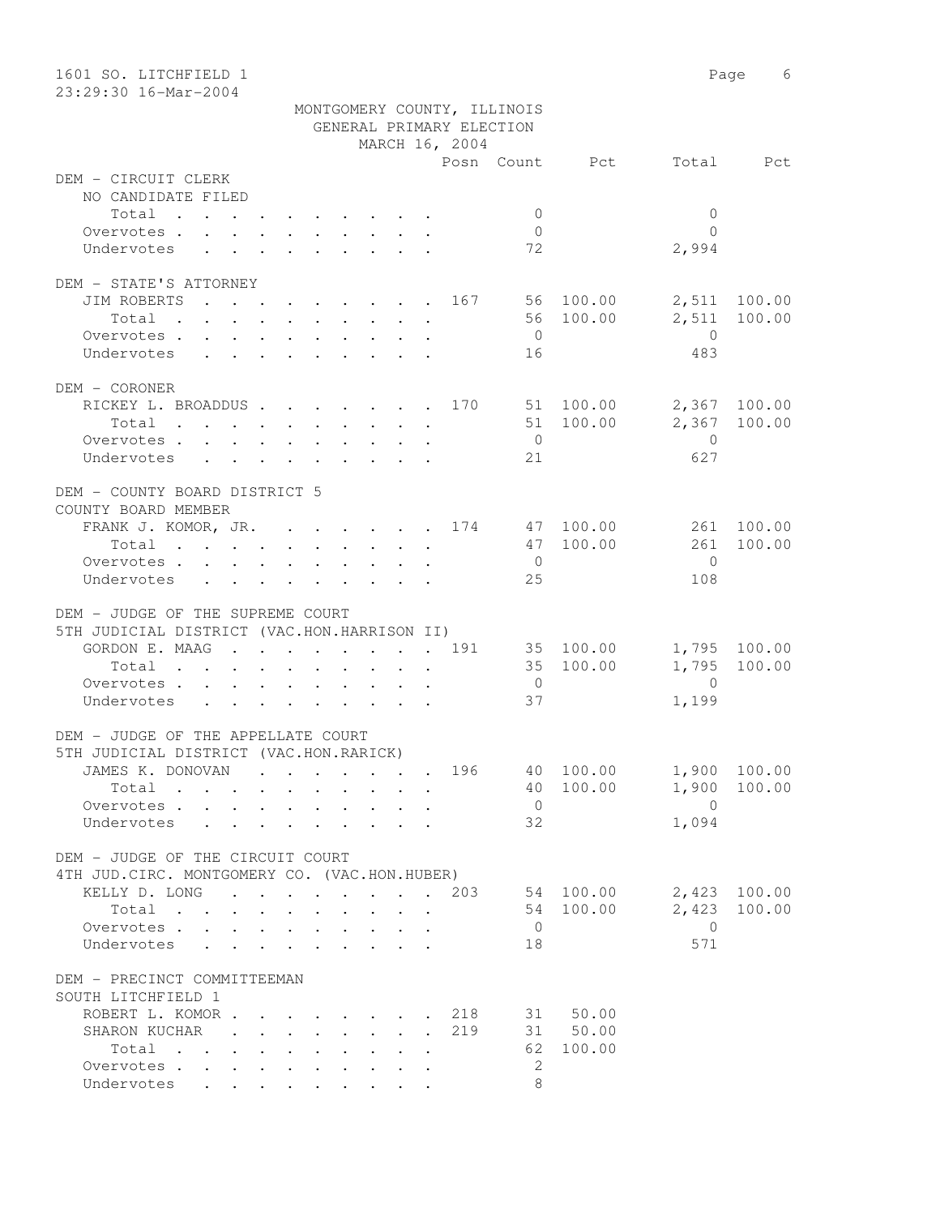MONTGOMERY COUNTY, ILLINOIS
GENERAL PRIMARY ELECTION
MARCH 16, 2004

| | Posn | Count | Pct | Total | Pct |
|---|---|---|---|---|---|
| **DEM - CIRCUIT CLERK** | | | | | |
| NO CANDIDATE FILED | | | | | |
| Total | | 0 | | 0 | |
| Overvotes | | 0 | | 0 | |
| Undervotes | | 72 | | 2,994 | |
| **DEM - STATE'S ATTORNEY** | | | | | |
| JIM ROBERTS | 167 | 56 | 100.00 | 2,511 | 100.00 |
| Total | | 56 | 100.00 | 2,511 | 100.00 |
| Overvotes | | 0 | | 0 | |
| Undervotes | | 16 | | 483 | |
| **DEM - CORONER** | | | | | |
| RICKEY L. BROADDUS | 170 | 51 | 100.00 | 2,367 | 100.00 |
| Total | | 51 | 100.00 | 2,367 | 100.00 |
| Overvotes | | 0 | | 0 | |
| Undervotes | | 21 | | 627 | |
| **DEM - COUNTY BOARD DISTRICT 5** | | | | | |
| COUNTY BOARD MEMBER | | | | | |
| FRANK J. KOMOR, JR. | 174 | 47 | 100.00 | 261 | 100.00 |
| Total | | 47 | 100.00 | 261 | 100.00 |
| Overvotes | | 0 | | 0 | |
| Undervotes | | 25 | | 108 | |
| **DEM - JUDGE OF THE SUPREME COURT** | | | | | |
| 5TH JUDICIAL DISTRICT (VAC.HON.HARRISON II) | | | | | |
| GORDON E. MAAG | 191 | 35 | 100.00 | 1,795 | 100.00 |
| Total | | 35 | 100.00 | 1,795 | 100.00 |
| Overvotes | | 0 | | 0 | |
| Undervotes | | 37 | | 1,199 | |
| **DEM - JUDGE OF THE APPELLATE COURT** | | | | | |
| 5TH JUDICIAL DISTRICT (VAC.HON.RARICK) | | | | | |
| JAMES K. DONOVAN | 196 | 40 | 100.00 | 1,900 | 100.00 |
| Total | | 40 | 100.00 | 1,900 | 100.00 |
| Overvotes | | 0 | | 0 | |
| Undervotes | | 32 | | 1,094 | |
| **DEM - JUDGE OF THE CIRCUIT COURT** | | | | | |
| 4TH JUD.CIRC. MONTGOMERY CO. (VAC.HON.HUBER) | | | | | |
| KELLY D. LONG | 203 | 54 | 100.00 | 2,423 | 100.00 |
| Total | | 54 | 100.00 | 2,423 | 100.00 |
| Overvotes | | 0 | | 0 | |
| Undervotes | | 18 | | 571 | |
| **DEM - PRECINCT COMMITTEEMAN** | | | | | |
| SOUTH LITCHFIELD 1 | | | | | |
| ROBERT L. KOMOR | 218 | 31 | 50.00 | | |
| SHARON KUCHAR | 219 | 31 | 50.00 | | |
| Total | | 62 | 100.00 | | |
| Overvotes | | 2 | | | |
| Undervotes | | 8 | | | |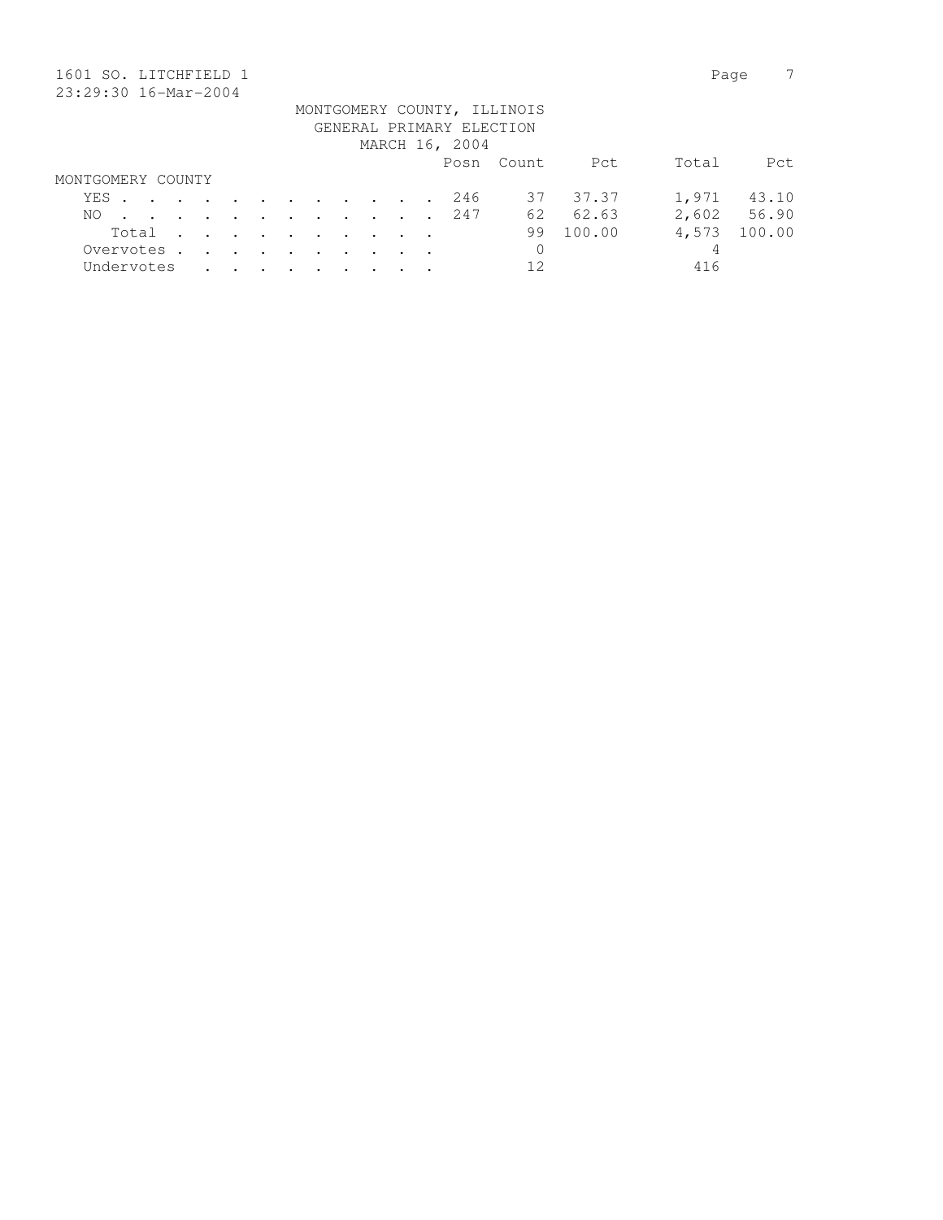1601 SO. LITCHFIELD 1

23:29:30 16-Mar-2004

MONTGOMERY COUNTY, ILLINOIS
GENERAL PRIMARY ELECTION
MARCH 16, 2004

| | Posn | Count | Pct | Total | Pct |
|---|---|---|---|---|---|
| **MONTGOMERY COUNTY** | | | | | |
| YES | 246 | 37 | 37.37 | 1,971 | 43.10 |
| NO | 247 | 62 | 62.63 | 2,602 | 56.90 |
| Total | | 99 | 100.00 | 4,573 | 100.00 |
| Overvotes | | 0 | | 4 | |
| Undervotes | | 12 | | 416 | |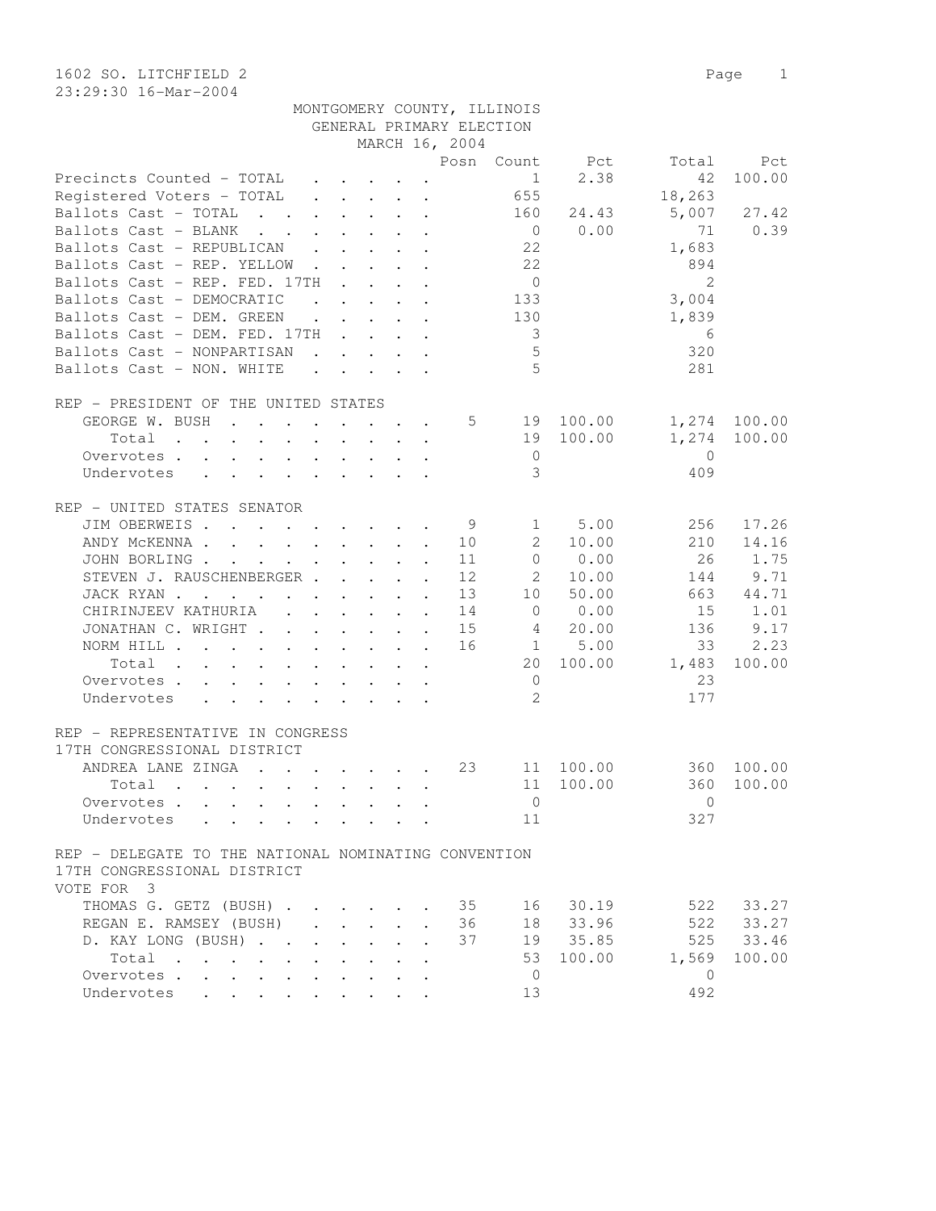1602 SO. LITCHFIELD 2
23:29:30 16-Mar-2004

MONTGOMERY COUNTY, ILLINOIS
GENERAL PRIMARY ELECTION
MARCH 16, 2004

| | Posn | Count | Pct | Total | Pct |
|---|---|---|---|---|---|
| Precincts Counted - TOTAL | | 1 | 2.38 | 42 | 100.00 |
| Registered Voters - TOTAL | | 655 | | 18,263 | |
| Ballots Cast - TOTAL | | 160 | 24.43 | 5,007 | 27.42 |
| Ballots Cast - BLANK | | 0 | 0.00 | 71 | 0.39 |
| Ballots Cast - REPUBLICAN | | 22 | | 1,683 | |
| Ballots Cast - REP. YELLOW | | 22 | | 894 | |
| Ballots Cast - REP. FED. 17TH | | 0 | | 2 | |
| Ballots Cast - DEMOCRATIC | | 133 | | 3,004 | |
| Ballots Cast - DEM. GREEN | | 130 | | 1,839 | |
| Ballots Cast - DEM. FED. 17TH | | 3 | | 6 | |
| Ballots Cast - NONPARTISAN | | 5 | | 320 | |
| Ballots Cast - NON. WHITE | | 5 | | 281 | |

REP - PRESIDENT OF THE UNITED STATES

| | Posn | Count | Pct | Total | Pct |
|---|---|---|---|---|---|
| GEORGE W. BUSH | 5 | 19 | 100.00 | 1,274 | 100.00 |
| Total | | 19 | 100.00 | 1,274 | 100.00 |
| Overvotes | | 0 | | 0 | |
| Undervotes | | 3 | | 409 | |

REP - UNITED STATES SENATOR

| | Posn | Count | Pct | Total | Pct |
|---|---|---|---|---|---|
| JIM OBERWEIS | 9 | 1 | 5.00 | 256 | 17.26 |
| ANDY McKENNA | 10 | 2 | 10.00 | 210 | 14.16 |
| JOHN BORLING | 11 | 0 | 0.00 | 26 | 1.75 |
| STEVEN J. RAUSCHENBERGER | 12 | 2 | 10.00 | 144 | 9.71 |
| JACK RYAN | 13 | 10 | 50.00 | 663 | 44.71 |
| CHIRINJEEV KATHURIA | 14 | 0 | 0.00 | 15 | 1.01 |
| JONATHAN C. WRIGHT | 15 | 4 | 20.00 | 136 | 9.17 |
| NORM HILL | 16 | 1 | 5.00 | 33 | 2.23 |
| Total | | 20 | 100.00 | 1,483 | 100.00 |
| Overvotes | | 0 | | 23 | |
| Undervotes | | 2 | | 177 | |

REP - REPRESENTATIVE IN CONGRESS
17TH CONGRESSIONAL DISTRICT

| | Posn | Count | Pct | Total | Pct |
|---|---|---|---|---|---|
| ANDREA LANE ZINGA | 23 | 11 | 100.00 | 360 | 100.00 |
| Total | | 11 | 100.00 | 360 | 100.00 |
| Overvotes | | 0 | | 0 | |
| Undervotes | | 11 | | 327 | |

REP - DELEGATE TO THE NATIONAL NOMINATING CONVENTION
17TH CONGRESSIONAL DISTRICT
VOTE FOR 3

| | Posn | Count | Pct | Total | Pct |
|---|---|---|---|---|---|
| THOMAS G. GETZ (BUSH) | 35 | 16 | 30.19 | 522 | 33.27 |
| REGAN E. RAMSEY (BUSH) | 36 | 18 | 33.96 | 522 | 33.27 |
| D. KAY LONG (BUSH) | 37 | 19 | 35.85 | 525 | 33.46 |
| Total | | 53 | 100.00 | 1,569 | 100.00 |
| Overvotes | | 0 | | 0 | |
| Undervotes | | 13 | | 492 | |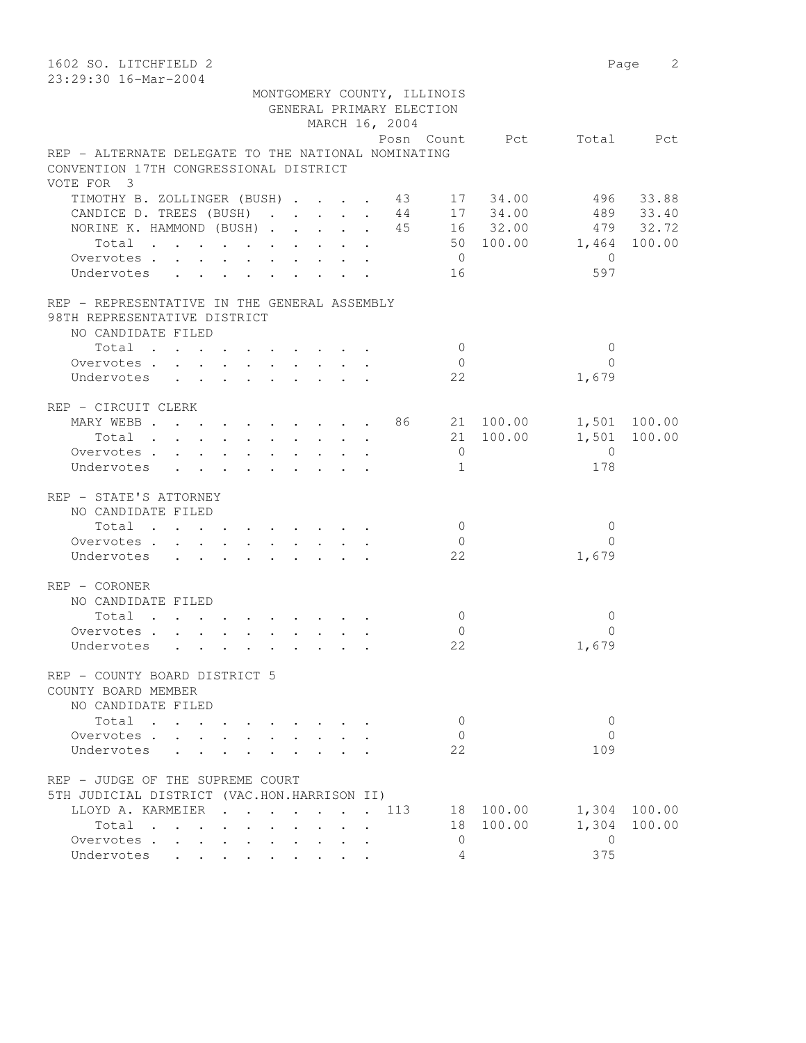1602 SO. LITCHFIELD 2

23:29:30 16-Mar-2004

MONTGOMERY COUNTY, ILLINOIS
GENERAL PRIMARY ELECTION
MARCH 16, 2004

| | Posn | Count | Pct | Total | Pct |
|---|---|---|---|---|---|
| **REP - ALTERNATE DELEGATE TO THE NATIONAL NOMINATING CONVENTION 17TH CONGRESSIONAL DISTRICT** | | | | | |
| VOTE FOR 3 | | | | | |
| TIMOTHY B. ZOLLINGER (BUSH) | 43 | 17 | 34.00 | 496 | 33.88 |
| CANDICE D. TREES (BUSH) | 44 | 17 | 34.00 | 489 | 33.40 |
| NORINE K. HAMMOND (BUSH) | 45 | 16 | 32.00 | 479 | 32.72 |
| Total | | 50 | 100.00 | 1,464 | 100.00 |
| Overvotes | | 0 | | 0 | |
| Undervotes | | 16 | | 597 | |
| **REP - REPRESENTATIVE IN THE GENERAL ASSEMBLY 98TH REPRESENTATIVE DISTRICT** | | | | | |
| NO CANDIDATE FILED | | | | | |
| Total | | 0 | | 0 | |
| Overvotes | | 0 | | 0 | |
| Undervotes | | 22 | | 1,679 | |
| **REP - CIRCUIT CLERK** | | | | | |
| MARY WEBB | 86 | 21 | 100.00 | 1,501 | 100.00 |
| Total | | 21 | 100.00 | 1,501 | 100.00 |
| Overvotes | | 0 | | 0 | |
| Undervotes | | 1 | | 178 | |
| **REP - STATE'S ATTORNEY** | | | | | |
| NO CANDIDATE FILED | | | | | |
| Total | | 0 | | 0 | |
| Overvotes | | 0 | | 0 | |
| Undervotes | | 22 | | 1,679 | |
| **REP - CORONER** | | | | | |
| NO CANDIDATE FILED | | | | | |
| Total | | 0 | | 0 | |
| Overvotes | | 0 | | 0 | |
| Undervotes | | 22 | | 1,679 | |
| **REP - COUNTY BOARD DISTRICT 5 COUNTY BOARD MEMBER** | | | | | |
| NO CANDIDATE FILED | | | | | |
| Total | | 0 | | 0 | |
| Overvotes | | 0 | | 0 | |
| Undervotes | | 22 | | 109 | |
| **REP - JUDGE OF THE SUPREME COURT 5TH JUDICIAL DISTRICT (VAC.HON.HARRISON II)** | | | | | |
| LLOYD A. KARMEIER | 113 | 18 | 100.00 | 1,304 | 100.00 |
| Total | | 18 | 100.00 | 1,304 | 100.00 |
| Overvotes | | 0 | | 0 | |
| Undervotes | | 4 | | 375 | |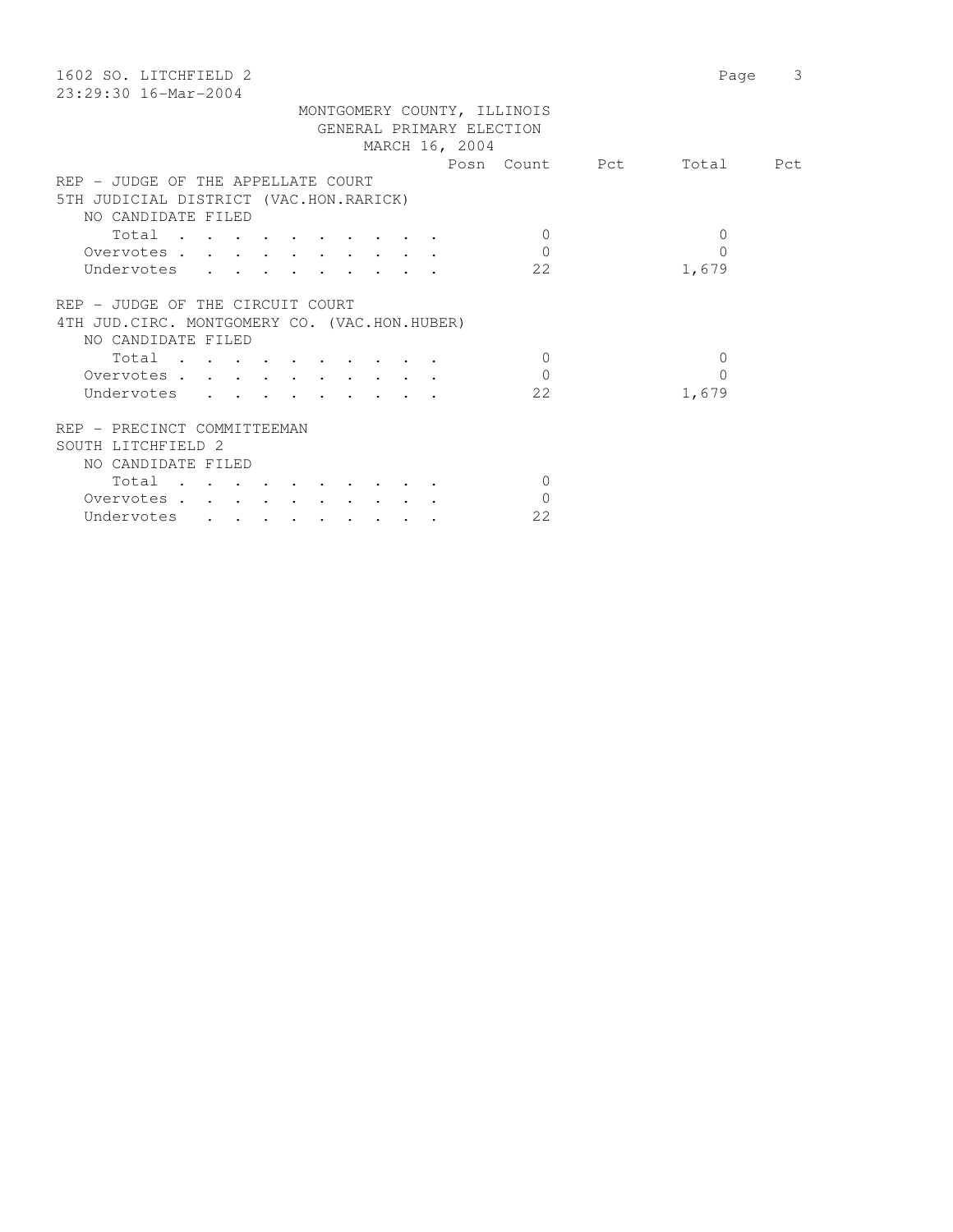1602 SO. LITCHFIELD 2

23:29:30 16-Mar-2004

MONTGOMERY COUNTY, ILLINOIS
GENERAL PRIMARY ELECTION
MARCH 16, 2004

| | Posn | Count | Pct | Total | Pct |
|---|---|---|---|---|---|
| REP - JUDGE OF THE APPELLATE COURT | | | | | |
| 5TH JUDICIAL DISTRICT (VAC.HON.RARICK) | | | | | |
| NO CANDIDATE FILED | | | | | |
| Total . . . . . . . . . . | | 0 | | 0 | |
| Overvotes . . . . . . . . . . | | 0 | | 0 | |
| Undervotes . . . . . . . . . | | 22 | | 1,679 | |
| REP - JUDGE OF THE CIRCUIT COURT | | | | | |
| 4TH JUD.CIRC. MONTGOMERY CO. (VAC.HON.HUBER) | | | | | |
| NO CANDIDATE FILED | | | | | |
| Total . . . . . . . . . . | | 0 | | 0 | |
| Overvotes . . . . . . . . . . | | 0 | | 0 | |
| Undervotes . . . . . . . . . | | 22 | | 1,679 | |
| REP - PRECINCT COMMITTEEMAN | | | | | |
| SOUTH LITCHFIELD 2 | | | | | |
| NO CANDIDATE FILED | | | | | |
| Total . . . . . . . . . . | | 0 | | | |
| Overvotes . . . . . . . . . . | | 0 | | | |
| Undervotes . . . . . . . . . | | 22 | | | |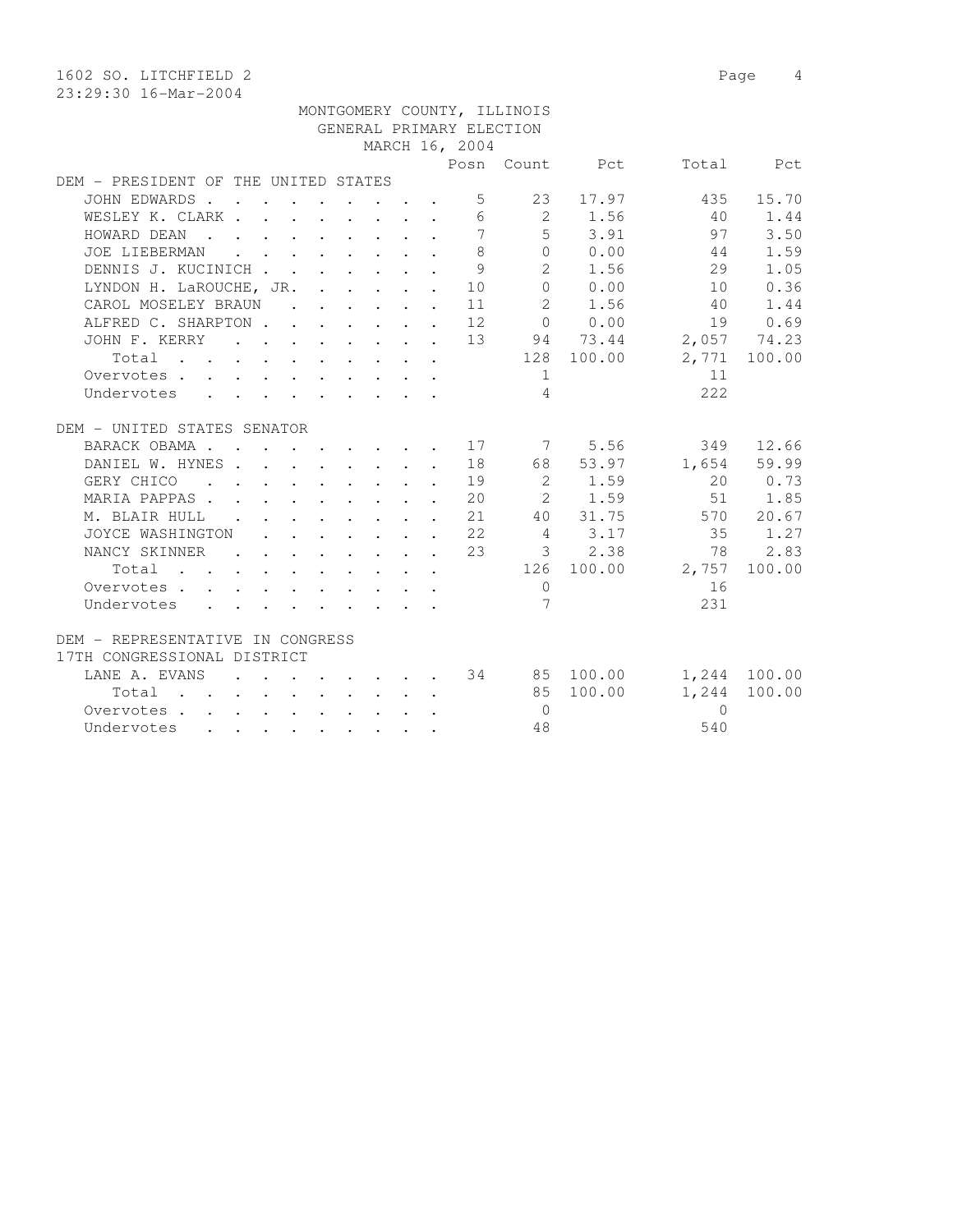1602 SO. LITCHFIELD 2

23:29:30 16-Mar-2004

MONTGOMERY COUNTY, ILLINOIS
GENERAL PRIMARY ELECTION
MARCH 16, 2004

| | Posn | Count | Pct | Total | Pct |
|---|---|---|---|---|---|
| **DEM - PRESIDENT OF THE UNITED STATES** | | | | | |
| JOHN EDWARDS | 5 | 23 | 17.97 | 435 | 15.70 |
| WESLEY K. CLARK | 6 | 2 | 1.56 | 40 | 1.44 |
| HOWARD DEAN | 7 | 5 | 3.91 | 97 | 3.50 |
| JOE LIEBERMAN | 8 | 0 | 0.00 | 44 | 1.59 |
| DENNIS J. KUCINICH | 9 | 2 | 1.56 | 29 | 1.05 |
| LYNDON H. LaROUCHE, JR. | 10 | 0 | 0.00 | 10 | 0.36 |
| CAROL MOSELEY BRAUN | 11 | 2 | 1.56 | 40 | 1.44 |
| ALFRED C. SHARPTON | 12 | 0 | 0.00 | 19 | 0.69 |
| JOHN F. KERRY | 13 | 94 | 73.44 | 2,057 | 74.23 |
| Total | | 128 | 100.00 | 2,771 | 100.00 |
| Overvotes | | 1 | | 11 | |
| Undervotes | | 4 | | 222 | |
| **DEM - UNITED STATES SENATOR** | | | | | |
| BARACK OBAMA | 17 | 7 | 5.56 | 349 | 12.66 |
| DANIEL W. HYNES | 18 | 68 | 53.97 | 1,654 | 59.99 |
| GERY CHICO | 19 | 2 | 1.59 | 20 | 0.73 |
| MARIA PAPPAS | 20 | 2 | 1.59 | 51 | 1.85 |
| M. BLAIR HULL | 21 | 40 | 31.75 | 570 | 20.67 |
| JOYCE WASHINGTON | 22 | 4 | 3.17 | 35 | 1.27 |
| NANCY SKINNER | 23 | 3 | 2.38 | 78 | 2.83 |
| Total | | 126 | 100.00 | 2,757 | 100.00 |
| Overvotes | | 0 | | 16 | |
| Undervotes | | 7 | | 231 | |
| **DEM - REPRESENTATIVE IN CONGRESS 17TH CONGRESSIONAL DISTRICT** | | | | | |
| LANE A. EVANS | 34 | 85 | 100.00 | 1,244 | 100.00 |
| Total | | 85 | 100.00 | 1,244 | 100.00 |
| Overvotes | | 0 | | 0 | |
| Undervotes | | 48 | | 540 | |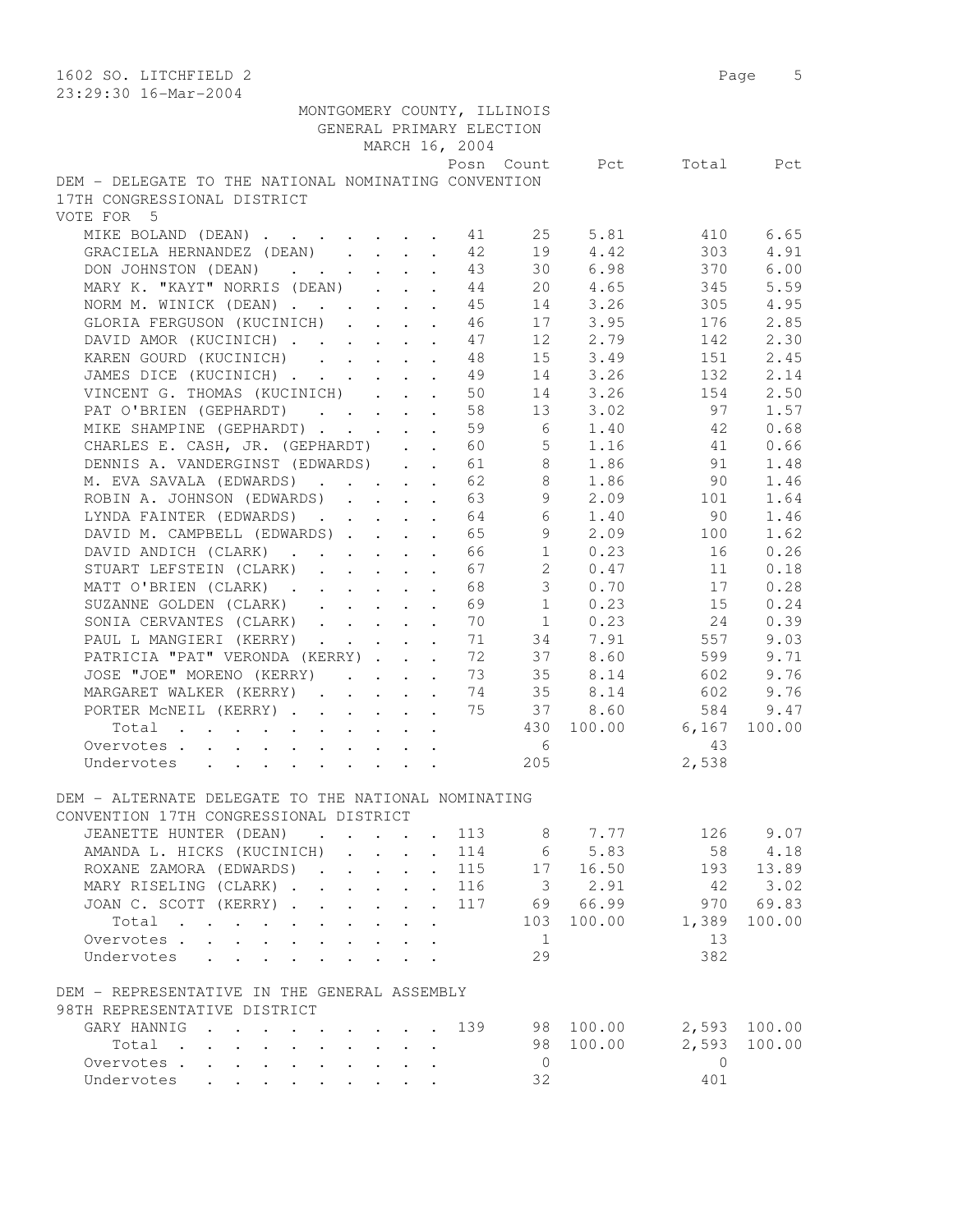1602 SO. LITCHFIELD 2

23:29:30 16-Mar-2004

MONTGOMERY COUNTY, ILLINOIS
GENERAL PRIMARY ELECTION
MARCH 16, 2004

## DEM - DELEGATE TO THE NATIONAL NOMINATING CONVENTION 17TH CONGRESSIONAL DISTRICT

VOTE FOR 5

| | Posn | Count | Pct | Total | Pct |
|---|---|---|---|---|---|
| MIKE BOLAND (DEAN) | 41 | 25 | 5.81 | 410 | 6.65 |
| GRACIELA HERNANDEZ (DEAN) | 42 | 19 | 4.42 | 303 | 4.91 |
| DON JOHNSTON (DEAN) | 43 | 30 | 6.98 | 370 | 6.00 |
| MARY K. "KAYT" NORRIS (DEAN) | 44 | 20 | 4.65 | 345 | 5.59 |
| NORM M. WINICK (DEAN) | 45 | 14 | 3.26 | 305 | 4.95 |
| GLORIA FERGUSON (KUCINICH) | 46 | 17 | 3.95 | 176 | 2.85 |
| DAVID AMOR (KUCINICH) | 47 | 12 | 2.79 | 142 | 2.30 |
| KAREN GOURD (KUCINICH) | 48 | 15 | 3.49 | 151 | 2.45 |
| JAMES DICE (KUCINICH) | 49 | 14 | 3.26 | 132 | 2.14 |
| VINCENT G. THOMAS (KUCINICH) | 50 | 14 | 3.26 | 154 | 2.50 |
| PAT O'BRIEN (GEPHARDT) | 58 | 13 | 3.02 | 97 | 1.57 |
| MIKE SHAMPINE (GEPHARDT) | 59 | 6 | 1.40 | 42 | 0.68 |
| CHARLES E. CASH, JR. (GEPHARDT) | 60 | 5 | 1.16 | 41 | 0.66 |
| DENNIS A. VANDERGINST (EDWARDS) | 61 | 8 | 1.86 | 91 | 1.48 |
| M. EVA SAVALA (EDWARDS) | 62 | 8 | 1.86 | 90 | 1.46 |
| ROBIN A. JOHNSON (EDWARDS) | 63 | 9 | 2.09 | 101 | 1.64 |
| LYNDA FAINTER (EDWARDS) | 64 | 6 | 1.40 | 90 | 1.46 |
| DAVID M. CAMPBELL (EDWARDS) | 65 | 9 | 2.09 | 100 | 1.62 |
| DAVID ANDICH (CLARK) | 66 | 1 | 0.23 | 16 | 0.26 |
| STUART LEFSTEIN (CLARK) | 67 | 2 | 0.47 | 11 | 0.18 |
| MATT O'BRIEN (CLARK) | 68 | 3 | 0.70 | 17 | 0.28 |
| SUZANNE GOLDEN (CLARK) | 69 | 1 | 0.23 | 15 | 0.24 |
| SONIA CERVANTES (CLARK) | 70 | 1 | 0.23 | 24 | 0.39 |
| PAUL L MANGIERI (KERRY) | 71 | 34 | 7.91 | 557 | 9.03 |
| PATRICIA "PAT" VERONDA (KERRY) | 72 | 37 | 8.60 | 599 | 9.71 |
| JOSE "JOE" MORENO (KERRY) | 73 | 35 | 8.14 | 602 | 9.76 |
| MARGARET WALKER (KERRY) | 74 | 35 | 8.14 | 602 | 9.76 |
| PORTER McNEIL (KERRY) | 75 | 37 | 8.60 | 584 | 9.47 |
| Total | | 430 | 100.00 | 6,167 | 100.00 |
| Overvotes | | 6 | | 43 | |
| Undervotes | | 205 | | 2,538 | |

## DEM - ALTERNATE DELEGATE TO THE NATIONAL NOMINATING CONVENTION 17TH CONGRESSIONAL DISTRICT

| | Posn | Count | Pct | Total | Pct |
|---|---|---|---|---|---|
| JEANETTE HUNTER (DEAN) | 113 | 8 | 7.77 | 126 | 9.07 |
| AMANDA L. HICKS (KUCINICH) | 114 | 6 | 5.83 | 58 | 4.18 |
| ROXANE ZAMORA (EDWARDS) | 115 | 17 | 16.50 | 193 | 13.89 |
| MARY RISELING (CLARK) | 116 | 3 | 2.91 | 42 | 3.02 |
| JOAN C. SCOTT (KERRY) | 117 | 69 | 66.99 | 970 | 69.83 |
| Total | | 103 | 100.00 | 1,389 | 100.00 |
| Overvotes | | 1 | | 13 | |
| Undervotes | | 29 | | 382 | |

## DEM - REPRESENTATIVE IN THE GENERAL ASSEMBLY 98TH REPRESENTATIVE DISTRICT

| | Posn | Count | Pct | Total | Pct |
|---|---|---|---|---|---|
| GARY HANNIG | 139 | 98 | 100.00 | 2,593 | 100.00 |
| Total | | 98 | 100.00 | 2,593 | 100.00 |
| Overvotes | | 0 | | 0 | |
| Undervotes | | 32 | | 401 | |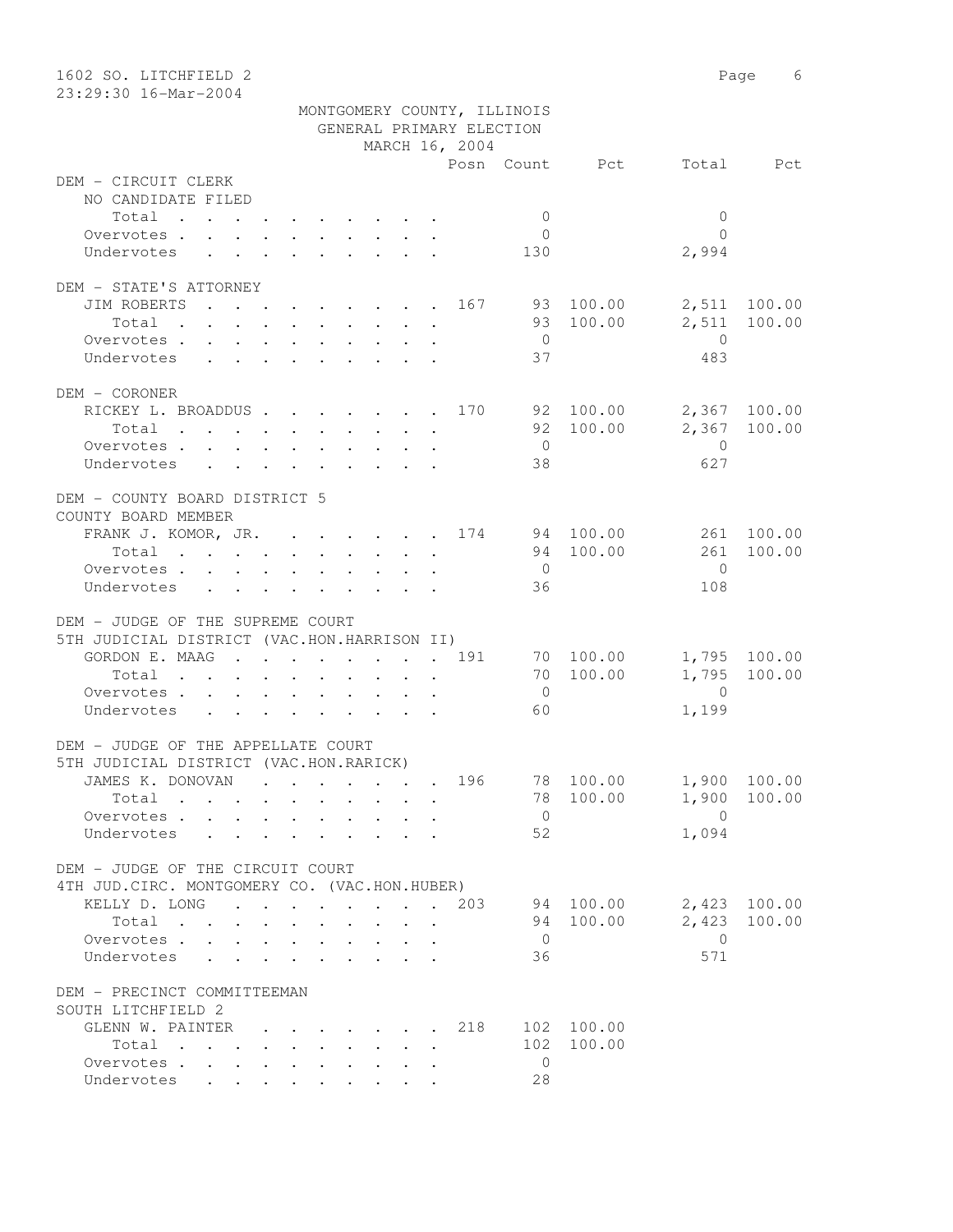1602 SO. LITCHFIELD 2

23:29:30 16-Mar-2004

MONTGOMERY COUNTY, ILLINOIS
GENERAL PRIMARY ELECTION
MARCH 16, 2004

| | Posn | Count | Pct | Total | Pct |
|---|---|---|---|---|---|
| **DEM - CIRCUIT CLERK** | | | | | |
| NO CANDIDATE FILED | | | | | |
| Total | | 0 | | 0 | |
| Overvotes | | 0 | | 0 | |
| Undervotes | | 130 | | 2,994 | |
| **DEM - STATE'S ATTORNEY** | | | | | |
| JIM ROBERTS | 167 | 93 | 100.00 | 2,511 | 100.00 |
| Total | | 93 | 100.00 | 2,511 | 100.00 |
| Overvotes | | 0 | | 0 | |
| Undervotes | | 37 | | 483 | |
| **DEM - CORONER** | | | | | |
| RICKEY L. BROADDUS | 170 | 92 | 100.00 | 2,367 | 100.00 |
| Total | | 92 | 100.00 | 2,367 | 100.00 |
| Overvotes | | 0 | | 0 | |
| Undervotes | | 38 | | 627 | |
| **DEM - COUNTY BOARD DISTRICT 5** | | | | | |
| COUNTY BOARD MEMBER | | | | | |
| FRANK J. KOMOR, JR. | 174 | 94 | 100.00 | 261 | 100.00 |
| Total | | 94 | 100.00 | 261 | 100.00 |
| Overvotes | | 0 | | 0 | |
| Undervotes | | 36 | | 108 | |
| **DEM - JUDGE OF THE SUPREME COURT** | | | | | |
| 5TH JUDICIAL DISTRICT (VAC.HON.HARRISON II) | | | | | |
| GORDON E. MAAG | 191 | 70 | 100.00 | 1,795 | 100.00 |
| Total | | 70 | 100.00 | 1,795 | 100.00 |
| Overvotes | | 0 | | 0 | |
| Undervotes | | 60 | | 1,199 | |
| **DEM - JUDGE OF THE APPELLATE COURT** | | | | | |
| 5TH JUDICIAL DISTRICT (VAC.HON.RARICK) | | | | | |
| JAMES K. DONOVAN | 196 | 78 | 100.00 | 1,900 | 100.00 |
| Total | | 78 | 100.00 | 1,900 | 100.00 |
| Overvotes | | 0 | | 0 | |
| Undervotes | | 52 | | 1,094 | |
| **DEM - JUDGE OF THE CIRCUIT COURT** | | | | | |
| 4TH JUD.CIRC. MONTGOMERY CO. (VAC.HON.HUBER) | | | | | |
| KELLY D. LONG | 203 | 94 | 100.00 | 2,423 | 100.00 |
| Total | | 94 | 100.00 | 2,423 | 100.00 |
| Overvotes | | 0 | | 0 | |
| Undervotes | | 36 | | 571 | |
| **DEM - PRECINCT COMMITTEEMAN** | | | | | |
| SOUTH LITCHFIELD 2 | | | | | |
| GLENN W. PAINTER | 218 | 102 | 100.00 | | |
| Total | | 102 | 100.00 | | |
| Overvotes | | 0 | | | |
| Undervotes | | 28 | | | |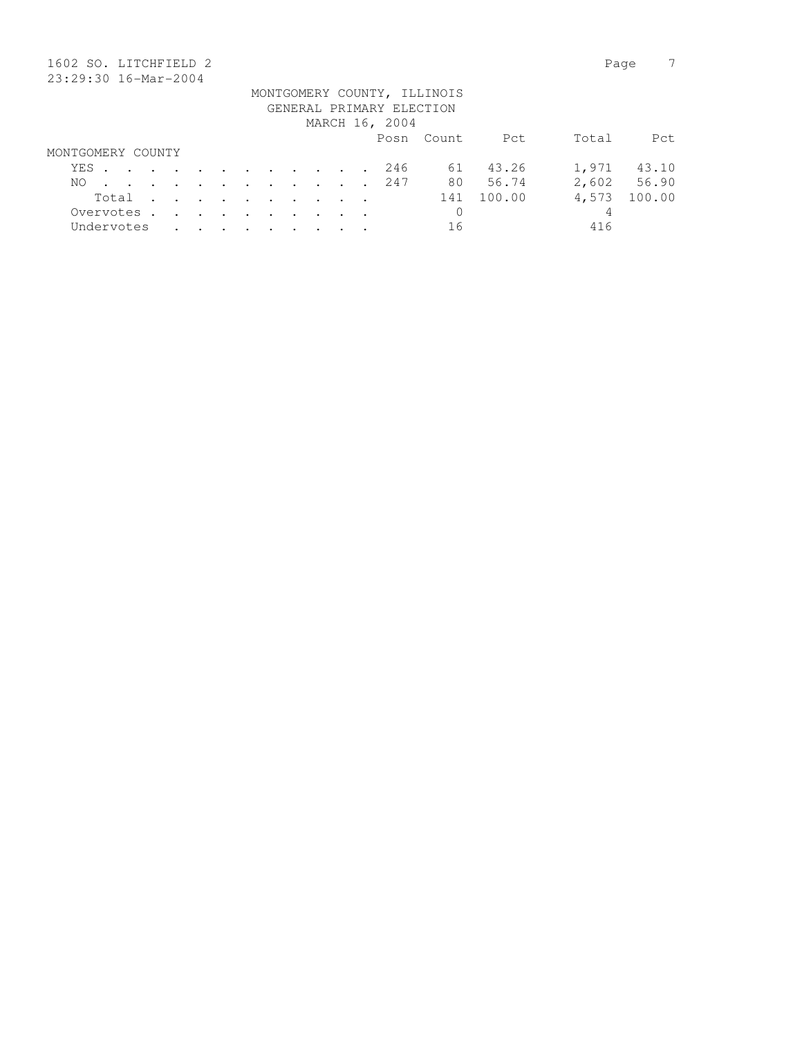1602 SO. LITCHFIELD 2

23:29:30 16-Mar-2004

MONTGOMERY COUNTY, ILLINOIS
GENERAL PRIMARY ELECTION
MARCH 16, 2004

| | Posn | Count | Pct | Total | Pct |
|---|---|---|---|---|---|
| **MONTGOMERY COUNTY** | | | | | |
| YES | 246 | 61 | 43.26 | 1,971 | 43.10 |
| NO | 247 | 80 | 56.74 | 2,602 | 56.90 |
| Total | | 141 | 100.00 | 4,573 | 100.00 |
| Overvotes | | 0 | | 4 | |
| Undervotes | | 16 | | 416 | |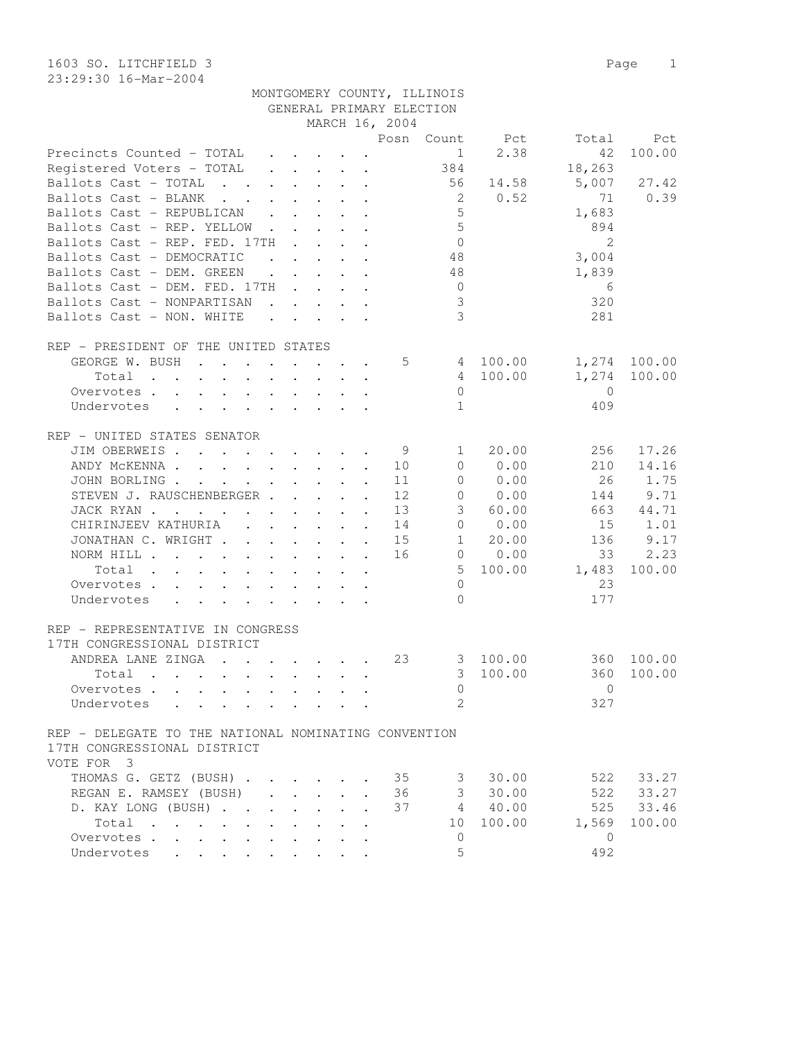1603 SO. LITCHFIELD 3

23:29:30 16-Mar-2004

MONTGOMERY COUNTY, ILLINOIS
GENERAL PRIMARY ELECTION
MARCH 16, 2004

| | Posn | Count | Pct | Total | Pct |
|---|---|---|---|---|---|
| Precincts Counted - TOTAL | | 1 | 2.38 | 42 | 100.00 |
| Registered Voters - TOTAL | | 384 | | 18,263 | |
| Ballots Cast - TOTAL | | 56 | 14.58 | 5,007 | 27.42 |
| Ballots Cast - BLANK | | 2 | 0.52 | 71 | 0.39 |
| Ballots Cast - REPUBLICAN | | 5 | | 1,683 | |
| Ballots Cast - REP. YELLOW | | 5 | | 894 | |
| Ballots Cast - REP. FED. 17TH | | 0 | | 2 | |
| Ballots Cast - DEMOCRATIC | | 48 | | 3,004 | |
| Ballots Cast - DEM. GREEN | | 48 | | 1,839 | |
| Ballots Cast - DEM. FED. 17TH | | 0 | | 6 | |
| Ballots Cast - NONPARTISAN | | 3 | | 320 | |
| Ballots Cast - NON. WHITE | | 3 | | 281 | |

REP - PRESIDENT OF THE UNITED STATES

| | Posn | Count | Pct | Total | Pct |
|---|---|---|---|---|---|
| GEORGE W. BUSH | 5 | 4 | 100.00 | 1,274 | 100.00 |
| Total | | 4 | 100.00 | 1,274 | 100.00 |
| Overvotes | | 0 | | 0 | |
| Undervotes | | 1 | | 409 | |

REP - UNITED STATES SENATOR

| | Posn | Count | Pct | Total | Pct |
|---|---|---|---|---|---|
| JIM OBERWEIS | 9 | 1 | 20.00 | 256 | 17.26 |
| ANDY McKENNA | 10 | 0 | 0.00 | 210 | 14.16 |
| JOHN BORLING | 11 | 0 | 0.00 | 26 | 1.75 |
| STEVEN J. RAUSCHENBERGER | 12 | 0 | 0.00 | 144 | 9.71 |
| JACK RYAN | 13 | 3 | 60.00 | 663 | 44.71 |
| CHIRINJEEV KATHURIA | 14 | 0 | 0.00 | 15 | 1.01 |
| JONATHAN C. WRIGHT | 15 | 1 | 20.00 | 136 | 9.17 |
| NORM HILL | 16 | 0 | 0.00 | 33 | 2.23 |
| Total | | 5 | 100.00 | 1,483 | 100.00 |
| Overvotes | | 0 | | 23 | |
| Undervotes | | 0 | | 177 | |

REP - REPRESENTATIVE IN CONGRESS
17TH CONGRESSIONAL DISTRICT

| | Posn | Count | Pct | Total | Pct |
|---|---|---|---|---|---|
| ANDREA LANE ZINGA | 23 | 3 | 100.00 | 360 | 100.00 |
| Total | | 3 | 100.00 | 360 | 100.00 |
| Overvotes | | 0 | | 0 | |
| Undervotes | | 2 | | 327 | |

REP - DELEGATE TO THE NATIONAL NOMINATING CONVENTION
17TH CONGRESSIONAL DISTRICT
VOTE FOR 3

| | Posn | Count | Pct | Total | Pct |
|---|---|---|---|---|---|
| THOMAS G. GETZ (BUSH) | 35 | 3 | 30.00 | 522 | 33.27 |
| REGAN E. RAMSEY (BUSH) | 36 | 3 | 30.00 | 522 | 33.27 |
| D. KAY LONG (BUSH) | 37 | 4 | 40.00 | 525 | 33.46 |
| Total | | 10 | 100.00 | 1,569 | 100.00 |
| Overvotes | | 0 | | 0 | |
| Undervotes | | 5 | | 492 | |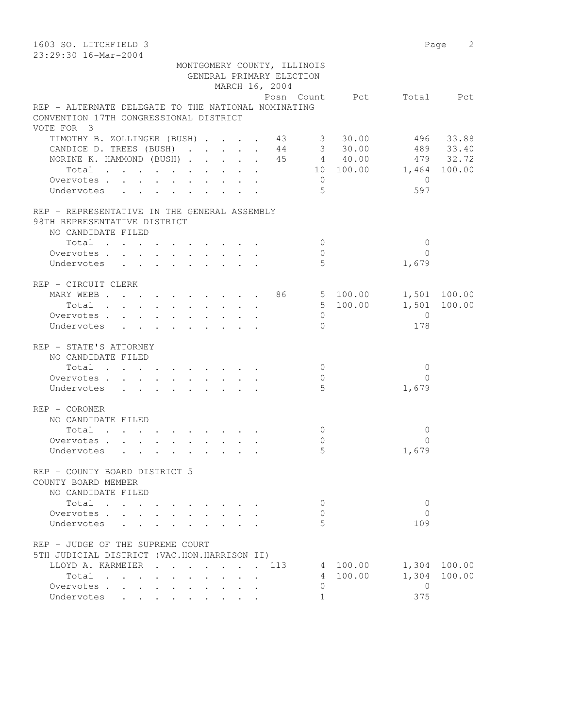1603 SO. LITCHFIELD 3

23:29:30 16-Mar-2004

MONTGOMERY COUNTY, ILLINOIS
GENERAL PRIMARY ELECTION
MARCH 16, 2004

| | Posn | Count | Pct | Total | Pct |
|---|---|---|---|---|---|
| **REP - ALTERNATE DELEGATE TO THE NATIONAL NOMINATING CONVENTION 17TH CONGRESSIONAL DISTRICT** | | | | | |
| VOTE FOR 3 | | | | | |
| TIMOTHY B. ZOLLINGER (BUSH) | 43 | 3 | 30.00 | 496 | 33.88 |
| CANDICE D. TREES (BUSH) | 44 | 3 | 30.00 | 489 | 33.40 |
| NORINE K. HAMMOND (BUSH) | 45 | 4 | 40.00 | 479 | 32.72 |
| Total | | 10 | 100.00 | 1,464 | 100.00 |
| Overvotes | | 0 | | 0 | |
| Undervotes | | 5 | | 597 | |
| **REP - REPRESENTATIVE IN THE GENERAL ASSEMBLY 98TH REPRESENTATIVE DISTRICT** | | | | | |
| NO CANDIDATE FILED | | | | | |
| Total | | 0 | | 0 | |
| Overvotes | | 0 | | 0 | |
| Undervotes | | 5 | | 1,679 | |
| **REP - CIRCUIT CLERK** | | | | | |
| MARY WEBB | 86 | 5 | 100.00 | 1,501 | 100.00 |
| Total | | 5 | 100.00 | 1,501 | 100.00 |
| Overvotes | | 0 | | 0 | |
| Undervotes | | 0 | | 178 | |
| **REP - STATE'S ATTORNEY** | | | | | |
| NO CANDIDATE FILED | | | | | |
| Total | | 0 | | 0 | |
| Overvotes | | 0 | | 0 | |
| Undervotes | | 5 | | 1,679 | |
| **REP - CORONER** | | | | | |
| NO CANDIDATE FILED | | | | | |
| Total | | 0 | | 0 | |
| Overvotes | | 0 | | 0 | |
| Undervotes | | 5 | | 1,679 | |
| **REP - COUNTY BOARD DISTRICT 5 COUNTY BOARD MEMBER** | | | | | |
| NO CANDIDATE FILED | | | | | |
| Total | | 0 | | 0 | |
| Overvotes | | 0 | | 0 | |
| Undervotes | | 5 | | 109 | |
| **REP - JUDGE OF THE SUPREME COURT 5TH JUDICIAL DISTRICT (VAC.HON.HARRISON II)** | | | | | |
| LLOYD A. KARMEIER | 113 | 4 | 100.00 | 1,304 | 100.00 |
| Total | | 4 | 100.00 | 1,304 | 100.00 |
| Overvotes | | 0 | | 0 | |
| Undervotes | | 1 | | 375 | |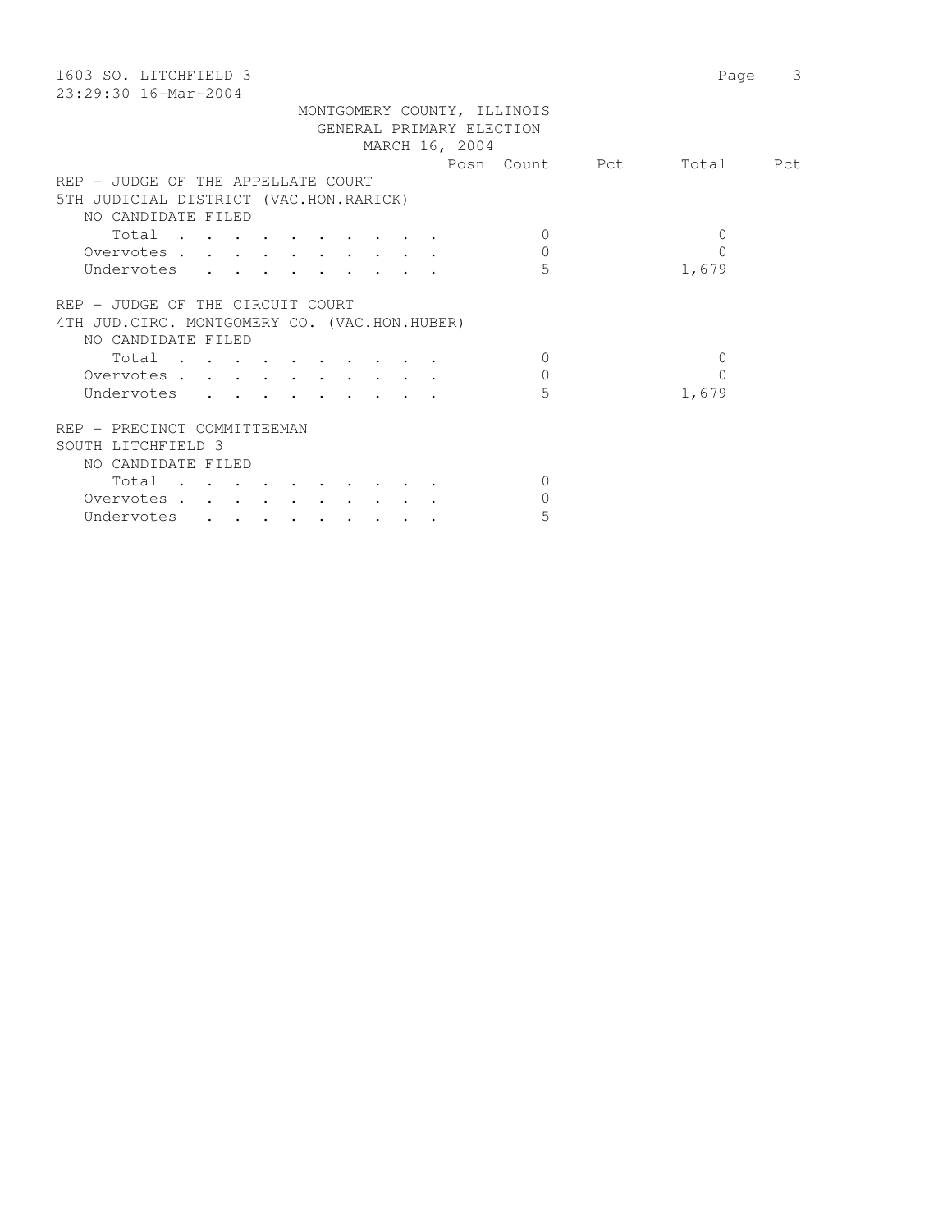MONTGOMERY COUNTY, ILLINOIS
GENERAL PRIMARY ELECTION
MARCH 16, 2004

| | Posn | Count | Pct | Total | Pct |
|---|---|---|---|---|---|
| **REP - JUDGE OF THE APPELLATE COURT** | | | | | |
| **5TH JUDICIAL DISTRICT (VAC.HON.RARICK)** | | | | | |
| NO CANDIDATE FILED | | | | | |
| Total | | 0 | | 0 | |
| Overvotes | | 0 | | 0 | |
| Undervotes | | 5 | | 1,679 | |
| **REP - JUDGE OF THE CIRCUIT COURT** | | | | | |
| **4TH JUD.CIRC. MONTGOMERY CO. (VAC.HON.HUBER)** | | | | | |
| NO CANDIDATE FILED | | | | | |
| Total | | 0 | | 0 | |
| Overvotes | | 0 | | 0 | |
| Undervotes | | 5 | | 1,679 | |
| **REP - PRECINCT COMMITTEEMAN** | | | | | |
| **SOUTH LITCHFIELD 3** | | | | | |
| NO CANDIDATE FILED | | | | | |
| Total | | 0 | | | |
| Overvotes | | 0 | | | |
| Undervotes | | 5 | | | |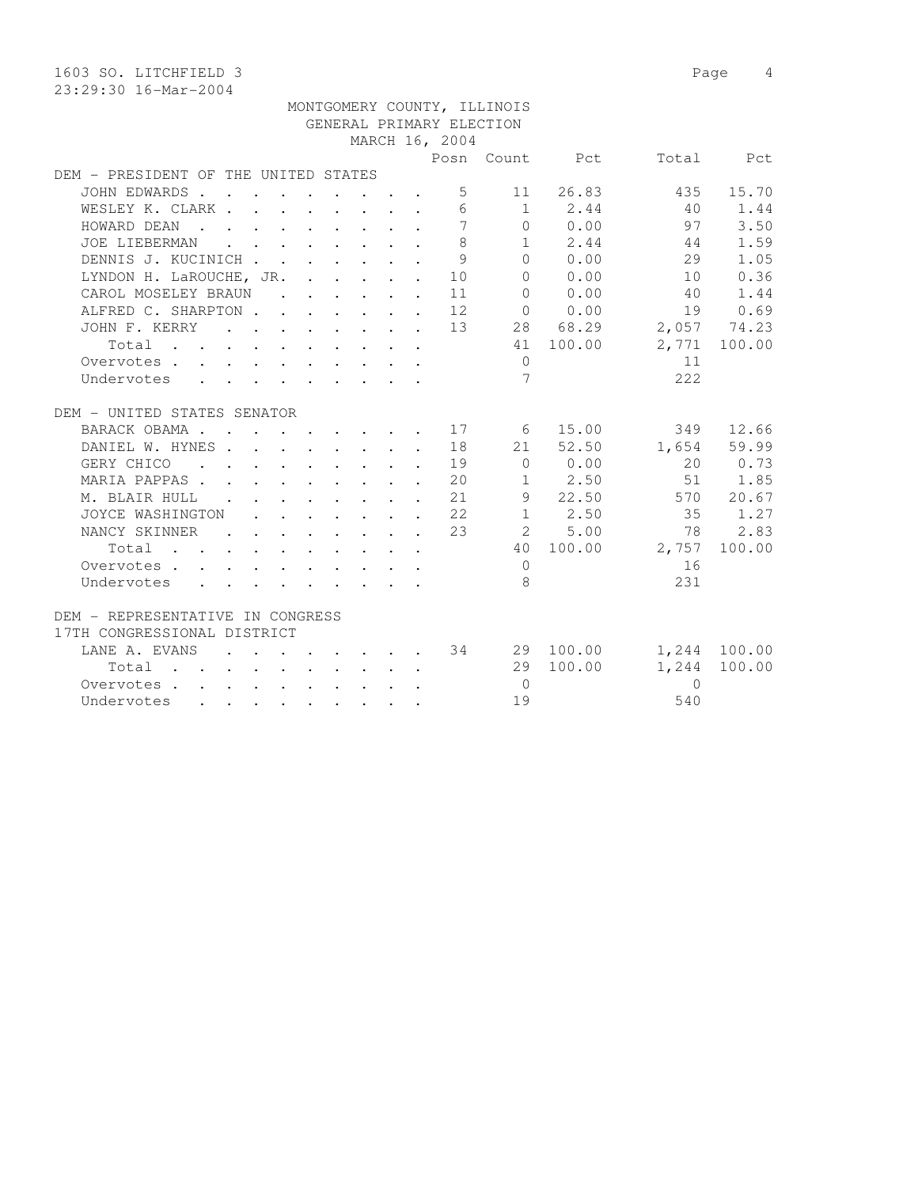1603 SO. LITCHFIELD 3

23:29:30 16-Mar-2004

MONTGOMERY COUNTY, ILLINOIS
GENERAL PRIMARY ELECTION
MARCH 16, 2004

| | Posn | Count | Pct | Total | Pct |
|---|---|---|---|---|---|
| **DEM - PRESIDENT OF THE UNITED STATES** | | | | | |
| JOHN EDWARDS | 5 | 11 | 26.83 | 435 | 15.70 |
| WESLEY K. CLARK | 6 | 1 | 2.44 | 40 | 1.44 |
| HOWARD DEAN | 7 | 0 | 0.00 | 97 | 3.50 |
| JOE LIEBERMAN | 8 | 1 | 2.44 | 44 | 1.59 |
| DENNIS J. KUCINICH | 9 | 0 | 0.00 | 29 | 1.05 |
| LYNDON H. LaROUCHE, JR. | 10 | 0 | 0.00 | 10 | 0.36 |
| CAROL MOSELEY BRAUN | 11 | 0 | 0.00 | 40 | 1.44 |
| ALFRED C. SHARPTON | 12 | 0 | 0.00 | 19 | 0.69 |
| JOHN F. KERRY | 13 | 28 | 68.29 | 2,057 | 74.23 |
| Total | | 41 | 100.00 | 2,771 | 100.00 |
| Overvotes | | 0 | | 11 | |
| Undervotes | | 7 | | 222 | |
| **DEM - UNITED STATES SENATOR** | | | | | |
| BARACK OBAMA | 17 | 6 | 15.00 | 349 | 12.66 |
| DANIEL W. HYNES | 18 | 21 | 52.50 | 1,654 | 59.99 |
| GERY CHICO | 19 | 0 | 0.00 | 20 | 0.73 |
| MARIA PAPPAS | 20 | 1 | 2.50 | 51 | 1.85 |
| M. BLAIR HULL | 21 | 9 | 22.50 | 570 | 20.67 |
| JOYCE WASHINGTON | 22 | 1 | 2.50 | 35 | 1.27 |
| NANCY SKINNER | 23 | 2 | 5.00 | 78 | 2.83 |
| Total | | 40 | 100.00 | 2,757 | 100.00 |
| Overvotes | | 0 | | 16 | |
| Undervotes | | 8 | | 231 | |
| **DEM - REPRESENTATIVE IN CONGRESS 17TH CONGRESSIONAL DISTRICT** | | | | | |
| LANE A. EVANS | 34 | 29 | 100.00 | 1,244 | 100.00 |
| Total | | 29 | 100.00 | 1,244 | 100.00 |
| Overvotes | | 0 | | 0 | |
| Undervotes | | 19 | | 540 | |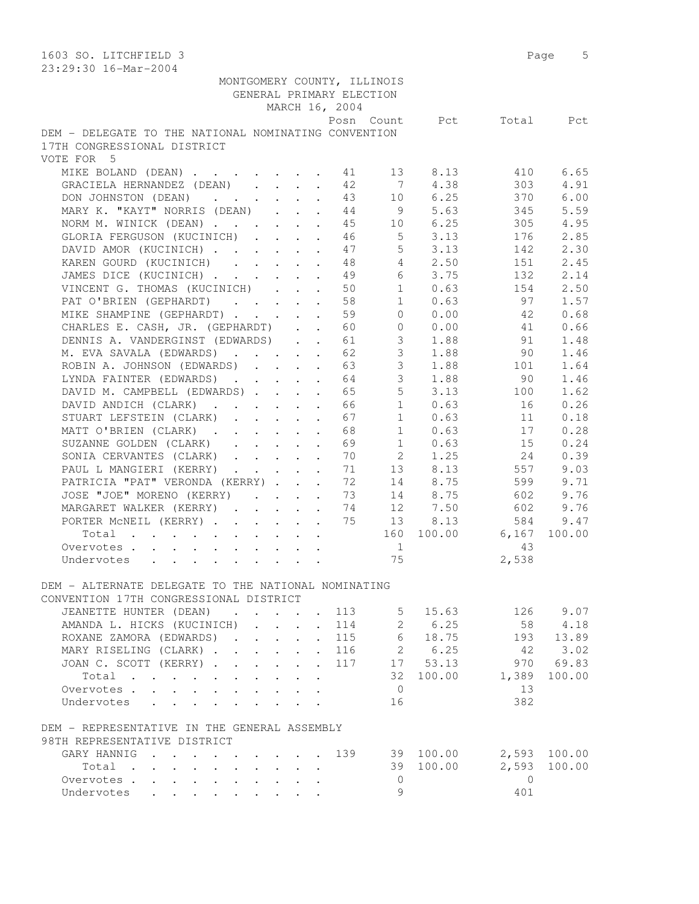1603 SO. LITCHFIELD 3
23:29:30 16-Mar-2004

MONTGOMERY COUNTY, ILLINOIS
GENERAL PRIMARY ELECTION
MARCH 16, 2004

| | Posn | Count | Pct | Total | Pct |
|---|---|---|---|---|---|
| **DEM - DELEGATE TO THE NATIONAL NOMINATING CONVENTION 17TH CONGRESSIONAL DISTRICT** | | | | | |
| VOTE FOR 5 | | | | | |
| MIKE BOLAND (DEAN) | 41 | 13 | 8.13 | 410 | 6.65 |
| GRACIELA HERNANDEZ (DEAN) | 42 | 7 | 4.38 | 303 | 4.91 |
| DON JOHNSTON (DEAN) | 43 | 10 | 6.25 | 370 | 6.00 |
| MARY K. "KAYT" NORRIS (DEAN) | 44 | 9 | 5.63 | 345 | 5.59 |
| NORM M. WINICK (DEAN) | 45 | 10 | 6.25 | 305 | 4.95 |
| GLORIA FERGUSON (KUCINICH) | 46 | 5 | 3.13 | 176 | 2.85 |
| DAVID AMOR (KUCINICH) | 47 | 5 | 3.13 | 142 | 2.30 |
| KAREN GOURD (KUCINICH) | 48 | 4 | 2.50 | 151 | 2.45 |
| JAMES DICE (KUCINICH) | 49 | 6 | 3.75 | 132 | 2.14 |
| VINCENT G. THOMAS (KUCINICH) | 50 | 1 | 0.63 | 154 | 2.50 |
| PAT O'BRIEN (GEPHARDT) | 58 | 1 | 0.63 | 97 | 1.57 |
| MIKE SHAMPINE (GEPHARDT) | 59 | 0 | 0.00 | 42 | 0.68 |
| CHARLES E. CASH, JR. (GEPHARDT) | 60 | 0 | 0.00 | 41 | 0.66 |
| DENNIS A. VANDERGINST (EDWARDS) | 61 | 3 | 1.88 | 91 | 1.48 |
| M. EVA SAVALA (EDWARDS) | 62 | 3 | 1.88 | 90 | 1.46 |
| ROBIN A. JOHNSON (EDWARDS) | 63 | 3 | 1.88 | 101 | 1.64 |
| LYNDA FAINTER (EDWARDS) | 64 | 3 | 1.88 | 90 | 1.46 |
| DAVID M. CAMPBELL (EDWARDS) | 65 | 5 | 3.13 | 100 | 1.62 |
| DAVID ANDICH (CLARK) | 66 | 1 | 0.63 | 16 | 0.26 |
| STUART LEFSTEIN (CLARK) | 67 | 1 | 0.63 | 11 | 0.18 |
| MATT O'BRIEN (CLARK) | 68 | 1 | 0.63 | 17 | 0.28 |
| SUZANNE GOLDEN (CLARK) | 69 | 1 | 0.63 | 15 | 0.24 |
| SONIA CERVANTES (CLARK) | 70 | 2 | 1.25 | 24 | 0.39 |
| PAUL L MANGIERI (KERRY) | 71 | 13 | 8.13 | 557 | 9.03 |
| PATRICIA "PAT" VERONDA (KERRY) | 72 | 14 | 8.75 | 599 | 9.71 |
| JOSE "JOE" MORENO (KERRY) | 73 | 14 | 8.75 | 602 | 9.76 |
| MARGARET WALKER (KERRY) | 74 | 12 | 7.50 | 602 | 9.76 |
| PORTER McNEIL (KERRY) | 75 | 13 | 8.13 | 584 | 9.47 |
| Total | | 160 | 100.00 | 6,167 | 100.00 |
| Overvotes | | 1 | | 43 | |
| Undervotes | | 75 | | 2,538 | |
| **DEM - ALTERNATE DELEGATE TO THE NATIONAL NOMINATING CONVENTION 17TH CONGRESSIONAL DISTRICT** | | | | | |
| JEANETTE HUNTER (DEAN) | 113 | 5 | 15.63 | 126 | 9.07 |
| AMANDA L. HICKS (KUCINICH) | 114 | 2 | 6.25 | 58 | 4.18 |
| ROXANE ZAMORA (EDWARDS) | 115 | 6 | 18.75 | 193 | 13.89 |
| MARY RISELING (CLARK) | 116 | 2 | 6.25 | 42 | 3.02 |
| JOAN C. SCOTT (KERRY) | 117 | 17 | 53.13 | 970 | 69.83 |
| Total | | 32 | 100.00 | 1,389 | 100.00 |
| Overvotes | | 0 | | 13 | |
| Undervotes | | 16 | | 382 | |
| **DEM - REPRESENTATIVE IN THE GENERAL ASSEMBLY 98TH REPRESENTATIVE DISTRICT** | | | | | |
| GARY HANNIG | 139 | 39 | 100.00 | 2,593 | 100.00 |
| Total | | 39 | 100.00 | 2,593 | 100.00 |
| Overvotes | | 0 | | 0 | |
| Undervotes | | 9 | | 401 | |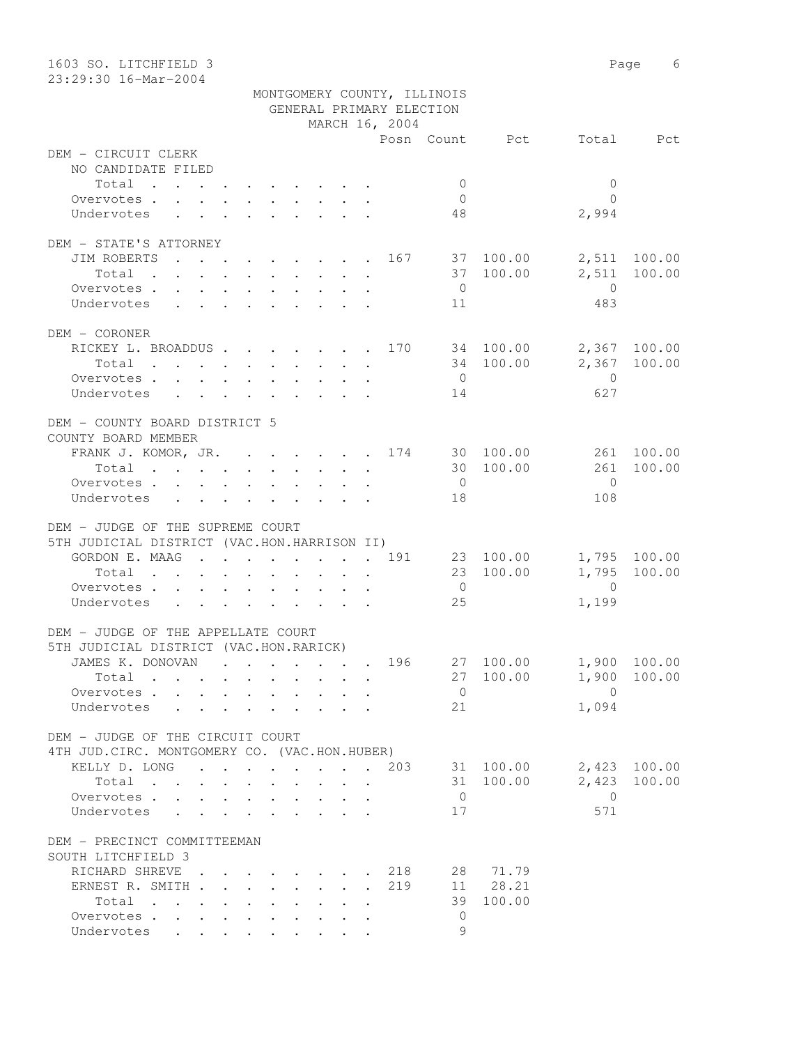1603 SO. LITCHFIELD 3
23:29:30 16-Mar-2004

MONTGOMERY COUNTY, ILLINOIS
GENERAL PRIMARY ELECTION
MARCH 16, 2004

| | Posn | Count | Pct | Total | Pct |
|---|---|---|---|---|---|
| **DEM - CIRCUIT CLERK** | | | | | |
| NO CANDIDATE FILED | | | | | |
| Total | | 0 | | 0 | |
| Overvotes | | 0 | | 0 | |
| Undervotes | | 48 | | 2,994 | |
| **DEM - STATE'S ATTORNEY** | | | | | |
| JIM ROBERTS | 167 | 37 | 100.00 | 2,511 | 100.00 |
| Total | | 37 | 100.00 | 2,511 | 100.00 |
| Overvotes | | 0 | | 0 | |
| Undervotes | | 11 | | 483 | |
| **DEM - CORONER** | | | | | |
| RICKEY L. BROADDUS | 170 | 34 | 100.00 | 2,367 | 100.00 |
| Total | | 34 | 100.00 | 2,367 | 100.00 |
| Overvotes | | 0 | | 0 | |
| Undervotes | | 14 | | 627 | |
| **DEM - COUNTY BOARD DISTRICT 5** | | | | | |
| COUNTY BOARD MEMBER | | | | | |
| FRANK J. KOMOR, JR. | 174 | 30 | 100.00 | 261 | 100.00 |
| Total | | 30 | 100.00 | 261 | 100.00 |
| Overvotes | | 0 | | 0 | |
| Undervotes | | 18 | | 108 | |
| **DEM - JUDGE OF THE SUPREME COURT** | | | | | |
| 5TH JUDICIAL DISTRICT (VAC.HON.HARRISON II) | | | | | |
| GORDON E. MAAG | 191 | 23 | 100.00 | 1,795 | 100.00 |
| Total | | 23 | 100.00 | 1,795 | 100.00 |
| Overvotes | | 0 | | 0 | |
| Undervotes | | 25 | | 1,199 | |
| **DEM - JUDGE OF THE APPELLATE COURT** | | | | | |
| 5TH JUDICIAL DISTRICT (VAC.HON.RARICK) | | | | | |
| JAMES K. DONOVAN | 196 | 27 | 100.00 | 1,900 | 100.00 |
| Total | | 27 | 100.00 | 1,900 | 100.00 |
| Overvotes | | 0 | | 0 | |
| Undervotes | | 21 | | 1,094 | |
| **DEM - JUDGE OF THE CIRCUIT COURT** | | | | | |
| 4TH JUD.CIRC. MONTGOMERY CO. (VAC.HON.HUBER) | | | | | |
| KELLY D. LONG | 203 | 31 | 100.00 | 2,423 | 100.00 |
| Total | | 31 | 100.00 | 2,423 | 100.00 |
| Overvotes | | 0 | | 0 | |
| Undervotes | | 17 | | 571 | |
| **DEM - PRECINCT COMMITTEEMAN** | | | | | |
| SOUTH LITCHFIELD 3 | | | | | |
| RICHARD SHREVE | 218 | 28 | 71.79 | | |
| ERNEST R. SMITH | 219 | 11 | 28.21 | | |
| Total | | 39 | 100.00 | | |
| Overvotes | | 0 | | | |
| Undervotes | | 9 | | | |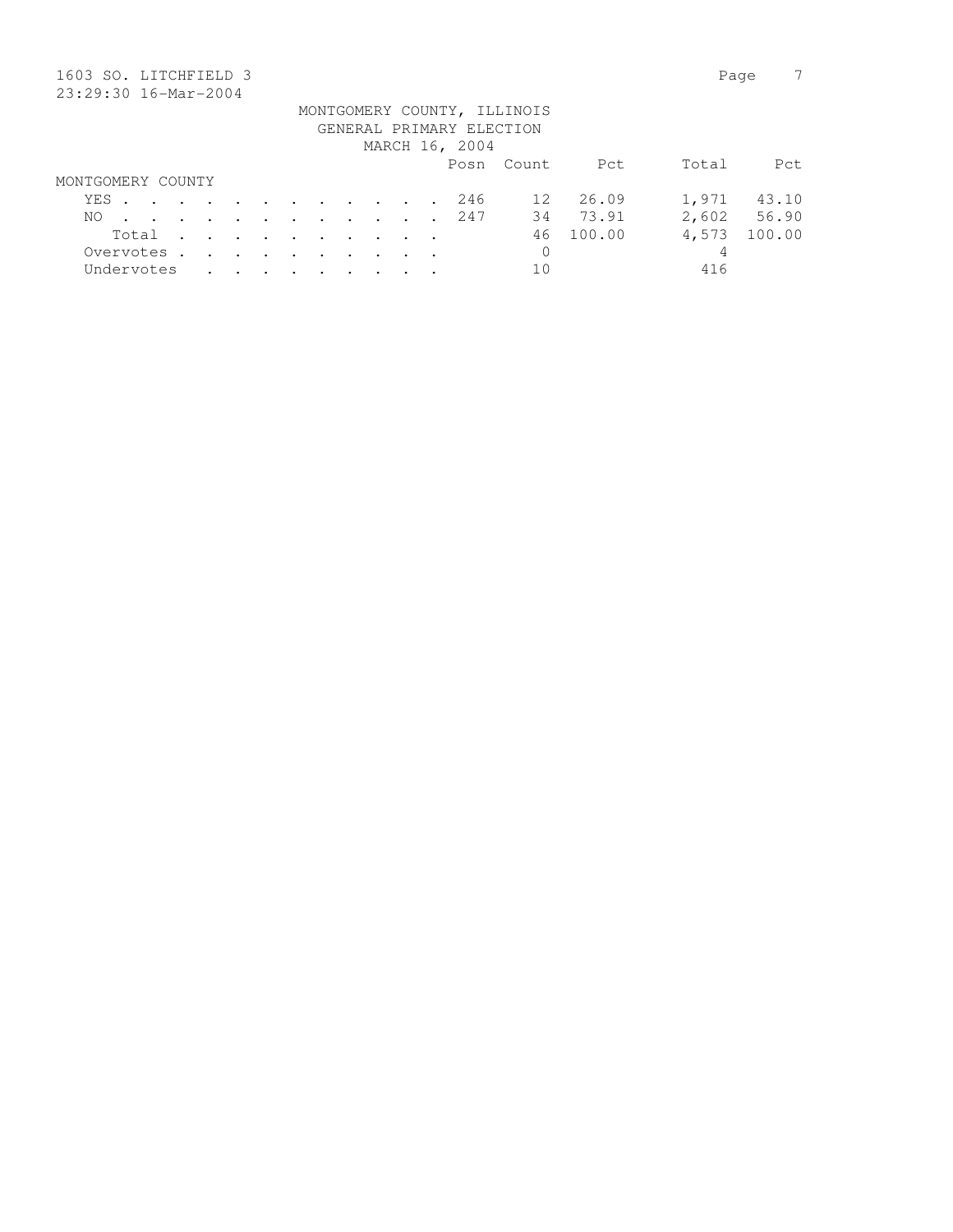1603 SO. LITCHFIELD 3
23:29:30 16-Mar-2004

MONTGOMERY COUNTY, ILLINOIS
GENERAL PRIMARY ELECTION
MARCH 16, 2004

| | Posn | Count | Pct | Total | Pct |
|---|---|---|---|---|---|
| **MONTGOMERY COUNTY** | | | | | |
| YES | 246 | 12 | 26.09 | 1,971 | 43.10 |
| NO | 247 | 34 | 73.91 | 2,602 | 56.90 |
| Total | | 46 | 100.00 | 4,573 | 100.00 |
| Overvotes | | 0 | | 4 | |
| Undervotes | | 10 | | 416 | |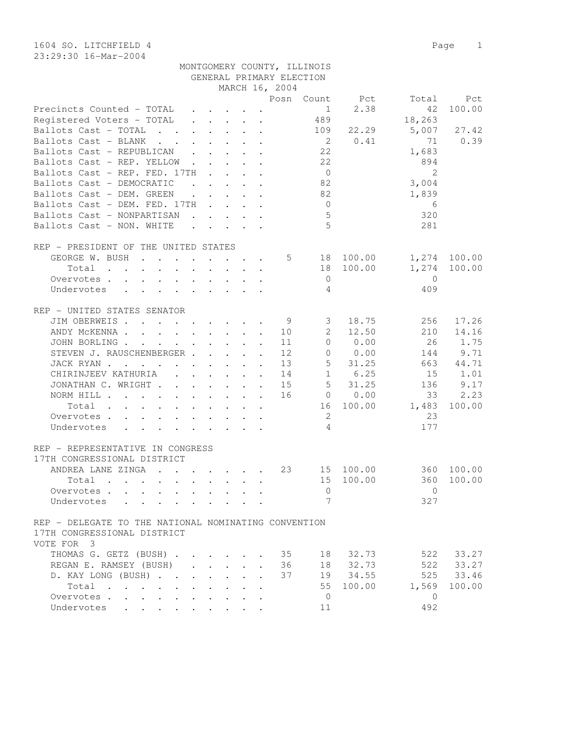1604 SO. LITCHFIELD 4

23:29:30 16-Mar-2004

MONTGOMERY COUNTY, ILLINOIS
GENERAL PRIMARY ELECTION
MARCH 16, 2004

| | Posn | Count | Pct | Total | Pct |
|---|---|---|---|---|---|
| Precincts Counted - TOTAL | | 1 | 2.38 | 42 | 100.00 |
| Registered Voters - TOTAL | | 489 | | 18,263 | |
| Ballots Cast - TOTAL | | 109 | 22.29 | 5,007 | 27.42 |
| Ballots Cast - BLANK | | 2 | 0.41 | 71 | 0.39 |
| Ballots Cast - REPUBLICAN | | 22 | | 1,683 | |
| Ballots Cast - REP. YELLOW | | 22 | | 894 | |
| Ballots Cast - REP. FED. 17TH | | 0 | | 2 | |
| Ballots Cast - DEMOCRATIC | | 82 | | 3,004 | |
| Ballots Cast - DEM. GREEN | | 82 | | 1,839 | |
| Ballots Cast - DEM. FED. 17TH | | 0 | | 6 | |
| Ballots Cast - NONPARTISAN | | 5 | | 320 | |
| Ballots Cast - NON. WHITE | | 5 | | 281 | |

REP - PRESIDENT OF THE UNITED STATES

| | Posn | Count | Pct | Total | Pct |
|---|---|---|---|---|---|
| GEORGE W. BUSH | 5 | 18 | 100.00 | 1,274 | 100.00 |
| Total | | 18 | 100.00 | 1,274 | 100.00 |
| Overvotes | | 0 | | 0 | |
| Undervotes | | 4 | | 409 | |

REP - UNITED STATES SENATOR

| | Posn | Count | Pct | Total | Pct |
|---|---|---|---|---|---|
| JIM OBERWEIS | 9 | 3 | 18.75 | 256 | 17.26 |
| ANDY McKENNA | 10 | 2 | 12.50 | 210 | 14.16 |
| JOHN BORLING | 11 | 0 | 0.00 | 26 | 1.75 |
| STEVEN J. RAUSCHENBERGER | 12 | 0 | 0.00 | 144 | 9.71 |
| JACK RYAN | 13 | 5 | 31.25 | 663 | 44.71 |
| CHIRINJEEV KATHURIA | 14 | 1 | 6.25 | 15 | 1.01 |
| JONATHAN C. WRIGHT | 15 | 5 | 31.25 | 136 | 9.17 |
| NORM HILL | 16 | 0 | 0.00 | 33 | 2.23 |
| Total | | 16 | 100.00 | 1,483 | 100.00 |
| Overvotes | | 2 | | 23 | |
| Undervotes | | 4 | | 177 | |

REP - REPRESENTATIVE IN CONGRESS
17TH CONGRESSIONAL DISTRICT

| | Posn | Count | Pct | Total | Pct |
|---|---|---|---|---|---|
| ANDREA LANE ZINGA | 23 | 15 | 100.00 | 360 | 100.00 |
| Total | | 15 | 100.00 | 360 | 100.00 |
| Overvotes | | 0 | | 0 | |
| Undervotes | | 7 | | 327 | |

REP - DELEGATE TO THE NATIONAL NOMINATING CONVENTION
17TH CONGRESSIONAL DISTRICT
VOTE FOR 3

| | Posn | Count | Pct | Total | Pct |
|---|---|---|---|---|---|
| THOMAS G. GETZ (BUSH) | 35 | 18 | 32.73 | 522 | 33.27 |
| REGAN E. RAMSEY (BUSH) | 36 | 18 | 32.73 | 522 | 33.27 |
| D. KAY LONG (BUSH) | 37 | 19 | 34.55 | 525 | 33.46 |
| Total | | 55 | 100.00 | 1,569 | 100.00 |
| Overvotes | | 0 | | 0 | |
| Undervotes | | 11 | | 492 | |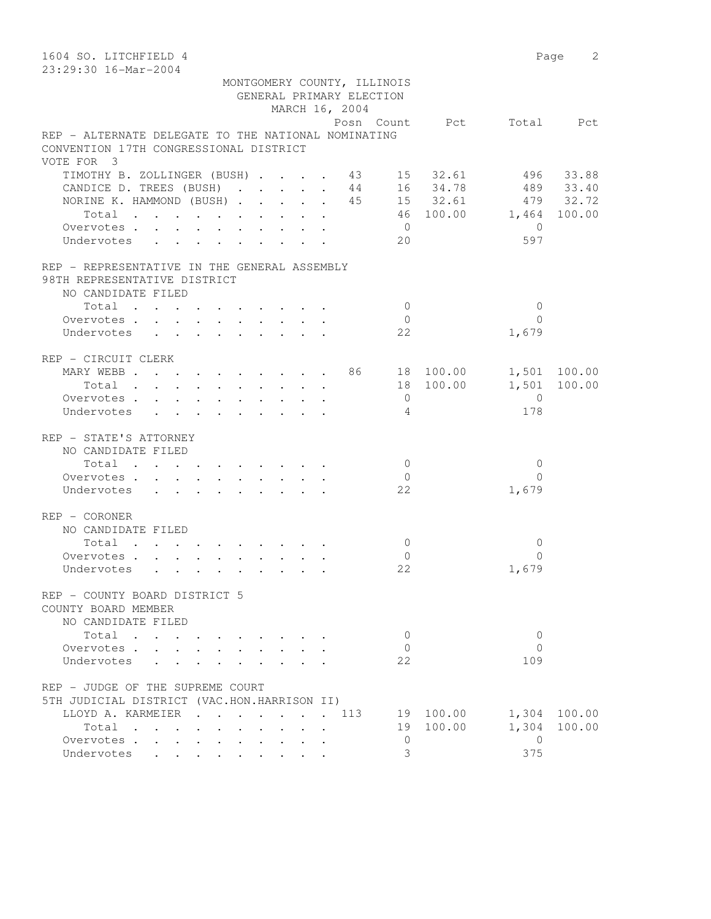MONTGOMERY COUNTY, ILLINOIS
GENERAL PRIMARY ELECTION
MARCH 16, 2004

1604 SO. LITCHFIELD 4

23:29:30 16-Mar-2004

**REP - ALTERNATE DELEGATE TO THE NATIONAL NOMINATING CONVENTION 17TH CONGRESSIONAL DISTRICT**
VOTE FOR 3

| | Posn | Count | Pct | Total | Pct |
|---|---|---|---|---|---|
| TIMOTHY B. ZOLLINGER (BUSH) | 43 | 15 | 32.61 | 496 | 33.88 |
| CANDICE D. TREES (BUSH) | 44 | 16 | 34.78 | 489 | 33.40 |
| NORINE K. HAMMOND (BUSH) | 45 | 15 | 32.61 | 479 | 32.72 |
| Total | | 46 | 100.00 | 1,464 | 100.00 |
| Overvotes | | 0 | | 0 | |
| Undervotes | | 20 | | 597 | |

**REP - REPRESENTATIVE IN THE GENERAL ASSEMBLY 98TH REPRESENTATIVE DISTRICT**

| | Posn | Count | Pct | Total | Pct |
|---|---|---|---|---|---|
| NO CANDIDATE FILED | | | | | |
| Total | | 0 | | 0 | |
| Overvotes | | 0 | | 0 | |
| Undervotes | | 22 | | 1,679 | |

**REP - CIRCUIT CLERK**

| | Posn | Count | Pct | Total | Pct |
|---|---|---|---|---|---|
| MARY WEBB | 86 | 18 | 100.00 | 1,501 | 100.00 |
| Total | | 18 | 100.00 | 1,501 | 100.00 |
| Overvotes | | 0 | | 0 | |
| Undervotes | | 4 | | 178 | |

**REP - STATE'S ATTORNEY**

| | Posn | Count | Pct | Total | Pct |
|---|---|---|---|---|---|
| NO CANDIDATE FILED | | | | | |
| Total | | 0 | | 0 | |
| Overvotes | | 0 | | 0 | |
| Undervotes | | 22 | | 1,679 | |

**REP - CORONER**

| | Posn | Count | Pct | Total | Pct |
|---|---|---|---|---|---|
| NO CANDIDATE FILED | | | | | |
| Total | | 0 | | 0 | |
| Overvotes | | 0 | | 0 | |
| Undervotes | | 22 | | 1,679 | |

**REP - COUNTY BOARD DISTRICT 5 COUNTY BOARD MEMBER**

| | Posn | Count | Pct | Total | Pct |
|---|---|---|---|---|---|
| NO CANDIDATE FILED | | | | | |
| Total | | 0 | | 0 | |
| Overvotes | | 0 | | 0 | |
| Undervotes | | 22 | | 109 | |

**REP - JUDGE OF THE SUPREME COURT 5TH JUDICIAL DISTRICT (VAC.HON.HARRISON II)**

| | Posn | Count | Pct | Total | Pct |
|---|---|---|---|---|---|
| LLOYD A. KARMEIER | 113 | 19 | 100.00 | 1,304 | 100.00 |
| Total | | 19 | 100.00 | 1,304 | 100.00 |
| Overvotes | | 0 | | 0 | |
| Undervotes | | 3 | | 375 | |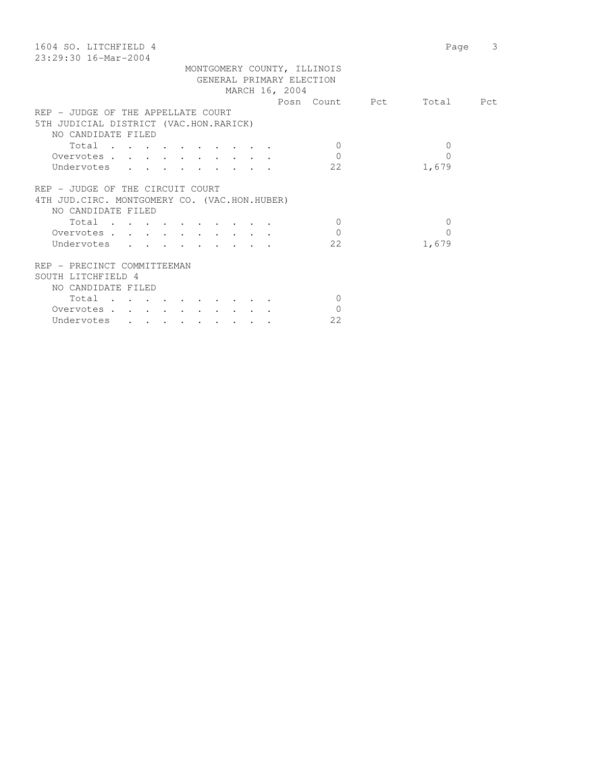1604 SO. LITCHFIELD 4

23:29:30 16-Mar-2004

MONTGOMERY COUNTY, ILLINOIS
GENERAL PRIMARY ELECTION
MARCH 16, 2004

| | Posn | Count | Pct | Total | Pct |
|---|---|---|---|---|---|
| **REP - JUDGE OF THE APPELLATE COURT** | | | | | |
| **5TH JUDICIAL DISTRICT (VAC.HON.RARICK)** | | | | | |
| NO CANDIDATE FILED | | | | | |
| Total . . . . . . . . . . | | 0 | | 0 | |
| Overvotes . . . . . . . . . . | | 0 | | 0 | |
| Undervotes . . . . . . . . . | | 22 | | 1,679 | |
| **REP - JUDGE OF THE CIRCUIT COURT** | | | | | |
| **4TH JUD.CIRC. MONTGOMERY CO. (VAC.HON.HUBER)** | | | | | |
| NO CANDIDATE FILED | | | | | |
| Total . . . . . . . . . . | | 0 | | 0 | |
| Overvotes . . . . . . . . . . | | 0 | | 0 | |
| Undervotes . . . . . . . . . | | 22 | | 1,679 | |
| **REP - PRECINCT COMMITTEEMAN** | | | | | |
| **SOUTH LITCHFIELD 4** | | | | | |
| NO CANDIDATE FILED | | | | | |
| Total . . . . . . . . . . | | 0 | | | |
| Overvotes . . . . . . . . . . | | 0 | | | |
| Undervotes . . . . . . . . . | | 22 | | | |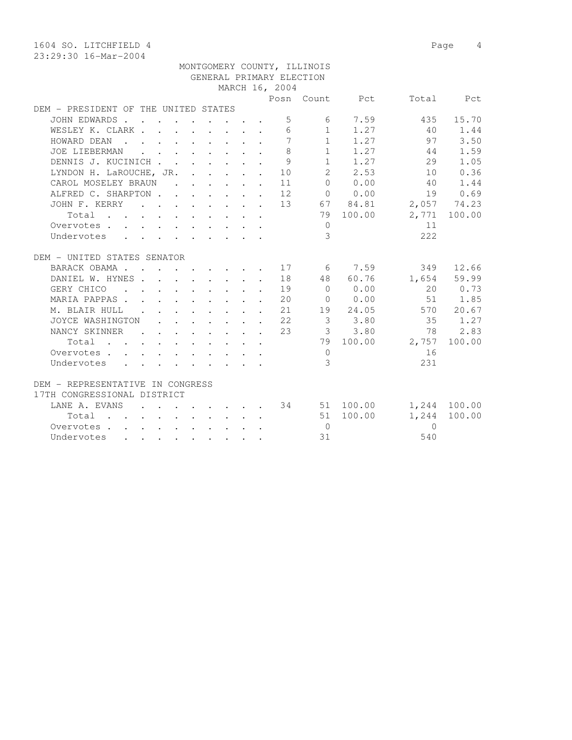1604 SO. LITCHFIELD 4

23:29:30 16-Mar-2004

MONTGOMERY COUNTY, ILLINOIS
GENERAL PRIMARY ELECTION
MARCH 16, 2004

| | Posn | Count | Pct | Total | Pct |
|---|---|---|---|---|---|
| **DEM - PRESIDENT OF THE UNITED STATES** | | | | | |
| JOHN EDWARDS | 5 | 6 | 7.59 | 435 | 15.70 |
| WESLEY K. CLARK | 6 | 1 | 1.27 | 40 | 1.44 |
| HOWARD DEAN | 7 | 1 | 1.27 | 97 | 3.50 |
| JOE LIEBERMAN | 8 | 1 | 1.27 | 44 | 1.59 |
| DENNIS J. KUCINICH | 9 | 1 | 1.27 | 29 | 1.05 |
| LYNDON H. LaROUCHE, JR. | 10 | 2 | 2.53 | 10 | 0.36 |
| CAROL MOSELEY BRAUN | 11 | 0 | 0.00 | 40 | 1.44 |
| ALFRED C. SHARPTON | 12 | 0 | 0.00 | 19 | 0.69 |
| JOHN F. KERRY | 13 | 67 | 84.81 | 2,057 | 74.23 |
| Total | | 79 | 100.00 | 2,771 | 100.00 |
| Overvotes | | 0 | | 11 | |
| Undervotes | | 3 | | 222 | |
| **DEM - UNITED STATES SENATOR** | | | | | |
| BARACK OBAMA | 17 | 6 | 7.59 | 349 | 12.66 |
| DANIEL W. HYNES | 18 | 48 | 60.76 | 1,654 | 59.99 |
| GERY CHICO | 19 | 0 | 0.00 | 20 | 0.73 |
| MARIA PAPPAS | 20 | 0 | 0.00 | 51 | 1.85 |
| M. BLAIR HULL | 21 | 19 | 24.05 | 570 | 20.67 |
| JOYCE WASHINGTON | 22 | 3 | 3.80 | 35 | 1.27 |
| NANCY SKINNER | 23 | 3 | 3.80 | 78 | 2.83 |
| Total | | 79 | 100.00 | 2,757 | 100.00 |
| Overvotes | | 0 | | 16 | |
| Undervotes | | 3 | | 231 | |
| **DEM - REPRESENTATIVE IN CONGRESS 17TH CONGRESSIONAL DISTRICT** | | | | | |
| LANE A. EVANS | 34 | 51 | 100.00 | 1,244 | 100.00 |
| Total | | 51 | 100.00 | 1,244 | 100.00 |
| Overvotes | | 0 | | 0 | |
| Undervotes | | 31 | | 540 | |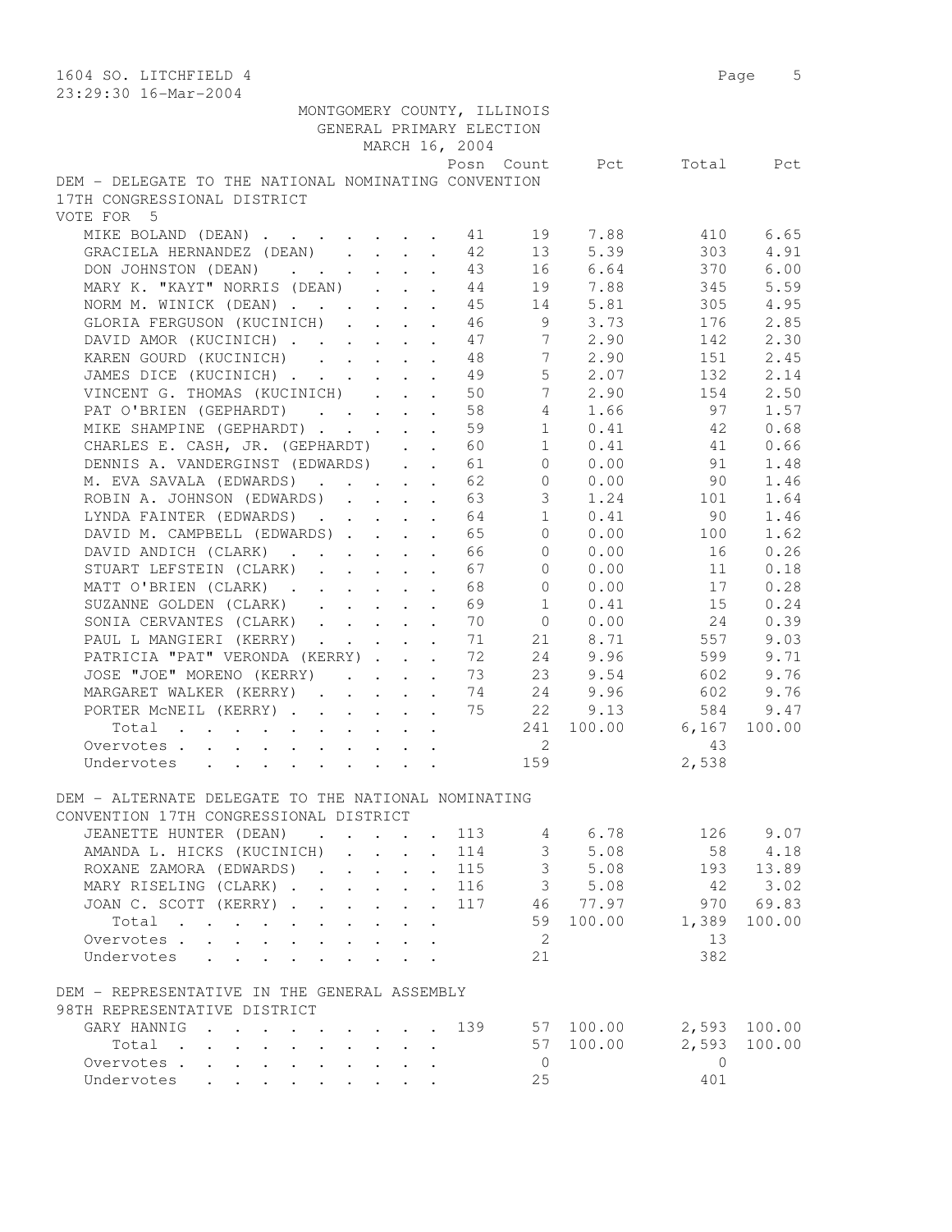1604 SO. LITCHFIELD 4

23:29:30 16-Mar-2004

MONTGOMERY COUNTY, ILLINOIS
GENERAL PRIMARY ELECTION
MARCH 16, 2004

## DEM - DELEGATE TO THE NATIONAL NOMINATING CONVENTION 17TH CONGRESSIONAL DISTRICT

VOTE FOR 5

| Candidate | Posn | Count | Pct | Total | Pct |
|---|---|---|---|---|---|
| MIKE BOLAND (DEAN) | 41 | 19 | 7.88 | 410 | 6.65 |
| GRACIELA HERNANDEZ (DEAN) | 42 | 13 | 5.39 | 303 | 4.91 |
| DON JOHNSTON (DEAN) | 43 | 16 | 6.64 | 370 | 6.00 |
| MARY K. "KAYT" NORRIS (DEAN) | 44 | 19 | 7.88 | 345 | 5.59 |
| NORM M. WINICK (DEAN) | 45 | 14 | 5.81 | 305 | 4.95 |
| GLORIA FERGUSON (KUCINICH) | 46 | 9 | 3.73 | 176 | 2.85 |
| DAVID AMOR (KUCINICH) | 47 | 7 | 2.90 | 142 | 2.30 |
| KAREN GOURD (KUCINICH) | 48 | 7 | 2.90 | 151 | 2.45 |
| JAMES DICE (KUCINICH) | 49 | 5 | 2.07 | 132 | 2.14 |
| VINCENT G. THOMAS (KUCINICH) | 50 | 7 | 2.90 | 154 | 2.50 |
| PAT O'BRIEN (GEPHARDT) | 58 | 4 | 1.66 | 97 | 1.57 |
| MIKE SHAMPINE (GEPHARDT) | 59 | 1 | 0.41 | 42 | 0.68 |
| CHARLES E. CASH, JR. (GEPHARDT) | 60 | 1 | 0.41 | 41 | 0.66 |
| DENNIS A. VANDERGINST (EDWARDS) | 61 | 0 | 0.00 | 91 | 1.48 |
| M. EVA SAVALA (EDWARDS) | 62 | 0 | 0.00 | 90 | 1.46 |
| ROBIN A. JOHNSON (EDWARDS) | 63 | 3 | 1.24 | 101 | 1.64 |
| LYNDA FAINTER (EDWARDS) | 64 | 1 | 0.41 | 90 | 1.46 |
| DAVID M. CAMPBELL (EDWARDS) | 65 | 0 | 0.00 | 100 | 1.62 |
| DAVID ANDICH (CLARK) | 66 | 0 | 0.00 | 16 | 0.26 |
| STUART LEFSTEIN (CLARK) | 67 | 0 | 0.00 | 11 | 0.18 |
| MATT O'BRIEN (CLARK) | 68 | 0 | 0.00 | 17 | 0.28 |
| SUZANNE GOLDEN (CLARK) | 69 | 1 | 0.41 | 15 | 0.24 |
| SONIA CERVANTES (CLARK) | 70 | 0 | 0.00 | 24 | 0.39 |
| PAUL L MANGIERI (KERRY) | 71 | 21 | 8.71 | 557 | 9.03 |
| PATRICIA "PAT" VERONDA (KERRY) | 72 | 24 | 9.96 | 599 | 9.71 |
| JOSE "JOE" MORENO (KERRY) | 73 | 23 | 9.54 | 602 | 9.76 |
| MARGARET WALKER (KERRY) | 74 | 24 | 9.96 | 602 | 9.76 |
| PORTER McNEIL (KERRY) | 75 | 22 | 9.13 | 584 | 9.47 |
| Total | | 241 | 100.00 | 6,167 | 100.00 |
| Overvotes | | 2 | | 43 | |
| Undervotes | | 159 | | 2,538 | |

## DEM - ALTERNATE DELEGATE TO THE NATIONAL NOMINATING CONVENTION 17TH CONGRESSIONAL DISTRICT

| Candidate | Posn | Count | Pct | Total | Pct |
|---|---|---|---|---|---|
| JEANETTE HUNTER (DEAN) | 113 | 4 | 6.78 | 126 | 9.07 |
| AMANDA L. HICKS (KUCINICH) | 114 | 3 | 5.08 | 58 | 4.18 |
| ROXANE ZAMORA (EDWARDS) | 115 | 3 | 5.08 | 193 | 13.89 |
| MARY RISELING (CLARK) | 116 | 3 | 5.08 | 42 | 3.02 |
| JOAN C. SCOTT (KERRY) | 117 | 46 | 77.97 | 970 | 69.83 |
| Total | | 59 | 100.00 | 1,389 | 100.00 |
| Overvotes | | 2 | | 13 | |
| Undervotes | | 21 | | 382 | |

## DEM - REPRESENTATIVE IN THE GENERAL ASSEMBLY 98TH REPRESENTATIVE DISTRICT

| Candidate | Posn | Count | Pct | Total | Pct |
|---|---|---|---|---|---|
| GARY HANNIG | 139 | 57 | 100.00 | 2,593 | 100.00 |
| Total | | 57 | 100.00 | 2,593 | 100.00 |
| Overvotes | | 0 | | 0 | |
| Undervotes | | 25 | | 401 | |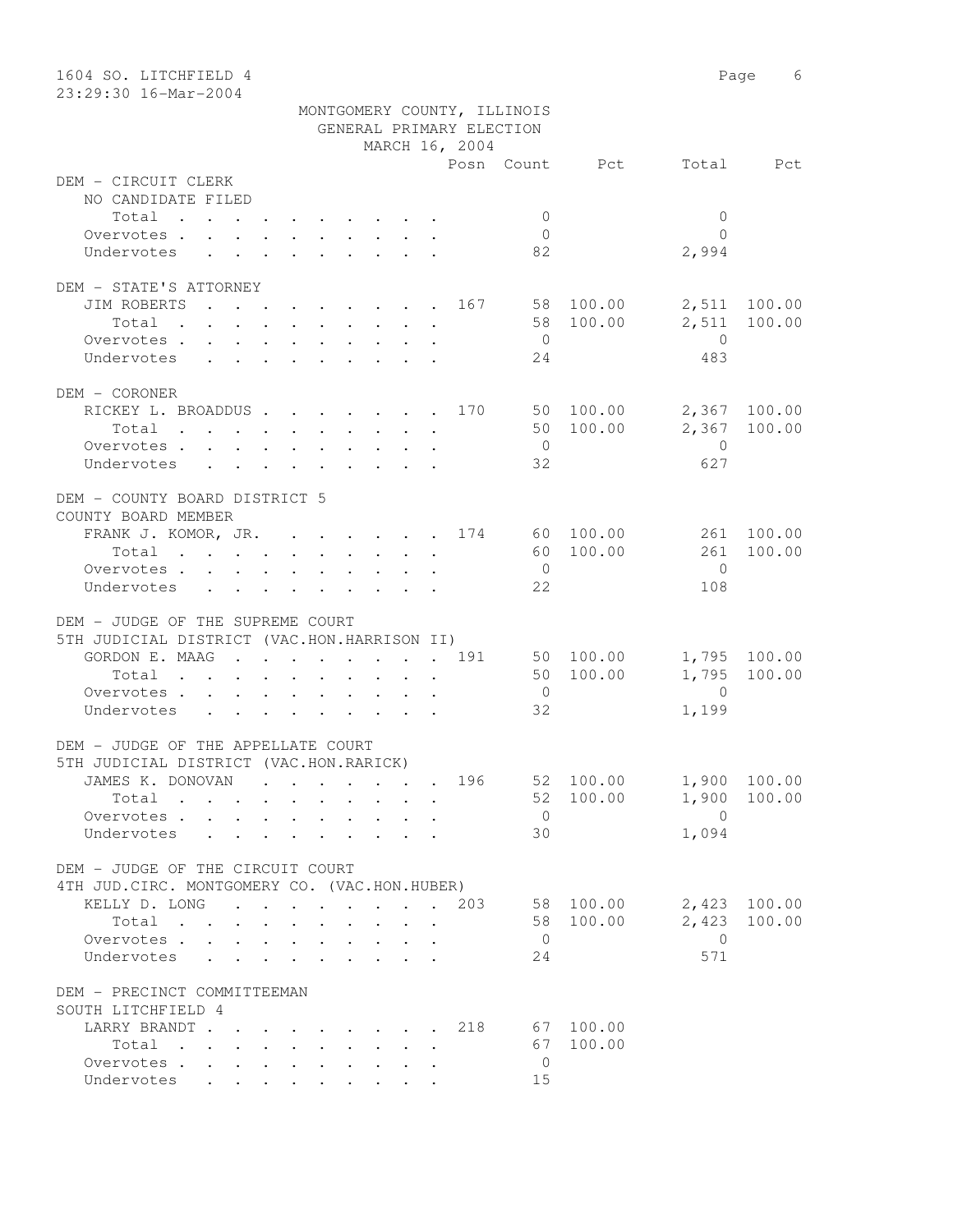1604 SO. LITCHFIELD 4

23:29:30 16-Mar-2004

MONTGOMERY COUNTY, ILLINOIS
GENERAL PRIMARY ELECTION
MARCH 16, 2004

| | Posn | Count | Pct | Total | Pct |
|---|---|---|---|---|---|
| **DEM - CIRCUIT CLERK** | | | | | |
| NO CANDIDATE FILED | | | | | |
| Total | | 0 | | 0 | |
| Overvotes | | 0 | | 0 | |
| Undervotes | | 82 | | 2,994 | |
| **DEM - STATE'S ATTORNEY** | | | | | |
| JIM ROBERTS | 167 | 58 | 100.00 | 2,511 | 100.00 |
| Total | | 58 | 100.00 | 2,511 | 100.00 |
| Overvotes | | 0 | | 0 | |
| Undervotes | | 24 | | 483 | |
| **DEM - CORONER** | | | | | |
| RICKEY L. BROADDUS | 170 | 50 | 100.00 | 2,367 | 100.00 |
| Total | | 50 | 100.00 | 2,367 | 100.00 |
| Overvotes | | 0 | | 0 | |
| Undervotes | | 32 | | 627 | |
| **DEM - COUNTY BOARD DISTRICT 5** | | | | | |
| COUNTY BOARD MEMBER | | | | | |
| FRANK J. KOMOR, JR. | 174 | 60 | 100.00 | 261 | 100.00 |
| Total | | 60 | 100.00 | 261 | 100.00 |
| Overvotes | | 0 | | 0 | |
| Undervotes | | 22 | | 108 | |
| **DEM - JUDGE OF THE SUPREME COURT** | | | | | |
| 5TH JUDICIAL DISTRICT (VAC.HON.HARRISON II) | | | | | |
| GORDON E. MAAG | 191 | 50 | 100.00 | 1,795 | 100.00 |
| Total | | 50 | 100.00 | 1,795 | 100.00 |
| Overvotes | | 0 | | 0 | |
| Undervotes | | 32 | | 1,199 | |
| **DEM - JUDGE OF THE APPELLATE COURT** | | | | | |
| 5TH JUDICIAL DISTRICT (VAC.HON.RARICK) | | | | | |
| JAMES K. DONOVAN | 196 | 52 | 100.00 | 1,900 | 100.00 |
| Total | | 52 | 100.00 | 1,900 | 100.00 |
| Overvotes | | 0 | | 0 | |
| Undervotes | | 30 | | 1,094 | |
| **DEM - JUDGE OF THE CIRCUIT COURT** | | | | | |
| 4TH JUD.CIRC. MONTGOMERY CO. (VAC.HON.HUBER) | | | | | |
| KELLY D. LONG | 203 | 58 | 100.00 | 2,423 | 100.00 |
| Total | | 58 | 100.00 | 2,423 | 100.00 |
| Overvotes | | 0 | | 0 | |
| Undervotes | | 24 | | 571 | |
| **DEM - PRECINCT COMMITTEEMAN** | | | | | |
| SOUTH LITCHFIELD 4 | | | | | |
| LARRY BRANDT | 218 | 67 | 100.00 | | |
| Total | | 67 | 100.00 | | |
| Overvotes | | 0 | | | |
| Undervotes | | 15 | | | |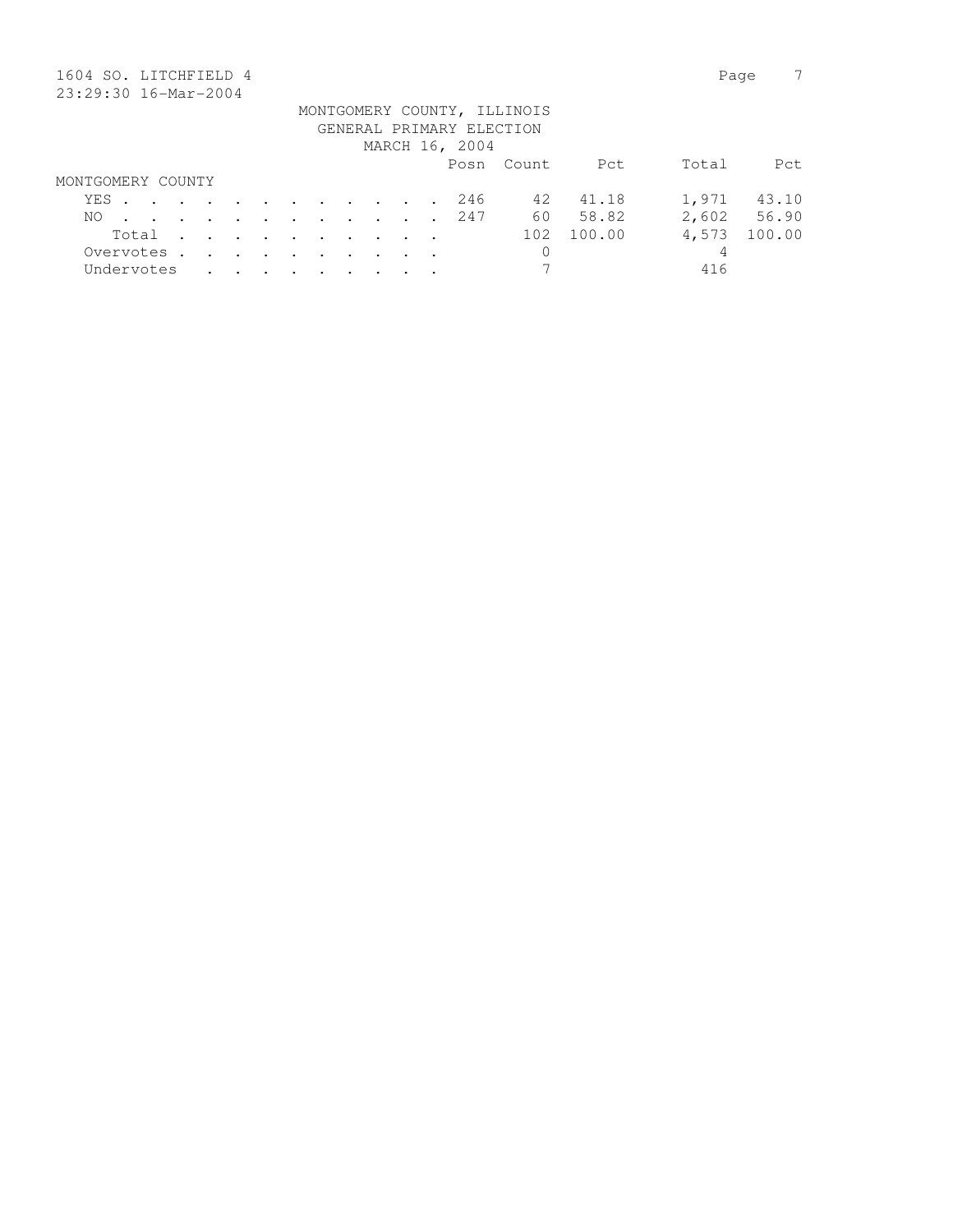1604 SO. LITCHFIELD 4

23:29:30 16-Mar-2004

MONTGOMERY COUNTY, ILLINOIS
GENERAL PRIMARY ELECTION
MARCH 16, 2004

| | Posn | Count | Pct | Total | Pct |
|---|---|---|---|---|---|
| **MONTGOMERY COUNTY** | | | | | |
| YES | 246 | 42 | 41.18 | 1,971 | 43.10 |
| NO | 247 | 60 | 58.82 | 2,602 | 56.90 |
| Total | | 102 | 100.00 | 4,573 | 100.00 |
| Overvotes | | 0 | | 4 | |
| Undervotes | | 7 | | 416 | |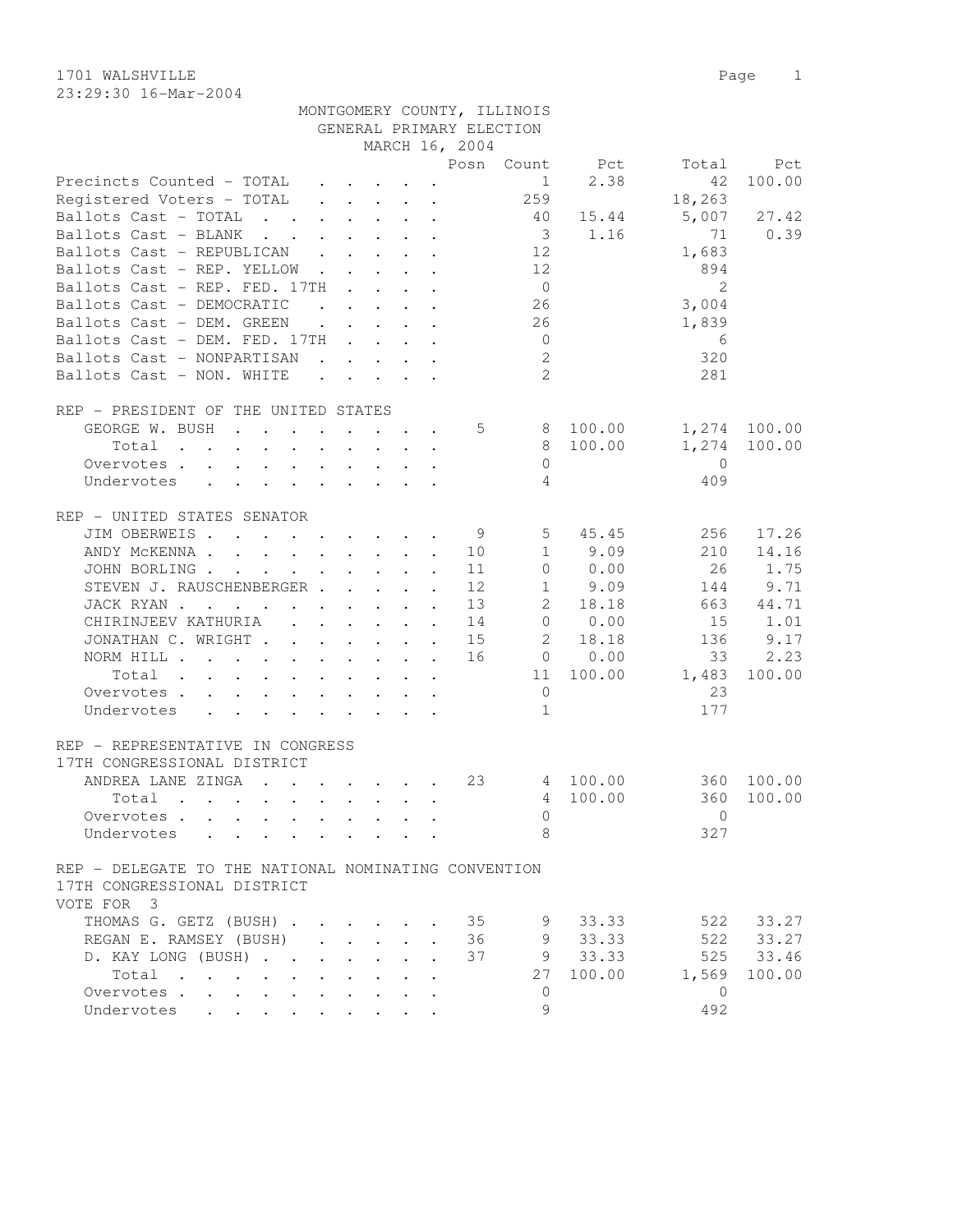1701 WALSHVILLE
23:29:30 16-Mar-2004

MONTGOMERY COUNTY, ILLINOIS
GENERAL PRIMARY ELECTION
MARCH 16, 2004

| | Posn | Count | Pct | Total | Pct |
|---|---|---|---|---|---|
| Precincts Counted - TOTAL | | 1 | 2.38 | 42 | 100.00 |
| Registered Voters - TOTAL | | 259 | | 18,263 | |
| Ballots Cast - TOTAL | | 40 | 15.44 | 5,007 | 27.42 |
| Ballots Cast - BLANK | | 3 | 1.16 | 71 | 0.39 |
| Ballots Cast - REPUBLICAN | | 12 | | 1,683 | |
| Ballots Cast - REP. YELLOW | | 12 | | 894 | |
| Ballots Cast - REP. FED. 17TH | | 0 | | 2 | |
| Ballots Cast - DEMOCRATIC | | 26 | | 3,004 | |
| Ballots Cast - DEM. GREEN | | 26 | | 1,839 | |
| Ballots Cast - DEM. FED. 17TH | | 0 | | 6 | |
| Ballots Cast - NONPARTISAN | | 2 | | 320 | |
| Ballots Cast - NON. WHITE | | 2 | | 281 | |

REP - PRESIDENT OF THE UNITED STATES

| | Posn | Count | Pct | Total | Pct |
|---|---|---|---|---|---|
| GEORGE W. BUSH | 5 | 8 | 100.00 | 1,274 | 100.00 |
| Total | | 8 | 100.00 | 1,274 | 100.00 |
| Overvotes | | 0 | | 0 | |
| Undervotes | | 4 | | 409 | |

REP - UNITED STATES SENATOR

| | Posn | Count | Pct | Total | Pct |
|---|---|---|---|---|---|
| JIM OBERWEIS | 9 | 5 | 45.45 | 256 | 17.26 |
| ANDY McKENNA | 10 | 1 | 9.09 | 210 | 14.16 |
| JOHN BORLING | 11 | 0 | 0.00 | 26 | 1.75 |
| STEVEN J. RAUSCHENBERGER | 12 | 1 | 9.09 | 144 | 9.71 |
| JACK RYAN | 13 | 2 | 18.18 | 663 | 44.71 |
| CHIRINJEEV KATHURIA | 14 | 0 | 0.00 | 15 | 1.01 |
| JONATHAN C. WRIGHT | 15 | 2 | 18.18 | 136 | 9.17 |
| NORM HILL | 16 | 0 | 0.00 | 33 | 2.23 |
| Total | | 11 | 100.00 | 1,483 | 100.00 |
| Overvotes | | 0 | | 23 | |
| Undervotes | | 1 | | 177 | |

REP - REPRESENTATIVE IN CONGRESS
17TH CONGRESSIONAL DISTRICT

| | Posn | Count | Pct | Total | Pct |
|---|---|---|---|---|---|
| ANDREA LANE ZINGA | 23 | 4 | 100.00 | 360 | 100.00 |
| Total | | 4 | 100.00 | 360 | 100.00 |
| Overvotes | | 0 | | 0 | |
| Undervotes | | 8 | | 327 | |

REP - DELEGATE TO THE NATIONAL NOMINATING CONVENTION
17TH CONGRESSIONAL DISTRICT
VOTE FOR 3

| | Posn | Count | Pct | Total | Pct |
|---|---|---|---|---|---|
| THOMAS G. GETZ (BUSH) | 35 | 9 | 33.33 | 522 | 33.27 |
| REGAN E. RAMSEY (BUSH) | 36 | 9 | 33.33 | 522 | 33.27 |
| D. KAY LONG (BUSH) | 37 | 9 | 33.33 | 525 | 33.46 |
| Total | | 27 | 100.00 | 1,569 | 100.00 |
| Overvotes | | 0 | | 0 | |
| Undervotes | | 9 | | 492 | |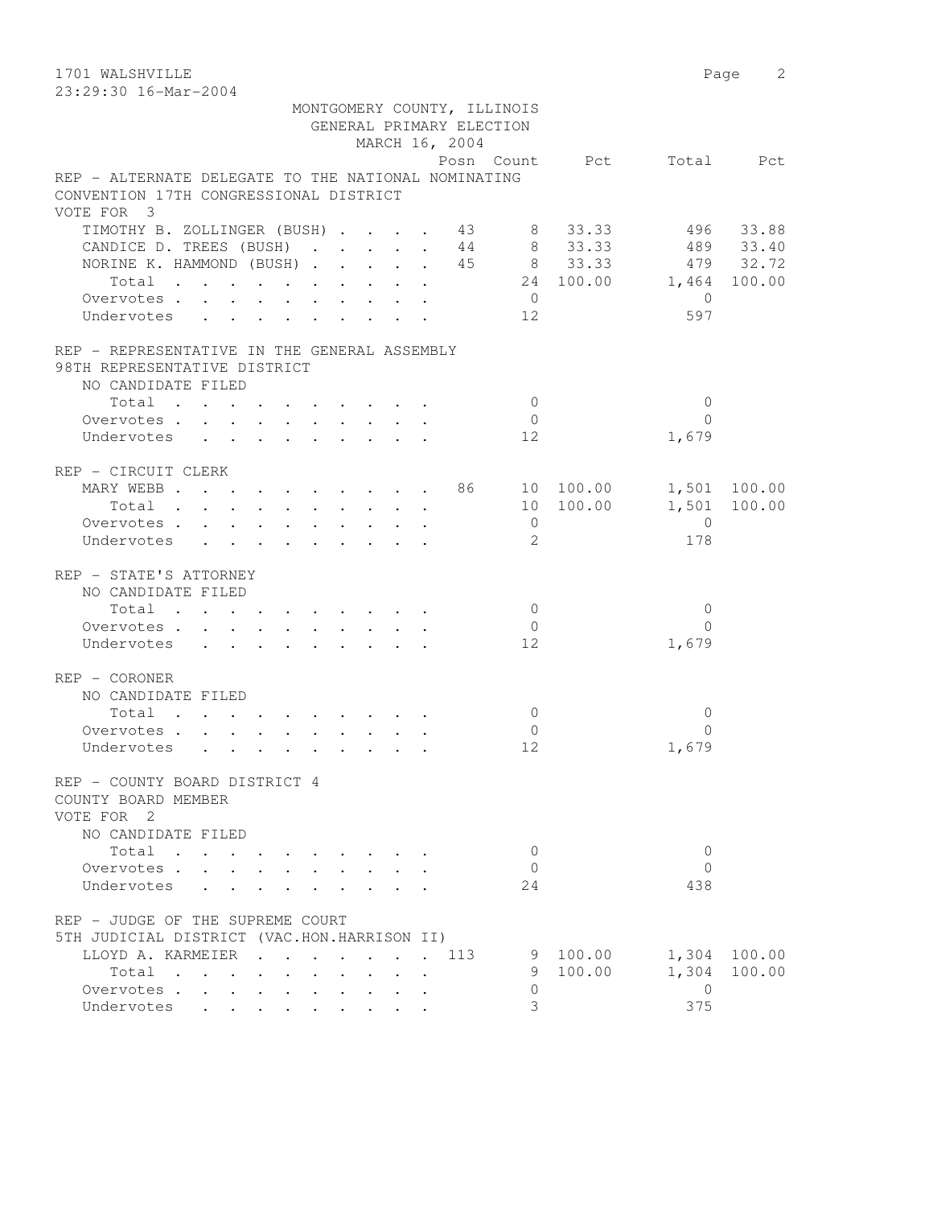MONTGOMERY COUNTY, ILLINOIS
GENERAL PRIMARY ELECTION
MARCH 16, 2004

REP - ALTERNATE DELEGATE TO THE NATIONAL NOMINATING CONVENTION 17TH CONGRESSIONAL DISTRICT
VOTE FOR 3

| | Posn | Count | Pct | Total | Pct |
|---|---|---|---|---|---|
| TIMOTHY B. ZOLLINGER (BUSH) | 43 | 8 | 33.33 | 496 | 33.88 |
| CANDICE D. TREES (BUSH) | 44 | 8 | 33.33 | 489 | 33.40 |
| NORINE K. HAMMOND (BUSH) | 45 | 8 | 33.33 | 479 | 32.72 |
| Total | | 24 | 100.00 | 1,464 | 100.00 |
| Overvotes | | 0 | | 0 | |
| Undervotes | | 12 | | 597 | |

REP - REPRESENTATIVE IN THE GENERAL ASSEMBLY
98TH REPRESENTATIVE DISTRICT
NO CANDIDATE FILED

| | Posn | Count | Pct | Total | Pct |
|---|---|---|---|---|---|
| Total | | 0 | | 0 | |
| Overvotes | | 0 | | 0 | |
| Undervotes | | 12 | | 1,679 | |

REP - CIRCUIT CLERK

| | Posn | Count | Pct | Total | Pct |
|---|---|---|---|---|---|
| MARY WEBB | 86 | 10 | 100.00 | 1,501 | 100.00 |
| Total | | 10 | 100.00 | 1,501 | 100.00 |
| Overvotes | | 0 | | 0 | |
| Undervotes | | 2 | | 178 | |

REP - STATE'S ATTORNEY
NO CANDIDATE FILED

| | Posn | Count | Pct | Total | Pct |
|---|---|---|---|---|---|
| Total | | 0 | | 0 | |
| Overvotes | | 0 | | 0 | |
| Undervotes | | 12 | | 1,679 | |

REP - CORONER
NO CANDIDATE FILED

| | Posn | Count | Pct | Total | Pct |
|---|---|---|---|---|---|
| Total | | 0 | | 0 | |
| Overvotes | | 0 | | 0 | |
| Undervotes | | 12 | | 1,679 | |

REP - COUNTY BOARD DISTRICT 4
COUNTY BOARD MEMBER
VOTE FOR 2
NO CANDIDATE FILED

| | Posn | Count | Pct | Total | Pct |
|---|---|---|---|---|---|
| Total | | 0 | | 0 | |
| Overvotes | | 0 | | 0 | |
| Undervotes | | 24 | | 438 | |

REP - JUDGE OF THE SUPREME COURT
5TH JUDICIAL DISTRICT (VAC.HON.HARRISON II)

| | Posn | Count | Pct | Total | Pct |
|---|---|---|---|---|---|
| LLOYD A. KARMEIER | 113 | 9 | 100.00 | 1,304 | 100.00 |
| Total | | 9 | 100.00 | 1,304 | 100.00 |
| Overvotes | | 0 | | 0 | |
| Undervotes | | 3 | | 375 | |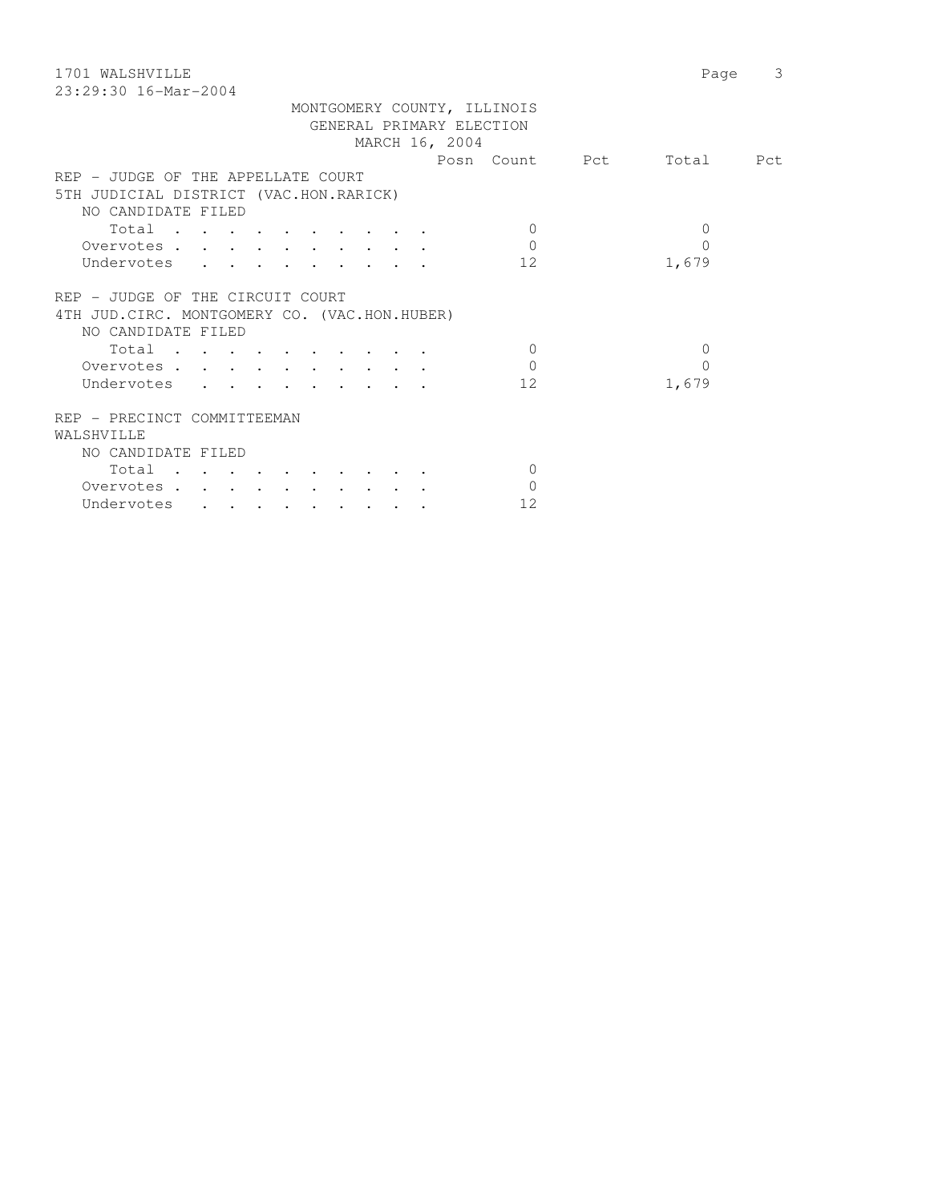1701 WALSHVILLE

23:29:30 16-Mar-2004

MONTGOMERY COUNTY, ILLINOIS
GENERAL PRIMARY ELECTION
MARCH 16, 2004

| | Posn | Count | Pct | Total | Pct |
|---|---|---|---|---|---|
| **REP - JUDGE OF THE APPELLATE COURT** | | | | | |
| **5TH JUDICIAL DISTRICT (VAC.HON.RARICK)** | | | | | |
| NO CANDIDATE FILED | | | | | |
| Total | | 0 | | 0 | |
| Overvotes | | 0 | | 0 | |
| Undervotes | | 12 | | 1,679 | |
| **REP - JUDGE OF THE CIRCUIT COURT** | | | | | |
| **4TH JUD.CIRC. MONTGOMERY CO. (VAC.HON.HUBER)** | | | | | |
| NO CANDIDATE FILED | | | | | |
| Total | | 0 | | 0 | |
| Overvotes | | 0 | | 0 | |
| Undervotes | | 12 | | 1,679 | |
| **REP - PRECINCT COMMITTEEMAN** | | | | | |
| **WALSHVILLE** | | | | | |
| NO CANDIDATE FILED | | | | | |
| Total | | 0 | | | |
| Overvotes | | 0 | | | |
| Undervotes | | 12 | | | |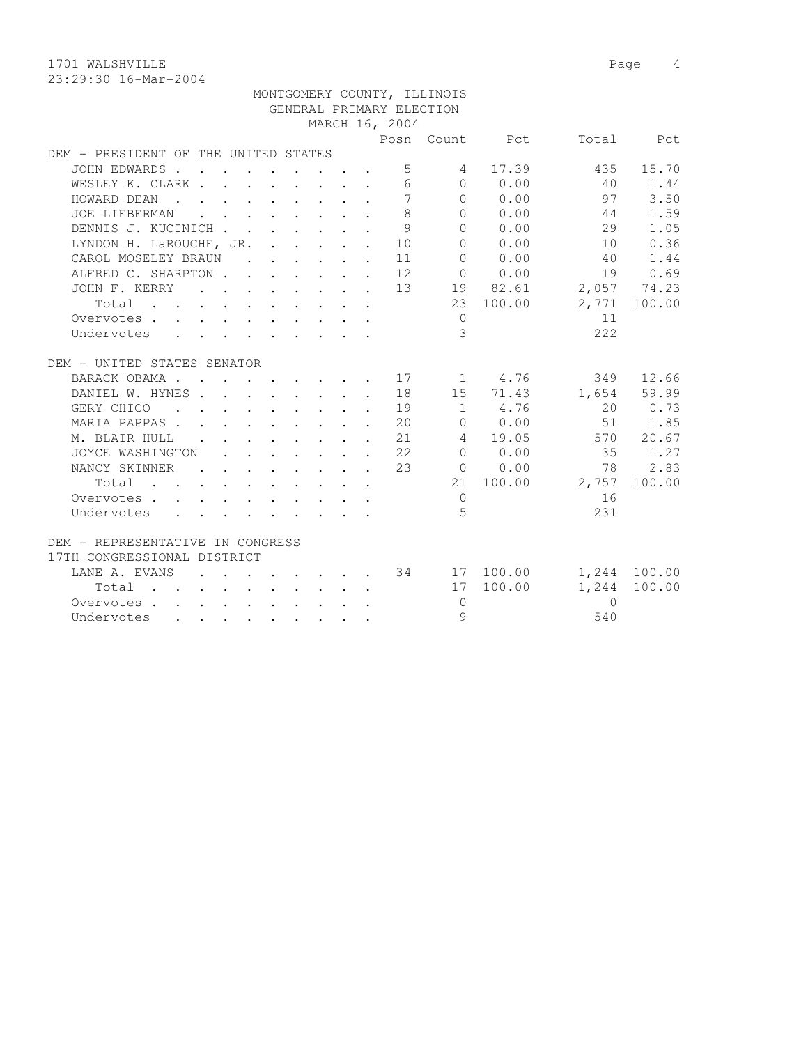1701 WALSHVILLE
23:29:30 16-Mar-2004

MONTGOMERY COUNTY, ILLINOIS
GENERAL PRIMARY ELECTION
MARCH 16, 2004

| | Posn | Count | Pct | Total | Pct |
|---|---|---|---|---|---|
| **DEM - PRESIDENT OF THE UNITED STATES** | | | | | |
| JOHN EDWARDS | 5 | 4 | 17.39 | 435 | 15.70 |
| WESLEY K. CLARK | 6 | 0 | 0.00 | 40 | 1.44 |
| HOWARD DEAN | 7 | 0 | 0.00 | 97 | 3.50 |
| JOE LIEBERMAN | 8 | 0 | 0.00 | 44 | 1.59 |
| DENNIS J. KUCINICH | 9 | 0 | 0.00 | 29 | 1.05 |
| LYNDON H. LaROUCHE, JR. | 10 | 0 | 0.00 | 10 | 0.36 |
| CAROL MOSELEY BRAUN | 11 | 0 | 0.00 | 40 | 1.44 |
| ALFRED C. SHARPTON | 12 | 0 | 0.00 | 19 | 0.69 |
| JOHN F. KERRY | 13 | 19 | 82.61 | 2,057 | 74.23 |
| Total | | 23 | 100.00 | 2,771 | 100.00 |
| Overvotes | | 0 | | 11 | |
| Undervotes | | 3 | | 222 | |
| **DEM - UNITED STATES SENATOR** | | | | | |
| BARACK OBAMA | 17 | 1 | 4.76 | 349 | 12.66 |
| DANIEL W. HYNES | 18 | 15 | 71.43 | 1,654 | 59.99 |
| GERY CHICO | 19 | 1 | 4.76 | 20 | 0.73 |
| MARIA PAPPAS | 20 | 0 | 0.00 | 51 | 1.85 |
| M. BLAIR HULL | 21 | 4 | 19.05 | 570 | 20.67 |
| JOYCE WASHINGTON | 22 | 0 | 0.00 | 35 | 1.27 |
| NANCY SKINNER | 23 | 0 | 0.00 | 78 | 2.83 |
| Total | | 21 | 100.00 | 2,757 | 100.00 |
| Overvotes | | 0 | | 16 | |
| Undervotes | | 5 | | 231 | |
| **DEM - REPRESENTATIVE IN CONGRESS 17TH CONGRESSIONAL DISTRICT** | | | | | |
| LANE A. EVANS | 34 | 17 | 100.00 | 1,244 | 100.00 |
| Total | | 17 | 100.00 | 1,244 | 100.00 |
| Overvotes | | 0 | | 0 | |
| Undervotes | | 9 | | 540 | |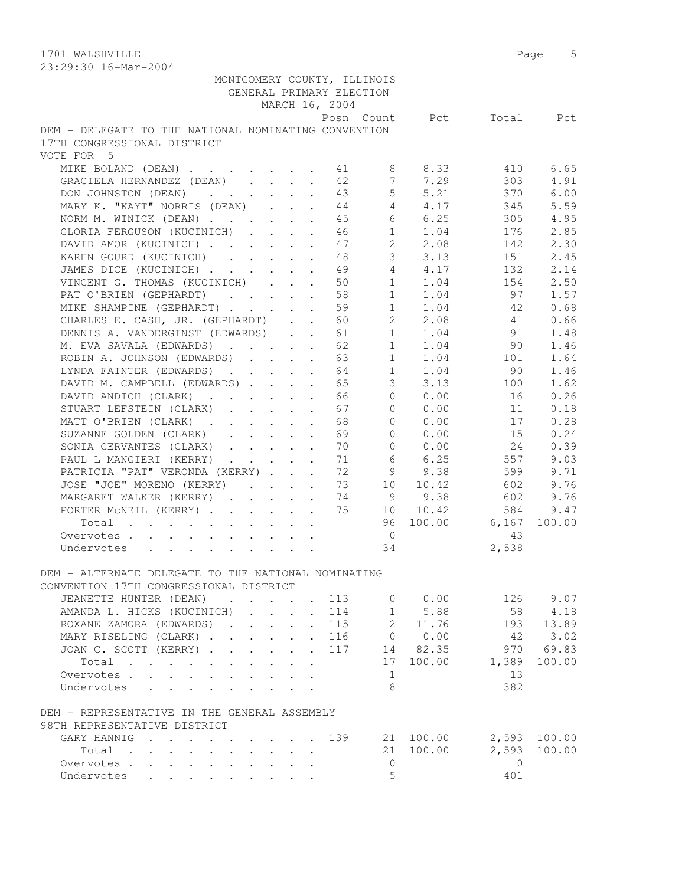1701 WALSHVILLE
23:29:30 16-Mar-2004

MONTGOMERY COUNTY, ILLINOIS
GENERAL PRIMARY ELECTION
MARCH 16, 2004

## DEM - DELEGATE TO THE NATIONAL NOMINATING CONVENTION 17TH CONGRESSIONAL DISTRICT

VOTE FOR 5

| | Posn | Count | Pct | Total | Pct |
|---|---|---|---|---|---|
| MIKE BOLAND (DEAN) | 41 | 8 | 8.33 | 410 | 6.65 |
| GRACIELA HERNANDEZ (DEAN) | 42 | 7 | 7.29 | 303 | 4.91 |
| DON JOHNSTON (DEAN) | 43 | 5 | 5.21 | 370 | 6.00 |
| MARY K. "KAYT" NORRIS (DEAN) | 44 | 4 | 4.17 | 345 | 5.59 |
| NORM M. WINICK (DEAN) | 45 | 6 | 6.25 | 305 | 4.95 |
| GLORIA FERGUSON (KUCINICH) | 46 | 1 | 1.04 | 176 | 2.85 |
| DAVID AMOR (KUCINICH) | 47 | 2 | 2.08 | 142 | 2.30 |
| KAREN GOURD (KUCINICH) | 48 | 3 | 3.13 | 151 | 2.45 |
| JAMES DICE (KUCINICH) | 49 | 4 | 4.17 | 132 | 2.14 |
| VINCENT G. THOMAS (KUCINICH) | 50 | 1 | 1.04 | 154 | 2.50 |
| PAT O'BRIEN (GEPHARDT) | 58 | 1 | 1.04 | 97 | 1.57 |
| MIKE SHAMPINE (GEPHARDT) | 59 | 1 | 1.04 | 42 | 0.68 |
| CHARLES E. CASH, JR. (GEPHARDT) | 60 | 2 | 2.08 | 41 | 0.66 |
| DENNIS A. VANDERGINST (EDWARDS) | 61 | 1 | 1.04 | 91 | 1.48 |
| M. EVA SAVALA (EDWARDS) | 62 | 1 | 1.04 | 90 | 1.46 |
| ROBIN A. JOHNSON (EDWARDS) | 63 | 1 | 1.04 | 101 | 1.64 |
| LYNDA FAINTER (EDWARDS) | 64 | 1 | 1.04 | 90 | 1.46 |
| DAVID M. CAMPBELL (EDWARDS) | 65 | 3 | 3.13 | 100 | 1.62 |
| DAVID ANDICH (CLARK) | 66 | 0 | 0.00 | 16 | 0.26 |
| STUART LEFSTEIN (CLARK) | 67 | 0 | 0.00 | 11 | 0.18 |
| MATT O'BRIEN (CLARK) | 68 | 0 | 0.00 | 17 | 0.28 |
| SUZANNE GOLDEN (CLARK) | 69 | 0 | 0.00 | 15 | 0.24 |
| SONIA CERVANTES (CLARK) | 70 | 0 | 0.00 | 24 | 0.39 |
| PAUL L MANGIERI (KERRY) | 71 | 6 | 6.25 | 557 | 9.03 |
| PATRICIA "PAT" VERONDA (KERRY) | 72 | 9 | 9.38 | 599 | 9.71 |
| JOSE "JOE" MORENO (KERRY) | 73 | 10 | 10.42 | 602 | 9.76 |
| MARGARET WALKER (KERRY) | 74 | 9 | 9.38 | 602 | 9.76 |
| PORTER McNEIL (KERRY) | 75 | 10 | 10.42 | 584 | 9.47 |
| Total | | 96 | 100.00 | 6,167 | 100.00 |
| Overvotes | | 0 | | 43 | |
| Undervotes | | 34 | | 2,538 | |

## DEM - ALTERNATE DELEGATE TO THE NATIONAL NOMINATING CONVENTION 17TH CONGRESSIONAL DISTRICT

| | Posn | Count | Pct | Total | Pct |
|---|---|---|---|---|---|
| JEANETTE HUNTER (DEAN) | 113 | 0 | 0.00 | 126 | 9.07 |
| AMANDA L. HICKS (KUCINICH) | 114 | 1 | 5.88 | 58 | 4.18 |
| ROXANE ZAMORA (EDWARDS) | 115 | 2 | 11.76 | 193 | 13.89 |
| MARY RISELING (CLARK) | 116 | 0 | 0.00 | 42 | 3.02 |
| JOAN C. SCOTT (KERRY) | 117 | 14 | 82.35 | 970 | 69.83 |
| Total | | 17 | 100.00 | 1,389 | 100.00 |
| Overvotes | | 1 | | 13 | |
| Undervotes | | 8 | | 382 | |

## DEM - REPRESENTATIVE IN THE GENERAL ASSEMBLY 98TH REPRESENTATIVE DISTRICT

| | Posn | Count | Pct | Total | Pct |
|---|---|---|---|---|---|
| GARY HANNIG | 139 | 21 | 100.00 | 2,593 | 100.00 |
| Total | | 21 | 100.00 | 2,593 | 100.00 |
| Overvotes | | 0 | | 0 | |
| Undervotes | | 5 | | 401 | |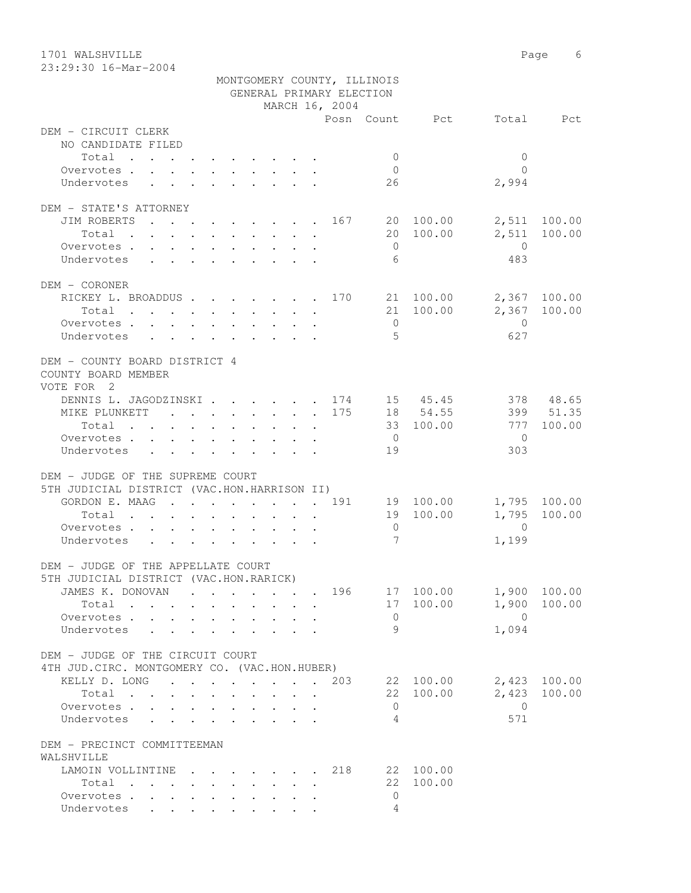MONTGOMERY COUNTY, ILLINOIS
GENERAL PRIMARY ELECTION
MARCH 16, 2004

| | Posn | Count | Pct | Total | Pct |
|---|---|---|---|---|---|
| **DEM - CIRCUIT CLERK** | | | | | |
| NO CANDIDATE FILED | | | | | |
| Total | | 0 | | 0 | |
| Overvotes | | 0 | | 0 | |
| Undervotes | | 26 | | 2,994 | |
| **DEM - STATE'S ATTORNEY** | | | | | |
| JIM ROBERTS | 167 | 20 | 100.00 | 2,511 | 100.00 |
| Total | | 20 | 100.00 | 2,511 | 100.00 |
| Overvotes | | 0 | | 0 | |
| Undervotes | | 6 | | 483 | |
| **DEM - CORONER** | | | | | |
| RICKEY L. BROADDUS | 170 | 21 | 100.00 | 2,367 | 100.00 |
| Total | | 21 | 100.00 | 2,367 | 100.00 |
| Overvotes | | 0 | | 0 | |
| Undervotes | | 5 | | 627 | |
| **DEM - COUNTY BOARD DISTRICT 4** | | | | | |
| COUNTY BOARD MEMBER | | | | | |
| VOTE FOR 2 | | | | | |
| DENNIS L. JAGODZINSKI | 174 | 15 | 45.45 | 378 | 48.65 |
| MIKE PLUNKETT | 175 | 18 | 54.55 | 399 | 51.35 |
| Total | | 33 | 100.00 | 777 | 100.00 |
| Overvotes | | 0 | | 0 | |
| Undervotes | | 19 | | 303 | |
| **DEM - JUDGE OF THE SUPREME COURT** | | | | | |
| 5TH JUDICIAL DISTRICT (VAC.HON.HARRISON II) | | | | | |
| GORDON E. MAAG | 191 | 19 | 100.00 | 1,795 | 100.00 |
| Total | | 19 | 100.00 | 1,795 | 100.00 |
| Overvotes | | 0 | | 0 | |
| Undervotes | | 7 | | 1,199 | |
| **DEM - JUDGE OF THE APPELLATE COURT** | | | | | |
| 5TH JUDICIAL DISTRICT (VAC.HON.RARICK) | | | | | |
| JAMES K. DONOVAN | 196 | 17 | 100.00 | 1,900 | 100.00 |
| Total | | 17 | 100.00 | 1,900 | 100.00 |
| Overvotes | | 0 | | 0 | |
| Undervotes | | 9 | | 1,094 | |
| **DEM - JUDGE OF THE CIRCUIT COURT** | | | | | |
| 4TH JUD.CIRC. MONTGOMERY CO. (VAC.HON.HUBER) | | | | | |
| KELLY D. LONG | 203 | 22 | 100.00 | 2,423 | 100.00 |
| Total | | 22 | 100.00 | 2,423 | 100.00 |
| Overvotes | | 0 | | 0 | |
| Undervotes | | 4 | | 571 | |
| **DEM - PRECINCT COMMITTEEMAN** | | | | | |
| WALSHVILLE | | | | | |
| LAMOIN VOLLINTINE | 218 | 22 | 100.00 | | |
| Total | | 22 | 100.00 | | |
| Overvotes | | 0 | | | |
| Undervotes | | 4 | | | |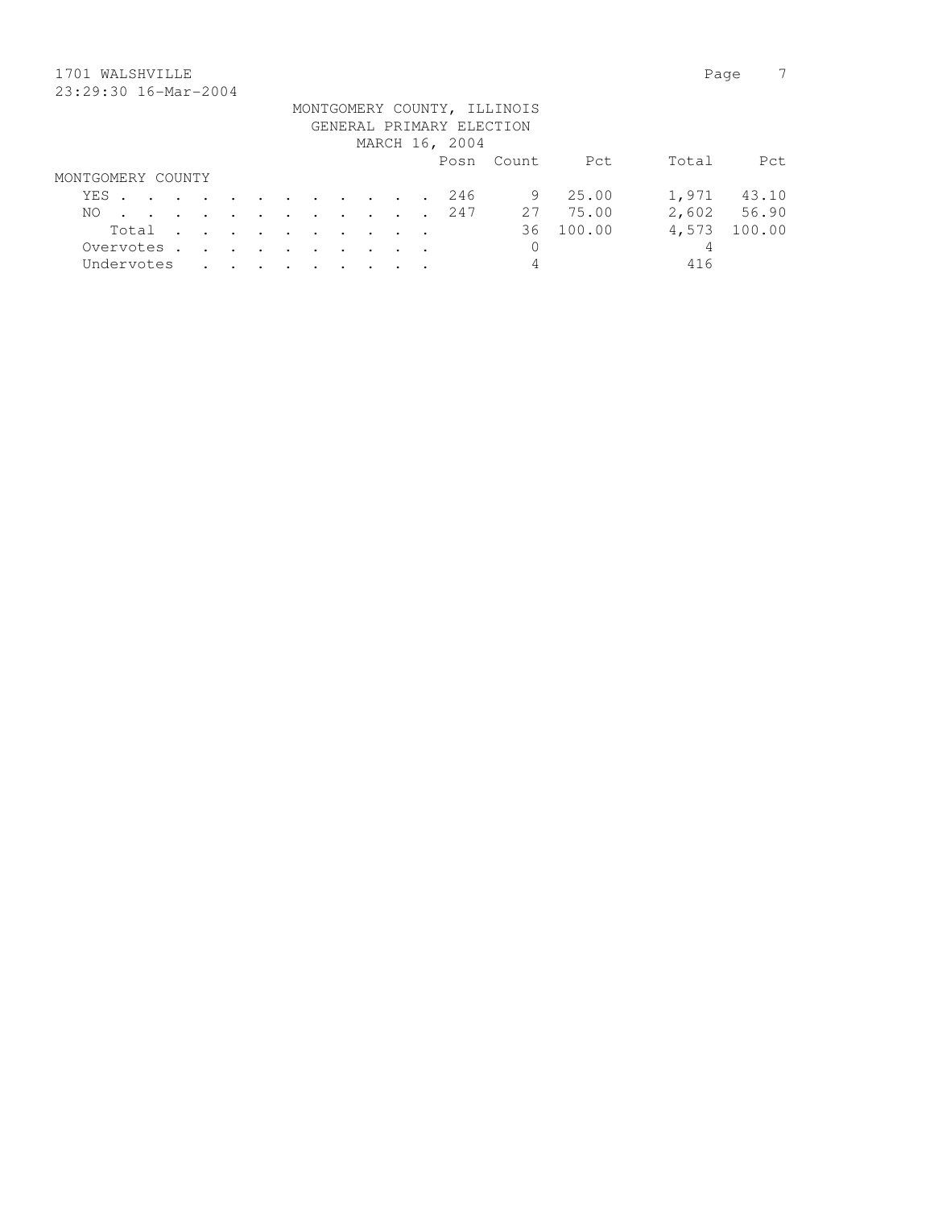1701 WALSHVILLE
23:29:30 16-Mar-2004

MONTGOMERY COUNTY, ILLINOIS
GENERAL PRIMARY ELECTION
MARCH 16, 2004

| | Posn | Count | Pct | Total | Pct |
|---|---|---|---|---|---|
| MONTGOMERY COUNTY | | | | | |
| YES | 246 | 9 | 25.00 | 1,971 | 43.10 |
| NO | 247 | 27 | 75.00 | 2,602 | 56.90 |
| Total | | 36 | 100.00 | 4,573 | 100.00 |
| Overvotes | | 0 | | 4 | |
| Undervotes | | 4 | | 416 | |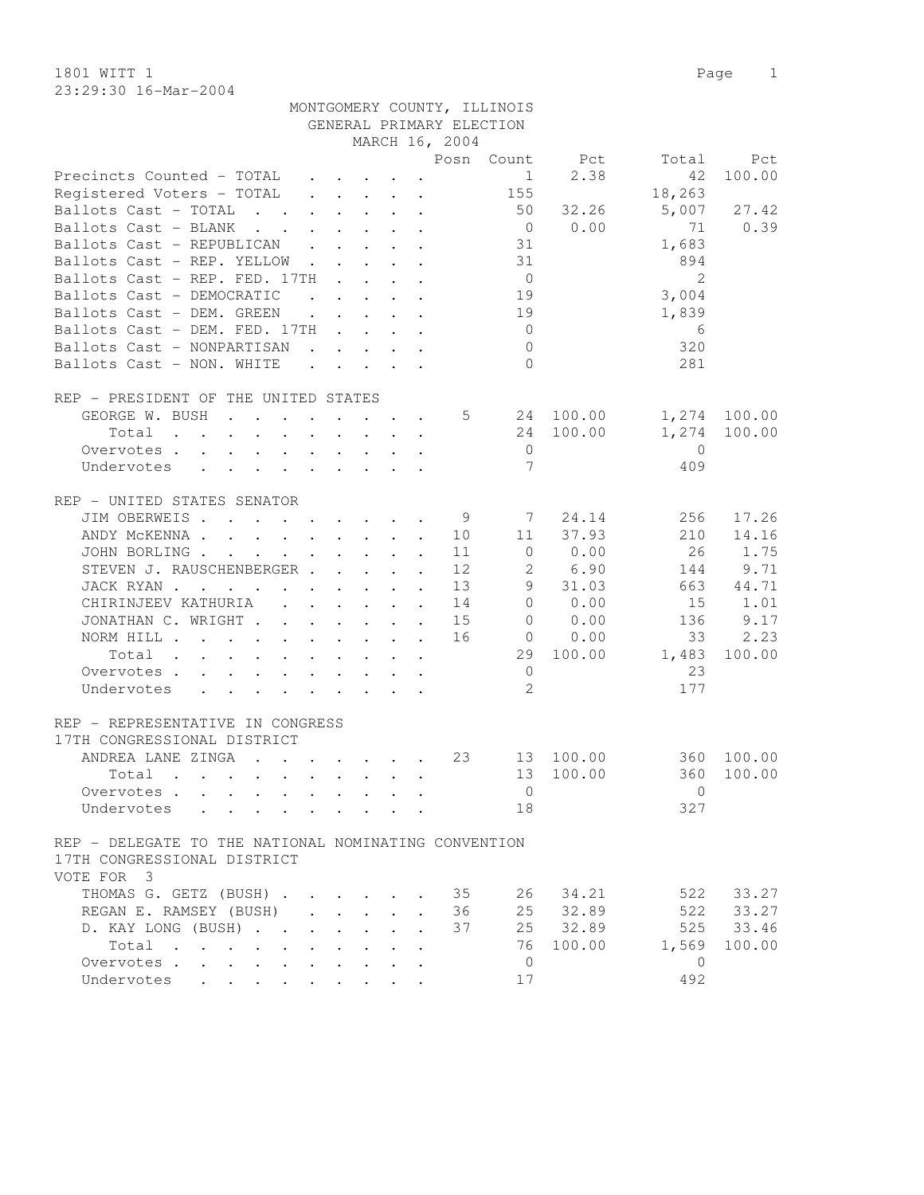1801 WITT 1

23:29:30 16-Mar-2004

MONTGOMERY COUNTY, ILLINOIS
GENERAL PRIMARY ELECTION
MARCH 16, 2004

| | Posn | Count | Pct | Total | Pct |
|---|---|---|---|---|---|
| Precincts Counted - TOTAL | | 1 | 2.38 | 42 | 100.00 |
| Registered Voters - TOTAL | | 155 | | 18,263 | |
| Ballots Cast - TOTAL | | 50 | 32.26 | 5,007 | 27.42 |
| Ballots Cast - BLANK | | 0 | 0.00 | 71 | 0.39 |
| Ballots Cast - REPUBLICAN | | 31 | | 1,683 | |
| Ballots Cast - REP. YELLOW | | 31 | | 894 | |
| Ballots Cast - REP. FED. 17TH | | 0 | | 2 | |
| Ballots Cast - DEMOCRATIC | | 19 | | 3,004 | |
| Ballots Cast - DEM. GREEN | | 19 | | 1,839 | |
| Ballots Cast - DEM. FED. 17TH | | 0 | | 6 | |
| Ballots Cast - NONPARTISAN | | 0 | | 320 | |
| Ballots Cast - NON. WHITE | | 0 | | 281 | |

REP - PRESIDENT OF THE UNITED STATES

| | Posn | Count | Pct | Total | Pct |
|---|---|---|---|---|---|
| GEORGE W. BUSH | 5 | 24 | 100.00 | 1,274 | 100.00 |
| Total | | 24 | 100.00 | 1,274 | 100.00 |
| Overvotes | | 0 | | 0 | |
| Undervotes | | 7 | | 409 | |

REP - UNITED STATES SENATOR

| | Posn | Count | Pct | Total | Pct |
|---|---|---|---|---|---|
| JIM OBERWEIS | 9 | 7 | 24.14 | 256 | 17.26 |
| ANDY McKENNA | 10 | 11 | 37.93 | 210 | 14.16 |
| JOHN BORLING | 11 | 0 | 0.00 | 26 | 1.75 |
| STEVEN J. RAUSCHENBERGER | 12 | 2 | 6.90 | 144 | 9.71 |
| JACK RYAN | 13 | 9 | 31.03 | 663 | 44.71 |
| CHIRINJEEV KATHURIA | 14 | 0 | 0.00 | 15 | 1.01 |
| JONATHAN C. WRIGHT | 15 | 0 | 0.00 | 136 | 9.17 |
| NORM HILL | 16 | 0 | 0.00 | 33 | 2.23 |
| Total | | 29 | 100.00 | 1,483 | 100.00 |
| Overvotes | | 0 | | 23 | |
| Undervotes | | 2 | | 177 | |

REP - REPRESENTATIVE IN CONGRESS
17TH CONGRESSIONAL DISTRICT

| | Posn | Count | Pct | Total | Pct |
|---|---|---|---|---|---|
| ANDREA LANE ZINGA | 23 | 13 | 100.00 | 360 | 100.00 |
| Total | | 13 | 100.00 | 360 | 100.00 |
| Overvotes | | 0 | | 0 | |
| Undervotes | | 18 | | 327 | |

REP - DELEGATE TO THE NATIONAL NOMINATING CONVENTION
17TH CONGRESSIONAL DISTRICT
VOTE FOR 3

| | Posn | Count | Pct | Total | Pct |
|---|---|---|---|---|---|
| THOMAS G. GETZ (BUSH) | 35 | 26 | 34.21 | 522 | 33.27 |
| REGAN E. RAMSEY (BUSH) | 36 | 25 | 32.89 | 522 | 33.27 |
| D. KAY LONG (BUSH) | 37 | 25 | 32.89 | 525 | 33.46 |
| Total | | 76 | 100.00 | 1,569 | 100.00 |
| Overvotes | | 0 | | 0 | |
| Undervotes | | 17 | | 492 | |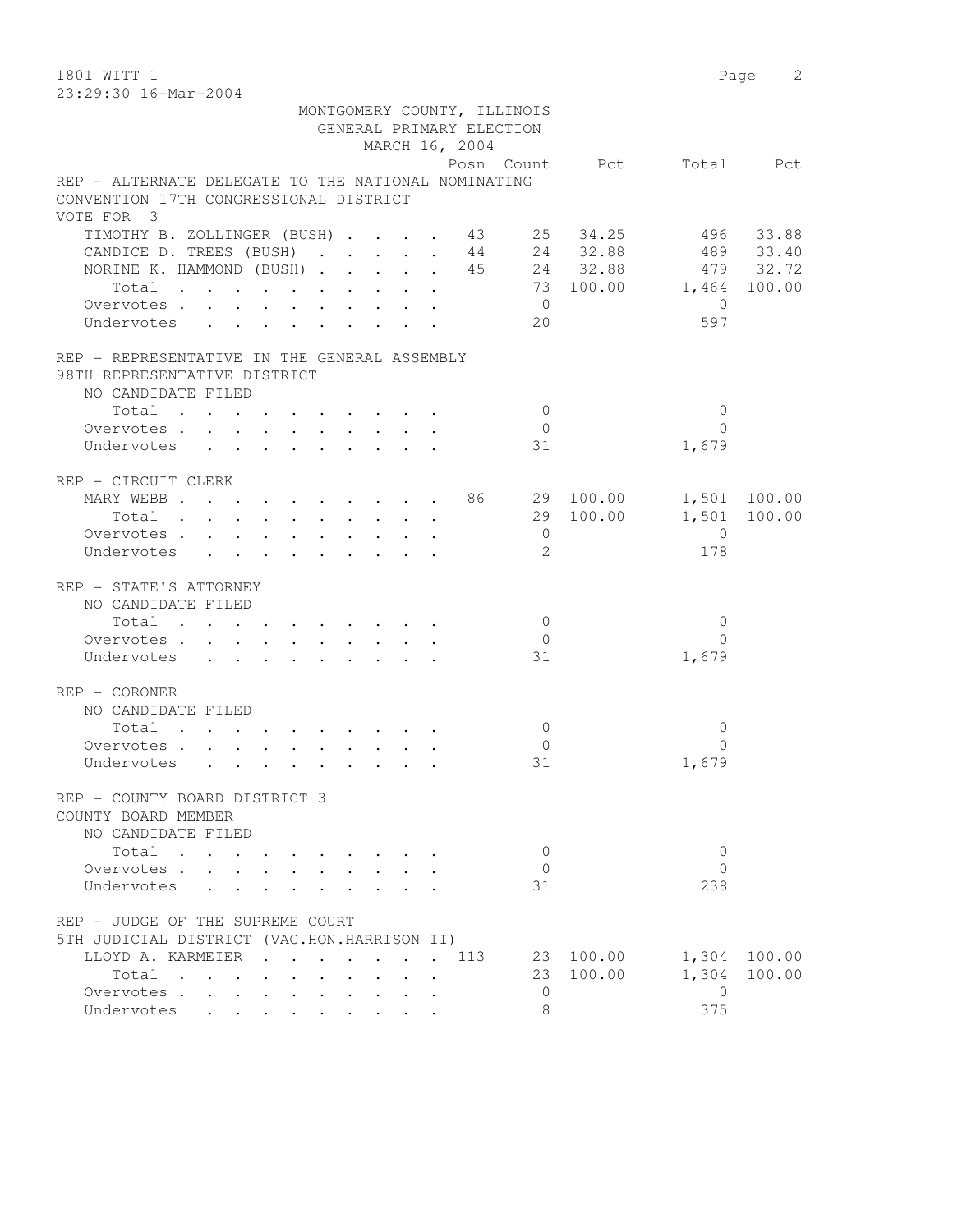MONTGOMERY COUNTY, ILLINOIS
GENERAL PRIMARY ELECTION
MARCH 16, 2004

REP - ALTERNATE DELEGATE TO THE NATIONAL NOMINATING CONVENTION 17TH CONGRESSIONAL DISTRICT
VOTE FOR 3

| | Posn | Count | Pct | Total | Pct |
|---|---|---|---|---|---|
| TIMOTHY B. ZOLLINGER (BUSH) | 43 | 25 | 34.25 | 496 | 33.88 |
| CANDICE D. TREES (BUSH) | 44 | 24 | 32.88 | 489 | 33.40 |
| NORINE K. HAMMOND (BUSH) | 45 | 24 | 32.88 | 479 | 32.72 |
| Total | | 73 | 100.00 | 1,464 | 100.00 |
| Overvotes | | 0 | | 0 | |
| Undervotes | | 20 | | 597 | |

REP - REPRESENTATIVE IN THE GENERAL ASSEMBLY
98TH REPRESENTATIVE DISTRICT
NO CANDIDATE FILED

| | Posn | Count | Pct | Total | Pct |
|---|---|---|---|---|---|
| Total | | 0 | | 0 | |
| Overvotes | | 0 | | 0 | |
| Undervotes | | 31 | | 1,679 | |

REP - CIRCUIT CLERK

| | Posn | Count | Pct | Total | Pct |
|---|---|---|---|---|---|
| MARY WEBB | 86 | 29 | 100.00 | 1,501 | 100.00 |
| Total | | 29 | 100.00 | 1,501 | 100.00 |
| Overvotes | | 0 | | 0 | |
| Undervotes | | 2 | | 178 | |

REP - STATE'S ATTORNEY
NO CANDIDATE FILED

| | Posn | Count | Pct | Total | Pct |
|---|---|---|---|---|---|
| Total | | 0 | | 0 | |
| Overvotes | | 0 | | 0 | |
| Undervotes | | 31 | | 1,679 | |

REP - CORONER
NO CANDIDATE FILED

| | Posn | Count | Pct | Total | Pct |
|---|---|---|---|---|---|
| Total | | 0 | | 0 | |
| Overvotes | | 0 | | 0 | |
| Undervotes | | 31 | | 1,679 | |

REP - COUNTY BOARD DISTRICT 3
COUNTY BOARD MEMBER
NO CANDIDATE FILED

| | Posn | Count | Pct | Total | Pct |
|---|---|---|---|---|---|
| Total | | 0 | | 0 | |
| Overvotes | | 0 | | 0 | |
| Undervotes | | 31 | | 238 | |

REP - JUDGE OF THE SUPREME COURT
5TH JUDICIAL DISTRICT (VAC.HON.HARRISON II)

| | Posn | Count | Pct | Total | Pct |
|---|---|---|---|---|---|
| LLOYD A. KARMEIER | 113 | 23 | 100.00 | 1,304 | 100.00 |
| Total | | 23 | 100.00 | 1,304 | 100.00 |
| Overvotes | | 0 | | 0 | |
| Undervotes | | 8 | | 375 | |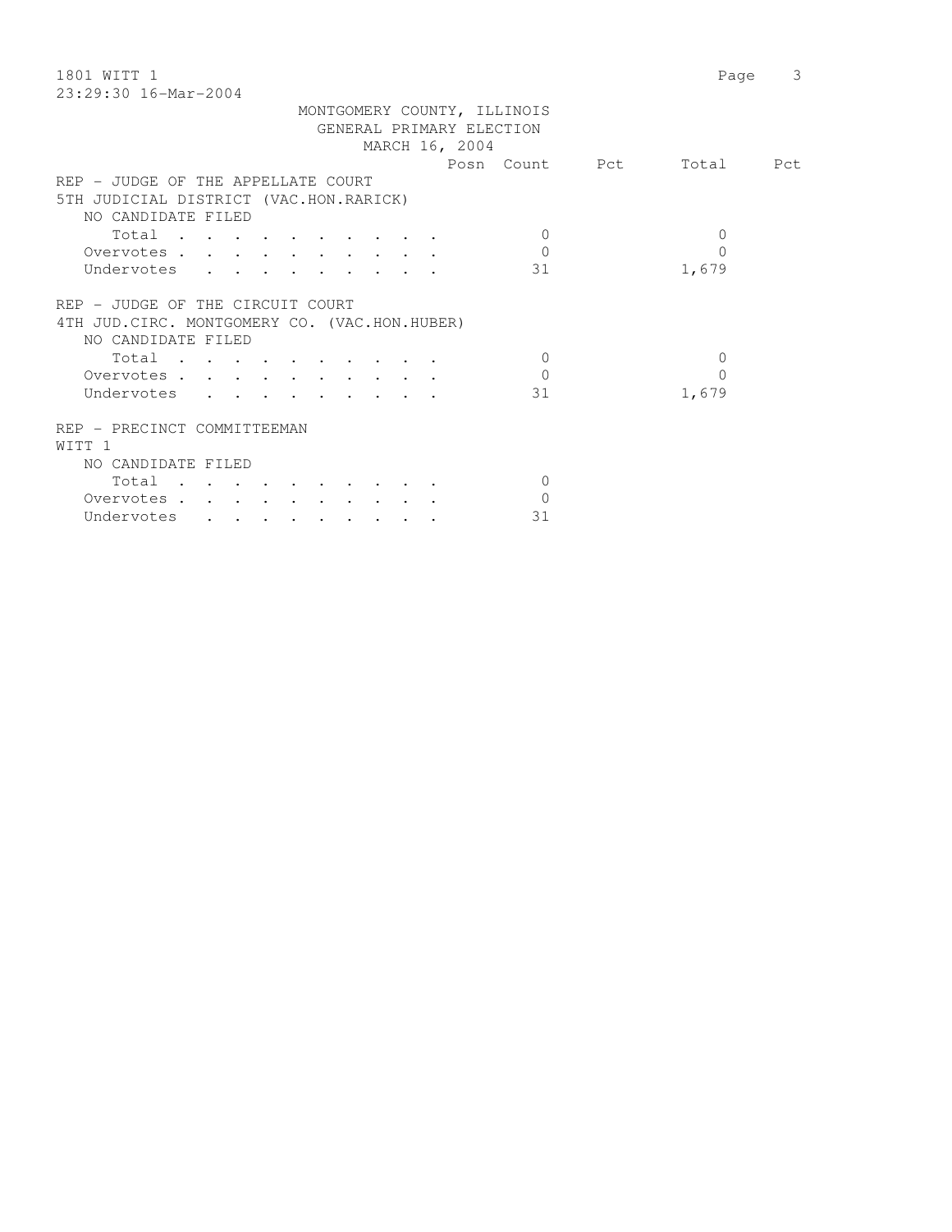MONTGOMERY COUNTY, ILLINOIS
GENERAL PRIMARY ELECTION
MARCH 16, 2004

| | Posn | Count | Pct | Total | Pct |
|---|---|---|---|---|---|
| **REP - JUDGE OF THE APPELLATE COURT** | | | | | |
| **5TH JUDICIAL DISTRICT (VAC.HON.RARICK)** | | | | | |
| NO CANDIDATE FILED | | | | | |
| Total | | 0 | | 0 | |
| Overvotes | | 0 | | 0 | |
| Undervotes | | 31 | | 1,679 | |
| **REP - JUDGE OF THE CIRCUIT COURT** | | | | | |
| **4TH JUD.CIRC. MONTGOMERY CO. (VAC.HON.HUBER)** | | | | | |
| NO CANDIDATE FILED | | | | | |
| Total | | 0 | | 0 | |
| Overvotes | | 0 | | 0 | |
| Undervotes | | 31 | | 1,679 | |
| **REP - PRECINCT COMMITTEEMAN** | | | | | |
| **WITT 1** | | | | | |
| NO CANDIDATE FILED | | | | | |
| Total | | 0 | | | |
| Overvotes | | 0 | | | |
| Undervotes | | 31 | | | |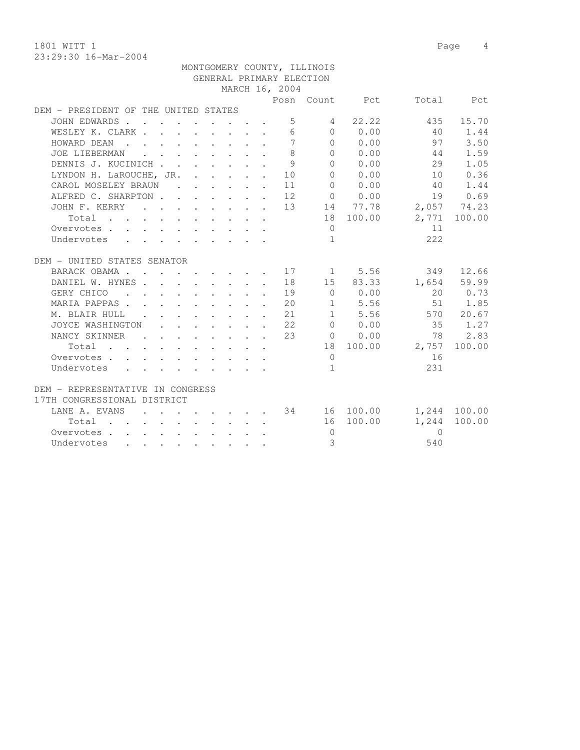1801 WITT 1

MONTGOMERY COUNTY, ILLINOIS
GENERAL PRIMARY ELECTION
MARCH 16, 2004

| | Posn | Count | Pct | Total | Pct |
|---|---|---|---|---|---|
| **DEM - PRESIDENT OF THE UNITED STATES** | | | | | |
| JOHN EDWARDS | 5 | 4 | 22.22 | 435 | 15.70 |
| WESLEY K. CLARK | 6 | 0 | 0.00 | 40 | 1.44 |
| HOWARD DEAN | 7 | 0 | 0.00 | 97 | 3.50 |
| JOE LIEBERMAN | 8 | 0 | 0.00 | 44 | 1.59 |
| DENNIS J. KUCINICH | 9 | 0 | 0.00 | 29 | 1.05 |
| LYNDON H. LaROUCHE, JR. | 10 | 0 | 0.00 | 10 | 0.36 |
| CAROL MOSELEY BRAUN | 11 | 0 | 0.00 | 40 | 1.44 |
| ALFRED C. SHARPTON | 12 | 0 | 0.00 | 19 | 0.69 |
| JOHN F. KERRY | 13 | 14 | 77.78 | 2,057 | 74.23 |
| Total | | 18 | 100.00 | 2,771 | 100.00 |
| Overvotes | | 0 | | 11 | |
| Undervotes | | 1 | | 222 | |
| **DEM - UNITED STATES SENATOR** | | | | | |
| BARACK OBAMA | 17 | 1 | 5.56 | 349 | 12.66 |
| DANIEL W. HYNES | 18 | 15 | 83.33 | 1,654 | 59.99 |
| GERY CHICO | 19 | 0 | 0.00 | 20 | 0.73 |
| MARIA PAPPAS | 20 | 1 | 5.56 | 51 | 1.85 |
| M. BLAIR HULL | 21 | 1 | 5.56 | 570 | 20.67 |
| JOYCE WASHINGTON | 22 | 0 | 0.00 | 35 | 1.27 |
| NANCY SKINNER | 23 | 0 | 0.00 | 78 | 2.83 |
| Total | | 18 | 100.00 | 2,757 | 100.00 |
| Overvotes | | 0 | | 16 | |
| Undervotes | | 1 | | 231 | |
| **DEM - REPRESENTATIVE IN CONGRESS 17TH CONGRESSIONAL DISTRICT** | | | | | |
| LANE A. EVANS | 34 | 16 | 100.00 | 1,244 | 100.00 |
| Total | | 16 | 100.00 | 1,244 | 100.00 |
| Overvotes | | 0 | | 0 | |
| Undervotes | | 3 | | 540 | |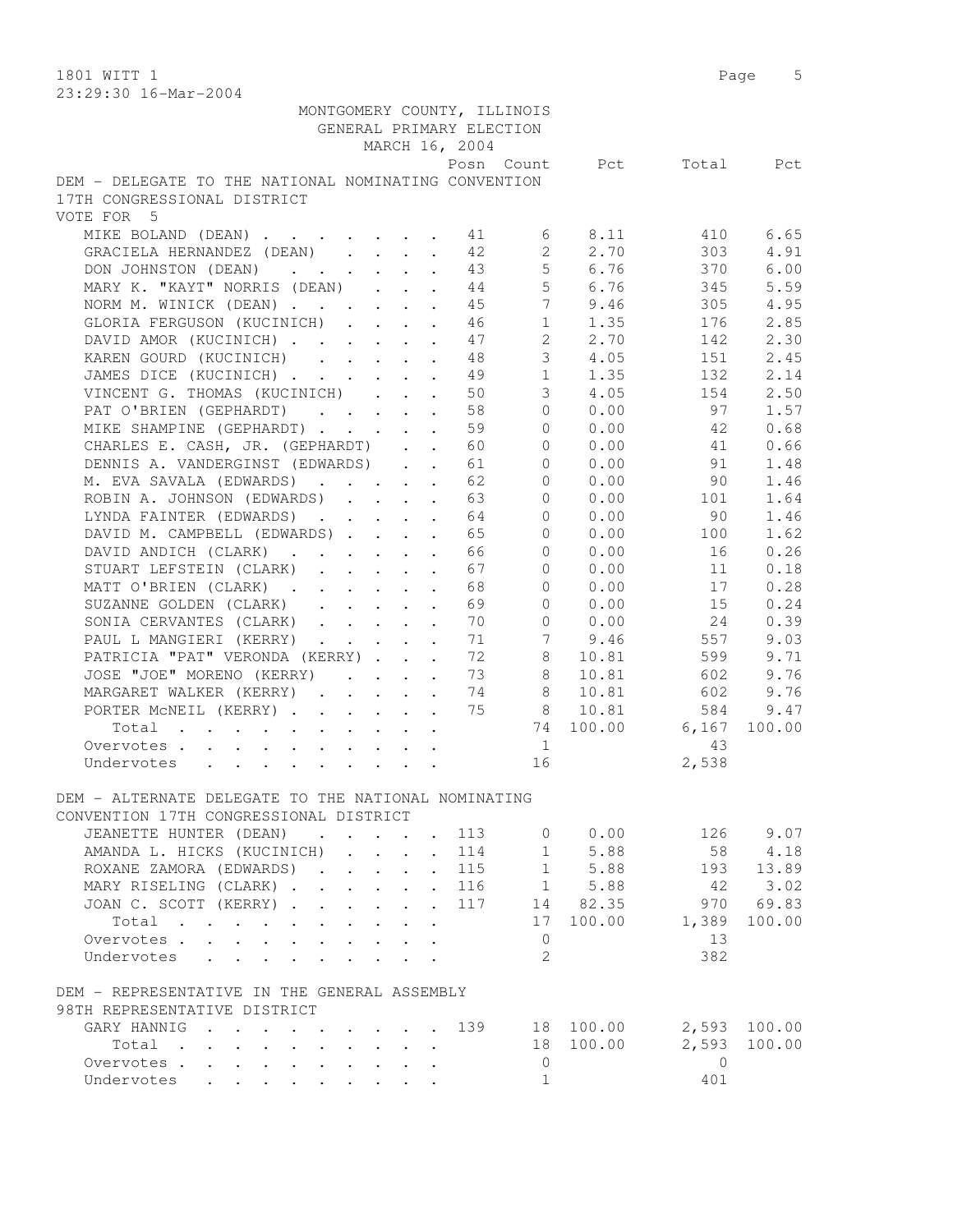MONTGOMERY COUNTY, ILLINOIS
GENERAL PRIMARY ELECTION
MARCH 16, 2004

DEM - DELEGATE TO THE NATIONAL NOMINATING CONVENTION
17TH CONGRESSIONAL DISTRICT
VOTE FOR 5

| Candidate | Posn | Count | Pct | Total | Pct |
|---|---|---|---|---|---|
| MIKE BOLAND (DEAN) | 41 | 6 | 8.11 | 410 | 6.65 |
| GRACIELA HERNANDEZ (DEAN) | 42 | 2 | 2.70 | 303 | 4.91 |
| DON JOHNSTON (DEAN) | 43 | 5 | 6.76 | 370 | 6.00 |
| MARY K. "KAYT" NORRIS (DEAN) | 44 | 5 | 6.76 | 345 | 5.59 |
| NORM M. WINICK (DEAN) | 45 | 7 | 9.46 | 305 | 4.95 |
| GLORIA FERGUSON (KUCINICH) | 46 | 1 | 1.35 | 176 | 2.85 |
| DAVID AMOR (KUCINICH) | 47 | 2 | 2.70 | 142 | 2.30 |
| KAREN GOURD (KUCINICH) | 48 | 3 | 4.05 | 151 | 2.45 |
| JAMES DICE (KUCINICH) | 49 | 1 | 1.35 | 132 | 2.14 |
| VINCENT G. THOMAS (KUCINICH) | 50 | 3 | 4.05 | 154 | 2.50 |
| PAT O'BRIEN (GEPHARDT) | 58 | 0 | 0.00 | 97 | 1.57 |
| MIKE SHAMPINE (GEPHARDT) | 59 | 0 | 0.00 | 42 | 0.68 |
| CHARLES E. CASH, JR. (GEPHARDT) | 60 | 0 | 0.00 | 41 | 0.66 |
| DENNIS A. VANDERGINST (EDWARDS) | 61 | 0 | 0.00 | 91 | 1.48 |
| M. EVA SAVALA (EDWARDS) | 62 | 0 | 0.00 | 90 | 1.46 |
| ROBIN A. JOHNSON (EDWARDS) | 63 | 0 | 0.00 | 101 | 1.64 |
| LYNDA FAINTER (EDWARDS) | 64 | 0 | 0.00 | 90 | 1.46 |
| DAVID M. CAMPBELL (EDWARDS) | 65 | 0 | 0.00 | 100 | 1.62 |
| DAVID ANDICH (CLARK) | 66 | 0 | 0.00 | 16 | 0.26 |
| STUART LEFSTEIN (CLARK) | 67 | 0 | 0.00 | 11 | 0.18 |
| MATT O'BRIEN (CLARK) | 68 | 0 | 0.00 | 17 | 0.28 |
| SUZANNE GOLDEN (CLARK) | 69 | 0 | 0.00 | 15 | 0.24 |
| SONIA CERVANTES (CLARK) | 70 | 0 | 0.00 | 24 | 0.39 |
| PAUL L MANGIERI (KERRY) | 71 | 7 | 9.46 | 557 | 9.03 |
| PATRICIA "PAT" VERONDA (KERRY) | 72 | 8 | 10.81 | 599 | 9.71 |
| JOSE "JOE" MORENO (KERRY) | 73 | 8 | 10.81 | 602 | 9.76 |
| MARGARET WALKER (KERRY) | 74 | 8 | 10.81 | 602 | 9.76 |
| PORTER McNEIL (KERRY) | 75 | 8 | 10.81 | 584 | 9.47 |
| Total | | 74 | 100.00 | 6,167 | 100.00 |
| Overvotes | | 1 | | 43 | |
| Undervotes | | 16 | | 2,538 | |

DEM - ALTERNATE DELEGATE TO THE NATIONAL NOMINATING CONVENTION 17TH CONGRESSIONAL DISTRICT

| Candidate | Posn | Count | Pct | Total | Pct |
|---|---|---|---|---|---|
| JEANETTE HUNTER (DEAN) | 113 | 0 | 0.00 | 126 | 9.07 |
| AMANDA L. HICKS (KUCINICH) | 114 | 1 | 5.88 | 58 | 4.18 |
| ROXANE ZAMORA (EDWARDS) | 115 | 1 | 5.88 | 193 | 13.89 |
| MARY RISELING (CLARK) | 116 | 1 | 5.88 | 42 | 3.02 |
| JOAN C. SCOTT (KERRY) | 117 | 14 | 82.35 | 970 | 69.83 |
| Total | | 17 | 100.00 | 1,389 | 100.00 |
| Overvotes | | 0 | | 13 | |
| Undervotes | | 2 | | 382 | |

DEM - REPRESENTATIVE IN THE GENERAL ASSEMBLY
98TH REPRESENTATIVE DISTRICT

| Candidate | Posn | Count | Pct | Total | Pct |
|---|---|---|---|---|---|
| GARY HANNIG | 139 | 18 | 100.00 | 2,593 | 100.00 |
| Total | | 18 | 100.00 | 2,593 | 100.00 |
| Overvotes | | 0 | | 0 | |
| Undervotes | | 1 | | 401 | |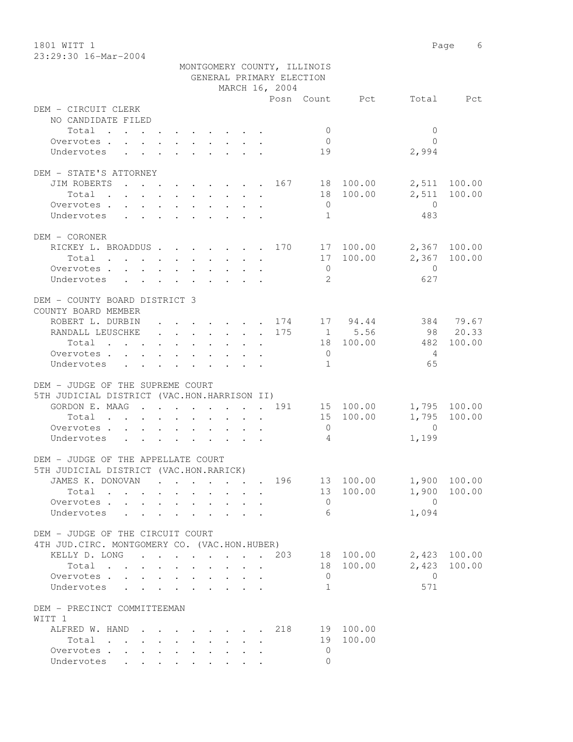MONTGOMERY COUNTY, ILLINOIS
GENERAL PRIMARY ELECTION
MARCH 16, 2004

1801 WITT 1

23:29:30 16-Mar-2004

| | Posn | Count | Pct | Total | Pct |
|---|---|---|---|---|---|
| **DEM - CIRCUIT CLERK** | | | | | |
| NO CANDIDATE FILED | | | | | |
| Total | | 0 | | 0 | |
| Overvotes | | 0 | | 0 | |
| Undervotes | | 19 | | 2,994 | |
| **DEM - STATE'S ATTORNEY** | | | | | |
| JIM ROBERTS | 167 | 18 | 100.00 | 2,511 | 100.00 |
| Total | | 18 | 100.00 | 2,511 | 100.00 |
| Overvotes | | 0 | | 0 | |
| Undervotes | | 1 | | 483 | |
| **DEM - CORONER** | | | | | |
| RICKEY L. BROADDUS | 170 | 17 | 100.00 | 2,367 | 100.00 |
| Total | | 17 | 100.00 | 2,367 | 100.00 |
| Overvotes | | 0 | | 0 | |
| Undervotes | | 2 | | 627 | |
| **DEM - COUNTY BOARD DISTRICT 3** | | | | | |
| COUNTY BOARD MEMBER | | | | | |
| ROBERT L. DURBIN | 174 | 17 | 94.44 | 384 | 79.67 |
| RANDALL LEUSCHKE | 175 | 1 | 5.56 | 98 | 20.33 |
| Total | | 18 | 100.00 | 482 | 100.00 |
| Overvotes | | 0 | | 4 | |
| Undervotes | | 1 | | 65 | |
| **DEM - JUDGE OF THE SUPREME COURT** | | | | | |
| 5TH JUDICIAL DISTRICT (VAC.HON.HARRISON II) | | | | | |
| GORDON E. MAAG | 191 | 15 | 100.00 | 1,795 | 100.00 |
| Total | | 15 | 100.00 | 1,795 | 100.00 |
| Overvotes | | 0 | | 0 | |
| Undervotes | | 4 | | 1,199 | |
| **DEM - JUDGE OF THE APPELLATE COURT** | | | | | |
| 5TH JUDICIAL DISTRICT (VAC.HON.RARICK) | | | | | |
| JAMES K. DONOVAN | 196 | 13 | 100.00 | 1,900 | 100.00 |
| Total | | 13 | 100.00 | 1,900 | 100.00 |
| Overvotes | | 0 | | 0 | |
| Undervotes | | 6 | | 1,094 | |
| **DEM - JUDGE OF THE CIRCUIT COURT** | | | | | |
| 4TH JUD.CIRC. MONTGOMERY CO. (VAC.HON.HUBER) | | | | | |
| KELLY D. LONG | 203 | 18 | 100.00 | 2,423 | 100.00 |
| Total | | 18 | 100.00 | 2,423 | 100.00 |
| Overvotes | | 0 | | 0 | |
| Undervotes | | 1 | | 571 | |
| **DEM - PRECINCT COMMITTEEMAN** | | | | | |
| WITT 1 | | | | | |
| ALFRED W. HAND | 218 | 19 | 100.00 | | |
| Total | | 19 | 100.00 | | |
| Overvotes | | 0 | | | |
| Undervotes | | 0 | | | |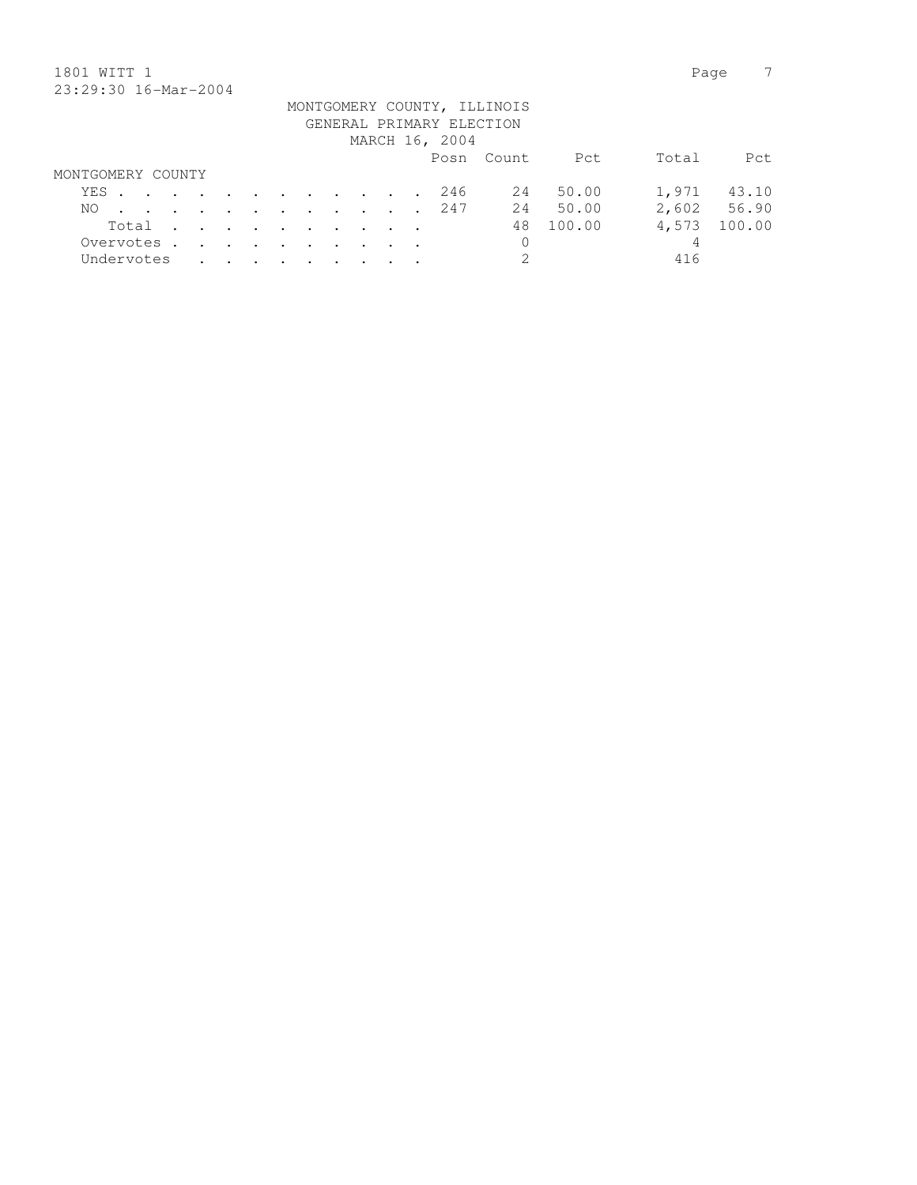MONTGOMERY COUNTY, ILLINOIS
GENERAL PRIMARY ELECTION
MARCH 16, 2004

| | Posn | Count | Pct | Total | Pct |
|---|---|---|---|---|---|
| MONTGOMERY COUNTY | | | | | |
| YES | 246 | 24 | 50.00 | 1,971 | 43.10 |
| NO | 247 | 24 | 50.00 | 2,602 | 56.90 |
| Total | | 48 | 100.00 | 4,573 | 100.00 |
| Overvotes | | 0 | | 4 | |
| Undervotes | | 2 | | 416 | |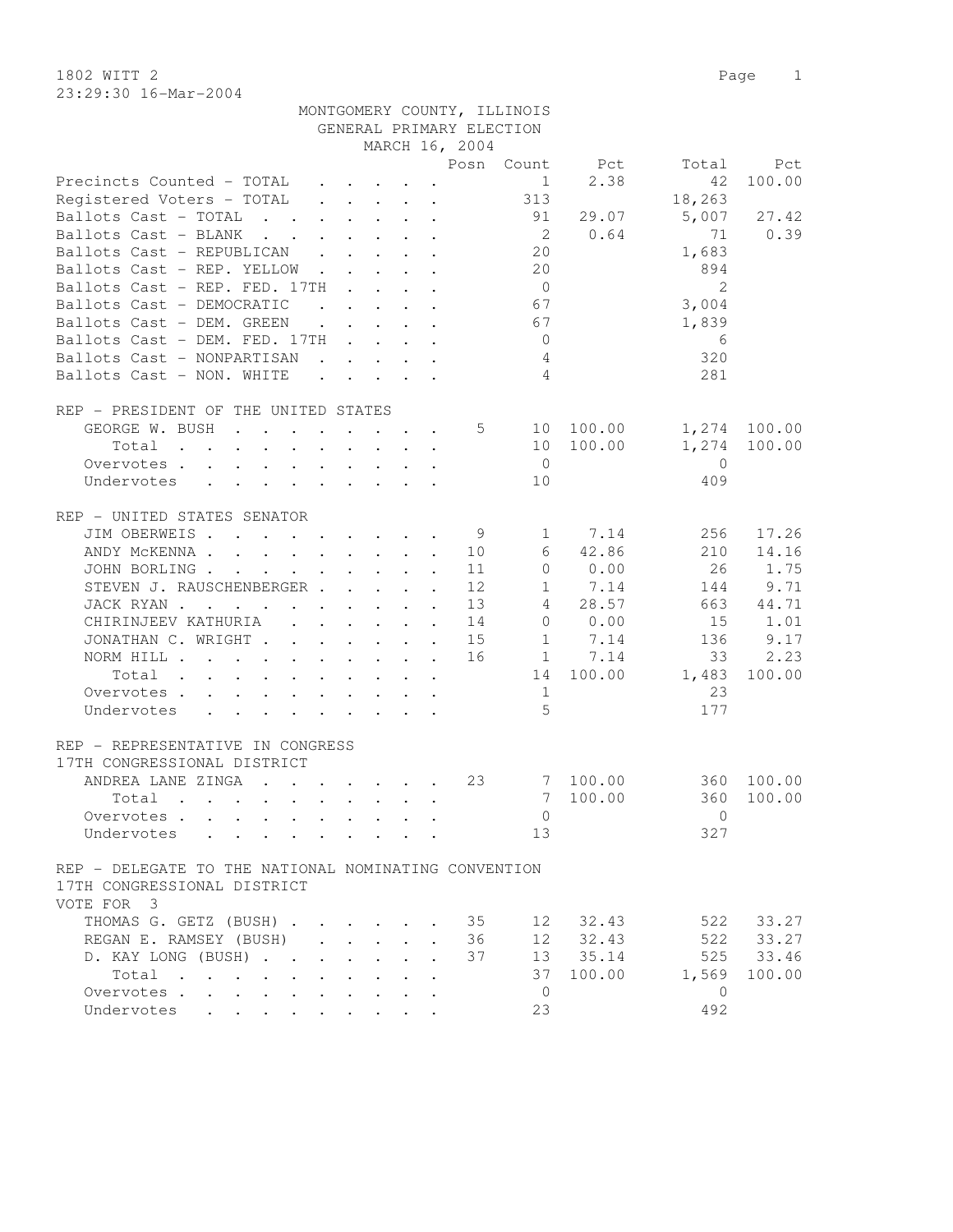1802 WITT 2

23:29:30 16-Mar-2004

MONTGOMERY COUNTY, ILLINOIS
GENERAL PRIMARY ELECTION
MARCH 16, 2004

| | Posn | Count | Pct | Total | Pct |
|---|---|---|---|---|---|
| Precincts Counted - TOTAL | | 1 | 2.38 | 42 | 100.00 |
| Registered Voters - TOTAL | | 313 | | 18,263 | |
| Ballots Cast - TOTAL | | 91 | 29.07 | 5,007 | 27.42 |
| Ballots Cast - BLANK | | 2 | 0.64 | 71 | 0.39 |
| Ballots Cast - REPUBLICAN | | 20 | | 1,683 | |
| Ballots Cast - REP. YELLOW | | 20 | | 894 | |
| Ballots Cast - REP. FED. 17TH | | 0 | | 2 | |
| Ballots Cast - DEMOCRATIC | | 67 | | 3,004 | |
| Ballots Cast - DEM. GREEN | | 67 | | 1,839 | |
| Ballots Cast - DEM. FED. 17TH | | 0 | | 6 | |
| Ballots Cast - NONPARTISAN | | 4 | | 320 | |
| Ballots Cast - NON. WHITE | | 4 | | 281 | |

REP - PRESIDENT OF THE UNITED STATES

| | Posn | Count | Pct | Total | Pct |
|---|---|---|---|---|---|
| GEORGE W. BUSH | 5 | 10 | 100.00 | 1,274 | 100.00 |
| Total | | 10 | 100.00 | 1,274 | 100.00 |
| Overvotes | | 0 | | 0 | |
| Undervotes | | 10 | | 409 | |

REP - UNITED STATES SENATOR

| | Posn | Count | Pct | Total | Pct |
|---|---|---|---|---|---|
| JIM OBERWEIS | 9 | 1 | 7.14 | 256 | 17.26 |
| ANDY McKENNA | 10 | 6 | 42.86 | 210 | 14.16 |
| JOHN BORLING | 11 | 0 | 0.00 | 26 | 1.75 |
| STEVEN J. RAUSCHENBERGER | 12 | 1 | 7.14 | 144 | 9.71 |
| JACK RYAN | 13 | 4 | 28.57 | 663 | 44.71 |
| CHIRINJEEV KATHURIA | 14 | 0 | 0.00 | 15 | 1.01 |
| JONATHAN C. WRIGHT | 15 | 1 | 7.14 | 136 | 9.17 |
| NORM HILL | 16 | 1 | 7.14 | 33 | 2.23 |
| Total | | 14 | 100.00 | 1,483 | 100.00 |
| Overvotes | | 1 | | 23 | |
| Undervotes | | 5 | | 177 | |

REP - REPRESENTATIVE IN CONGRESS
17TH CONGRESSIONAL DISTRICT

| | Posn | Count | Pct | Total | Pct |
|---|---|---|---|---|---|
| ANDREA LANE ZINGA | 23 | 7 | 100.00 | 360 | 100.00 |
| Total | | 7 | 100.00 | 360 | 100.00 |
| Overvotes | | 0 | | 0 | |
| Undervotes | | 13 | | 327 | |

REP - DELEGATE TO THE NATIONAL NOMINATING CONVENTION
17TH CONGRESSIONAL DISTRICT
VOTE FOR 3

| | Posn | Count | Pct | Total | Pct |
|---|---|---|---|---|---|
| THOMAS G. GETZ (BUSH) | 35 | 12 | 32.43 | 522 | 33.27 |
| REGAN E. RAMSEY (BUSH) | 36 | 12 | 32.43 | 522 | 33.27 |
| D. KAY LONG (BUSH) | 37 | 13 | 35.14 | 525 | 33.46 |
| Total | | 37 | 100.00 | 1,569 | 100.00 |
| Overvotes | | 0 | | 0 | |
| Undervotes | | 23 | | 492 | |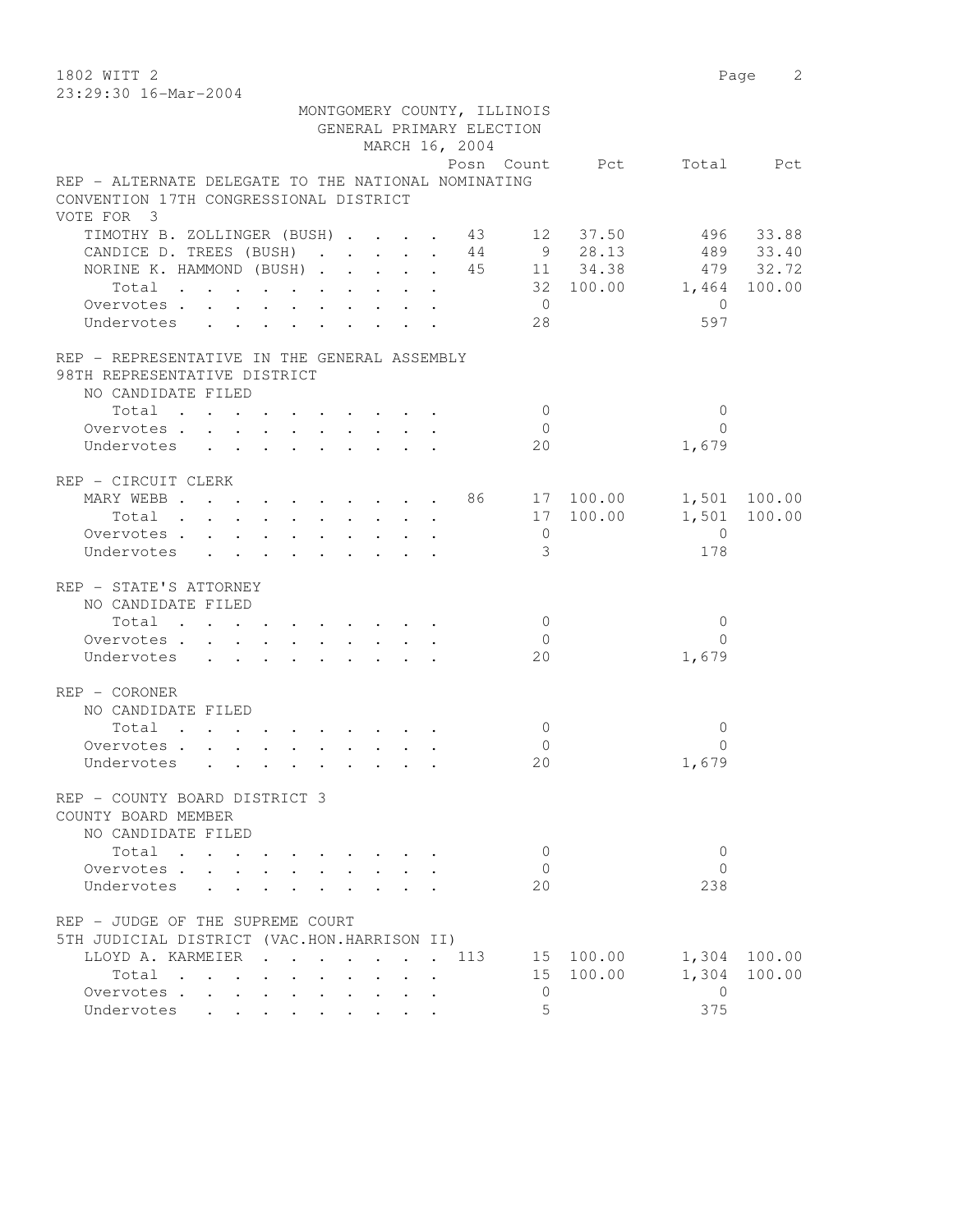1802 WITT 2

23:29:30 16-Mar-2004

MONTGOMERY COUNTY, ILLINOIS
GENERAL PRIMARY ELECTION
MARCH 16, 2004

| | Posn | Count | Pct | Total | Pct |
|---|---|---|---|---|---|
| **REP - ALTERNATE DELEGATE TO THE NATIONAL NOMINATING CONVENTION 17TH CONGRESSIONAL DISTRICT** | | | | | |
| VOTE FOR 3 | | | | | |
| TIMOTHY B. ZOLLINGER (BUSH) | 43 | 12 | 37.50 | 496 | 33.88 |
| CANDICE D. TREES (BUSH) | 44 | 9 | 28.13 | 489 | 33.40 |
| NORINE K. HAMMOND (BUSH) | 45 | 11 | 34.38 | 479 | 32.72 |
| Total | | 32 | 100.00 | 1,464 | 100.00 |
| Overvotes | | 0 | | 0 | |
| Undervotes | | 28 | | 597 | |
| **REP - REPRESENTATIVE IN THE GENERAL ASSEMBLY 98TH REPRESENTATIVE DISTRICT** | | | | | |
| NO CANDIDATE FILED | | | | | |
| Total | | 0 | | 0 | |
| Overvotes | | 0 | | 0 | |
| Undervotes | | 20 | | 1,679 | |
| **REP - CIRCUIT CLERK** | | | | | |
| MARY WEBB | 86 | 17 | 100.00 | 1,501 | 100.00 |
| Total | | 17 | 100.00 | 1,501 | 100.00 |
| Overvotes | | 0 | | 0 | |
| Undervotes | | 3 | | 178 | |
| **REP - STATE'S ATTORNEY** | | | | | |
| NO CANDIDATE FILED | | | | | |
| Total | | 0 | | 0 | |
| Overvotes | | 0 | | 0 | |
| Undervotes | | 20 | | 1,679 | |
| **REP - CORONER** | | | | | |
| NO CANDIDATE FILED | | | | | |
| Total | | 0 | | 0 | |
| Overvotes | | 0 | | 0 | |
| Undervotes | | 20 | | 1,679 | |
| **REP - COUNTY BOARD DISTRICT 3 COUNTY BOARD MEMBER** | | | | | |
| NO CANDIDATE FILED | | | | | |
| Total | | 0 | | 0 | |
| Overvotes | | 0 | | 0 | |
| Undervotes | | 20 | | 238 | |
| **REP - JUDGE OF THE SUPREME COURT 5TH JUDICIAL DISTRICT (VAC.HON.HARRISON II)** | | | | | |
| LLOYD A. KARMEIER | 113 | 15 | 100.00 | 1,304 | 100.00 |
| Total | | 15 | 100.00 | 1,304 | 100.00 |
| Overvotes | | 0 | | 0 | |
| Undervotes | | 5 | | 375 | |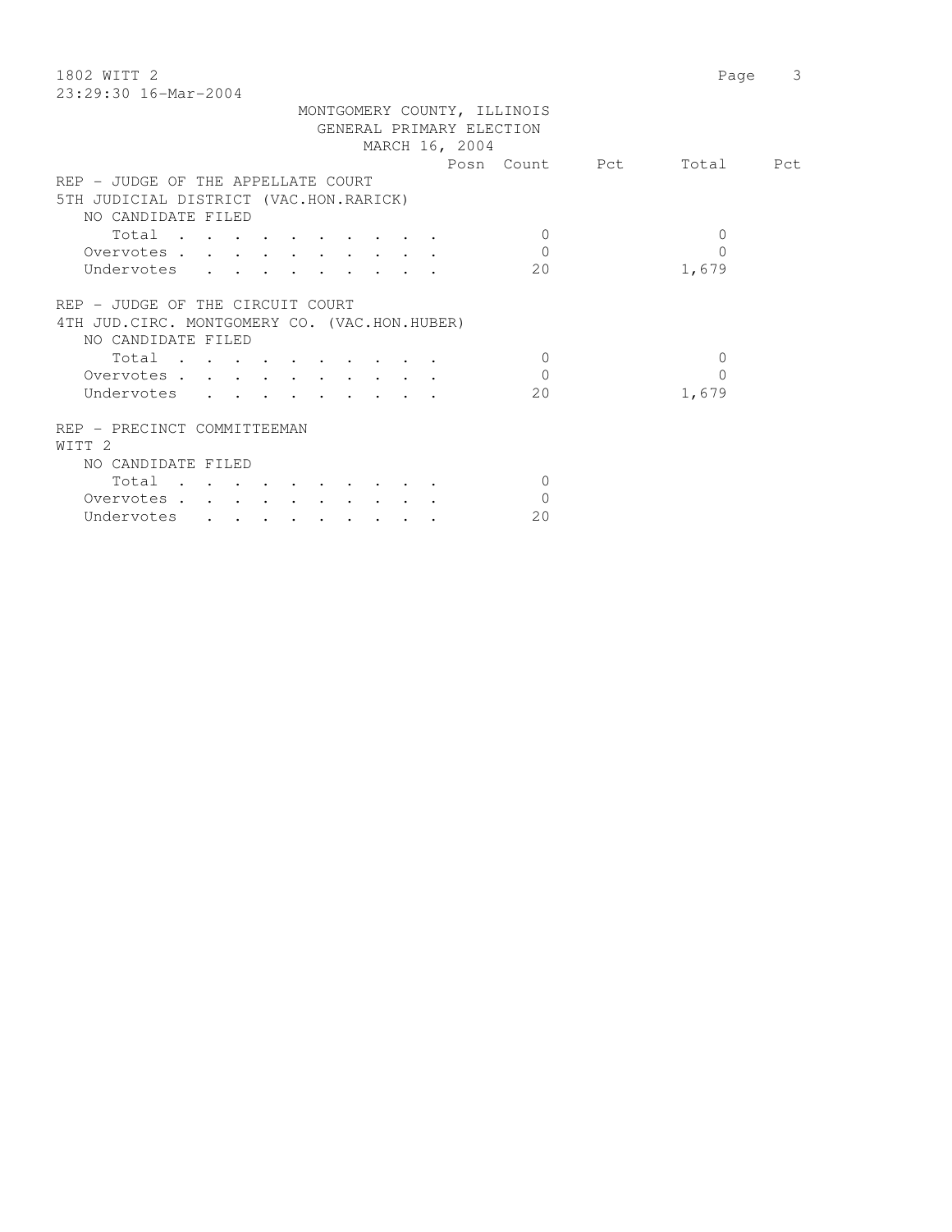MONTGOMERY COUNTY, ILLINOIS
GENERAL PRIMARY ELECTION
MARCH 16, 2004

| | Posn | Count | Pct | Total | Pct |
|---|---|---|---|---|---|
| **REP - JUDGE OF THE APPELLATE COURT** | | | | | |
| **5TH JUDICIAL DISTRICT (VAC.HON.RARICK)** | | | | | |
| NO CANDIDATE FILED | | | | | |
| Total | | 0 | | 0 | |
| Overvotes | | 0 | | 0 | |
| Undervotes | | 20 | | 1,679 | |
| **REP - JUDGE OF THE CIRCUIT COURT** | | | | | |
| **4TH JUD.CIRC. MONTGOMERY CO. (VAC.HON.HUBER)** | | | | | |
| NO CANDIDATE FILED | | | | | |
| Total | | 0 | | 0 | |
| Overvotes | | 0 | | 0 | |
| Undervotes | | 20 | | 1,679 | |
| **REP - PRECINCT COMMITTEEMAN** | | | | | |
| **WITT 2** | | | | | |
| NO CANDIDATE FILED | | | | | |
| Total | | 0 | | | |
| Overvotes | | 0 | | | |
| Undervotes | | 20 | | | |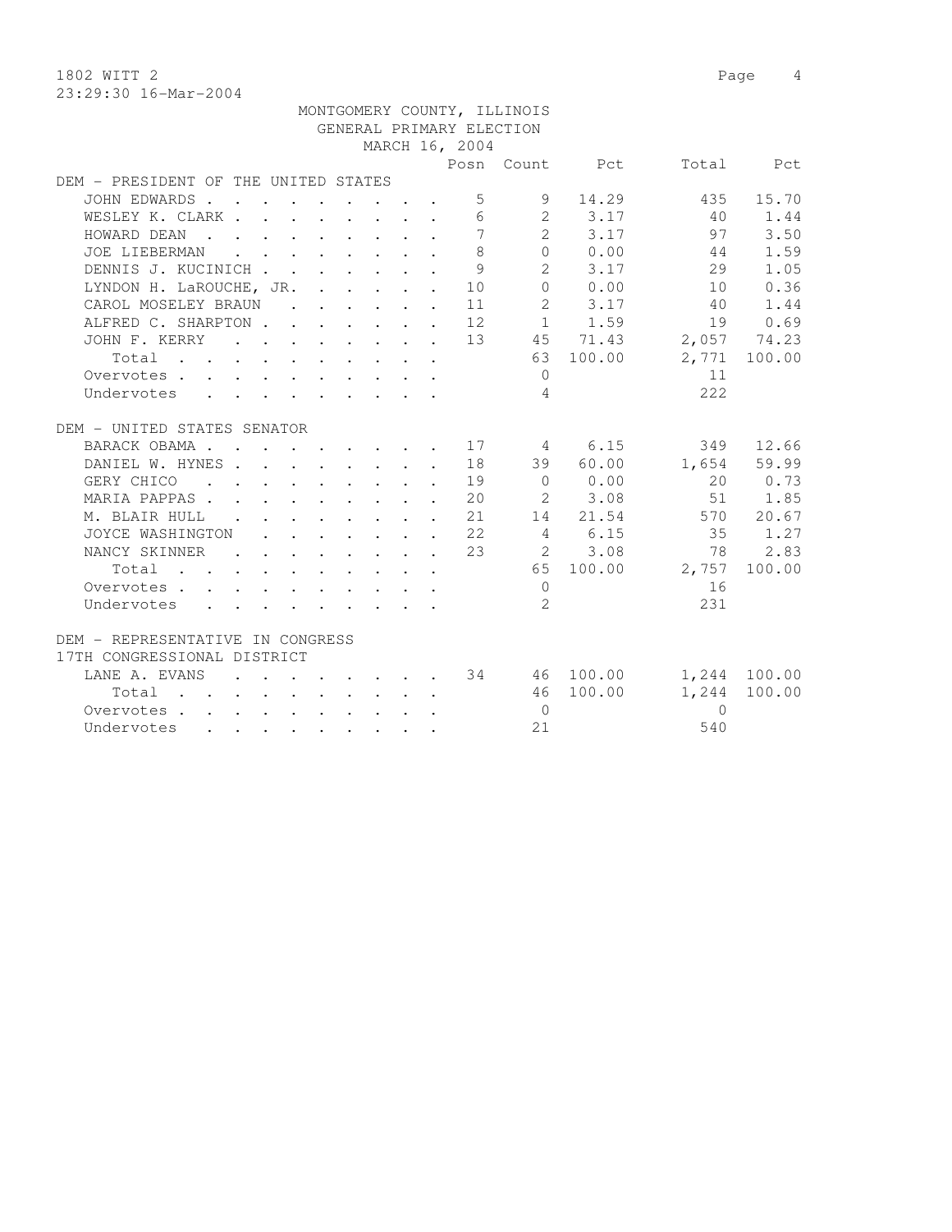1802 WITT 2
23:29:30 16-Mar-2004

MONTGOMERY COUNTY, ILLINOIS
GENERAL PRIMARY ELECTION
MARCH 16, 2004

| | Posn | Count | Pct | Total | Pct |
|---|---|---|---|---|---|
| **DEM - PRESIDENT OF THE UNITED STATES** | | | | | |
| JOHN EDWARDS | 5 | 9 | 14.29 | 435 | 15.70 |
| WESLEY K. CLARK | 6 | 2 | 3.17 | 40 | 1.44 |
| HOWARD DEAN | 7 | 2 | 3.17 | 97 | 3.50 |
| JOE LIEBERMAN | 8 | 0 | 0.00 | 44 | 1.59 |
| DENNIS J. KUCINICH | 9 | 2 | 3.17 | 29 | 1.05 |
| LYNDON H. LaROUCHE, JR. | 10 | 0 | 0.00 | 10 | 0.36 |
| CAROL MOSELEY BRAUN | 11 | 2 | 3.17 | 40 | 1.44 |
| ALFRED C. SHARPTON | 12 | 1 | 1.59 | 19 | 0.69 |
| JOHN F. KERRY | 13 | 45 | 71.43 | 2,057 | 74.23 |
| Total | | 63 | 100.00 | 2,771 | 100.00 |
| Overvotes | | 0 | | 11 | |
| Undervotes | | 4 | | 222 | |
| **DEM - UNITED STATES SENATOR** | | | | | |
| BARACK OBAMA | 17 | 4 | 6.15 | 349 | 12.66 |
| DANIEL W. HYNES | 18 | 39 | 60.00 | 1,654 | 59.99 |
| GERY CHICO | 19 | 0 | 0.00 | 20 | 0.73 |
| MARIA PAPPAS | 20 | 2 | 3.08 | 51 | 1.85 |
| M. BLAIR HULL | 21 | 14 | 21.54 | 570 | 20.67 |
| JOYCE WASHINGTON | 22 | 4 | 6.15 | 35 | 1.27 |
| NANCY SKINNER | 23 | 2 | 3.08 | 78 | 2.83 |
| Total | | 65 | 100.00 | 2,757 | 100.00 |
| Overvotes | | 0 | | 16 | |
| Undervotes | | 2 | | 231 | |
| **DEM - REPRESENTATIVE IN CONGRESS 17TH CONGRESSIONAL DISTRICT** | | | | | |
| LANE A. EVANS | 34 | 46 | 100.00 | 1,244 | 100.00 |
| Total | | 46 | 100.00 | 1,244 | 100.00 |
| Overvotes | | 0 | | 0 | |
| Undervotes | | 21 | | 540 | |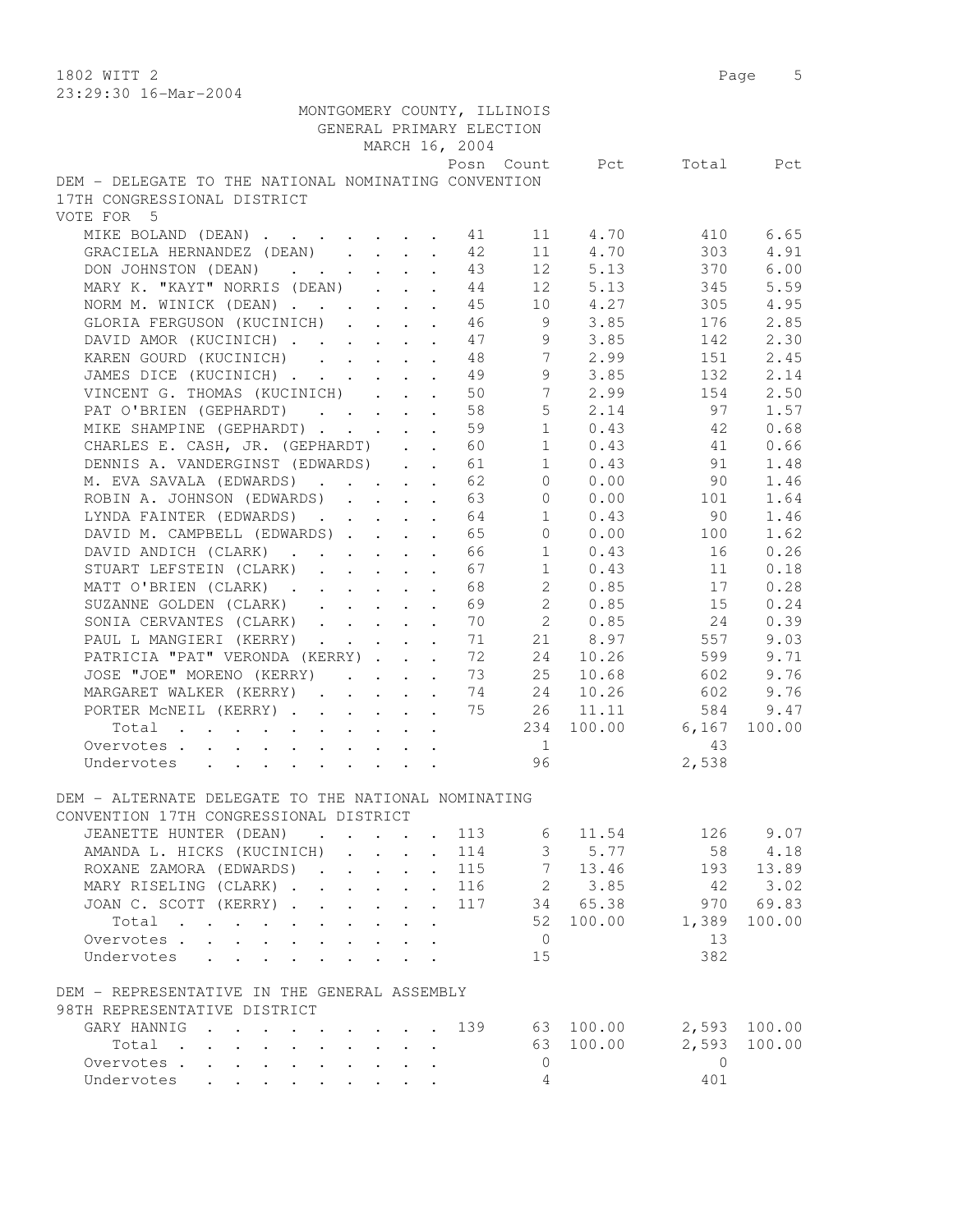MONTGOMERY COUNTY, ILLINOIS
GENERAL PRIMARY ELECTION
MARCH 16, 2004

## DEM - DELEGATE TO THE NATIONAL NOMINATING CONVENTION 17TH CONGRESSIONAL DISTRICT

VOTE FOR 5

| Candidate | Posn | Count | Pct | Total | Pct |
|---|---|---|---|---|---|
| MIKE BOLAND (DEAN) | 41 | 11 | 4.70 | 410 | 6.65 |
| GRACIELA HERNANDEZ (DEAN) | 42 | 11 | 4.70 | 303 | 4.91 |
| DON JOHNSTON (DEAN) | 43 | 12 | 5.13 | 370 | 6.00 |
| MARY K. "KAYT" NORRIS (DEAN) | 44 | 12 | 5.13 | 345 | 5.59 |
| NORM M. WINICK (DEAN) | 45 | 10 | 4.27 | 305 | 4.95 |
| GLORIA FERGUSON (KUCINICH) | 46 | 9 | 3.85 | 176 | 2.85 |
| DAVID AMOR (KUCINICH) | 47 | 9 | 3.85 | 142 | 2.30 |
| KAREN GOURD (KUCINICH) | 48 | 7 | 2.99 | 151 | 2.45 |
| JAMES DICE (KUCINICH) | 49 | 9 | 3.85 | 132 | 2.14 |
| VINCENT G. THOMAS (KUCINICH) | 50 | 7 | 2.99 | 154 | 2.50 |
| PAT O'BRIEN (GEPHARDT) | 58 | 5 | 2.14 | 97 | 1.57 |
| MIKE SHAMPINE (GEPHARDT) | 59 | 1 | 0.43 | 42 | 0.68 |
| CHARLES E. CASH, JR. (GEPHARDT) | 60 | 1 | 0.43 | 41 | 0.66 |
| DENNIS A. VANDERGINST (EDWARDS) | 61 | 1 | 0.43 | 91 | 1.48 |
| M. EVA SAVALA (EDWARDS) | 62 | 0 | 0.00 | 90 | 1.46 |
| ROBIN A. JOHNSON (EDWARDS) | 63 | 0 | 0.00 | 101 | 1.64 |
| LYNDA FAINTER (EDWARDS) | 64 | 1 | 0.43 | 90 | 1.46 |
| DAVID M. CAMPBELL (EDWARDS) | 65 | 0 | 0.00 | 100 | 1.62 |
| DAVID ANDICH (CLARK) | 66 | 1 | 0.43 | 16 | 0.26 |
| STUART LEFSTEIN (CLARK) | 67 | 1 | 0.43 | 11 | 0.18 |
| MATT O'BRIEN (CLARK) | 68 | 2 | 0.85 | 17 | 0.28 |
| SUZANNE GOLDEN (CLARK) | 69 | 2 | 0.85 | 15 | 0.24 |
| SONIA CERVANTES (CLARK) | 70 | 2 | 0.85 | 24 | 0.39 |
| PAUL L MANGIERI (KERRY) | 71 | 21 | 8.97 | 557 | 9.03 |
| PATRICIA "PAT" VERONDA (KERRY) | 72 | 24 | 10.26 | 599 | 9.71 |
| JOSE "JOE" MORENO (KERRY) | 73 | 25 | 10.68 | 602 | 9.76 |
| MARGARET WALKER (KERRY) | 74 | 24 | 10.26 | 602 | 9.76 |
| PORTER McNEIL (KERRY) | 75 | 26 | 11.11 | 584 | 9.47 |
| Total | | 234 | 100.00 | 6,167 | 100.00 |
| Overvotes | | 1 | | 43 | |
| Undervotes | | 96 | | 2,538 | |

## DEM - ALTERNATE DELEGATE TO THE NATIONAL NOMINATING CONVENTION 17TH CONGRESSIONAL DISTRICT

| Candidate | Posn | Count | Pct | Total | Pct |
|---|---|---|---|---|---|
| JEANETTE HUNTER (DEAN) | 113 | 6 | 11.54 | 126 | 9.07 |
| AMANDA L. HICKS (KUCINICH) | 114 | 3 | 5.77 | 58 | 4.18 |
| ROXANE ZAMORA (EDWARDS) | 115 | 7 | 13.46 | 193 | 13.89 |
| MARY RISELING (CLARK) | 116 | 2 | 3.85 | 42 | 3.02 |
| JOAN C. SCOTT (KERRY) | 117 | 34 | 65.38 | 970 | 69.83 |
| Total | | 52 | 100.00 | 1,389 | 100.00 |
| Overvotes | | 0 | | 13 | |
| Undervotes | | 15 | | 382 | |

## DEM - REPRESENTATIVE IN THE GENERAL ASSEMBLY 98TH REPRESENTATIVE DISTRICT

| Candidate | Posn | Count | Pct | Total | Pct |
|---|---|---|---|---|---|
| GARY HANNIG | 139 | 63 | 100.00 | 2,593 | 100.00 |
| Total | | 63 | 100.00 | 2,593 | 100.00 |
| Overvotes | | 0 | | 0 | |
| Undervotes | | 4 | | 401 | |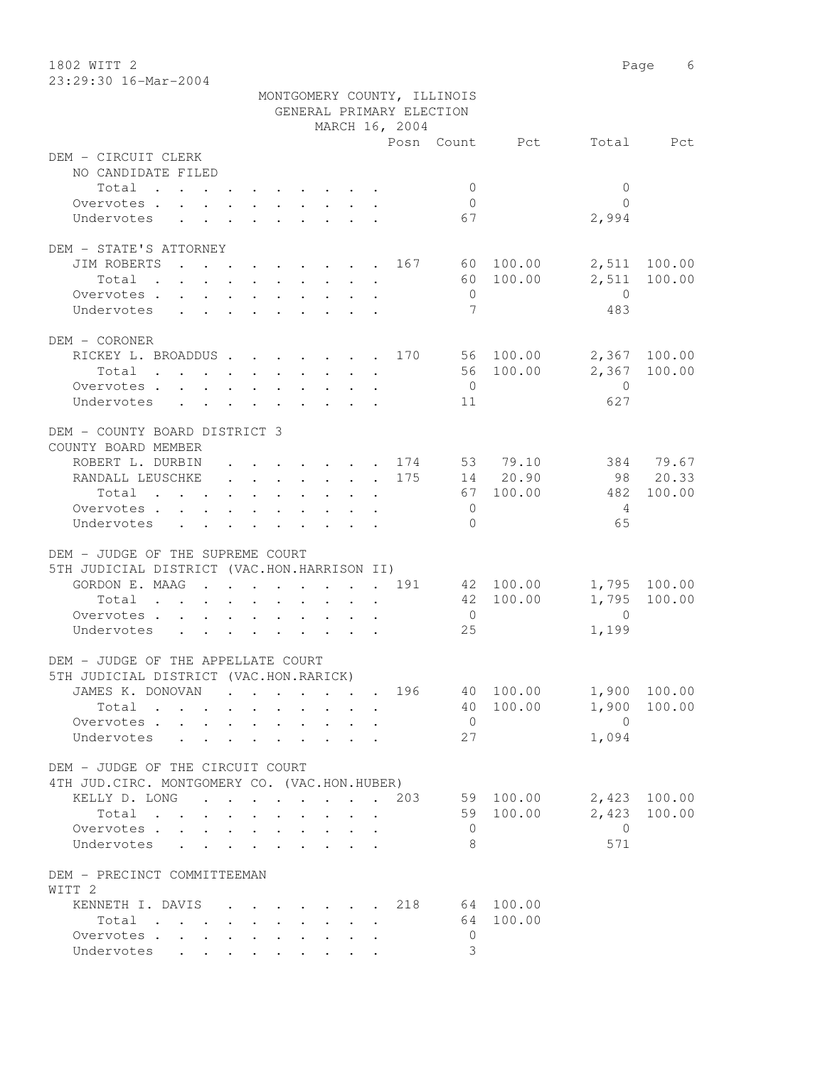MONTGOMERY COUNTY, ILLINOIS
GENERAL PRIMARY ELECTION
MARCH 16, 2004

| | Posn | Count | Pct | Total | Pct |
|---|---|---|---|---|---|
| **DEM - CIRCUIT CLERK** | | | | | |
| NO CANDIDATE FILED | | | | | |
| Total | | 0 | | 0 | |
| Overvotes | | 0 | | 0 | |
| Undervotes | | 67 | | 2,994 | |
| **DEM - STATE'S ATTORNEY** | | | | | |
| JIM ROBERTS | 167 | 60 | 100.00 | 2,511 | 100.00 |
| Total | | 60 | 100.00 | 2,511 | 100.00 |
| Overvotes | | 0 | | 0 | |
| Undervotes | | 7 | | 483 | |
| **DEM - CORONER** | | | | | |
| RICKEY L. BROADDUS | 170 | 56 | 100.00 | 2,367 | 100.00 |
| Total | | 56 | 100.00 | 2,367 | 100.00 |
| Overvotes | | 0 | | 0 | |
| Undervotes | | 11 | | 627 | |
| **DEM - COUNTY BOARD DISTRICT 3** | | | | | |
| COUNTY BOARD MEMBER | | | | | |
| ROBERT L. DURBIN | 174 | 53 | 79.10 | 384 | 79.67 |
| RANDALL LEUSCHKE | 175 | 14 | 20.90 | 98 | 20.33 |
| Total | | 67 | 100.00 | 482 | 100.00 |
| Overvotes | | 0 | | 4 | |
| Undervotes | | 0 | | 65 | |
| **DEM - JUDGE OF THE SUPREME COURT** | | | | | |
| 5TH JUDICIAL DISTRICT (VAC.HON.HARRISON II) | | | | | |
| GORDON E. MAAG | 191 | 42 | 100.00 | 1,795 | 100.00 |
| Total | | 42 | 100.00 | 1,795 | 100.00 |
| Overvotes | | 0 | | 0 | |
| Undervotes | | 25 | | 1,199 | |
| **DEM - JUDGE OF THE APPELLATE COURT** | | | | | |
| 5TH JUDICIAL DISTRICT (VAC.HON.RARICK) | | | | | |
| JAMES K. DONOVAN | 196 | 40 | 100.00 | 1,900 | 100.00 |
| Total | | 40 | 100.00 | 1,900 | 100.00 |
| Overvotes | | 0 | | 0 | |
| Undervotes | | 27 | | 1,094 | |
| **DEM - JUDGE OF THE CIRCUIT COURT** | | | | | |
| 4TH JUD.CIRC. MONTGOMERY CO. (VAC.HON.HUBER) | | | | | |
| KELLY D. LONG | 203 | 59 | 100.00 | 2,423 | 100.00 |
| Total | | 59 | 100.00 | 2,423 | 100.00 |
| Overvotes | | 0 | | 0 | |
| Undervotes | | 8 | | 571 | |
| **DEM - PRECINCT COMMITTEEMAN** | | | | | |
| WITT 2 | | | | | |
| KENNETH I. DAVIS | 218 | 64 | 100.00 | | |
| Total | | 64 | 100.00 | | |
| Overvotes | | 0 | | | |
| Undervotes | | 3 | | | |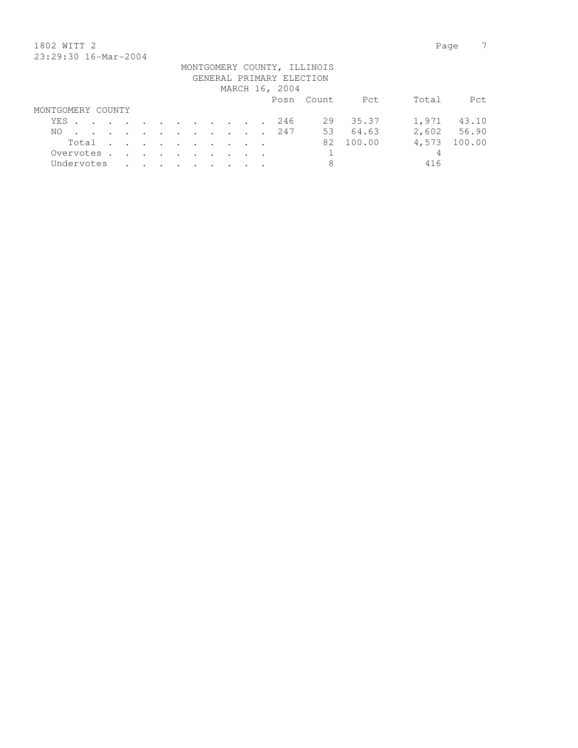1802 WITT 2

23:29:30 16-Mar-2004

MONTGOMERY COUNTY, ILLINOIS
GENERAL PRIMARY ELECTION
MARCH 16, 2004

| | Posn | Count | Pct | Total | Pct |
|---|---|---|---|---|---|
| MONTGOMERY COUNTY | | | | | |
| YES | 246 | 29 | 35.37 | 1,971 | 43.10 |
| NO | 247 | 53 | 64.63 | 2,602 | 56.90 |
| Total | | 82 | 100.00 | 4,573 | 100.00 |
| Overvotes | | 1 | | 4 | |
| Undervotes | | 8 | | 416 | |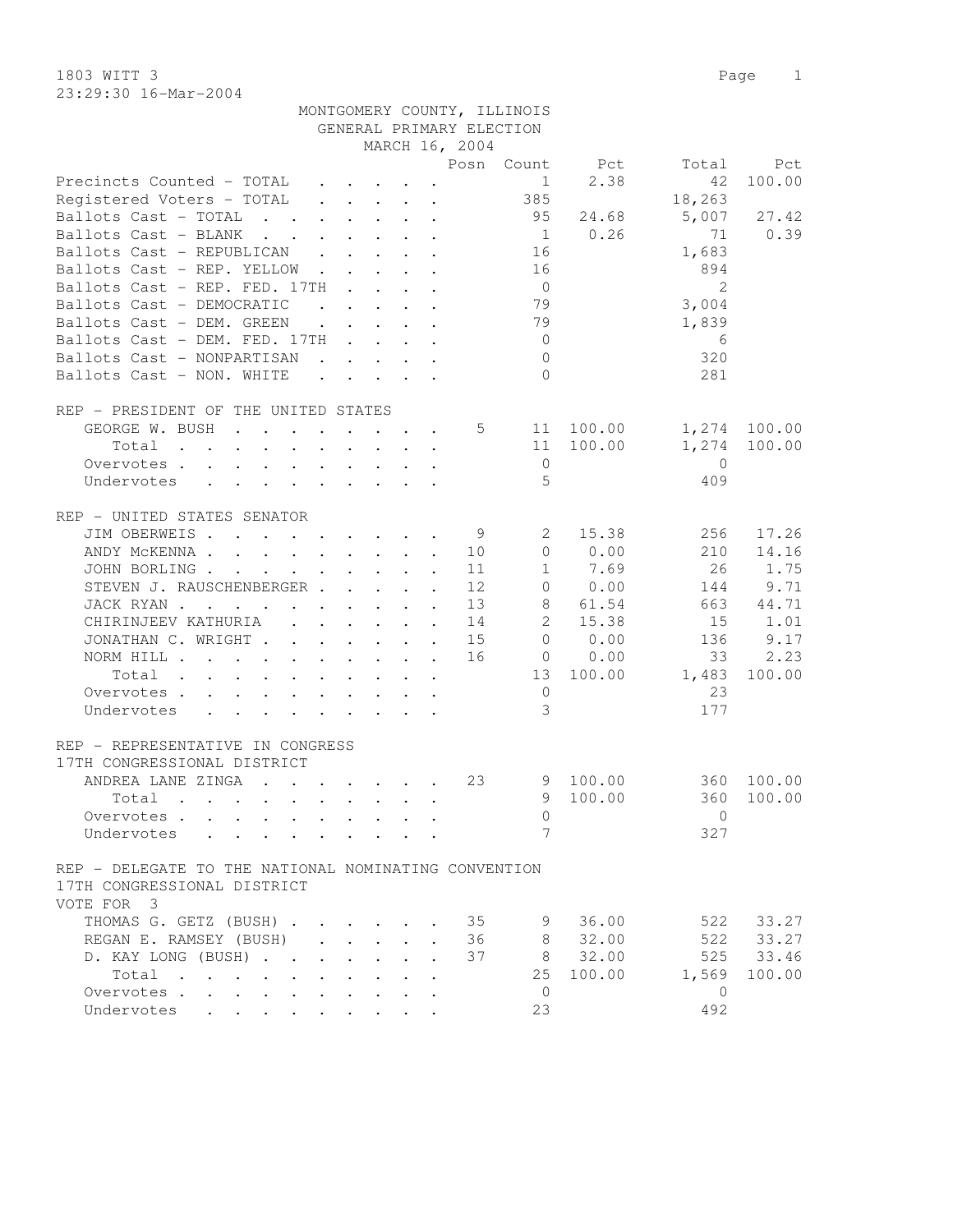1803 WITT 3
23:29:30 16-Mar-2004

MONTGOMERY COUNTY, ILLINOIS
GENERAL PRIMARY ELECTION
MARCH 16, 2004

| | Posn | Count | Pct | Total | Pct |
|---|---|---|---|---|---|
| Precincts Counted - TOTAL | | 1 | 2.38 | 42 | 100.00 |
| Registered Voters - TOTAL | | 385 | | 18,263 | |
| Ballots Cast - TOTAL | | 95 | 24.68 | 5,007 | 27.42 |
| Ballots Cast - BLANK | | 1 | 0.26 | 71 | 0.39 |
| Ballots Cast - REPUBLICAN | | 16 | | 1,683 | |
| Ballots Cast - REP. YELLOW | | 16 | | 894 | |
| Ballots Cast - REP. FED. 17TH | | 0 | | 2 | |
| Ballots Cast - DEMOCRATIC | | 79 | | 3,004 | |
| Ballots Cast - DEM. GREEN | | 79 | | 1,839 | |
| Ballots Cast - DEM. FED. 17TH | | 0 | | 6 | |
| Ballots Cast - NONPARTISAN | | 0 | | 320 | |
| Ballots Cast - NON. WHITE | | 0 | | 281 | |

REP - PRESIDENT OF THE UNITED STATES

| | Posn | Count | Pct | Total | Pct |
|---|---|---|---|---|---|
| GEORGE W. BUSH | 5 | 11 | 100.00 | 1,274 | 100.00 |
| Total | | 11 | 100.00 | 1,274 | 100.00 |
| Overvotes | | 0 | | 0 | |
| Undervotes | | 5 | | 409 | |

REP - UNITED STATES SENATOR

| | Posn | Count | Pct | Total | Pct |
|---|---|---|---|---|---|
| JIM OBERWEIS | 9 | 2 | 15.38 | 256 | 17.26 |
| ANDY McKENNA | 10 | 0 | 0.00 | 210 | 14.16 |
| JOHN BORLING | 11 | 1 | 7.69 | 26 | 1.75 |
| STEVEN J. RAUSCHENBERGER | 12 | 0 | 0.00 | 144 | 9.71 |
| JACK RYAN | 13 | 8 | 61.54 | 663 | 44.71 |
| CHIRINJEEV KATHURIA | 14 | 2 | 15.38 | 15 | 1.01 |
| JONATHAN C. WRIGHT | 15 | 0 | 0.00 | 136 | 9.17 |
| NORM HILL | 16 | 0 | 0.00 | 33 | 2.23 |
| Total | | 13 | 100.00 | 1,483 | 100.00 |
| Overvotes | | 0 | | 23 | |
| Undervotes | | 3 | | 177 | |

REP - REPRESENTATIVE IN CONGRESS
17TH CONGRESSIONAL DISTRICT

| | Posn | Count | Pct | Total | Pct |
|---|---|---|---|---|---|
| ANDREA LANE ZINGA | 23 | 9 | 100.00 | 360 | 100.00 |
| Total | | 9 | 100.00 | 360 | 100.00 |
| Overvotes | | 0 | | 0 | |
| Undervotes | | 7 | | 327 | |

REP - DELEGATE TO THE NATIONAL NOMINATING CONVENTION
17TH CONGRESSIONAL DISTRICT
VOTE FOR 3

| | Posn | Count | Pct | Total | Pct |
|---|---|---|---|---|---|
| THOMAS G. GETZ (BUSH) | 35 | 9 | 36.00 | 522 | 33.27 |
| REGAN E. RAMSEY (BUSH) | 36 | 8 | 32.00 | 522 | 33.27 |
| D. KAY LONG (BUSH) | 37 | 8 | 32.00 | 525 | 33.46 |
| Total | | 25 | 100.00 | 1,569 | 100.00 |
| Overvotes | | 0 | | 0 | |
| Undervotes | | 23 | | 492 | |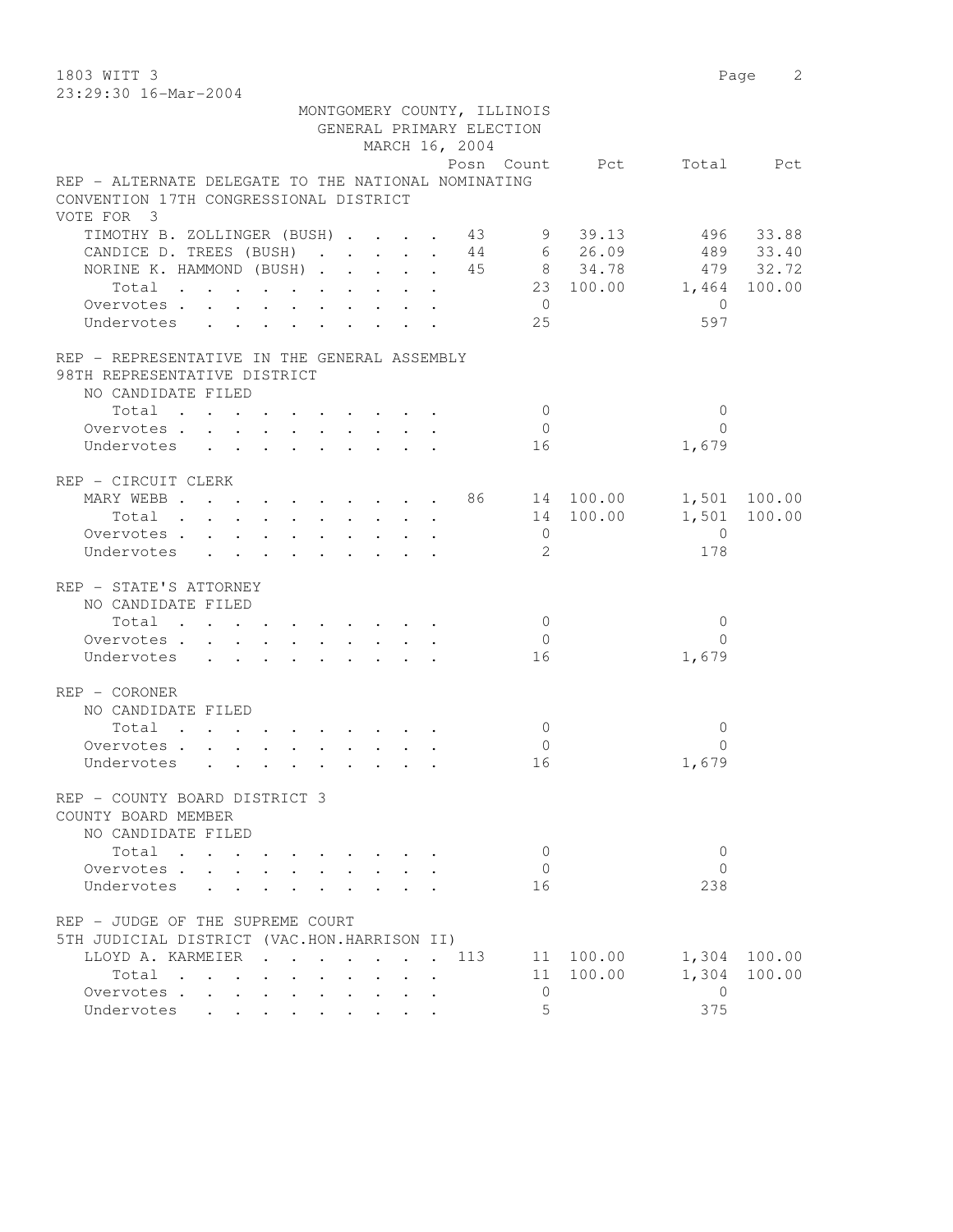MONTGOMERY COUNTY, ILLINOIS
GENERAL PRIMARY ELECTION
MARCH 16, 2004

REP - ALTERNATE DELEGATE TO THE NATIONAL NOMINATING CONVENTION 17TH CONGRESSIONAL DISTRICT
VOTE FOR 3

| | Posn | Count | Pct | Total | Pct |
|---|---|---|---|---|---|
| TIMOTHY B. ZOLLINGER (BUSH) | 43 | 9 | 39.13 | 496 | 33.88 |
| CANDICE D. TREES (BUSH) | 44 | 6 | 26.09 | 489 | 33.40 |
| NORINE K. HAMMOND (BUSH) | 45 | 8 | 34.78 | 479 | 32.72 |
| Total | | 23 | 100.00 | 1,464 | 100.00 |
| Overvotes | | 0 | | 0 | |
| Undervotes | | 25 | | 597 | |

REP - REPRESENTATIVE IN THE GENERAL ASSEMBLY
98TH REPRESENTATIVE DISTRICT
NO CANDIDATE FILED

| | Posn | Count | Pct | Total | Pct |
|---|---|---|---|---|---|
| Total | | 0 | | 0 | |
| Overvotes | | 0 | | 0 | |
| Undervotes | | 16 | | 1,679 | |

REP - CIRCUIT CLERK

| | Posn | Count | Pct | Total | Pct |
|---|---|---|---|---|---|
| MARY WEBB | 86 | 14 | 100.00 | 1,501 | 100.00 |
| Total | | 14 | 100.00 | 1,501 | 100.00 |
| Overvotes | | 0 | | 0 | |
| Undervotes | | 2 | | 178 | |

REP - STATE'S ATTORNEY
NO CANDIDATE FILED

| | Posn | Count | Pct | Total | Pct |
|---|---|---|---|---|---|
| Total | | 0 | | 0 | |
| Overvotes | | 0 | | 0 | |
| Undervotes | | 16 | | 1,679 | |

REP - CORONER
NO CANDIDATE FILED

| | Posn | Count | Pct | Total | Pct |
|---|---|---|---|---|---|
| Total | | 0 | | 0 | |
| Overvotes | | 0 | | 0 | |
| Undervotes | | 16 | | 1,679 | |

REP - COUNTY BOARD DISTRICT 3
COUNTY BOARD MEMBER
NO CANDIDATE FILED

| | Posn | Count | Pct | Total | Pct |
|---|---|---|---|---|---|
| Total | | 0 | | 0 | |
| Overvotes | | 0 | | 0 | |
| Undervotes | | 16 | | 238 | |

REP - JUDGE OF THE SUPREME COURT
5TH JUDICIAL DISTRICT (VAC.HON.HARRISON II)

| | Posn | Count | Pct | Total | Pct |
|---|---|---|---|---|---|
| LLOYD A. KARMEIER | 113 | 11 | 100.00 | 1,304 | 100.00 |
| Total | | 11 | 100.00 | 1,304 | 100.00 |
| Overvotes | | 0 | | 0 | |
| Undervotes | | 5 | | 375 | |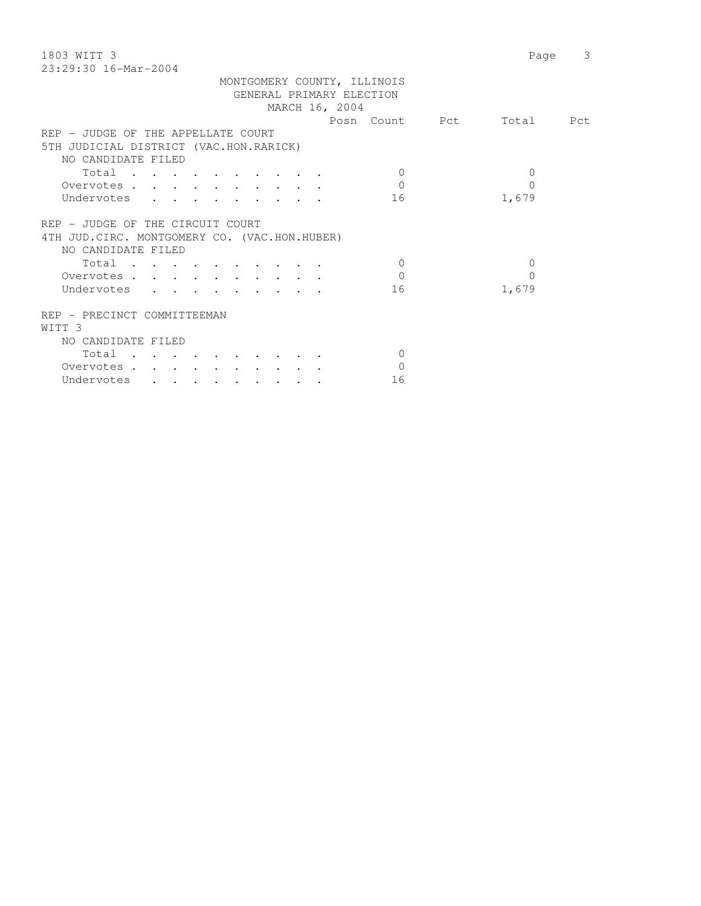MONTGOMERY COUNTY, ILLINOIS
GENERAL PRIMARY ELECTION
MARCH 16, 2004

| | Posn | Count | Pct | Total | Pct |
|---|---|---|---|---|---|
| **REP - JUDGE OF THE APPELLATE COURT** | | | | | |
| **5TH JUDICIAL DISTRICT (VAC.HON.RARICK)** | | | | | |
| NO CANDIDATE FILED | | | | | |
| Total . . . . . . . . . . | | 0 | | 0 | |
| Overvotes . . . . . . . . . . | | 0 | | 0 | |
| Undervotes . . . . . . . . . | | 16 | | 1,679 | |
| **REP - JUDGE OF THE CIRCUIT COURT** | | | | | |
| **4TH JUD.CIRC. MONTGOMERY CO. (VAC.HON.HUBER)** | | | | | |
| NO CANDIDATE FILED | | | | | |
| Total . . . . . . . . . . | | 0 | | 0 | |
| Overvotes . . . . . . . . . . | | 0 | | 0 | |
| Undervotes . . . . . . . . . | | 16 | | 1,679 | |
| **REP - PRECINCT COMMITTEEMAN** | | | | | |
| **WITT 3** | | | | | |
| NO CANDIDATE FILED | | | | | |
| Total . . . . . . . . . . | | 0 | | | |
| Overvotes . . . . . . . . . . | | 0 | | | |
| Undervotes . . . . . . . . . | | 16 | | | |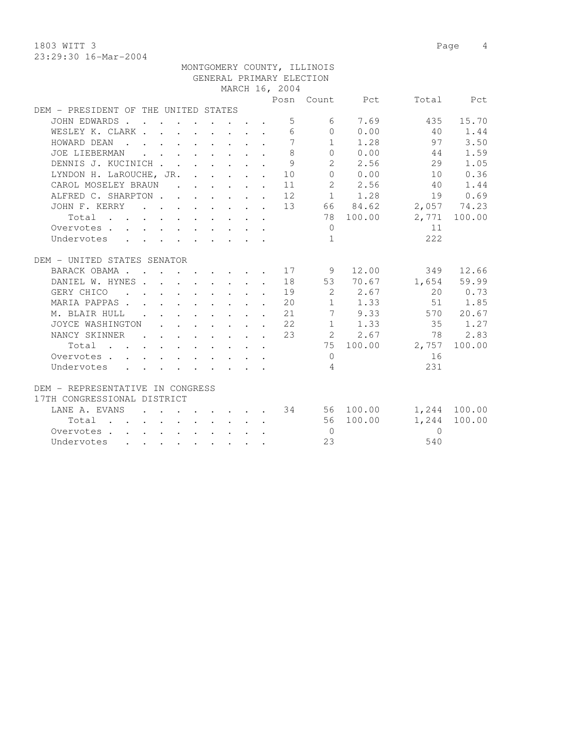1803 WITT 3

23:29:30 16-Mar-2004

MONTGOMERY COUNTY, ILLINOIS
GENERAL PRIMARY ELECTION
MARCH 16, 2004

| | Posn | Count | Pct | Total | Pct |
|---|---|---|---|---|---|
| **DEM - PRESIDENT OF THE UNITED STATES** | | | | | |
| JOHN EDWARDS | 5 | 6 | 7.69 | 435 | 15.70 |
| WESLEY K. CLARK | 6 | 0 | 0.00 | 40 | 1.44 |
| HOWARD DEAN | 7 | 1 | 1.28 | 97 | 3.50 |
| JOE LIEBERMAN | 8 | 0 | 0.00 | 44 | 1.59 |
| DENNIS J. KUCINICH | 9 | 2 | 2.56 | 29 | 1.05 |
| LYNDON H. LaROUCHE, JR. | 10 | 0 | 0.00 | 10 | 0.36 |
| CAROL MOSELEY BRAUN | 11 | 2 | 2.56 | 40 | 1.44 |
| ALFRED C. SHARPTON | 12 | 1 | 1.28 | 19 | 0.69 |
| JOHN F. KERRY | 13 | 66 | 84.62 | 2,057 | 74.23 |
| Total | | 78 | 100.00 | 2,771 | 100.00 |
| Overvotes | | 0 | | 11 | |
| Undervotes | | 1 | | 222 | |
| **DEM - UNITED STATES SENATOR** | | | | | |
| BARACK OBAMA | 17 | 9 | 12.00 | 349 | 12.66 |
| DANIEL W. HYNES | 18 | 53 | 70.67 | 1,654 | 59.99 |
| GERY CHICO | 19 | 2 | 2.67 | 20 | 0.73 |
| MARIA PAPPAS | 20 | 1 | 1.33 | 51 | 1.85 |
| M. BLAIR HULL | 21 | 7 | 9.33 | 570 | 20.67 |
| JOYCE WASHINGTON | 22 | 1 | 1.33 | 35 | 1.27 |
| NANCY SKINNER | 23 | 2 | 2.67 | 78 | 2.83 |
| Total | | 75 | 100.00 | 2,757 | 100.00 |
| Overvotes | | 0 | | 16 | |
| Undervotes | | 4 | | 231 | |
| **DEM - REPRESENTATIVE IN CONGRESS 17TH CONGRESSIONAL DISTRICT** | | | | | |
| LANE A. EVANS | 34 | 56 | 100.00 | 1,244 | 100.00 |
| Total | | 56 | 100.00 | 1,244 | 100.00 |
| Overvotes | | 0 | | 0 | |
| Undervotes | | 23 | | 540 | |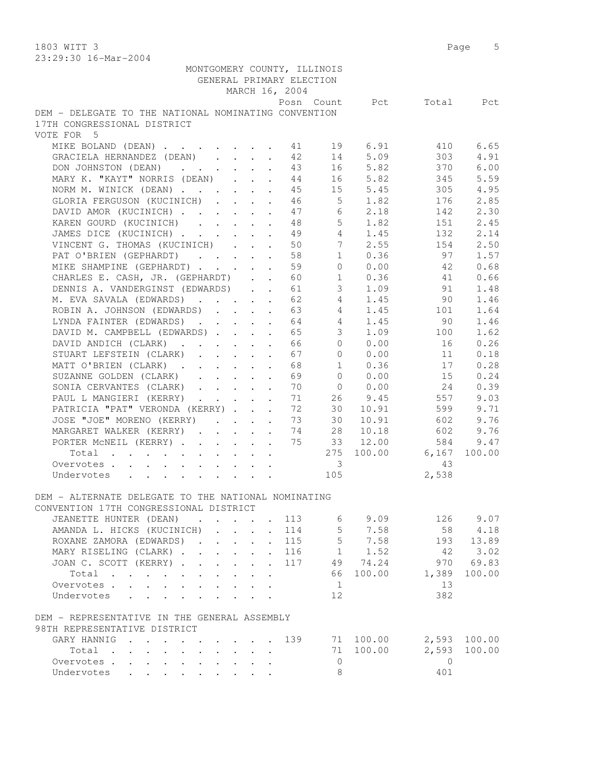MONTGOMERY COUNTY, ILLINOIS
GENERAL PRIMARY ELECTION
MARCH 16, 2004

**DEM - DELEGATE TO THE NATIONAL NOMINATING CONVENTION 17TH CONGRESSIONAL DISTRICT**
VOTE FOR 5

| | Posn | Count | Pct | Total | Pct |
|---|---|---|---|---|---|
| MIKE BOLAND (DEAN) | 41 | 19 | 6.91 | 410 | 6.65 |
| GRACIELA HERNANDEZ (DEAN) | 42 | 14 | 5.09 | 303 | 4.91 |
| DON JOHNSTON (DEAN) | 43 | 16 | 5.82 | 370 | 6.00 |
| MARY K. "KAYT" NORRIS (DEAN) | 44 | 16 | 5.82 | 345 | 5.59 |
| NORM M. WINICK (DEAN) | 45 | 15 | 5.45 | 305 | 4.95 |
| GLORIA FERGUSON (KUCINICH) | 46 | 5 | 1.82 | 176 | 2.85 |
| DAVID AMOR (KUCINICH) | 47 | 6 | 2.18 | 142 | 2.30 |
| KAREN GOURD (KUCINICH) | 48 | 5 | 1.82 | 151 | 2.45 |
| JAMES DICE (KUCINICH) | 49 | 4 | 1.45 | 132 | 2.14 |
| VINCENT G. THOMAS (KUCINICH) | 50 | 7 | 2.55 | 154 | 2.50 |
| PAT O'BRIEN (GEPHARDT) | 58 | 1 | 0.36 | 97 | 1.57 |
| MIKE SHAMPINE (GEPHARDT) | 59 | 0 | 0.00 | 42 | 0.68 |
| CHARLES E. CASH, JR. (GEPHARDT) | 60 | 1 | 0.36 | 41 | 0.66 |
| DENNIS A. VANDERGINST (EDWARDS) | 61 | 3 | 1.09 | 91 | 1.48 |
| M. EVA SAVALA (EDWARDS) | 62 | 4 | 1.45 | 90 | 1.46 |
| ROBIN A. JOHNSON (EDWARDS) | 63 | 4 | 1.45 | 101 | 1.64 |
| LYNDA FAINTER (EDWARDS) | 64 | 4 | 1.45 | 90 | 1.46 |
| DAVID M. CAMPBELL (EDWARDS) | 65 | 3 | 1.09 | 100 | 1.62 |
| DAVID ANDICH (CLARK) | 66 | 0 | 0.00 | 16 | 0.26 |
| STUART LEFSTEIN (CLARK) | 67 | 0 | 0.00 | 11 | 0.18 |
| MATT O'BRIEN (CLARK) | 68 | 1 | 0.36 | 17 | 0.28 |
| SUZANNE GOLDEN (CLARK) | 69 | 0 | 0.00 | 15 | 0.24 |
| SONIA CERVANTES (CLARK) | 70 | 0 | 0.00 | 24 | 0.39 |
| PAUL L MANGIERI (KERRY) | 71 | 26 | 9.45 | 557 | 9.03 |
| PATRICIA "PAT" VERONDA (KERRY) | 72 | 30 | 10.91 | 599 | 9.71 |
| JOSE "JOE" MORENO (KERRY) | 73 | 30 | 10.91 | 602 | 9.76 |
| MARGARET WALKER (KERRY) | 74 | 28 | 10.18 | 602 | 9.76 |
| PORTER McNEIL (KERRY) | 75 | 33 | 12.00 | 584 | 9.47 |
| Total | | 275 | 100.00 | 6,167 | 100.00 |
| Overvotes | | 3 | | 43 | |
| Undervotes | | 105 | | 2,538 | |

**DEM - ALTERNATE DELEGATE TO THE NATIONAL NOMINATING CONVENTION 17TH CONGRESSIONAL DISTRICT**

| | Posn | Count | Pct | Total | Pct |
|---|---|---|---|---|---|
| JEANETTE HUNTER (DEAN) | 113 | 6 | 9.09 | 126 | 9.07 |
| AMANDA L. HICKS (KUCINICH) | 114 | 5 | 7.58 | 58 | 4.18 |
| ROXANE ZAMORA (EDWARDS) | 115 | 5 | 7.58 | 193 | 13.89 |
| MARY RISELING (CLARK) | 116 | 1 | 1.52 | 42 | 3.02 |
| JOAN C. SCOTT (KERRY) | 117 | 49 | 74.24 | 970 | 69.83 |
| Total | | 66 | 100.00 | 1,389 | 100.00 |
| Overvotes | | 1 | | 13 | |
| Undervotes | | 12 | | 382 | |

**DEM - REPRESENTATIVE IN THE GENERAL ASSEMBLY 98TH REPRESENTATIVE DISTRICT**

| | Posn | Count | Pct | Total | Pct |
|---|---|---|---|---|---|
| GARY HANNIG | 139 | 71 | 100.00 | 2,593 | 100.00 |
| Total | | 71 | 100.00 | 2,593 | 100.00 |
| Overvotes | | 0 | | 0 | |
| Undervotes | | 8 | | 401 | |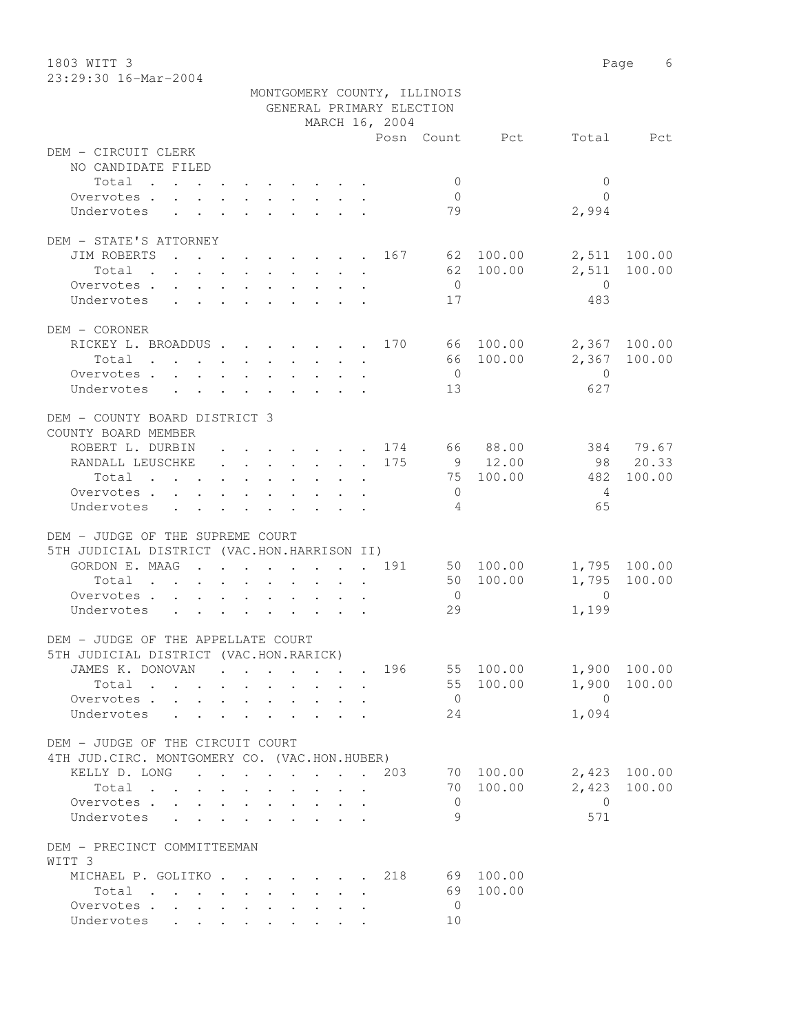MONTGOMERY COUNTY, ILLINOIS
GENERAL PRIMARY ELECTION
MARCH 16, 2004

| | Posn | Count | Pct | Total | Pct |
|---|---|---|---|---|---|
| **DEM - CIRCUIT CLERK** | | | | | |
| NO CANDIDATE FILED | | | | | |
| Total | | 0 | | 0 | |
| Overvotes | | 0 | | 0 | |
| Undervotes | | 79 | | 2,994 | |
| **DEM - STATE'S ATTORNEY** | | | | | |
| JIM ROBERTS | 167 | 62 | 100.00 | 2,511 | 100.00 |
| Total | | 62 | 100.00 | 2,511 | 100.00 |
| Overvotes | | 0 | | 0 | |
| Undervotes | | 17 | | 483 | |
| **DEM - CORONER** | | | | | |
| RICKEY L. BROADDUS | 170 | 66 | 100.00 | 2,367 | 100.00 |
| Total | | 66 | 100.00 | 2,367 | 100.00 |
| Overvotes | | 0 | | 0 | |
| Undervotes | | 13 | | 627 | |
| **DEM - COUNTY BOARD DISTRICT 3** | | | | | |
| COUNTY BOARD MEMBER | | | | | |
| ROBERT L. DURBIN | 174 | 66 | 88.00 | 384 | 79.67 |
| RANDALL LEUSCHKE | 175 | 9 | 12.00 | 98 | 20.33 |
| Total | | 75 | 100.00 | 482 | 100.00 |
| Overvotes | | 0 | | 4 | |
| Undervotes | | 4 | | 65 | |
| **DEM - JUDGE OF THE SUPREME COURT** | | | | | |
| 5TH JUDICIAL DISTRICT (VAC.HON.HARRISON II) | | | | | |
| GORDON E. MAAG | 191 | 50 | 100.00 | 1,795 | 100.00 |
| Total | | 50 | 100.00 | 1,795 | 100.00 |
| Overvotes | | 0 | | 0 | |
| Undervotes | | 29 | | 1,199 | |
| **DEM - JUDGE OF THE APPELLATE COURT** | | | | | |
| 5TH JUDICIAL DISTRICT (VAC.HON.RARICK) | | | | | |
| JAMES K. DONOVAN | 196 | 55 | 100.00 | 1,900 | 100.00 |
| Total | | 55 | 100.00 | 1,900 | 100.00 |
| Overvotes | | 0 | | 0 | |
| Undervotes | | 24 | | 1,094 | |
| **DEM - JUDGE OF THE CIRCUIT COURT** | | | | | |
| 4TH JUD.CIRC. MONTGOMERY CO. (VAC.HON.HUBER) | | | | | |
| KELLY D. LONG | 203 | 70 | 100.00 | 2,423 | 100.00 |
| Total | | 70 | 100.00 | 2,423 | 100.00 |
| Overvotes | | 0 | | 0 | |
| Undervotes | | 9 | | 571 | |
| **DEM - PRECINCT COMMITTEEMAN** | | | | | |
| WITT 3 | | | | | |
| MICHAEL P. GOLITKO | 218 | 69 | 100.00 | | |
| Total | | 69 | 100.00 | | |
| Overvotes | | 0 | | | |
| Undervotes | | 10 | | | |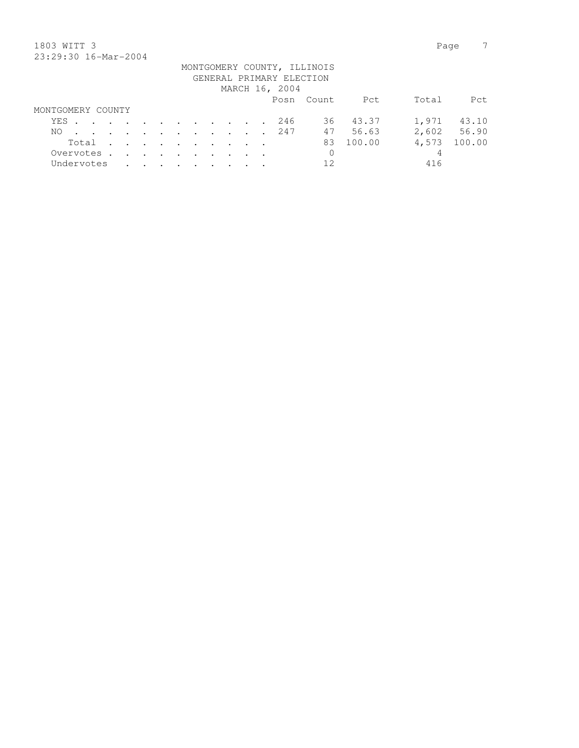MONTGOMERY COUNTY, ILLINOIS
GENERAL PRIMARY ELECTION
MARCH 16, 2004

| | Posn | Count | Pct | Total | Pct |
|---|---|---|---|---|---|
| **MONTGOMERY COUNTY** | | | | | |
| YES | 246 | 36 | 43.37 | 1,971 | 43.10 |
| NO | 247 | 47 | 56.63 | 2,602 | 56.90 |
| Total | | 83 | 100.00 | 4,573 | 100.00 |
| Overvotes | | 0 | | 4 | |
| Undervotes | | 12 | | 416 | |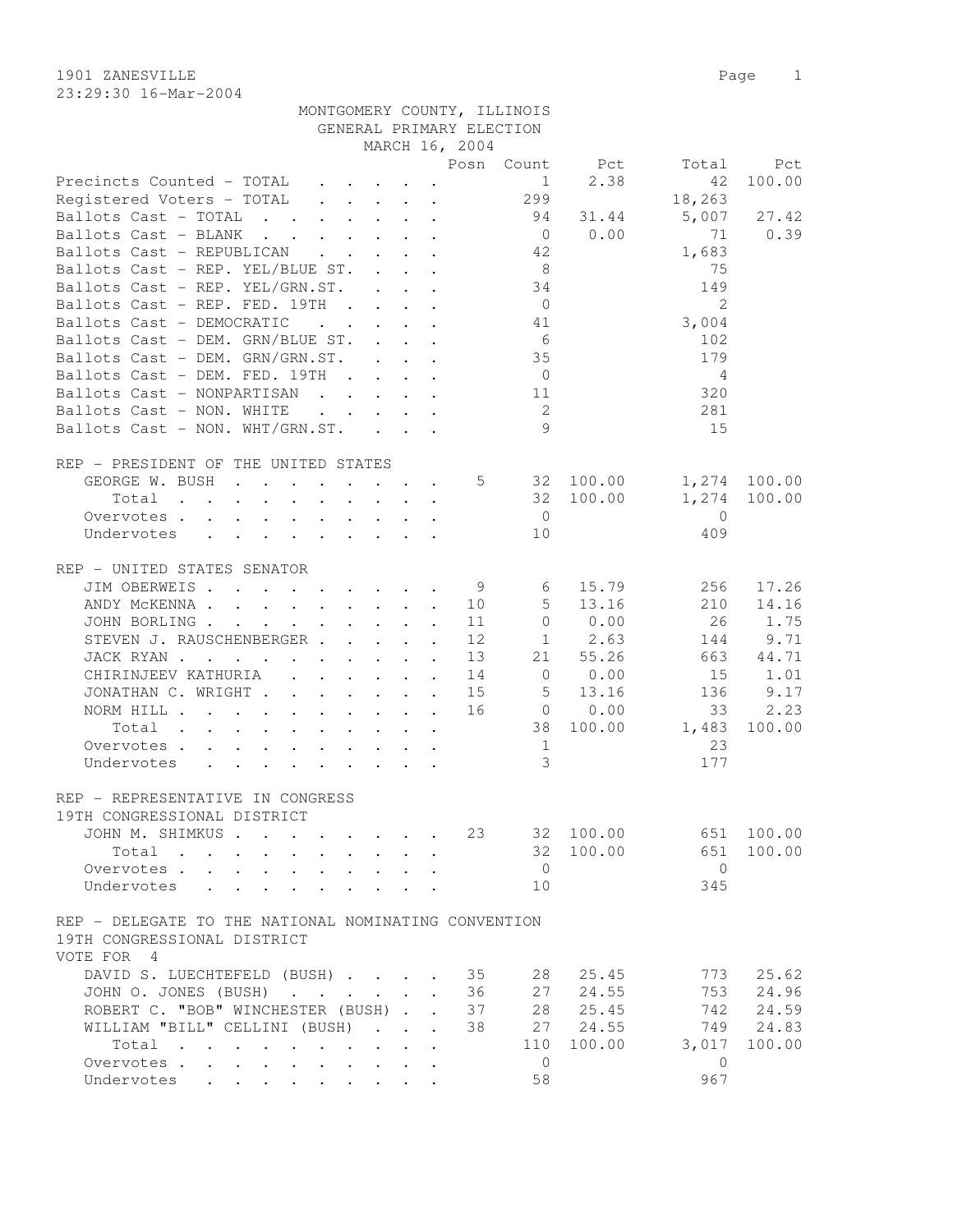1901 ZANESVILLE
23:29:30 16-Mar-2004

MONTGOMERY COUNTY, ILLINOIS
GENERAL PRIMARY ELECTION
MARCH 16, 2004

| | Posn | Count | Pct | Total | Pct |
|---|---|---|---|---|---|
| Precincts Counted - TOTAL | | 1 | 2.38 | 42 | 100.00 |
| Registered Voters - TOTAL | | 299 | | 18,263 | |
| Ballots Cast - TOTAL | | 94 | 31.44 | 5,007 | 27.42 |
| Ballots Cast - BLANK | | 0 | 0.00 | 71 | 0.39 |
| Ballots Cast - REPUBLICAN | | 42 | | 1,683 | |
| Ballots Cast - REP. YEL/BLUE ST. | | 8 | | 75 | |
| Ballots Cast - REP. YEL/GRN.ST. | | 34 | | 149 | |
| Ballots Cast - REP. FED. 19TH | | 0 | | 2 | |
| Ballots Cast - DEMOCRATIC | | 41 | | 3,004 | |
| Ballots Cast - DEM. GRN/BLUE ST. | | 6 | | 102 | |
| Ballots Cast - DEM. GRN/GRN.ST. | | 35 | | 179 | |
| Ballots Cast - DEM. FED. 19TH | | 0 | | 4 | |
| Ballots Cast - NONPARTISAN | | 11 | | 320 | |
| Ballots Cast - NON. WHITE | | 2 | | 281 | |
| Ballots Cast - NON. WHT/GRN.ST. | | 9 | | 15 | |

REP - PRESIDENT OF THE UNITED STATES

| | Posn | Count | Pct | Total | Pct |
|---|---|---|---|---|---|
| GEORGE W. BUSH | 5 | 32 | 100.00 | 1,274 | 100.00 |
| Total | | 32 | 100.00 | 1,274 | 100.00 |
| Overvotes | | 0 | | 0 | |
| Undervotes | | 10 | | 409 | |

REP - UNITED STATES SENATOR

| | Posn | Count | Pct | Total | Pct |
|---|---|---|---|---|---|
| JIM OBERWEIS | 9 | 6 | 15.79 | 256 | 17.26 |
| ANDY McKENNA | 10 | 5 | 13.16 | 210 | 14.16 |
| JOHN BORLING | 11 | 0 | 0.00 | 26 | 1.75 |
| STEVEN J. RAUSCHENBERGER | 12 | 1 | 2.63 | 144 | 9.71 |
| JACK RYAN | 13 | 21 | 55.26 | 663 | 44.71 |
| CHIRINJEEV KATHURIA | 14 | 0 | 0.00 | 15 | 1.01 |
| JONATHAN C. WRIGHT | 15 | 5 | 13.16 | 136 | 9.17 |
| NORM HILL | 16 | 0 | 0.00 | 33 | 2.23 |
| Total | | 38 | 100.00 | 1,483 | 100.00 |
| Overvotes | | 1 | | 23 | |
| Undervotes | | 3 | | 177 | |

REP - REPRESENTATIVE IN CONGRESS
19TH CONGRESSIONAL DISTRICT

| | Posn | Count | Pct | Total | Pct |
|---|---|---|---|---|---|
| JOHN M. SHIMKUS | 23 | 32 | 100.00 | 651 | 100.00 |
| Total | | 32 | 100.00 | 651 | 100.00 |
| Overvotes | | 0 | | 0 | |
| Undervotes | | 10 | | 345 | |

REP - DELEGATE TO THE NATIONAL NOMINATING CONVENTION
19TH CONGRESSIONAL DISTRICT
VOTE FOR 4

| | Posn | Count | Pct | Total | Pct |
|---|---|---|---|---|---|
| DAVID S. LUECHTEFELD (BUSH) | 35 | 28 | 25.45 | 773 | 25.62 |
| JOHN O. JONES (BUSH) | 36 | 27 | 24.55 | 753 | 24.96 |
| ROBERT C. "BOB" WINCHESTER (BUSH) | 37 | 28 | 25.45 | 742 | 24.59 |
| WILLIAM "BILL" CELLINI (BUSH) | 38 | 27 | 24.55 | 749 | 24.83 |
| Total | | 110 | 100.00 | 3,017 | 100.00 |
| Overvotes | | 0 | | 0 | |
| Undervotes | | 58 | | 967 | |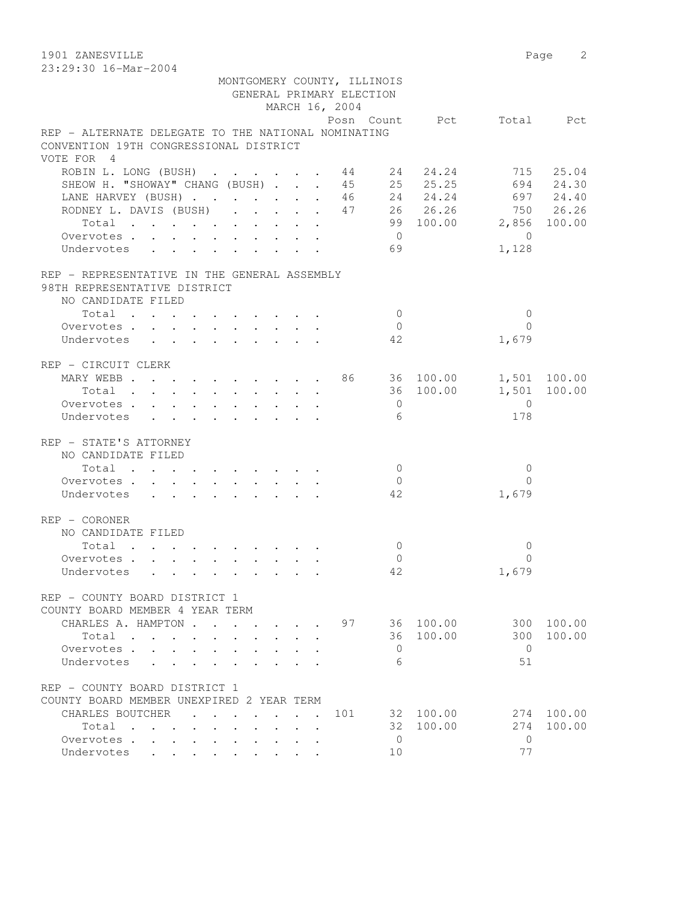1901 ZANESVILLE
23:29:30 16-Mar-2004

MONTGOMERY COUNTY, ILLINOIS
GENERAL PRIMARY ELECTION
MARCH 16, 2004

| | Posn | Count | Pct | Total | Pct |
|---|---|---|---|---|---|
| **REP - ALTERNATE DELEGATE TO THE NATIONAL NOMINATING CONVENTION 19TH CONGRESSIONAL DISTRICT** | | | | | |
| VOTE FOR 4 | | | | | |
| ROBIN L. LONG (BUSH) | 44 | 24 | 24.24 | 715 | 25.04 |
| SHEOW H. "SHOWAY" CHANG (BUSH) | 45 | 25 | 25.25 | 694 | 24.30 |
| LANE HARVEY (BUSH) | 46 | 24 | 24.24 | 697 | 24.40 |
| RODNEY L. DAVIS (BUSH) | 47 | 26 | 26.26 | 750 | 26.26 |
| Total | | 99 | 100.00 | 2,856 | 100.00 |
| Overvotes | | 0 | | 0 | |
| Undervotes | | 69 | | 1,128 | |
| **REP - REPRESENTATIVE IN THE GENERAL ASSEMBLY 98TH REPRESENTATIVE DISTRICT** | | | | | |
| NO CANDIDATE FILED | | | | | |
| Total | | 0 | | 0 | |
| Overvotes | | 0 | | 0 | |
| Undervotes | | 42 | | 1,679 | |
| **REP - CIRCUIT CLERK** | | | | | |
| MARY WEBB | 86 | 36 | 100.00 | 1,501 | 100.00 |
| Total | | 36 | 100.00 | 1,501 | 100.00 |
| Overvotes | | 0 | | 0 | |
| Undervotes | | 6 | | 178 | |
| **REP - STATE'S ATTORNEY** | | | | | |
| NO CANDIDATE FILED | | | | | |
| Total | | 0 | | 0 | |
| Overvotes | | 0 | | 0 | |
| Undervotes | | 42 | | 1,679 | |
| **REP - CORONER** | | | | | |
| NO CANDIDATE FILED | | | | | |
| Total | | 0 | | 0 | |
| Overvotes | | 0 | | 0 | |
| Undervotes | | 42 | | 1,679 | |
| **REP - COUNTY BOARD DISTRICT 1 COUNTY BOARD MEMBER 4 YEAR TERM** | | | | | |
| CHARLES A. HAMPTON | 97 | 36 | 100.00 | 300 | 100.00 |
| Total | | 36 | 100.00 | 300 | 100.00 |
| Overvotes | | 0 | | 0 | |
| Undervotes | | 6 | | 51 | |
| **REP - COUNTY BOARD DISTRICT 1 COUNTY BOARD MEMBER UNEXPIRED 2 YEAR TERM** | | | | | |
| CHARLES BOUTCHER | 101 | 32 | 100.00 | 274 | 100.00 |
| Total | | 32 | 100.00 | 274 | 100.00 |
| Overvotes | | 0 | | 0 | |
| Undervotes | | 10 | | 77 | |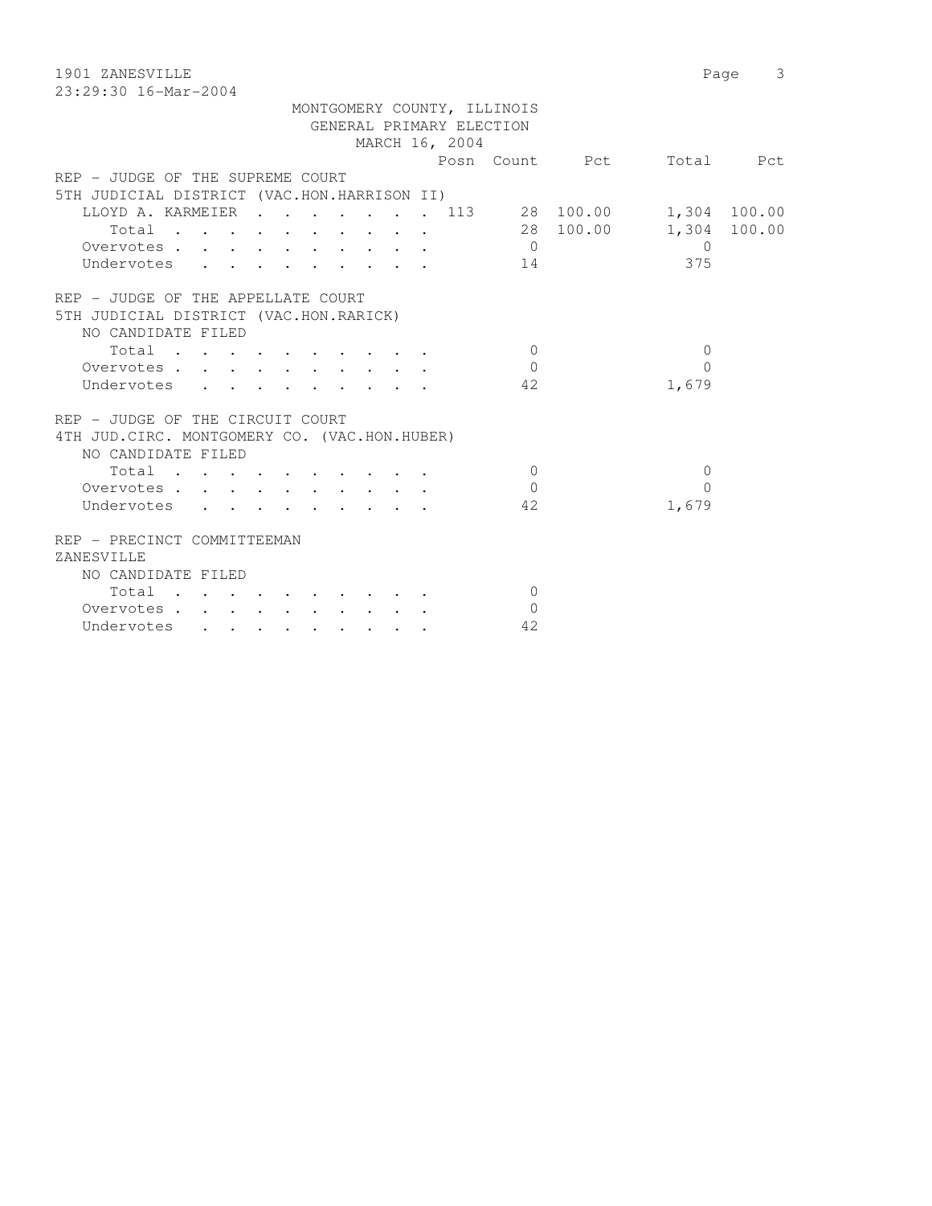MONTGOMERY COUNTY, ILLINOIS
GENERAL PRIMARY ELECTION
MARCH 16, 2004

| | Posn | Count | Pct | Total | Pct |
|---|---|---|---|---|---|
| **REP - JUDGE OF THE SUPREME COURT** | | | | | |
| **5TH JUDICIAL DISTRICT (VAC.HON.HARRISON II)** | | | | | |
| LLOYD A. KARMEIER | 113 | 28 | 100.00 | 1,304 | 100.00 |
| Total | | 28 | 100.00 | 1,304 | 100.00 |
| Overvotes | | 0 | | 0 | |
| Undervotes | | 14 | | 375 | |
| **REP - JUDGE OF THE APPELLATE COURT** | | | | | |
| **5TH JUDICIAL DISTRICT (VAC.HON.RARICK)** | | | | | |
| NO CANDIDATE FILED | | | | | |
| Total | | 0 | | 0 | |
| Overvotes | | 0 | | 0 | |
| Undervotes | | 42 | | 1,679 | |
| **REP - JUDGE OF THE CIRCUIT COURT** | | | | | |
| **4TH JUD.CIRC. MONTGOMERY CO. (VAC.HON.HUBER)** | | | | | |
| NO CANDIDATE FILED | | | | | |
| Total | | 0 | | 0 | |
| Overvotes | | 0 | | 0 | |
| Undervotes | | 42 | | 1,679 | |
| **REP - PRECINCT COMMITTEEMAN** | | | | | |
| **ZANESVILLE** | | | | | |
| NO CANDIDATE FILED | | | | | |
| Total | | 0 | | | |
| Overvotes | | 0 | | | |
| Undervotes | | 42 | | | |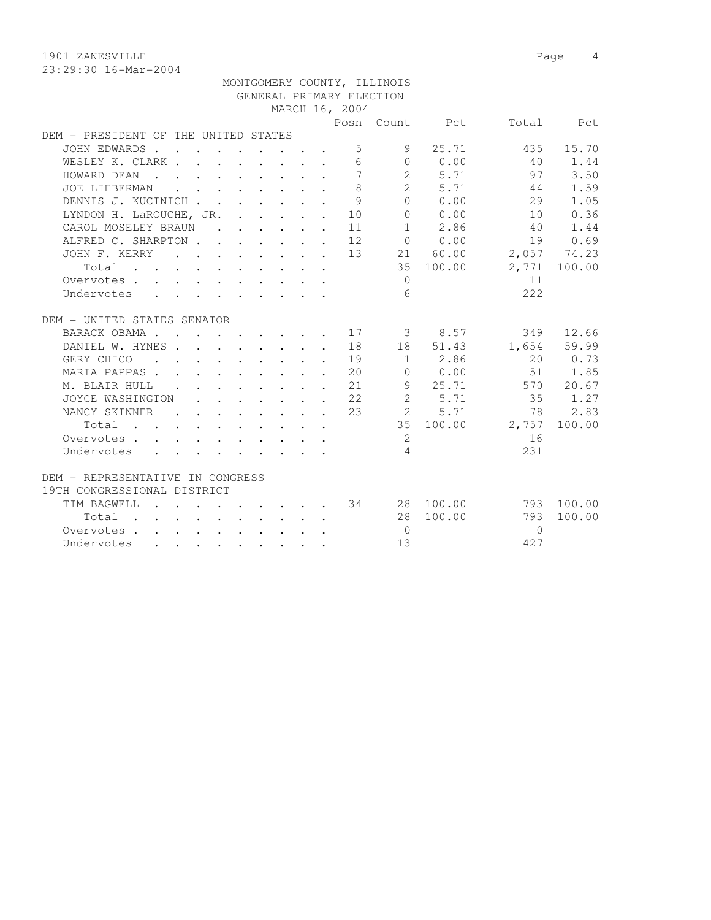1901 ZANESVILLE
23:29:30 16-Mar-2004

MONTGOMERY COUNTY, ILLINOIS
GENERAL PRIMARY ELECTION
MARCH 16, 2004

| | Posn | Count | Pct | Total | Pct |
|---|---|---|---|---|---|
| **DEM - PRESIDENT OF THE UNITED STATES** | | | | | |
| JOHN EDWARDS | 5 | 9 | 25.71 | 435 | 15.70 |
| WESLEY K. CLARK | 6 | 0 | 0.00 | 40 | 1.44 |
| HOWARD DEAN | 7 | 2 | 5.71 | 97 | 3.50 |
| JOE LIEBERMAN | 8 | 2 | 5.71 | 44 | 1.59 |
| DENNIS J. KUCINICH | 9 | 0 | 0.00 | 29 | 1.05 |
| LYNDON H. LaROUCHE, JR. | 10 | 0 | 0.00 | 10 | 0.36 |
| CAROL MOSELEY BRAUN | 11 | 1 | 2.86 | 40 | 1.44 |
| ALFRED C. SHARPTON | 12 | 0 | 0.00 | 19 | 0.69 |
| JOHN F. KERRY | 13 | 21 | 60.00 | 2,057 | 74.23 |
| Total | | 35 | 100.00 | 2,771 | 100.00 |
| Overvotes | | 0 | | 11 | |
| Undervotes | | 6 | | 222 | |
| **DEM - UNITED STATES SENATOR** | | | | | |
| BARACK OBAMA | 17 | 3 | 8.57 | 349 | 12.66 |
| DANIEL W. HYNES | 18 | 18 | 51.43 | 1,654 | 59.99 |
| GERY CHICO | 19 | 1 | 2.86 | 20 | 0.73 |
| MARIA PAPPAS | 20 | 0 | 0.00 | 51 | 1.85 |
| M. BLAIR HULL | 21 | 9 | 25.71 | 570 | 20.67 |
| JOYCE WASHINGTON | 22 | 2 | 5.71 | 35 | 1.27 |
| NANCY SKINNER | 23 | 2 | 5.71 | 78 | 2.83 |
| Total | | 35 | 100.00 | 2,757 | 100.00 |
| Overvotes | | 2 | | 16 | |
| Undervotes | | 4 | | 231 | |
| **DEM - REPRESENTATIVE IN CONGRESS 19TH CONGRESSIONAL DISTRICT** | | | | | |
| TIM BAGWELL | 34 | 28 | 100.00 | 793 | 100.00 |
| Total | | 28 | 100.00 | 793 | 100.00 |
| Overvotes | | 0 | | 0 | |
| Undervotes | | 13 | | 427 | |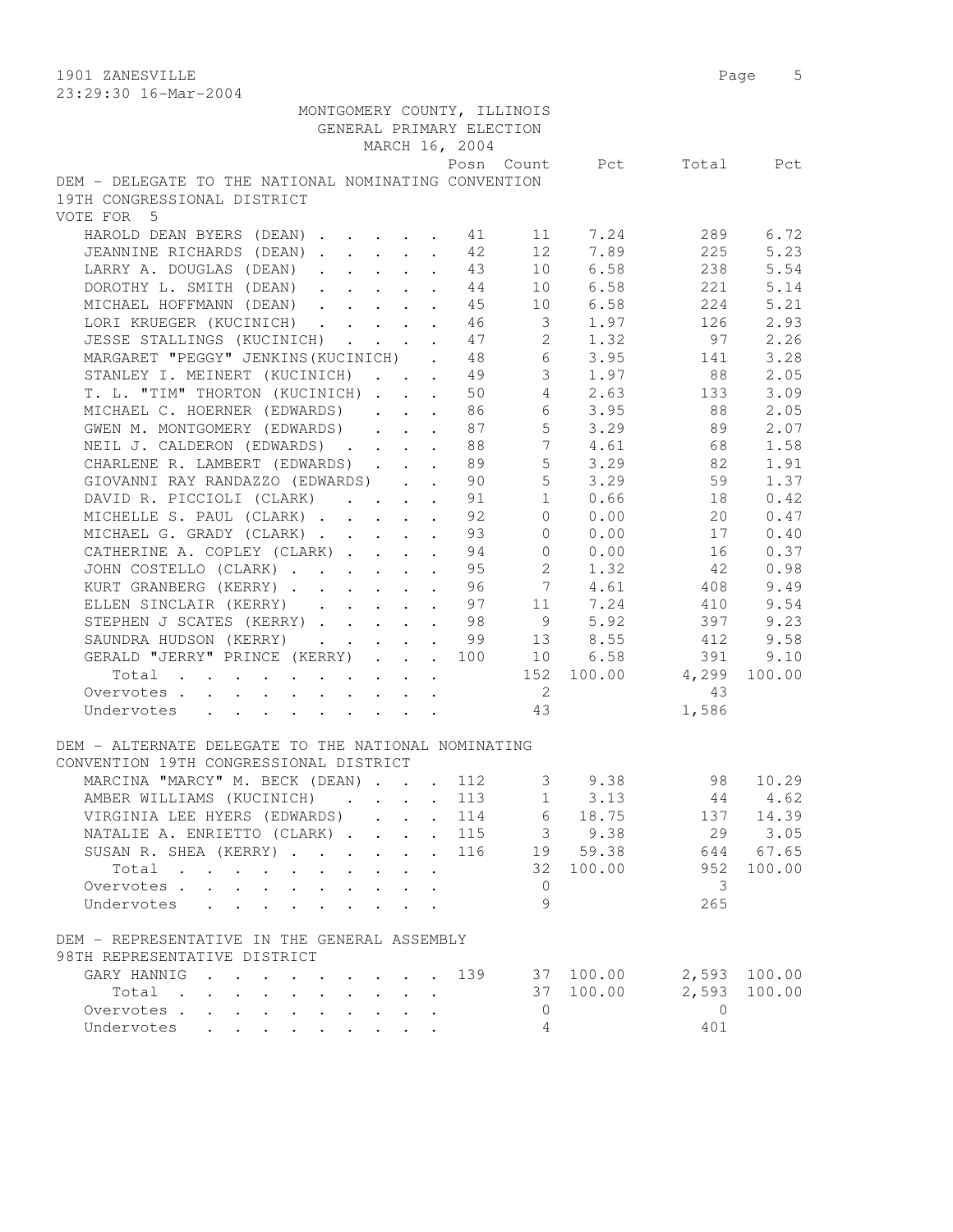1901 ZANESVILLE
23:29:30 16-Mar-2004

MONTGOMERY COUNTY, ILLINOIS
GENERAL PRIMARY ELECTION
MARCH 16, 2004

## DEM - DELEGATE TO THE NATIONAL NOMINATING CONVENTION 19TH CONGRESSIONAL DISTRICT

VOTE FOR 5

| Candidate | Posn | Count | Pct | Total | Pct |
|---|---|---|---|---|---|
| HAROLD DEAN BYERS (DEAN) | 41 | 11 | 7.24 | 289 | 6.72 |
| JEANNINE RICHARDS (DEAN) | 42 | 12 | 7.89 | 225 | 5.23 |
| LARRY A. DOUGLAS (DEAN) | 43 | 10 | 6.58 | 238 | 5.54 |
| DOROTHY L. SMITH (DEAN) | 44 | 10 | 6.58 | 221 | 5.14 |
| MICHAEL HOFFMANN (DEAN) | 45 | 10 | 6.58 | 224 | 5.21 |
| LORI KRUEGER (KUCINICH) | 46 | 3 | 1.97 | 126 | 2.93 |
| JESSE STALLINGS (KUCINICH) | 47 | 2 | 1.32 | 97 | 2.26 |
| MARGARET "PEGGY" JENKINS(KUCINICH) | 48 | 6 | 3.95 | 141 | 3.28 |
| STANLEY I. MEINERT (KUCINICH) | 49 | 3 | 1.97 | 88 | 2.05 |
| T. L. "TIM" THORTON (KUCINICH) | 50 | 4 | 2.63 | 133 | 3.09 |
| MICHAEL C. HOERNER (EDWARDS) | 86 | 6 | 3.95 | 88 | 2.05 |
| GWEN M. MONTGOMERY (EDWARDS) | 87 | 5 | 3.29 | 89 | 2.07 |
| NEIL J. CALDERON (EDWARDS) | 88 | 7 | 4.61 | 68 | 1.58 |
| CHARLENE R. LAMBERT (EDWARDS) | 89 | 5 | 3.29 | 82 | 1.91 |
| GIOVANNI RAY RANDAZZO (EDWARDS) | 90 | 5 | 3.29 | 59 | 1.37 |
| DAVID R. PICCIOLI (CLARK) | 91 | 1 | 0.66 | 18 | 0.42 |
| MICHELLE S. PAUL (CLARK) | 92 | 0 | 0.00 | 20 | 0.47 |
| MICHAEL G. GRADY (CLARK) | 93 | 0 | 0.00 | 17 | 0.40 |
| CATHERINE A. COPLEY (CLARK) | 94 | 0 | 0.00 | 16 | 0.37 |
| JOHN COSTELLO (CLARK) | 95 | 2 | 1.32 | 42 | 0.98 |
| KURT GRANBERG (KERRY) | 96 | 7 | 4.61 | 408 | 9.49 |
| ELLEN SINCLAIR (KERRY) | 97 | 11 | 7.24 | 410 | 9.54 |
| STEPHEN J SCATES (KERRY) | 98 | 9 | 5.92 | 397 | 9.23 |
| SAUNDRA HUDSON (KERRY) | 99 | 13 | 8.55 | 412 | 9.58 |
| GERALD "JERRY" PRINCE (KERRY) | 100 | 10 | 6.58 | 391 | 9.10 |
| Total | | 152 | 100.00 | 4,299 | 100.00 |
| Overvotes | | 2 | | 43 | |
| Undervotes | | 43 | | 1,586 | |

## DEM - ALTERNATE DELEGATE TO THE NATIONAL NOMINATING CONVENTION 19TH CONGRESSIONAL DISTRICT

| Candidate | Posn | Count | Pct | Total | Pct |
|---|---|---|---|---|---|
| MARCINA "MARCY" M. BECK (DEAN) | 112 | 3 | 9.38 | 98 | 10.29 |
| AMBER WILLIAMS (KUCINICH) | 113 | 1 | 3.13 | 44 | 4.62 |
| VIRGINIA LEE HYERS (EDWARDS) | 114 | 6 | 18.75 | 137 | 14.39 |
| NATALIE A. ENRIETTO (CLARK) | 115 | 3 | 9.38 | 29 | 3.05 |
| SUSAN R. SHEA (KERRY) | 116 | 19 | 59.38 | 644 | 67.65 |
| Total | | 32 | 100.00 | 952 | 100.00 |
| Overvotes | | 0 | | 3 | |
| Undervotes | | 9 | | 265 | |

## DEM - REPRESENTATIVE IN THE GENERAL ASSEMBLY 98TH REPRESENTATIVE DISTRICT

| Candidate | Posn | Count | Pct | Total | Pct |
|---|---|---|---|---|---|
| GARY HANNIG | 139 | 37 | 100.00 | 2,593 | 100.00 |
| Total | | 37 | 100.00 | 2,593 | 100.00 |
| Overvotes | | 0 | | 0 | |
| Undervotes | | 4 | | 401 | |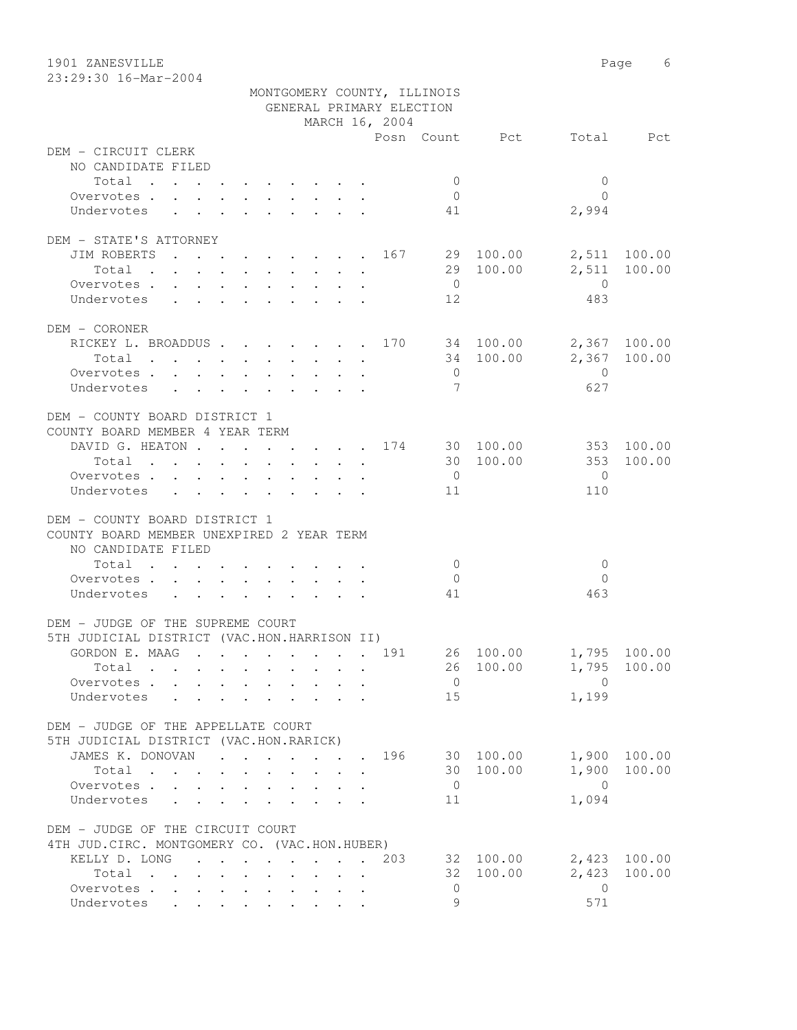MONTGOMERY COUNTY, ILLINOIS
GENERAL PRIMARY ELECTION
MARCH 16, 2004

| | Posn | Count | Pct | Total | Pct |
|---|---|---|---|---|---|
| **DEM - CIRCUIT CLERK** | | | | | |
| NO CANDIDATE FILED | | | | | |
| Total | | 0 | | 0 | |
| Overvotes | | 0 | | 0 | |
| Undervotes | | 41 | | 2,994 | |
| **DEM - STATE'S ATTORNEY** | | | | | |
| JIM ROBERTS | 167 | 29 | 100.00 | 2,511 | 100.00 |
| Total | | 29 | 100.00 | 2,511 | 100.00 |
| Overvotes | | 0 | | 0 | |
| Undervotes | | 12 | | 483 | |
| **DEM - CORONER** | | | | | |
| RICKEY L. BROADDUS | 170 | 34 | 100.00 | 2,367 | 100.00 |
| Total | | 34 | 100.00 | 2,367 | 100.00 |
| Overvotes | | 0 | | 0 | |
| Undervotes | | 7 | | 627 | |
| **DEM - COUNTY BOARD DISTRICT 1** | | | | | |
| COUNTY BOARD MEMBER 4 YEAR TERM | | | | | |
| DAVID G. HEATON | 174 | 30 | 100.00 | 353 | 100.00 |
| Total | | 30 | 100.00 | 353 | 100.00 |
| Overvotes | | 0 | | 0 | |
| Undervotes | | 11 | | 110 | |
| **DEM - COUNTY BOARD DISTRICT 1** | | | | | |
| COUNTY BOARD MEMBER UNEXPIRED 2 YEAR TERM | | | | | |
| NO CANDIDATE FILED | | | | | |
| Total | | 0 | | 0 | |
| Overvotes | | 0 | | 0 | |
| Undervotes | | 41 | | 463 | |
| **DEM - JUDGE OF THE SUPREME COURT** | | | | | |
| 5TH JUDICIAL DISTRICT (VAC.HON.HARRISON II) | | | | | |
| GORDON E. MAAG | 191 | 26 | 100.00 | 1,795 | 100.00 |
| Total | | 26 | 100.00 | 1,795 | 100.00 |
| Overvotes | | 0 | | 0 | |
| Undervotes | | 15 | | 1,199 | |
| **DEM - JUDGE OF THE APPELLATE COURT** | | | | | |
| 5TH JUDICIAL DISTRICT (VAC.HON.RARICK) | | | | | |
| JAMES K. DONOVAN | 196 | 30 | 100.00 | 1,900 | 100.00 |
| Total | | 30 | 100.00 | 1,900 | 100.00 |
| Overvotes | | 0 | | 0 | |
| Undervotes | | 11 | | 1,094 | |
| **DEM - JUDGE OF THE CIRCUIT COURT** | | | | | |
| 4TH JUD.CIRC. MONTGOMERY CO. (VAC.HON.HUBER) | | | | | |
| KELLY D. LONG | 203 | 32 | 100.00 | 2,423 | 100.00 |
| Total | | 32 | 100.00 | 2,423 | 100.00 |
| Overvotes | | 0 | | 0 | |
| Undervotes | | 9 | | 571 | |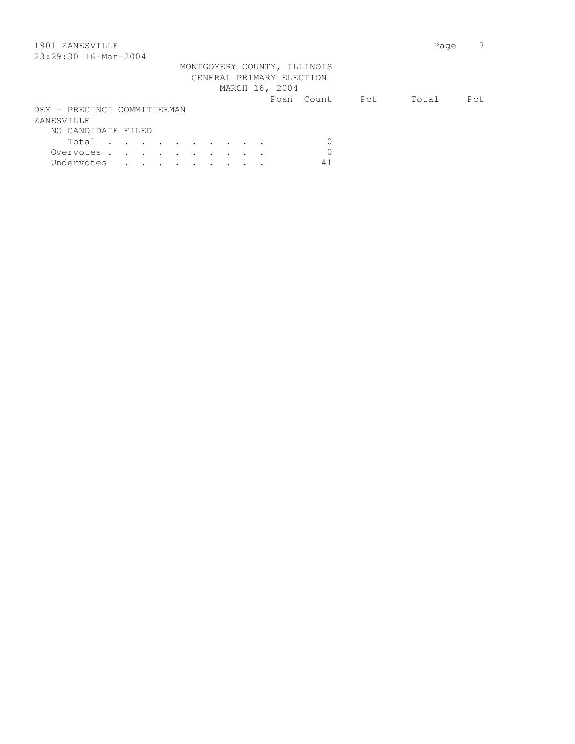MONTGOMERY COUNTY, ILLINOIS
GENERAL PRIMARY ELECTION
MARCH 16, 2004

| | Posn | Count | Pct | Total | Pct |
|---|---|---|---|---|---|
| **DEM - PRECINCT COMMITTEEMAN** | | | | | |
| **ZANESVILLE** | | | | | |
| NO CANDIDATE FILED | | | | | |
| Total . . . . . . . . . . | | 0 | | | |
| Overvotes . . . . . . . . . . | | 0 | | | |
| Undervotes . . . . . . . . . | | 41 | | | |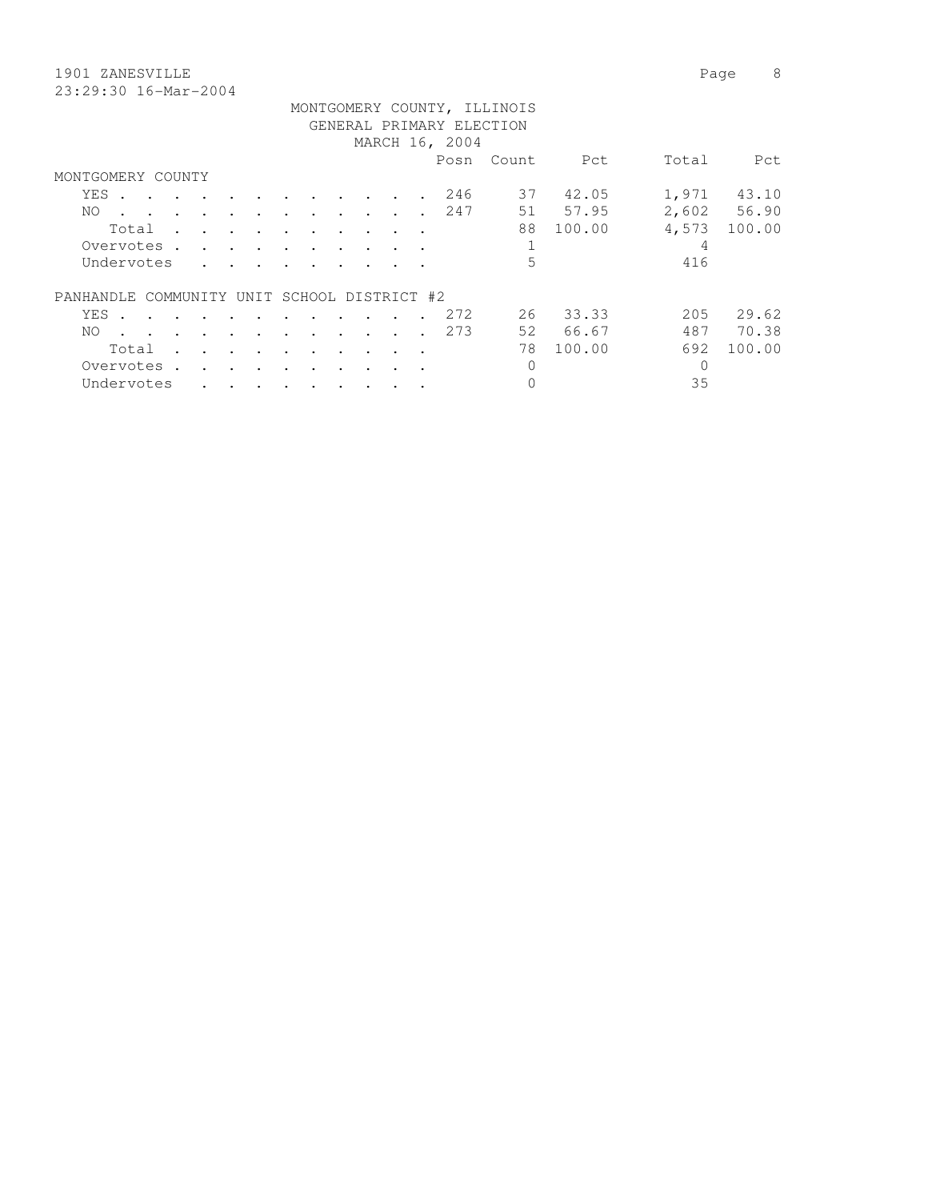1901 ZANESVILLE
23:29:30 16-Mar-2004

MONTGOMERY COUNTY, ILLINOIS
GENERAL PRIMARY ELECTION
MARCH 16, 2004

| | Posn | Count | Pct | Total | Pct |
|---|---|---|---|---|---|
| **MONTGOMERY COUNTY** | | | | | |
| YES | 246 | 37 | 42.05 | 1,971 | 43.10 |
| NO | 247 | 51 | 57.95 | 2,602 | 56.90 |
| Total | | 88 | 100.00 | 4,573 | 100.00 |
| Overvotes | | 1 | | 4 | |
| Undervotes | | 5 | | 416 | |
| **PANHANDLE COMMUNITY UNIT SCHOOL DISTRICT #2** | | | | | |
| YES | 272 | 26 | 33.33 | 205 | 29.62 |
| NO | 273 | 52 | 66.67 | 487 | 70.38 |
| Total | | 78 | 100.00 | 692 | 100.00 |
| Overvotes | | 0 | | 0 | |
| Undervotes | | 0 | | 35 | |